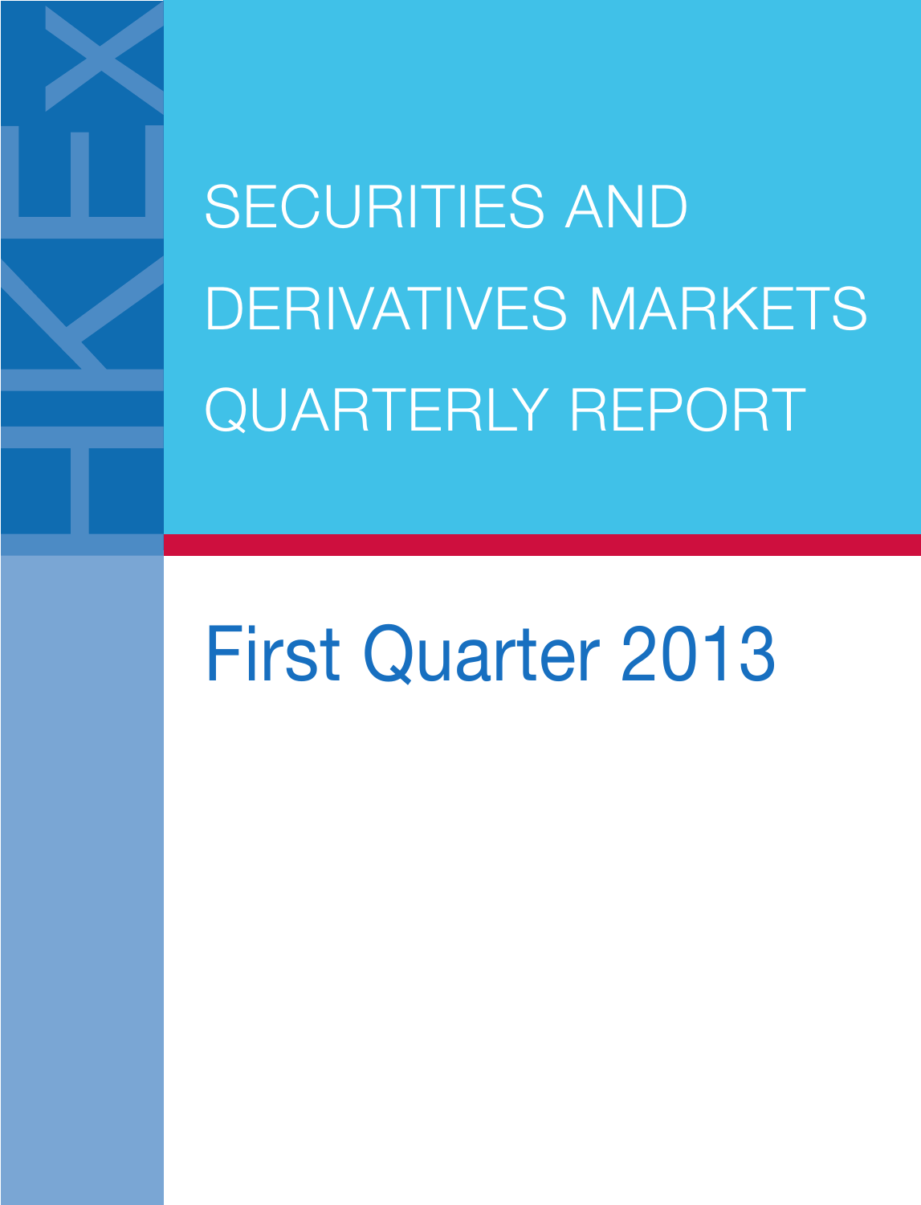# SECURITIES AND DERIVATIVES MARKETS QUARTERLY REPORT

## First Quarter 2013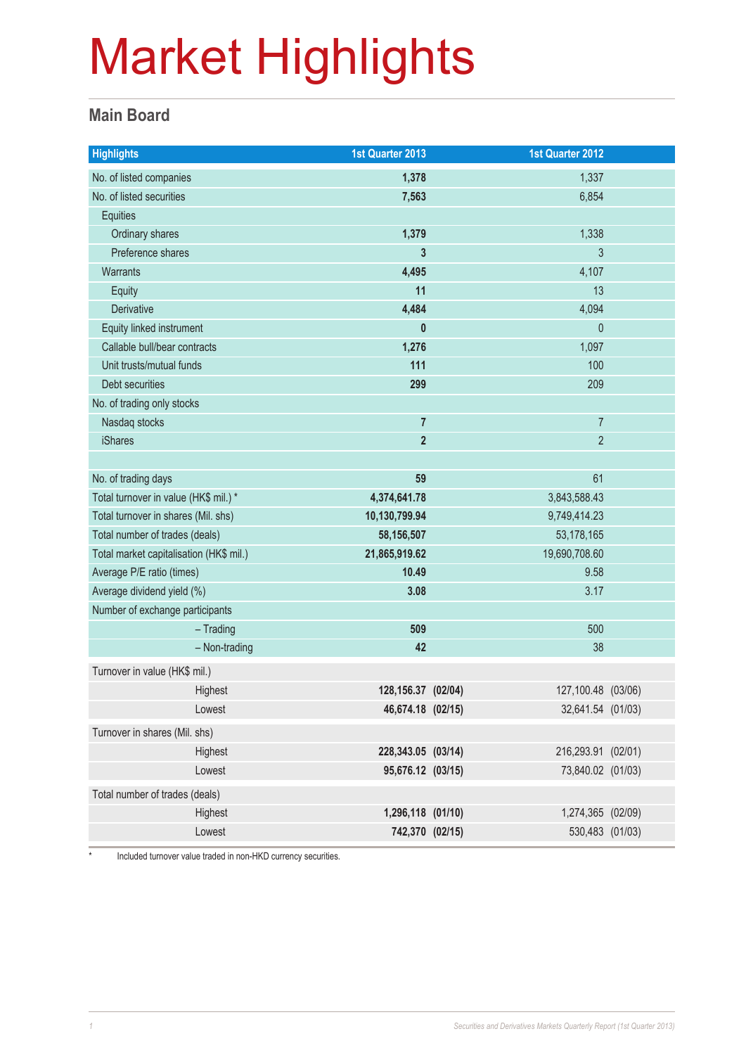# Market Highlights

## Main Board

| Highlights | 1st Quarter 2013 | 1st Quarter 2012 |
|---|---|---|
| No. of listed companies | **1,378** | 1,337 |
| No. of listed securities | **7,563** | 6,854 |
| Equities | | |
| Ordinary shares | **1,379** | 1,338 |
| Preference shares | **3** | 3 |
| Warrants | **4,495** | 4,107 |
| Equity | **11** | 13 |
| Derivative | **4,484** | 4,094 |
| Equity linked instrument | **0** | 0 |
| Callable bull/bear contracts | **1,276** | 1,097 |
| Unit trusts/mutual funds | **111** | 100 |
| Debt securities | **299** | 209 |
| No. of trading only stocks | | |
| Nasdaq stocks | **7** | 7 |
| iShares | **2** | 2 |
| | | |
| No. of trading days | **59** | 61 |
| Total turnover in value (HK$ mil.) * | **4,374,641.78** | 3,843,588.43 |
| Total turnover in shares (Mil. shs) | **10,130,799.94** | 9,749,414.23 |
| Total number of trades (deals) | **58,156,507** | 53,178,165 |
| Total market capitalisation (HK$ mil.) | **21,865,919.62** | 19,690,708.60 |
| Average P/E ratio (times) | **10.49** | 9.58 |
| Average dividend yield (%) | **3.08** | 3.17 |
| Number of exchange participants | | |
| – Trading | **509** | 500 |
| – Non-trading | **42** | 38 |
| Turnover in value (HK$ mil.) | | |
| Highest | **128,156.37 (02/04)** | 127,100.48 (03/06) |
| Lowest | **46,674.18 (02/15)** | 32,641.54 (01/03) |
| Turnover in shares (Mil. shs) | | |
| Highest | **228,343.05 (03/14)** | 216,293.91 (02/01) |
| Lowest | **95,676.12 (03/15)** | 73,840.02 (01/03) |
| Total number of trades (deals) | | |
| Highest | **1,296,118 (01/10)** | 1,274,365 (02/09) |
| Lowest | **742,370 (02/15)** | 530,483 (01/03) |

\* Included turnover value traded in non-HKD currency securities.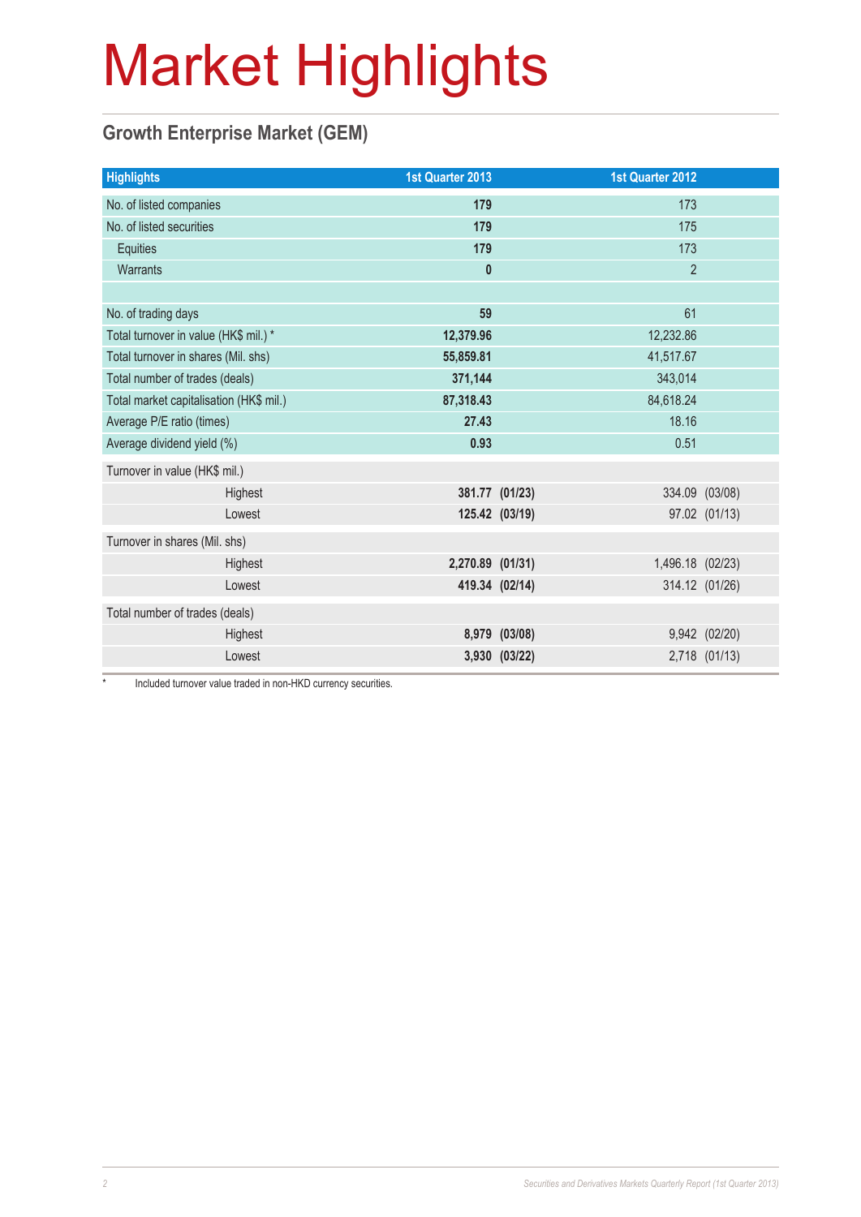# Market Highlights

## Growth Enterprise Market (GEM)

| Highlights | 1st Quarter 2013 | | 1st Quarter 2012 | |
|---|---|---|---|---|
| No. of listed companies | **179** | | 173 | |
| No. of listed securities | **179** | | 175 | |
| Equities | **179** | | 173 | |
| Warrants | **0** | | 2 | |
| | | | | |
| No. of trading days | **59** | | 61 | |
| Total turnover in value (HK$ mil.) * | **12,379.96** | | 12,232.86 | |
| Total turnover in shares (Mil. shs) | **55,859.81** | | 41,517.67 | |
| Total number of trades (deals) | **371,144** | | 343,014 | |
| Total market capitalisation (HK$ mil.) | **87,318.43** | | 84,618.24 | |
| Average P/E ratio (times) | **27.43** | | 18.16 | |
| Average dividend yield (%) | **0.93** | | 0.51 | |
| Turnover in value (HK$ mil.) | | | | |
| Highest | **381.77** | **(01/23)** | 334.09 | (03/08) |
| Lowest | **125.42** | **(03/19)** | 97.02 | (01/13) |
| Turnover in shares (Mil. shs) | | | | |
| Highest | **2,270.89** | **(01/31)** | 1,496.18 | (02/23) |
| Lowest | **419.34** | **(02/14)** | 314.12 | (01/26) |
| Total number of trades (deals) | | | | |
| Highest | **8,979** | **(03/08)** | 9,942 | (02/20) |
| Lowest | **3,930** | **(03/22)** | 2,718 | (01/13) |

* Included turnover value traded in non-HKD currency securities.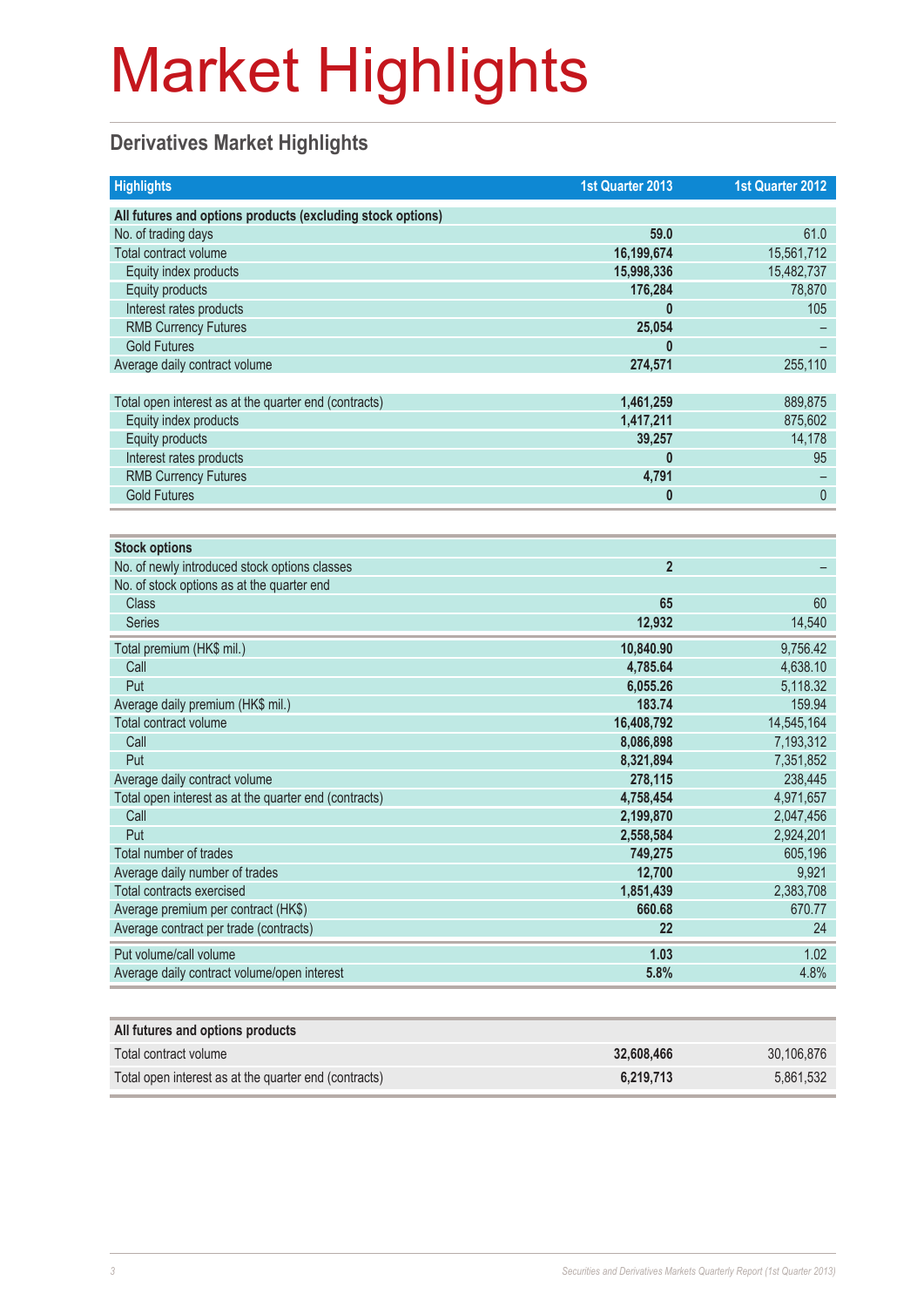# Market Highlights

## Derivatives Market Highlights

| Highlights | 1st Quarter 2013 | 1st Quarter 2012 |
|---|---|---|
| **All futures and options products (excluding stock options)** | | |
| No. of trading days | **59.0** | 61.0 |
| Total contract volume | **16,199,674** | 15,561,712 |
| Equity index products | **15,998,336** | 15,482,737 |
| Equity products | **176,284** | 78,870 |
| Interest rates products | **0** | 105 |
| RMB Currency Futures | **25,054** | – |
| Gold Futures | **0** | – |
| Average daily contract volume | **274,571** | 255,110 |
| | | |
| Total open interest as at the quarter end (contracts) | **1,461,259** | 889,875 |
| Equity index products | **1,417,211** | 875,602 |
| Equity products | **39,257** | 14,178 |
| Interest rates products | **0** | 95 |
| RMB Currency Futures | **4,791** | – |
| Gold Futures | **0** | 0 |

| Stock options | | |
|---|---|---|
| No. of newly introduced stock options classes | **2** | – |
| No. of stock options as at the quarter end | | |
| Class | **65** | 60 |
| Series | **12,932** | 14,540 |
| Total premium (HK$ mil.) | **10,840.90** | 9,756.42 |
| Call | **4,785.64** | 4,638.10 |
| Put | **6,055.26** | 5,118.32 |
| Average daily premium (HK$ mil.) | **183.74** | 159.94 |
| Total contract volume | **16,408,792** | 14,545,164 |
| Call | **8,086,898** | 7,193,312 |
| Put | **8,321,894** | 7,351,852 |
| Average daily contract volume | **278,115** | 238,445 |
| Total open interest as at the quarter end (contracts) | **4,758,454** | 4,971,657 |
| Call | **2,199,870** | 2,047,456 |
| Put | **2,558,584** | 2,924,201 |
| Total number of trades | **749,275** | 605,196 |
| Average daily number of trades | **12,700** | 9,921 |
| Total contracts exercised | **1,851,439** | 2,383,708 |
| Average premium per contract (HK$) | **660.68** | 670.77 |
| Average contract per trade (contracts) | **22** | 24 |
| Put volume/call volume | **1.03** | 1.02 |
| Average daily contract volume/open interest | **5.8%** | 4.8% |

| All futures and options products | | |
|---|---|---|
| Total contract volume | **32,608,466** | 30,106,876 |
| Total open interest as at the quarter end (contracts) | **6,219,713** | 5,861,532 |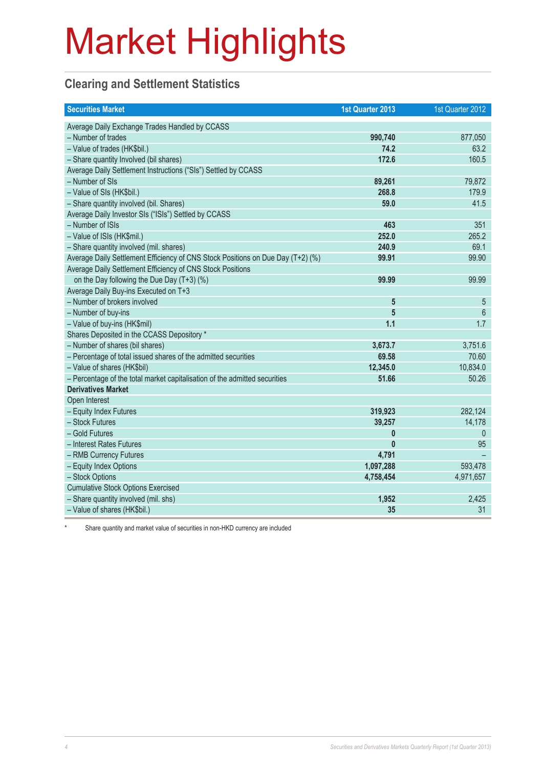# Market Highlights

## Clearing and Settlement Statistics

| Securities Market | 1st Quarter 2013 | 1st Quarter 2012 |
|---|---|---|
| Average Daily Exchange Trades Handled by CCASS | | |
| – Number of trades | **990,740** | 877,050 |
| – Value of trades (HK$bil.) | **74.2** | 63.2 |
| – Share quantity Involved (bil shares) | **172.6** | 160.5 |
| Average Daily Settlement Instructions ("SIs") Settled by CCASS | | |
| – Number of SIs | **89,261** | 79,872 |
| – Value of SIs (HK$bil.) | **268.8** | 179.9 |
| – Share quantity involved (bil. Shares) | **59.0** | 41.5 |
| Average Daily Investor SIs ("ISIs") Settled by CCASS | | |
| – Number of ISIs | **463** | 351 |
| – Value of ISIs (HK$mil.) | **252.0** | 265.2 |
| – Share quantity involved (mil. shares) | **240.9** | 69.1 |
| Average Daily Settlement Efficiency of CNS Stock Positions on Due Day (T+2) (%) | **99.91** | 99.90 |
| Average Daily Settlement Efficiency of CNS Stock Positions on the Day following the Due Day (T+3) (%) | **99.99** | 99.99 |
| Average Daily Buy-ins Executed on T+3 | | |
| – Number of brokers involved | **5** | 5 |
| – Number of buy-ins | **5** | 6 |
| – Value of buy-ins (HK$mil) | **1.1** | 1.7 |
| Shares Deposited in the CCASS Depository * | | |
| – Number of shares (bil shares) | **3,673.7** | 3,751.6 |
| – Percentage of total issued shares of the admitted securities | **69.58** | 70.60 |
| – Value of shares (HK$bil) | **12,345.0** | 10,834.0 |
| – Percentage of the total market capitalisation of the admitted securities | **51.66** | 50.26 |
| **Derivatives Market** | | |
| Open Interest | | |
| – Equity Index Futures | **319,923** | 282,124 |
| – Stock Futures | **39,257** | 14,178 |
| – Gold Futures | **0** | 0 |
| – Interest Rates Futures | **0** | 95 |
| – RMB Currency Futures | **4,791** | – |
| – Equity Index Options | **1,097,288** | 593,478 |
| – Stock Options | **4,758,454** | 4,971,657 |
| Cumulative Stock Options Exercised | | |
| – Share quantity involved (mil. shs) | **1,952** | 2,425 |
| – Value of shares (HK$bil.) | **35** | 31 |

\* Share quantity and market value of securities in non-HKD currency are included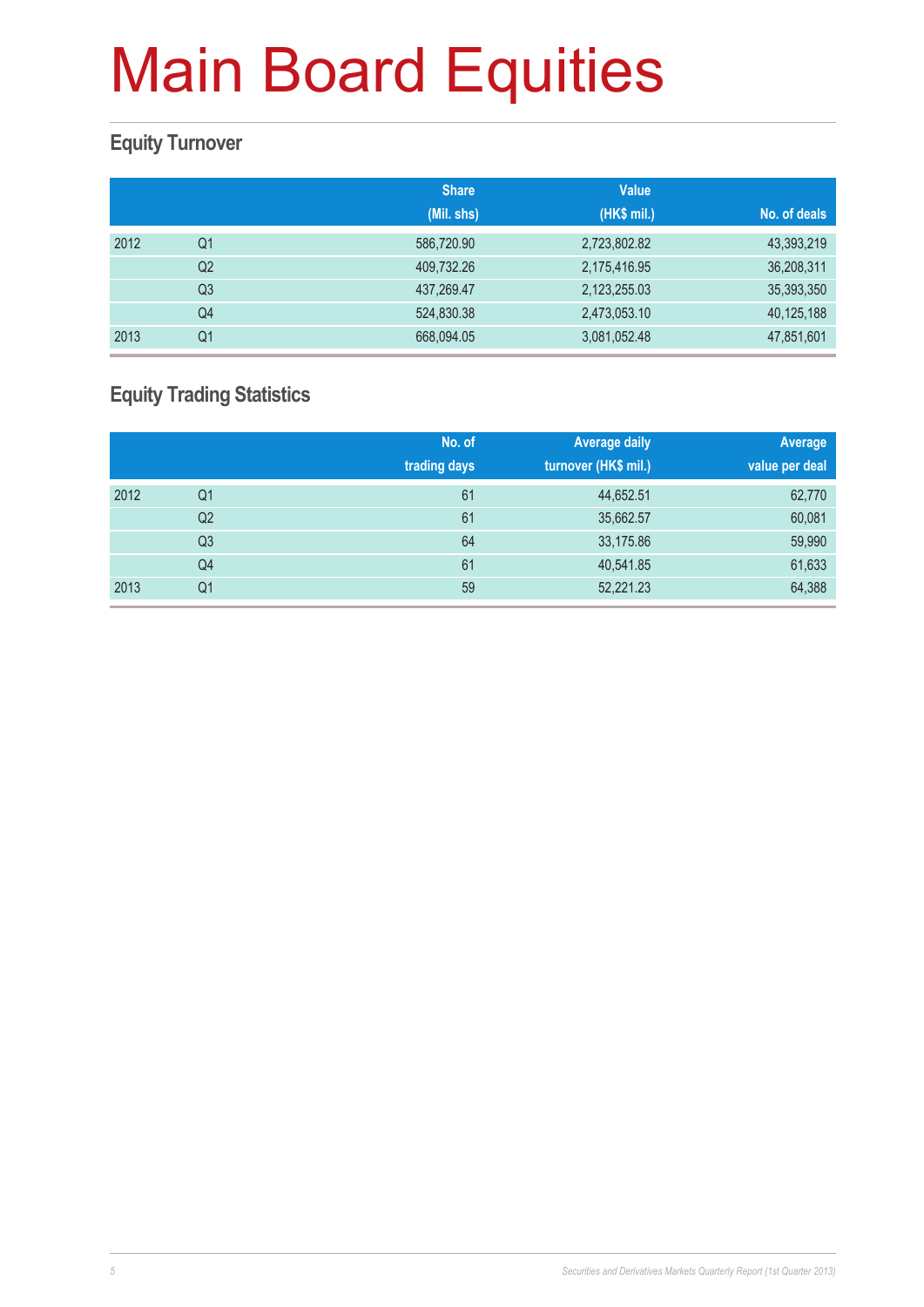# Main Board Equities

## Equity Turnover

| | | Share (Mil. shs) | Value (HK$ mil.) | No. of deals |
|---|---|---|---|---|
| 2012 | Q1 | 586,720.90 | 2,723,802.82 | 43,393,219 |
| | Q2 | 409,732.26 | 2,175,416.95 | 36,208,311 |
| | Q3 | 437,269.47 | 2,123,255.03 | 35,393,350 |
| | Q4 | 524,830.38 | 2,473,053.10 | 40,125,188 |
| 2013 | Q1 | 668,094.05 | 3,081,052.48 | 47,851,601 |

## Equity Trading Statistics

| | | No. of trading days | Average daily turnover (HK$ mil.) | Average value per deal |
|---|---|---|---|---|
| 2012 | Q1 | 61 | 44,652.51 | 62,770 |
| | Q2 | 61 | 35,662.57 | 60,081 |
| | Q3 | 64 | 33,175.86 | 59,990 |
| | Q4 | 61 | 40,541.85 | 61,633 |
| 2013 | Q1 | 59 | 52,221.23 | 64,388 |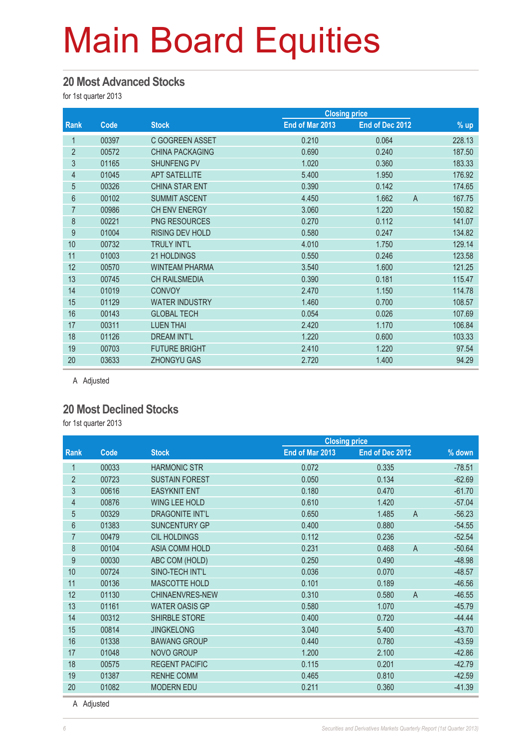# Main Board Equities

## 20 Most Advanced Stocks

for 1st quarter 2013

| Rank | Code | Stock | Closing price | | | % up |
|---|---|---|---|---|---|---|
| | | | End of Mar 2013 | End of Dec 2012 | | |
| 1 | 00397 | C GOGREEN ASSET | 0.210 | 0.064 | | 228.13 |
| 2 | 00572 | CHINA PACKAGING | 0.690 | 0.240 | | 187.50 |
| 3 | 01165 | SHUNFENG PV | 1.020 | 0.360 | | 183.33 |
| 4 | 01045 | APT SATELLITE | 5.400 | 1.950 | | 176.92 |
| 5 | 00326 | CHINA STAR ENT | 0.390 | 0.142 | | 174.65 |
| 6 | 00102 | SUMMIT ASCENT | 4.450 | 1.662 | A | 167.75 |
| 7 | 00986 | CH ENV ENERGY | 3.060 | 1.220 | | 150.82 |
| 8 | 00221 | PNG RESOURCES | 0.270 | 0.112 | | 141.07 |
| 9 | 01004 | RISING DEV HOLD | 0.580 | 0.247 | | 134.82 |
| 10 | 00732 | TRULY INT'L | 4.010 | 1.750 | | 129.14 |
| 11 | 01003 | 21 HOLDINGS | 0.550 | 0.246 | | 123.58 |
| 12 | 00570 | WINTEAM PHARMA | 3.540 | 1.600 | | 121.25 |
| 13 | 00745 | CH RAILSMEDIA | 0.390 | 0.181 | | 115.47 |
| 14 | 01019 | CONVOY | 2.470 | 1.150 | | 114.78 |
| 15 | 01129 | WATER INDUSTRY | 1.460 | 0.700 | | 108.57 |
| 16 | 00143 | GLOBAL TECH | 0.054 | 0.026 | | 107.69 |
| 17 | 00311 | LUEN THAI | 2.420 | 1.170 | | 106.84 |
| 18 | 01126 | DREAM INT'L | 1.220 | 0.600 | | 103.33 |
| 19 | 00703 | FUTURE BRIGHT | 2.410 | 1.220 | | 97.54 |
| 20 | 03633 | ZHONGYU GAS | 2.720 | 1.400 | | 94.29 |

A Adjusted

## 20 Most Declined Stocks

for 1st quarter 2013

| Rank | Code | Stock | Closing price | | | % down |
|---|---|---|---|---|---|---|
| | | | End of Mar 2013 | End of Dec 2012 | | |
| 1 | 00033 | HARMONIC STR | 0.072 | 0.335 | | -78.51 |
| 2 | 00723 | SUSTAIN FOREST | 0.050 | 0.134 | | -62.69 |
| 3 | 00616 | EASYKNIT ENT | 0.180 | 0.470 | | -61.70 |
| 4 | 00876 | WING LEE HOLD | 0.610 | 1.420 | | -57.04 |
| 5 | 00329 | DRAGONITE INT'L | 0.650 | 1.485 | A | -56.23 |
| 6 | 01383 | SUNCENTURY GP | 0.400 | 0.880 | | -54.55 |
| 7 | 00479 | CIL HOLDINGS | 0.112 | 0.236 | | -52.54 |
| 8 | 00104 | ASIA COMM HOLD | 0.231 | 0.468 | A | -50.64 |
| 9 | 00030 | ABC COM (HOLD) | 0.250 | 0.490 | | -48.98 |
| 10 | 00724 | SINO-TECH INT'L | 0.036 | 0.070 | | -48.57 |
| 11 | 00136 | MASCOTTE HOLD | 0.101 | 0.189 | | -46.56 |
| 12 | 01130 | CHINAENVRES-NEW | 0.310 | 0.580 | A | -46.55 |
| 13 | 01161 | WATER OASIS GP | 0.580 | 1.070 | | -45.79 |
| 14 | 00312 | SHIRBLE STORE | 0.400 | 0.720 | | -44.44 |
| 15 | 00814 | JINGKELONG | 3.040 | 5.400 | | -43.70 |
| 16 | 01338 | BAWANG GROUP | 0.440 | 0.780 | | -43.59 |
| 17 | 01048 | NOVO GROUP | 1.200 | 2.100 | | -42.86 |
| 18 | 00575 | REGENT PACIFIC | 0.115 | 0.201 | | -42.79 |
| 19 | 01387 | RENHE COMM | 0.465 | 0.810 | | -42.59 |
| 20 | 01082 | MODERN EDU | 0.211 | 0.360 | | -41.39 |

A Adjusted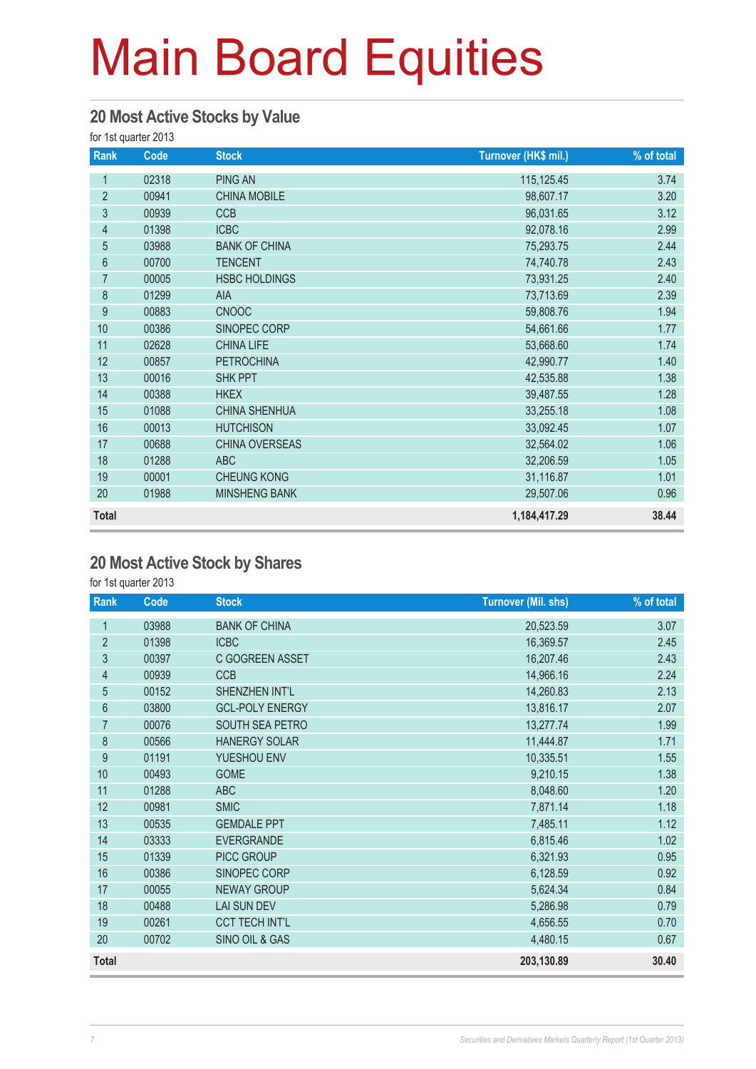# Main Board Equities

## 20 Most Active Stocks by Value

for 1st quarter 2013

| Rank | Code | Stock | Turnover (HK$ mil.) | % of total |
|---|---|---|---|---|
| 1 | 02318 | PING AN | 115,125.45 | 3.74 |
| 2 | 00941 | CHINA MOBILE | 98,607.17 | 3.20 |
| 3 | 00939 | CCB | 96,031.65 | 3.12 |
| 4 | 01398 | ICBC | 92,078.16 | 2.99 |
| 5 | 03988 | BANK OF CHINA | 75,293.75 | 2.44 |
| 6 | 00700 | TENCENT | 74,740.78 | 2.43 |
| 7 | 00005 | HSBC HOLDINGS | 73,931.25 | 2.40 |
| 8 | 01299 | AIA | 73,713.69 | 2.39 |
| 9 | 00883 | CNOOC | 59,808.76 | 1.94 |
| 10 | 00386 | SINOPEC CORP | 54,661.66 | 1.77 |
| 11 | 02628 | CHINA LIFE | 53,668.60 | 1.74 |
| 12 | 00857 | PETROCHINA | 42,990.77 | 1.40 |
| 13 | 00016 | SHK PPT | 42,535.88 | 1.38 |
| 14 | 00388 | HKEX | 39,487.55 | 1.28 |
| 15 | 01088 | CHINA SHENHUA | 33,255.18 | 1.08 |
| 16 | 00013 | HUTCHISON | 33,092.45 | 1.07 |
| 17 | 00688 | CHINA OVERSEAS | 32,564.02 | 1.06 |
| 18 | 01288 | ABC | 32,206.59 | 1.05 |
| 19 | 00001 | CHEUNG KONG | 31,116.87 | 1.01 |
| 20 | 01988 | MINSHENG BANK | 29,507.06 | 0.96 |
| **Total** | | | **1,184,417.29** | **38.44** |

## 20 Most Active Stock by Shares

for 1st quarter 2013

| Rank | Code | Stock | Turnover (Mil. shs) | % of total |
|---|---|---|---|---|
| 1 | 03988 | BANK OF CHINA | 20,523.59 | 3.07 |
| 2 | 01398 | ICBC | 16,369.57 | 2.45 |
| 3 | 00397 | C GOGREEN ASSET | 16,207.46 | 2.43 |
| 4 | 00939 | CCB | 14,966.16 | 2.24 |
| 5 | 00152 | SHENZHEN INT'L | 14,260.83 | 2.13 |
| 6 | 03800 | GCL-POLY ENERGY | 13,816.17 | 2.07 |
| 7 | 00076 | SOUTH SEA PETRO | 13,277.74 | 1.99 |
| 8 | 00566 | HANERGY SOLAR | 11,444.87 | 1.71 |
| 9 | 01191 | YUESHOU ENV | 10,335.51 | 1.55 |
| 10 | 00493 | GOME | 9,210.15 | 1.38 |
| 11 | 01288 | ABC | 8,048.60 | 1.20 |
| 12 | 00981 | SMIC | 7,871.14 | 1.18 |
| 13 | 00535 | GEMDALE PPT | 7,485.11 | 1.12 |
| 14 | 03333 | EVERGRANDE | 6,815.46 | 1.02 |
| 15 | 01339 | PICC GROUP | 6,321.93 | 0.95 |
| 16 | 00386 | SINOPEC CORP | 6,128.59 | 0.92 |
| 17 | 00055 | NEWAY GROUP | 5,624.34 | 0.84 |
| 18 | 00488 | LAI SUN DEV | 5,286.98 | 0.79 |
| 19 | 00261 | CCT TECH INT'L | 4,656.55 | 0.70 |
| 20 | 00702 | SINO OIL & GAS | 4,480.15 | 0.67 |
| **Total** | | | **203,130.89** | **30.40** |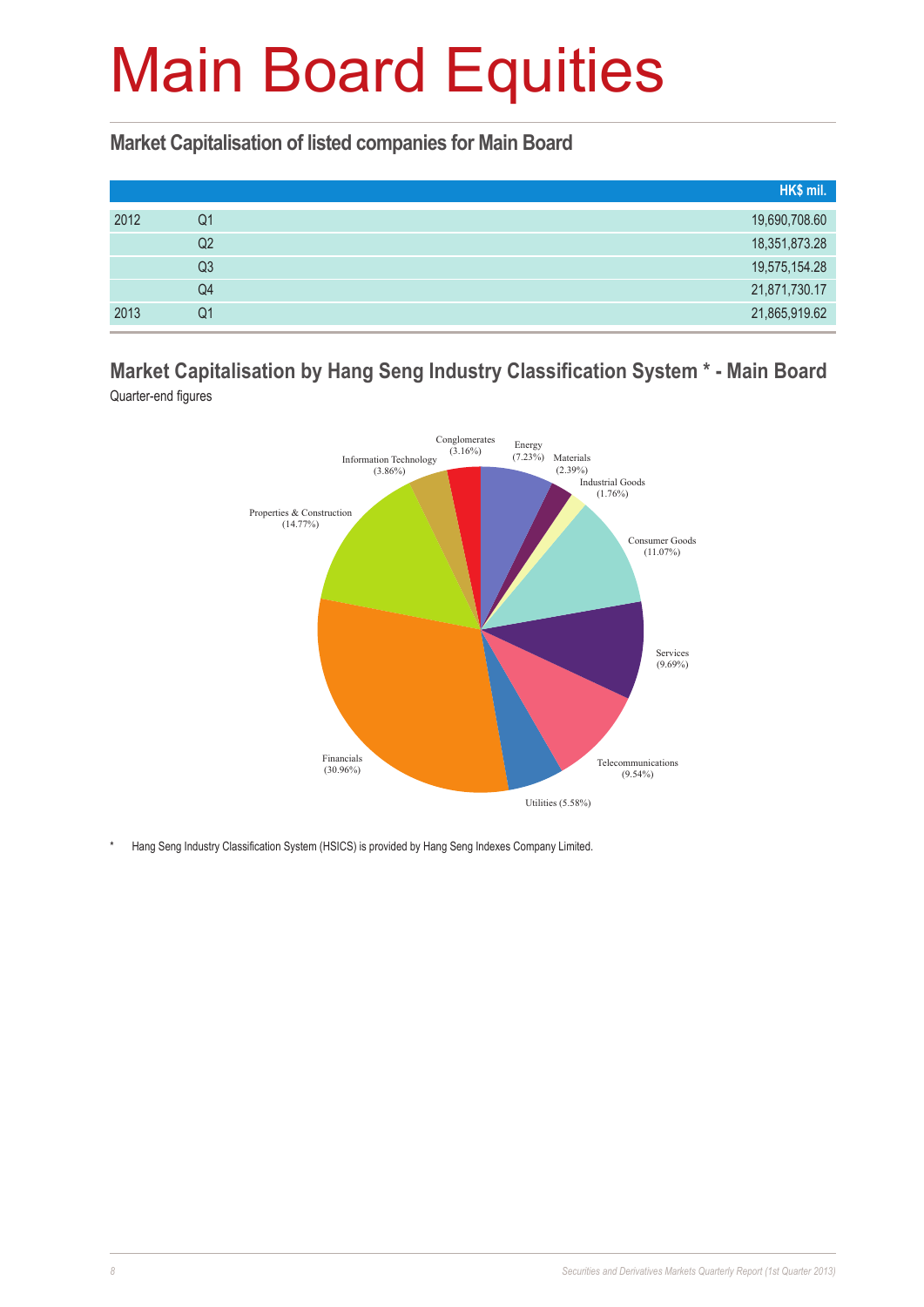# Main Board Equities

## Market Capitalisation of listed companies for Main Board

| | | HK$ mil. |
|---|---|---|
| 2012 | Q1 | 19,690,708.60 |
| | Q2 | 18,351,873.28 |
| | Q3 | 19,575,154.28 |
| | Q4 | 21,871,730.17 |
| 2013 | Q1 | 21,865,919.62 |

## Market Capitalisation by Hang Seng Industry Classification System * - Main Board

Quarter-end figures

Conglomerates (3.16%)
Energy (7.23%)
Materials (2.39%)
Industrial Goods (1.76%)
Consumer Goods (11.07%)
Services (9.69%)
Telecommunications (9.54%)
Utilities (5.58%)
Financials (30.96%)
Properties & Construction (14.77%)
Information Technology (3.86%)

\* Hang Seng Industry Classification System (HSICS) is provided by Hang Seng Indexes Company Limited.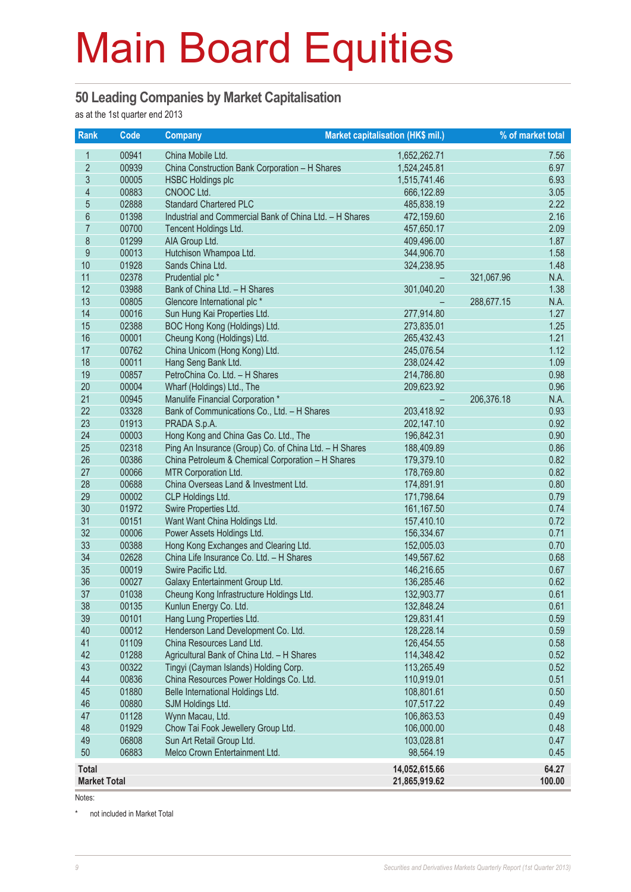# Main Board Equities

## 50 Leading Companies by Market Capitalisation

as at the 1st quarter end 2013

| Rank | Code | Company | Market capitalisation (HK$ mil.) | | % of market total |
|---|---|---|---|---|---|
| 1 | 00941 | China Mobile Ltd. | 1,652,262.71 | | 7.56 |
| 2 | 00939 | China Construction Bank Corporation – H Shares | 1,524,245.81 | | 6.97 |
| 3 | 00005 | HSBC Holdings plc | 1,515,741.46 | | 6.93 |
| 4 | 00883 | CNOOC Ltd. | 666,122.89 | | 3.05 |
| 5 | 02888 | Standard Chartered PLC | 485,838.19 | | 2.22 |
| 6 | 01398 | Industrial and Commercial Bank of China Ltd. – H Shares | 472,159.60 | | 2.16 |
| 7 | 00700 | Tencent Holdings Ltd. | 457,650.17 | | 2.09 |
| 8 | 01299 | AIA Group Ltd. | 409,496.00 | | 1.87 |
| 9 | 00013 | Hutchison Whampoa Ltd. | 344,906.70 | | 1.58 |
| 10 | 01928 | Sands China Ltd. | 324,238.95 | | 1.48 |
| 11 | 02378 | Prudential plc * | – | 321,067.96 | N.A. |
| 12 | 03988 | Bank of China Ltd. – H Shares | 301,040.20 | | 1.38 |
| 13 | 00805 | Glencore International plc * | – | 288,677.15 | N.A. |
| 14 | 00016 | Sun Hung Kai Properties Ltd. | 277,914.80 | | 1.27 |
| 15 | 02388 | BOC Hong Kong (Holdings) Ltd. | 273,835.01 | | 1.25 |
| 16 | 00001 | Cheung Kong (Holdings) Ltd. | 265,432.43 | | 1.21 |
| 17 | 00762 | China Unicom (Hong Kong) Ltd. | 245,076.54 | | 1.12 |
| 18 | 00011 | Hang Seng Bank Ltd. | 238,024.42 | | 1.09 |
| 19 | 00857 | PetroChina Co. Ltd. – H Shares | 214,786.80 | | 0.98 |
| 20 | 00004 | Wharf (Holdings) Ltd., The | 209,623.92 | | 0.96 |
| 21 | 00945 | Manulife Financial Corporation * | – | 206,376.18 | N.A. |
| 22 | 03328 | Bank of Communications Co., Ltd. – H Shares | 203,418.92 | | 0.93 |
| 23 | 01913 | PRADA S.p.A. | 202,147.10 | | 0.92 |
| 24 | 00003 | Hong Kong and China Gas Co. Ltd., The | 196,842.31 | | 0.90 |
| 25 | 02318 | Ping An Insurance (Group) Co. of China Ltd. – H Shares | 188,409.89 | | 0.86 |
| 26 | 00386 | China Petroleum & Chemical Corporation – H Shares | 179,379.10 | | 0.82 |
| 27 | 00066 | MTR Corporation Ltd. | 178,769.80 | | 0.82 |
| 28 | 00688 | China Overseas Land & Investment Ltd. | 174,891.91 | | 0.80 |
| 29 | 00002 | CLP Holdings Ltd. | 171,798.64 | | 0.79 |
| 30 | 01972 | Swire Properties Ltd. | 161,167.50 | | 0.74 |
| 31 | 00151 | Want Want China Holdings Ltd. | 157,410.10 | | 0.72 |
| 32 | 00006 | Power Assets Holdings Ltd. | 156,334.67 | | 0.71 |
| 33 | 00388 | Hong Kong Exchanges and Clearing Ltd. | 152,005.03 | | 0.70 |
| 34 | 02628 | China Life Insurance Co. Ltd. – H Shares | 149,567.62 | | 0.68 |
| 35 | 00019 | Swire Pacific Ltd. | 146,216.65 | | 0.67 |
| 36 | 00027 | Galaxy Entertainment Group Ltd. | 136,285.46 | | 0.62 |
| 37 | 01038 | Cheung Kong Infrastructure Holdings Ltd. | 132,903.77 | | 0.61 |
| 38 | 00135 | Kunlun Energy Co. Ltd. | 132,848.24 | | 0.61 |
| 39 | 00101 | Hang Lung Properties Ltd. | 129,831.41 | | 0.59 |
| 40 | 00012 | Henderson Land Development Co. Ltd. | 128,228.14 | | 0.59 |
| 41 | 01109 | China Resources Land Ltd. | 126,454.55 | | 0.58 |
| 42 | 01288 | Agricultural Bank of China Ltd. – H Shares | 114,348.42 | | 0.52 |
| 43 | 00322 | Tingyi (Cayman Islands) Holding Corp. | 113,265.49 | | 0.52 |
| 44 | 00836 | China Resources Power Holdings Co. Ltd. | 110,919.01 | | 0.51 |
| 45 | 01880 | Belle International Holdings Ltd. | 108,801.61 | | 0.50 |
| 46 | 00880 | SJM Holdings Ltd. | 107,517.22 | | 0.49 |
| 47 | 01128 | Wynn Macau, Ltd. | 106,863.53 | | 0.49 |
| 48 | 01929 | Chow Tai Fook Jewellery Group Ltd. | 106,000.00 | | 0.48 |
| 49 | 06808 | Sun Art Retail Group Ltd. | 103,028.81 | | 0.47 |
| 50 | 06883 | Melco Crown Entertainment Ltd. | 98,564.19 | | 0.45 |
| **Total** | | | **14,052,615.66** | | **64.27** |
| **Market Total** | | | **21,865,919.62** | | **100.00** |

Notes:

\* not included in Market Total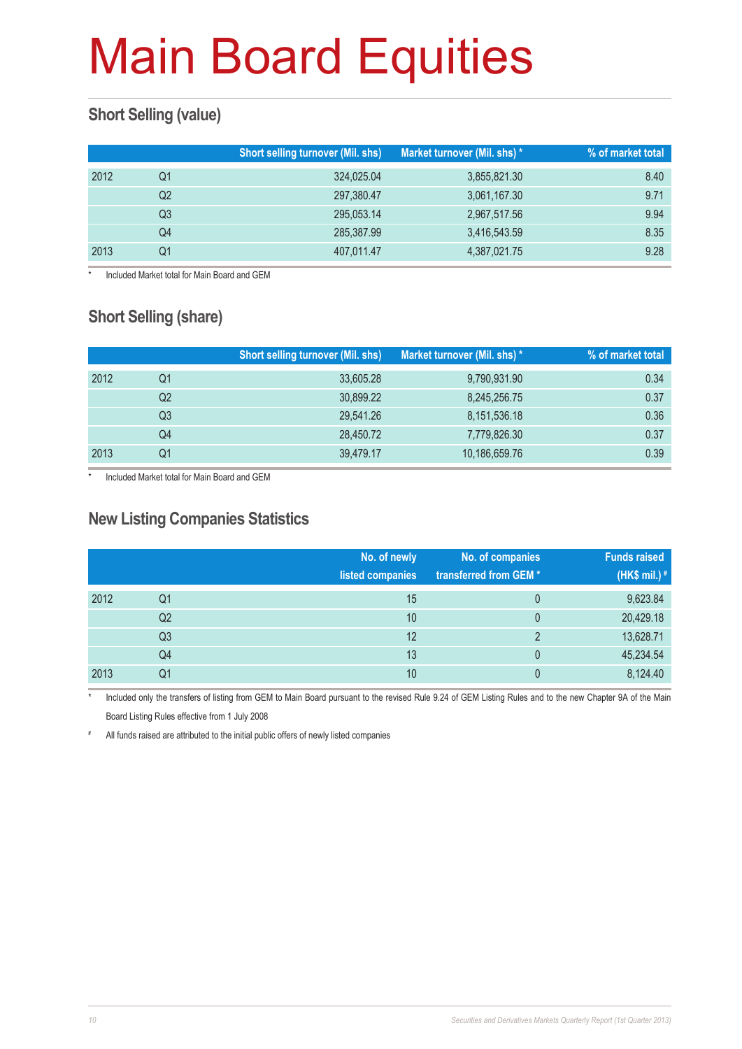# Main Board Equities

## Short Selling (value)

| | | Short selling turnover (Mil. shs) | Market turnover (Mil. shs) * | % of market total |
|---|---|---|---|---|
| 2012 | Q1 | 324,025.04 | 3,855,821.30 | 8.40 |
| | Q2 | 297,380.47 | 3,061,167.30 | 9.71 |
| | Q3 | 295,053.14 | 2,967,517.56 | 9.94 |
| | Q4 | 285,387.99 | 3,416,543.59 | 8.35 |
| 2013 | Q1 | 407,011.47 | 4,387,021.75 | 9.28 |

\* Included Market total for Main Board and GEM

## Short Selling (share)

| | | Short selling turnover (Mil. shs) | Market turnover (Mil. shs) * | % of market total |
|---|---|---|---|---|
| 2012 | Q1 | 33,605.28 | 9,790,931.90 | 0.34 |
| | Q2 | 30,899.22 | 8,245,256.75 | 0.37 |
| | Q3 | 29,541.26 | 8,151,536.18 | 0.36 |
| | Q4 | 28,450.72 | 7,779,826.30 | 0.37 |
| 2013 | Q1 | 39,479.17 | 10,186,659.76 | 0.39 |

\* Included Market total for Main Board and GEM

## New Listing Companies Statistics

| | | No. of newly listed companies | No. of companies transferred from GEM * | Funds raised (HK$ mil.) # |
|---|---|---|---|---|
| 2012 | Q1 | 15 | 0 | 9,623.84 |
| | Q2 | 10 | 0 | 20,429.18 |
| | Q3 | 12 | 2 | 13,628.71 |
| | Q4 | 13 | 0 | 45,234.54 |
| 2013 | Q1 | 10 | 0 | 8,124.40 |

\* Included only the transfers of listing from GEM to Main Board pursuant to the revised Rule 9.24 of GEM Listing Rules and to the new Chapter 9A of the Main Board Listing Rules effective from 1 July 2008

\# All funds raised are attributed to the initial public offers of newly listed companies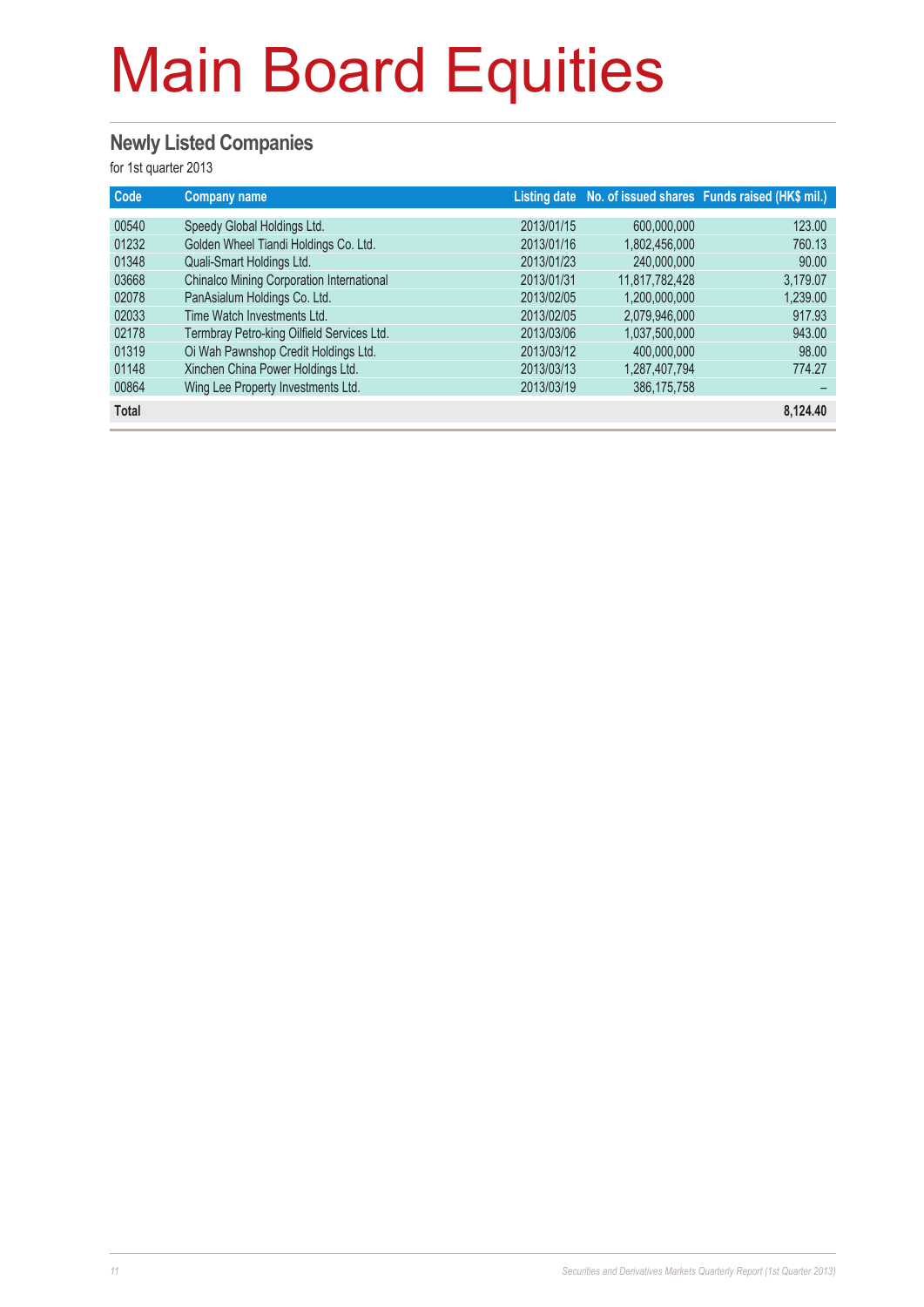# Main Board Equities

## Newly Listed Companies

for 1st quarter 2013

| Code | Company name | Listing date | No. of issued shares | Funds raised (HK$ mil.) |
|---|---|---|---|---|
| 00540 | Speedy Global Holdings Ltd. | 2013/01/15 | 600,000,000 | 123.00 |
| 01232 | Golden Wheel Tiandi Holdings Co. Ltd. | 2013/01/16 | 1,802,456,000 | 760.13 |
| 01348 | Quali-Smart Holdings Ltd. | 2013/01/23 | 240,000,000 | 90.00 |
| 03668 | Chinalco Mining Corporation International | 2013/01/31 | 11,817,782,428 | 3,179.07 |
| 02078 | PanAsialum Holdings Co. Ltd. | 2013/02/05 | 1,200,000,000 | 1,239.00 |
| 02033 | Time Watch Investments Ltd. | 2013/02/05 | 2,079,946,000 | 917.93 |
| 02178 | Termbray Petro-king Oilfield Services Ltd. | 2013/03/06 | 1,037,500,000 | 943.00 |
| 01319 | Oi Wah Pawnshop Credit Holdings Ltd. | 2013/03/12 | 400,000,000 | 98.00 |
| 01148 | Xinchen China Power Holdings Ltd. | 2013/03/13 | 1,287,407,794 | 774.27 |
| 00864 | Wing Lee Property Investments Ltd. | 2013/03/19 | 386,175,758 | – |
| **Total** | | | | **8,124.40** |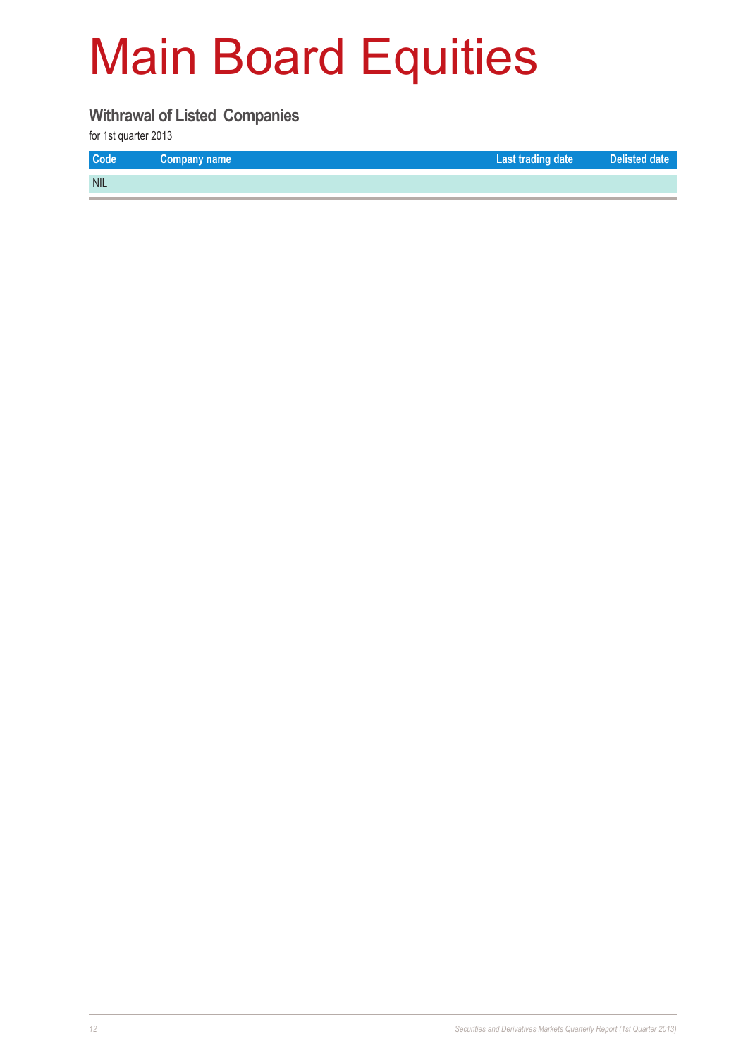# Main Board Equities

## Withrawal of Listed Companies

for 1st quarter 2013

| Code | Company name | Last trading date | Delisted date |
|---|---|---|---|
| NIL | | | |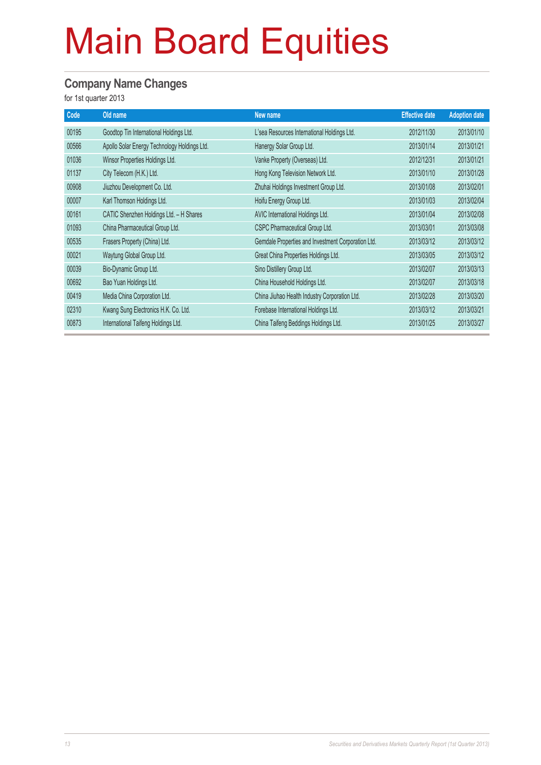# Main Board Equities

## Company Name Changes

for 1st quarter 2013

| Code | Old name | New name | Effective date | Adoption date |
|---|---|---|---|---|
| 00195 | Goodtop Tin International Holdings Ltd. | L'sea Resources International Holdings Ltd. | 2012/11/30 | 2013/01/10 |
| 00566 | Apollo Solar Energy Technology Holdings Ltd. | Hanergy Solar Group Ltd. | 2013/01/14 | 2013/01/21 |
| 01036 | Winsor Properties Holdings Ltd. | Vanke Property (Overseas) Ltd. | 2012/12/31 | 2013/01/21 |
| 01137 | City Telecom (H.K.) Ltd. | Hong Kong Television Network Ltd. | 2013/01/10 | 2013/01/28 |
| 00908 | Jiuzhou Development Co. Ltd. | Zhuhai Holdings Investment Group Ltd. | 2013/01/08 | 2013/02/01 |
| 00007 | Karl Thomson Holdings Ltd. | Hoifu Energy Group Ltd. | 2013/01/03 | 2013/02/04 |
| 00161 | CATIC Shenzhen Holdings Ltd. – H Shares | AVIC International Holdings Ltd. | 2013/01/04 | 2013/02/08 |
| 01093 | China Pharmaceutical Group Ltd. | CSPC Pharmaceutical Group Ltd. | 2013/03/01 | 2013/03/08 |
| 00535 | Frasers Property (China) Ltd. | Gemdale Properties and Investment Corporation Ltd. | 2013/03/12 | 2013/03/12 |
| 00021 | Waytung Global Group Ltd. | Great China Properties Holdings Ltd. | 2013/03/05 | 2013/03/12 |
| 00039 | Bio-Dynamic Group Ltd. | Sino Distillery Group Ltd. | 2013/02/07 | 2013/03/13 |
| 00692 | Bao Yuan Holdings Ltd. | China Household Holdings Ltd. | 2013/02/07 | 2013/03/18 |
| 00419 | Media China Corporation Ltd. | China Jiuhao Health Industry Corporation Ltd. | 2013/02/28 | 2013/03/20 |
| 02310 | Kwang Sung Electronics H.K. Co. Ltd. | Forebase International Holdings Ltd. | 2013/03/12 | 2013/03/21 |
| 00873 | International Taifeng Holdings Ltd. | China Taifeng Beddings Holdings Ltd. | 2013/01/25 | 2013/03/27 |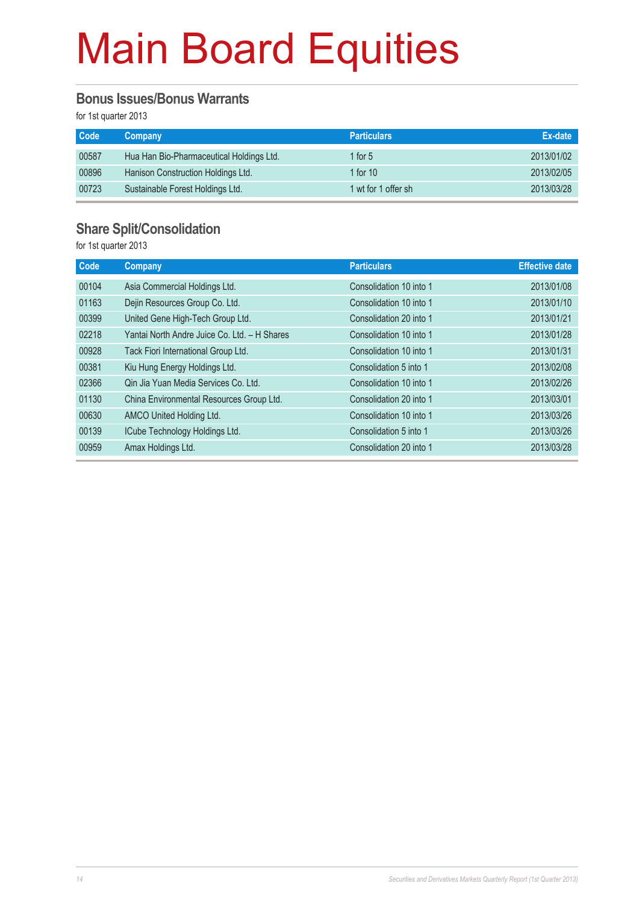# Main Board Equities

## Bonus Issues/Bonus Warrants

for 1st quarter 2013

| Code | Company | Particulars | Ex-date |
|---|---|---|---|
| 00587 | Hua Han Bio-Pharmaceutical Holdings Ltd. | 1 for 5 | 2013/01/02 |
| 00896 | Hanison Construction Holdings Ltd. | 1 for 10 | 2013/02/05 |
| 00723 | Sustainable Forest Holdings Ltd. | 1 wt for 1 offer sh | 2013/03/28 |

## Share Split/Consolidation

for 1st quarter 2013

| Code | Company | Particulars | Effective date |
|---|---|---|---|
| 00104 | Asia Commercial Holdings Ltd. | Consolidation 10 into 1 | 2013/01/08 |
| 01163 | Dejin Resources Group Co. Ltd. | Consolidation 10 into 1 | 2013/01/10 |
| 00399 | United Gene High-Tech Group Ltd. | Consolidation 20 into 1 | 2013/01/21 |
| 02218 | Yantai North Andre Juice Co. Ltd. – H Shares | Consolidation 10 into 1 | 2013/01/28 |
| 00928 | Tack Fiori International Group Ltd. | Consolidation 10 into 1 | 2013/01/31 |
| 00381 | Kiu Hung Energy Holdings Ltd. | Consolidation 5 into 1 | 2013/02/08 |
| 02366 | Qin Jia Yuan Media Services Co. Ltd. | Consolidation 10 into 1 | 2013/02/26 |
| 01130 | China Environmental Resources Group Ltd. | Consolidation 20 into 1 | 2013/03/01 |
| 00630 | AMCO United Holding Ltd. | Consolidation 10 into 1 | 2013/03/26 |
| 00139 | ICube Technology Holdings Ltd. | Consolidation 5 into 1 | 2013/03/26 |
| 00959 | Amax Holdings Ltd. | Consolidation 20 into 1 | 2013/03/28 |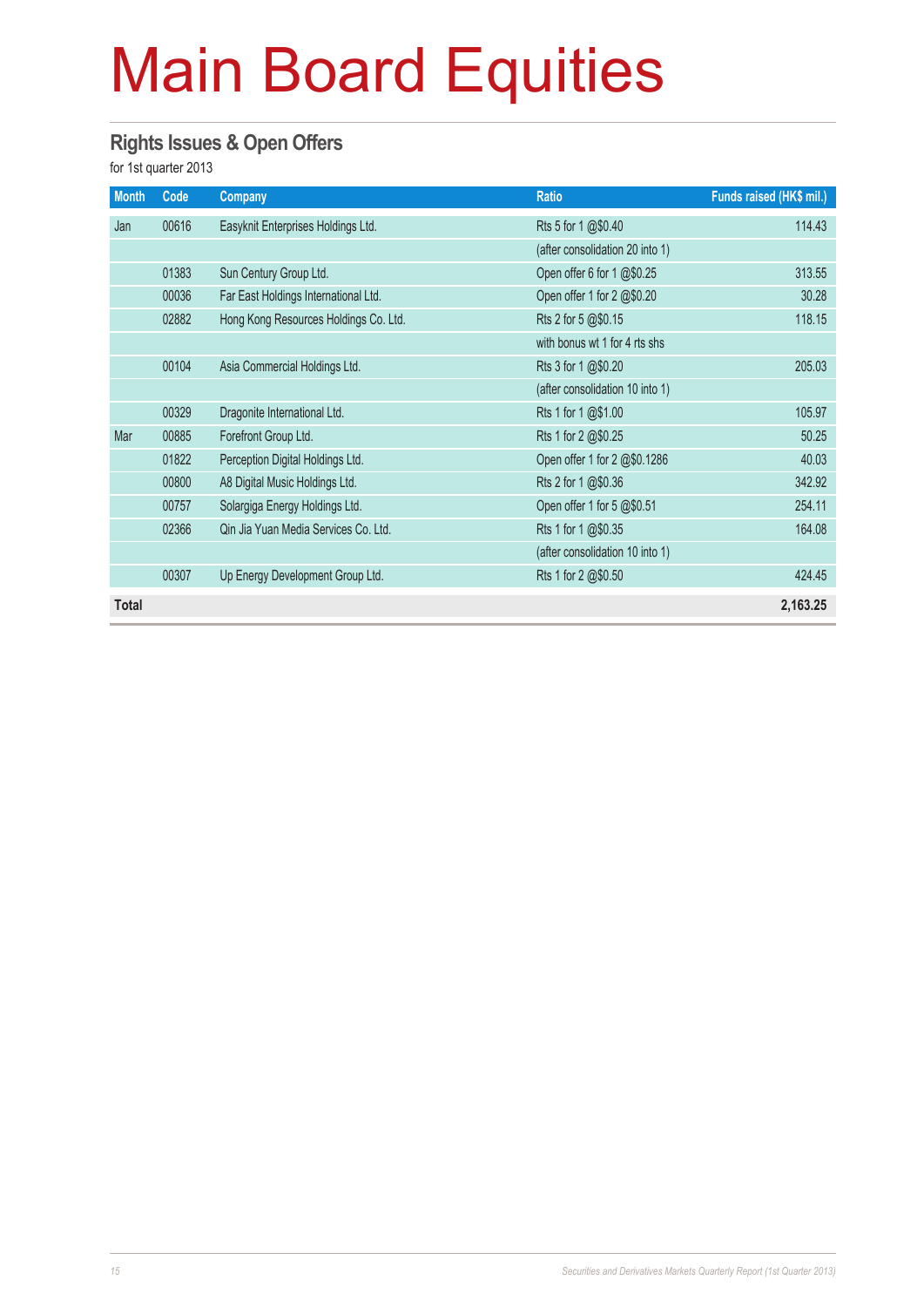# Main Board Equities

## Rights Issues & Open Offers

for 1st quarter 2013

| Month | Code | Company | Ratio | Funds raised (HK$ mil.) |
|---|---|---|---|---|
| Jan | 00616 | Easyknit Enterprises Holdings Ltd. | Rts 5 for 1 @$0.40 | 114.43 |
| | | | (after consolidation 20 into 1) | |
| | 01383 | Sun Century Group Ltd. | Open offer 6 for 1 @$0.25 | 313.55 |
| | 00036 | Far East Holdings International Ltd. | Open offer 1 for 2 @$0.20 | 30.28 |
| | 02882 | Hong Kong Resources Holdings Co. Ltd. | Rts 2 for 5 @$0.15 | 118.15 |
| | | | with bonus wt 1 for 4 rts shs | |
| | 00104 | Asia Commercial Holdings Ltd. | Rts 3 for 1 @$0.20 | 205.03 |
| | | | (after consolidation 10 into 1) | |
| | 00329 | Dragonite International Ltd. | Rts 1 for 1 @$1.00 | 105.97 |
| Mar | 00885 | Forefront Group Ltd. | Rts 1 for 2 @$0.25 | 50.25 |
| | 01822 | Perception Digital Holdings Ltd. | Open offer 1 for 2 @$0.1286 | 40.03 |
| | 00800 | A8 Digital Music Holdings Ltd. | Rts 2 for 1 @$0.36 | 342.92 |
| | 00757 | Solargiga Energy Holdings Ltd. | Open offer 1 for 5 @$0.51 | 254.11 |
| | 02366 | Qin Jia Yuan Media Services Co. Ltd. | Rts 1 for 1 @$0.35 | 164.08 |
| | | | (after consolidation 10 into 1) | |
| | 00307 | Up Energy Development Group Ltd. | Rts 1 for 2 @$0.50 | 424.45 |
| **Total** | | | | **2,163.25** |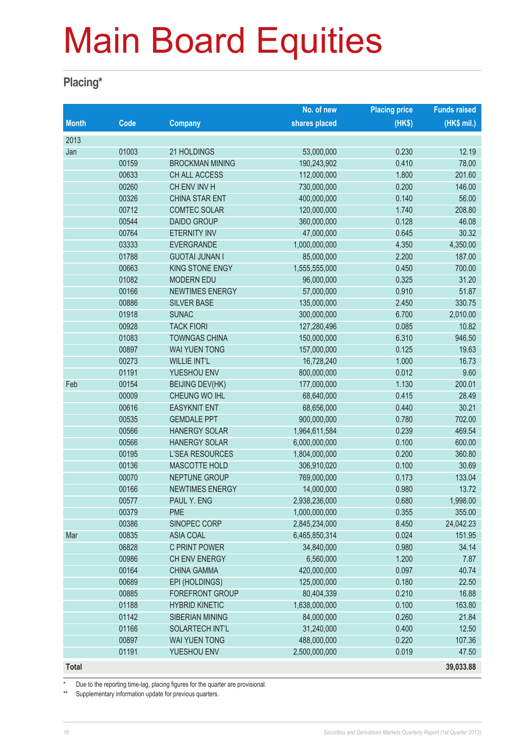# Main Board Equities

## Placing*

| Month | Code | Company | No. of new shares placed | Placing price (HK$) | Funds raised (HK$ mil.) |
|---|---|---|---|---|---|
| 2013 | | | | | |
| Jan | 01003 | 21 HOLDINGS | 53,000,000 | 0.230 | 12.19 |
| | 00159 | BROCKMAN MINING | 190,243,902 | 0.410 | 78.00 |
| | 00633 | CH ALL ACCESS | 112,000,000 | 1.800 | 201.60 |
| | 00260 | CH ENV INV H | 730,000,000 | 0.200 | 146.00 |
| | 00326 | CHINA STAR ENT | 400,000,000 | 0.140 | 56.00 |
| | 00712 | COMTEC SOLAR | 120,000,000 | 1.740 | 208.80 |
| | 00544 | DAIDO GROUP | 360,000,000 | 0.128 | 46.08 |
| | 00764 | ETERNITY INV | 47,000,000 | 0.645 | 30.32 |
| | 03333 | EVERGRANDE | 1,000,000,000 | 4.350 | 4,350.00 |
| | 01788 | GUOTAI JUNAN I | 85,000,000 | 2.200 | 187.00 |
| | 00663 | KING STONE ENGY | 1,555,555,000 | 0.450 | 700.00 |
| | 01082 | MODERN EDU | 96,000,000 | 0.325 | 31.20 |
| | 00166 | NEWTIMES ENERGY | 57,000,000 | 0.910 | 51.87 |
| | 00886 | SILVER BASE | 135,000,000 | 2.450 | 330.75 |
| | 01918 | SUNAC | 300,000,000 | 6.700 | 2,010.00 |
| | 00928 | TACK FIORI | 127,280,496 | 0.085 | 10.82 |
| | 01083 | TOWNGAS CHINA | 150,000,000 | 6.310 | 946.50 |
| | 00897 | WAI YUEN TONG | 157,000,000 | 0.125 | 19.63 |
| | 00273 | WILLIE INT'L | 16,728,240 | 1.000 | 16.73 |
| | 01191 | YUESHOU ENV | 800,000,000 | 0.012 | 9.60 |
| Feb | 00154 | BEIJING DEV(HK) | 177,000,000 | 1.130 | 200.01 |
| | 00009 | CHEUNG WO IHL | 68,640,000 | 0.415 | 28.49 |
| | 00616 | EASYKNIT ENT | 68,656,000 | 0.440 | 30.21 |
| | 00535 | GEMDALE PPT | 900,000,000 | 0.780 | 702.00 |
| | 00566 | HANERGY SOLAR | 1,964,611,584 | 0.239 | 469.54 |
| | 00566 | HANERGY SOLAR | 6,000,000,000 | 0.100 | 600.00 |
| | 00195 | L'SEA RESOURCES | 1,804,000,000 | 0.200 | 360.80 |
| | 00136 | MASCOTTE HOLD | 306,910,020 | 0.100 | 30.69 |
| | 00070 | NEPTUNE GROUP | 769,000,000 | 0.173 | 133.04 |
| | 00166 | NEWTIMES ENERGY | 14,000,000 | 0.980 | 13.72 |
| | 00577 | PAUL Y. ENG | 2,938,236,000 | 0.680 | 1,998.00 |
| | 00379 | PME | 1,000,000,000 | 0.355 | 355.00 |
| | 00386 | SINOPEC CORP | 2,845,234,000 | 8.450 | 24,042.23 |
| Mar | 00835 | ASIA COAL | 6,465,850,314 | 0.024 | 151.95 |
| | 06828 | C PRINT POWER | 34,840,000 | 0.980 | 34.14 |
| | 00986 | CH ENV ENERGY | 6,560,000 | 1.200 | 7.87 |
| | 00164 | CHINA GAMMA | 420,000,000 | 0.097 | 40.74 |
| | 00689 | EPI (HOLDINGS) | 125,000,000 | 0.180 | 22.50 |
| | 00885 | FOREFRONT GROUP | 80,404,339 | 0.210 | 16.88 |
| | 01188 | HYBRID KINETIC | 1,638,000,000 | 0.100 | 163.80 |
| | 01142 | SIBERIAN MINING | 84,000,000 | 0.260 | 21.84 |
| | 01166 | SOLARTECH INT'L | 31,240,000 | 0.400 | 12.50 |
| | 00897 | WAI YUEN TONG | 488,000,000 | 0.220 | 107.36 |
| | 01191 | YUESHOU ENV | 2,500,000,000 | 0.019 | 47.50 |
| **Total** | | | | | **39,033.88** |

\* Due to the reporting time-lag, placing figures for the quarter are provisional.

\*\* Supplementary information update for previous quarters.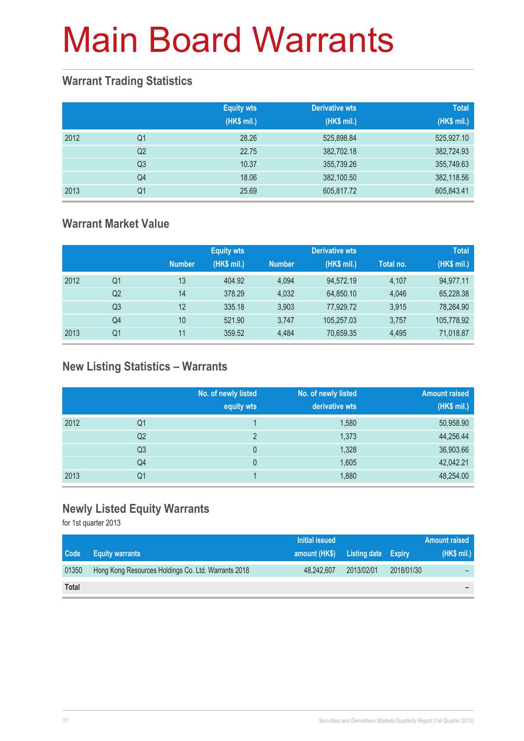# Main Board Warrants

## Warrant Trading Statistics

| | | Equity wts (HK$ mil.) | Derivative wts (HK$ mil.) | Total (HK$ mil.) |
|---|---|---|---|---|
| 2012 | Q1 | 28.26 | 525,898.84 | 525,927.10 |
| | Q2 | 22.75 | 382,702.18 | 382,724.93 |
| | Q3 | 10.37 | 355,739.26 | 355,749.63 |
| | Q4 | 18.06 | 382,100.50 | 382,118.56 |
| 2013 | Q1 | 25.69 | 605,817.72 | 605,843.41 |

## Warrant Market Value

| | | Equity wts | | Derivative wts | | Total | |
|---|---|---|---|---|---|---|---|
| | | Number | (HK$ mil.) | Number | (HK$ mil.) | Total no. | (HK$ mil.) |
| 2012 | Q1 | 13 | 404.92 | 4,094 | 94,572.19 | 4,107 | 94,977.11 |
| | Q2 | 14 | 378.29 | 4,032 | 64,850.10 | 4,046 | 65,228.38 |
| | Q3 | 12 | 335.18 | 3,903 | 77,929.72 | 3,915 | 78,264.90 |
| | Q4 | 10 | 521.90 | 3,747 | 105,257.03 | 3,757 | 105,778.92 |
| 2013 | Q1 | 11 | 359.52 | 4,484 | 70,659.35 | 4,495 | 71,018.87 |

## New Listing Statistics – Warrants

| | | No. of newly listed equity wts | No. of newly listed derivative wts | Amount raised (HK$ mil.) |
|---|---|---|---|---|
| 2012 | Q1 | 1 | 1,580 | 50,958.90 |
| | Q2 | 2 | 1,373 | 44,256.44 |
| | Q3 | 0 | 1,328 | 36,903.66 |
| | Q4 | 0 | 1,605 | 42,042.21 |
| 2013 | Q1 | 1 | 1,880 | 48,254.00 |

## Newly Listed Equity Warrants

for 1st quarter 2013

| Code | Equity warrants | Initial issued amount (HK$) | Listing date | Expiry | Amount raised (HK$ mil.) |
|---|---|---|---|---|---|
| 01350 | Hong Kong Resources Holdings Co. Ltd. Warrants 2018 | 48,242,607 | 2013/02/01 | 2018/01/30 | – |
| **Total** | | | | | **–** |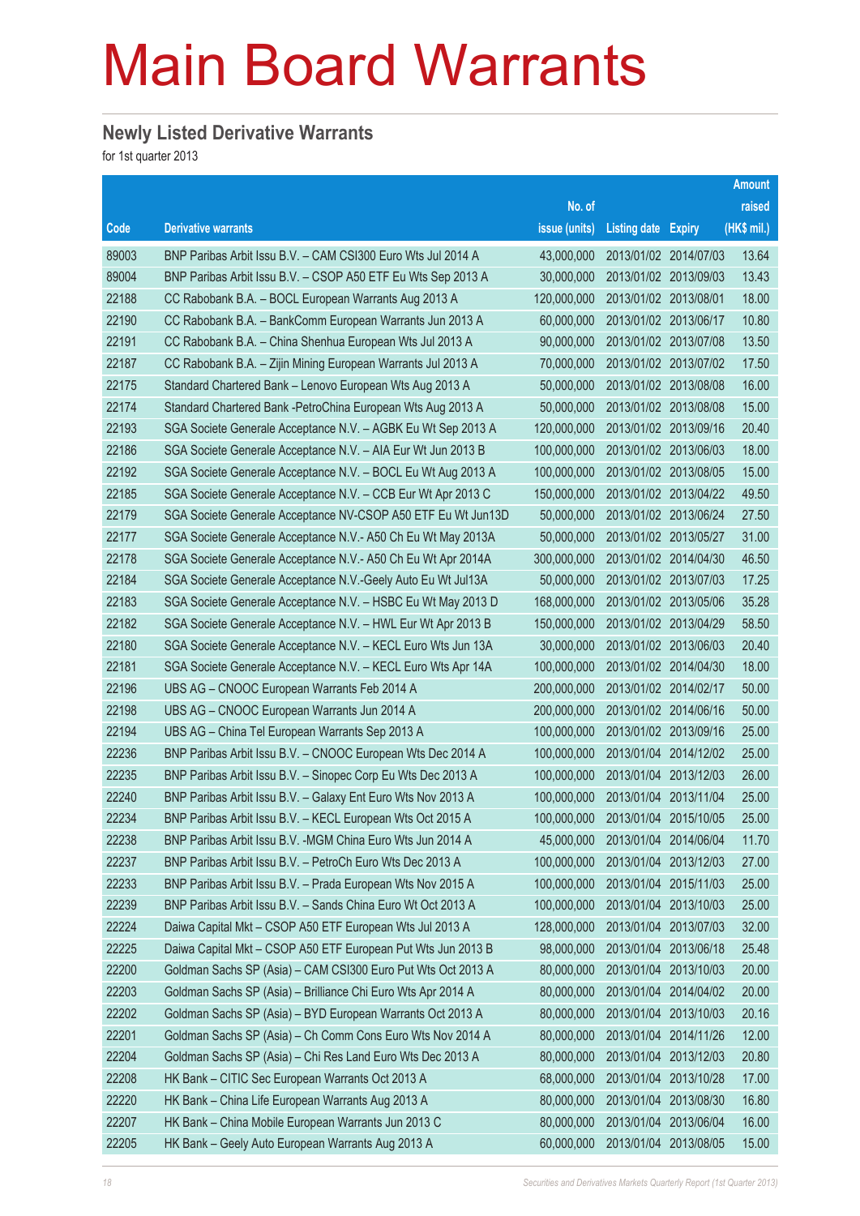# Main Board Warrants

## Newly Listed Derivative Warrants

for 1st quarter 2013

| Code | Derivative warrants | No. of issue (units) | Listing date | Expiry | Amount raised (HK$ mil.) |
|---|---|---|---|---|---|
| 89003 | BNP Paribas Arbit Issu B.V. – CAM CSI300 Euro Wts Jul 2014 A | 43,000,000 | 2013/01/02 | 2014/07/03 | 13.64 |
| 89004 | BNP Paribas Arbit Issu B.V. – CSOP A50 ETF Eu Wts Sep 2013 A | 30,000,000 | 2013/01/02 | 2013/09/03 | 13.43 |
| 22188 | CC Rabobank B.A. – BOCL European Warrants Aug 2013 A | 120,000,000 | 2013/01/02 | 2013/08/01 | 18.00 |
| 22190 | CC Rabobank B.A. – BankComm European Warrants Jun 2013 A | 60,000,000 | 2013/01/02 | 2013/06/17 | 10.80 |
| 22191 | CC Rabobank B.A. – China Shenhua European Wts Jul 2013 A | 90,000,000 | 2013/01/02 | 2013/07/08 | 13.50 |
| 22187 | CC Rabobank B.A. – Zijin Mining European Warrants Jul 2013 A | 70,000,000 | 2013/01/02 | 2013/07/02 | 17.50 |
| 22175 | Standard Chartered Bank – Lenovo European Wts Aug 2013 A | 50,000,000 | 2013/01/02 | 2013/08/08 | 16.00 |
| 22174 | Standard Chartered Bank -PetroChina European Wts Aug 2013 A | 50,000,000 | 2013/01/02 | 2013/08/08 | 15.00 |
| 22193 | SGA Societe Generale Acceptance N.V. – AGBK Eu Wt Sep 2013 A | 120,000,000 | 2013/01/02 | 2013/09/16 | 20.40 |
| 22186 | SGA Societe Generale Acceptance N.V. – AIA Eur Wt Jun 2013 B | 100,000,000 | 2013/01/02 | 2013/06/03 | 18.00 |
| 22192 | SGA Societe Generale Acceptance N.V. – BOCL Eu Wt Aug 2013 A | 100,000,000 | 2013/01/02 | 2013/08/05 | 15.00 |
| 22185 | SGA Societe Generale Acceptance N.V. – CCB Eur Wt Apr 2013 C | 150,000,000 | 2013/01/02 | 2013/04/22 | 49.50 |
| 22179 | SGA Societe Generale Acceptance NV-CSOP A50 ETF Eu Wt Jun13D | 50,000,000 | 2013/01/02 | 2013/06/24 | 27.50 |
| 22177 | SGA Societe Generale Acceptance N.V.- A50 Ch Eu Wt May 2013A | 50,000,000 | 2013/01/02 | 2013/05/27 | 31.00 |
| 22178 | SGA Societe Generale Acceptance N.V.- A50 Ch Eu Wt Apr 2014A | 300,000,000 | 2013/01/02 | 2014/04/30 | 46.50 |
| 22184 | SGA Societe Generale Acceptance N.V.-Geely Auto Eu Wt Jul13A | 50,000,000 | 2013/01/02 | 2013/07/03 | 17.25 |
| 22183 | SGA Societe Generale Acceptance N.V. – HSBC Eu Wt May 2013 D | 168,000,000 | 2013/01/02 | 2013/05/06 | 35.28 |
| 22182 | SGA Societe Generale Acceptance N.V. – HWL Eur Wt Apr 2013 B | 150,000,000 | 2013/01/02 | 2013/04/29 | 58.50 |
| 22180 | SGA Societe Generale Acceptance N.V. – KECL Euro Wts Jun 13A | 30,000,000 | 2013/01/02 | 2013/06/03 | 20.40 |
| 22181 | SGA Societe Generale Acceptance N.V. – KECL Euro Wts Apr 14A | 100,000,000 | 2013/01/02 | 2014/04/30 | 18.00 |
| 22196 | UBS AG – CNOOC European Warrants Feb 2014 A | 200,000,000 | 2013/01/02 | 2014/02/17 | 50.00 |
| 22198 | UBS AG – CNOOC European Warrants Jun 2014 A | 200,000,000 | 2013/01/02 | 2014/06/16 | 50.00 |
| 22194 | UBS AG – China Tel European Warrants Sep 2013 A | 100,000,000 | 2013/01/02 | 2013/09/16 | 25.00 |
| 22236 | BNP Paribas Arbit Issu B.V. – CNOOC European Wts Dec 2014 A | 100,000,000 | 2013/01/04 | 2014/12/02 | 25.00 |
| 22235 | BNP Paribas Arbit Issu B.V. – Sinopec Corp Eu Wts Dec 2013 A | 100,000,000 | 2013/01/04 | 2013/12/03 | 26.00 |
| 22240 | BNP Paribas Arbit Issu B.V. – Galaxy Ent Euro Wts Nov 2013 A | 100,000,000 | 2013/01/04 | 2013/11/04 | 25.00 |
| 22234 | BNP Paribas Arbit Issu B.V. – KECL European Wts Oct 2015 A | 100,000,000 | 2013/01/04 | 2015/10/05 | 25.00 |
| 22238 | BNP Paribas Arbit Issu B.V. -MGM China Euro Wts Jun 2014 A | 45,000,000 | 2013/01/04 | 2014/06/04 | 11.70 |
| 22237 | BNP Paribas Arbit Issu B.V. – PetroCh Euro Wts Dec 2013 A | 100,000,000 | 2013/01/04 | 2013/12/03 | 27.00 |
| 22233 | BNP Paribas Arbit Issu B.V. – Prada European Wts Nov 2015 A | 100,000,000 | 2013/01/04 | 2015/11/03 | 25.00 |
| 22239 | BNP Paribas Arbit Issu B.V. – Sands China Euro Wt Oct 2013 A | 100,000,000 | 2013/01/04 | 2013/10/03 | 25.00 |
| 22224 | Daiwa Capital Mkt – CSOP A50 ETF European Wts Jul 2013 A | 128,000,000 | 2013/01/04 | 2013/07/03 | 32.00 |
| 22225 | Daiwa Capital Mkt – CSOP A50 ETF European Put Wts Jun 2013 B | 98,000,000 | 2013/01/04 | 2013/06/18 | 25.48 |
| 22200 | Goldman Sachs SP (Asia) – CAM CSI300 Euro Put Wts Oct 2013 A | 80,000,000 | 2013/01/04 | 2013/10/03 | 20.00 |
| 22203 | Goldman Sachs SP (Asia) – Brilliance Chi Euro Wts Apr 2014 A | 80,000,000 | 2013/01/04 | 2014/04/02 | 20.00 |
| 22202 | Goldman Sachs SP (Asia) – BYD European Warrants Oct 2013 A | 80,000,000 | 2013/01/04 | 2013/10/03 | 20.16 |
| 22201 | Goldman Sachs SP (Asia) – Ch Comm Cons Euro Wts Nov 2014 A | 80,000,000 | 2013/01/04 | 2014/11/26 | 12.00 |
| 22204 | Goldman Sachs SP (Asia) – Chi Res Land Euro Wts Dec 2013 A | 80,000,000 | 2013/01/04 | 2013/12/03 | 20.80 |
| 22208 | HK Bank – CITIC Sec European Warrants Oct 2013 A | 68,000,000 | 2013/01/04 | 2013/10/28 | 17.00 |
| 22220 | HK Bank – China Life European Warrants Aug 2013 A | 80,000,000 | 2013/01/04 | 2013/08/30 | 16.80 |
| 22207 | HK Bank – China Mobile European Warrants Jun 2013 C | 80,000,000 | 2013/01/04 | 2013/06/04 | 16.00 |
| 22205 | HK Bank – Geely Auto European Warrants Aug 2013 A | 60,000,000 | 2013/01/04 | 2013/08/05 | 15.00 |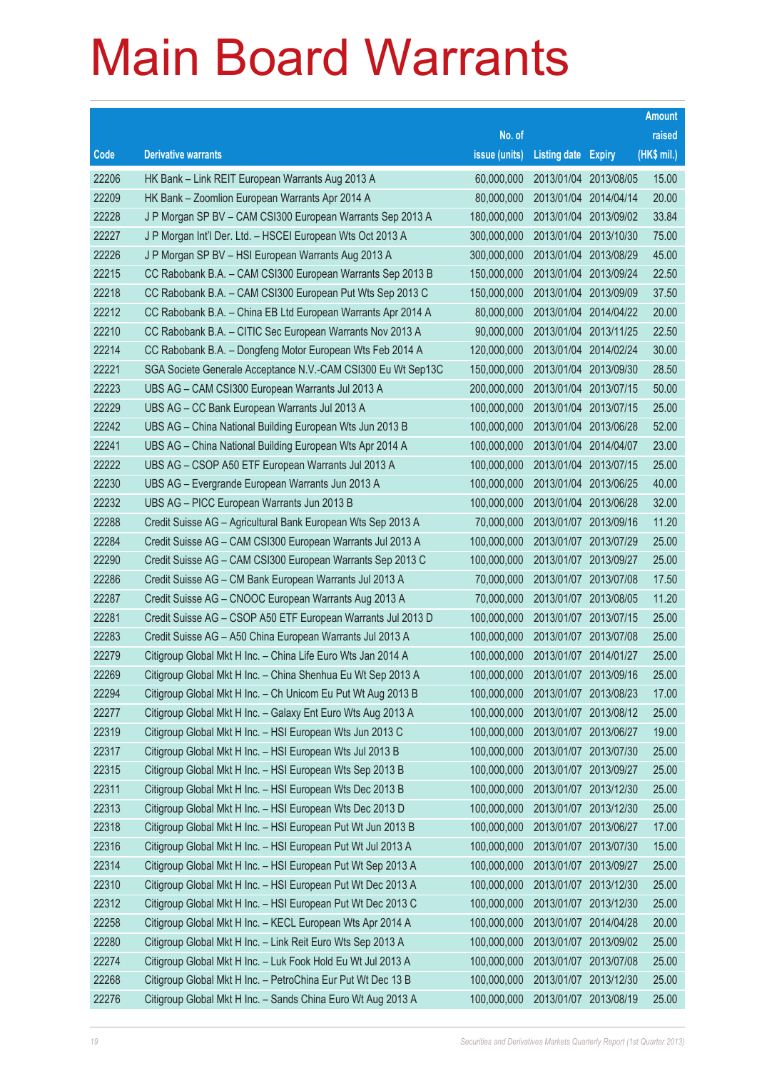# Main Board Warrants

| Code | Derivative warrants | No. of issue (units) | Listing date | Expiry | Amount raised (HK$ mil.) |
|---|---|---|---|---|---|
| 22206 | HK Bank – Link REIT European Warrants Aug 2013 A | 60,000,000 | 2013/01/04 | 2013/08/05 | 15.00 |
| 22209 | HK Bank – Zoomlion European Warrants Apr 2014 A | 80,000,000 | 2013/01/04 | 2014/04/14 | 20.00 |
| 22228 | J P Morgan SP BV – CAM CSI300 European Warrants Sep 2013 A | 180,000,000 | 2013/01/04 | 2013/09/02 | 33.84 |
| 22227 | J P Morgan Int'l Der. Ltd. – HSCEI European Wts Oct 2013 A | 300,000,000 | 2013/01/04 | 2013/10/30 | 75.00 |
| 22226 | J P Morgan SP BV – HSI European Warrants Aug 2013 A | 300,000,000 | 2013/01/04 | 2013/08/29 | 45.00 |
| 22215 | CC Rabobank B.A. – CAM CSI300 European Warrants Sep 2013 B | 150,000,000 | 2013/01/04 | 2013/09/24 | 22.50 |
| 22218 | CC Rabobank B.A. – CAM CSI300 European Put Wts Sep 2013 C | 150,000,000 | 2013/01/04 | 2013/09/09 | 37.50 |
| 22212 | CC Rabobank B.A. – China EB Ltd European Warrants Apr 2014 A | 80,000,000 | 2013/01/04 | 2014/04/22 | 20.00 |
| 22210 | CC Rabobank B.A. – CITIC Sec European Warrants Nov 2013 A | 90,000,000 | 2013/01/04 | 2013/11/25 | 22.50 |
| 22214 | CC Rabobank B.A. – Dongfeng Motor European Wts Feb 2014 A | 120,000,000 | 2013/01/04 | 2014/02/24 | 30.00 |
| 22221 | SGA Societe Generale Acceptance N.V.-CAM CSI300 Eu Wt Sep13C | 150,000,000 | 2013/01/04 | 2013/09/30 | 28.50 |
| 22223 | UBS AG – CAM CSI300 European Warrants Jul 2013 A | 200,000,000 | 2013/01/04 | 2013/07/15 | 50.00 |
| 22229 | UBS AG – CC Bank European Warrants Jul 2013 A | 100,000,000 | 2013/01/04 | 2013/07/15 | 25.00 |
| 22242 | UBS AG – China National Building European Wts Jun 2013 B | 100,000,000 | 2013/01/04 | 2013/06/28 | 52.00 |
| 22241 | UBS AG – China National Building European Wts Apr 2014 A | 100,000,000 | 2013/01/04 | 2014/04/07 | 23.00 |
| 22222 | UBS AG – CSOP A50 ETF European Warrants Jul 2013 A | 100,000,000 | 2013/01/04 | 2013/07/15 | 25.00 |
| 22230 | UBS AG – Evergrande European Warrants Jun 2013 A | 100,000,000 | 2013/01/04 | 2013/06/25 | 40.00 |
| 22232 | UBS AG – PICC European Warrants Jun 2013 B | 100,000,000 | 2013/01/04 | 2013/06/28 | 32.00 |
| 22288 | Credit Suisse AG – Agricultural Bank European Wts Sep 2013 A | 70,000,000 | 2013/01/07 | 2013/09/16 | 11.20 |
| 22284 | Credit Suisse AG – CAM CSI300 European Warrants Jul 2013 A | 100,000,000 | 2013/01/07 | 2013/07/29 | 25.00 |
| 22290 | Credit Suisse AG – CAM CSI300 European Warrants Sep 2013 C | 100,000,000 | 2013/01/07 | 2013/09/27 | 25.00 |
| 22286 | Credit Suisse AG – CM Bank European Warrants Jul 2013 A | 70,000,000 | 2013/01/07 | 2013/07/08 | 17.50 |
| 22287 | Credit Suisse AG – CNOOC European Warrants Aug 2013 A | 70,000,000 | 2013/01/07 | 2013/08/05 | 11.20 |
| 22281 | Credit Suisse AG – CSOP A50 ETF European Warrants Jul 2013 D | 100,000,000 | 2013/01/07 | 2013/07/15 | 25.00 |
| 22283 | Credit Suisse AG – A50 China European Warrants Jul 2013 A | 100,000,000 | 2013/01/07 | 2013/07/08 | 25.00 |
| 22279 | Citigroup Global Mkt H Inc. – China Life Euro Wts Jan 2014 A | 100,000,000 | 2013/01/07 | 2014/01/27 | 25.00 |
| 22269 | Citigroup Global Mkt H Inc. – China Shenhua Eu Wt Sep 2013 A | 100,000,000 | 2013/01/07 | 2013/09/16 | 25.00 |
| 22294 | Citigroup Global Mkt H Inc. – Ch Unicom Eu Put Wt Aug 2013 B | 100,000,000 | 2013/01/07 | 2013/08/23 | 17.00 |
| 22277 | Citigroup Global Mkt H Inc. – Galaxy Ent Euro Wts Aug 2013 A | 100,000,000 | 2013/01/07 | 2013/08/12 | 25.00 |
| 22319 | Citigroup Global Mkt H Inc. – HSI European Wts Jun 2013 C | 100,000,000 | 2013/01/07 | 2013/06/27 | 19.00 |
| 22317 | Citigroup Global Mkt H Inc. – HSI European Wts Jul 2013 B | 100,000,000 | 2013/01/07 | 2013/07/30 | 25.00 |
| 22315 | Citigroup Global Mkt H Inc. – HSI European Wts Sep 2013 B | 100,000,000 | 2013/01/07 | 2013/09/27 | 25.00 |
| 22311 | Citigroup Global Mkt H Inc. – HSI European Wts Dec 2013 B | 100,000,000 | 2013/01/07 | 2013/12/30 | 25.00 |
| 22313 | Citigroup Global Mkt H Inc. – HSI European Wts Dec 2013 D | 100,000,000 | 2013/01/07 | 2013/12/30 | 25.00 |
| 22318 | Citigroup Global Mkt H Inc. – HSI European Put Wt Jun 2013 B | 100,000,000 | 2013/01/07 | 2013/06/27 | 17.00 |
| 22316 | Citigroup Global Mkt H Inc. – HSI European Put Wt Jul 2013 A | 100,000,000 | 2013/01/07 | 2013/07/30 | 15.00 |
| 22314 | Citigroup Global Mkt H Inc. – HSI European Put Wt Sep 2013 A | 100,000,000 | 2013/01/07 | 2013/09/27 | 25.00 |
| 22310 | Citigroup Global Mkt H Inc. – HSI European Put Wt Dec 2013 A | 100,000,000 | 2013/01/07 | 2013/12/30 | 25.00 |
| 22312 | Citigroup Global Mkt H Inc. – HSI European Put Wt Dec 2013 C | 100,000,000 | 2013/01/07 | 2013/12/30 | 25.00 |
| 22258 | Citigroup Global Mkt H Inc. – KECL European Wts Apr 2014 A | 100,000,000 | 2013/01/07 | 2014/04/28 | 20.00 |
| 22280 | Citigroup Global Mkt H Inc. – Link Reit Euro Wts Sep 2013 A | 100,000,000 | 2013/01/07 | 2013/09/02 | 25.00 |
| 22274 | Citigroup Global Mkt H Inc. – Luk Fook Hold Eu Wt Jul 2013 A | 100,000,000 | 2013/01/07 | 2013/07/08 | 25.00 |
| 22268 | Citigroup Global Mkt H Inc. – PetroChina Eur Put Wt Dec 13 B | 100,000,000 | 2013/01/07 | 2013/12/30 | 25.00 |
| 22276 | Citigroup Global Mkt H Inc. – Sands China Euro Wt Aug 2013 A | 100,000,000 | 2013/01/07 | 2013/08/19 | 25.00 |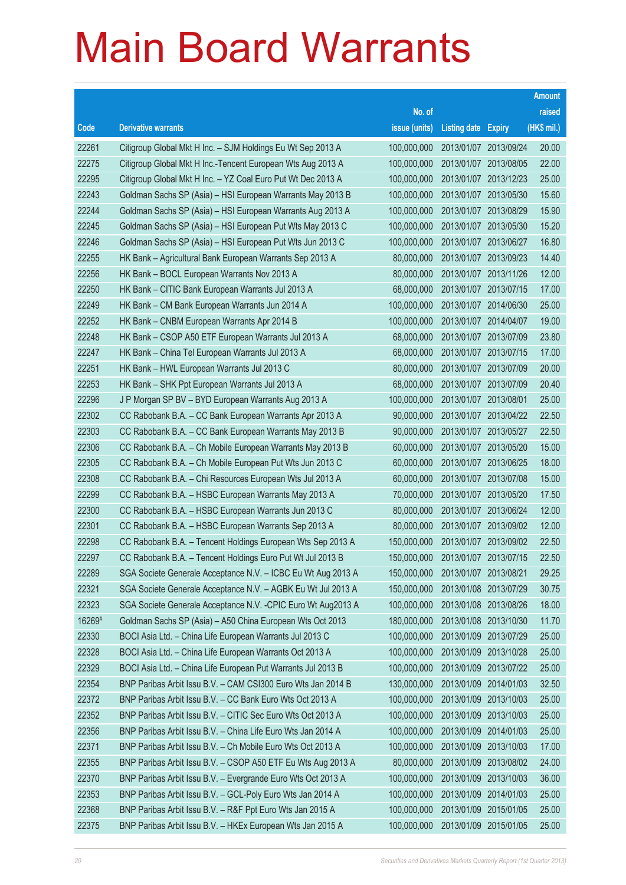# Main Board Warrants

| Code | Derivative warrants | No. of issue (units) | Listing date | Expiry | Amount raised (HK$ mil.) |
|---|---|---|---|---|---|
| 22261 | Citigroup Global Mkt H Inc. – SJM Holdings Eu Wt Sep 2013 A | 100,000,000 | 2013/01/07 | 2013/09/24 | 20.00 |
| 22275 | Citigroup Global Mkt H Inc.-Tencent European Wts Aug 2013 A | 100,000,000 | 2013/01/07 | 2013/08/05 | 22.00 |
| 22295 | Citigroup Global Mkt H Inc. – YZ Coal Euro Put Wt Dec 2013 A | 100,000,000 | 2013/01/07 | 2013/12/23 | 25.00 |
| 22243 | Goldman Sachs SP (Asia) – HSI European Warrants May 2013 B | 100,000,000 | 2013/01/07 | 2013/05/30 | 15.60 |
| 22244 | Goldman Sachs SP (Asia) – HSI European Warrants Aug 2013 A | 100,000,000 | 2013/01/07 | 2013/08/29 | 15.90 |
| 22245 | Goldman Sachs SP (Asia) – HSI European Put Wts May 2013 C | 100,000,000 | 2013/01/07 | 2013/05/30 | 15.20 |
| 22246 | Goldman Sachs SP (Asia) – HSI European Put Wts Jun 2013 C | 100,000,000 | 2013/01/07 | 2013/06/27 | 16.80 |
| 22255 | HK Bank – Agricultural Bank European Warrants Sep 2013 A | 80,000,000 | 2013/01/07 | 2013/09/23 | 14.40 |
| 22256 | HK Bank – BOCL European Warrants Nov 2013 A | 80,000,000 | 2013/01/07 | 2013/11/26 | 12.00 |
| 22250 | HK Bank – CITIC Bank European Warrants Jul 2013 A | 68,000,000 | 2013/01/07 | 2013/07/15 | 17.00 |
| 22249 | HK Bank – CM Bank European Warrants Jun 2014 A | 100,000,000 | 2013/01/07 | 2014/06/30 | 25.00 |
| 22252 | HK Bank – CNBM European Warrants Apr 2014 B | 100,000,000 | 2013/01/07 | 2014/04/07 | 19.00 |
| 22248 | HK Bank – CSOP A50 ETF European Warrants Jul 2013 A | 68,000,000 | 2013/01/07 | 2013/07/09 | 23.80 |
| 22247 | HK Bank – China Tel European Warrants Jul 2013 A | 68,000,000 | 2013/01/07 | 2013/07/15 | 17.00 |
| 22251 | HK Bank – HWL European Warrants Jul 2013 C | 80,000,000 | 2013/01/07 | 2013/07/09 | 20.00 |
| 22253 | HK Bank – SHK Ppt European Warrants Jul 2013 A | 68,000,000 | 2013/01/07 | 2013/07/09 | 20.40 |
| 22296 | J P Morgan SP BV – BYD European Warrants Aug 2013 A | 100,000,000 | 2013/01/07 | 2013/08/01 | 25.00 |
| 22302 | CC Rabobank B.A. – CC Bank European Warrants Apr 2013 A | 90,000,000 | 2013/01/07 | 2013/04/22 | 22.50 |
| 22303 | CC Rabobank B.A. – CC Bank European Warrants May 2013 B | 90,000,000 | 2013/01/07 | 2013/05/27 | 22.50 |
| 22306 | CC Rabobank B.A. – Ch Mobile European Warrants May 2013 B | 60,000,000 | 2013/01/07 | 2013/05/20 | 15.00 |
| 22305 | CC Rabobank B.A. – Ch Mobile European Put Wts Jun 2013 C | 60,000,000 | 2013/01/07 | 2013/06/25 | 18.00 |
| 22308 | CC Rabobank B.A. – Chi Resources European Wts Jul 2013 A | 60,000,000 | 2013/01/07 | 2013/07/08 | 15.00 |
| 22299 | CC Rabobank B.A. – HSBC European Warrants May 2013 A | 70,000,000 | 2013/01/07 | 2013/05/20 | 17.50 |
| 22300 | CC Rabobank B.A. – HSBC European Warrants Jun 2013 C | 80,000,000 | 2013/01/07 | 2013/06/24 | 12.00 |
| 22301 | CC Rabobank B.A. – HSBC European Warrants Sep 2013 A | 80,000,000 | 2013/01/07 | 2013/09/02 | 12.00 |
| 22298 | CC Rabobank B.A. – Tencent Holdings European Wts Sep 2013 A | 150,000,000 | 2013/01/07 | 2013/09/02 | 22.50 |
| 22297 | CC Rabobank B.A. – Tencent Holdings Euro Put Wt Jul 2013 B | 150,000,000 | 2013/01/07 | 2013/07/15 | 22.50 |
| 22289 | SGA Societe Generale Acceptance N.V. – ICBC Eu Wt Aug 2013 A | 150,000,000 | 2013/01/07 | 2013/08/21 | 29.25 |
| 22321 | SGA Societe Generale Acceptance N.V. – AGBK Eu Wt Jul 2013 A | 150,000,000 | 2013/01/08 | 2013/07/29 | 30.75 |
| 22323 | SGA Societe Generale Acceptance N.V. -CPIC Euro Wt Aug2013 A | 100,000,000 | 2013/01/08 | 2013/08/26 | 18.00 |
| 16269# | Goldman Sachs SP (Asia) – A50 China European Wts Oct 2013 | 180,000,000 | 2013/01/08 | 2013/10/30 | 11.70 |
| 22330 | BOCI Asia Ltd. – China Life European Warrants Jul 2013 C | 100,000,000 | 2013/01/09 | 2013/07/29 | 25.00 |
| 22328 | BOCI Asia Ltd. – China Life European Warrants Oct 2013 A | 100,000,000 | 2013/01/09 | 2013/10/28 | 25.00 |
| 22329 | BOCI Asia Ltd. – China Life European Put Warrants Jul 2013 B | 100,000,000 | 2013/01/09 | 2013/07/22 | 25.00 |
| 22354 | BNP Paribas Arbit Issu B.V. – CAM CSI300 Euro Wts Jan 2014 B | 130,000,000 | 2013/01/09 | 2014/01/03 | 32.50 |
| 22372 | BNP Paribas Arbit Issu B.V. – CC Bank Euro Wts Oct 2013 A | 100,000,000 | 2013/01/09 | 2013/10/03 | 25.00 |
| 22352 | BNP Paribas Arbit Issu B.V. – CITIC Sec Euro Wts Oct 2013 A | 100,000,000 | 2013/01/09 | 2013/10/03 | 25.00 |
| 22356 | BNP Paribas Arbit Issu B.V. – China Life Euro Wts Jan 2014 A | 100,000,000 | 2013/01/09 | 2014/01/03 | 25.00 |
| 22371 | BNP Paribas Arbit Issu B.V. – Ch Mobile Euro Wts Oct 2013 A | 100,000,000 | 2013/01/09 | 2013/10/03 | 17.00 |
| 22355 | BNP Paribas Arbit Issu B.V. – CSOP A50 ETF Eu Wts Aug 2013 A | 80,000,000 | 2013/01/09 | 2013/08/02 | 24.00 |
| 22370 | BNP Paribas Arbit Issu B.V. – Evergrande Euro Wts Oct 2013 A | 100,000,000 | 2013/01/09 | 2013/10/03 | 36.00 |
| 22353 | BNP Paribas Arbit Issu B.V. – GCL-Poly Euro Wts Jan 2014 A | 100,000,000 | 2013/01/09 | 2014/01/03 | 25.00 |
| 22368 | BNP Paribas Arbit Issu B.V. – R&F Ppt Euro Wts Jan 2015 A | 100,000,000 | 2013/01/09 | 2015/01/05 | 25.00 |
| 22375 | BNP Paribas Arbit Issu B.V. – HKEx European Wts Jan 2015 A | 100,000,000 | 2013/01/09 | 2015/01/05 | 25.00 |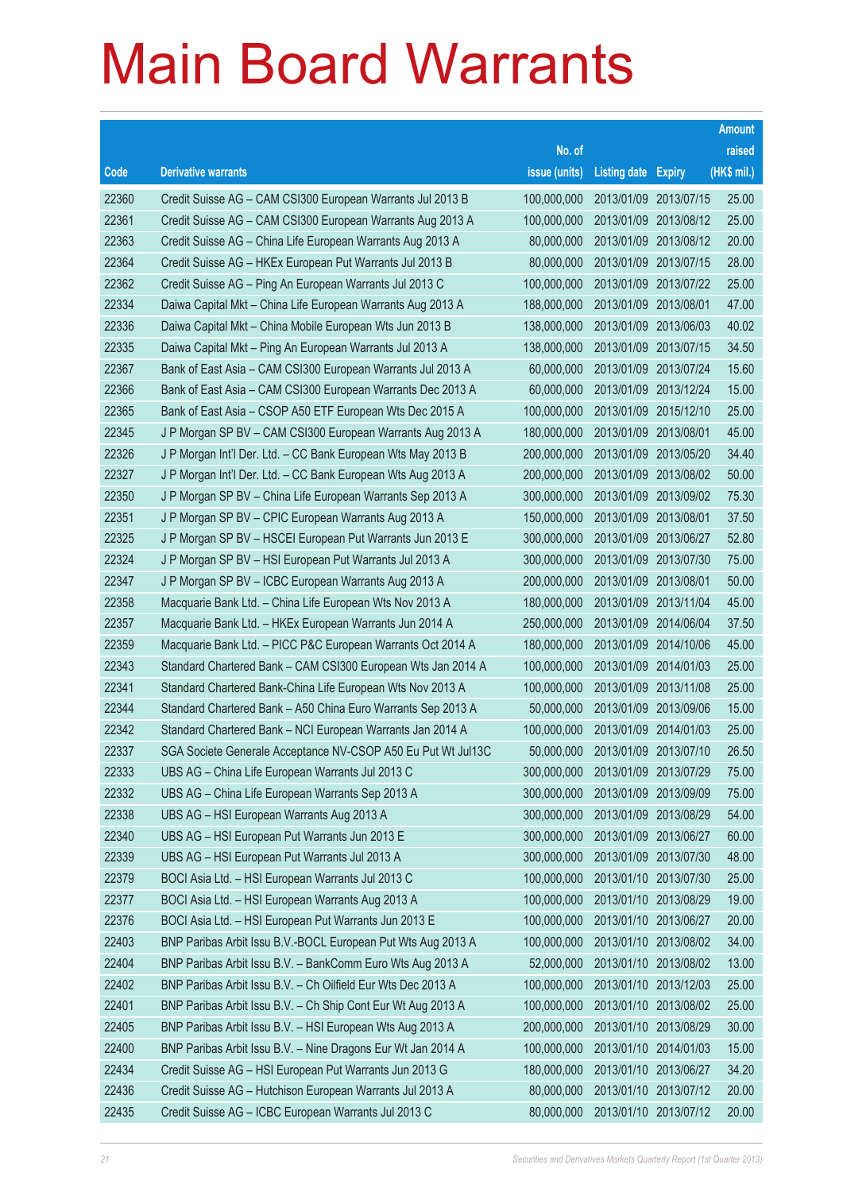# Main Board Warrants

| Code | Derivative warrants | No. of issue (units) | Listing date | Expiry | Amount raised (HK$ mil.) |
|---|---|---|---|---|---|
| 22360 | Credit Suisse AG – CAM CSI300 European Warrants Jul 2013 B | 100,000,000 | 2013/01/09 | 2013/07/15 | 25.00 |
| 22361 | Credit Suisse AG – CAM CSI300 European Warrants Aug 2013 A | 100,000,000 | 2013/01/09 | 2013/08/12 | 25.00 |
| 22363 | Credit Suisse AG – China Life European Warrants Aug 2013 A | 80,000,000 | 2013/01/09 | 2013/08/12 | 20.00 |
| 22364 | Credit Suisse AG – HKEx European Put Warrants Jul 2013 B | 80,000,000 | 2013/01/09 | 2013/07/15 | 28.00 |
| 22362 | Credit Suisse AG – Ping An European Warrants Jul 2013 C | 100,000,000 | 2013/01/09 | 2013/07/22 | 25.00 |
| 22334 | Daiwa Capital Mkt – China Life European Warrants Aug 2013 A | 188,000,000 | 2013/01/09 | 2013/08/01 | 47.00 |
| 22336 | Daiwa Capital Mkt – China Mobile European Wts Jun 2013 B | 138,000,000 | 2013/01/09 | 2013/06/03 | 40.02 |
| 22335 | Daiwa Capital Mkt – Ping An European Warrants Jul 2013 A | 138,000,000 | 2013/01/09 | 2013/07/15 | 34.50 |
| 22367 | Bank of East Asia – CAM CSI300 European Warrants Jul 2013 A | 60,000,000 | 2013/01/09 | 2013/07/24 | 15.60 |
| 22366 | Bank of East Asia – CAM CSI300 European Warrants Dec 2013 A | 60,000,000 | 2013/01/09 | 2013/12/24 | 15.00 |
| 22365 | Bank of East Asia – CSOP A50 ETF European Wts Dec 2015 A | 100,000,000 | 2013/01/09 | 2015/12/10 | 25.00 |
| 22345 | J P Morgan SP BV – CAM CSI300 European Warrants Aug 2013 A | 180,000,000 | 2013/01/09 | 2013/08/01 | 45.00 |
| 22326 | J P Morgan Int'l Der. Ltd. – CC Bank European Wts May 2013 B | 200,000,000 | 2013/01/09 | 2013/05/20 | 34.40 |
| 22327 | J P Morgan Int'l Der. Ltd. – CC Bank European Wts Aug 2013 A | 200,000,000 | 2013/01/09 | 2013/08/02 | 50.00 |
| 22350 | J P Morgan SP BV – China Life European Warrants Sep 2013 A | 300,000,000 | 2013/01/09 | 2013/09/02 | 75.30 |
| 22351 | J P Morgan SP BV – CPIC European Warrants Aug 2013 A | 150,000,000 | 2013/01/09 | 2013/08/01 | 37.50 |
| 22325 | J P Morgan SP BV – HSCEI European Put Warrants Jun 2013 E | 300,000,000 | 2013/01/09 | 2013/06/27 | 52.80 |
| 22324 | J P Morgan SP BV – HSI European Put Warrants Jul 2013 A | 300,000,000 | 2013/01/09 | 2013/07/30 | 75.00 |
| 22347 | J P Morgan SP BV – ICBC European Warrants Aug 2013 A | 200,000,000 | 2013/01/09 | 2013/08/01 | 50.00 |
| 22358 | Macquarie Bank Ltd. – China Life European Wts Nov 2013 A | 180,000,000 | 2013/01/09 | 2013/11/04 | 45.00 |
| 22357 | Macquarie Bank Ltd. – HKEx European Warrants Jun 2014 A | 250,000,000 | 2013/01/09 | 2014/06/04 | 37.50 |
| 22359 | Macquarie Bank Ltd. – PICC P&C European Warrants Oct 2014 A | 180,000,000 | 2013/01/09 | 2014/10/06 | 45.00 |
| 22343 | Standard Chartered Bank – CAM CSI300 European Wts Jan 2014 A | 100,000,000 | 2013/01/09 | 2014/01/03 | 25.00 |
| 22341 | Standard Chartered Bank-China Life European Wts Nov 2013 A | 100,000,000 | 2013/01/09 | 2013/11/08 | 25.00 |
| 22344 | Standard Chartered Bank – A50 China Euro Warrants Sep 2013 A | 50,000,000 | 2013/01/09 | 2013/09/06 | 15.00 |
| 22342 | Standard Chartered Bank – NCI European Warrants Jan 2014 A | 100,000,000 | 2013/01/09 | 2014/01/03 | 25.00 |
| 22337 | SGA Societe Generale Acceptance NV-CSOP A50 Eu Put Wt Jul13C | 50,000,000 | 2013/01/09 | 2013/07/10 | 26.50 |
| 22333 | UBS AG – China Life European Warrants Jul 2013 C | 300,000,000 | 2013/01/09 | 2013/07/29 | 75.00 |
| 22332 | UBS AG – China Life European Warrants Sep 2013 A | 300,000,000 | 2013/01/09 | 2013/09/09 | 75.00 |
| 22338 | UBS AG – HSI European Warrants Aug 2013 A | 300,000,000 | 2013/01/09 | 2013/08/29 | 54.00 |
| 22340 | UBS AG – HSI European Put Warrants Jun 2013 E | 300,000,000 | 2013/01/09 | 2013/06/27 | 60.00 |
| 22339 | UBS AG – HSI European Put Warrants Jul 2013 A | 300,000,000 | 2013/01/09 | 2013/07/30 | 48.00 |
| 22379 | BOCI Asia Ltd. – HSI European Warrants Jul 2013 C | 100,000,000 | 2013/01/10 | 2013/07/30 | 25.00 |
| 22377 | BOCI Asia Ltd. – HSI European Warrants Aug 2013 A | 100,000,000 | 2013/01/10 | 2013/08/29 | 19.00 |
| 22376 | BOCI Asia Ltd. – HSI European Put Warrants Jun 2013 E | 100,000,000 | 2013/01/10 | 2013/06/27 | 20.00 |
| 22403 | BNP Paribas Arbit Issu B.V.-BOCL European Put Wts Aug 2013 A | 100,000,000 | 2013/01/10 | 2013/08/02 | 34.00 |
| 22404 | BNP Paribas Arbit Issu B.V. – BankComm Euro Wts Aug 2013 A | 52,000,000 | 2013/01/10 | 2013/08/02 | 13.00 |
| 22402 | BNP Paribas Arbit Issu B.V. – Ch Oilfield Eur Wts Dec 2013 A | 100,000,000 | 2013/01/10 | 2013/12/03 | 25.00 |
| 22401 | BNP Paribas Arbit Issu B.V. – Ch Ship Cont Eur Wt Aug 2013 A | 100,000,000 | 2013/01/10 | 2013/08/02 | 25.00 |
| 22405 | BNP Paribas Arbit Issu B.V. – HSI European Wts Aug 2013 A | 200,000,000 | 2013/01/10 | 2013/08/29 | 30.00 |
| 22400 | BNP Paribas Arbit Issu B.V. – Nine Dragons Eur Wt Jan 2014 A | 100,000,000 | 2013/01/10 | 2014/01/03 | 15.00 |
| 22434 | Credit Suisse AG – HSI European Put Warrants Jun 2013 G | 180,000,000 | 2013/01/10 | 2013/06/27 | 34.20 |
| 22436 | Credit Suisse AG – Hutchison European Warrants Jul 2013 A | 80,000,000 | 2013/01/10 | 2013/07/12 | 20.00 |
| 22435 | Credit Suisse AG – ICBC European Warrants Jul 2013 C | 80,000,000 | 2013/01/10 | 2013/07/12 | 20.00 |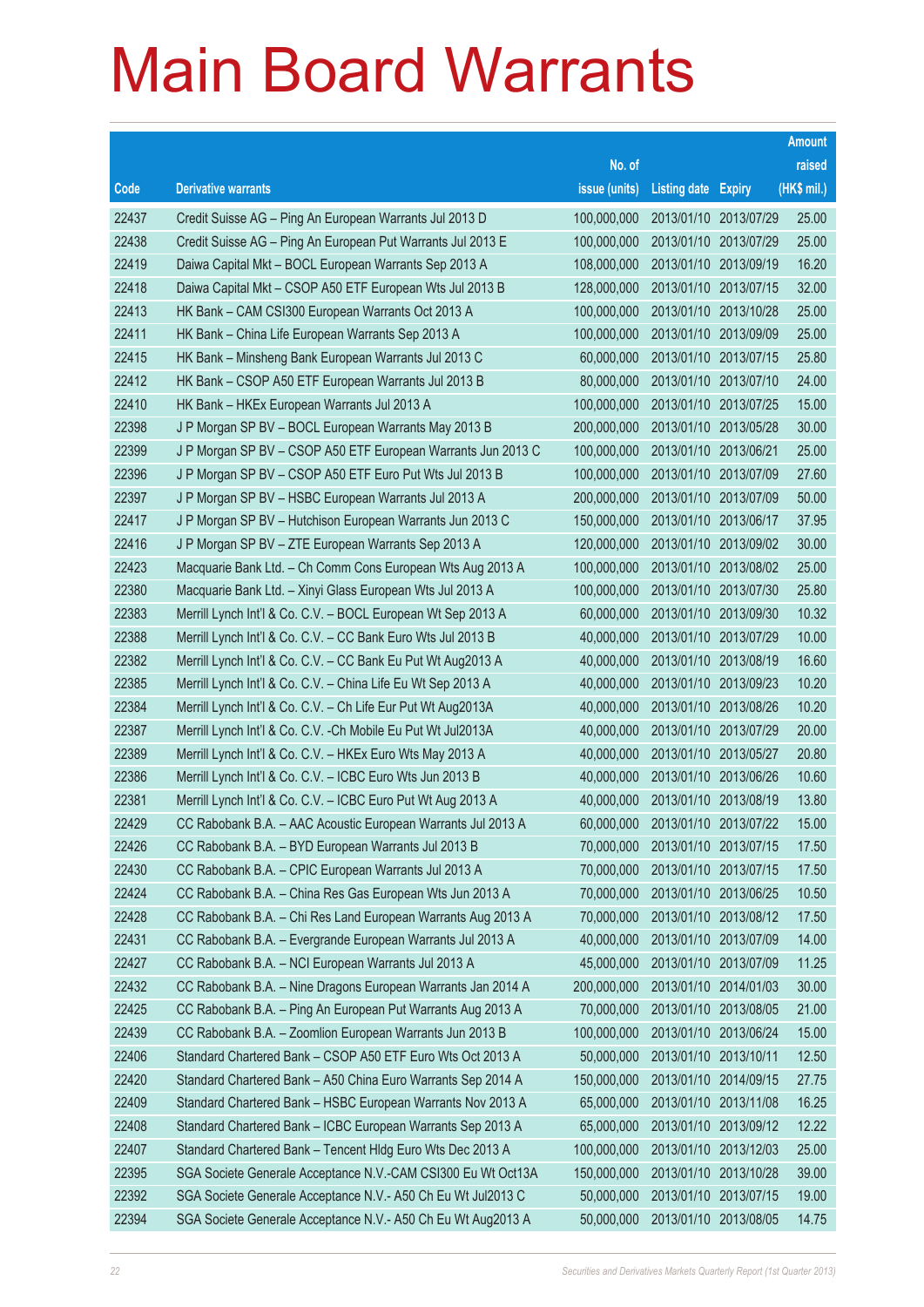# Main Board Warrants

| Code | Derivative warrants | No. of issue (units) | Listing date | Expiry | Amount raised (HK$ mil.) |
|---|---|---|---|---|---|
| 22437 | Credit Suisse AG – Ping An European Warrants Jul 2013 D | 100,000,000 | 2013/01/10 | 2013/07/29 | 25.00 |
| 22438 | Credit Suisse AG – Ping An European Put Warrants Jul 2013 E | 100,000,000 | 2013/01/10 | 2013/07/29 | 25.00 |
| 22419 | Daiwa Capital Mkt – BOCL European Warrants Sep 2013 A | 108,000,000 | 2013/01/10 | 2013/09/19 | 16.20 |
| 22418 | Daiwa Capital Mkt – CSOP A50 ETF European Wts Jul 2013 B | 128,000,000 | 2013/01/10 | 2013/07/15 | 32.00 |
| 22413 | HK Bank – CAM CSI300 European Warrants Oct 2013 A | 100,000,000 | 2013/01/10 | 2013/10/28 | 25.00 |
| 22411 | HK Bank – China Life European Warrants Sep 2013 A | 100,000,000 | 2013/01/10 | 2013/09/09 | 25.00 |
| 22415 | HK Bank – Minsheng Bank European Warrants Jul 2013 C | 60,000,000 | 2013/01/10 | 2013/07/15 | 25.80 |
| 22412 | HK Bank – CSOP A50 ETF European Warrants Jul 2013 B | 80,000,000 | 2013/01/10 | 2013/07/10 | 24.00 |
| 22410 | HK Bank – HKEx European Warrants Jul 2013 A | 100,000,000 | 2013/01/10 | 2013/07/25 | 15.00 |
| 22398 | J P Morgan SP BV – BOCL European Warrants May 2013 B | 200,000,000 | 2013/01/10 | 2013/05/28 | 30.00 |
| 22399 | J P Morgan SP BV – CSOP A50 ETF European Warrants Jun 2013 C | 100,000,000 | 2013/01/10 | 2013/06/21 | 25.00 |
| 22396 | J P Morgan SP BV – CSOP A50 ETF Euro Put Wts Jul 2013 B | 100,000,000 | 2013/01/10 | 2013/07/09 | 27.60 |
| 22397 | J P Morgan SP BV – HSBC European Warrants Jul 2013 A | 200,000,000 | 2013/01/10 | 2013/07/09 | 50.00 |
| 22417 | J P Morgan SP BV – Hutchison European Warrants Jun 2013 C | 150,000,000 | 2013/01/10 | 2013/06/17 | 37.95 |
| 22416 | J P Morgan SP BV – ZTE European Warrants Sep 2013 A | 120,000,000 | 2013/01/10 | 2013/09/02 | 30.00 |
| 22423 | Macquarie Bank Ltd. – Ch Comm Cons European Wts Aug 2013 A | 100,000,000 | 2013/01/10 | 2013/08/02 | 25.00 |
| 22380 | Macquarie Bank Ltd. – Xinyi Glass European Wts Jul 2013 A | 100,000,000 | 2013/01/10 | 2013/07/30 | 25.80 |
| 22383 | Merrill Lynch Int'l & Co. C.V. – BOCL European Wt Sep 2013 A | 60,000,000 | 2013/01/10 | 2013/09/30 | 10.32 |
| 22388 | Merrill Lynch Int'l & Co. C.V. – CC Bank Euro Wts Jul 2013 B | 40,000,000 | 2013/01/10 | 2013/07/29 | 10.00 |
| 22382 | Merrill Lynch Int'l & Co. C.V. – CC Bank Eu Put Wt Aug2013 A | 40,000,000 | 2013/01/10 | 2013/08/19 | 16.60 |
| 22385 | Merrill Lynch Int'l & Co. C.V. – China Life Eu Wt Sep 2013 A | 40,000,000 | 2013/01/10 | 2013/09/23 | 10.20 |
| 22384 | Merrill Lynch Int'l & Co. C.V. – Ch Life Eur Put Wt Aug2013A | 40,000,000 | 2013/01/10 | 2013/08/26 | 10.20 |
| 22387 | Merrill Lynch Int'l & Co. C.V. -Ch Mobile Eu Put Wt Jul2013A | 40,000,000 | 2013/01/10 | 2013/07/29 | 20.00 |
| 22389 | Merrill Lynch Int'l & Co. C.V. – HKEx Euro Wts May 2013 A | 40,000,000 | 2013/01/10 | 2013/05/27 | 20.80 |
| 22386 | Merrill Lynch Int'l & Co. C.V. – ICBC Euro Wts Jun 2013 B | 40,000,000 | 2013/01/10 | 2013/06/26 | 10.60 |
| 22381 | Merrill Lynch Int'l & Co. C.V. – ICBC Euro Put Wt Aug 2013 A | 40,000,000 | 2013/01/10 | 2013/08/19 | 13.80 |
| 22429 | CC Rabobank B.A. – AAC Acoustic European Warrants Jul 2013 A | 60,000,000 | 2013/01/10 | 2013/07/22 | 15.00 |
| 22426 | CC Rabobank B.A. – BYD European Warrants Jul 2013 B | 70,000,000 | 2013/01/10 | 2013/07/15 | 17.50 |
| 22430 | CC Rabobank B.A. – CPIC European Warrants Jul 2013 A | 70,000,000 | 2013/01/10 | 2013/07/15 | 17.50 |
| 22424 | CC Rabobank B.A. – China Res Gas European Wts Jun 2013 A | 70,000,000 | 2013/01/10 | 2013/06/25 | 10.50 |
| 22428 | CC Rabobank B.A. – Chi Res Land European Warrants Aug 2013 A | 70,000,000 | 2013/01/10 | 2013/08/12 | 17.50 |
| 22431 | CC Rabobank B.A. – Evergrande European Warrants Jul 2013 A | 40,000,000 | 2013/01/10 | 2013/07/09 | 14.00 |
| 22427 | CC Rabobank B.A. – NCI European Warrants Jul 2013 A | 45,000,000 | 2013/01/10 | 2013/07/09 | 11.25 |
| 22432 | CC Rabobank B.A. – Nine Dragons European Warrants Jan 2014 A | 200,000,000 | 2013/01/10 | 2014/01/03 | 30.00 |
| 22425 | CC Rabobank B.A. – Ping An European Put Warrants Aug 2013 A | 70,000,000 | 2013/01/10 | 2013/08/05 | 21.00 |
| 22439 | CC Rabobank B.A. – Zoomlion European Warrants Jun 2013 B | 100,000,000 | 2013/01/10 | 2013/06/24 | 15.00 |
| 22406 | Standard Chartered Bank – CSOP A50 ETF Euro Wts Oct 2013 A | 50,000,000 | 2013/01/10 | 2013/10/11 | 12.50 |
| 22420 | Standard Chartered Bank – A50 China Euro Warrants Sep 2014 A | 150,000,000 | 2013/01/10 | 2014/09/15 | 27.75 |
| 22409 | Standard Chartered Bank – HSBC European Warrants Nov 2013 A | 65,000,000 | 2013/01/10 | 2013/11/08 | 16.25 |
| 22408 | Standard Chartered Bank – ICBC European Warrants Sep 2013 A | 65,000,000 | 2013/01/10 | 2013/09/12 | 12.22 |
| 22407 | Standard Chartered Bank – Tencent Hldg Euro Wts Dec 2013 A | 100,000,000 | 2013/01/10 | 2013/12/03 | 25.00 |
| 22395 | SGA Societe Generale Acceptance N.V.-CAM CSI300 Eu Wt Oct13A | 150,000,000 | 2013/01/10 | 2013/10/28 | 39.00 |
| 22392 | SGA Societe Generale Acceptance N.V.- A50 Ch Eu Wt Jul2013 C | 50,000,000 | 2013/01/10 | 2013/07/15 | 19.00 |
| 22394 | SGA Societe Generale Acceptance N.V.- A50 Ch Eu Wt Aug2013 A | 50,000,000 | 2013/01/10 | 2013/08/05 | 14.75 |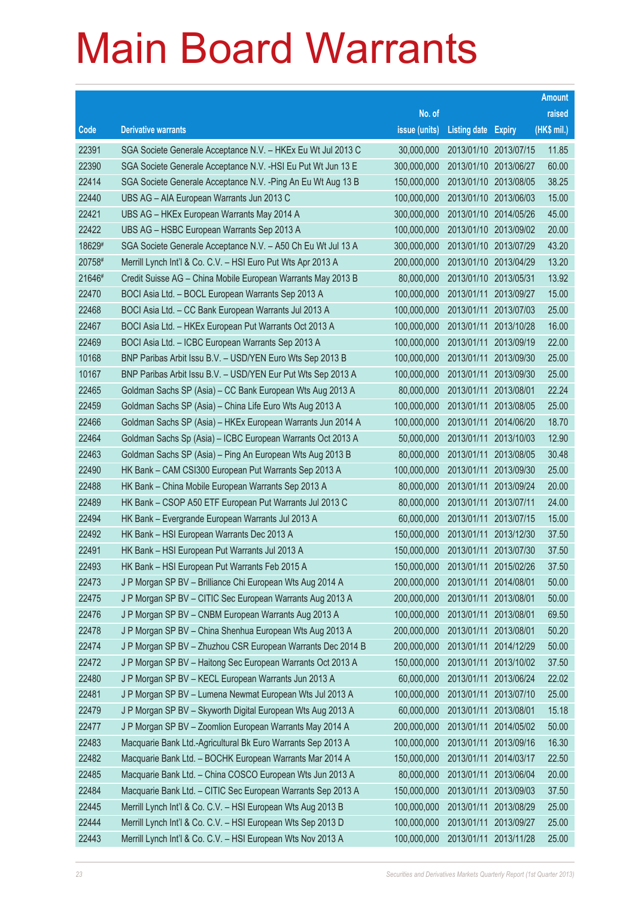# Main Board Warrants

| Code | Derivative warrants | No. of issue (units) | Listing date | Expiry | Amount raised (HK$ mil.) |
|---|---|---|---|---|---|
| 22391 | SGA Societe Generale Acceptance N.V. – HKEx Eu Wt Jul 2013 C | 30,000,000 | 2013/01/10 | 2013/07/15 | 11.85 |
| 22390 | SGA Societe Generale Acceptance N.V. -HSI Eu Put Wt Jun 13 E | 300,000,000 | 2013/01/10 | 2013/06/27 | 60.00 |
| 22414 | SGA Societe Generale Acceptance N.V. -Ping An Eu Wt Aug 13 B | 150,000,000 | 2013/01/10 | 2013/08/05 | 38.25 |
| 22440 | UBS AG – AIA European Warrants Jun 2013 C | 100,000,000 | 2013/01/10 | 2013/06/03 | 15.00 |
| 22421 | UBS AG – HKEx European Warrants May 2014 A | 300,000,000 | 2013/01/10 | 2014/05/26 | 45.00 |
| 22422 | UBS AG – HSBC European Warrants Sep 2013 A | 100,000,000 | 2013/01/10 | 2013/09/02 | 20.00 |
| 18629# | SGA Societe Generale Acceptance N.V. – A50 Ch Eu Wt Jul 13 A | 300,000,000 | 2013/01/10 | 2013/07/29 | 43.20 |
| 20758# | Merrill Lynch Int'l & Co. C.V. – HSI Euro Put Wts Apr 2013 A | 200,000,000 | 2013/01/10 | 2013/04/29 | 13.20 |
| 21646# | Credit Suisse AG – China Mobile European Warrants May 2013 B | 80,000,000 | 2013/01/10 | 2013/05/31 | 13.92 |
| 22470 | BOCI Asia Ltd. – BOCL European Warrants Sep 2013 A | 100,000,000 | 2013/01/11 | 2013/09/27 | 15.00 |
| 22468 | BOCI Asia Ltd. – CC Bank European Warrants Jul 2013 A | 100,000,000 | 2013/01/11 | 2013/07/03 | 25.00 |
| 22467 | BOCI Asia Ltd. – HKEx European Put Warrants Oct 2013 A | 100,000,000 | 2013/01/11 | 2013/10/28 | 16.00 |
| 22469 | BOCI Asia Ltd. – ICBC European Warrants Sep 2013 A | 100,000,000 | 2013/01/11 | 2013/09/19 | 22.00 |
| 10168 | BNP Paribas Arbit Issu B.V. – USD/YEN Euro Wts Sep 2013 B | 100,000,000 | 2013/01/11 | 2013/09/30 | 25.00 |
| 10167 | BNP Paribas Arbit Issu B.V. – USD/YEN Eur Put Wts Sep 2013 A | 100,000,000 | 2013/01/11 | 2013/09/30 | 25.00 |
| 22465 | Goldman Sachs SP (Asia) – CC Bank European Wts Aug 2013 A | 80,000,000 | 2013/01/11 | 2013/08/01 | 22.24 |
| 22459 | Goldman Sachs SP (Asia) – China Life Euro Wts Aug 2013 A | 100,000,000 | 2013/01/11 | 2013/08/05 | 25.00 |
| 22466 | Goldman Sachs SP (Asia) – HKEx European Warrants Jun 2014 A | 100,000,000 | 2013/01/11 | 2014/06/20 | 18.70 |
| 22464 | Goldman Sachs Sp (Asia) – ICBC European Warrants Oct 2013 A | 50,000,000 | 2013/01/11 | 2013/10/03 | 12.90 |
| 22463 | Goldman Sachs SP (Asia) – Ping An European Wts Aug 2013 B | 80,000,000 | 2013/01/11 | 2013/08/05 | 30.48 |
| 22490 | HK Bank – CAM CSI300 European Put Warrants Sep 2013 A | 100,000,000 | 2013/01/11 | 2013/09/30 | 25.00 |
| 22488 | HK Bank – China Mobile European Warrants Sep 2013 A | 80,000,000 | 2013/01/11 | 2013/09/24 | 20.00 |
| 22489 | HK Bank – CSOP A50 ETF European Put Warrants Jul 2013 C | 80,000,000 | 2013/01/11 | 2013/07/11 | 24.00 |
| 22494 | HK Bank – Evergrande European Warrants Jul 2013 A | 60,000,000 | 2013/01/11 | 2013/07/15 | 15.00 |
| 22492 | HK Bank – HSI European Warrants Dec 2013 A | 150,000,000 | 2013/01/11 | 2013/12/30 | 37.50 |
| 22491 | HK Bank – HSI European Put Warrants Jul 2013 A | 150,000,000 | 2013/01/11 | 2013/07/30 | 37.50 |
| 22493 | HK Bank – HSI European Put Warrants Feb 2015 A | 150,000,000 | 2013/01/11 | 2015/02/26 | 37.50 |
| 22473 | J P Morgan SP BV – Brilliance Chi European Wts Aug 2014 A | 200,000,000 | 2013/01/11 | 2014/08/01 | 50.00 |
| 22475 | J P Morgan SP BV – CITIC Sec European Warrants Aug 2013 A | 200,000,000 | 2013/01/11 | 2013/08/01 | 50.00 |
| 22476 | J P Morgan SP BV – CNBM European Warrants Aug 2013 A | 100,000,000 | 2013/01/11 | 2013/08/01 | 69.50 |
| 22478 | J P Morgan SP BV – China Shenhua European Wts Aug 2013 A | 200,000,000 | 2013/01/11 | 2013/08/01 | 50.20 |
| 22474 | J P Morgan SP BV – Zhuzhou CSR European Warrants Dec 2014 B | 200,000,000 | 2013/01/11 | 2014/12/29 | 50.00 |
| 22472 | J P Morgan SP BV – Haitong Sec European Warrants Oct 2013 A | 150,000,000 | 2013/01/11 | 2013/10/02 | 37.50 |
| 22480 | J P Morgan SP BV – KECL European Warrants Jun 2013 A | 60,000,000 | 2013/01/11 | 2013/06/24 | 22.02 |
| 22481 | J P Morgan SP BV – Lumena Newmat European Wts Jul 2013 A | 100,000,000 | 2013/01/11 | 2013/07/10 | 25.00 |
| 22479 | J P Morgan SP BV – Skyworth Digital European Wts Aug 2013 A | 60,000,000 | 2013/01/11 | 2013/08/01 | 15.18 |
| 22477 | J P Morgan SP BV – Zoomlion European Warrants May 2014 A | 200,000,000 | 2013/01/11 | 2014/05/02 | 50.00 |
| 22483 | Macquarie Bank Ltd.-Agricultural Bk Euro Warrants Sep 2013 A | 100,000,000 | 2013/01/11 | 2013/09/16 | 16.30 |
| 22482 | Macquarie Bank Ltd. – BOCHK European Warrants Mar 2014 A | 150,000,000 | 2013/01/11 | 2014/03/17 | 22.50 |
| 22485 | Macquarie Bank Ltd. – China COSCO European Wts Jun 2013 A | 80,000,000 | 2013/01/11 | 2013/06/04 | 20.00 |
| 22484 | Macquarie Bank Ltd. – CITIC Sec European Warrants Sep 2013 A | 150,000,000 | 2013/01/11 | 2013/09/03 | 37.50 |
| 22445 | Merrill Lynch Int'l & Co. C.V. – HSI European Wts Aug 2013 B | 100,000,000 | 2013/01/11 | 2013/08/29 | 25.00 |
| 22444 | Merrill Lynch Int'l & Co. C.V. – HSI European Wts Sep 2013 D | 100,000,000 | 2013/01/11 | 2013/09/27 | 25.00 |
| 22443 | Merrill Lynch Int'l & Co. C.V. – HSI European Wts Nov 2013 A | 100,000,000 | 2013/01/11 | 2013/11/28 | 25.00 |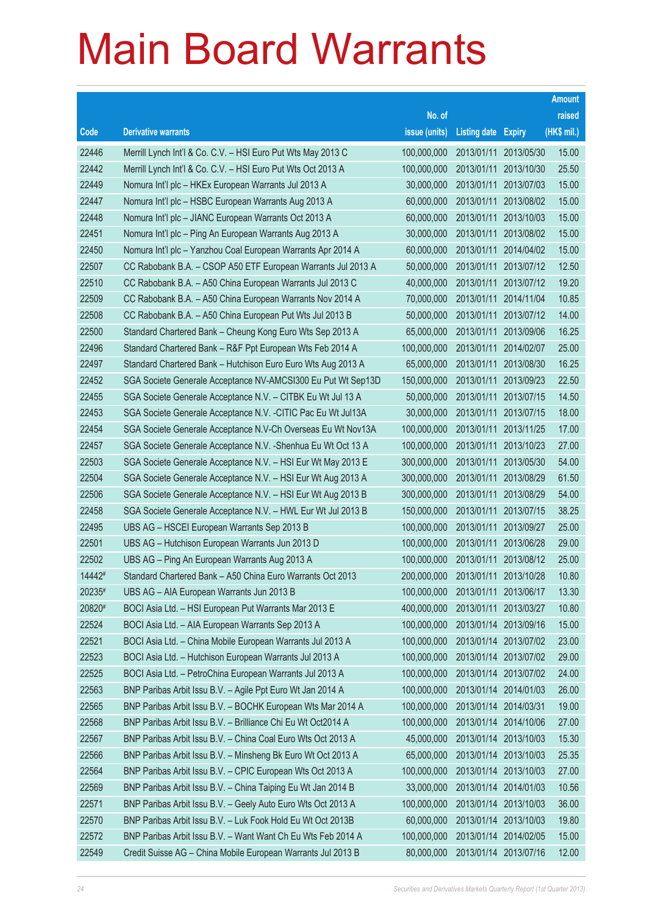# Main Board Warrants

| Code | Derivative warrants | No. of issue (units) | Listing date | Expiry | Amount raised (HK$ mil.) |
|---|---|---|---|---|---|
| 22446 | Merrill Lynch Int'l & Co. C.V. – HSI Euro Put Wts May 2013 C | 100,000,000 | 2013/01/11 | 2013/05/30 | 15.00 |
| 22442 | Merrill Lynch Int'l & Co. C.V. – HSI Euro Put Wts Oct 2013 A | 100,000,000 | 2013/01/11 | 2013/10/30 | 25.50 |
| 22449 | Nomura Int'l plc – HKEx European Warrants Jul 2013 A | 30,000,000 | 2013/01/11 | 2013/07/03 | 15.00 |
| 22447 | Nomura Int'l plc – HSBC European Warrants Aug 2013 A | 60,000,000 | 2013/01/11 | 2013/08/02 | 15.00 |
| 22448 | Nomura Int'l plc – JIANC European Warrants Oct 2013 A | 60,000,000 | 2013/01/11 | 2013/10/03 | 15.00 |
| 22451 | Nomura Int'l plc – Ping An European Warrants Aug 2013 A | 30,000,000 | 2013/01/11 | 2013/08/02 | 15.00 |
| 22450 | Nomura Int'l plc – Yanzhou Coal European Warrants Apr 2014 A | 60,000,000 | 2013/01/11 | 2014/04/02 | 15.00 |
| 22507 | CC Rabobank B.A. – CSOP A50 ETF European Warrants Jul 2013 A | 50,000,000 | 2013/01/11 | 2013/07/12 | 12.50 |
| 22510 | CC Rabobank B.A. – A50 China European Warrants Jul 2013 C | 40,000,000 | 2013/01/11 | 2013/07/12 | 19.20 |
| 22509 | CC Rabobank B.A. – A50 China European Warrants Nov 2014 A | 70,000,000 | 2013/01/11 | 2014/11/04 | 10.85 |
| 22508 | CC Rabobank B.A. – A50 China European Put Wts Jul 2013 B | 50,000,000 | 2013/01/11 | 2013/07/12 | 14.00 |
| 22500 | Standard Chartered Bank – Cheung Kong Euro Wts Sep 2013 A | 65,000,000 | 2013/01/11 | 2013/09/06 | 16.25 |
| 22496 | Standard Chartered Bank – R&F Ppt European Wts Feb 2014 A | 100,000,000 | 2013/01/11 | 2014/02/07 | 25.00 |
| 22497 | Standard Chartered Bank – Hutchison Euro Euro Wts Aug 2013 A | 65,000,000 | 2013/01/11 | 2013/08/30 | 16.25 |
| 22452 | SGA Societe Generale Acceptance NV-AMCSI300 Eu Put Wt Sep13D | 150,000,000 | 2013/01/11 | 2013/09/23 | 22.50 |
| 22455 | SGA Societe Generale Acceptance N.V. – CITBK Eu Wt Jul 13 A | 50,000,000 | 2013/01/11 | 2013/07/15 | 14.50 |
| 22453 | SGA Societe Generale Acceptance N.V. -CITIC Pac Eu Wt Jul13A | 30,000,000 | 2013/01/11 | 2013/07/15 | 18.00 |
| 22454 | SGA Societe Generale Acceptance N.V-Ch Overseas Eu Wt Nov13A | 100,000,000 | 2013/01/11 | 2013/11/25 | 17.00 |
| 22457 | SGA Societe Generale Acceptance N.V. -Shenhua Eu Wt Oct 13 A | 100,000,000 | 2013/01/11 | 2013/10/23 | 27.00 |
| 22503 | SGA Societe Generale Acceptance N.V. – HSI Eur Wt May 2013 E | 300,000,000 | 2013/01/11 | 2013/05/30 | 54.00 |
| 22504 | SGA Societe Generale Acceptance N.V. – HSI Eur Wt Aug 2013 A | 300,000,000 | 2013/01/11 | 2013/08/29 | 61.50 |
| 22506 | SGA Societe Generale Acceptance N.V. – HSI Eur Wt Aug 2013 B | 300,000,000 | 2013/01/11 | 2013/08/29 | 54.00 |
| 22458 | SGA Societe Generale Acceptance N.V. – HWL Eur Wt Jul 2013 B | 150,000,000 | 2013/01/11 | 2013/07/15 | 38.25 |
| 22495 | UBS AG – HSCEI European Warrants Sep 2013 B | 100,000,000 | 2013/01/11 | 2013/09/27 | 25.00 |
| 22501 | UBS AG – Hutchison European Warrants Jun 2013 D | 100,000,000 | 2013/01/11 | 2013/06/28 | 29.00 |
| 22502 | UBS AG – Ping An European Warrants Aug 2013 A | 100,000,000 | 2013/01/11 | 2013/08/12 | 25.00 |
| 14442# | Standard Chartered Bank – A50 China Euro Warrants Oct 2013 | 200,000,000 | 2013/01/11 | 2013/10/28 | 10.80 |
| 20235# | UBS AG – AIA European Warrants Jun 2013 B | 100,000,000 | 2013/01/11 | 2013/06/17 | 13.30 |
| 20820# | BOCI Asia Ltd. – HSI European Put Warrants Mar 2013 E | 400,000,000 | 2013/01/11 | 2013/03/27 | 10.80 |
| 22524 | BOCI Asia Ltd. – AIA European Warrants Sep 2013 A | 100,000,000 | 2013/01/14 | 2013/09/16 | 15.00 |
| 22521 | BOCI Asia Ltd. – China Mobile European Warrants Jul 2013 A | 100,000,000 | 2013/01/14 | 2013/07/02 | 23.00 |
| 22523 | BOCI Asia Ltd. – Hutchison European Warrants Jul 2013 A | 100,000,000 | 2013/01/14 | 2013/07/02 | 29.00 |
| 22525 | BOCI Asia Ltd. – PetroChina European Warrants Jul 2013 A | 100,000,000 | 2013/01/14 | 2013/07/02 | 24.00 |
| 22563 | BNP Paribas Arbit Issu B.V. – Agile Ppt Euro Wt Jan 2014 A | 100,000,000 | 2013/01/14 | 2014/01/03 | 26.00 |
| 22565 | BNP Paribas Arbit Issu B.V. – BOCHK European Wts Mar 2014 A | 100,000,000 | 2013/01/14 | 2014/03/31 | 19.00 |
| 22568 | BNP Paribas Arbit Issu B.V. – Brilliance Chi Eu Wt Oct2014 A | 100,000,000 | 2013/01/14 | 2014/10/06 | 27.00 |
| 22567 | BNP Paribas Arbit Issu B.V. – China Coal Euro Wts Oct 2013 A | 45,000,000 | 2013/01/14 | 2013/10/03 | 15.30 |
| 22566 | BNP Paribas Arbit Issu B.V. – Minsheng Bk Euro Wt Oct 2013 A | 65,000,000 | 2013/01/14 | 2013/10/03 | 25.35 |
| 22564 | BNP Paribas Arbit Issu B.V. – CPIC European Wts Oct 2013 A | 100,000,000 | 2013/01/14 | 2013/10/03 | 27.00 |
| 22569 | BNP Paribas Arbit Issu B.V. – China Taiping Eu Wt Jan 2014 B | 33,000,000 | 2013/01/14 | 2014/01/03 | 10.56 |
| 22571 | BNP Paribas Arbit Issu B.V. – Geely Auto Euro Wts Oct 2013 A | 100,000,000 | 2013/01/14 | 2013/10/03 | 36.00 |
| 22570 | BNP Paribas Arbit Issu B.V. – Luk Fook Hold Eu Wt Oct 2013B | 60,000,000 | 2013/01/14 | 2013/10/03 | 19.80 |
| 22572 | BNP Paribas Arbit Issu B.V. – Want Want Ch Eu Wts Feb 2014 A | 100,000,000 | 2013/01/14 | 2014/02/05 | 15.00 |
| 22549 | Credit Suisse AG – China Mobile European Warrants Jul 2013 B | 80,000,000 | 2013/01/14 | 2013/07/16 | 12.00 |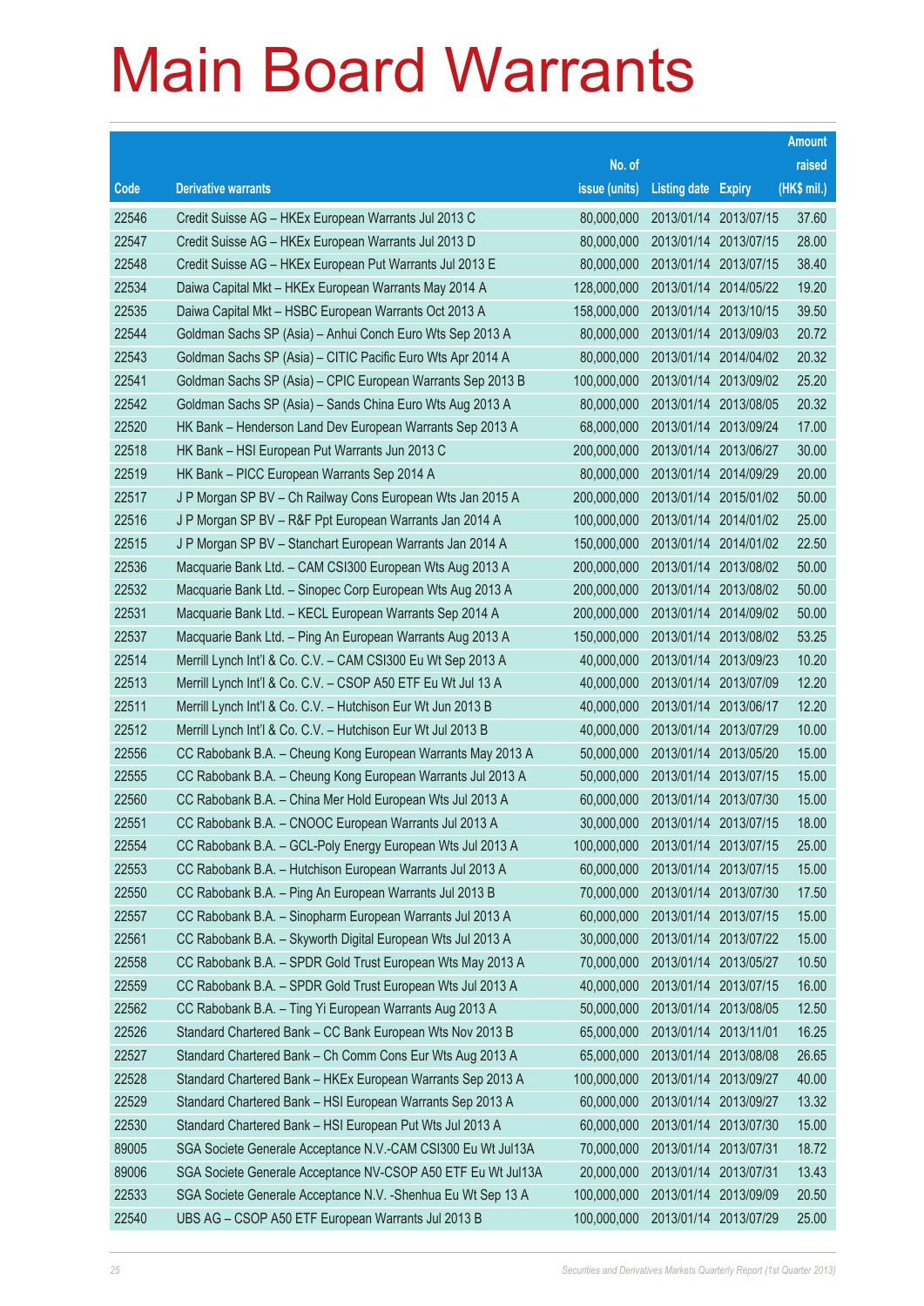# Main Board Warrants

| Code | Derivative warrants | No. of issue (units) | Listing date | Expiry | Amount raised (HK$ mil.) |
|---|---|---|---|---|---|
| 22546 | Credit Suisse AG – HKEx European Warrants Jul 2013 C | 80,000,000 | 2013/01/14 | 2013/07/15 | 37.60 |
| 22547 | Credit Suisse AG – HKEx European Warrants Jul 2013 D | 80,000,000 | 2013/01/14 | 2013/07/15 | 28.00 |
| 22548 | Credit Suisse AG – HKEx European Put Warrants Jul 2013 E | 80,000,000 | 2013/01/14 | 2013/07/15 | 38.40 |
| 22534 | Daiwa Capital Mkt – HKEx European Warrants May 2014 A | 128,000,000 | 2013/01/14 | 2014/05/22 | 19.20 |
| 22535 | Daiwa Capital Mkt – HSBC European Warrants Oct 2013 A | 158,000,000 | 2013/01/14 | 2013/10/15 | 39.50 |
| 22544 | Goldman Sachs SP (Asia) – Anhui Conch Euro Wts Sep 2013 A | 80,000,000 | 2013/01/14 | 2013/09/03 | 20.72 |
| 22543 | Goldman Sachs SP (Asia) – CITIC Pacific Euro Wts Apr 2014 A | 80,000,000 | 2013/01/14 | 2014/04/02 | 20.32 |
| 22541 | Goldman Sachs SP (Asia) – CPIC European Warrants Sep 2013 B | 100,000,000 | 2013/01/14 | 2013/09/02 | 25.20 |
| 22542 | Goldman Sachs SP (Asia) – Sands China Euro Wts Aug 2013 A | 80,000,000 | 2013/01/14 | 2013/08/05 | 20.32 |
| 22520 | HK Bank – Henderson Land Dev European Warrants Sep 2013 A | 68,000,000 | 2013/01/14 | 2013/09/24 | 17.00 |
| 22518 | HK Bank – HSI European Put Warrants Jun 2013 C | 200,000,000 | 2013/01/14 | 2013/06/27 | 30.00 |
| 22519 | HK Bank – PICC European Warrants Sep 2014 A | 80,000,000 | 2013/01/14 | 2014/09/29 | 20.00 |
| 22517 | J P Morgan SP BV – Ch Railway Cons European Wts Jan 2015 A | 200,000,000 | 2013/01/14 | 2015/01/02 | 50.00 |
| 22516 | J P Morgan SP BV – R&F Ppt European Warrants Jan 2014 A | 100,000,000 | 2013/01/14 | 2014/01/02 | 25.00 |
| 22515 | J P Morgan SP BV – Stanchart European Warrants Jan 2014 A | 150,000,000 | 2013/01/14 | 2014/01/02 | 22.50 |
| 22536 | Macquarie Bank Ltd. – CAM CSI300 European Wts Aug 2013 A | 200,000,000 | 2013/01/14 | 2013/08/02 | 50.00 |
| 22532 | Macquarie Bank Ltd. – Sinopec Corp European Wts Aug 2013 A | 200,000,000 | 2013/01/14 | 2013/08/02 | 50.00 |
| 22531 | Macquarie Bank Ltd. – KECL European Warrants Sep 2014 A | 200,000,000 | 2013/01/14 | 2014/09/02 | 50.00 |
| 22537 | Macquarie Bank Ltd. – Ping An European Warrants Aug 2013 A | 150,000,000 | 2013/01/14 | 2013/08/02 | 53.25 |
| 22514 | Merrill Lynch Int'l & Co. C.V. – CAM CSI300 Eu Wt Sep 2013 A | 40,000,000 | 2013/01/14 | 2013/09/23 | 10.20 |
| 22513 | Merrill Lynch Int'l & Co. C.V. – CSOP A50 ETF Eu Wt Jul 13 A | 40,000,000 | 2013/01/14 | 2013/07/09 | 12.20 |
| 22511 | Merrill Lynch Int'l & Co. C.V. – Hutchison Eur Wt Jun 2013 B | 40,000,000 | 2013/01/14 | 2013/06/17 | 12.20 |
| 22512 | Merrill Lynch Int'l & Co. C.V. – Hutchison Eur Wt Jul 2013 B | 40,000,000 | 2013/01/14 | 2013/07/29 | 10.00 |
| 22556 | CC Rabobank B.A. – Cheung Kong European Warrants May 2013 A | 50,000,000 | 2013/01/14 | 2013/05/20 | 15.00 |
| 22555 | CC Rabobank B.A. – Cheung Kong European Warrants Jul 2013 A | 50,000,000 | 2013/01/14 | 2013/07/15 | 15.00 |
| 22560 | CC Rabobank B.A. – China Mer Hold European Wts Jul 2013 A | 60,000,000 | 2013/01/14 | 2013/07/30 | 15.00 |
| 22551 | CC Rabobank B.A. – CNOOC European Warrants Jul 2013 A | 30,000,000 | 2013/01/14 | 2013/07/15 | 18.00 |
| 22554 | CC Rabobank B.A. – GCL-Poly Energy European Wts Jul 2013 A | 100,000,000 | 2013/01/14 | 2013/07/15 | 25.00 |
| 22553 | CC Rabobank B.A. – Hutchison European Warrants Jul 2013 A | 60,000,000 | 2013/01/14 | 2013/07/15 | 15.00 |
| 22550 | CC Rabobank B.A. – Ping An European Warrants Jul 2013 B | 70,000,000 | 2013/01/14 | 2013/07/30 | 17.50 |
| 22557 | CC Rabobank B.A. – Sinopharm European Warrants Jul 2013 A | 60,000,000 | 2013/01/14 | 2013/07/15 | 15.00 |
| 22561 | CC Rabobank B.A. – Skyworth Digital European Wts Jul 2013 A | 30,000,000 | 2013/01/14 | 2013/07/22 | 15.00 |
| 22558 | CC Rabobank B.A. – SPDR Gold Trust European Wts May 2013 A | 70,000,000 | 2013/01/14 | 2013/05/27 | 10.50 |
| 22559 | CC Rabobank B.A. – SPDR Gold Trust European Wts Jul 2013 A | 40,000,000 | 2013/01/14 | 2013/07/15 | 16.00 |
| 22562 | CC Rabobank B.A. – Ting Yi European Warrants Aug 2013 A | 50,000,000 | 2013/01/14 | 2013/08/05 | 12.50 |
| 22526 | Standard Chartered Bank – CC Bank European Wts Nov 2013 B | 65,000,000 | 2013/01/14 | 2013/11/01 | 16.25 |
| 22527 | Standard Chartered Bank – Ch Comm Cons Eur Wts Aug 2013 A | 65,000,000 | 2013/01/14 | 2013/08/08 | 26.65 |
| 22528 | Standard Chartered Bank – HKEx European Wts Sep 2013 A | 100,000,000 | 2013/01/14 | 2013/09/27 | 40.00 |
| 22529 | Standard Chartered Bank – HSI European Warrants Sep 2013 A | 60,000,000 | 2013/01/14 | 2013/09/27 | 13.32 |
| 22530 | Standard Chartered Bank – HSI European Put Wts Jul 2013 A | 60,000,000 | 2013/01/14 | 2013/07/30 | 15.00 |
| 89005 | SGA Societe Generale Acceptance N.V.-CAM CSI300 Eu Wt Jul13A | 70,000,000 | 2013/01/14 | 2013/07/31 | 18.72 |
| 89006 | SGA Societe Generale Acceptance NV-CSOP A50 ETF Eu Wt Jul13A | 20,000,000 | 2013/01/14 | 2013/07/31 | 13.43 |
| 22533 | SGA Societe Generale Acceptance N.V. -Shenhua Eu Wt Sep 13 A | 100,000,000 | 2013/01/14 | 2013/09/09 | 20.50 |
| 22540 | UBS AG – CSOP A50 ETF European Warrants Jul 2013 B | 100,000,000 | 2013/01/14 | 2013/07/29 | 25.00 |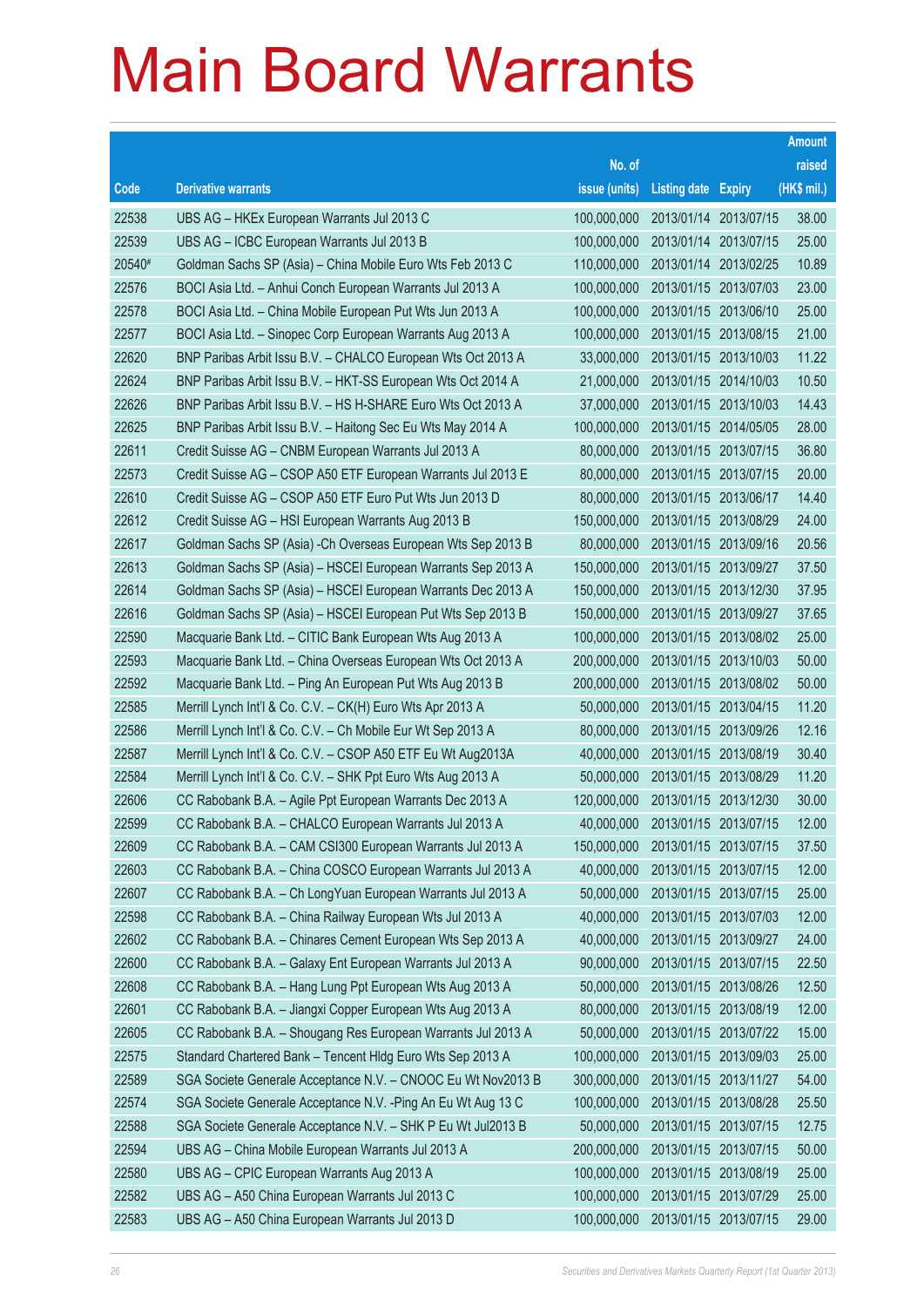# Main Board Warrants

| Code | Derivative warrants | No. of issue (units) | Listing date | Expiry | Amount raised (HK$ mil.) |
|---|---|---|---|---|---|
| 22538 | UBS AG – HKEx European Warrants Jul 2013 C | 100,000,000 | 2013/01/14 | 2013/07/15 | 38.00 |
| 22539 | UBS AG – ICBC European Warrants Jul 2013 B | 100,000,000 | 2013/01/14 | 2013/07/15 | 25.00 |
| 20540# | Goldman Sachs SP (Asia) – China Mobile Euro Wts Feb 2013 C | 110,000,000 | 2013/01/14 | 2013/02/25 | 10.89 |
| 22576 | BOCI Asia Ltd. – Anhui Conch European Warrants Jul 2013 A | 100,000,000 | 2013/01/15 | 2013/07/03 | 23.00 |
| 22578 | BOCI Asia Ltd. – China Mobile European Put Wts Jun 2013 A | 100,000,000 | 2013/01/15 | 2013/06/10 | 25.00 |
| 22577 | BOCI Asia Ltd. – Sinopec Corp European Warrants Aug 2013 A | 100,000,000 | 2013/01/15 | 2013/08/15 | 21.00 |
| 22620 | BNP Paribas Arbit Issu B.V. – CHALCO European Wts Oct 2013 A | 33,000,000 | 2013/01/15 | 2013/10/03 | 11.22 |
| 22624 | BNP Paribas Arbit Issu B.V. – HKT-SS European Wts Oct 2014 A | 21,000,000 | 2013/01/15 | 2014/10/03 | 10.50 |
| 22626 | BNP Paribas Arbit Issu B.V. – HS H-SHARE Euro Wts Oct 2013 A | 37,000,000 | 2013/01/15 | 2013/10/03 | 14.43 |
| 22625 | BNP Paribas Arbit Issu B.V. – Haitong Sec Eu Wts May 2014 A | 100,000,000 | 2013/01/15 | 2014/05/05 | 28.00 |
| 22611 | Credit Suisse AG – CNBM European Warrants Jul 2013 A | 80,000,000 | 2013/01/15 | 2013/07/15 | 36.80 |
| 22573 | Credit Suisse AG – CSOP A50 ETF European Warrants Jul 2013 E | 80,000,000 | 2013/01/15 | 2013/07/15 | 20.00 |
| 22610 | Credit Suisse AG – CSOP A50 ETF Euro Put Wts Jun 2013 D | 80,000,000 | 2013/01/15 | 2013/06/17 | 14.40 |
| 22612 | Credit Suisse AG – HSI European Warrants Aug 2013 B | 150,000,000 | 2013/01/15 | 2013/08/29 | 24.00 |
| 22617 | Goldman Sachs SP (Asia) -Ch Overseas European Wts Sep 2013 B | 80,000,000 | 2013/01/15 | 2013/09/16 | 20.56 |
| 22613 | Goldman Sachs SP (Asia) – HSCEI European Warrants Sep 2013 A | 150,000,000 | 2013/01/15 | 2013/09/27 | 37.50 |
| 22614 | Goldman Sachs SP (Asia) – HSCEI European Warrants Dec 2013 A | 150,000,000 | 2013/01/15 | 2013/12/30 | 37.95 |
| 22616 | Goldman Sachs SP (Asia) – HSCEI European Put Wts Sep 2013 B | 150,000,000 | 2013/01/15 | 2013/09/27 | 37.65 |
| 22590 | Macquarie Bank Ltd. – CITIC Bank European Wts Aug 2013 A | 100,000,000 | 2013/01/15 | 2013/08/02 | 25.00 |
| 22593 | Macquarie Bank Ltd. – China Overseas European Wts Oct 2013 A | 200,000,000 | 2013/01/15 | 2013/10/03 | 50.00 |
| 22592 | Macquarie Bank Ltd. – Ping An European Put Wts Aug 2013 B | 200,000,000 | 2013/01/15 | 2013/08/02 | 50.00 |
| 22585 | Merrill Lynch Int'l & Co. C.V. – CK(H) Euro Wts Apr 2013 A | 50,000,000 | 2013/01/15 | 2013/04/15 | 11.20 |
| 22586 | Merrill Lynch Int'l & Co. C.V. – Ch Mobile Eur Wt Sep 2013 A | 80,000,000 | 2013/01/15 | 2013/09/26 | 12.16 |
| 22587 | Merrill Lynch Int'l & Co. C.V. – CSOP A50 ETF Eu Wt Aug2013A | 40,000,000 | 2013/01/15 | 2013/08/19 | 30.40 |
| 22584 | Merrill Lynch Int'l & Co. C.V. – SHK Ppt Euro Wts Aug 2013 A | 50,000,000 | 2013/01/15 | 2013/08/29 | 11.20 |
| 22606 | CC Rabobank B.A. – Agile Ppt European Warrants Dec 2013 A | 120,000,000 | 2013/01/15 | 2013/12/30 | 30.00 |
| 22599 | CC Rabobank B.A. – CHALCO European Warrants Jul 2013 A | 40,000,000 | 2013/01/15 | 2013/07/15 | 12.00 |
| 22609 | CC Rabobank B.A. – CAM CSI300 European Warrants Jul 2013 A | 150,000,000 | 2013/01/15 | 2013/07/15 | 37.50 |
| 22603 | CC Rabobank B.A. – China COSCO European Warrants Jul 2013 A | 40,000,000 | 2013/01/15 | 2013/07/15 | 12.00 |
| 22607 | CC Rabobank B.A. – Ch LongYuan European Warrants Jul 2013 A | 50,000,000 | 2013/01/15 | 2013/07/15 | 25.00 |
| 22598 | CC Rabobank B.A. – China Railway European Wts Jul 2013 A | 40,000,000 | 2013/01/15 | 2013/07/03 | 12.00 |
| 22602 | CC Rabobank B.A. – Chinares Cement European Wts Sep 2013 A | 40,000,000 | 2013/01/15 | 2013/09/27 | 24.00 |
| 22600 | CC Rabobank B.A. – Galaxy Ent European Warrants Jul 2013 A | 90,000,000 | 2013/01/15 | 2013/07/15 | 22.50 |
| 22608 | CC Rabobank B.A. – Hang Lung Ppt European Wts Aug 2013 A | 50,000,000 | 2013/01/15 | 2013/08/26 | 12.50 |
| 22601 | CC Rabobank B.A. – Jiangxi Copper European Wts Aug 2013 A | 80,000,000 | 2013/01/15 | 2013/08/19 | 12.00 |
| 22605 | CC Rabobank B.A. – Shougang Res European Warrants Jul 2013 A | 50,000,000 | 2013/01/15 | 2013/07/22 | 15.00 |
| 22575 | Standard Chartered Bank – Tencent Hldg Euro Wts Sep 2013 A | 100,000,000 | 2013/01/15 | 2013/09/03 | 25.00 |
| 22589 | SGA Societe Generale Acceptance N.V. – CNOOC Eu Wt Nov2013 B | 300,000,000 | 2013/01/15 | 2013/11/27 | 54.00 |
| 22574 | SGA Societe Generale Acceptance N.V. -Ping An Eu Wt Aug 13 C | 100,000,000 | 2013/01/15 | 2013/08/28 | 25.50 |
| 22588 | SGA Societe Generale Acceptance N.V. – SHK P Eu Wt Jul2013 B | 50,000,000 | 2013/01/15 | 2013/07/15 | 12.75 |
| 22594 | UBS AG – China Mobile European Warrants Jul 2013 A | 200,000,000 | 2013/01/15 | 2013/07/15 | 50.00 |
| 22580 | UBS AG – CPIC European Warrants Aug 2013 A | 100,000,000 | 2013/01/15 | 2013/08/19 | 25.00 |
| 22582 | UBS AG – A50 China European Warrants Jul 2013 C | 100,000,000 | 2013/01/15 | 2013/07/29 | 25.00 |
| 22583 | UBS AG – A50 China European Warrants Jul 2013 D | 100,000,000 | 2013/01/15 | 2013/07/15 | 29.00 |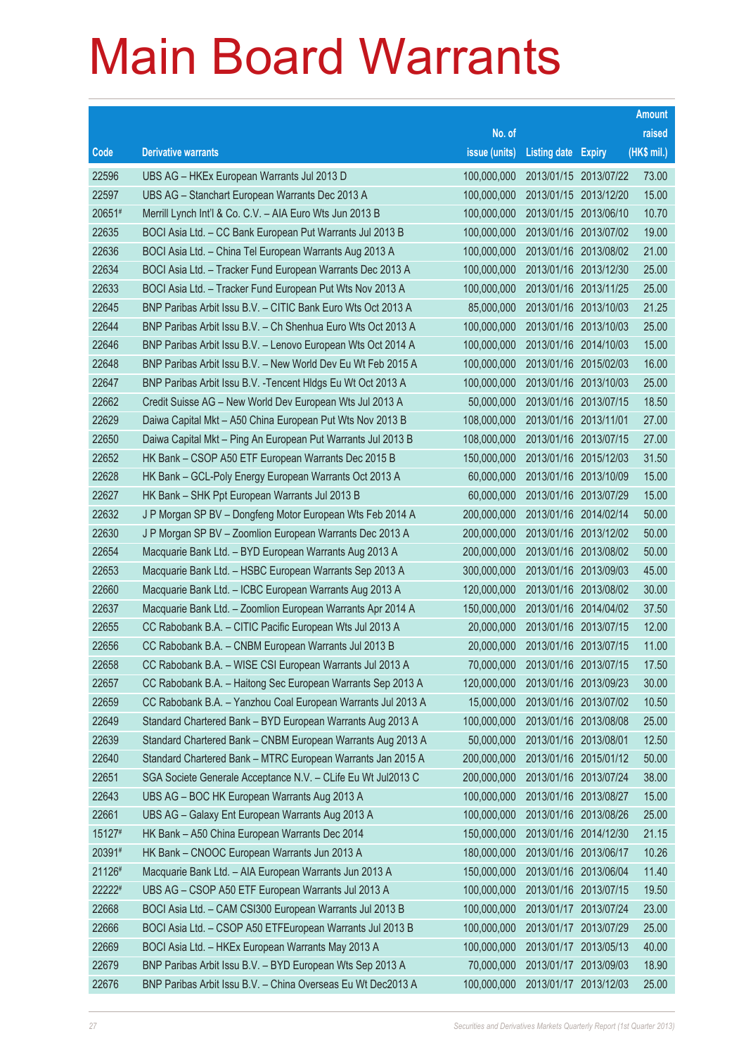# Main Board Warrants

| Code | Derivative warrants | No. of issue (units) | Listing date | Expiry | Amount raised (HK$ mil.) |
|---|---|---|---|---|---|
| 22596 | UBS AG – HKEx European Warrants Jul 2013 D | 100,000,000 | 2013/01/15 | 2013/07/22 | 73.00 |
| 22597 | UBS AG – Stanchart European Warrants Dec 2013 A | 100,000,000 | 2013/01/15 | 2013/12/20 | 15.00 |
| 20651# | Merrill Lynch Int'l & Co. C.V. – AIA Euro Wts Jun 2013 B | 100,000,000 | 2013/01/15 | 2013/06/10 | 10.70 |
| 22635 | BOCI Asia Ltd. – CC Bank European Put Warrants Jul 2013 B | 100,000,000 | 2013/01/16 | 2013/07/02 | 19.00 |
| 22636 | BOCI Asia Ltd. – China Tel European Warrants Aug 2013 A | 100,000,000 | 2013/01/16 | 2013/08/02 | 21.00 |
| 22634 | BOCI Asia Ltd. – Tracker Fund European Warrants Dec 2013 A | 100,000,000 | 2013/01/16 | 2013/12/30 | 25.00 |
| 22633 | BOCI Asia Ltd. – Tracker Fund European Put Wts Nov 2013 A | 100,000,000 | 2013/01/16 | 2013/11/25 | 25.00 |
| 22645 | BNP Paribas Arbit Issu B.V. – CITIC Bank Euro Wts Oct 2013 A | 85,000,000 | 2013/01/16 | 2013/10/03 | 21.25 |
| 22644 | BNP Paribas Arbit Issu B.V. – Ch Shenhua Euro Wts Oct 2013 A | 100,000,000 | 2013/01/16 | 2013/10/03 | 25.00 |
| 22646 | BNP Paribas Arbit Issu B.V. – Lenovo European Wts Oct 2014 A | 100,000,000 | 2013/01/16 | 2014/10/03 | 15.00 |
| 22648 | BNP Paribas Arbit Issu B.V. – New World Dev Eu Wt Feb 2015 A | 100,000,000 | 2013/01/16 | 2015/02/03 | 16.00 |
| 22647 | BNP Paribas Arbit Issu B.V. -Tencent Hldgs Eu Wt Oct 2013 A | 100,000,000 | 2013/01/16 | 2013/10/03 | 25.00 |
| 22662 | Credit Suisse AG – New World Dev European Wts Jul 2013 A | 50,000,000 | 2013/01/16 | 2013/07/15 | 18.50 |
| 22629 | Daiwa Capital Mkt – A50 China European Put Wts Nov 2013 B | 108,000,000 | 2013/01/16 | 2013/11/01 | 27.00 |
| 22650 | Daiwa Capital Mkt – Ping An European Put Warrants Jul 2013 B | 108,000,000 | 2013/01/16 | 2013/07/15 | 27.00 |
| 22652 | HK Bank – CSOP A50 ETF European Warrants Dec 2015 B | 150,000,000 | 2013/01/16 | 2015/12/03 | 31.50 |
| 22628 | HK Bank – GCL-Poly Energy European Warrants Oct 2013 A | 60,000,000 | 2013/01/16 | 2013/10/09 | 15.00 |
| 22627 | HK Bank – SHK Ppt European Warrants Jul 2013 B | 60,000,000 | 2013/01/16 | 2013/07/29 | 15.00 |
| 22632 | J P Morgan SP BV – Dongfeng Motor European Wts Feb 2014 A | 200,000,000 | 2013/01/16 | 2014/02/14 | 50.00 |
| 22630 | J P Morgan SP BV – Zoomlion European Warrants Dec 2013 A | 200,000,000 | 2013/01/16 | 2013/12/02 | 50.00 |
| 22654 | Macquarie Bank Ltd. – BYD European Warrants Aug 2013 A | 200,000,000 | 2013/01/16 | 2013/08/02 | 50.00 |
| 22653 | Macquarie Bank Ltd. – HSBC European Warrants Sep 2013 A | 300,000,000 | 2013/01/16 | 2013/09/03 | 45.00 |
| 22660 | Macquarie Bank Ltd. – ICBC European Warrants Aug 2013 A | 120,000,000 | 2013/01/16 | 2013/08/02 | 30.00 |
| 22637 | Macquarie Bank Ltd. – Zoomlion European Warrants Apr 2014 A | 150,000,000 | 2013/01/16 | 2014/04/02 | 37.50 |
| 22655 | CC Rabobank B.A. – CITIC Pacific European Wts Jul 2013 A | 20,000,000 | 2013/01/16 | 2013/07/15 | 12.00 |
| 22656 | CC Rabobank B.A. – CNBM European Warrants Jul 2013 B | 20,000,000 | 2013/01/16 | 2013/07/15 | 11.00 |
| 22658 | CC Rabobank B.A. – WISE CSI European Warrants Jul 2013 A | 70,000,000 | 2013/01/16 | 2013/07/15 | 17.50 |
| 22657 | CC Rabobank B.A. – Haitong Sec European Warrants Sep 2013 A | 120,000,000 | 2013/01/16 | 2013/09/23 | 30.00 |
| 22659 | CC Rabobank B.A. – Yanzhou Coal European Warrants Jul 2013 A | 15,000,000 | 2013/01/16 | 2013/07/02 | 10.50 |
| 22649 | Standard Chartered Bank – BYD European Warrants Aug 2013 A | 100,000,000 | 2013/01/16 | 2013/08/08 | 25.00 |
| 22639 | Standard Chartered Bank – CNBM European Warrants Aug 2013 A | 50,000,000 | 2013/01/16 | 2013/08/01 | 12.50 |
| 22640 | Standard Chartered Bank – MTRC European Warrants Jan 2015 A | 200,000,000 | 2013/01/16 | 2015/01/12 | 50.00 |
| 22651 | SGA Societe Generale Acceptance N.V. – CLife Eu Wt Jul2013 C | 200,000,000 | 2013/01/16 | 2013/07/24 | 38.00 |
| 22643 | UBS AG – BOC HK European Warrants Aug 2013 A | 100,000,000 | 2013/01/16 | 2013/08/27 | 15.00 |
| 22661 | UBS AG – Galaxy Ent European Warrants Aug 2013 A | 100,000,000 | 2013/01/16 | 2013/08/26 | 25.00 |
| 15127# | HK Bank – A50 China European Warrants Dec 2014 | 150,000,000 | 2013/01/16 | 2014/12/30 | 21.15 |
| 20391# | HK Bank – CNOOC European Warrants Jun 2013 A | 180,000,000 | 2013/01/16 | 2013/06/17 | 10.26 |
| 21126# | Macquarie Bank Ltd. – AIA European Warrants Jun 2013 A | 150,000,000 | 2013/01/16 | 2013/06/04 | 11.40 |
| 22222# | UBS AG – CSOP A50 ETF European Warrants Jul 2013 A | 100,000,000 | 2013/01/16 | 2013/07/15 | 19.50 |
| 22668 | BOCI Asia Ltd. – CAM CSI300 European Warrants Jul 2013 B | 100,000,000 | 2013/01/17 | 2013/07/24 | 23.00 |
| 22666 | BOCI Asia Ltd. – CSOP A50 ETFEuropean Warrants Jul 2013 B | 100,000,000 | 2013/01/17 | 2013/07/29 | 25.00 |
| 22669 | BOCI Asia Ltd. – HKEx European Warrants May 2013 A | 100,000,000 | 2013/01/17 | 2013/05/13 | 40.00 |
| 22679 | BNP Paribas Arbit Issu B.V. – BYD European Wts Sep 2013 A | 70,000,000 | 2013/01/17 | 2013/09/03 | 18.90 |
| 22676 | BNP Paribas Arbit Issu B.V. – China Overseas Eu Wt Dec2013 A | 100,000,000 | 2013/01/17 | 2013/12/03 | 25.00 |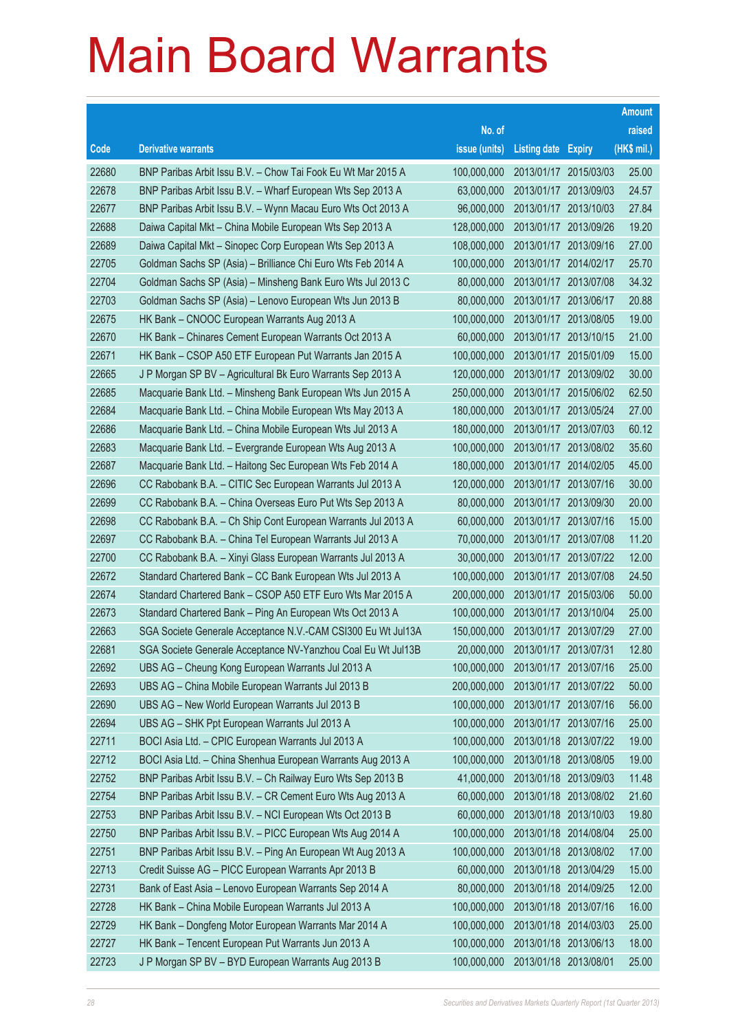# Main Board Warrants

| Code | Derivative warrants | No. of issue (units) | Listing date | Expiry | Amount raised (HK$ mil.) |
|---|---|---|---|---|---|
| 22680 | BNP Paribas Arbit Issu B.V. – Chow Tai Fook Eu Wt Mar 2015 A | 100,000,000 | 2013/01/17 | 2015/03/03 | 25.00 |
| 22678 | BNP Paribas Arbit Issu B.V. – Wharf European Wts Sep 2013 A | 63,000,000 | 2013/01/17 | 2013/09/03 | 24.57 |
| 22677 | BNP Paribas Arbit Issu B.V. – Wynn Macau Euro Wts Oct 2013 A | 96,000,000 | 2013/01/17 | 2013/10/03 | 27.84 |
| 22688 | Daiwa Capital Mkt – China Mobile European Wts Sep 2013 A | 128,000,000 | 2013/01/17 | 2013/09/26 | 19.20 |
| 22689 | Daiwa Capital Mkt – Sinopec Corp European Wts Sep 2013 A | 108,000,000 | 2013/01/17 | 2013/09/16 | 27.00 |
| 22705 | Goldman Sachs SP (Asia) – Brilliance Chi Euro Wts Feb 2014 A | 100,000,000 | 2013/01/17 | 2014/02/17 | 25.70 |
| 22704 | Goldman Sachs SP (Asia) – Minsheng Bank Euro Wts Jul 2013 C | 80,000,000 | 2013/01/17 | 2013/07/08 | 34.32 |
| 22703 | Goldman Sachs SP (Asia) – Lenovo European Wts Jun 2013 B | 80,000,000 | 2013/01/17 | 2013/06/17 | 20.88 |
| 22675 | HK Bank – CNOOC European Warrants Aug 2013 A | 100,000,000 | 2013/01/17 | 2013/08/05 | 19.00 |
| 22670 | HK Bank – Chinares Cement European Warrants Oct 2013 A | 60,000,000 | 2013/01/17 | 2013/10/15 | 21.00 |
| 22671 | HK Bank – CSOP A50 ETF European Put Warrants Jan 2015 A | 100,000,000 | 2013/01/17 | 2015/01/09 | 15.00 |
| 22665 | J P Morgan SP BV – Agricultural Bk Euro Warrants Sep 2013 A | 120,000,000 | 2013/01/17 | 2013/09/02 | 30.00 |
| 22685 | Macquarie Bank Ltd. – Minsheng Bank European Wts Jun 2015 A | 250,000,000 | 2013/01/17 | 2015/06/02 | 62.50 |
| 22684 | Macquarie Bank Ltd. – China Mobile European Wts May 2013 A | 180,000,000 | 2013/01/17 | 2013/05/24 | 27.00 |
| 22686 | Macquarie Bank Ltd. – China Mobile European Wts Jul 2013 A | 180,000,000 | 2013/01/17 | 2013/07/03 | 60.12 |
| 22683 | Macquarie Bank Ltd. – Evergrande European Wts Aug 2013 A | 100,000,000 | 2013/01/17 | 2013/08/02 | 35.60 |
| 22687 | Macquarie Bank Ltd. – Haitong Sec European Wts Feb 2014 A | 180,000,000 | 2013/01/17 | 2014/02/05 | 45.00 |
| 22696 | CC Rabobank B.A. – CITIC Sec European Warrants Jul 2013 A | 120,000,000 | 2013/01/17 | 2013/07/16 | 30.00 |
| 22699 | CC Rabobank B.A. – China Overseas Euro Put Wts Sep 2013 A | 80,000,000 | 2013/01/17 | 2013/09/30 | 20.00 |
| 22698 | CC Rabobank B.A. – Ch Ship Cont European Warrants Jul 2013 A | 60,000,000 | 2013/01/17 | 2013/07/16 | 15.00 |
| 22697 | CC Rabobank B.A. – China Tel European Warrants Jul 2013 A | 70,000,000 | 2013/01/17 | 2013/07/08 | 11.20 |
| 22700 | CC Rabobank B.A. – Xinyi Glass European Warrants Jul 2013 A | 30,000,000 | 2013/01/17 | 2013/07/22 | 12.00 |
| 22672 | Standard Chartered Bank – CC Bank European Wts Jul 2013 A | 100,000,000 | 2013/01/17 | 2013/07/08 | 24.50 |
| 22674 | Standard Chartered Bank – CSOP A50 ETF Euro Wts Mar 2015 A | 200,000,000 | 2013/01/17 | 2015/03/06 | 50.00 |
| 22673 | Standard Chartered Bank – Ping An European Wts Oct 2013 A | 100,000,000 | 2013/01/17 | 2013/10/04 | 25.00 |
| 22663 | SGA Societe Generale Acceptance N.V.-CAM CSI300 Eu Wt Jul13A | 150,000,000 | 2013/01/17 | 2013/07/29 | 27.00 |
| 22681 | SGA Societe Generale Acceptance NV-Yanzhou Coal Eu Wt Jul13B | 20,000,000 | 2013/01/17 | 2013/07/31 | 12.80 |
| 22692 | UBS AG – Cheung Kong European Warrants Jul 2013 A | 100,000,000 | 2013/01/17 | 2013/07/16 | 25.00 |
| 22693 | UBS AG – China Mobile European Warrants Jul 2013 B | 200,000,000 | 2013/01/17 | 2013/07/22 | 50.00 |
| 22690 | UBS AG – New World European Warrants Jul 2013 B | 100,000,000 | 2013/01/17 | 2013/07/16 | 56.00 |
| 22694 | UBS AG – SHK Ppt European Warrants Jul 2013 A | 100,000,000 | 2013/01/17 | 2013/07/16 | 25.00 |
| 22711 | BOCI Asia Ltd. – CPIC European Warrants Jul 2013 A | 100,000,000 | 2013/01/18 | 2013/07/22 | 19.00 |
| 22712 | BOCI Asia Ltd. – China Shenhua European Warrants Aug 2013 A | 100,000,000 | 2013/01/18 | 2013/08/05 | 19.00 |
| 22752 | BNP Paribas Arbit Issu B.V. – Ch Railway Euro Wts Sep 2013 B | 41,000,000 | 2013/01/18 | 2013/09/03 | 11.48 |
| 22754 | BNP Paribas Arbit Issu B.V. – CR Cement Euro Wts Aug 2013 A | 60,000,000 | 2013/01/18 | 2013/08/02 | 21.60 |
| 22753 | BNP Paribas Arbit Issu B.V. – NCI European Wts Oct 2013 B | 60,000,000 | 2013/01/18 | 2013/10/03 | 19.80 |
| 22750 | BNP Paribas Arbit Issu B.V. – PICC European Wts Aug 2014 A | 100,000,000 | 2013/01/18 | 2014/08/04 | 25.00 |
| 22751 | BNP Paribas Arbit Issu B.V. – Ping An European Wt Aug 2013 A | 100,000,000 | 2013/01/18 | 2013/08/02 | 17.00 |
| 22713 | Credit Suisse AG – PICC European Warrants Apr 2013 B | 60,000,000 | 2013/01/18 | 2013/04/29 | 15.00 |
| 22731 | Bank of East Asia – Lenovo European Warrants Sep 2014 A | 80,000,000 | 2013/01/18 | 2014/09/25 | 12.00 |
| 22728 | HK Bank – China Mobile European Warrants Jul 2013 A | 100,000,000 | 2013/01/18 | 2013/07/16 | 16.00 |
| 22729 | HK Bank – Dongfeng Motor European Warrants Mar 2014 A | 100,000,000 | 2013/01/18 | 2014/03/03 | 25.00 |
| 22727 | HK Bank – Tencent European Put Warrants Jun 2013 A | 100,000,000 | 2013/01/18 | 2013/06/13 | 18.00 |
| 22723 | J P Morgan SP BV – BYD European Warrants Aug 2013 B | 100,000,000 | 2013/01/18 | 2013/08/01 | 25.00 |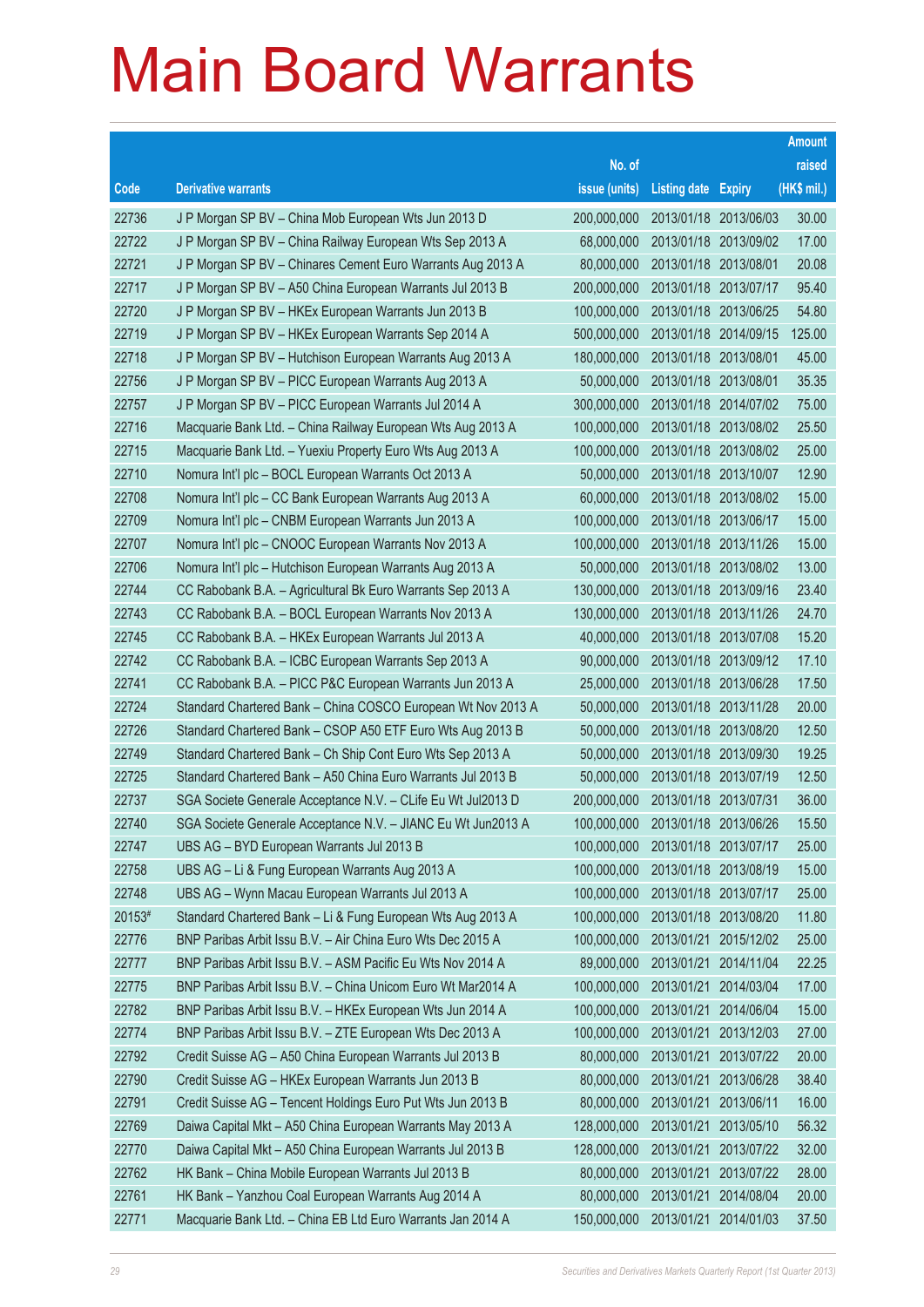# Main Board Warrants

| Code | Derivative warrants | No. of issue (units) | Listing date | Expiry | Amount raised (HK$ mil.) |
|---|---|---|---|---|---|
| 22736 | J P Morgan SP BV – China Mob European Wts Jun 2013 D | 200,000,000 | 2013/01/18 | 2013/06/03 | 30.00 |
| 22722 | J P Morgan SP BV – China Railway European Wts Sep 2013 A | 68,000,000 | 2013/01/18 | 2013/09/02 | 17.00 |
| 22721 | J P Morgan SP BV – Chinares Cement Euro Warrants Aug 2013 A | 80,000,000 | 2013/01/18 | 2013/08/01 | 20.08 |
| 22717 | J P Morgan SP BV – A50 China European Warrants Jul 2013 B | 200,000,000 | 2013/01/18 | 2013/07/17 | 95.40 |
| 22720 | J P Morgan SP BV – HKEx European Warrants Jun 2013 B | 100,000,000 | 2013/01/18 | 2013/06/25 | 54.80 |
| 22719 | J P Morgan SP BV – HKEx European Warrants Sep 2014 A | 500,000,000 | 2013/01/18 | 2014/09/15 | 125.00 |
| 22718 | J P Morgan SP BV – Hutchison European Warrants Aug 2013 A | 180,000,000 | 2013/01/18 | 2013/08/01 | 45.00 |
| 22756 | J P Morgan SP BV – PICC European Warrants Aug 2013 A | 50,000,000 | 2013/01/18 | 2013/08/01 | 35.35 |
| 22757 | J P Morgan SP BV – PICC European Warrants Jul 2014 A | 300,000,000 | 2013/01/18 | 2014/07/02 | 75.00 |
| 22716 | Macquarie Bank Ltd. – China Railway European Wts Aug 2013 A | 100,000,000 | 2013/01/18 | 2013/08/02 | 25.50 |
| 22715 | Macquarie Bank Ltd. – Yuexiu Property Euro Wts Aug 2013 A | 100,000,000 | 2013/01/18 | 2013/08/02 | 25.00 |
| 22710 | Nomura Int'l plc – BOCL European Warrants Oct 2013 A | 50,000,000 | 2013/01/18 | 2013/10/07 | 12.90 |
| 22708 | Nomura Int'l plc – CC Bank European Warrants Aug 2013 A | 60,000,000 | 2013/01/18 | 2013/08/02 | 15.00 |
| 22709 | Nomura Int'l plc – CNBM European Warrants Jun 2013 A | 100,000,000 | 2013/01/18 | 2013/06/17 | 15.00 |
| 22707 | Nomura Int'l plc – CNOOC European Warrants Nov 2013 A | 100,000,000 | 2013/01/18 | 2013/11/26 | 15.00 |
| 22706 | Nomura Int'l plc – Hutchison European Warrants Aug 2013 A | 50,000,000 | 2013/01/18 | 2013/08/02 | 13.00 |
| 22744 | CC Rabobank B.A. – Agricultural Bk Euro Warrants Sep 2013 A | 130,000,000 | 2013/01/18 | 2013/09/16 | 23.40 |
| 22743 | CC Rabobank B.A. – BOCL European Warrants Nov 2013 A | 130,000,000 | 2013/01/18 | 2013/11/26 | 24.70 |
| 22745 | CC Rabobank B.A. – HKEx European Warrants Jul 2013 A | 40,000,000 | 2013/01/18 | 2013/07/08 | 15.20 |
| 22742 | CC Rabobank B.A. – ICBC European Warrants Sep 2013 A | 90,000,000 | 2013/01/18 | 2013/09/12 | 17.10 |
| 22741 | CC Rabobank B.A. – PICC P&C European Warrants Jun 2013 A | 25,000,000 | 2013/01/18 | 2013/06/28 | 17.50 |
| 22724 | Standard Chartered Bank – China COSCO European Wt Nov 2013 A | 50,000,000 | 2013/01/18 | 2013/11/28 | 20.00 |
| 22726 | Standard Chartered Bank – CSOP A50 ETF Euro Wts Aug 2013 B | 50,000,000 | 2013/01/18 | 2013/08/20 | 12.50 |
| 22749 | Standard Chartered Bank – Ch Ship Cont Euro Wts Sep 2013 A | 50,000,000 | 2013/01/18 | 2013/09/30 | 19.25 |
| 22725 | Standard Chartered Bank – A50 China Euro Warrants Jul 2013 B | 50,000,000 | 2013/01/18 | 2013/07/19 | 12.50 |
| 22737 | SGA Societe Generale Acceptance N.V. – CLife Eu Wt Jul2013 D | 200,000,000 | 2013/01/18 | 2013/07/31 | 36.00 |
| 22740 | SGA Societe Generale Acceptance N.V. – JIANC Eu Wt Jun2013 A | 100,000,000 | 2013/01/18 | 2013/06/26 | 15.50 |
| 22747 | UBS AG – BYD European Warrants Jul 2013 B | 100,000,000 | 2013/01/18 | 2013/07/17 | 25.00 |
| 22758 | UBS AG – Li & Fung European Warrants Aug 2013 A | 100,000,000 | 2013/01/18 | 2013/08/19 | 15.00 |
| 22748 | UBS AG – Wynn Macau European Warrants Jul 2013 A | 100,000,000 | 2013/01/18 | 2013/07/17 | 25.00 |
| 20153# | Standard Chartered Bank – Li & Fung European Wts Aug 2013 A | 100,000,000 | 2013/01/18 | 2013/08/20 | 11.80 |
| 22776 | BNP Paribas Arbit Issu B.V. – Air China Euro Wts Dec 2015 A | 100,000,000 | 2013/01/21 | 2015/12/02 | 25.00 |
| 22777 | BNP Paribas Arbit Issu B.V. – ASM Pacific Eu Wts Nov 2014 A | 89,000,000 | 2013/01/21 | 2014/11/04 | 22.25 |
| 22775 | BNP Paribas Arbit Issu B.V. – China Unicom Euro Wt Mar2014 A | 100,000,000 | 2013/01/21 | 2014/03/04 | 17.00 |
| 22782 | BNP Paribas Arbit Issu B.V. – HKEx European Wts Jun 2014 A | 100,000,000 | 2013/01/21 | 2014/06/04 | 15.00 |
| 22774 | BNP Paribas Arbit Issu B.V. – ZTE European Wts Dec 2013 A | 100,000,000 | 2013/01/21 | 2013/12/03 | 27.00 |
| 22792 | Credit Suisse AG – A50 China European Warrants Jul 2013 B | 80,000,000 | 2013/01/21 | 2013/07/22 | 20.00 |
| 22790 | Credit Suisse AG – HKEx European Warrants Jun 2013 B | 80,000,000 | 2013/01/21 | 2013/06/28 | 38.40 |
| 22791 | Credit Suisse AG – Tencent Holdings Euro Put Wts Jun 2013 B | 80,000,000 | 2013/01/21 | 2013/06/11 | 16.00 |
| 22769 | Daiwa Capital Mkt – A50 China European Warrants May 2013 A | 128,000,000 | 2013/01/21 | 2013/05/10 | 56.32 |
| 22770 | Daiwa Capital Mkt – A50 China European Warrants Jul 2013 B | 128,000,000 | 2013/01/21 | 2013/07/22 | 32.00 |
| 22762 | HK Bank – China Mobile European Warrants Jul 2013 B | 80,000,000 | 2013/01/21 | 2013/07/22 | 28.00 |
| 22761 | HK Bank – Yanzhou Coal European Warrants Aug 2014 A | 80,000,000 | 2013/01/21 | 2014/08/04 | 20.00 |
| 22771 | Macquarie Bank Ltd. – China EB Ltd Euro Warrants Jan 2014 A | 150,000,000 | 2013/01/21 | 2014/01/03 | 37.50 |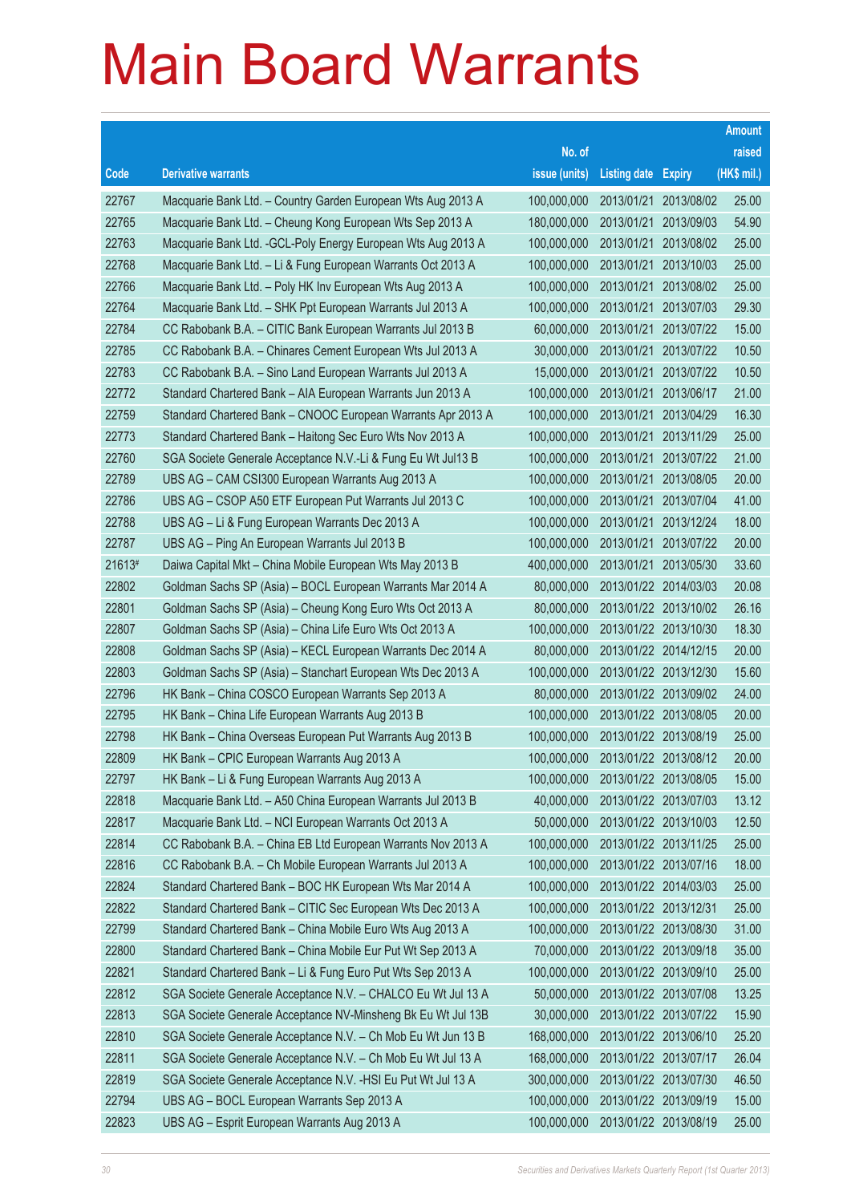# Main Board Warrants

| Code | Derivative warrants | No. of issue (units) | Listing date | Expiry | Amount raised (HK$ mil.) |
|---|---|---|---|---|---|
| 22767 | Macquarie Bank Ltd. – Country Garden European Wts Aug 2013 A | 100,000,000 | 2013/01/21 | 2013/08/02 | 25.00 |
| 22765 | Macquarie Bank Ltd. – Cheung Kong European Wts Sep 2013 A | 180,000,000 | 2013/01/21 | 2013/09/03 | 54.90 |
| 22763 | Macquarie Bank Ltd. -GCL-Poly Energy European Wts Aug 2013 A | 100,000,000 | 2013/01/21 | 2013/08/02 | 25.00 |
| 22768 | Macquarie Bank Ltd. – Li & Fung European Warrants Oct 2013 A | 100,000,000 | 2013/01/21 | 2013/10/03 | 25.00 |
| 22766 | Macquarie Bank Ltd. – Poly HK Inv European Wts Aug 2013 A | 100,000,000 | 2013/01/21 | 2013/08/02 | 25.00 |
| 22764 | Macquarie Bank Ltd. – SHK Ppt European Warrants Jul 2013 A | 100,000,000 | 2013/01/21 | 2013/07/03 | 29.30 |
| 22784 | CC Rabobank B.A. – CITIC Bank European Warrants Jul 2013 B | 60,000,000 | 2013/01/21 | 2013/07/22 | 15.00 |
| 22785 | CC Rabobank B.A. – Chinares Cement European Wts Jul 2013 A | 30,000,000 | 2013/01/21 | 2013/07/22 | 10.50 |
| 22783 | CC Rabobank B.A. – Sino Land European Warrants Jul 2013 A | 15,000,000 | 2013/01/21 | 2013/07/22 | 10.50 |
| 22772 | Standard Chartered Bank – AIA European Warrants Jun 2013 A | 100,000,000 | 2013/01/21 | 2013/06/17 | 21.00 |
| 22759 | Standard Chartered Bank – CNOOC European Warrants Apr 2013 A | 100,000,000 | 2013/01/21 | 2013/04/29 | 16.30 |
| 22773 | Standard Chartered Bank – Haitong Sec Euro Wts Nov 2013 A | 100,000,000 | 2013/01/21 | 2013/11/29 | 25.00 |
| 22760 | SGA Societe Generale Acceptance N.V.-Li & Fung Eu Wt Jul13 B | 100,000,000 | 2013/01/21 | 2013/07/22 | 21.00 |
| 22789 | UBS AG – CAM CSI300 European Warrants Aug 2013 A | 100,000,000 | 2013/01/21 | 2013/08/05 | 20.00 |
| 22786 | UBS AG – CSOP A50 ETF European Put Warrants Jul 2013 C | 100,000,000 | 2013/01/21 | 2013/07/04 | 41.00 |
| 22788 | UBS AG – Li & Fung European Warrants Dec 2013 A | 100,000,000 | 2013/01/21 | 2013/12/24 | 18.00 |
| 22787 | UBS AG – Ping An European Warrants Jul 2013 B | 100,000,000 | 2013/01/21 | 2013/07/22 | 20.00 |
| 21613# | Daiwa Capital Mkt – China Mobile European Wts May 2013 B | 400,000,000 | 2013/01/21 | 2013/05/30 | 33.60 |
| 22802 | Goldman Sachs SP (Asia) – BOCL European Warrants Mar 2014 A | 80,000,000 | 2013/01/22 | 2014/03/03 | 20.08 |
| 22801 | Goldman Sachs SP (Asia) – Cheung Kong Euro Wts Oct 2013 A | 80,000,000 | 2013/01/22 | 2013/10/02 | 26.16 |
| 22807 | Goldman Sachs SP (Asia) – China Life Euro Wts Oct 2013 A | 100,000,000 | 2013/01/22 | 2013/10/30 | 18.30 |
| 22808 | Goldman Sachs SP (Asia) – KECL European Warrants Dec 2014 A | 80,000,000 | 2013/01/22 | 2014/12/15 | 20.00 |
| 22803 | Goldman Sachs SP (Asia) – Stanchart European Wts Dec 2013 A | 100,000,000 | 2013/01/22 | 2013/12/30 | 15.60 |
| 22796 | HK Bank – China COSCO European Warrants Sep 2013 A | 80,000,000 | 2013/01/22 | 2013/09/02 | 24.00 |
| 22795 | HK Bank – China Life European Warrants Aug 2013 B | 100,000,000 | 2013/01/22 | 2013/08/05 | 20.00 |
| 22798 | HK Bank – China Overseas European Put Warrants Aug 2013 B | 100,000,000 | 2013/01/22 | 2013/08/19 | 25.00 |
| 22809 | HK Bank – CPIC European Warrants Aug 2013 A | 100,000,000 | 2013/01/22 | 2013/08/12 | 20.00 |
| 22797 | HK Bank – Li & Fung European Warrants Aug 2013 A | 100,000,000 | 2013/01/22 | 2013/08/05 | 15.00 |
| 22818 | Macquarie Bank Ltd. – A50 China European Warrants Jul 2013 B | 40,000,000 | 2013/01/22 | 2013/07/03 | 13.12 |
| 22817 | Macquarie Bank Ltd. – NCI European Warrants Oct 2013 A | 50,000,000 | 2013/01/22 | 2013/10/03 | 12.50 |
| 22814 | CC Rabobank B.A. – China EB Ltd European Warrants Nov 2013 A | 100,000,000 | 2013/01/22 | 2013/11/25 | 25.00 |
| 22816 | CC Rabobank B.A. – Ch Mobile European Warrants Jul 2013 A | 100,000,000 | 2013/01/22 | 2013/07/16 | 18.00 |
| 22824 | Standard Chartered Bank – BOC HK European Wts Mar 2014 A | 100,000,000 | 2013/01/22 | 2014/03/03 | 25.00 |
| 22822 | Standard Chartered Bank – CITIC Sec European Wts Dec 2013 A | 100,000,000 | 2013/01/22 | 2013/12/31 | 25.00 |
| 22799 | Standard Chartered Bank – China Mobile Euro Wts Aug 2013 A | 100,000,000 | 2013/01/22 | 2013/08/30 | 31.00 |
| 22800 | Standard Chartered Bank – China Mobile Eur Put Wt Sep 2013 A | 70,000,000 | 2013/01/22 | 2013/09/18 | 35.00 |
| 22821 | Standard Chartered Bank – Li & Fung Euro Put Wts Sep 2013 A | 100,000,000 | 2013/01/22 | 2013/09/10 | 25.00 |
| 22812 | SGA Societe Generale Acceptance N.V. – CHALCO Eu Wt Jul 13 A | 50,000,000 | 2013/01/22 | 2013/07/08 | 13.25 |
| 22813 | SGA Societe Generale Acceptance NV-Minsheng Bk Eu Wt Jul 13B | 30,000,000 | 2013/01/22 | 2013/07/22 | 15.90 |
| 22810 | SGA Societe Generale Acceptance N.V. – Ch Mob Eu Wt Jun 13 B | 168,000,000 | 2013/01/22 | 2013/06/10 | 25.20 |
| 22811 | SGA Societe Generale Acceptance N.V. – Ch Mob Eu Wt Jul 13 A | 168,000,000 | 2013/01/22 | 2013/07/17 | 26.04 |
| 22819 | SGA Societe Generale Acceptance N.V. -HSI Eu Put Wt Jul 13 A | 300,000,000 | 2013/01/22 | 2013/07/30 | 46.50 |
| 22794 | UBS AG – BOCL European Warrants Sep 2013 A | 100,000,000 | 2013/01/22 | 2013/09/19 | 15.00 |
| 22823 | UBS AG – Esprit European Warrants Aug 2013 A | 100,000,000 | 2013/01/22 | 2013/08/19 | 25.00 |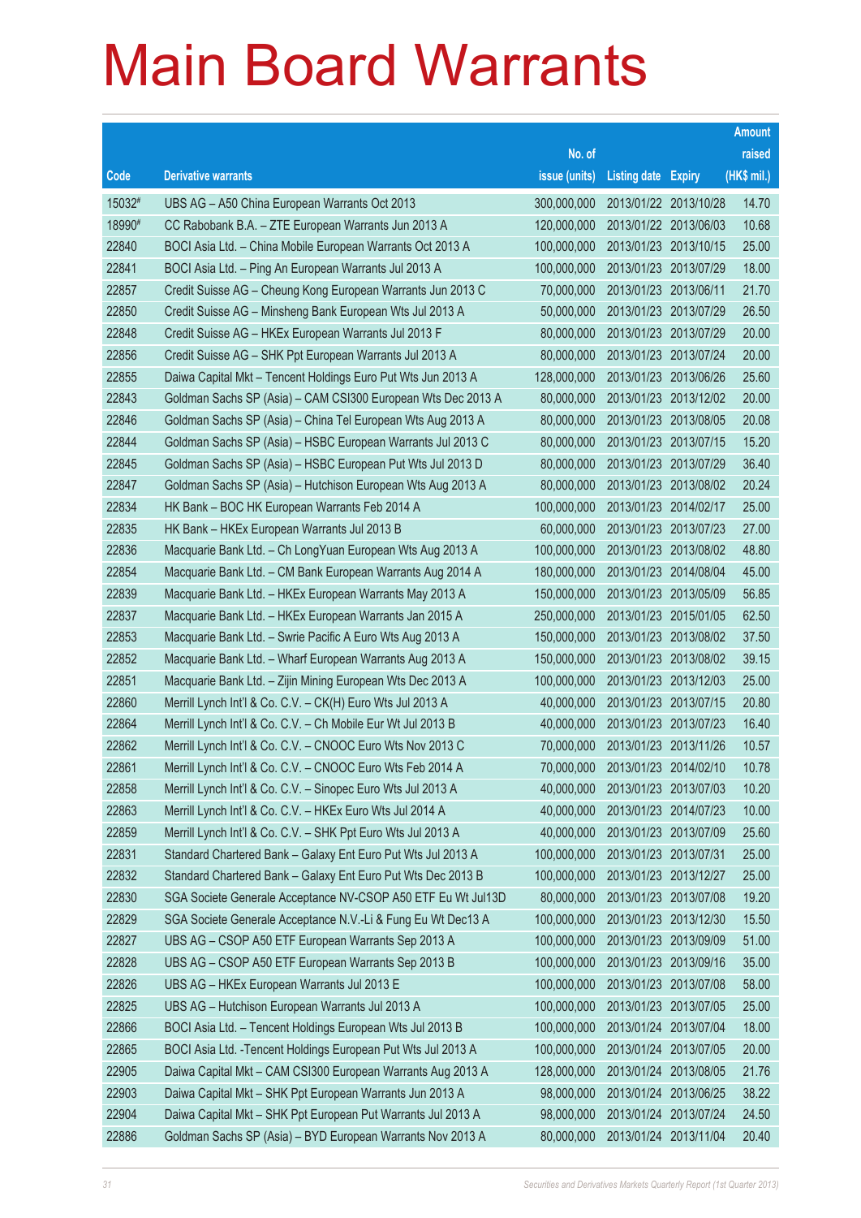# Main Board Warrants

| Code | Derivative warrants | No. of issue (units) | Listing date | Expiry | Amount raised (HK$ mil.) |
|---|---|---|---|---|---|
| 15032# | UBS AG – A50 China European Warrants Oct 2013 | 300,000,000 | 2013/01/22 | 2013/10/28 | 14.70 |
| 18990# | CC Rabobank B.A. – ZTE European Warrants Jun 2013 A | 120,000,000 | 2013/01/22 | 2013/06/03 | 10.68 |
| 22840 | BOCI Asia Ltd. – China Mobile European Warrants Oct 2013 A | 100,000,000 | 2013/01/23 | 2013/10/15 | 25.00 |
| 22841 | BOCI Asia Ltd. – Ping An European Warrants Jul 2013 A | 100,000,000 | 2013/01/23 | 2013/07/29 | 18.00 |
| 22857 | Credit Suisse AG – Cheung Kong European Warrants Jun 2013 C | 70,000,000 | 2013/01/23 | 2013/06/11 | 21.70 |
| 22850 | Credit Suisse AG – Minsheng Bank European Wts Jul 2013 A | 50,000,000 | 2013/01/23 | 2013/07/29 | 26.50 |
| 22848 | Credit Suisse AG – HKEx European Warrants Jul 2013 F | 80,000,000 | 2013/01/23 | 2013/07/29 | 20.00 |
| 22856 | Credit Suisse AG – SHK Ppt European Warrants Jul 2013 A | 80,000,000 | 2013/01/23 | 2013/07/24 | 20.00 |
| 22855 | Daiwa Capital Mkt – Tencent Holdings Euro Put Wts Jun 2013 A | 128,000,000 | 2013/01/23 | 2013/06/26 | 25.60 |
| 22843 | Goldman Sachs SP (Asia) – CAM CSI300 European Wts Dec 2013 A | 80,000,000 | 2013/01/23 | 2013/12/02 | 20.00 |
| 22846 | Goldman Sachs SP (Asia) – China Tel European Wts Aug 2013 A | 80,000,000 | 2013/01/23 | 2013/08/05 | 20.08 |
| 22844 | Goldman Sachs SP (Asia) – HSBC European Warrants Jul 2013 C | 80,000,000 | 2013/01/23 | 2013/07/15 | 15.20 |
| 22845 | Goldman Sachs SP (Asia) – HSBC European Put Wts Jul 2013 D | 80,000,000 | 2013/01/23 | 2013/07/29 | 36.40 |
| 22847 | Goldman Sachs SP (Asia) – Hutchison European Wts Aug 2013 A | 80,000,000 | 2013/01/23 | 2013/08/02 | 20.24 |
| 22834 | HK Bank – BOC HK European Warrants Feb 2014 A | 100,000,000 | 2013/01/23 | 2014/02/17 | 25.00 |
| 22835 | HK Bank – HKEx European Warrants Jul 2013 B | 60,000,000 | 2013/01/23 | 2013/07/23 | 27.00 |
| 22836 | Macquarie Bank Ltd. – Ch LongYuan European Wts Aug 2013 A | 100,000,000 | 2013/01/23 | 2013/08/02 | 48.80 |
| 22854 | Macquarie Bank Ltd. – CM Bank European Warrants Aug 2014 A | 180,000,000 | 2013/01/23 | 2014/08/04 | 45.00 |
| 22839 | Macquarie Bank Ltd. – HKEx European Warrants May 2013 A | 150,000,000 | 2013/01/23 | 2013/05/09 | 56.85 |
| 22837 | Macquarie Bank Ltd. – HKEx European Warrants Jan 2015 A | 250,000,000 | 2013/01/23 | 2015/01/05 | 62.50 |
| 22853 | Macquarie Bank Ltd. – Swire Pacific A Euro Wts Aug 2013 A | 150,000,000 | 2013/01/23 | 2013/08/02 | 37.50 |
| 22852 | Macquarie Bank Ltd. – Wharf European Warrants Aug 2013 A | 150,000,000 | 2013/01/23 | 2013/08/02 | 39.15 |
| 22851 | Macquarie Bank Ltd. – Zijin Mining European Wts Dec 2013 A | 100,000,000 | 2013/01/23 | 2013/12/03 | 25.00 |
| 22860 | Merrill Lynch Int'l & Co. C.V. – CK(H) Euro Wts Jul 2013 A | 40,000,000 | 2013/01/23 | 2013/07/15 | 20.80 |
| 22864 | Merrill Lynch Int'l & Co. C.V. – Ch Mobile Eur Wt Jul 2013 B | 40,000,000 | 2013/01/23 | 2013/07/23 | 16.40 |
| 22862 | Merrill Lynch Int'l & Co. C.V. – CNOOC Euro Wts Nov 2013 C | 70,000,000 | 2013/01/23 | 2013/11/26 | 10.57 |
| 22861 | Merrill Lynch Int'l & Co. C.V. – CNOOC Euro Wts Feb 2014 A | 70,000,000 | 2013/01/23 | 2014/02/10 | 10.78 |
| 22858 | Merrill Lynch Int'l & Co. C.V. – Sinopec Euro Wts Jul 2013 A | 40,000,000 | 2013/01/23 | 2013/07/03 | 10.20 |
| 22863 | Merrill Lynch Int'l & Co. C.V. – HKEx Euro Wts Jul 2014 A | 40,000,000 | 2013/01/23 | 2014/07/23 | 10.00 |
| 22859 | Merrill Lynch Int'l & Co. C.V. – SHK Ppt Euro Wts Jul 2013 A | 40,000,000 | 2013/01/23 | 2013/07/09 | 25.60 |
| 22831 | Standard Chartered Bank – Galaxy Ent Euro Put Wts Jul 2013 A | 100,000,000 | 2013/01/23 | 2013/07/31 | 25.00 |
| 22832 | Standard Chartered Bank – Galaxy Ent Euro Put Wts Dec 2013 B | 100,000,000 | 2013/01/23 | 2013/12/27 | 25.00 |
| 22830 | SGA Societe Generale Acceptance NV-CSOP A50 ETF Eu Wt Jul13D | 80,000,000 | 2013/01/23 | 2013/07/08 | 19.20 |
| 22829 | SGA Societe Generale Acceptance N.V.-Li & Fung Eu Wt Dec13 A | 100,000,000 | 2013/01/23 | 2013/12/30 | 15.50 |
| 22827 | UBS AG – CSOP A50 ETF European Warrants Sep 2013 A | 100,000,000 | 2013/01/23 | 2013/09/09 | 51.00 |
| 22828 | UBS AG – CSOP A50 ETF European Warrants Sep 2013 B | 100,000,000 | 2013/01/23 | 2013/09/16 | 35.00 |
| 22826 | UBS AG – HKEx European Warrants Jul 2013 E | 100,000,000 | 2013/01/23 | 2013/07/08 | 58.00 |
| 22825 | UBS AG – Hutchison European Warrants Jul 2013 A | 100,000,000 | 2013/01/23 | 2013/07/05 | 25.00 |
| 22866 | BOCI Asia Ltd. – Tencent Holdings European Wts Jul 2013 B | 100,000,000 | 2013/01/24 | 2013/07/04 | 18.00 |
| 22865 | BOCI Asia Ltd. -Tencent Holdings European Put Wts Jul 2013 A | 100,000,000 | 2013/01/24 | 2013/07/05 | 20.00 |
| 22905 | Daiwa Capital Mkt – CAM CSI300 European Warrants Aug 2013 A | 128,000,000 | 2013/01/24 | 2013/08/05 | 21.76 |
| 22903 | Daiwa Capital Mkt – SHK Ppt European Warrants Jun 2013 A | 98,000,000 | 2013/01/24 | 2013/06/25 | 38.22 |
| 22904 | Daiwa Capital Mkt – SHK Ppt European Put Warrants Jul 2013 A | 98,000,000 | 2013/01/24 | 2013/07/24 | 24.50 |
| 22886 | Goldman Sachs SP (Asia) – BYD European Warrants Nov 2013 A | 80,000,000 | 2013/01/24 | 2013/11/04 | 20.40 |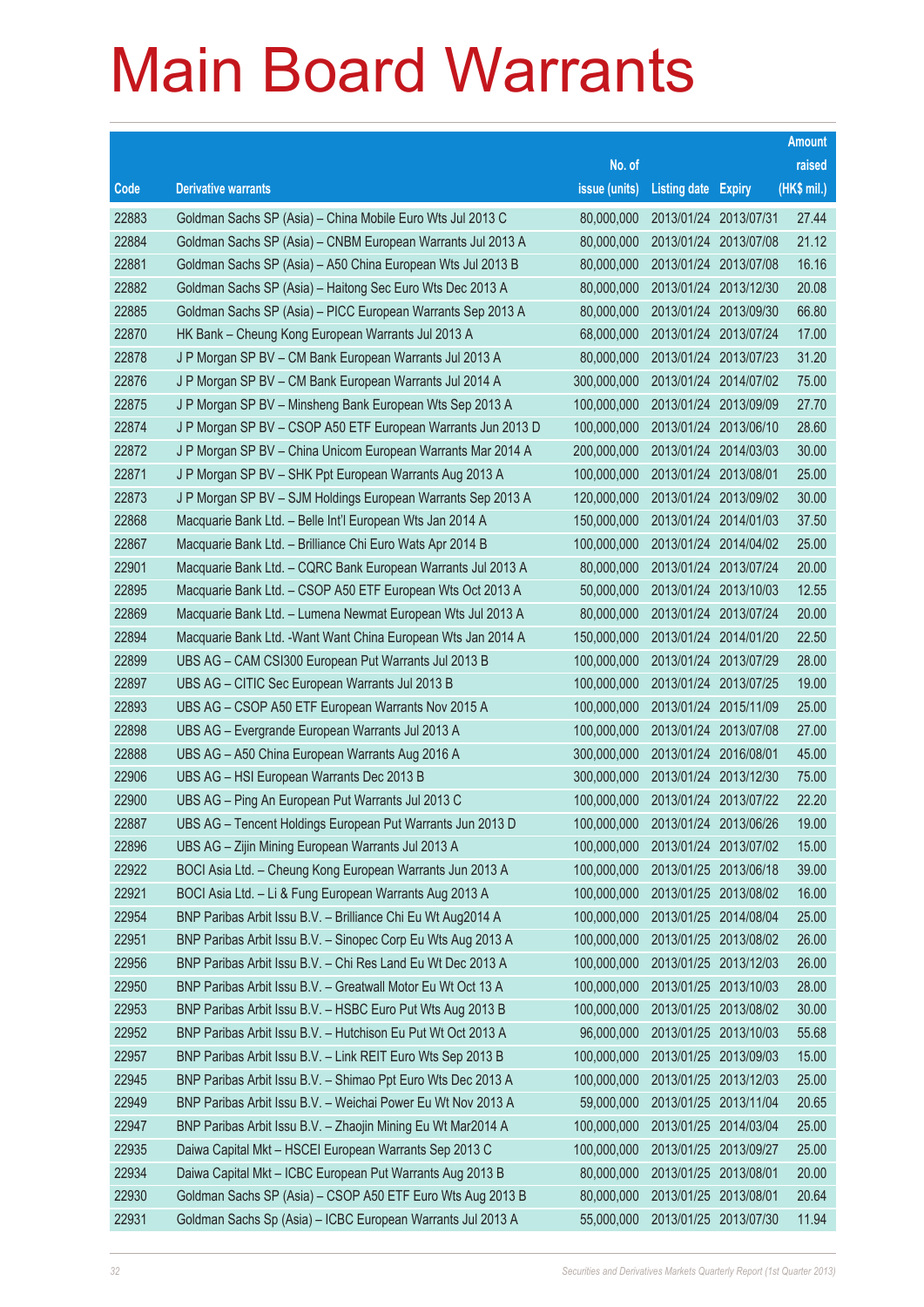# Main Board Warrants

| Code | Derivative warrants | No. of issue (units) | Listing date | Expiry | Amount raised (HK$ mil.) |
|---|---|---|---|---|---|
| 22883 | Goldman Sachs SP (Asia) – China Mobile Euro Wts Jul 2013 C | 80,000,000 | 2013/01/24 | 2013/07/31 | 27.44 |
| 22884 | Goldman Sachs SP (Asia) – CNBM European Warrants Jul 2013 A | 80,000,000 | 2013/01/24 | 2013/07/08 | 21.12 |
| 22881 | Goldman Sachs SP (Asia) – A50 China European Wts Jul 2013 B | 80,000,000 | 2013/01/24 | 2013/07/08 | 16.16 |
| 22882 | Goldman Sachs SP (Asia) – Haitong Sec Euro Wts Dec 2013 A | 80,000,000 | 2013/01/24 | 2013/12/30 | 20.08 |
| 22885 | Goldman Sachs SP (Asia) – PICC European Warrants Sep 2013 A | 80,000,000 | 2013/01/24 | 2013/09/30 | 66.80 |
| 22870 | HK Bank – Cheung Kong European Warrants Jul 2013 A | 68,000,000 | 2013/01/24 | 2013/07/24 | 17.00 |
| 22878 | J P Morgan SP BV – CM Bank European Warrants Jul 2013 A | 80,000,000 | 2013/01/24 | 2013/07/23 | 31.20 |
| 22876 | J P Morgan SP BV – CM Bank European Warrants Jul 2014 A | 300,000,000 | 2013/01/24 | 2014/07/02 | 75.00 |
| 22875 | J P Morgan SP BV – Minsheng Bank European Wts Sep 2013 A | 100,000,000 | 2013/01/24 | 2013/09/09 | 27.70 |
| 22874 | J P Morgan SP BV – CSOP A50 ETF European Warrants Jun 2013 D | 100,000,000 | 2013/01/24 | 2013/06/10 | 28.60 |
| 22872 | J P Morgan SP BV – China Unicom European Warrants Mar 2014 A | 200,000,000 | 2013/01/24 | 2014/03/03 | 30.00 |
| 22871 | J P Morgan SP BV – SHK Ppt European Warrants Aug 2013 A | 100,000,000 | 2013/01/24 | 2013/08/01 | 25.00 |
| 22873 | J P Morgan SP BV – SJM Holdings European Warrants Sep 2013 A | 120,000,000 | 2013/01/24 | 2013/09/02 | 30.00 |
| 22868 | Macquarie Bank Ltd. – Belle Int'l European Wts Jan 2014 A | 150,000,000 | 2013/01/24 | 2014/01/03 | 37.50 |
| 22867 | Macquarie Bank Ltd. – Brilliance Chi Euro Wats Apr 2014 B | 100,000,000 | 2013/01/24 | 2014/04/02 | 25.00 |
| 22901 | Macquarie Bank Ltd. – CQRC Bank European Warrants Jul 2013 A | 80,000,000 | 2013/01/24 | 2013/07/24 | 20.00 |
| 22895 | Macquarie Bank Ltd. – CSOP A50 ETF European Wts Oct 2013 A | 50,000,000 | 2013/01/24 | 2013/10/03 | 12.55 |
| 22869 | Macquarie Bank Ltd. – Lumena Newmat European Wts Jul 2013 A | 80,000,000 | 2013/01/24 | 2013/07/24 | 20.00 |
| 22894 | Macquarie Bank Ltd. -Want Want China European Wts Jan 2014 A | 150,000,000 | 2013/01/24 | 2014/01/20 | 22.50 |
| 22899 | UBS AG – CAM CSI300 European Put Warrants Jul 2013 B | 100,000,000 | 2013/01/24 | 2013/07/29 | 28.00 |
| 22897 | UBS AG – CITIC Sec European Warrants Jul 2013 B | 100,000,000 | 2013/01/24 | 2013/07/25 | 19.00 |
| 22893 | UBS AG – CSOP A50 ETF European Warrants Nov 2015 A | 100,000,000 | 2013/01/24 | 2015/11/09 | 25.00 |
| 22898 | UBS AG – Evergrande European Warrants Jul 2013 A | 100,000,000 | 2013/01/24 | 2013/07/08 | 27.00 |
| 22888 | UBS AG – A50 China European Warrants Aug 2016 A | 300,000,000 | 2013/01/24 | 2016/08/01 | 45.00 |
| 22906 | UBS AG – HSI European Warrants Dec 2013 B | 300,000,000 | 2013/01/24 | 2013/12/30 | 75.00 |
| 22900 | UBS AG – Ping An European Put Warrants Jul 2013 C | 100,000,000 | 2013/01/24 | 2013/07/22 | 22.20 |
| 22887 | UBS AG – Tencent Holdings European Put Warrants Jun 2013 D | 100,000,000 | 2013/01/24 | 2013/06/26 | 19.00 |
| 22896 | UBS AG – Zijin Mining European Warrants Jul 2013 A | 100,000,000 | 2013/01/24 | 2013/07/02 | 15.00 |
| 22922 | BOCI Asia Ltd. – Cheung Kong European Warrants Jun 2013 A | 100,000,000 | 2013/01/25 | 2013/06/18 | 39.00 |
| 22921 | BOCI Asia Ltd. – Li & Fung European Warrants Aug 2013 A | 100,000,000 | 2013/01/25 | 2013/08/02 | 16.00 |
| 22954 | BNP Paribas Arbit Issu B.V. – Brilliance Chi Eu Wt Aug2014 A | 100,000,000 | 2013/01/25 | 2014/08/04 | 25.00 |
| 22951 | BNP Paribas Arbit Issu B.V. – Sinopec Corp Eu Wts Aug 2013 A | 100,000,000 | 2013/01/25 | 2013/08/02 | 26.00 |
| 22956 | BNP Paribas Arbit Issu B.V. – Chi Res Land Eu Wt Dec 2013 A | 100,000,000 | 2013/01/25 | 2013/12/03 | 26.00 |
| 22950 | BNP Paribas Arbit Issu B.V. – Greatwall Motor Eu Wt Oct 13 A | 100,000,000 | 2013/01/25 | 2013/10/03 | 28.00 |
| 22953 | BNP Paribas Arbit Issu B.V. – HSBC Euro Put Wts Aug 2013 B | 100,000,000 | 2013/01/25 | 2013/08/02 | 30.00 |
| 22952 | BNP Paribas Arbit Issu B.V. – Hutchison Eu Put Wt Oct 2013 A | 96,000,000 | 2013/01/25 | 2013/10/03 | 55.68 |
| 22957 | BNP Paribas Arbit Issu B.V. – Link REIT Euro Wts Sep 2013 B | 100,000,000 | 2013/01/25 | 2013/09/03 | 15.00 |
| 22945 | BNP Paribas Arbit Issu B.V. – Shimao Ppt Euro Wts Dec 2013 A | 100,000,000 | 2013/01/25 | 2013/12/03 | 25.00 |
| 22949 | BNP Paribas Arbit Issu B.V. – Weichai Power Eu Wt Nov 2013 A | 59,000,000 | 2013/01/25 | 2013/11/04 | 20.65 |
| 22947 | BNP Paribas Arbit Issu B.V. – Zhaojin Mining Eu Wt Mar2014 A | 100,000,000 | 2013/01/25 | 2014/03/04 | 25.00 |
| 22935 | Daiwa Capital Mkt – HSCEI European Warrants Sep 2013 C | 100,000,000 | 2013/01/25 | 2013/09/27 | 25.00 |
| 22934 | Daiwa Capital Mkt – ICBC European Put Warrants Aug 2013 B | 80,000,000 | 2013/01/25 | 2013/08/01 | 20.00 |
| 22930 | Goldman Sachs SP (Asia) – CSOP A50 ETF Euro Wts Aug 2013 B | 80,000,000 | 2013/01/25 | 2013/08/01 | 20.64 |
| 22931 | Goldman Sachs Sp (Asia) – ICBC European Warrants Jul 2013 A | 55,000,000 | 2013/01/25 | 2013/07/30 | 11.94 |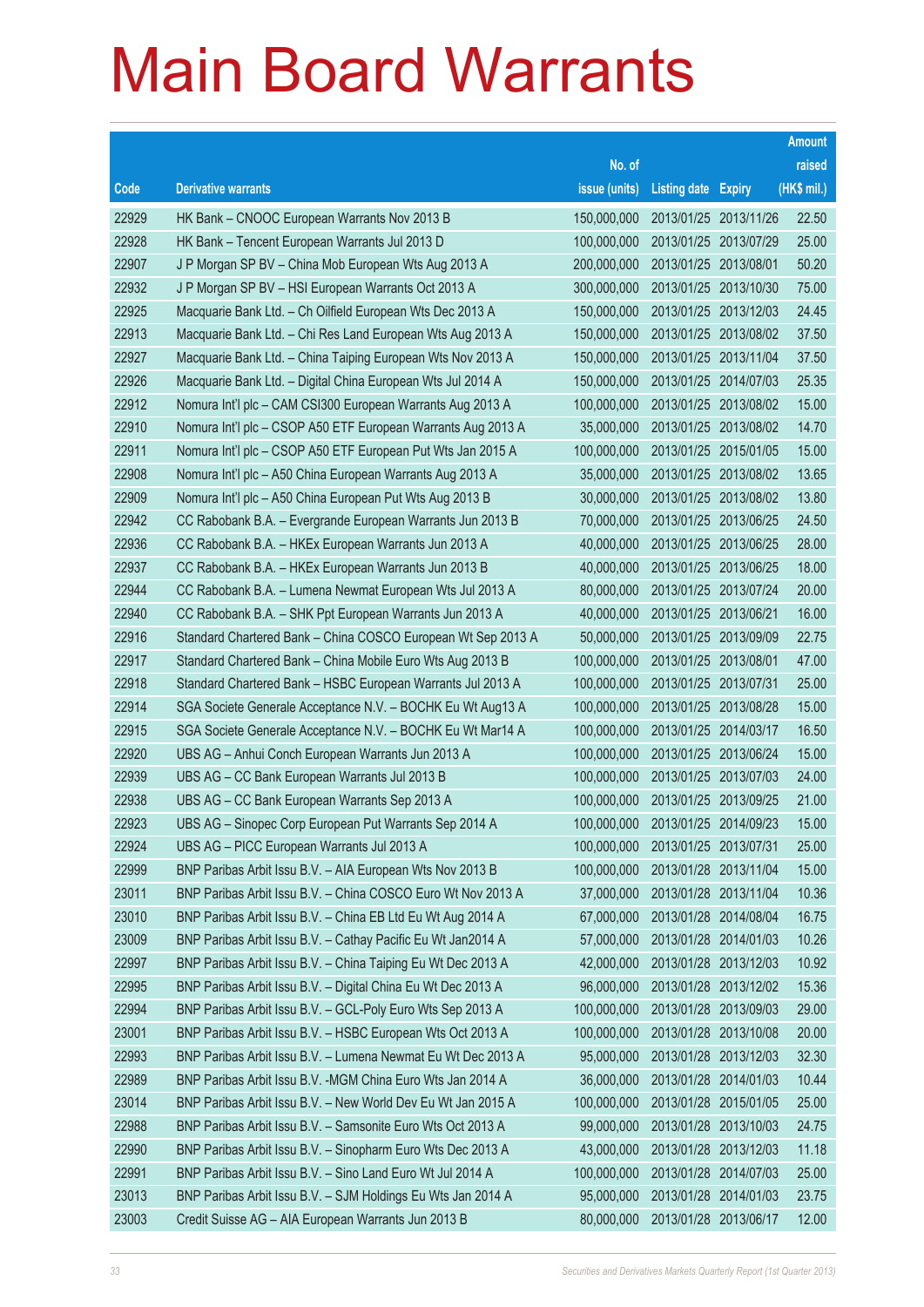# Main Board Warrants

| Code | Derivative warrants | No. of issue (units) | Listing date | Expiry | Amount raised (HK$ mil.) |
|---|---|---|---|---|---|
| 22929 | HK Bank – CNOOC European Warrants Nov 2013 B | 150,000,000 | 2013/01/25 | 2013/11/26 | 22.50 |
| 22928 | HK Bank – Tencent European Warrants Jul 2013 D | 100,000,000 | 2013/01/25 | 2013/07/29 | 25.00 |
| 22907 | J P Morgan SP BV – China Mob European Wts Aug 2013 A | 200,000,000 | 2013/01/25 | 2013/08/01 | 50.20 |
| 22932 | J P Morgan SP BV – HSI European Warrants Oct 2013 A | 300,000,000 | 2013/01/25 | 2013/10/30 | 75.00 |
| 22925 | Macquarie Bank Ltd. – Ch Oilfield European Wts Dec 2013 A | 150,000,000 | 2013/01/25 | 2013/12/03 | 24.45 |
| 22913 | Macquarie Bank Ltd. – Chi Res Land European Wts Aug 2013 A | 150,000,000 | 2013/01/25 | 2013/08/02 | 37.50 |
| 22927 | Macquarie Bank Ltd. – China Taiping European Wts Nov 2013 A | 150,000,000 | 2013/01/25 | 2013/11/04 | 37.50 |
| 22926 | Macquarie Bank Ltd. – Digital China European Wts Jul 2014 A | 150,000,000 | 2013/01/25 | 2014/07/03 | 25.35 |
| 22912 | Nomura Int'l plc – CAM CSI300 European Warrants Aug 2013 A | 100,000,000 | 2013/01/25 | 2013/08/02 | 15.00 |
| 22910 | Nomura Int'l plc – CSOP A50 ETF European Warrants Aug 2013 A | 35,000,000 | 2013/01/25 | 2013/08/02 | 14.70 |
| 22911 | Nomura Int'l plc – CSOP A50 ETF European Put Wts Jan 2015 A | 100,000,000 | 2013/01/25 | 2015/01/05 | 15.00 |
| 22908 | Nomura Int'l plc – A50 China European Warrants Aug 2013 A | 35,000,000 | 2013/01/25 | 2013/08/02 | 13.65 |
| 22909 | Nomura Int'l plc – A50 China European Put Wts Aug 2013 B | 30,000,000 | 2013/01/25 | 2013/08/02 | 13.80 |
| 22942 | CC Rabobank B.A. – Evergrande European Warrants Jun 2013 B | 70,000,000 | 2013/01/25 | 2013/06/25 | 24.50 |
| 22936 | CC Rabobank B.A. – HKEx European Warrants Jun 2013 A | 40,000,000 | 2013/01/25 | 2013/06/25 | 28.00 |
| 22937 | CC Rabobank B.A. – HKEx European Warrants Jun 2013 B | 40,000,000 | 2013/01/25 | 2013/06/25 | 18.00 |
| 22944 | CC Rabobank B.A. – Lumena Newmat European Wts Jul 2013 A | 80,000,000 | 2013/01/25 | 2013/07/24 | 20.00 |
| 22940 | CC Rabobank B.A. – SHK Ppt European Warrants Jun 2013 A | 40,000,000 | 2013/01/25 | 2013/06/21 | 16.00 |
| 22916 | Standard Chartered Bank – China COSCO European Wt Sep 2013 A | 50,000,000 | 2013/01/25 | 2013/09/09 | 22.75 |
| 22917 | Standard Chartered Bank – China Mobile Euro Wts Aug 2013 B | 100,000,000 | 2013/01/25 | 2013/08/01 | 47.00 |
| 22918 | Standard Chartered Bank – HSBC European Warrants Jul 2013 A | 100,000,000 | 2013/01/25 | 2013/07/31 | 25.00 |
| 22914 | SGA Societe Generale Acceptance N.V. – BOCHK Eu Wt Aug13 A | 100,000,000 | 2013/01/25 | 2013/08/28 | 15.00 |
| 22915 | SGA Societe Generale Acceptance N.V. – BOCHK Eu Wt Mar14 A | 100,000,000 | 2013/01/25 | 2014/03/17 | 16.50 |
| 22920 | UBS AG – Anhui Conch European Warrants Jun 2013 A | 100,000,000 | 2013/01/25 | 2013/06/24 | 15.00 |
| 22939 | UBS AG – CC Bank European Warrants Jul 2013 B | 100,000,000 | 2013/01/25 | 2013/07/03 | 24.00 |
| 22938 | UBS AG – CC Bank European Warrants Sep 2013 A | 100,000,000 | 2013/01/25 | 2013/09/25 | 21.00 |
| 22923 | UBS AG – Sinopec Corp European Put Warrants Sep 2014 A | 100,000,000 | 2013/01/25 | 2014/09/23 | 15.00 |
| 22924 | UBS AG – PICC European Warrants Jul 2013 A | 100,000,000 | 2013/01/25 | 2013/07/31 | 25.00 |
| 22999 | BNP Paribas Arbit Issu B.V. – AIA European Wts Nov 2013 B | 100,000,000 | 2013/01/28 | 2013/11/04 | 15.00 |
| 23011 | BNP Paribas Arbit Issu B.V. – China COSCO Euro Wt Nov 2013 A | 37,000,000 | 2013/01/28 | 2013/11/04 | 10.36 |
| 23010 | BNP Paribas Arbit Issu B.V. – China EB Ltd Eu Wt Aug 2014 A | 67,000,000 | 2013/01/28 | 2014/08/04 | 16.75 |
| 23009 | BNP Paribas Arbit Issu B.V. – Cathay Pacific Eu Wt Jan2014 A | 57,000,000 | 2013/01/28 | 2014/01/03 | 10.26 |
| 22997 | BNP Paribas Arbit Issu B.V. – China Taiping Eu Wt Dec 2013 A | 42,000,000 | 2013/01/28 | 2013/12/03 | 10.92 |
| 22995 | BNP Paribas Arbit Issu B.V. – Digital China Eu Wt Dec 2013 A | 96,000,000 | 2013/01/28 | 2013/12/02 | 15.36 |
| 22994 | BNP Paribas Arbit Issu B.V. – GCL-Poly Euro Wts Sep 2013 A | 100,000,000 | 2013/01/28 | 2013/09/03 | 29.00 |
| 23001 | BNP Paribas Arbit Issu B.V. – HSBC European Wts Oct 2013 A | 100,000,000 | 2013/01/28 | 2013/10/08 | 20.00 |
| 22993 | BNP Paribas Arbit Issu B.V. – Lumena Newmat Eu Wt Dec 2013 A | 95,000,000 | 2013/01/28 | 2013/12/03 | 32.30 |
| 22989 | BNP Paribas Arbit Issu B.V. -MGM China Euro Wts Jan 2014 A | 36,000,000 | 2013/01/28 | 2014/01/03 | 10.44 |
| 23014 | BNP Paribas Arbit Issu B.V. – New World Dev Eu Wt Jan 2015 A | 100,000,000 | 2013/01/28 | 2015/01/05 | 25.00 |
| 22988 | BNP Paribas Arbit Issu B.V. – Samsonite Euro Wts Oct 2013 A | 99,000,000 | 2013/01/28 | 2013/10/03 | 24.75 |
| 22990 | BNP Paribas Arbit Issu B.V. – Sinopharm Euro Wts Dec 2013 A | 43,000,000 | 2013/01/28 | 2013/12/03 | 11.18 |
| 22991 | BNP Paribas Arbit Issu B.V. – Sino Land Euro Wt Jul 2014 A | 100,000,000 | 2013/01/28 | 2014/07/03 | 25.00 |
| 23013 | BNP Paribas Arbit Issu B.V. – SJM Holdings Eu Wts Jan 2014 A | 95,000,000 | 2013/01/28 | 2014/01/03 | 23.75 |
| 23003 | Credit Suisse AG – AIA European Warrants Jun 2013 B | 80,000,000 | 2013/01/28 | 2013/06/17 | 12.00 |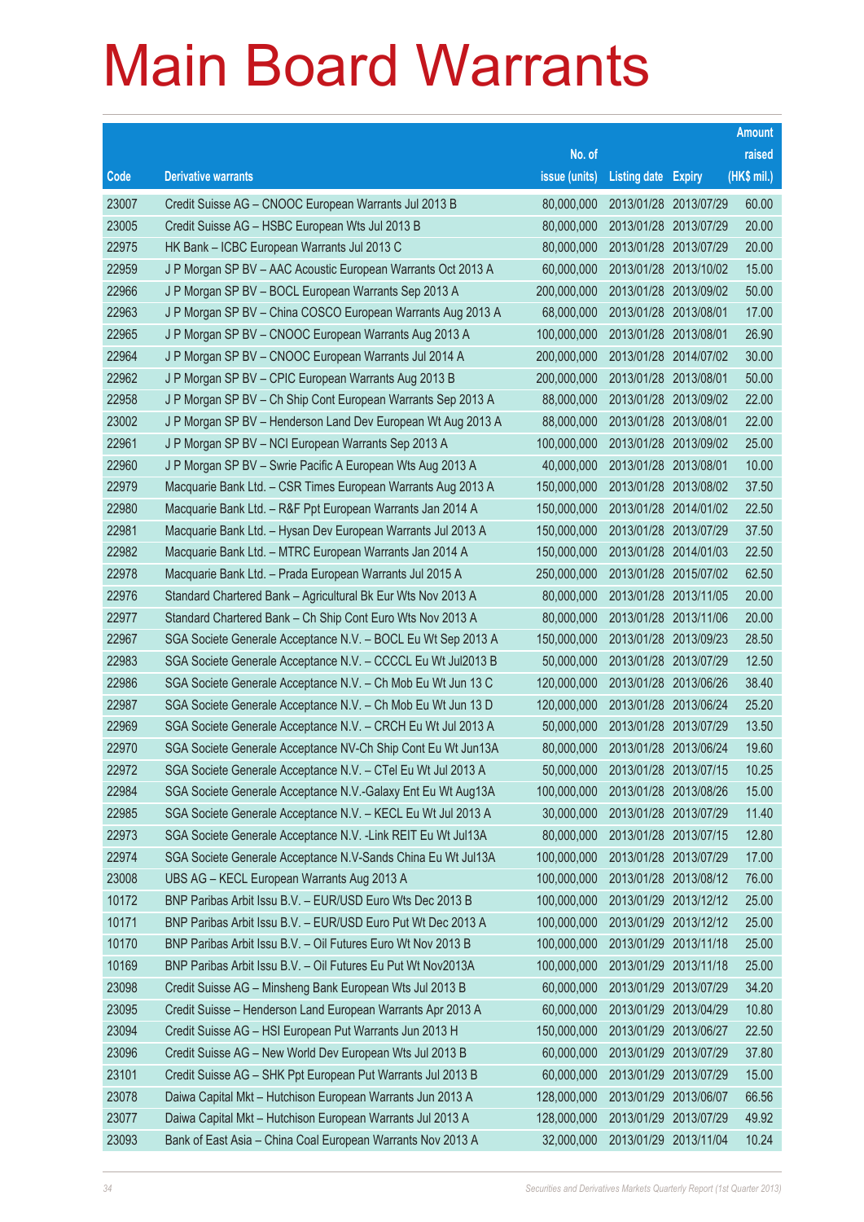# Main Board Warrants

| Code | Derivative warrants | No. of issue (units) | Listing date | Expiry | Amount raised (HK$ mil.) |
|---|---|---|---|---|---|
| 23007 | Credit Suisse AG – CNOOC European Warrants Jul 2013 B | 80,000,000 | 2013/01/28 | 2013/07/29 | 60.00 |
| 23005 | Credit Suisse AG – HSBC European Wts Jul 2013 B | 80,000,000 | 2013/01/28 | 2013/07/29 | 20.00 |
| 22975 | HK Bank – ICBC European Warrants Jul 2013 C | 80,000,000 | 2013/01/28 | 2013/07/29 | 20.00 |
| 22959 | J P Morgan SP BV – AAC Acoustic European Warrants Oct 2013 A | 60,000,000 | 2013/01/28 | 2013/10/02 | 15.00 |
| 22966 | J P Morgan SP BV – BOCL European Warrants Sep 2013 A | 200,000,000 | 2013/01/28 | 2013/09/02 | 50.00 |
| 22963 | J P Morgan SP BV – China COSCO European Warrants Aug 2013 A | 68,000,000 | 2013/01/28 | 2013/08/01 | 17.00 |
| 22965 | J P Morgan SP BV – CNOOC European Warrants Aug 2013 A | 100,000,000 | 2013/01/28 | 2013/08/01 | 26.90 |
| 22964 | J P Morgan SP BV – CNOOC European Warrants Jul 2014 A | 200,000,000 | 2013/01/28 | 2014/07/02 | 30.00 |
| 22962 | J P Morgan SP BV – CPIC European Warrants Aug 2013 B | 200,000,000 | 2013/01/28 | 2013/08/01 | 50.00 |
| 22958 | J P Morgan SP BV – Ch Ship Cont European Warrants Sep 2013 A | 88,000,000 | 2013/01/28 | 2013/09/02 | 22.00 |
| 23002 | J P Morgan SP BV – Henderson Land Dev European Wt Aug 2013 A | 88,000,000 | 2013/01/28 | 2013/08/01 | 22.00 |
| 22961 | J P Morgan SP BV – NCI European Warrants Sep 2013 A | 100,000,000 | 2013/01/28 | 2013/09/02 | 25.00 |
| 22960 | J P Morgan SP BV – Swrie Pacific A European Wts Aug 2013 A | 40,000,000 | 2013/01/28 | 2013/08/01 | 10.00 |
| 22979 | Macquarie Bank Ltd. – CSR Times European Warrants Aug 2013 A | 150,000,000 | 2013/01/28 | 2013/08/02 | 37.50 |
| 22980 | Macquarie Bank Ltd. – R&F Ppt European Warrants Jan 2014 A | 150,000,000 | 2013/01/28 | 2014/01/02 | 22.50 |
| 22981 | Macquarie Bank Ltd. – Hysan Dev European Warrants Jul 2013 A | 150,000,000 | 2013/01/28 | 2013/07/29 | 37.50 |
| 22982 | Macquarie Bank Ltd. – MTRC European Warrants Jan 2014 A | 150,000,000 | 2013/01/28 | 2014/01/03 | 22.50 |
| 22978 | Macquarie Bank Ltd. – Prada European Warrants Jul 2015 A | 250,000,000 | 2013/01/28 | 2015/07/02 | 62.50 |
| 22976 | Standard Chartered Bank – Agricultural Bk Eur Wts Nov 2013 A | 80,000,000 | 2013/01/28 | 2013/11/05 | 20.00 |
| 22977 | Standard Chartered Bank – Ch Ship Cont Euro Wts Nov 2013 A | 80,000,000 | 2013/01/28 | 2013/11/06 | 20.00 |
| 22967 | SGA Societe Generale Acceptance N.V. – BOCL Eu Wt Sep 2013 A | 150,000,000 | 2013/01/28 | 2013/09/23 | 28.50 |
| 22983 | SGA Societe Generale Acceptance N.V. – CCCCL Eu Wt Jul2013 B | 50,000,000 | 2013/01/28 | 2013/07/29 | 12.50 |
| 22986 | SGA Societe Generale Acceptance N.V. – Ch Mob Eu Wt Jun 13 C | 120,000,000 | 2013/01/28 | 2013/06/26 | 38.40 |
| 22987 | SGA Societe Generale Acceptance N.V. – Ch Mob Eu Wt Jun 13 D | 120,000,000 | 2013/01/28 | 2013/06/24 | 25.20 |
| 22969 | SGA Societe Generale Acceptance N.V. – CRCH Eu Wt Jul 2013 A | 50,000,000 | 2013/01/28 | 2013/07/29 | 13.50 |
| 22970 | SGA Societe Generale Acceptance NV-Ch Ship Cont Eu Wt Jun13A | 80,000,000 | 2013/01/28 | 2013/06/24 | 19.60 |
| 22972 | SGA Societe Generale Acceptance N.V. – CTel Eu Wt Jul 2013 A | 50,000,000 | 2013/01/28 | 2013/07/15 | 10.25 |
| 22984 | SGA Societe Generale Acceptance N.V.-Galaxy Ent Eu Wt Aug13A | 100,000,000 | 2013/01/28 | 2013/08/26 | 15.00 |
| 22985 | SGA Societe Generale Acceptance N.V. – KECL Eu Wt Jul 2013 A | 30,000,000 | 2013/01/28 | 2013/07/29 | 11.40 |
| 22973 | SGA Societe Generale Acceptance N.V. -Link REIT Eu Wt Jul13A | 80,000,000 | 2013/01/28 | 2013/07/15 | 12.80 |
| 22974 | SGA Societe Generale Acceptance N.V-Sands China Eu Wt Jul13A | 100,000,000 | 2013/01/28 | 2013/07/29 | 17.00 |
| 23008 | UBS AG – KECL European Warrants Aug 2013 A | 100,000,000 | 2013/01/28 | 2013/08/12 | 76.00 |
| 10172 | BNP Paribas Arbit Issu B.V. – EUR/USD Euro Wts Dec 2013 B | 100,000,000 | 2013/01/29 | 2013/12/12 | 25.00 |
| 10171 | BNP Paribas Arbit Issu B.V. – EUR/USD Euro Put Wt Dec 2013 A | 100,000,000 | 2013/01/29 | 2013/12/12 | 25.00 |
| 10170 | BNP Paribas Arbit Issu B.V. – Oil Futures Euro Wt Nov 2013 B | 100,000,000 | 2013/01/29 | 2013/11/18 | 25.00 |
| 10169 | BNP Paribas Arbit Issu B.V. – Oil Futures Eu Put Wt Nov2013A | 100,000,000 | 2013/01/29 | 2013/11/18 | 25.00 |
| 23098 | Credit Suisse AG – Minsheng Bank European Wts Jul 2013 B | 60,000,000 | 2013/01/29 | 2013/07/29 | 34.20 |
| 23095 | Credit Suisse – Henderson Land European Warrants Apr 2013 A | 60,000,000 | 2013/01/29 | 2013/04/29 | 10.80 |
| 23094 | Credit Suisse AG – HSI European Put Warrants Jun 2013 H | 150,000,000 | 2013/01/29 | 2013/06/27 | 22.50 |
| 23096 | Credit Suisse AG – New World Dev European Wts Jul 2013 B | 60,000,000 | 2013/01/29 | 2013/07/29 | 37.80 |
| 23101 | Credit Suisse AG – SHK Ppt European Put Warrants Jul 2013 B | 60,000,000 | 2013/01/29 | 2013/07/29 | 15.00 |
| 23078 | Daiwa Capital Mkt – Hutchison European Warrants Jun 2013 A | 128,000,000 | 2013/01/29 | 2013/06/07 | 66.56 |
| 23077 | Daiwa Capital Mkt – Hutchison European Warrants Jul 2013 A | 128,000,000 | 2013/01/29 | 2013/07/29 | 49.92 |
| 23093 | Bank of East Asia – China Coal European Warrants Nov 2013 A | 32,000,000 | 2013/01/29 | 2013/11/04 | 10.24 |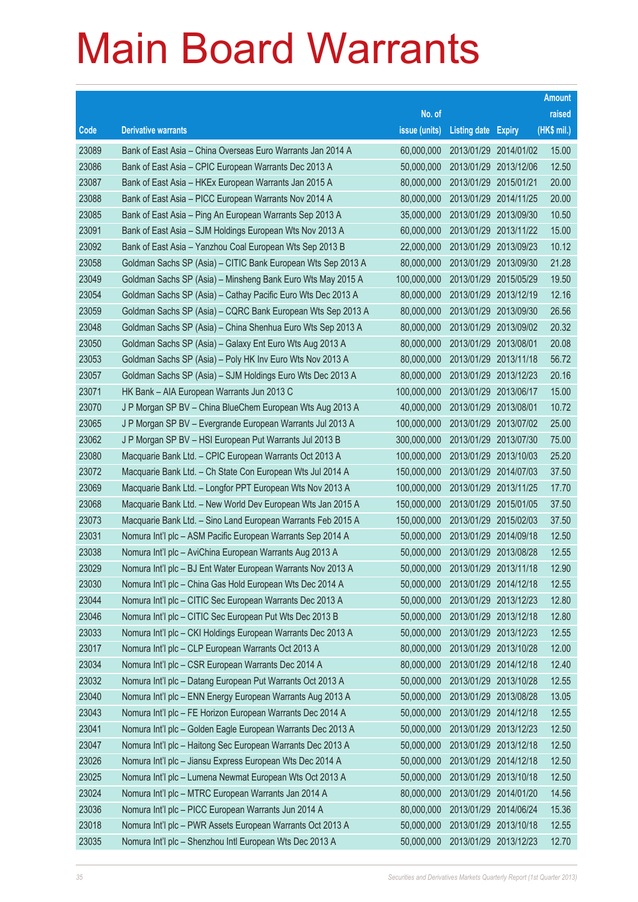# Main Board Warrants

| Code | Derivative warrants | No. of issue (units) | Listing date | Expiry | Amount raised (HK$ mil.) |
|---|---|---|---|---|---|
| 23089 | Bank of East Asia – China Overseas Euro Warrants Jan 2014 A | 60,000,000 | 2013/01/29 | 2014/01/02 | 15.00 |
| 23086 | Bank of East Asia – CPIC European Warrants Dec 2013 A | 50,000,000 | 2013/01/29 | 2013/12/06 | 12.50 |
| 23087 | Bank of East Asia – HKEx European Warrants Jan 2015 A | 80,000,000 | 2013/01/29 | 2015/01/21 | 20.00 |
| 23088 | Bank of East Asia – PICC European Warrants Nov 2014 A | 80,000,000 | 2013/01/29 | 2014/11/25 | 20.00 |
| 23085 | Bank of East Asia – Ping An European Warrants Sep 2013 A | 35,000,000 | 2013/01/29 | 2013/09/30 | 10.50 |
| 23091 | Bank of East Asia – SJM Holdings European Wts Nov 2013 A | 60,000,000 | 2013/01/29 | 2013/11/22 | 15.00 |
| 23092 | Bank of East Asia – Yanzhou Coal European Wts Sep 2013 B | 22,000,000 | 2013/01/29 | 2013/09/23 | 10.12 |
| 23058 | Goldman Sachs SP (Asia) – CITIC Bank European Wts Sep 2013 A | 80,000,000 | 2013/01/29 | 2013/09/30 | 21.28 |
| 23049 | Goldman Sachs SP (Asia) – Minsheng Bank Euro Wts May 2015 A | 100,000,000 | 2013/01/29 | 2015/05/29 | 19.50 |
| 23054 | Goldman Sachs SP (Asia) – Cathay Pacific Euro Wts Dec 2013 A | 80,000,000 | 2013/01/29 | 2013/12/19 | 12.16 |
| 23059 | Goldman Sachs SP (Asia) – CQRC Bank European Wts Sep 2013 A | 80,000,000 | 2013/01/29 | 2013/09/30 | 26.56 |
| 23048 | Goldman Sachs SP (Asia) – China Shenhua Euro Wts Sep 2013 A | 80,000,000 | 2013/01/29 | 2013/09/02 | 20.32 |
| 23050 | Goldman Sachs SP (Asia) – Galaxy Ent Euro Wts Aug 2013 A | 80,000,000 | 2013/01/29 | 2013/08/01 | 20.08 |
| 23053 | Goldman Sachs SP (Asia) – Poly HK Inv Euro Wts Nov 2013 A | 80,000,000 | 2013/01/29 | 2013/11/18 | 56.72 |
| 23057 | Goldman Sachs SP (Asia) – SJM Holdings Euro Wts Dec 2013 A | 80,000,000 | 2013/01/29 | 2013/12/23 | 20.16 |
| 23071 | HK Bank – AIA European Warrants Jun 2013 C | 100,000,000 | 2013/01/29 | 2013/06/17 | 15.00 |
| 23070 | J P Morgan SP BV – China BlueChem European Wts Aug 2013 A | 40,000,000 | 2013/01/29 | 2013/08/01 | 10.72 |
| 23065 | J P Morgan SP BV – Evergrande European Warrants Jul 2013 A | 100,000,000 | 2013/01/29 | 2013/07/02 | 25.00 |
| 23062 | J P Morgan SP BV – HSI European Put Warrants Jul 2013 B | 300,000,000 | 2013/01/29 | 2013/07/30 | 75.00 |
| 23080 | Macquarie Bank Ltd. – CPIC European Warrants Oct 2013 A | 100,000,000 | 2013/01/29 | 2013/10/03 | 25.20 |
| 23072 | Macquarie Bank Ltd. – Ch State Con European Wts Jul 2014 A | 150,000,000 | 2013/01/29 | 2014/07/03 | 37.50 |
| 23069 | Macquarie Bank Ltd. – Longfor PPT European Wts Nov 2013 A | 100,000,000 | 2013/01/29 | 2013/11/25 | 17.70 |
| 23068 | Macquarie Bank Ltd. – New World Dev European Wts Jan 2015 A | 150,000,000 | 2013/01/29 | 2015/01/05 | 37.50 |
| 23073 | Macquarie Bank Ltd. – Sino Land European Warrants Feb 2015 A | 150,000,000 | 2013/01/29 | 2015/02/03 | 37.50 |
| 23031 | Nomura Int'l plc – ASM Pacific European Warrants Sep 2014 A | 50,000,000 | 2013/01/29 | 2014/09/18 | 12.50 |
| 23038 | Nomura Int'l plc – AviChina European Warrants Aug 2013 A | 50,000,000 | 2013/01/29 | 2013/08/28 | 12.55 |
| 23029 | Nomura Int'l plc – BJ Ent Water European Warrants Nov 2013 A | 50,000,000 | 2013/01/29 | 2013/11/18 | 12.90 |
| 23030 | Nomura Int'l plc – China Gas Hold European Wts Dec 2014 A | 50,000,000 | 2013/01/29 | 2014/12/18 | 12.55 |
| 23044 | Nomura Int'l plc – CITIC Sec European Warrants Dec 2013 A | 50,000,000 | 2013/01/29 | 2013/12/23 | 12.80 |
| 23046 | Nomura Int'l plc – CITIC Sec European Put Wts Dec 2013 B | 50,000,000 | 2013/01/29 | 2013/12/18 | 12.80 |
| 23033 | Nomura Int'l plc – CKI Holdings European Warrants Dec 2013 A | 50,000,000 | 2013/01/29 | 2013/12/23 | 12.55 |
| 23017 | Nomura Int'l plc – CLP European Warrants Oct 2013 A | 80,000,000 | 2013/01/29 | 2013/10/28 | 12.00 |
| 23034 | Nomura Int'l plc – CSR European Warrants Dec 2014 A | 80,000,000 | 2013/01/29 | 2014/12/18 | 12.40 |
| 23032 | Nomura Int'l plc – Datang European Put Warrants Oct 2013 A | 50,000,000 | 2013/01/29 | 2013/10/28 | 12.55 |
| 23040 | Nomura Int'l plc – ENN Energy European Warrants Aug 2013 A | 50,000,000 | 2013/01/29 | 2013/08/28 | 13.05 |
| 23043 | Nomura Int'l plc – FE Horizon European Warrants Dec 2014 A | 50,000,000 | 2013/01/29 | 2014/12/18 | 12.55 |
| 23041 | Nomura Int'l plc – Golden Eagle European Warrants Dec 2013 A | 50,000,000 | 2013/01/29 | 2013/12/23 | 12.50 |
| 23047 | Nomura Int'l plc – Haitong Sec European Warrants Dec 2013 A | 50,000,000 | 2013/01/29 | 2013/12/18 | 12.50 |
| 23026 | Nomura Int'l plc – Jiansu Express European Wts Dec 2014 A | 50,000,000 | 2013/01/29 | 2014/12/18 | 12.50 |
| 23025 | Nomura Int'l plc – Lumena Newmat European Wts Oct 2013 A | 50,000,000 | 2013/01/29 | 2013/10/18 | 12.50 |
| 23024 | Nomura Int'l plc – MTRC European Warrants Jan 2014 A | 80,000,000 | 2013/01/29 | 2014/01/20 | 14.56 |
| 23036 | Nomura Int'l plc – PICC European Warrants Jun 2014 A | 80,000,000 | 2013/01/29 | 2014/06/24 | 15.36 |
| 23018 | Nomura Int'l plc – PWR Assets European Warrants Oct 2013 A | 50,000,000 | 2013/01/29 | 2013/10/18 | 12.55 |
| 23035 | Nomura Int'l plc – Shenzhou Intl European Wts Dec 2013 A | 50,000,000 | 2013/01/29 | 2013/12/23 | 12.70 |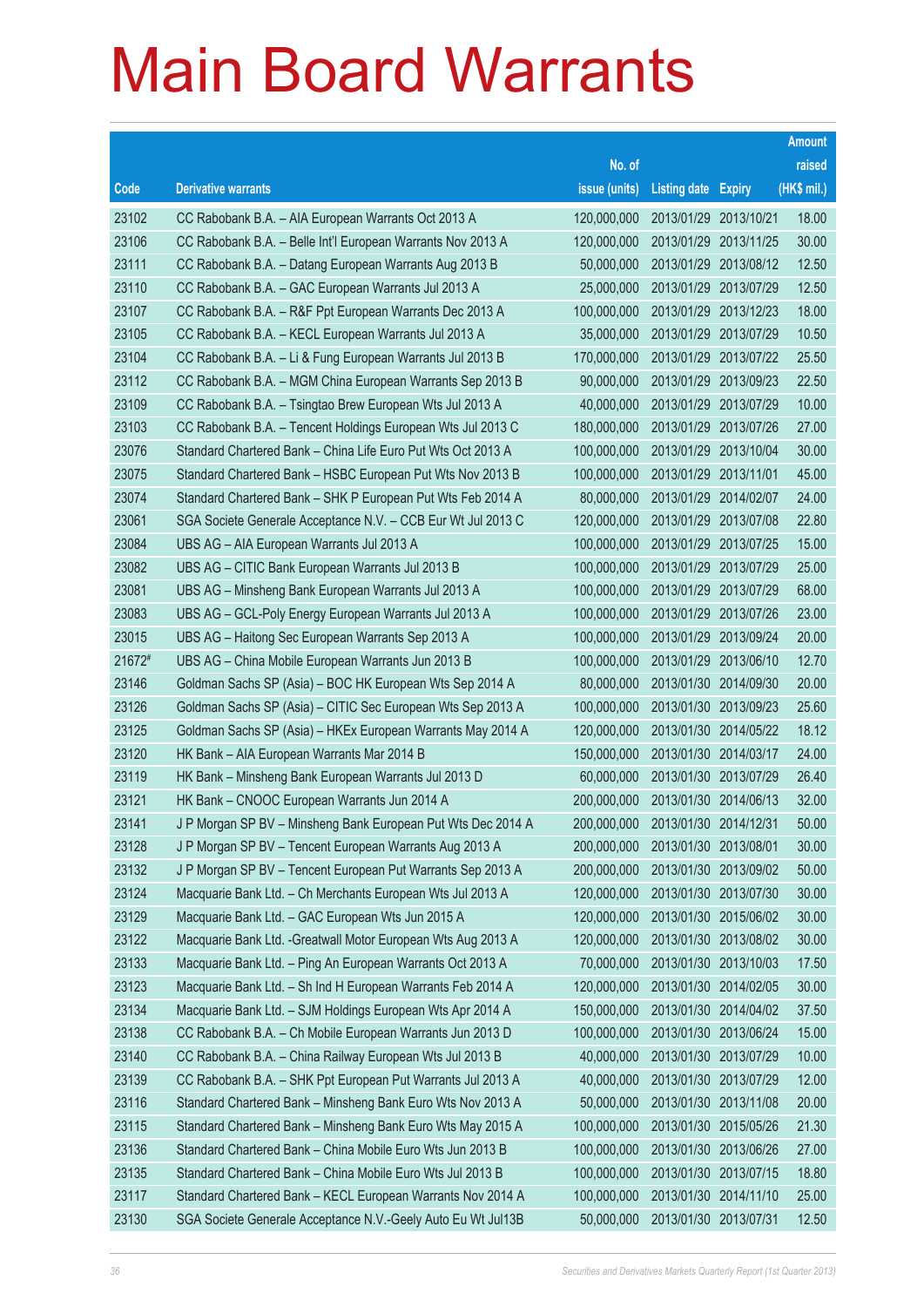# Main Board Warrants

| Code | Derivative warrants | No. of issue (units) | Listing date | Expiry | Amount raised (HK$ mil.) |
|---|---|---|---|---|---|
| 23102 | CC Rabobank B.A. – AIA European Warrants Oct 2013 A | 120,000,000 | 2013/01/29 | 2013/10/21 | 18.00 |
| 23106 | CC Rabobank B.A. – Belle Int'l European Warrants Nov 2013 A | 120,000,000 | 2013/01/29 | 2013/11/25 | 30.00 |
| 23111 | CC Rabobank B.A. – Datang European Warrants Aug 2013 B | 50,000,000 | 2013/01/29 | 2013/08/12 | 12.50 |
| 23110 | CC Rabobank B.A. – GAC European Warrants Jul 2013 A | 25,000,000 | 2013/01/29 | 2013/07/29 | 12.50 |
| 23107 | CC Rabobank B.A. – R&F Ppt European Warrants Dec 2013 A | 100,000,000 | 2013/01/29 | 2013/12/23 | 18.00 |
| 23105 | CC Rabobank B.A. – KECL European Warrants Jul 2013 A | 35,000,000 | 2013/01/29 | 2013/07/29 | 10.50 |
| 23104 | CC Rabobank B.A. – Li & Fung European Warrants Jul 2013 B | 170,000,000 | 2013/01/29 | 2013/07/22 | 25.50 |
| 23112 | CC Rabobank B.A. – MGM China European Warrants Sep 2013 B | 90,000,000 | 2013/01/29 | 2013/09/23 | 22.50 |
| 23109 | CC Rabobank B.A. – Tsingtao Brew European Wts Jul 2013 A | 40,000,000 | 2013/01/29 | 2013/07/29 | 10.00 |
| 23103 | CC Rabobank B.A. – Tencent Holdings European Wts Jul 2013 C | 180,000,000 | 2013/01/29 | 2013/07/26 | 27.00 |
| 23076 | Standard Chartered Bank – China Life Euro Put Wts Oct 2013 A | 100,000,000 | 2013/01/29 | 2013/10/04 | 30.00 |
| 23075 | Standard Chartered Bank – HSBC European Put Wts Nov 2013 B | 100,000,000 | 2013/01/29 | 2013/11/01 | 45.00 |
| 23074 | Standard Chartered Bank – SHK P European Put Wts Feb 2014 A | 80,000,000 | 2013/01/29 | 2014/02/07 | 24.00 |
| 23061 | SGA Societe Generale Acceptance N.V. – CCB Eur Wt Jul 2013 C | 120,000,000 | 2013/01/29 | 2013/07/08 | 22.80 |
| 23084 | UBS AG – AIA European Warrants Jul 2013 A | 100,000,000 | 2013/01/29 | 2013/07/25 | 15.00 |
| 23082 | UBS AG – CITIC Bank European Warrants Jul 2013 B | 100,000,000 | 2013/01/29 | 2013/07/29 | 25.00 |
| 23081 | UBS AG – Minsheng Bank European Warrants Jul 2013 A | 100,000,000 | 2013/01/29 | 2013/07/29 | 68.00 |
| 23083 | UBS AG – GCL-Poly Energy European Warrants Jul 2013 A | 100,000,000 | 2013/01/29 | 2013/07/26 | 23.00 |
| 23015 | UBS AG – Haitong Sec European Warrants Sep 2013 A | 100,000,000 | 2013/01/29 | 2013/09/24 | 20.00 |
| 21672# | UBS AG – China Mobile European Warrants Jun 2013 B | 100,000,000 | 2013/01/29 | 2013/06/10 | 12.70 |
| 23146 | Goldman Sachs SP (Asia) – BOC HK European Wts Sep 2014 A | 80,000,000 | 2013/01/30 | 2014/09/30 | 20.00 |
| 23126 | Goldman Sachs SP (Asia) – CITIC Sec European Wts Sep 2013 A | 100,000,000 | 2013/01/30 | 2013/09/23 | 25.60 |
| 23125 | Goldman Sachs SP (Asia) – HKEx European Warrants May 2014 A | 120,000,000 | 2013/01/30 | 2014/05/22 | 18.12 |
| 23120 | HK Bank – AIA European Warrants Mar 2014 B | 150,000,000 | 2013/01/30 | 2014/03/17 | 24.00 |
| 23119 | HK Bank – Minsheng Bank European Warrants Jul 2013 D | 60,000,000 | 2013/01/30 | 2013/07/29 | 26.40 |
| 23121 | HK Bank – CNOOC European Warrants Jun 2014 A | 200,000,000 | 2013/01/30 | 2014/06/13 | 32.00 |
| 23141 | J P Morgan SP BV – Minsheng Bank European Put Wts Dec 2014 A | 200,000,000 | 2013/01/30 | 2014/12/31 | 50.00 |
| 23128 | J P Morgan SP BV – Tencent European Warrants Aug 2013 A | 200,000,000 | 2013/01/30 | 2013/08/01 | 30.00 |
| 23132 | J P Morgan SP BV – Tencent European Put Warrants Sep 2013 A | 200,000,000 | 2013/01/30 | 2013/09/02 | 50.00 |
| 23124 | Macquarie Bank Ltd. – Ch Merchants European Wts Jul 2013 A | 120,000,000 | 2013/01/30 | 2013/07/30 | 30.00 |
| 23129 | Macquarie Bank Ltd. – GAC European Wts Jun 2015 A | 120,000,000 | 2013/01/30 | 2015/06/02 | 30.00 |
| 23122 | Macquarie Bank Ltd. -Greatwall Motor European Wts Aug 2013 A | 120,000,000 | 2013/01/30 | 2013/08/02 | 30.00 |
| 23133 | Macquarie Bank Ltd. – Ping An European Warrants Oct 2013 A | 70,000,000 | 2013/01/30 | 2013/10/03 | 17.50 |
| 23123 | Macquarie Bank Ltd. – Sh Ind H European Warrants Feb 2014 A | 120,000,000 | 2013/01/30 | 2014/02/05 | 30.00 |
| 23134 | Macquarie Bank Ltd. – SJM Holdings European Wts Apr 2014 A | 150,000,000 | 2013/01/30 | 2014/04/02 | 37.50 |
| 23138 | CC Rabobank B.A. – Ch Mobile European Warrants Jun 2013 D | 100,000,000 | 2013/01/30 | 2013/06/24 | 15.00 |
| 23140 | CC Rabobank B.A. – China Railway European Wts Jul 2013 B | 40,000,000 | 2013/01/30 | 2013/07/29 | 10.00 |
| 23139 | CC Rabobank B.A. – SHK Ppt European Put Warrants Jul 2013 A | 40,000,000 | 2013/01/30 | 2013/07/29 | 12.00 |
| 23116 | Standard Chartered Bank – Minsheng Bank Euro Wts Nov 2013 A | 50,000,000 | 2013/01/30 | 2013/11/08 | 20.00 |
| 23115 | Standard Chartered Bank – Minsheng Bank Euro Wts May 2015 A | 100,000,000 | 2013/01/30 | 2015/05/26 | 21.30 |
| 23136 | Standard Chartered Bank – China Mobile Euro Wts Jun 2013 B | 100,000,000 | 2013/01/30 | 2013/06/26 | 27.00 |
| 23135 | Standard Chartered Bank – China Mobile Euro Wts Jul 2013 B | 100,000,000 | 2013/01/30 | 2013/07/15 | 18.80 |
| 23117 | Standard Chartered Bank – KECL European Warrants Nov 2014 A | 100,000,000 | 2013/01/30 | 2014/11/10 | 25.00 |
| 23130 | SGA Societe Generale Acceptance N.V.-Geely Auto Eu Wt Jul13B | 50,000,000 | 2013/01/30 | 2013/07/31 | 12.50 |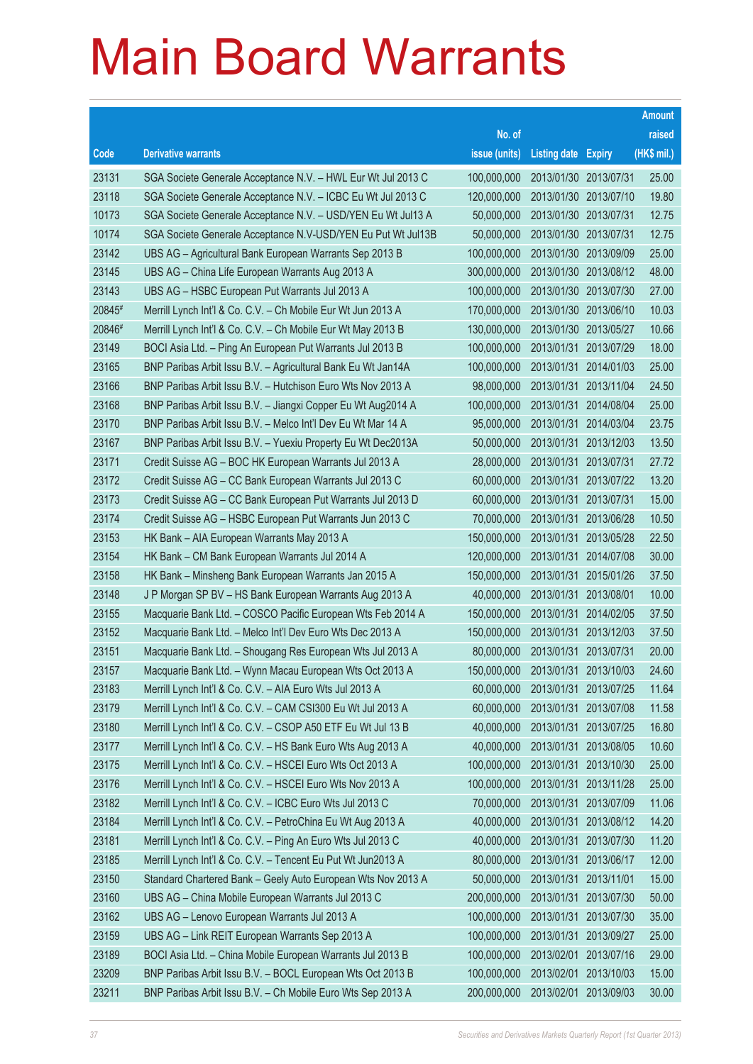# Main Board Warrants

| Code | Derivative warrants | No. of issue (units) | Listing date | Expiry | Amount raised (HK$ mil.) |
|---|---|---|---|---|---|
| 23131 | SGA Societe Generale Acceptance N.V. – HWL Eur Wt Jul 2013 C | 100,000,000 | 2013/01/30 | 2013/07/31 | 25.00 |
| 23118 | SGA Societe Generale Acceptance N.V. – ICBC Eu Wt Jul 2013 C | 120,000,000 | 2013/01/30 | 2013/07/10 | 19.80 |
| 10173 | SGA Societe Generale Acceptance N.V. – USD/YEN Eu Wt Jul13 A | 50,000,000 | 2013/01/30 | 2013/07/31 | 12.75 |
| 10174 | SGA Societe Generale Acceptance N.V-USD/YEN Eu Put Wt Jul13B | 50,000,000 | 2013/01/30 | 2013/07/31 | 12.75 |
| 23142 | UBS AG – Agricultural Bank European Warrants Sep 2013 B | 100,000,000 | 2013/01/30 | 2013/09/09 | 25.00 |
| 23145 | UBS AG – China Life European Warrants Aug 2013 A | 300,000,000 | 2013/01/30 | 2013/08/12 | 48.00 |
| 23143 | UBS AG – HSBC European Put Warrants Jul 2013 A | 100,000,000 | 2013/01/30 | 2013/07/30 | 27.00 |
| 20845# | Merrill Lynch Int'l & Co. C.V. – Ch Mobile Eur Wt Jun 2013 A | 170,000,000 | 2013/01/30 | 2013/06/10 | 10.03 |
| 20846# | Merrill Lynch Int'l & Co. C.V. – Ch Mobile Eur Wt May 2013 B | 130,000,000 | 2013/01/30 | 2013/05/27 | 10.66 |
| 23149 | BOCI Asia Ltd. – Ping An European Put Warrants Jul 2013 B | 100,000,000 | 2013/01/31 | 2013/07/29 | 18.00 |
| 23165 | BNP Paribas Arbit Issu B.V. – Agricultural Bank Eu Wt Jan14A | 100,000,000 | 2013/01/31 | 2014/01/03 | 25.00 |
| 23166 | BNP Paribas Arbit Issu B.V. – Hutchison Euro Wts Nov 2013 A | 98,000,000 | 2013/01/31 | 2013/11/04 | 24.50 |
| 23168 | BNP Paribas Arbit Issu B.V. – Jiangxi Copper Eu Wt Aug2014 A | 100,000,000 | 2013/01/31 | 2014/08/04 | 25.00 |
| 23170 | BNP Paribas Arbit Issu B.V. – Melco Int'l Dev Eu Wt Mar 14 A | 95,000,000 | 2013/01/31 | 2014/03/04 | 23.75 |
| 23167 | BNP Paribas Arbit Issu B.V. – Yuexiu Property Eu Wt Dec2013A | 50,000,000 | 2013/01/31 | 2013/12/03 | 13.50 |
| 23171 | Credit Suisse AG – BOC HK European Warrants Jul 2013 A | 28,000,000 | 2013/01/31 | 2013/07/31 | 27.72 |
| 23172 | Credit Suisse AG – CC Bank European Warrants Jul 2013 C | 60,000,000 | 2013/01/31 | 2013/07/22 | 13.20 |
| 23173 | Credit Suisse AG – CC Bank European Put Warrants Jul 2013 D | 60,000,000 | 2013/01/31 | 2013/07/31 | 15.00 |
| 23174 | Credit Suisse AG – HSBC European Put Warrants Jun 2013 C | 70,000,000 | 2013/01/31 | 2013/06/28 | 10.50 |
| 23153 | HK Bank – AIA European Warrants May 2013 A | 150,000,000 | 2013/01/31 | 2013/05/28 | 22.50 |
| 23154 | HK Bank – CM Bank European Warrants Jul 2014 A | 120,000,000 | 2013/01/31 | 2014/07/08 | 30.00 |
| 23158 | HK Bank – Minsheng Bank European Warrants Jan 2015 A | 150,000,000 | 2013/01/31 | 2015/01/26 | 37.50 |
| 23148 | J P Morgan SP BV – HS Bank European Warrants Aug 2013 A | 40,000,000 | 2013/01/31 | 2013/08/01 | 10.00 |
| 23155 | Macquarie Bank Ltd. – COSCO Pacific European Wts Feb 2014 A | 150,000,000 | 2013/01/31 | 2014/02/05 | 37.50 |
| 23152 | Macquarie Bank Ltd. – Melco Int'l Dev Euro Wts Dec 2013 A | 150,000,000 | 2013/01/31 | 2013/12/03 | 37.50 |
| 23151 | Macquarie Bank Ltd. – Shougang Res European Wts Jul 2013 A | 80,000,000 | 2013/01/31 | 2013/07/31 | 20.00 |
| 23157 | Macquarie Bank Ltd. – Wynn Macau European Wts Oct 2013 A | 150,000,000 | 2013/01/31 | 2013/10/03 | 24.60 |
| 23183 | Merrill Lynch Int'l & Co. C.V. – AIA Euro Wts Jul 2013 A | 60,000,000 | 2013/01/31 | 2013/07/25 | 11.64 |
| 23179 | Merrill Lynch Int'l & Co. C.V. – CAM CSI300 Eu Wt Jul 2013 A | 60,000,000 | 2013/01/31 | 2013/07/08 | 11.58 |
| 23180 | Merrill Lynch Int'l & Co. C.V. – CSOP A50 ETF Eu Wt Jul 13 B | 40,000,000 | 2013/01/31 | 2013/07/25 | 16.80 |
| 23177 | Merrill Lynch Int'l & Co. C.V. – HS Bank Euro Wts Aug 2013 A | 40,000,000 | 2013/01/31 | 2013/08/05 | 10.60 |
| 23175 | Merrill Lynch Int'l & Co. C.V. – HSCEI Euro Wts Oct 2013 A | 100,000,000 | 2013/01/31 | 2013/10/30 | 25.00 |
| 23176 | Merrill Lynch Int'l & Co. C.V. – HSCEI Euro Wts Nov 2013 A | 100,000,000 | 2013/01/31 | 2013/11/28 | 25.00 |
| 23182 | Merrill Lynch Int'l & Co. C.V. – ICBC Euro Wts Jul 2013 C | 70,000,000 | 2013/01/31 | 2013/07/09 | 11.06 |
| 23184 | Merrill Lynch Int'l & Co. C.V. – PetroChina Eu Wt Aug 2013 A | 40,000,000 | 2013/01/31 | 2013/08/12 | 14.20 |
| 23181 | Merrill Lynch Int'l & Co. C.V. – Ping An Euro Wts Jul 2013 C | 40,000,000 | 2013/01/31 | 2013/07/30 | 11.20 |
| 23185 | Merrill Lynch Int'l & Co. C.V. – Tencent Eu Put Wt Jun2013 A | 80,000,000 | 2013/01/31 | 2013/06/17 | 12.00 |
| 23150 | Standard Chartered Bank – Geely Auto European Wts Nov 2013 A | 50,000,000 | 2013/01/31 | 2013/11/01 | 15.00 |
| 23160 | UBS AG – China Mobile European Warrants Jul 2013 C | 200,000,000 | 2013/01/31 | 2013/07/30 | 50.00 |
| 23162 | UBS AG – Lenovo European Warrants Jul 2013 A | 100,000,000 | 2013/01/31 | 2013/07/30 | 35.00 |
| 23159 | UBS AG – Link REIT European Warrants Sep 2013 A | 100,000,000 | 2013/01/31 | 2013/09/27 | 25.00 |
| 23189 | BOCI Asia Ltd. – China Mobile European Warrants Jul 2013 B | 100,000,000 | 2013/02/01 | 2013/07/16 | 29.00 |
| 23209 | BNP Paribas Arbit Issu B.V. – BOCL European Wts Oct 2013 B | 100,000,000 | 2013/02/01 | 2013/10/03 | 15.00 |
| 23211 | BNP Paribas Arbit Issu B.V. – Ch Mobile Euro Wts Sep 2013 A | 200,000,000 | 2013/02/01 | 2013/09/03 | 30.00 |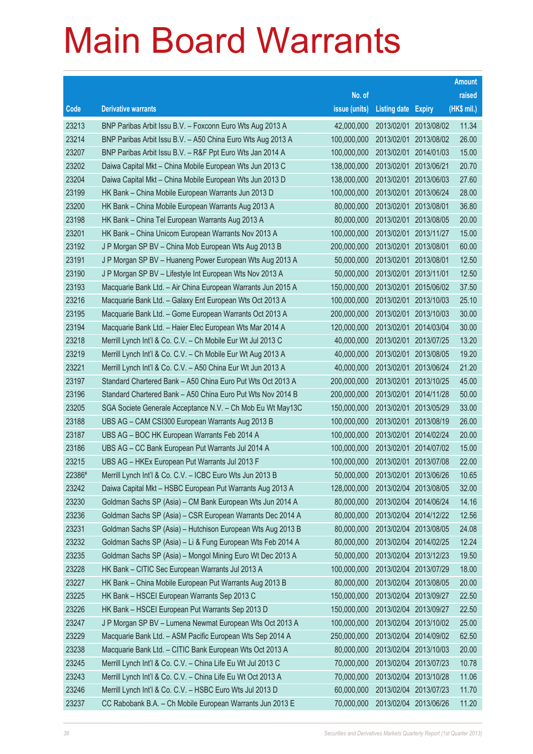# Main Board Warrants

| Code | Derivative warrants | No. of issue (units) | Listing date | Expiry | Amount raised (HK$ mil.) |
|---|---|---|---|---|---|
| 23213 | BNP Paribas Arbit Issu B.V. – Foxconn Euro Wts Aug 2013 A | 42,000,000 | 2013/02/01 | 2013/08/02 | 11.34 |
| 23214 | BNP Paribas Arbit Issu B.V. – A50 China Euro Wts Aug 2013 A | 100,000,000 | 2013/02/01 | 2013/08/02 | 26.00 |
| 23207 | BNP Paribas Arbit Issu B.V. – R&F Ppt Euro Wts Jan 2014 A | 100,000,000 | 2013/02/01 | 2014/01/03 | 15.00 |
| 23202 | Daiwa Capital Mkt – China Mobile European Wts Jun 2013 C | 138,000,000 | 2013/02/01 | 2013/06/21 | 20.70 |
| 23204 | Daiwa Capital Mkt – China Mobile European Wts Jun 2013 D | 138,000,000 | 2013/02/01 | 2013/06/03 | 27.60 |
| 23199 | HK Bank – China Mobile European Warrants Jun 2013 D | 100,000,000 | 2013/02/01 | 2013/06/24 | 28.00 |
| 23200 | HK Bank – China Mobile European Warrants Aug 2013 A | 80,000,000 | 2013/02/01 | 2013/08/01 | 36.80 |
| 23198 | HK Bank – China Tel European Warrants Aug 2013 A | 80,000,000 | 2013/02/01 | 2013/08/05 | 20.00 |
| 23201 | HK Bank – China Unicom European Warrants Nov 2013 A | 100,000,000 | 2013/02/01 | 2013/11/27 | 15.00 |
| 23192 | J P Morgan SP BV – China Mob European Wts Aug 2013 B | 200,000,000 | 2013/02/01 | 2013/08/01 | 60.00 |
| 23191 | J P Morgan SP BV – Huaneng Power European Wts Aug 2013 A | 50,000,000 | 2013/02/01 | 2013/08/01 | 12.50 |
| 23190 | J P Morgan SP BV – Lifestyle Int European Wts Nov 2013 A | 50,000,000 | 2013/02/01 | 2013/11/01 | 12.50 |
| 23193 | Macquarie Bank Ltd. – Air China European Warrants Jun 2015 A | 150,000,000 | 2013/02/01 | 2015/06/02 | 37.50 |
| 23216 | Macquarie Bank Ltd. – Galaxy Ent European Wts Oct 2013 A | 100,000,000 | 2013/02/01 | 2013/10/03 | 25.10 |
| 23195 | Macquarie Bank Ltd. – Gome European Warrants Oct 2013 A | 200,000,000 | 2013/02/01 | 2013/10/03 | 30.00 |
| 23194 | Macquarie Bank Ltd. – Haier Elec European Wts Mar 2014 A | 120,000,000 | 2013/02/01 | 2014/03/04 | 30.00 |
| 23218 | Merrill Lynch Int'l & Co. C.V. – Ch Mobile Eur Wt Jul 2013 C | 40,000,000 | 2013/02/01 | 2013/07/25 | 13.20 |
| 23219 | Merrill Lynch Int'l & Co. C.V. – Ch Mobile Eur Wt Aug 2013 A | 40,000,000 | 2013/02/01 | 2013/08/05 | 19.20 |
| 23221 | Merrill Lynch Int'l & Co. C.V. – A50 China Eur Wt Jun 2013 A | 40,000,000 | 2013/02/01 | 2013/06/24 | 21.20 |
| 23197 | Standard Chartered Bank – A50 China Euro Put Wts Oct 2013 A | 200,000,000 | 2013/02/01 | 2013/10/25 | 45.00 |
| 23196 | Standard Chartered Bank – A50 China Euro Put Wts Nov 2014 B | 200,000,000 | 2013/02/01 | 2014/11/28 | 50.00 |
| 23205 | SGA Societe Generale Acceptance N.V. – Ch Mob Eu Wt May13C | 150,000,000 | 2013/02/01 | 2013/05/29 | 33.00 |
| 23188 | UBS AG – CAM CSI300 European Warrants Aug 2013 B | 100,000,000 | 2013/02/01 | 2013/08/19 | 26.00 |
| 23187 | UBS AG – BOC HK European Warrants Feb 2014 A | 100,000,000 | 2013/02/01 | 2014/02/24 | 20.00 |
| 23186 | UBS AG – CC Bank European Put Warrants Jul 2014 A | 100,000,000 | 2013/02/01 | 2014/07/02 | 15.00 |
| 23215 | UBS AG – HKEx European Put Warrants Jul 2013 F | 100,000,000 | 2013/02/01 | 2013/07/08 | 22.00 |
| 22386# | Merrill Lynch Int'l & Co. C.V. – ICBC Euro Wts Jun 2013 B | 50,000,000 | 2013/02/01 | 2013/06/26 | 10.65 |
| 23242 | Daiwa Capital Mkt – HSBC European Put Warrants Aug 2013 A | 128,000,000 | 2013/02/04 | 2013/08/05 | 32.00 |
| 23230 | Goldman Sachs SP (Asia) – CM Bank European Wts Jun 2014 A | 80,000,000 | 2013/02/04 | 2014/06/24 | 14.16 |
| 23236 | Goldman Sachs SP (Asia) – CSR European Warrants Dec 2014 A | 80,000,000 | 2013/02/04 | 2014/12/22 | 12.56 |
| 23231 | Goldman Sachs SP (Asia) – Hutchison European Wts Aug 2013 B | 80,000,000 | 2013/02/04 | 2013/08/05 | 24.08 |
| 23232 | Goldman Sachs SP (Asia) – Li & Fung European Wts Feb 2014 A | 80,000,000 | 2013/02/04 | 2014/02/25 | 12.24 |
| 23235 | Goldman Sachs SP (Asia) – Mongol Mining Euro Wt Dec 2013 A | 50,000,000 | 2013/02/04 | 2013/12/23 | 19.50 |
| 23228 | HK Bank – CITIC Sec European Warrants Jul 2013 A | 100,000,000 | 2013/02/04 | 2013/07/29 | 18.00 |
| 23227 | HK Bank – China Mobile European Put Warrants Aug 2013 B | 80,000,000 | 2013/02/04 | 2013/08/05 | 20.00 |
| 23225 | HK Bank – HSCEI European Warrants Sep 2013 C | 150,000,000 | 2013/02/04 | 2013/09/27 | 22.50 |
| 23226 | HK Bank – HSCEI European Put Warrants Sep 2013 D | 150,000,000 | 2013/02/04 | 2013/09/27 | 22.50 |
| 23247 | J P Morgan SP BV – Lumena Newmat European Wts Oct 2013 A | 100,000,000 | 2013/02/04 | 2013/10/02 | 25.00 |
| 23229 | Macquarie Bank Ltd. – ASM Pacific European Wts Sep 2014 A | 250,000,000 | 2013/02/04 | 2014/09/02 | 62.50 |
| 23238 | Macquarie Bank Ltd. – CITIC Bank European Wts Oct 2013 A | 80,000,000 | 2013/02/04 | 2013/10/03 | 20.00 |
| 23245 | Merrill Lynch Int'l & Co. C.V. – China Life Eu Wt Jul 2013 C | 70,000,000 | 2013/02/04 | 2013/07/23 | 10.78 |
| 23243 | Merrill Lynch Int'l & Co. C.V. – China Life Eu Wt Oct 2013 A | 70,000,000 | 2013/02/04 | 2013/10/28 | 11.06 |
| 23246 | Merrill Lynch Int'l & Co. C.V. – HSBC Euro Wts Jul 2013 D | 60,000,000 | 2013/02/04 | 2013/07/23 | 11.70 |
| 23237 | CC Rabobank B.A. – Ch Mobile European Warrants Jun 2013 E | 70,000,000 | 2013/02/04 | 2013/06/26 | 11.20 |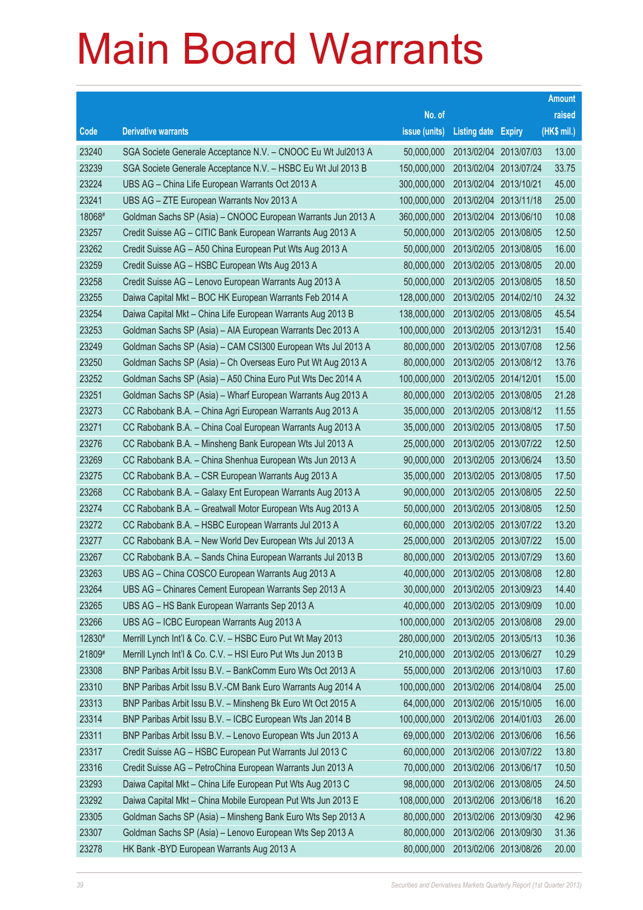# Main Board Warrants

| Code | Derivative warrants | No. of issue (units) | Listing date | Expiry | Amount raised (HK$ mil.) |
|---|---|---|---|---|---|
| 23240 | SGA Societe Generale Acceptance N.V. – CNOOC Eu Wt Jul2013 A | 50,000,000 | 2013/02/04 | 2013/07/03 | 13.00 |
| 23239 | SGA Societe Generale Acceptance N.V. – HSBC Eu Wt Jul 2013 B | 150,000,000 | 2013/02/04 | 2013/07/24 | 33.75 |
| 23224 | UBS AG – China Life European Warrants Oct 2013 A | 300,000,000 | 2013/02/04 | 2013/10/21 | 45.00 |
| 23241 | UBS AG – ZTE European Warrants Nov 2013 A | 100,000,000 | 2013/02/04 | 2013/11/18 | 25.00 |
| 18068# | Goldman Sachs SP (Asia) – CNOOC European Warrants Jun 2013 A | 360,000,000 | 2013/02/04 | 2013/06/10 | 10.08 |
| 23257 | Credit Suisse AG – CITIC Bank European Warrants Aug 2013 A | 50,000,000 | 2013/02/05 | 2013/08/05 | 12.50 |
| 23262 | Credit Suisse AG – A50 China European Put Wts Aug 2013 A | 50,000,000 | 2013/02/05 | 2013/08/05 | 16.00 |
| 23259 | Credit Suisse AG – HSBC European Wts Aug 2013 A | 80,000,000 | 2013/02/05 | 2013/08/05 | 20.00 |
| 23258 | Credit Suisse AG – Lenovo European Warrants Aug 2013 A | 50,000,000 | 2013/02/05 | 2013/08/05 | 18.50 |
| 23255 | Daiwa Capital Mkt – BOC HK European Warrants Feb 2014 A | 128,000,000 | 2013/02/05 | 2014/02/10 | 24.32 |
| 23254 | Daiwa Capital Mkt – China Life European Warrants Aug 2013 B | 138,000,000 | 2013/02/05 | 2013/08/05 | 45.54 |
| 23253 | Goldman Sachs SP (Asia) – AIA European Warrants Dec 2013 A | 100,000,000 | 2013/02/05 | 2013/12/31 | 15.40 |
| 23249 | Goldman Sachs SP (Asia) – CAM CSI300 European Wts Jul 2013 A | 80,000,000 | 2013/02/05 | 2013/07/08 | 12.56 |
| 23250 | Goldman Sachs SP (Asia) – Ch Overseas Euro Put Wt Aug 2013 A | 80,000,000 | 2013/02/05 | 2013/08/12 | 13.76 |
| 23252 | Goldman Sachs SP (Asia) – A50 China Euro Put Wts Dec 2014 A | 100,000,000 | 2013/02/05 | 2014/12/01 | 15.00 |
| 23251 | Goldman Sachs SP (Asia) – Wharf European Warrants Aug 2013 A | 80,000,000 | 2013/02/05 | 2013/08/05 | 21.28 |
| 23273 | CC Rabobank B.A. – China Agri European Warrants Aug 2013 A | 35,000,000 | 2013/02/05 | 2013/08/12 | 11.55 |
| 23271 | CC Rabobank B.A. – China Coal European Warrants Aug 2013 A | 35,000,000 | 2013/02/05 | 2013/08/05 | 17.50 |
| 23276 | CC Rabobank B.A. – Minsheng Bank European Wts Jul 2013 A | 25,000,000 | 2013/02/05 | 2013/07/22 | 12.50 |
| 23269 | CC Rabobank B.A. – China Shenhua European Wts Jun 2013 A | 90,000,000 | 2013/02/05 | 2013/06/24 | 13.50 |
| 23275 | CC Rabobank B.A. – CSR European Warrants Aug 2013 A | 35,000,000 | 2013/02/05 | 2013/08/05 | 17.50 |
| 23268 | CC Rabobank B.A. – Galaxy Ent European Warrants Aug 2013 A | 90,000,000 | 2013/02/05 | 2013/08/05 | 22.50 |
| 23274 | CC Rabobank B.A. – Greatwall Motor European Wts Aug 2013 A | 50,000,000 | 2013/02/05 | 2013/08/05 | 12.50 |
| 23272 | CC Rabobank B.A. – HSBC European Warrants Jul 2013 A | 60,000,000 | 2013/02/05 | 2013/07/22 | 13.20 |
| 23277 | CC Rabobank B.A. – New World Dev European Wts Jul 2013 A | 25,000,000 | 2013/02/05 | 2013/07/22 | 15.00 |
| 23267 | CC Rabobank B.A. – Sands China European Warrants Jul 2013 B | 80,000,000 | 2013/02/05 | 2013/07/29 | 13.60 |
| 23263 | UBS AG – China COSCO European Warrants Aug 2013 A | 40,000,000 | 2013/02/05 | 2013/08/08 | 12.80 |
| 23264 | UBS AG – Chinares Cement European Warrants Sep 2013 A | 30,000,000 | 2013/02/05 | 2013/09/23 | 14.40 |
| 23265 | UBS AG – HS Bank European Warrants Sep 2013 A | 40,000,000 | 2013/02/05 | 2013/09/09 | 10.00 |
| 23266 | UBS AG – ICBC European Warrants Aug 2013 A | 100,000,000 | 2013/02/05 | 2013/08/08 | 29.00 |
| 12830# | Merrill Lynch Int'l & Co. C.V. – HSBC Euro Put Wt May 2013 | 280,000,000 | 2013/02/05 | 2013/05/13 | 10.36 |
| 21809# | Merrill Lynch Int'l & Co. C.V. – HSI Euro Put Wts Jun 2013 B | 210,000,000 | 2013/02/05 | 2013/06/27 | 10.29 |
| 23308 | BNP Paribas Arbit Issu B.V. – BankComm Euro Wts Oct 2013 A | 55,000,000 | 2013/02/06 | 2013/10/03 | 17.60 |
| 23310 | BNP Paribas Arbit Issu B.V.-CM Bank Euro Warrants Aug 2014 A | 100,000,000 | 2013/02/06 | 2014/08/04 | 25.00 |
| 23313 | BNP Paribas Arbit Issu B.V. – Minsheng Bk Euro Wt Oct 2015 A | 64,000,000 | 2013/02/06 | 2015/10/05 | 16.00 |
| 23314 | BNP Paribas Arbit Issu B.V. – ICBC European Wts Jan 2014 B | 100,000,000 | 2013/02/06 | 2014/01/03 | 26.00 |
| 23311 | BNP Paribas Arbit Issu B.V. – Lenovo European Wts Jun 2013 A | 69,000,000 | 2013/02/06 | 2013/06/06 | 16.56 |
| 23317 | Credit Suisse AG – HSBC European Put Warrants Jul 2013 C | 60,000,000 | 2013/02/06 | 2013/07/22 | 13.80 |
| 23316 | Credit Suisse AG – PetroChina European Warrants Jun 2013 A | 70,000,000 | 2013/02/06 | 2013/06/17 | 10.50 |
| 23293 | Daiwa Capital Mkt – China Life European Put Wts Aug 2013 C | 98,000,000 | 2013/02/06 | 2013/08/05 | 24.50 |
| 23292 | Daiwa Capital Mkt – China Mobile European Put Wts Jun 2013 E | 108,000,000 | 2013/02/06 | 2013/06/18 | 16.20 |
| 23305 | Goldman Sachs SP (Asia) – Minsheng Bank Euro Wts Sep 2013 A | 80,000,000 | 2013/02/06 | 2013/09/30 | 42.96 |
| 23307 | Goldman Sachs SP (Asia) – Lenovo European Wts Sep 2013 A | 80,000,000 | 2013/02/06 | 2013/09/30 | 31.36 |
| 23278 | HK Bank -BYD European Warrants Aug 2013 A | 80,000,000 | 2013/02/06 | 2013/08/26 | 20.00 |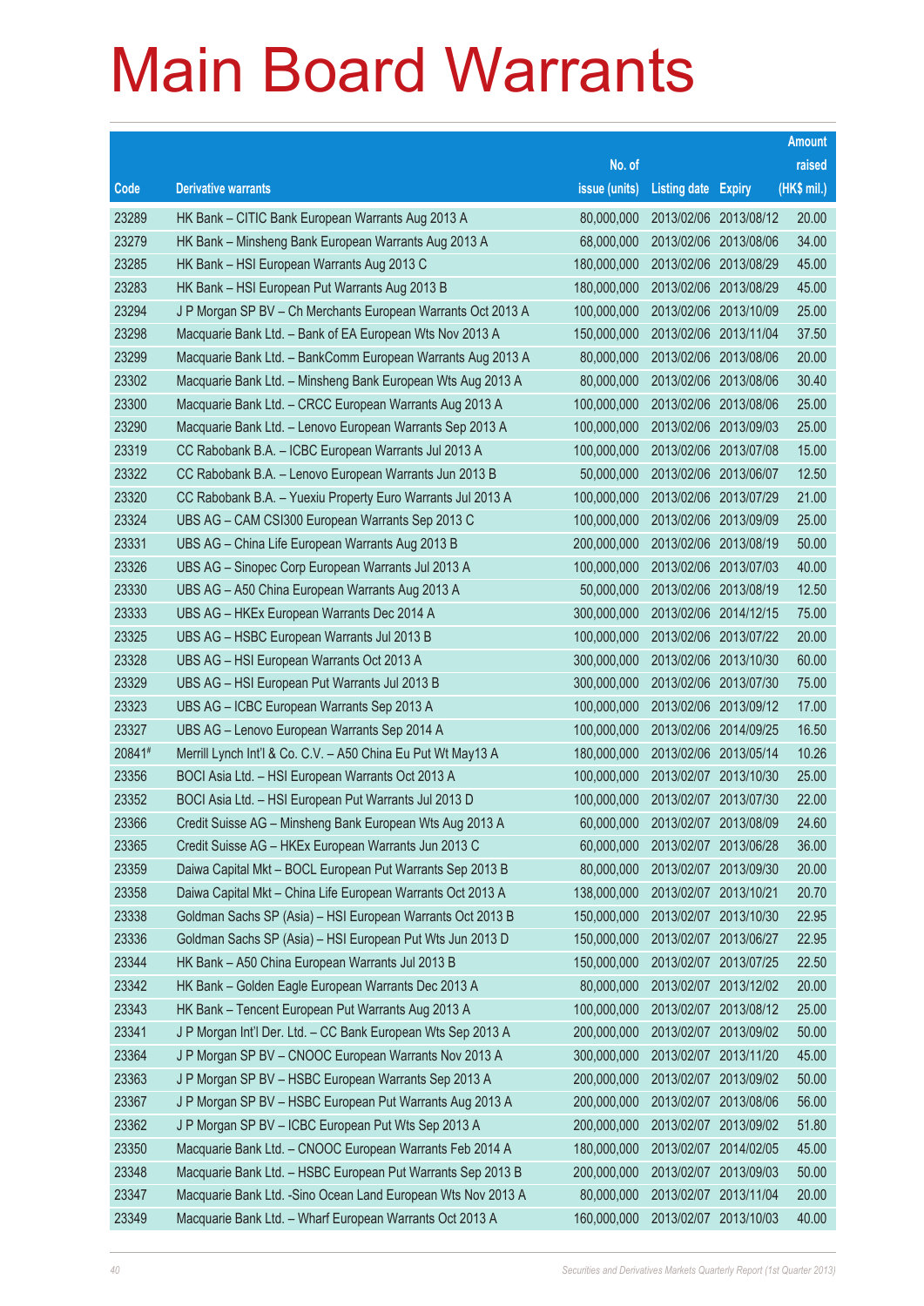# Main Board Warrants

| Code | Derivative warrants | No. of issue (units) | Listing date | Expiry | Amount raised (HK$ mil.) |
|---|---|---|---|---|---|
| 23289 | HK Bank – CITIC Bank European Warrants Aug 2013 A | 80,000,000 | 2013/02/06 | 2013/08/12 | 20.00 |
| 23279 | HK Bank – Minsheng Bank European Warrants Aug 2013 A | 68,000,000 | 2013/02/06 | 2013/08/06 | 34.00 |
| 23285 | HK Bank – HSI European Warrants Aug 2013 C | 180,000,000 | 2013/02/06 | 2013/08/29 | 45.00 |
| 23283 | HK Bank – HSI European Put Warrants Aug 2013 B | 180,000,000 | 2013/02/06 | 2013/08/29 | 45.00 |
| 23294 | J P Morgan SP BV – Ch Merchants European Warrants Oct 2013 A | 100,000,000 | 2013/02/06 | 2013/10/09 | 25.00 |
| 23298 | Macquarie Bank Ltd. – Bank of EA European Wts Nov 2013 A | 150,000,000 | 2013/02/06 | 2013/11/04 | 37.50 |
| 23299 | Macquarie Bank Ltd. – BankComm European Warrants Aug 2013 A | 80,000,000 | 2013/02/06 | 2013/08/06 | 20.00 |
| 23302 | Macquarie Bank Ltd. – Minsheng Bank European Wts Aug 2013 A | 80,000,000 | 2013/02/06 | 2013/08/06 | 30.40 |
| 23300 | Macquarie Bank Ltd. – CRCC European Warrants Aug 2013 A | 100,000,000 | 2013/02/06 | 2013/08/06 | 25.00 |
| 23290 | Macquarie Bank Ltd. – Lenovo European Warrants Sep 2013 A | 100,000,000 | 2013/02/06 | 2013/09/03 | 25.00 |
| 23319 | CC Rabobank B.A. – ICBC European Warrants Jul 2013 A | 100,000,000 | 2013/02/06 | 2013/07/08 | 15.00 |
| 23322 | CC Rabobank B.A. – Lenovo European Warrants Jun 2013 B | 50,000,000 | 2013/02/06 | 2013/06/07 | 12.50 |
| 23320 | CC Rabobank B.A. – Yuexiu Property Euro Warrants Jul 2013 A | 100,000,000 | 2013/02/06 | 2013/07/29 | 21.00 |
| 23324 | UBS AG – CAM CSI300 European Warrants Sep 2013 C | 100,000,000 | 2013/02/06 | 2013/09/09 | 25.00 |
| 23331 | UBS AG – China Life European Warrants Aug 2013 B | 200,000,000 | 2013/02/06 | 2013/08/19 | 50.00 |
| 23326 | UBS AG – Sinopec Corp European Warrants Jul 2013 A | 100,000,000 | 2013/02/06 | 2013/07/03 | 40.00 |
| 23330 | UBS AG – A50 China European Warrants Aug 2013 A | 50,000,000 | 2013/02/06 | 2013/08/19 | 12.50 |
| 23333 | UBS AG – HKEx European Warrants Dec 2014 A | 300,000,000 | 2013/02/06 | 2014/12/15 | 75.00 |
| 23325 | UBS AG – HSBC European Warrants Jul 2013 B | 100,000,000 | 2013/02/06 | 2013/07/22 | 20.00 |
| 23328 | UBS AG – HSI European Warrants Oct 2013 A | 300,000,000 | 2013/02/06 | 2013/10/30 | 60.00 |
| 23329 | UBS AG – HSI European Put Warrants Jul 2013 B | 300,000,000 | 2013/02/06 | 2013/07/30 | 75.00 |
| 23323 | UBS AG – ICBC European Warrants Sep 2013 A | 100,000,000 | 2013/02/06 | 2013/09/12 | 17.00 |
| 23327 | UBS AG – Lenovo European Warrants Sep 2014 A | 100,000,000 | 2013/02/06 | 2014/09/25 | 16.50 |
| 20841# | Merrill Lynch Int'l & Co. C.V. – A50 China Eu Put Wt May13 A | 180,000,000 | 2013/02/06 | 2013/05/14 | 10.26 |
| 23356 | BOCI Asia Ltd. – HSI European Warrants Oct 2013 A | 100,000,000 | 2013/02/07 | 2013/10/30 | 25.00 |
| 23352 | BOCI Asia Ltd. – HSI European Put Warrants Jul 2013 D | 100,000,000 | 2013/02/07 | 2013/07/30 | 22.00 |
| 23366 | Credit Suisse AG – Minsheng Bank European Wts Aug 2013 A | 60,000,000 | 2013/02/07 | 2013/08/09 | 24.60 |
| 23365 | Credit Suisse AG – HKEx European Warrants Jun 2013 C | 60,000,000 | 2013/02/07 | 2013/06/28 | 36.00 |
| 23359 | Daiwa Capital Mkt – BOCL European Put Warrants Sep 2013 B | 80,000,000 | 2013/02/07 | 2013/09/30 | 20.00 |
| 23358 | Daiwa Capital Mkt – China Life European Warrants Oct 2013 A | 138,000,000 | 2013/02/07 | 2013/10/21 | 20.70 |
| 23338 | Goldman Sachs SP (Asia) – HSI European Warrants Oct 2013 B | 150,000,000 | 2013/02/07 | 2013/10/30 | 22.95 |
| 23336 | Goldman Sachs SP (Asia) – HSI European Put Wts Jun 2013 D | 150,000,000 | 2013/02/07 | 2013/06/27 | 22.95 |
| 23344 | HK Bank – A50 China European Warrants Jul 2013 B | 150,000,000 | 2013/02/07 | 2013/07/25 | 22.50 |
| 23342 | HK Bank – Golden Eagle European Warrants Dec 2013 A | 80,000,000 | 2013/02/07 | 2013/12/02 | 20.00 |
| 23343 | HK Bank – Tencent European Put Warrants Aug 2013 A | 100,000,000 | 2013/02/07 | 2013/08/12 | 25.00 |
| 23341 | J P Morgan Int'l Der. Ltd. – CC Bank European Wts Sep 2013 A | 200,000,000 | 2013/02/07 | 2013/09/02 | 50.00 |
| 23364 | J P Morgan SP BV – CNOOC European Warrants Nov 2013 A | 300,000,000 | 2013/02/07 | 2013/11/20 | 45.00 |
| 23363 | J P Morgan SP BV – HSBC European Warrants Sep 2013 A | 200,000,000 | 2013/02/07 | 2013/09/02 | 50.00 |
| 23367 | J P Morgan SP BV – HSBC European Put Warrants Aug 2013 A | 200,000,000 | 2013/02/07 | 2013/08/06 | 56.00 |
| 23362 | J P Morgan SP BV – ICBC European Put Wts Sep 2013 A | 200,000,000 | 2013/02/07 | 2013/09/02 | 51.80 |
| 23350 | Macquarie Bank Ltd. – CNOOC European Warrants Feb 2014 A | 180,000,000 | 2013/02/07 | 2014/02/05 | 45.00 |
| 23348 | Macquarie Bank Ltd. – HSBC European Put Warrants Sep 2013 B | 200,000,000 | 2013/02/07 | 2013/09/03 | 50.00 |
| 23347 | Macquarie Bank Ltd. -Sino Ocean Land European Wts Nov 2013 A | 80,000,000 | 2013/02/07 | 2013/11/04 | 20.00 |
| 23349 | Macquarie Bank Ltd. – Wharf European Warrants Oct 2013 A | 160,000,000 | 2013/02/07 | 2013/10/03 | 40.00 |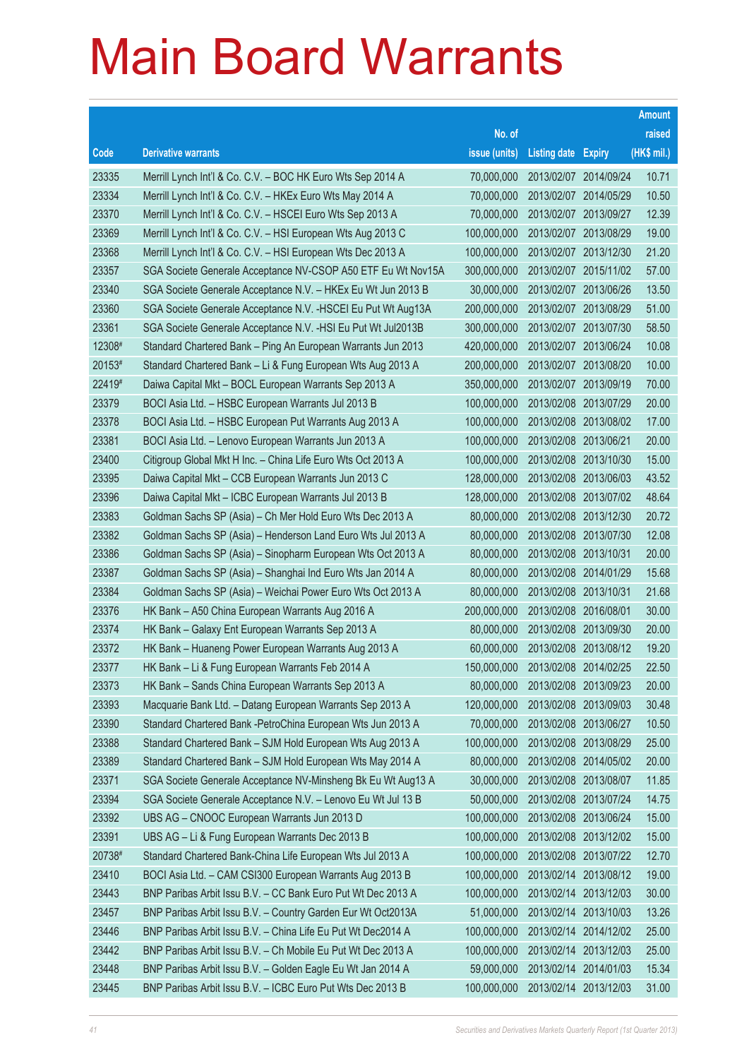# Main Board Warrants

| Code | Derivative warrants | No. of issue (units) | Listing date | Expiry | Amount raised (HK$ mil.) |
|---|---|---|---|---|---|
| 23335 | Merrill Lynch Int'l & Co. C.V. – BOC HK Euro Wts Sep 2014 A | 70,000,000 | 2013/02/07 | 2014/09/24 | 10.71 |
| 23334 | Merrill Lynch Int'l & Co. C.V. – HKEx Euro Wts May 2014 A | 70,000,000 | 2013/02/07 | 2014/05/29 | 10.50 |
| 23370 | Merrill Lynch Int'l & Co. C.V. – HSCEI Euro Wts Sep 2013 A | 70,000,000 | 2013/02/07 | 2013/09/27 | 12.39 |
| 23369 | Merrill Lynch Int'l & Co. C.V. – HSI European Wts Aug 2013 C | 100,000,000 | 2013/02/07 | 2013/08/29 | 19.00 |
| 23368 | Merrill Lynch Int'l & Co. C.V. – HSI European Wts Dec 2013 A | 100,000,000 | 2013/02/07 | 2013/12/30 | 21.20 |
| 23357 | SGA Societe Generale Acceptance NV-CSOP A50 ETF Eu Wt Nov15A | 300,000,000 | 2013/02/07 | 2015/11/02 | 57.00 |
| 23340 | SGA Societe Generale Acceptance N.V. – HKEx Eu Wt Jun 2013 B | 30,000,000 | 2013/02/07 | 2013/06/26 | 13.50 |
| 23360 | SGA Societe Generale Acceptance N.V. -HSCEI Eu Put Wt Aug13A | 200,000,000 | 2013/02/07 | 2013/08/29 | 51.00 |
| 23361 | SGA Societe Generale Acceptance N.V. -HSI Eu Put Wt Jul2013B | 300,000,000 | 2013/02/07 | 2013/07/30 | 58.50 |
| 12308# | Standard Chartered Bank – Ping An European Warrants Jun 2013 | 420,000,000 | 2013/02/07 | 2013/06/24 | 10.08 |
| 20153# | Standard Chartered Bank – Li & Fung European Wts Aug 2013 A | 200,000,000 | 2013/02/07 | 2013/08/20 | 10.00 |
| 22419# | Daiwa Capital Mkt – BOCL European Warrants Sep 2013 A | 350,000,000 | 2013/02/07 | 2013/09/19 | 70.00 |
| 23379 | BOCI Asia Ltd. – HSBC European Warrants Jul 2013 B | 100,000,000 | 2013/02/08 | 2013/07/29 | 20.00 |
| 23378 | BOCI Asia Ltd. – HSBC European Put Warrants Aug 2013 A | 100,000,000 | 2013/02/08 | 2013/08/02 | 17.00 |
| 23381 | BOCI Asia Ltd. – Lenovo European Warrants Jun 2013 A | 100,000,000 | 2013/02/08 | 2013/06/21 | 20.00 |
| 23400 | Citigroup Global Mkt H Inc. – China Life Euro Wts Oct 2013 A | 100,000,000 | 2013/02/08 | 2013/10/30 | 15.00 |
| 23395 | Daiwa Capital Mkt – CCB European Warrants Jun 2013 C | 128,000,000 | 2013/02/08 | 2013/06/03 | 43.52 |
| 23396 | Daiwa Capital Mkt – ICBC European Warrants Jul 2013 B | 128,000,000 | 2013/02/08 | 2013/07/02 | 48.64 |
| 23383 | Goldman Sachs SP (Asia) – Ch Mer Hold Euro Wts Dec 2013 A | 80,000,000 | 2013/02/08 | 2013/12/30 | 20.72 |
| 23382 | Goldman Sachs SP (Asia) – Henderson Land Euro Wts Jul 2013 A | 80,000,000 | 2013/02/08 | 2013/07/30 | 12.08 |
| 23386 | Goldman Sachs SP (Asia) – Sinopharm European Wts Oct 2013 A | 80,000,000 | 2013/02/08 | 2013/10/31 | 20.00 |
| 23387 | Goldman Sachs SP (Asia) – Shanghai Ind Euro Wts Jan 2014 A | 80,000,000 | 2013/02/08 | 2014/01/29 | 15.68 |
| 23384 | Goldman Sachs SP (Asia) – Weichai Power Euro Wts Oct 2013 A | 80,000,000 | 2013/02/08 | 2013/10/31 | 21.68 |
| 23376 | HK Bank – A50 China European Warrants Aug 2016 A | 200,000,000 | 2013/02/08 | 2016/08/01 | 30.00 |
| 23374 | HK Bank – Galaxy Ent European Warrants Sep 2013 A | 80,000,000 | 2013/02/08 | 2013/09/30 | 20.00 |
| 23372 | HK Bank – Huaneng Power European Warrants Aug 2013 A | 60,000,000 | 2013/02/08 | 2013/08/12 | 19.20 |
| 23377 | HK Bank – Li & Fung European Warrants Feb 2014 A | 150,000,000 | 2013/02/08 | 2014/02/25 | 22.50 |
| 23373 | HK Bank – Sands China European Warrants Sep 2013 A | 80,000,000 | 2013/02/08 | 2013/09/23 | 20.00 |
| 23393 | Macquarie Bank Ltd. – Datang European Warrants Sep 2013 A | 120,000,000 | 2013/02/08 | 2013/09/03 | 30.48 |
| 23390 | Standard Chartered Bank -PetroChina European Wts Jun 2013 A | 70,000,000 | 2013/02/08 | 2013/06/27 | 10.50 |
| 23388 | Standard Chartered Bank – SJM Hold European Wts Aug 2013 A | 100,000,000 | 2013/02/08 | 2013/08/29 | 25.00 |
| 23389 | Standard Chartered Bank – SJM Hold European Wts May 2014 A | 80,000,000 | 2013/02/08 | 2014/05/02 | 20.00 |
| 23371 | SGA Societe Generale Acceptance NV-Minsheng Bk Eu Wt Aug13 A | 30,000,000 | 2013/02/08 | 2013/08/07 | 11.85 |
| 23394 | SGA Societe Generale Acceptance N.V. – Lenovo Eu Wt Jul 13 B | 50,000,000 | 2013/02/08 | 2013/07/24 | 14.75 |
| 23392 | UBS AG – CNOOC European Warrants Jun 2013 D | 100,000,000 | 2013/02/08 | 2013/06/24 | 15.00 |
| 23391 | UBS AG – Li & Fung European Warrants Dec 2013 B | 100,000,000 | 2013/02/08 | 2013/12/02 | 15.00 |
| 20738# | Standard Chartered Bank-China Life European Wts Jul 2013 A | 100,000,000 | 2013/02/08 | 2013/07/22 | 12.70 |
| 23410 | BOCI Asia Ltd. – CAM CSI300 European Warrants Aug 2013 B | 100,000,000 | 2013/02/14 | 2013/08/12 | 19.00 |
| 23443 | BNP Paribas Arbit Issu B.V. – CC Bank Euro Put Wt Dec 2013 A | 100,000,000 | 2013/02/14 | 2013/12/03 | 30.00 |
| 23457 | BNP Paribas Arbit Issu B.V. – Country Garden Eur Wt Oct2013A | 51,000,000 | 2013/02/14 | 2013/10/03 | 13.26 |
| 23446 | BNP Paribas Arbit Issu B.V. – China Life Eu Put Wt Dec2014 A | 100,000,000 | 2013/02/14 | 2014/12/02 | 25.00 |
| 23442 | BNP Paribas Arbit Issu B.V. – Ch Mobile Eu Put Wt Dec 2013 A | 100,000,000 | 2013/02/14 | 2013/12/03 | 25.00 |
| 23448 | BNP Paribas Arbit Issu B.V. – Golden Eagle Eu Wt Jan 2014 A | 59,000,000 | 2013/02/14 | 2014/01/03 | 15.34 |
| 23445 | BNP Paribas Arbit Issu B.V. – ICBC Euro Put Wts Dec 2013 B | 100,000,000 | 2013/02/14 | 2013/12/03 | 31.00 |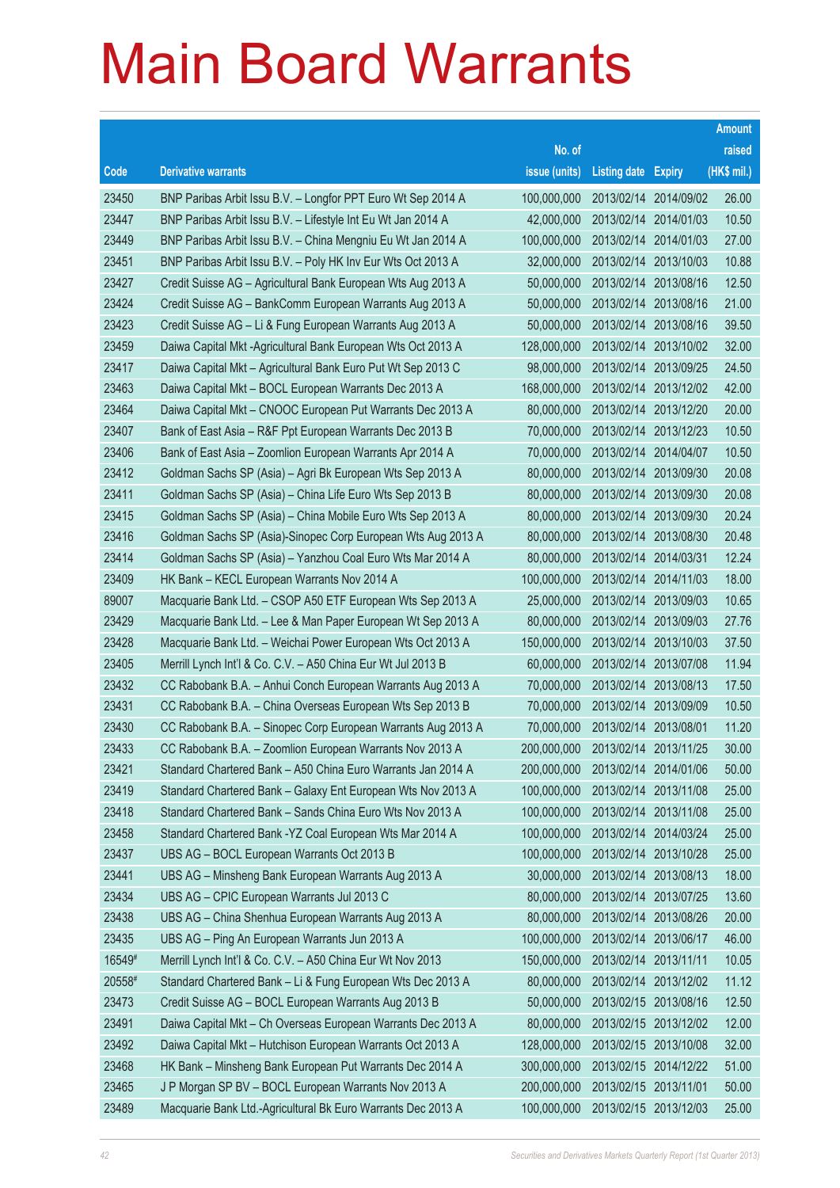# Main Board Warrants

| Code | Derivative warrants | No. of issue (units) | Listing date | Expiry | Amount raised (HK$ mil.) |
|---|---|---|---|---|---|
| 23450 | BNP Paribas Arbit Issu B.V. – Longfor PPT Euro Wt Sep 2014 A | 100,000,000 | 2013/02/14 | 2014/09/02 | 26.00 |
| 23447 | BNP Paribas Arbit Issu B.V. – Lifestyle Int Eu Wt Jan 2014 A | 42,000,000 | 2013/02/14 | 2014/01/03 | 10.50 |
| 23449 | BNP Paribas Arbit Issu B.V. – China Mengniu Eu Wt Jan 2014 A | 100,000,000 | 2013/02/14 | 2014/01/03 | 27.00 |
| 23451 | BNP Paribas Arbit Issu B.V. – Poly HK Inv Eur Wts Oct 2013 A | 32,000,000 | 2013/02/14 | 2013/10/03 | 10.88 |
| 23427 | Credit Suisse AG – Agricultural Bank European Wts Aug 2013 A | 50,000,000 | 2013/02/14 | 2013/08/16 | 12.50 |
| 23424 | Credit Suisse AG – BankComm European Warrants Aug 2013 A | 50,000,000 | 2013/02/14 | 2013/08/16 | 21.00 |
| 23423 | Credit Suisse AG – Li & Fung European Warrants Aug 2013 A | 50,000,000 | 2013/02/14 | 2013/08/16 | 39.50 |
| 23459 | Daiwa Capital Mkt -Agricultural Bank European Wts Oct 2013 A | 128,000,000 | 2013/02/14 | 2013/10/02 | 32.00 |
| 23417 | Daiwa Capital Mkt – Agricultural Bank Euro Put Wt Sep 2013 C | 98,000,000 | 2013/02/14 | 2013/09/25 | 24.50 |
| 23463 | Daiwa Capital Mkt – BOCL European Warrants Dec 2013 A | 168,000,000 | 2013/02/14 | 2013/12/02 | 42.00 |
| 23464 | Daiwa Capital Mkt – CNOOC European Put Warrants Dec 2013 A | 80,000,000 | 2013/02/14 | 2013/12/20 | 20.00 |
| 23407 | Bank of East Asia – R&F Ppt European Warrants Dec 2013 B | 70,000,000 | 2013/02/14 | 2013/12/23 | 10.50 |
| 23406 | Bank of East Asia – Zoomlion European Warrants Apr 2014 A | 70,000,000 | 2013/02/14 | 2014/04/07 | 10.50 |
| 23412 | Goldman Sachs SP (Asia) – Agri Bk European Wts Sep 2013 A | 80,000,000 | 2013/02/14 | 2013/09/30 | 20.08 |
| 23411 | Goldman Sachs SP (Asia) – China Life Euro Wts Sep 2013 B | 80,000,000 | 2013/02/14 | 2013/09/30 | 20.08 |
| 23415 | Goldman Sachs SP (Asia) – China Mobile Euro Wts Sep 2013 A | 80,000,000 | 2013/02/14 | 2013/09/30 | 20.24 |
| 23416 | Goldman Sachs SP (Asia)-Sinopec Corp European Wts Aug 2013 A | 80,000,000 | 2013/02/14 | 2013/08/30 | 20.48 |
| 23414 | Goldman Sachs SP (Asia) – Yanzhou Coal Euro Wts Mar 2014 A | 80,000,000 | 2013/02/14 | 2014/03/31 | 12.24 |
| 23409 | HK Bank – KECL European Warrants Nov 2014 A | 100,000,000 | 2013/02/14 | 2014/11/03 | 18.00 |
| 89007 | Macquarie Bank Ltd. – CSOP A50 ETF European Wts Sep 2013 A | 25,000,000 | 2013/02/14 | 2013/09/03 | 10.65 |
| 23429 | Macquarie Bank Ltd. – Lee & Man Paper European Wt Sep 2013 A | 80,000,000 | 2013/02/14 | 2013/09/03 | 27.76 |
| 23428 | Macquarie Bank Ltd. – Weichai Power European Wts Oct 2013 A | 150,000,000 | 2013/02/14 | 2013/10/03 | 37.50 |
| 23405 | Merrill Lynch Int'l & Co. C.V. – A50 China Eur Wt Jul 2013 B | 60,000,000 | 2013/02/14 | 2013/07/08 | 11.94 |
| 23432 | CC Rabobank B.A. – Anhui Conch European Warrants Aug 2013 A | 70,000,000 | 2013/02/14 | 2013/08/13 | 17.50 |
| 23431 | CC Rabobank B.A. – China Overseas European Wts Sep 2013 B | 70,000,000 | 2013/02/14 | 2013/09/09 | 10.50 |
| 23430 | CC Rabobank B.A. – Sinopec Corp European Warrants Aug 2013 A | 70,000,000 | 2013/02/14 | 2013/08/01 | 11.20 |
| 23433 | CC Rabobank B.A. – Zoomlion European Warrants Nov 2013 A | 200,000,000 | 2013/02/14 | 2013/11/25 | 30.00 |
| 23421 | Standard Chartered Bank – A50 China Euro Warrants Jan 2014 A | 200,000,000 | 2013/02/14 | 2014/01/06 | 50.00 |
| 23419 | Standard Chartered Bank – Galaxy Ent European Wts Nov 2013 A | 100,000,000 | 2013/02/14 | 2013/11/08 | 25.00 |
| 23418 | Standard Chartered Bank – Sands China Euro Wts Nov 2013 A | 100,000,000 | 2013/02/14 | 2013/11/08 | 25.00 |
| 23458 | Standard Chartered Bank -YZ Coal European Wts Mar 2014 A | 100,000,000 | 2013/02/14 | 2014/03/24 | 25.00 |
| 23437 | UBS AG – BOCL European Warrants Oct 2013 B | 100,000,000 | 2013/02/14 | 2013/10/28 | 25.00 |
| 23441 | UBS AG – Minsheng Bank European Warrants Aug 2013 A | 30,000,000 | 2013/02/14 | 2013/08/13 | 18.00 |
| 23434 | UBS AG – CPIC European Warrants Jul 2013 C | 80,000,000 | 2013/02/14 | 2013/07/25 | 13.60 |
| 23438 | UBS AG – China Shenhua European Warrants Aug 2013 A | 80,000,000 | 2013/02/14 | 2013/08/26 | 20.00 |
| 23435 | UBS AG – Ping An European Warrants Jun 2013 A | 100,000,000 | 2013/02/14 | 2013/06/17 | 46.00 |
| 16549# | Merrill Lynch Int'l & Co. C.V. – A50 China Eur Wt Nov 2013 | 150,000,000 | 2013/02/14 | 2013/11/11 | 10.05 |
| 20558# | Standard Chartered Bank – Li & Fung European Wts Dec 2013 A | 80,000,000 | 2013/02/14 | 2013/12/02 | 11.12 |
| 23473 | Credit Suisse AG – BOCL European Warrants Aug 2013 B | 50,000,000 | 2013/02/15 | 2013/08/16 | 12.50 |
| 23491 | Daiwa Capital Mkt – Ch Overseas European Warrants Dec 2013 A | 80,000,000 | 2013/02/15 | 2013/12/02 | 12.00 |
| 23492 | Daiwa Capital Mkt – Hutchison European Warrants Oct 2013 A | 128,000,000 | 2013/02/15 | 2013/10/08 | 32.00 |
| 23468 | HK Bank – Minsheng Bank European Put Warrants Dec 2014 A | 300,000,000 | 2013/02/15 | 2014/12/22 | 51.00 |
| 23465 | J P Morgan SP BV – BOCL European Warrants Nov 2013 A | 200,000,000 | 2013/02/15 | 2013/11/01 | 50.00 |
| 23489 | Macquarie Bank Ltd.-Agricultural Bk Euro Warrants Dec 2013 A | 100,000,000 | 2013/02/15 | 2013/12/03 | 25.00 |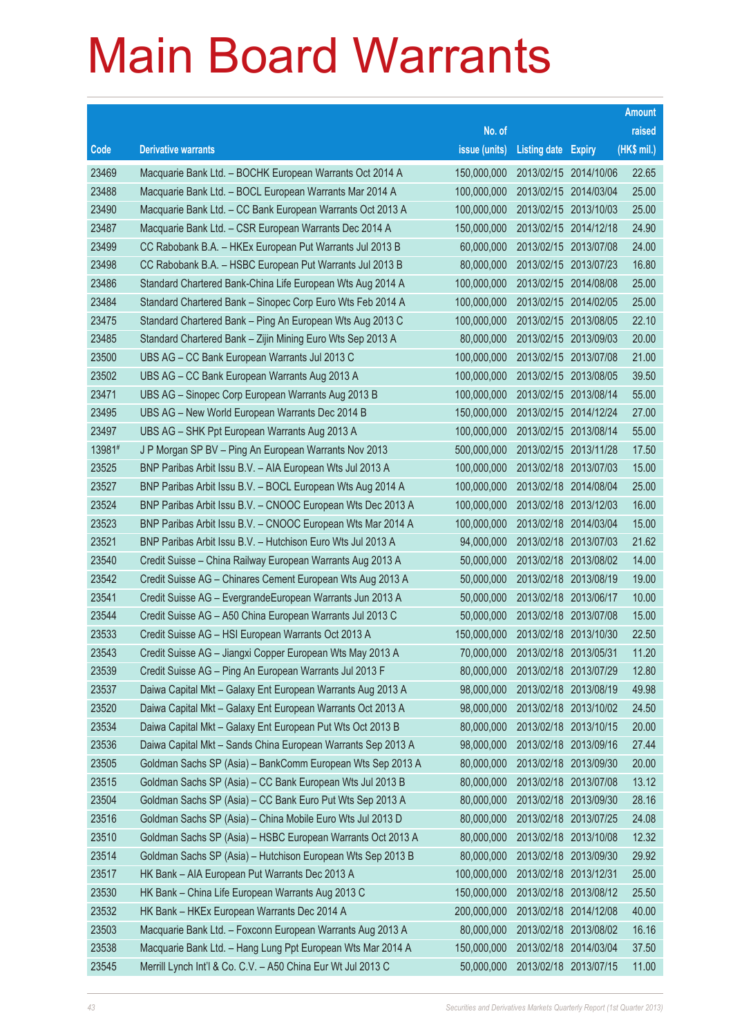# Main Board Warrants

| Code | Derivative warrants | No. of issue (units) | Listing date | Expiry | Amount raised (HK$ mil.) |
|---|---|---|---|---|---|
| 23469 | Macquarie Bank Ltd. – BOCHK European Warrants Oct 2014 A | 150,000,000 | 2013/02/15 | 2014/10/06 | 22.65 |
| 23488 | Macquarie Bank Ltd. – BOCL European Warrants Mar 2014 A | 100,000,000 | 2013/02/15 | 2014/03/04 | 25.00 |
| 23490 | Macquarie Bank Ltd. – CC Bank European Warrants Oct 2013 A | 100,000,000 | 2013/02/15 | 2013/10/03 | 25.00 |
| 23487 | Macquarie Bank Ltd. – CSR European Warrants Dec 2014 A | 150,000,000 | 2013/02/15 | 2014/12/18 | 24.90 |
| 23499 | CC Rabobank B.A. – HKEx European Put Warrants Jul 2013 B | 60,000,000 | 2013/02/15 | 2013/07/08 | 24.00 |
| 23498 | CC Rabobank B.A. – HSBC European Put Warrants Jul 2013 B | 80,000,000 | 2013/02/15 | 2013/07/23 | 16.80 |
| 23486 | Standard Chartered Bank-China Life European Wts Aug 2014 A | 100,000,000 | 2013/02/15 | 2014/08/08 | 25.00 |
| 23484 | Standard Chartered Bank – Sinopec Corp Euro Wts Feb 2014 A | 100,000,000 | 2013/02/15 | 2014/02/05 | 25.00 |
| 23475 | Standard Chartered Bank – Ping An European Wts Aug 2013 C | 100,000,000 | 2013/02/15 | 2013/08/05 | 22.10 |
| 23485 | Standard Chartered Bank – Zijin Mining Euro Wts Sep 2013 A | 80,000,000 | 2013/02/15 | 2013/09/03 | 20.00 |
| 23500 | UBS AG – CC Bank European Warrants Jul 2013 C | 100,000,000 | 2013/02/15 | 2013/07/08 | 21.00 |
| 23502 | UBS AG – CC Bank European Warrants Aug 2013 A | 100,000,000 | 2013/02/15 | 2013/08/05 | 39.50 |
| 23471 | UBS AG – Sinopec Corp European Warrants Aug 2013 B | 100,000,000 | 2013/02/15 | 2013/08/14 | 55.00 |
| 23495 | UBS AG – New World European Warrants Dec 2014 B | 150,000,000 | 2013/02/15 | 2014/12/24 | 27.00 |
| 23497 | UBS AG – SHK Ppt European Warrants Aug 2013 A | 100,000,000 | 2013/02/15 | 2013/08/14 | 55.00 |
| 13981# | J P Morgan SP BV – Ping An European Warrants Nov 2013 | 500,000,000 | 2013/02/15 | 2013/11/28 | 17.50 |
| 23525 | BNP Paribas Arbit Issu B.V. – AIA European Wts Jul 2013 A | 100,000,000 | 2013/02/18 | 2013/07/03 | 15.00 |
| 23527 | BNP Paribas Arbit Issu B.V. – BOCL European Wts Aug 2014 A | 100,000,000 | 2013/02/18 | 2014/08/04 | 25.00 |
| 23524 | BNP Paribas Arbit Issu B.V. – CNOOC European Wts Dec 2013 A | 100,000,000 | 2013/02/18 | 2013/12/03 | 16.00 |
| 23523 | BNP Paribas Arbit Issu B.V. – CNOOC European Wts Mar 2014 A | 100,000,000 | 2013/02/18 | 2014/03/04 | 15.00 |
| 23521 | BNP Paribas Arbit Issu B.V. – Hutchison Euro Wts Jul 2013 A | 94,000,000 | 2013/02/18 | 2013/07/03 | 21.62 |
| 23540 | Credit Suisse – China Railway European Warrants Aug 2013 A | 50,000,000 | 2013/02/18 | 2013/08/02 | 14.00 |
| 23542 | Credit Suisse AG – Chinares Cement European Wts Aug 2013 A | 50,000,000 | 2013/02/18 | 2013/08/19 | 19.00 |
| 23541 | Credit Suisse AG – EvergrandeEuropean Warrants Jun 2013 A | 50,000,000 | 2013/02/18 | 2013/06/17 | 10.00 |
| 23544 | Credit Suisse AG – A50 China European Warrants Jul 2013 C | 50,000,000 | 2013/02/18 | 2013/07/08 | 15.00 |
| 23533 | Credit Suisse AG – HSI European Warrants Oct 2013 A | 150,000,000 | 2013/02/18 | 2013/10/30 | 22.50 |
| 23543 | Credit Suisse AG – Jiangxi Copper European Wts May 2013 A | 70,000,000 | 2013/02/18 | 2013/05/31 | 11.20 |
| 23539 | Credit Suisse AG – Ping An European Warrants Jul 2013 F | 80,000,000 | 2013/02/18 | 2013/07/29 | 12.80 |
| 23537 | Daiwa Capital Mkt – Galaxy Ent European Warrants Aug 2013 A | 98,000,000 | 2013/02/18 | 2013/08/19 | 49.98 |
| 23520 | Daiwa Capital Mkt – Galaxy Ent European Warrants Oct 2013 A | 98,000,000 | 2013/02/18 | 2013/10/02 | 24.50 |
| 23534 | Daiwa Capital Mkt – Galaxy Ent European Put Wts Oct 2013 B | 80,000,000 | 2013/02/18 | 2013/10/15 | 20.00 |
| 23536 | Daiwa Capital Mkt – Sands China European Warrants Sep 2013 A | 98,000,000 | 2013/02/18 | 2013/09/16 | 27.44 |
| 23505 | Goldman Sachs SP (Asia) – BankComm European Wts Sep 2013 A | 80,000,000 | 2013/02/18 | 2013/09/30 | 20.00 |
| 23515 | Goldman Sachs SP (Asia) – CC Bank European Wts Jul 2013 B | 80,000,000 | 2013/02/18 | 2013/07/08 | 13.12 |
| 23504 | Goldman Sachs SP (Asia) – CC Bank Euro Put Wts Sep 2013 A | 80,000,000 | 2013/02/18 | 2013/09/30 | 28.16 |
| 23516 | Goldman Sachs SP (Asia) – China Mobile Euro Wts Jul 2013 D | 80,000,000 | 2013/02/18 | 2013/07/25 | 24.08 |
| 23510 | Goldman Sachs SP (Asia) – HSBC European Warrants Oct 2013 A | 80,000,000 | 2013/02/18 | 2013/10/08 | 12.32 |
| 23514 | Goldman Sachs SP (Asia) – Hutchison European Wts Sep 2013 B | 80,000,000 | 2013/02/18 | 2013/09/30 | 29.92 |
| 23517 | HK Bank – AIA European Put Warrants Dec 2013 A | 100,000,000 | 2013/02/18 | 2013/12/31 | 25.00 |
| 23530 | HK Bank – China Life European Warrants Aug 2013 C | 150,000,000 | 2013/02/18 | 2013/08/12 | 25.50 |
| 23532 | HK Bank – HKEx European Warrants Dec 2014 A | 200,000,000 | 2013/02/18 | 2014/12/08 | 40.00 |
| 23503 | Macquarie Bank Ltd. – Foxconn European Warrants Aug 2013 A | 80,000,000 | 2013/02/18 | 2013/08/02 | 16.16 |
| 23538 | Macquarie Bank Ltd. – Hang Lung Ppt European Wts Mar 2014 A | 150,000,000 | 2013/02/18 | 2014/03/04 | 37.50 |
| 23545 | Merrill Lynch Int'l & Co. C.V. – A50 China Eur Wt Jul 2013 C | 50,000,000 | 2013/02/18 | 2013/07/15 | 11.00 |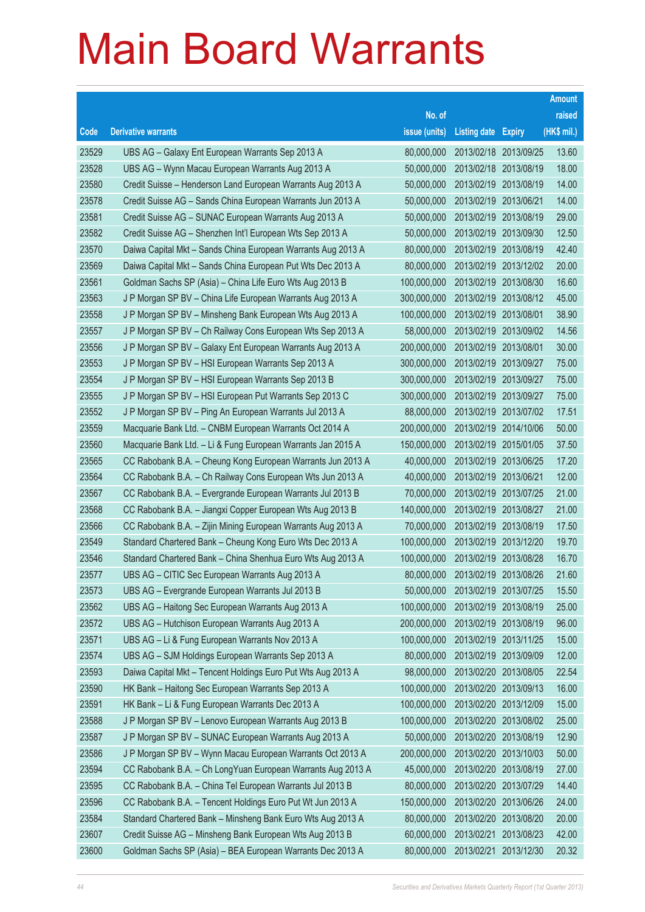# Main Board Warrants

| Code | Derivative warrants | No. of issue (units) | Listing date | Expiry | Amount raised (HK$ mil.) |
|---|---|---|---|---|---|
| 23529 | UBS AG – Galaxy Ent European Warrants Sep 2013 A | 80,000,000 | 2013/02/18 | 2013/09/25 | 13.60 |
| 23528 | UBS AG – Wynn Macau European Warrants Aug 2013 A | 50,000,000 | 2013/02/18 | 2013/08/19 | 18.00 |
| 23580 | Credit Suisse – Henderson Land European Warrants Aug 2013 A | 50,000,000 | 2013/02/19 | 2013/08/19 | 14.00 |
| 23578 | Credit Suisse AG – Sands China European Warrants Jun 2013 A | 50,000,000 | 2013/02/19 | 2013/06/21 | 14.00 |
| 23581 | Credit Suisse AG – SUNAC European Warrants Aug 2013 A | 50,000,000 | 2013/02/19 | 2013/08/19 | 29.00 |
| 23582 | Credit Suisse AG – Shenzhen Int'l European Wts Sep 2013 A | 50,000,000 | 2013/02/19 | 2013/09/30 | 12.50 |
| 23570 | Daiwa Capital Mkt – Sands China European Warrants Aug 2013 A | 80,000,000 | 2013/02/19 | 2013/08/19 | 42.40 |
| 23569 | Daiwa Capital Mkt – Sands China European Put Wts Dec 2013 A | 80,000,000 | 2013/02/19 | 2013/12/02 | 20.00 |
| 23561 | Goldman Sachs SP (Asia) – China Life Euro Wts Aug 2013 B | 100,000,000 | 2013/02/19 | 2013/08/30 | 16.60 |
| 23563 | J P Morgan SP BV – China Life European Warrants Aug 2013 A | 300,000,000 | 2013/02/19 | 2013/08/12 | 45.00 |
| 23558 | J P Morgan SP BV – Minsheng Bank European Wts Aug 2013 A | 100,000,000 | 2013/02/19 | 2013/08/01 | 38.90 |
| 23557 | J P Morgan SP BV – Ch Railway Cons European Wts Sep 2013 A | 58,000,000 | 2013/02/19 | 2013/09/02 | 14.56 |
| 23556 | J P Morgan SP BV – Galaxy Ent European Warrants Aug 2013 A | 200,000,000 | 2013/02/19 | 2013/08/01 | 30.00 |
| 23553 | J P Morgan SP BV – HSI European Warrants Sep 2013 A | 300,000,000 | 2013/02/19 | 2013/09/27 | 75.00 |
| 23554 | J P Morgan SP BV – HSI European Warrants Sep 2013 B | 300,000,000 | 2013/02/19 | 2013/09/27 | 75.00 |
| 23555 | J P Morgan SP BV – HSI European Put Warrants Sep 2013 C | 300,000,000 | 2013/02/19 | 2013/09/27 | 75.00 |
| 23552 | J P Morgan SP BV – Ping An European Warrants Jul 2013 A | 88,000,000 | 2013/02/19 | 2013/07/02 | 17.51 |
| 23559 | Macquarie Bank Ltd. – CNBM European Warrants Oct 2014 A | 200,000,000 | 2013/02/19 | 2014/10/06 | 50.00 |
| 23560 | Macquarie Bank Ltd. – Li & Fung European Warrants Jan 2015 A | 150,000,000 | 2013/02/19 | 2015/01/05 | 37.50 |
| 23565 | CC Rabobank B.A. – Cheung Kong European Warrants Jun 2013 A | 40,000,000 | 2013/02/19 | 2013/06/25 | 17.20 |
| 23564 | CC Rabobank B.A. – Ch Railway Cons European Wts Jun 2013 A | 40,000,000 | 2013/02/19 | 2013/06/21 | 12.00 |
| 23567 | CC Rabobank B.A. – Evergrande European Warrants Jul 2013 B | 70,000,000 | 2013/02/19 | 2013/07/25 | 21.00 |
| 23568 | CC Rabobank B.A. – Jiangxi Copper European Wts Aug 2013 B | 140,000,000 | 2013/02/19 | 2013/08/27 | 21.00 |
| 23566 | CC Rabobank B.A. – Zijin Mining European Warrants Aug 2013 A | 70,000,000 | 2013/02/19 | 2013/08/19 | 17.50 |
| 23549 | Standard Chartered Bank – Cheung Kong Euro Wts Dec 2013 A | 100,000,000 | 2013/02/19 | 2013/12/20 | 19.70 |
| 23546 | Standard Chartered Bank – China Shenhua Euro Wts Aug 2013 A | 100,000,000 | 2013/02/19 | 2013/08/28 | 16.70 |
| 23577 | UBS AG – CITIC Sec European Warrants Aug 2013 A | 80,000,000 | 2013/02/19 | 2013/08/26 | 21.60 |
| 23573 | UBS AG – Evergrande European Warrants Jul 2013 B | 50,000,000 | 2013/02/19 | 2013/07/25 | 15.50 |
| 23562 | UBS AG – Haitong Sec European Warrants Aug 2013 A | 100,000,000 | 2013/02/19 | 2013/08/19 | 25.00 |
| 23572 | UBS AG – Hutchison European Warrants Aug 2013 A | 200,000,000 | 2013/02/19 | 2013/08/19 | 96.00 |
| 23571 | UBS AG – Li & Fung European Warrants Nov 2013 A | 100,000,000 | 2013/02/19 | 2013/11/25 | 15.00 |
| 23574 | UBS AG – SJM Holdings European Warrants Sep 2013 A | 80,000,000 | 2013/02/19 | 2013/09/09 | 12.00 |
| 23593 | Daiwa Capital Mkt – Tencent Holdings Euro Put Wts Aug 2013 A | 98,000,000 | 2013/02/20 | 2013/08/05 | 22.54 |
| 23590 | HK Bank – Haitong Sec European Warrants Sep 2013 A | 100,000,000 | 2013/02/20 | 2013/09/13 | 16.00 |
| 23591 | HK Bank – Li & Fung European Warrants Dec 2013 A | 100,000,000 | 2013/02/20 | 2013/12/09 | 15.00 |
| 23588 | J P Morgan SP BV – Lenovo European Warrants Aug 2013 B | 100,000,000 | 2013/02/20 | 2013/08/02 | 25.00 |
| 23587 | J P Morgan SP BV – SUNAC European Warrants Aug 2013 A | 50,000,000 | 2013/02/20 | 2013/08/19 | 12.90 |
| 23586 | J P Morgan SP BV – Wynn Macau European Warrants Oct 2013 A | 200,000,000 | 2013/02/20 | 2013/10/03 | 50.00 |
| 23594 | CC Rabobank B.A. – Ch LongYuan European Warrants Aug 2013 A | 45,000,000 | 2013/02/20 | 2013/08/19 | 27.00 |
| 23595 | CC Rabobank B.A. – China Tel European Warrants Jul 2013 B | 80,000,000 | 2013/02/20 | 2013/07/29 | 14.40 |
| 23596 | CC Rabobank B.A. – Tencent Holdings Euro Put Wt Jun 2013 A | 150,000,000 | 2013/02/20 | 2013/06/26 | 24.00 |
| 23584 | Standard Chartered Bank – Minsheng Bank Euro Wts Aug 2013 A | 80,000,000 | 2013/02/20 | 2013/08/20 | 20.00 |
| 23607 | Credit Suisse AG – Minsheng Bank European Wts Aug 2013 B | 60,000,000 | 2013/02/21 | 2013/08/23 | 42.00 |
| 23600 | Goldman Sachs SP (Asia) – BEA European Warrants Dec 2013 A | 80,000,000 | 2013/02/21 | 2013/12/30 | 20.32 |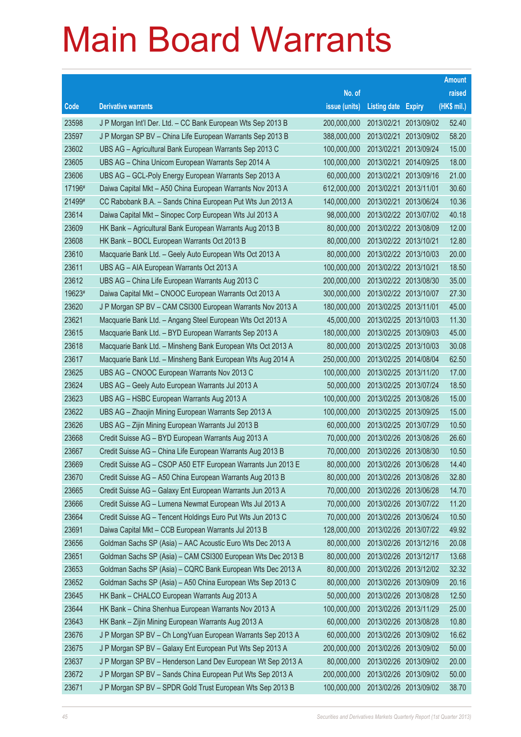# Main Board Warrants

| Code | Derivative warrants | No. of issue (units) | Listing date | Expiry | Amount raised (HK$ mil.) |
|---|---|---|---|---|---|
| 23598 | J P Morgan Int'l Der. Ltd. – CC Bank European Wts Sep 2013 B | 200,000,000 | 2013/02/21 | 2013/09/02 | 52.40 |
| 23597 | J P Morgan SP BV – China Life European Warrants Sep 2013 B | 388,000,000 | 2013/02/21 | 2013/09/02 | 58.20 |
| 23602 | UBS AG – Agricultural Bank European Warrants Sep 2013 C | 100,000,000 | 2013/02/21 | 2013/09/24 | 15.00 |
| 23605 | UBS AG – China Unicom European Warrants Sep 2014 A | 100,000,000 | 2013/02/21 | 2014/09/25 | 18.00 |
| 23606 | UBS AG – GCL-Poly Energy European Warrants Sep 2013 A | 60,000,000 | 2013/02/21 | 2013/09/16 | 21.00 |
| 17196# | Daiwa Capital Mkt – A50 China European Warrants Nov 2013 A | 612,000,000 | 2013/02/21 | 2013/11/01 | 30.60 |
| 21499# | CC Rabobank B.A. – Sands China European Put Wts Jun 2013 A | 140,000,000 | 2013/02/21 | 2013/06/24 | 10.36 |
| 23614 | Daiwa Capital Mkt – Sinopec Corp European Wts Jul 2013 A | 98,000,000 | 2013/02/22 | 2013/07/02 | 40.18 |
| 23609 | HK Bank – Agricultural Bank European Warrants Aug 2013 B | 80,000,000 | 2013/02/22 | 2013/08/09 | 12.00 |
| 23608 | HK Bank – BOCL European Warrants Oct 2013 B | 80,000,000 | 2013/02/22 | 2013/10/21 | 12.80 |
| 23610 | Macquarie Bank Ltd. – Geely Auto European Wts Oct 2013 A | 80,000,000 | 2013/02/22 | 2013/10/03 | 20.00 |
| 23611 | UBS AG – AIA European Warrants Oct 2013 A | 100,000,000 | 2013/02/22 | 2013/10/21 | 18.50 |
| 23612 | UBS AG – China Life European Warrants Aug 2013 C | 200,000,000 | 2013/02/22 | 2013/08/30 | 35.00 |
| 19623# | Daiwa Capital Mkt – CNOOC European Warrants Oct 2013 A | 300,000,000 | 2013/02/22 | 2013/10/07 | 27.30 |
| 23620 | J P Morgan SP BV – CAM CSI300 European Warrants Nov 2013 A | 180,000,000 | 2013/02/25 | 2013/11/01 | 45.00 |
| 23621 | Macquarie Bank Ltd. – Angang Steel European Wts Oct 2013 A | 45,000,000 | 2013/02/25 | 2013/10/03 | 11.30 |
| 23615 | Macquarie Bank Ltd. – BYD European Warrants Sep 2013 A | 180,000,000 | 2013/02/25 | 2013/09/03 | 45.00 |
| 23618 | Macquarie Bank Ltd. – Minsheng Bank European Wts Oct 2013 A | 80,000,000 | 2013/02/25 | 2013/10/03 | 30.08 |
| 23617 | Macquarie Bank Ltd. – Minsheng Bank European Wts Aug 2014 A | 250,000,000 | 2013/02/25 | 2014/08/04 | 62.50 |
| 23625 | UBS AG – CNOOC European Warrants Nov 2013 C | 100,000,000 | 2013/02/25 | 2013/11/20 | 17.00 |
| 23624 | UBS AG – Geely Auto European Warrants Jul 2013 A | 50,000,000 | 2013/02/25 | 2013/07/24 | 18.50 |
| 23623 | UBS AG – HSBC European Warrants Aug 2013 A | 100,000,000 | 2013/02/25 | 2013/08/26 | 15.00 |
| 23622 | UBS AG – Zhaojin Mining European Warrants Sep 2013 A | 100,000,000 | 2013/02/25 | 2013/09/25 | 15.00 |
| 23626 | UBS AG – Zijin Mining European Warrants Jul 2013 B | 60,000,000 | 2013/02/25 | 2013/07/29 | 10.50 |
| 23668 | Credit Suisse AG – BYD European Warrants Aug 2013 A | 70,000,000 | 2013/02/26 | 2013/08/26 | 26.60 |
| 23667 | Credit Suisse AG – China Life European Warrants Aug 2013 B | 70,000,000 | 2013/02/26 | 2013/08/30 | 10.50 |
| 23669 | Credit Suisse AG – CSOP A50 ETF European Warrants Jun 2013 E | 80,000,000 | 2013/02/26 | 2013/06/28 | 14.40 |
| 23670 | Credit Suisse AG – A50 China European Warrants Aug 2013 B | 80,000,000 | 2013/02/26 | 2013/08/26 | 32.80 |
| 23665 | Credit Suisse AG – Galaxy Ent European Warrants Jun 2013 A | 70,000,000 | 2013/02/26 | 2013/06/28 | 14.70 |
| 23666 | Credit Suisse AG – Lumena Newmat European Wts Jul 2013 A | 70,000,000 | 2013/02/26 | 2013/07/22 | 11.20 |
| 23664 | Credit Suisse AG – Tencent Holdings Euro Put Wts Jun 2013 C | 70,000,000 | 2013/02/26 | 2013/06/24 | 10.50 |
| 23691 | Daiwa Capital Mkt – CCB European Warrants Jul 2013 B | 128,000,000 | 2013/02/26 | 2013/07/22 | 49.92 |
| 23656 | Goldman Sachs SP (Asia) – AAC Acoustic Euro Wts Dec 2013 A | 80,000,000 | 2013/02/26 | 2013/12/16 | 20.08 |
| 23651 | Goldman Sachs SP (Asia) – CAM CSI300 European Wts Dec 2013 B | 80,000,000 | 2013/02/26 | 2013/12/17 | 13.68 |
| 23653 | Goldman Sachs SP (Asia) – CQRC Bank European Wts Dec 2013 A | 80,000,000 | 2013/02/26 | 2013/12/02 | 32.32 |
| 23652 | Goldman Sachs SP (Asia) – A50 China European Wts Sep 2013 C | 80,000,000 | 2013/02/26 | 2013/09/09 | 20.16 |
| 23645 | HK Bank – CHALCO European Warrants Aug 2013 A | 50,000,000 | 2013/02/26 | 2013/08/28 | 12.50 |
| 23644 | HK Bank – China Shenhua European Warrants Nov 2013 A | 100,000,000 | 2013/02/26 | 2013/11/29 | 25.00 |
| 23643 | HK Bank – Zijin Mining European Warrants Aug 2013 A | 60,000,000 | 2013/02/26 | 2013/08/28 | 10.80 |
| 23676 | J P Morgan SP BV – Ch LongYuan European Warrants Sep 2013 A | 60,000,000 | 2013/02/26 | 2013/09/02 | 16.62 |
| 23675 | J P Morgan SP BV – Galaxy Ent European Put Wts Sep 2013 A | 200,000,000 | 2013/02/26 | 2013/09/02 | 50.00 |
| 23637 | J P Morgan SP BV – Henderson Land Dev European Wt Sep 2013 A | 80,000,000 | 2013/02/26 | 2013/09/02 | 20.00 |
| 23672 | J P Morgan SP BV – Sands China European Put Wts Sep 2013 A | 200,000,000 | 2013/02/26 | 2013/09/02 | 50.00 |
| 23671 | J P Morgan SP BV – SPDR Gold Trust European Wts Sep 2013 B | 100,000,000 | 2013/02/26 | 2013/09/02 | 38.70 |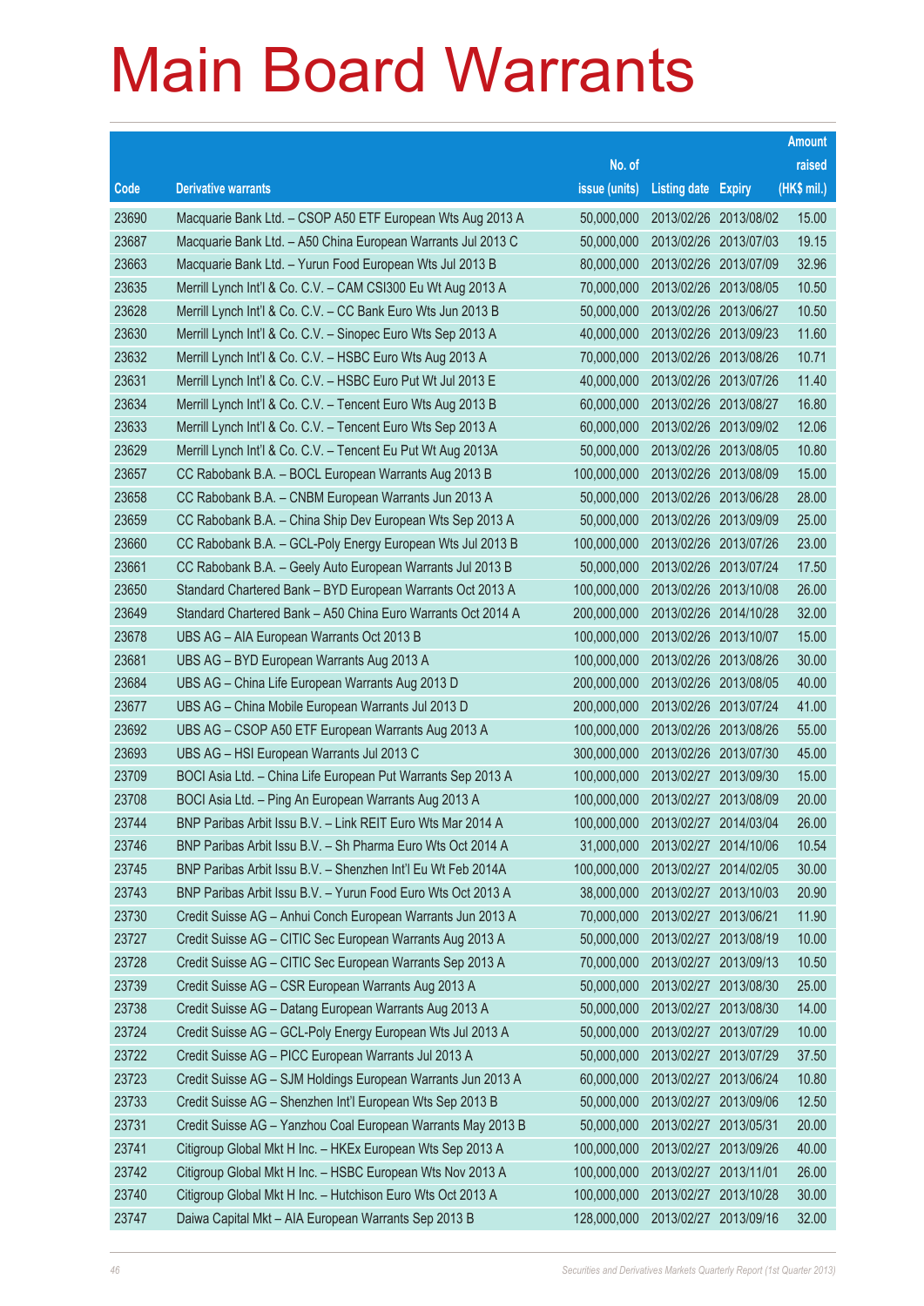# Main Board Warrants

| Code | Derivative warrants | No. of issue (units) | Listing date | Expiry | Amount raised (HK$ mil.) |
|---|---|---|---|---|---|
| 23690 | Macquarie Bank Ltd. – CSOP A50 ETF European Wts Aug 2013 A | 50,000,000 | 2013/02/26 | 2013/08/02 | 15.00 |
| 23687 | Macquarie Bank Ltd. – A50 China European Warrants Jul 2013 C | 50,000,000 | 2013/02/26 | 2013/07/03 | 19.15 |
| 23663 | Macquarie Bank Ltd. – Yurun Food European Wts Jul 2013 B | 80,000,000 | 2013/02/26 | 2013/07/09 | 32.96 |
| 23635 | Merrill Lynch Int'l & Co. C.V. – CAM CSI300 Eu Wt Aug 2013 A | 70,000,000 | 2013/02/26 | 2013/08/05 | 10.50 |
| 23628 | Merrill Lynch Int'l & Co. C.V. – CC Bank Euro Wts Jun 2013 B | 50,000,000 | 2013/02/26 | 2013/06/27 | 10.50 |
| 23630 | Merrill Lynch Int'l & Co. C.V. – Sinopec Euro Wts Sep 2013 A | 40,000,000 | 2013/02/26 | 2013/09/23 | 11.60 |
| 23632 | Merrill Lynch Int'l & Co. C.V. – HSBC Euro Wts Aug 2013 A | 70,000,000 | 2013/02/26 | 2013/08/26 | 10.71 |
| 23631 | Merrill Lynch Int'l & Co. C.V. – HSBC Euro Put Wt Jul 2013 E | 40,000,000 | 2013/02/26 | 2013/07/26 | 11.40 |
| 23634 | Merrill Lynch Int'l & Co. C.V. – Tencent Euro Wts Aug 2013 B | 60,000,000 | 2013/02/26 | 2013/08/27 | 16.80 |
| 23633 | Merrill Lynch Int'l & Co. C.V. – Tencent Euro Wts Sep 2013 A | 60,000,000 | 2013/02/26 | 2013/09/02 | 12.06 |
| 23629 | Merrill Lynch Int'l & Co. C.V. – Tencent Eu Put Wt Aug 2013A | 50,000,000 | 2013/02/26 | 2013/08/05 | 10.80 |
| 23657 | CC Rabobank B.A. – BOCL European Warrants Aug 2013 B | 100,000,000 | 2013/02/26 | 2013/08/09 | 15.00 |
| 23658 | CC Rabobank B.A. – CNBM European Warrants Jun 2013 A | 50,000,000 | 2013/02/26 | 2013/06/28 | 28.00 |
| 23659 | CC Rabobank B.A. – China Ship Dev European Wts Sep 2013 A | 50,000,000 | 2013/02/26 | 2013/09/09 | 25.00 |
| 23660 | CC Rabobank B.A. – GCL-Poly Energy European Wts Jul 2013 B | 100,000,000 | 2013/02/26 | 2013/07/26 | 23.00 |
| 23661 | CC Rabobank B.A. – Geely Auto European Warrants Jul 2013 B | 50,000,000 | 2013/02/26 | 2013/07/24 | 17.50 |
| 23650 | Standard Chartered Bank – BYD European Warrants Oct 2013 A | 100,000,000 | 2013/02/26 | 2013/10/08 | 26.00 |
| 23649 | Standard Chartered Bank – A50 China Euro Warrants Oct 2014 A | 200,000,000 | 2013/02/26 | 2014/10/28 | 32.00 |
| 23678 | UBS AG – AIA European Warrants Oct 2013 B | 100,000,000 | 2013/02/26 | 2013/10/07 | 15.00 |
| 23681 | UBS AG – BYD European Warrants Aug 2013 A | 100,000,000 | 2013/02/26 | 2013/08/26 | 30.00 |
| 23684 | UBS AG – China Life European Warrants Aug 2013 D | 200,000,000 | 2013/02/26 | 2013/08/05 | 40.00 |
| 23677 | UBS AG – China Mobile European Warrants Jul 2013 D | 200,000,000 | 2013/02/26 | 2013/07/24 | 41.00 |
| 23692 | UBS AG – CSOP A50 ETF European Warrants Aug 2013 A | 100,000,000 | 2013/02/26 | 2013/08/26 | 55.00 |
| 23693 | UBS AG – HSI European Warrants Jul 2013 C | 300,000,000 | 2013/02/26 | 2013/07/30 | 45.00 |
| 23709 | BOCI Asia Ltd. – China Life European Put Warrants Sep 2013 A | 100,000,000 | 2013/02/27 | 2013/09/30 | 15.00 |
| 23708 | BOCI Asia Ltd. – Ping An European Warrants Aug 2013 A | 100,000,000 | 2013/02/27 | 2013/08/09 | 20.00 |
| 23744 | BNP Paribas Arbit Issu B.V. – Link REIT Euro Wts Mar 2014 A | 100,000,000 | 2013/02/27 | 2014/03/04 | 26.00 |
| 23746 | BNP Paribas Arbit Issu B.V. – Sh Pharma Euro Wts Oct 2014 A | 31,000,000 | 2013/02/27 | 2014/10/06 | 10.54 |
| 23745 | BNP Paribas Arbit Issu B.V. – Shenzhen Int'l Eu Wt Feb 2014A | 100,000,000 | 2013/02/27 | 2014/02/05 | 30.00 |
| 23743 | BNP Paribas Arbit Issu B.V. – Yurun Food Euro Wts Oct 2013 A | 38,000,000 | 2013/02/27 | 2013/10/03 | 20.90 |
| 23730 | Credit Suisse AG – Anhui Conch European Warrants Jun 2013 A | 70,000,000 | 2013/02/27 | 2013/06/21 | 11.90 |
| 23727 | Credit Suisse AG – CITIC Sec European Warrants Aug 2013 A | 50,000,000 | 2013/02/27 | 2013/08/19 | 10.00 |
| 23728 | Credit Suisse AG – CITIC Sec European Warrants Sep 2013 A | 70,000,000 | 2013/02/27 | 2013/09/13 | 10.50 |
| 23739 | Credit Suisse AG – CSR European Warrants Aug 2013 A | 50,000,000 | 2013/02/27 | 2013/08/30 | 25.00 |
| 23738 | Credit Suisse AG – Datang European Warrants Aug 2013 A | 50,000,000 | 2013/02/27 | 2013/08/30 | 14.00 |
| 23724 | Credit Suisse AG – GCL-Poly Energy European Wts Jul 2013 A | 50,000,000 | 2013/02/27 | 2013/07/29 | 10.00 |
| 23722 | Credit Suisse AG – PICC European Warrants Jul 2013 A | 50,000,000 | 2013/02/27 | 2013/07/29 | 37.50 |
| 23723 | Credit Suisse AG – SJM Holdings European Warrants Jun 2013 A | 60,000,000 | 2013/02/27 | 2013/06/24 | 10.80 |
| 23733 | Credit Suisse AG – Shenzhen Int'l European Wts Sep 2013 B | 50,000,000 | 2013/02/27 | 2013/09/06 | 12.50 |
| 23731 | Credit Suisse AG – Yanzhou Coal European Warrants May 2013 B | 50,000,000 | 2013/02/27 | 2013/05/31 | 20.00 |
| 23741 | Citigroup Global Mkt H Inc. – HKEx European Wts Sep 2013 A | 100,000,000 | 2013/02/27 | 2013/09/26 | 40.00 |
| 23742 | Citigroup Global Mkt H Inc. – HSBC European Wts Nov 2013 A | 100,000,000 | 2013/02/27 | 2013/11/01 | 26.00 |
| 23740 | Citigroup Global Mkt H Inc. – Hutchison Euro Wts Oct 2013 A | 100,000,000 | 2013/02/27 | 2013/10/28 | 30.00 |
| 23747 | Daiwa Capital Mkt – AIA European Warrants Sep 2013 B | 128,000,000 | 2013/02/27 | 2013/09/16 | 32.00 |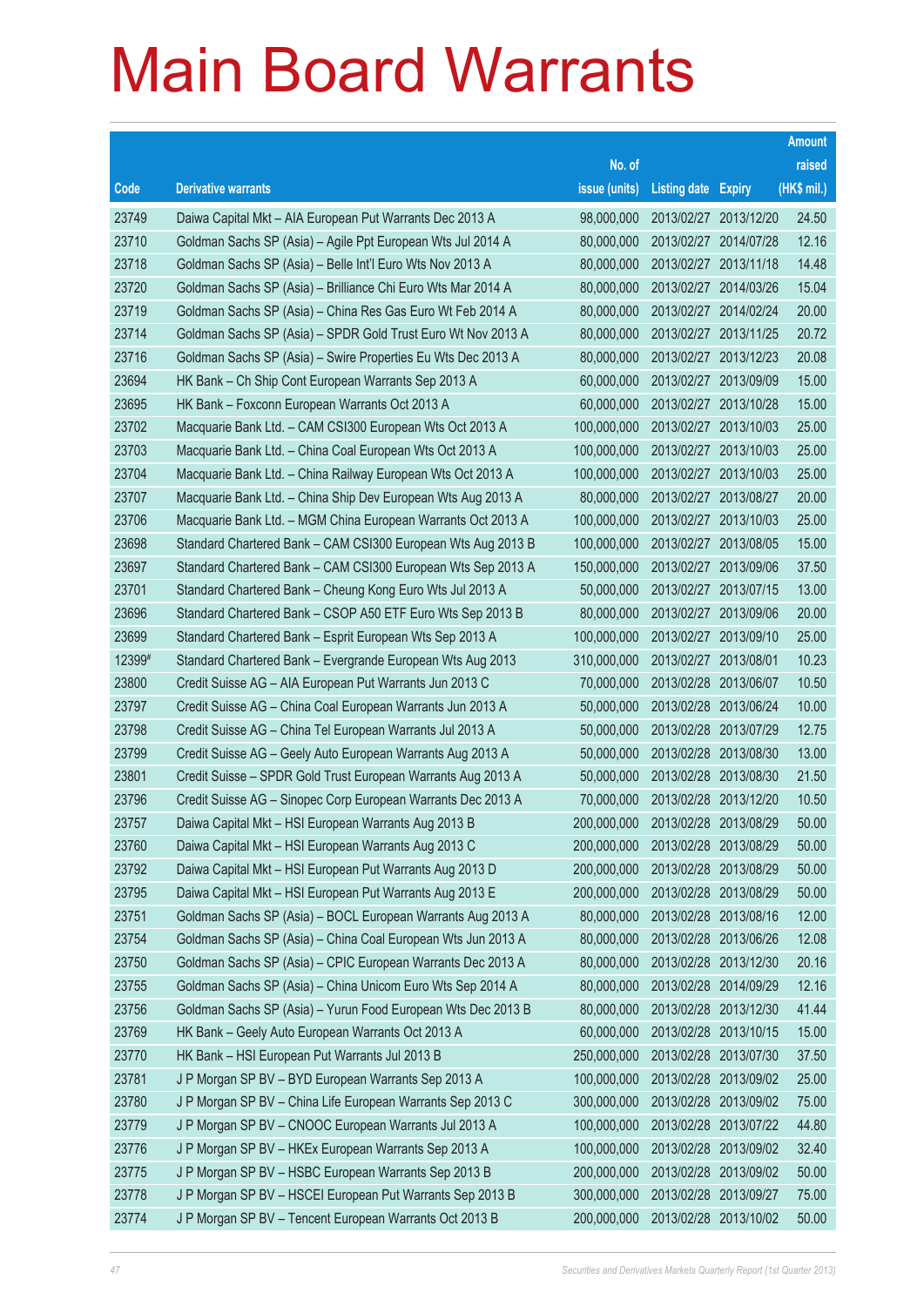# Main Board Warrants

| Code | Derivative warrants | No. of issue (units) | Listing date | Expiry | Amount raised (HK$ mil.) |
|---|---|---|---|---|---|
| 23749 | Daiwa Capital Mkt – AIA European Put Warrants Dec 2013 A | 98,000,000 | 2013/02/27 | 2013/12/20 | 24.50 |
| 23710 | Goldman Sachs SP (Asia) – Agile Ppt European Wts Jul 2014 A | 80,000,000 | 2013/02/27 | 2014/07/28 | 12.16 |
| 23718 | Goldman Sachs SP (Asia) – Belle Int'l Euro Wts Nov 2013 A | 80,000,000 | 2013/02/27 | 2013/11/18 | 14.48 |
| 23720 | Goldman Sachs SP (Asia) – Brilliance Chi Euro Wts Mar 2014 A | 80,000,000 | 2013/02/27 | 2014/03/26 | 15.04 |
| 23719 | Goldman Sachs SP (Asia) – China Res Gas Euro Wt Feb 2014 A | 80,000,000 | 2013/02/27 | 2014/02/24 | 20.00 |
| 23714 | Goldman Sachs SP (Asia) – SPDR Gold Trust Euro Wt Nov 2013 A | 80,000,000 | 2013/02/27 | 2013/11/25 | 20.72 |
| 23716 | Goldman Sachs SP (Asia) – Swire Properties Eu Wts Dec 2013 A | 80,000,000 | 2013/02/27 | 2013/12/23 | 20.08 |
| 23694 | HK Bank – Ch Ship Cont European Warrants Sep 2013 A | 60,000,000 | 2013/02/27 | 2013/09/09 | 15.00 |
| 23695 | HK Bank – Foxconn European Warrants Oct 2013 A | 60,000,000 | 2013/02/27 | 2013/10/28 | 15.00 |
| 23702 | Macquarie Bank Ltd. – CAM CSI300 European Wts Oct 2013 A | 100,000,000 | 2013/02/27 | 2013/10/03 | 25.00 |
| 23703 | Macquarie Bank Ltd. – China Coal European Wts Oct 2013 A | 100,000,000 | 2013/02/27 | 2013/10/03 | 25.00 |
| 23704 | Macquarie Bank Ltd. – China Railway European Wts Oct 2013 A | 100,000,000 | 2013/02/27 | 2013/10/03 | 25.00 |
| 23707 | Macquarie Bank Ltd. – China Ship Dev European Wts Aug 2013 A | 80,000,000 | 2013/02/27 | 2013/08/27 | 20.00 |
| 23706 | Macquarie Bank Ltd. – MGM China European Warrants Oct 2013 A | 100,000,000 | 2013/02/27 | 2013/10/03 | 25.00 |
| 23698 | Standard Chartered Bank – CAM CSI300 European Wts Aug 2013 B | 100,000,000 | 2013/02/27 | 2013/08/05 | 15.00 |
| 23697 | Standard Chartered Bank – CAM CSI300 European Wts Sep 2013 A | 150,000,000 | 2013/02/27 | 2013/09/06 | 37.50 |
| 23701 | Standard Chartered Bank – Cheung Kong Euro Wts Jul 2013 A | 50,000,000 | 2013/02/27 | 2013/07/15 | 13.00 |
| 23696 | Standard Chartered Bank – CSOP A50 ETF Euro Wts Sep 2013 B | 80,000,000 | 2013/02/27 | 2013/09/06 | 20.00 |
| 23699 | Standard Chartered Bank – Esprit European Wts Sep 2013 A | 100,000,000 | 2013/02/27 | 2013/09/10 | 25.00 |
| 12399# | Standard Chartered Bank – Evergrande European Wts Aug 2013 | 310,000,000 | 2013/02/27 | 2013/08/01 | 10.23 |
| 23800 | Credit Suisse AG – AIA European Put Warrants Jun 2013 C | 70,000,000 | 2013/02/28 | 2013/06/07 | 10.50 |
| 23797 | Credit Suisse AG – China Coal European Warrants Jun 2013 A | 50,000,000 | 2013/02/28 | 2013/06/24 | 10.00 |
| 23798 | Credit Suisse AG – China Tel European Warrants Jul 2013 A | 50,000,000 | 2013/02/28 | 2013/07/29 | 12.75 |
| 23799 | Credit Suisse AG – Geely Auto European Warrants Aug 2013 A | 50,000,000 | 2013/02/28 | 2013/08/30 | 13.00 |
| 23801 | Credit Suisse – SPDR Gold Trust European Warrants Aug 2013 A | 50,000,000 | 2013/02/28 | 2013/08/30 | 21.50 |
| 23796 | Credit Suisse AG – Sinopec Corp European Warrants Dec 2013 A | 70,000,000 | 2013/02/28 | 2013/12/20 | 10.50 |
| 23757 | Daiwa Capital Mkt – HSI European Warrants Aug 2013 B | 200,000,000 | 2013/02/28 | 2013/08/29 | 50.00 |
| 23760 | Daiwa Capital Mkt – HSI European Warrants Aug 2013 C | 200,000,000 | 2013/02/28 | 2013/08/29 | 50.00 |
| 23792 | Daiwa Capital Mkt – HSI European Put Warrants Aug 2013 D | 200,000,000 | 2013/02/28 | 2013/08/29 | 50.00 |
| 23795 | Daiwa Capital Mkt – HSI European Put Warrants Aug 2013 E | 200,000,000 | 2013/02/28 | 2013/08/29 | 50.00 |
| 23751 | Goldman Sachs SP (Asia) – BOCL European Warrants Aug 2013 A | 80,000,000 | 2013/02/28 | 2013/08/16 | 12.00 |
| 23754 | Goldman Sachs SP (Asia) – China Coal European Wts Jun 2013 A | 80,000,000 | 2013/02/28 | 2013/06/26 | 12.08 |
| 23750 | Goldman Sachs SP (Asia) – CPIC European Warrants Dec 2013 A | 80,000,000 | 2013/02/28 | 2013/12/30 | 20.16 |
| 23755 | Goldman Sachs SP (Asia) – China Unicom Euro Wts Sep 2014 A | 80,000,000 | 2013/02/28 | 2014/09/29 | 12.16 |
| 23756 | Goldman Sachs SP (Asia) – Yurun Food European Wts Dec 2013 B | 80,000,000 | 2013/02/28 | 2013/12/30 | 41.44 |
| 23769 | HK Bank – Geely Auto European Warrants Oct 2013 A | 60,000,000 | 2013/02/28 | 2013/10/15 | 15.00 |
| 23770 | HK Bank – HSI European Put Warrants Jul 2013 B | 250,000,000 | 2013/02/28 | 2013/07/30 | 37.50 |
| 23781 | J P Morgan SP BV – BYD European Warrants Sep 2013 A | 100,000,000 | 2013/02/28 | 2013/09/02 | 25.00 |
| 23780 | J P Morgan SP BV – China Life European Warrants Sep 2013 C | 300,000,000 | 2013/02/28 | 2013/09/02 | 75.00 |
| 23779 | J P Morgan SP BV – CNOOC European Warrants Jul 2013 A | 100,000,000 | 2013/02/28 | 2013/07/22 | 44.80 |
| 23776 | J P Morgan SP BV – HKEx European Warrants Sep 2013 A | 100,000,000 | 2013/02/28 | 2013/09/02 | 32.40 |
| 23775 | J P Morgan SP BV – HSBC European Warrants Sep 2013 B | 200,000,000 | 2013/02/28 | 2013/09/02 | 50.00 |
| 23778 | J P Morgan SP BV – HSCEI European Put Warrants Sep 2013 B | 300,000,000 | 2013/02/28 | 2013/09/27 | 75.00 |
| 23774 | J P Morgan SP BV – Tencent European Warrants Oct 2013 B | 200,000,000 | 2013/02/28 | 2013/10/02 | 50.00 |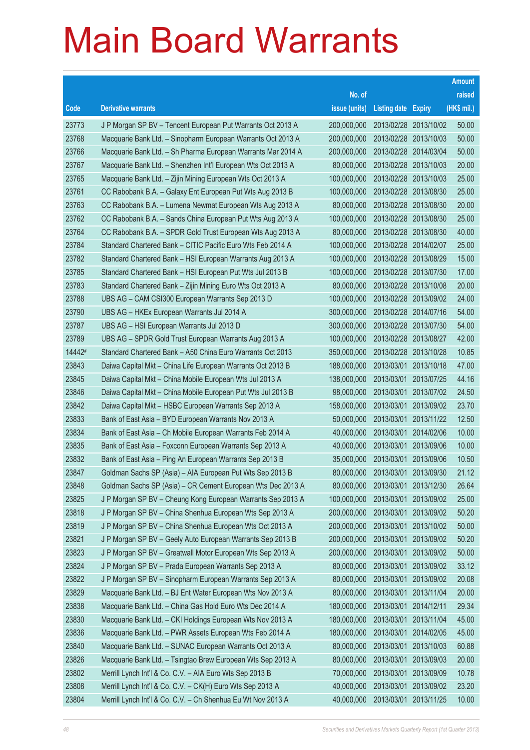# Main Board Warrants

| Code | Derivative warrants | No. of issue (units) | Listing date | Expiry | Amount raised (HK$ mil.) |
|---|---|---|---|---|---|
| 23773 | J P Morgan SP BV – Tencent European Put Warrants Oct 2013 A | 200,000,000 | 2013/02/28 | 2013/10/02 | 50.00 |
| 23768 | Macquarie Bank Ltd. – Sinopharm European Warrants Oct 2013 A | 200,000,000 | 2013/02/28 | 2013/10/03 | 50.00 |
| 23766 | Macquarie Bank Ltd. – Sh Pharma European Warrants Mar 2014 A | 200,000,000 | 2013/02/28 | 2014/03/04 | 50.00 |
| 23767 | Macquarie Bank Ltd. – Shenzhen Int'l European Wts Oct 2013 A | 80,000,000 | 2013/02/28 | 2013/10/03 | 20.00 |
| 23765 | Macquarie Bank Ltd. – Zijin Mining European Wts Oct 2013 A | 100,000,000 | 2013/02/28 | 2013/10/03 | 25.00 |
| 23761 | CC Rabobank B.A. – Galaxy Ent European Put Wts Aug 2013 B | 100,000,000 | 2013/02/28 | 2013/08/30 | 25.00 |
| 23763 | CC Rabobank B.A. – Lumena Newmat European Wts Aug 2013 A | 80,000,000 | 2013/02/28 | 2013/08/30 | 20.00 |
| 23762 | CC Rabobank B.A. – Sands China European Put Wts Aug 2013 A | 100,000,000 | 2013/02/28 | 2013/08/30 | 25.00 |
| 23764 | CC Rabobank B.A. – SPDR Gold Trust European Wts Aug 2013 A | 80,000,000 | 2013/02/28 | 2013/08/30 | 40.00 |
| 23784 | Standard Chartered Bank – CITIC Pacific Euro Wts Feb 2014 A | 100,000,000 | 2013/02/28 | 2014/02/07 | 25.00 |
| 23782 | Standard Chartered Bank – HSI European Warrants Aug 2013 A | 100,000,000 | 2013/02/28 | 2013/08/29 | 15.00 |
| 23785 | Standard Chartered Bank – HSI European Put Wts Jul 2013 B | 100,000,000 | 2013/02/28 | 2013/07/30 | 17.00 |
| 23783 | Standard Chartered Bank – Zijin Mining Euro Wts Oct 2013 A | 80,000,000 | 2013/02/28 | 2013/10/08 | 20.00 |
| 23788 | UBS AG – CAM CSI300 European Warrants Sep 2013 D | 100,000,000 | 2013/02/28 | 2013/09/02 | 24.00 |
| 23790 | UBS AG – HKEx European Warrants Jul 2014 A | 300,000,000 | 2013/02/28 | 2014/07/16 | 54.00 |
| 23787 | UBS AG – HSI European Warrants Jul 2013 D | 300,000,000 | 2013/02/28 | 2013/07/30 | 54.00 |
| 23789 | UBS AG – SPDR Gold Trust European Warrants Aug 2013 A | 100,000,000 | 2013/02/28 | 2013/08/27 | 42.00 |
| 14442# | Standard Chartered Bank – A50 China Euro Warrants Oct 2013 | 350,000,000 | 2013/02/28 | 2013/10/28 | 10.85 |
| 23843 | Daiwa Capital Mkt – China Life European Warrants Oct 2013 B | 188,000,000 | 2013/03/01 | 2013/10/18 | 47.00 |
| 23845 | Daiwa Capital Mkt – China Mobile European Wts Jul 2013 A | 138,000,000 | 2013/03/01 | 2013/07/25 | 44.16 |
| 23846 | Daiwa Capital Mkt – China Mobile European Put Wts Jul 2013 B | 98,000,000 | 2013/03/01 | 2013/07/02 | 24.50 |
| 23842 | Daiwa Capital Mkt – HSBC European Warrants Sep 2013 A | 158,000,000 | 2013/03/01 | 2013/09/02 | 23.70 |
| 23833 | Bank of East Asia – BYD European Warrants Nov 2013 A | 50,000,000 | 2013/03/01 | 2013/11/22 | 12.50 |
| 23834 | Bank of East Asia – Ch Mobile European Warrants Feb 2014 A | 40,000,000 | 2013/03/01 | 2014/02/06 | 10.00 |
| 23835 | Bank of East Asia – Foxconn European Warrants Sep 2013 A | 40,000,000 | 2013/03/01 | 2013/09/06 | 10.00 |
| 23832 | Bank of East Asia – Ping An European Warrants Sep 2013 B | 35,000,000 | 2013/03/01 | 2013/09/06 | 10.50 |
| 23847 | Goldman Sachs SP (Asia) – AIA European Put Wts Sep 2013 B | 80,000,000 | 2013/03/01 | 2013/09/30 | 21.12 |
| 23848 | Goldman Sachs SP (Asia) – CR Cement European Wts Dec 2013 A | 80,000,000 | 2013/03/01 | 2013/12/30 | 26.64 |
| 23825 | J P Morgan SP BV – Cheung Kong European Warrants Sep 2013 A | 100,000,000 | 2013/03/01 | 2013/09/02 | 25.00 |
| 23818 | J P Morgan SP BV – China Shenhua European Wts Sep 2013 A | 200,000,000 | 2013/03/01 | 2013/09/02 | 50.20 |
| 23819 | J P Morgan SP BV – China Shenhua European Wts Oct 2013 A | 200,000,000 | 2013/03/01 | 2013/10/02 | 50.00 |
| 23821 | J P Morgan SP BV – Geely Auto European Warrants Sep 2013 B | 200,000,000 | 2013/03/01 | 2013/09/02 | 50.20 |
| 23823 | J P Morgan SP BV – Greatwall Motor European Wts Sep 2013 A | 200,000,000 | 2013/03/01 | 2013/09/02 | 50.00 |
| 23824 | J P Morgan SP BV – Prada European Warrants Sep 2013 A | 80,000,000 | 2013/03/01 | 2013/09/02 | 33.12 |
| 23822 | J P Morgan SP BV – Sinopharm European Warrants Sep 2013 A | 80,000,000 | 2013/03/01 | 2013/09/02 | 20.08 |
| 23829 | Macquarie Bank Ltd. – BJ Ent Water European Wts Nov 2013 A | 80,000,000 | 2013/03/01 | 2013/11/04 | 20.00 |
| 23838 | Macquarie Bank Ltd. – China Gas Hold Euro Wts Dec 2014 A | 180,000,000 | 2013/03/01 | 2014/12/11 | 29.34 |
| 23830 | Macquarie Bank Ltd. – CKI Holdings European Wts Nov 2013 A | 180,000,000 | 2013/03/01 | 2013/11/04 | 45.00 |
| 23836 | Macquarie Bank Ltd. – PWR Assets European Wts Feb 2014 A | 180,000,000 | 2013/03/01 | 2014/02/05 | 45.00 |
| 23840 | Macquarie Bank Ltd. – SUNAC European Warrants Oct 2013 A | 80,000,000 | 2013/03/01 | 2013/10/03 | 60.88 |
| 23826 | Macquarie Bank Ltd. – Tsingtao Brew European Wts Sep 2013 A | 80,000,000 | 2013/03/01 | 2013/09/03 | 20.00 |
| 23802 | Merrill Lynch Int'l & Co. C.V. – AIA Euro Wts Sep 2013 B | 70,000,000 | 2013/03/01 | 2013/09/09 | 10.78 |
| 23808 | Merrill Lynch Int'l & Co. C.V. – CK(H) Euro Wts Sep 2013 A | 40,000,000 | 2013/03/01 | 2013/09/02 | 23.20 |
| 23804 | Merrill Lynch Int'l & Co. C.V. – Ch Shenhua Eu Wt Nov 2013 A | 40,000,000 | 2013/03/01 | 2013/11/25 | 10.00 |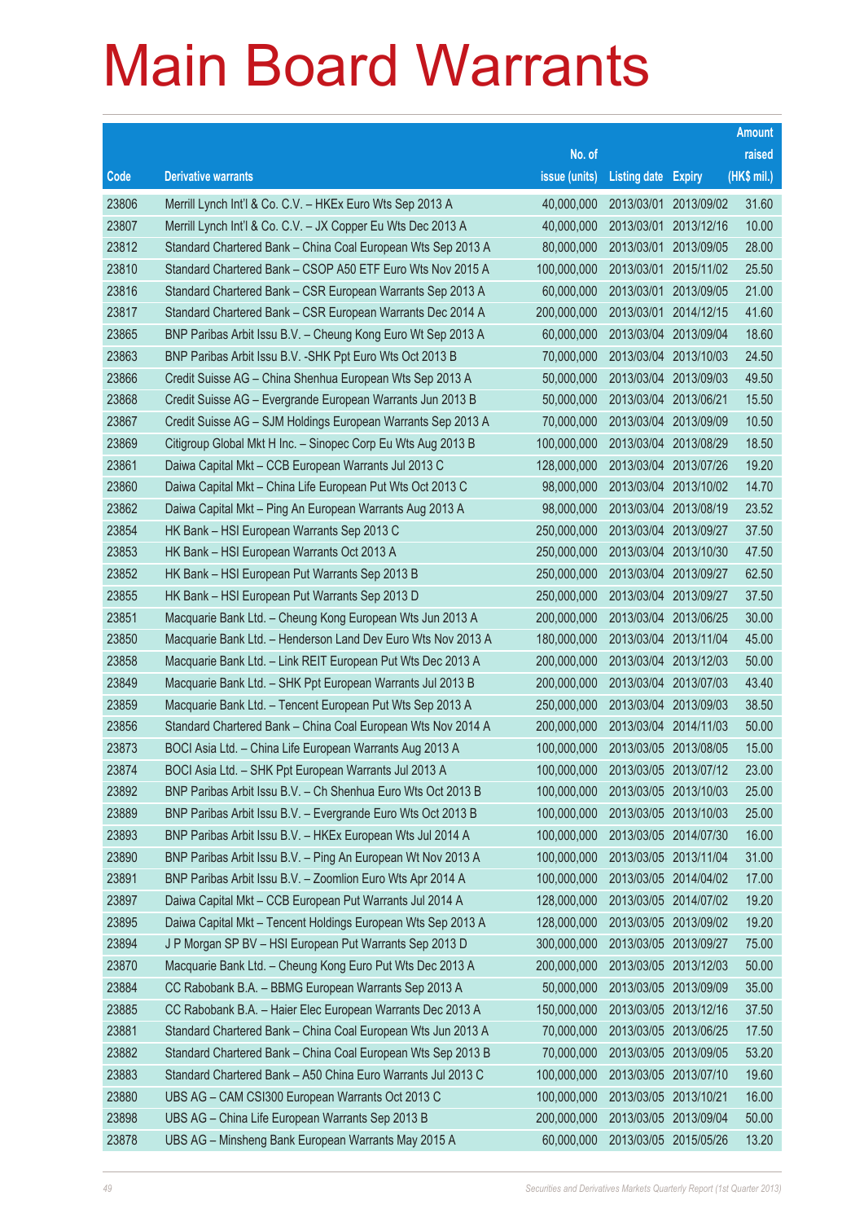# Main Board Warrants

| Code | Derivative warrants | No. of issue (units) | Listing date | Expiry | Amount raised (HK$ mil.) |
|---|---|---|---|---|---|
| 23806 | Merrill Lynch Int'l & Co. C.V. – HKEx Euro Wts Sep 2013 A | 40,000,000 | 2013/03/01 | 2013/09/02 | 31.60 |
| 23807 | Merrill Lynch Int'l & Co. C.V. – JX Copper Eu Wts Dec 2013 A | 40,000,000 | 2013/03/01 | 2013/12/16 | 10.00 |
| 23812 | Standard Chartered Bank – China Coal European Wts Sep 2013 A | 80,000,000 | 2013/03/01 | 2013/09/05 | 28.00 |
| 23810 | Standard Chartered Bank – CSOP A50 ETF Euro Wts Nov 2015 A | 100,000,000 | 2013/03/01 | 2015/11/02 | 25.50 |
| 23816 | Standard Chartered Bank – CSR European Warrants Sep 2013 A | 60,000,000 | 2013/03/01 | 2013/09/05 | 21.00 |
| 23817 | Standard Chartered Bank – CSR European Warrants Dec 2014 A | 200,000,000 | 2013/03/01 | 2014/12/15 | 41.60 |
| 23865 | BNP Paribas Arbit Issu B.V. – Cheung Kong Euro Wt Sep 2013 A | 60,000,000 | 2013/03/04 | 2013/09/04 | 18.60 |
| 23863 | BNP Paribas Arbit Issu B.V. -SHK Ppt Euro Wts Oct 2013 B | 70,000,000 | 2013/03/04 | 2013/10/03 | 24.50 |
| 23866 | Credit Suisse AG – China Shenhua European Wts Sep 2013 A | 50,000,000 | 2013/03/04 | 2013/09/03 | 49.50 |
| 23868 | Credit Suisse AG – Evergrande European Warrants Jun 2013 B | 50,000,000 | 2013/03/04 | 2013/06/21 | 15.50 |
| 23867 | Credit Suisse AG – SJM Holdings European Warrants Sep 2013 A | 70,000,000 | 2013/03/04 | 2013/09/09 | 10.50 |
| 23869 | Citigroup Global Mkt H Inc. – Sinopec Corp Eu Wts Aug 2013 B | 100,000,000 | 2013/03/04 | 2013/08/29 | 18.50 |
| 23861 | Daiwa Capital Mkt – CCB European Warrants Jul 2013 C | 128,000,000 | 2013/03/04 | 2013/07/26 | 19.20 |
| 23860 | Daiwa Capital Mkt – China Life European Put Wts Oct 2013 C | 98,000,000 | 2013/03/04 | 2013/10/02 | 14.70 |
| 23862 | Daiwa Capital Mkt – Ping An European Warrants Aug 2013 A | 98,000,000 | 2013/03/04 | 2013/08/19 | 23.52 |
| 23854 | HK Bank – HSI European Warrants Sep 2013 C | 250,000,000 | 2013/03/04 | 2013/09/27 | 37.50 |
| 23853 | HK Bank – HSI European Warrants Oct 2013 A | 250,000,000 | 2013/03/04 | 2013/10/30 | 47.50 |
| 23852 | HK Bank – HSI European Put Warrants Sep 2013 B | 250,000,000 | 2013/03/04 | 2013/09/27 | 62.50 |
| 23855 | HK Bank – HSI European Put Warrants Sep 2013 D | 250,000,000 | 2013/03/04 | 2013/09/27 | 37.50 |
| 23851 | Macquarie Bank Ltd. – Cheung Kong European Wts Jun 2013 A | 200,000,000 | 2013/03/04 | 2013/06/25 | 30.00 |
| 23850 | Macquarie Bank Ltd. – Henderson Land Dev Euro Wts Nov 2013 A | 180,000,000 | 2013/03/04 | 2013/11/04 | 45.00 |
| 23858 | Macquarie Bank Ltd. – Link REIT European Put Wts Dec 2013 A | 200,000,000 | 2013/03/04 | 2013/12/03 | 50.00 |
| 23849 | Macquarie Bank Ltd. – SHK Ppt European Warrants Jul 2013 B | 200,000,000 | 2013/03/04 | 2013/07/03 | 43.40 |
| 23859 | Macquarie Bank Ltd. – Tencent European Put Wts Sep 2013 A | 250,000,000 | 2013/03/04 | 2013/09/03 | 38.50 |
| 23856 | Standard Chartered Bank – China Coal European Wts Nov 2014 A | 200,000,000 | 2013/03/04 | 2014/11/03 | 50.00 |
| 23873 | BOCI Asia Ltd. – China Life European Warrants Aug 2013 A | 100,000,000 | 2013/03/05 | 2013/08/05 | 15.00 |
| 23874 | BOCI Asia Ltd. – SHK Ppt European Warrants Jul 2013 A | 100,000,000 | 2013/03/05 | 2013/07/12 | 23.00 |
| 23892 | BNP Paribas Arbit Issu B.V. – Ch Shenhua Euro Wts Oct 2013 B | 100,000,000 | 2013/03/05 | 2013/10/03 | 25.00 |
| 23889 | BNP Paribas Arbit Issu B.V. – Evergrande Euro Wts Oct 2013 B | 100,000,000 | 2013/03/05 | 2013/10/03 | 25.00 |
| 23893 | BNP Paribas Arbit Issu B.V. – HKEx European Wts Jul 2014 A | 100,000,000 | 2013/03/05 | 2014/07/30 | 16.00 |
| 23890 | BNP Paribas Arbit Issu B.V. – Ping An European Wt Nov 2013 A | 100,000,000 | 2013/03/05 | 2013/11/04 | 31.00 |
| 23891 | BNP Paribas Arbit Issu B.V. – Zoomlion Euro Wts Apr 2014 A | 100,000,000 | 2013/03/05 | 2014/04/02 | 17.00 |
| 23897 | Daiwa Capital Mkt – CCB European Put Warrants Jul 2014 A | 128,000,000 | 2013/03/05 | 2014/07/02 | 19.20 |
| 23895 | Daiwa Capital Mkt – Tencent Holdings European Wts Sep 2013 A | 128,000,000 | 2013/03/05 | 2013/09/02 | 19.20 |
| 23894 | J P Morgan SP BV – HSI European Put Warrants Sep 2013 D | 300,000,000 | 2013/03/05 | 2013/09/27 | 75.00 |
| 23870 | Macquarie Bank Ltd. – Cheung Kong Euro Put Wts Dec 2013 A | 200,000,000 | 2013/03/05 | 2013/12/03 | 50.00 |
| 23884 | CC Rabobank B.A. – BBMG European Warrants Sep 2013 A | 50,000,000 | 2013/03/05 | 2013/09/09 | 35.00 |
| 23885 | CC Rabobank B.A. – Haier Elec European Warrants Dec 2013 A | 150,000,000 | 2013/03/05 | 2013/12/16 | 37.50 |
| 23881 | Standard Chartered Bank – China Coal European Wts Jun 2013 A | 70,000,000 | 2013/03/05 | 2013/06/25 | 17.50 |
| 23882 | Standard Chartered Bank – China Coal European Wts Sep 2013 B | 70,000,000 | 2013/03/05 | 2013/09/05 | 53.20 |
| 23883 | Standard Chartered Bank – A50 China Euro Warrants Jul 2013 C | 100,000,000 | 2013/03/05 | 2013/07/10 | 19.60 |
| 23880 | UBS AG – CAM CSI300 European Warrants Oct 2013 C | 100,000,000 | 2013/03/05 | 2013/10/21 | 16.00 |
| 23898 | UBS AG – China Life European Warrants Sep 2013 B | 200,000,000 | 2013/03/05 | 2013/09/04 | 50.00 |
| 23878 | UBS AG – Minsheng Bank European Warrants May 2015 A | 60,000,000 | 2013/03/05 | 2015/05/26 | 13.20 |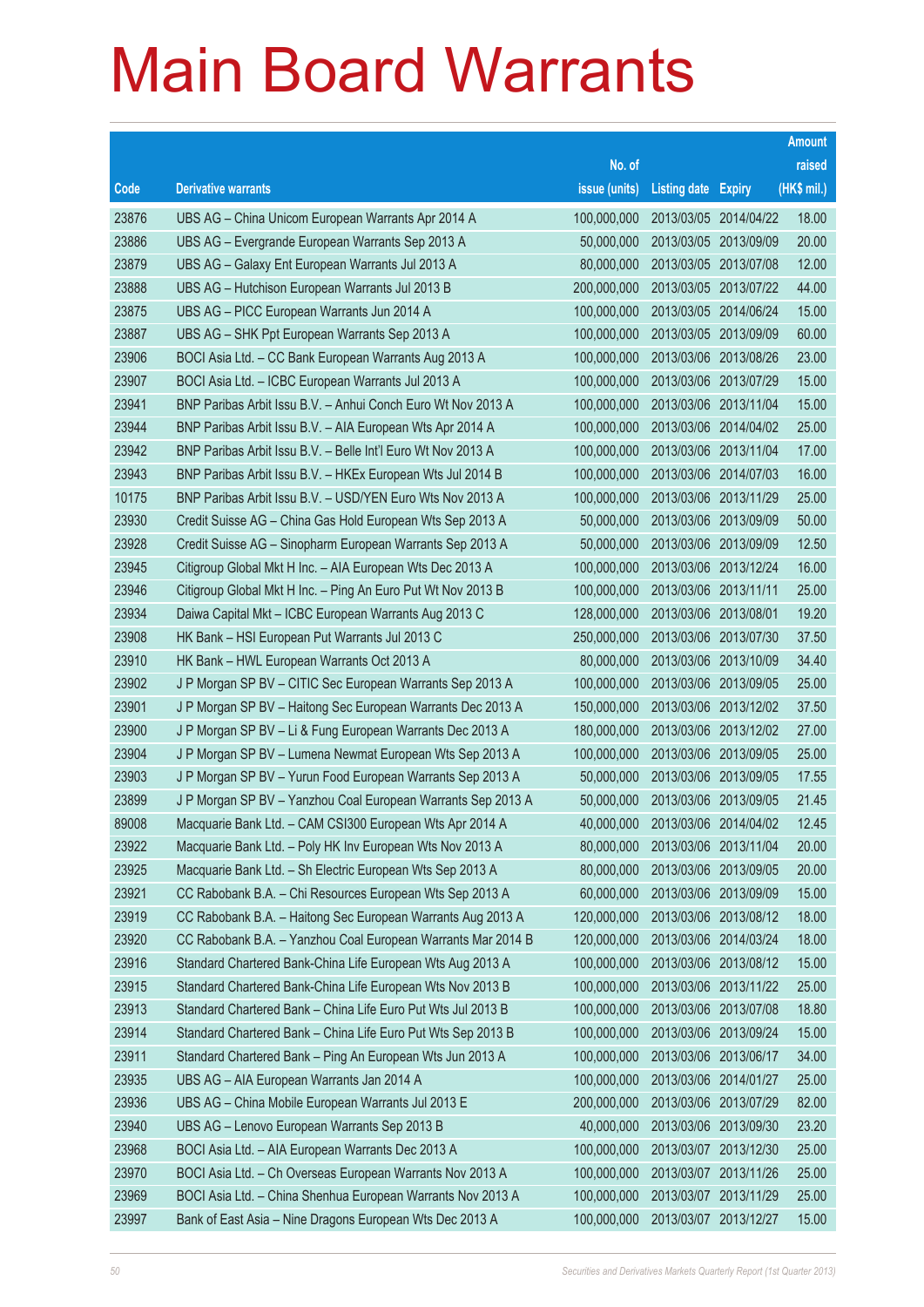# Main Board Warrants

| Code | Derivative warrants | No. of issue (units) | Listing date | Expiry | Amount raised (HK$ mil.) |
|---|---|---|---|---|---|
| 23876 | UBS AG – China Unicom European Warrants Apr 2014 A | 100,000,000 | 2013/03/05 | 2014/04/22 | 18.00 |
| 23886 | UBS AG – Evergrande European Warrants Sep 2013 A | 50,000,000 | 2013/03/05 | 2013/09/09 | 20.00 |
| 23879 | UBS AG – Galaxy Ent European Warrants Jul 2013 A | 80,000,000 | 2013/03/05 | 2013/07/08 | 12.00 |
| 23888 | UBS AG – Hutchison European Warrants Jul 2013 B | 200,000,000 | 2013/03/05 | 2013/07/22 | 44.00 |
| 23875 | UBS AG – PICC European Warrants Jun 2014 A | 100,000,000 | 2013/03/05 | 2014/06/24 | 15.00 |
| 23887 | UBS AG – SHK Ppt European Warrants Sep 2013 A | 100,000,000 | 2013/03/05 | 2013/09/09 | 60.00 |
| 23906 | BOCI Asia Ltd. – CC Bank European Warrants Aug 2013 A | 100,000,000 | 2013/03/06 | 2013/08/26 | 23.00 |
| 23907 | BOCI Asia Ltd. – ICBC European Warrants Jul 2013 A | 100,000,000 | 2013/03/06 | 2013/07/29 | 15.00 |
| 23941 | BNP Paribas Arbit Issu B.V. – Anhui Conch Euro Wt Nov 2013 A | 100,000,000 | 2013/03/06 | 2013/11/04 | 15.00 |
| 23944 | BNP Paribas Arbit Issu B.V. – AIA European Wts Apr 2014 A | 100,000,000 | 2013/03/06 | 2014/04/02 | 25.00 |
| 23942 | BNP Paribas Arbit Issu B.V. – Belle Int'l Euro Wt Nov 2013 A | 100,000,000 | 2013/03/06 | 2013/11/04 | 17.00 |
| 23943 | BNP Paribas Arbit Issu B.V. – HKEx European Wts Jul 2014 B | 100,000,000 | 2013/03/06 | 2014/07/03 | 16.00 |
| 10175 | BNP Paribas Arbit Issu B.V. – USD/YEN Euro Wts Nov 2013 A | 100,000,000 | 2013/03/06 | 2013/11/29 | 25.00 |
| 23930 | Credit Suisse AG – China Gas Hold European Wts Sep 2013 A | 50,000,000 | 2013/03/06 | 2013/09/09 | 50.00 |
| 23928 | Credit Suisse AG – Sinopharm European Warrants Sep 2013 A | 50,000,000 | 2013/03/06 | 2013/09/09 | 12.50 |
| 23945 | Citigroup Global Mkt H Inc. – AIA European Wts Dec 2013 A | 100,000,000 | 2013/03/06 | 2013/12/24 | 16.00 |
| 23946 | Citigroup Global Mkt H Inc. – Ping An Euro Put Wt Nov 2013 B | 100,000,000 | 2013/03/06 | 2013/11/11 | 25.00 |
| 23934 | Daiwa Capital Mkt – ICBC European Warrants Aug 2013 C | 128,000,000 | 2013/03/06 | 2013/08/01 | 19.20 |
| 23908 | HK Bank – HSI European Put Warrants Jul 2013 C | 250,000,000 | 2013/03/06 | 2013/07/30 | 37.50 |
| 23910 | HK Bank – HWL European Warrants Oct 2013 A | 80,000,000 | 2013/03/06 | 2013/10/09 | 34.40 |
| 23902 | J P Morgan SP BV – CITIC Sec European Warrants Sep 2013 A | 100,000,000 | 2013/03/06 | 2013/09/05 | 25.00 |
| 23901 | J P Morgan SP BV – Haitong Sec European Warrants Dec 2013 A | 150,000,000 | 2013/03/06 | 2013/12/02 | 37.50 |
| 23900 | J P Morgan SP BV – Li & Fung European Warrants Dec 2013 A | 180,000,000 | 2013/03/06 | 2013/12/02 | 27.00 |
| 23904 | J P Morgan SP BV – Lumena Newmat European Wts Sep 2013 A | 100,000,000 | 2013/03/06 | 2013/09/05 | 25.00 |
| 23903 | J P Morgan SP BV – Yurun Food European Warrants Sep 2013 A | 50,000,000 | 2013/03/06 | 2013/09/05 | 17.55 |
| 23899 | J P Morgan SP BV – Yanzhou Coal European Warrants Sep 2013 A | 50,000,000 | 2013/03/06 | 2013/09/05 | 21.45 |
| 89008 | Macquarie Bank Ltd. – CAM CSI300 European Wts Apr 2014 A | 40,000,000 | 2013/03/06 | 2014/04/02 | 12.45 |
| 23922 | Macquarie Bank Ltd. – Poly HK Inv European Wts Nov 2013 A | 80,000,000 | 2013/03/06 | 2013/11/04 | 20.00 |
| 23925 | Macquarie Bank Ltd. – Sh Electric European Wts Sep 2013 A | 80,000,000 | 2013/03/06 | 2013/09/05 | 20.00 |
| 23921 | CC Rabobank B.A. – Chi Resources European Wts Sep 2013 A | 60,000,000 | 2013/03/06 | 2013/09/09 | 15.00 |
| 23919 | CC Rabobank B.A. – Haitong Sec European Warrants Aug 2013 A | 120,000,000 | 2013/03/06 | 2013/08/12 | 18.00 |
| 23920 | CC Rabobank B.A. – Yanzhou Coal European Warrants Mar 2014 B | 120,000,000 | 2013/03/06 | 2014/03/24 | 18.00 |
| 23916 | Standard Chartered Bank-China Life European Wts Aug 2013 A | 100,000,000 | 2013/03/06 | 2013/08/12 | 15.00 |
| 23915 | Standard Chartered Bank-China Life European Wts Nov 2013 B | 100,000,000 | 2013/03/06 | 2013/11/22 | 25.00 |
| 23913 | Standard Chartered Bank – China Life Euro Put Wts Jul 2013 B | 100,000,000 | 2013/03/06 | 2013/07/08 | 18.80 |
| 23914 | Standard Chartered Bank – China Life Euro Put Wts Sep 2013 B | 100,000,000 | 2013/03/06 | 2013/09/24 | 15.00 |
| 23911 | Standard Chartered Bank – Ping An European Wts Jun 2013 A | 100,000,000 | 2013/03/06 | 2013/06/17 | 34.00 |
| 23935 | UBS AG – AIA European Warrants Jan 2014 A | 100,000,000 | 2013/03/06 | 2014/01/27 | 25.00 |
| 23936 | UBS AG – China Mobile European Warrants Jul 2013 E | 200,000,000 | 2013/03/06 | 2013/07/29 | 82.00 |
| 23940 | UBS AG – Lenovo European Warrants Sep 2013 B | 40,000,000 | 2013/03/06 | 2013/09/30 | 23.20 |
| 23968 | BOCI Asia Ltd. – AIA European Warrants Dec 2013 A | 100,000,000 | 2013/03/07 | 2013/12/30 | 25.00 |
| 23970 | BOCI Asia Ltd. – Ch Overseas European Warrants Nov 2013 A | 100,000,000 | 2013/03/07 | 2013/11/26 | 25.00 |
| 23969 | BOCI Asia Ltd. – China Shenhua European Warrants Nov 2013 A | 100,000,000 | 2013/03/07 | 2013/11/29 | 25.00 |
| 23997 | Bank of East Asia – Nine Dragons European Wts Dec 2013 A | 100,000,000 | 2013/03/07 | 2013/12/27 | 15.00 |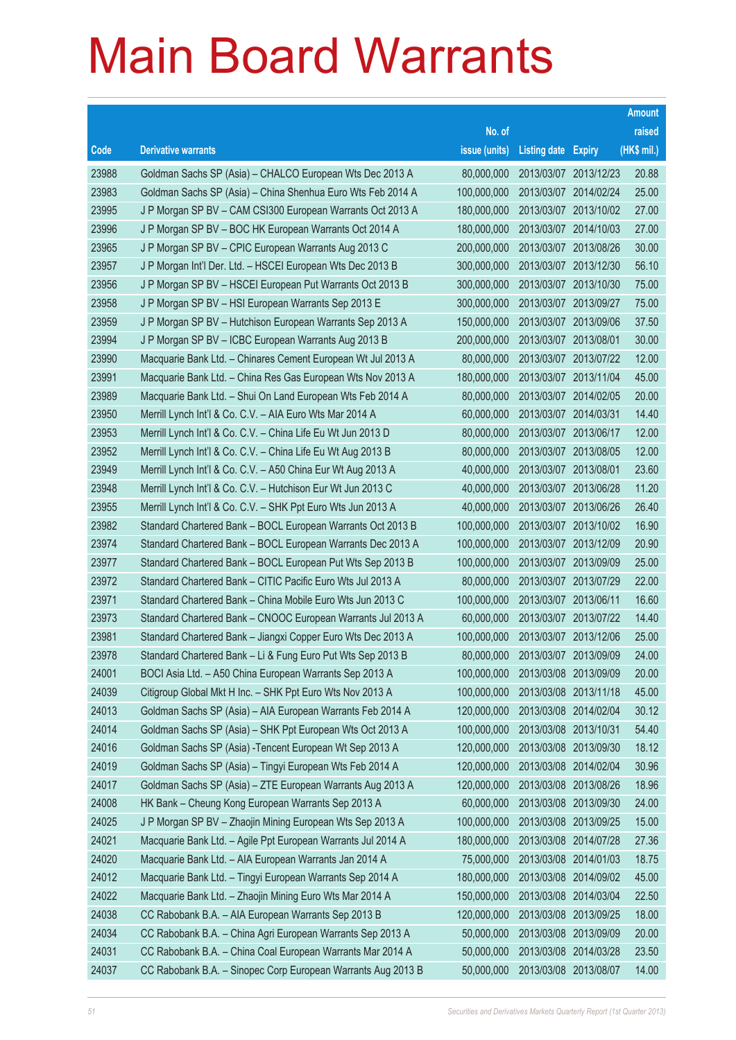# Main Board Warrants

| Code | Derivative warrants | No. of issue (units) | Listing date | Expiry | Amount raised (HK$ mil.) |
|---|---|---|---|---|---|
| 23988 | Goldman Sachs SP (Asia) – CHALCO European Wts Dec 2013 A | 80,000,000 | 2013/03/07 | 2013/12/23 | 20.88 |
| 23983 | Goldman Sachs SP (Asia) – China Shenhua Euro Wts Feb 2014 A | 100,000,000 | 2013/03/07 | 2014/02/24 | 25.00 |
| 23995 | J P Morgan SP BV – CAM CSI300 European Warrants Oct 2013 A | 180,000,000 | 2013/03/07 | 2013/10/02 | 27.00 |
| 23996 | J P Morgan SP BV – BOC HK European Warrants Oct 2014 A | 180,000,000 | 2013/03/07 | 2014/10/03 | 27.00 |
| 23965 | J P Morgan SP BV – CPIC European Warrants Aug 2013 C | 200,000,000 | 2013/03/07 | 2013/08/26 | 30.00 |
| 23957 | J P Morgan Int'l Der. Ltd. – HSCEI European Wts Dec 2013 B | 300,000,000 | 2013/03/07 | 2013/12/30 | 56.10 |
| 23956 | J P Morgan SP BV – HSCEI European Put Warrants Oct 2013 B | 300,000,000 | 2013/03/07 | 2013/10/30 | 75.00 |
| 23958 | J P Morgan SP BV – HSI European Warrants Sep 2013 E | 300,000,000 | 2013/03/07 | 2013/09/27 | 75.00 |
| 23959 | J P Morgan SP BV – Hutchison European Warrants Sep 2013 A | 150,000,000 | 2013/03/07 | 2013/09/06 | 37.50 |
| 23994 | J P Morgan SP BV – ICBC European Warrants Aug 2013 B | 200,000,000 | 2013/03/07 | 2013/08/01 | 30.00 |
| 23990 | Macquarie Bank Ltd. – Chinares Cement European Wt Jul 2013 A | 80,000,000 | 2013/03/07 | 2013/07/22 | 12.00 |
| 23991 | Macquarie Bank Ltd. – China Res Gas European Wts Nov 2013 A | 180,000,000 | 2013/03/07 | 2013/11/04 | 45.00 |
| 23989 | Macquarie Bank Ltd. – Shui On Land European Wts Feb 2014 A | 80,000,000 | 2013/03/07 | 2014/02/05 | 20.00 |
| 23950 | Merrill Lynch Int'l & Co. C.V. – AIA Euro Wts Mar 2014 A | 60,000,000 | 2013/03/07 | 2014/03/31 | 14.40 |
| 23953 | Merrill Lynch Int'l & Co. C.V. – China Life Eu Wt Jun 2013 D | 80,000,000 | 2013/03/07 | 2013/06/17 | 12.00 |
| 23952 | Merrill Lynch Int'l & Co. C.V. – China Life Eu Wt Aug 2013 B | 80,000,000 | 2013/03/07 | 2013/08/05 | 12.00 |
| 23949 | Merrill Lynch Int'l & Co. C.V. – A50 China Eur Wt Aug 2013 A | 40,000,000 | 2013/03/07 | 2013/08/01 | 23.60 |
| 23948 | Merrill Lynch Int'l & Co. C.V. – Hutchison Eur Wt Jun 2013 C | 40,000,000 | 2013/03/07 | 2013/06/28 | 11.20 |
| 23955 | Merrill Lynch Int'l & Co. C.V. – SHK Ppt Euro Wts Jun 2013 A | 40,000,000 | 2013/03/07 | 2013/06/26 | 26.40 |
| 23982 | Standard Chartered Bank – BOCL European Warrants Oct 2013 B | 100,000,000 | 2013/03/07 | 2013/10/02 | 16.90 |
| 23974 | Standard Chartered Bank – BOCL European Warrants Dec 2013 A | 100,000,000 | 2013/03/07 | 2013/12/09 | 20.90 |
| 23977 | Standard Chartered Bank – BOCL European Put Wts Sep 2013 B | 100,000,000 | 2013/03/07 | 2013/09/09 | 25.00 |
| 23972 | Standard Chartered Bank – CITIC Pacific Euro Wts Jul 2013 A | 80,000,000 | 2013/03/07 | 2013/07/29 | 22.00 |
| 23971 | Standard Chartered Bank – China Mobile Euro Wts Jun 2013 C | 100,000,000 | 2013/03/07 | 2013/06/11 | 16.60 |
| 23973 | Standard Chartered Bank – CNOOC European Warrants Jul 2013 A | 60,000,000 | 2013/03/07 | 2013/07/22 | 14.40 |
| 23981 | Standard Chartered Bank – Jiangxi Copper Euro Wts Dec 2013 A | 100,000,000 | 2013/03/07 | 2013/12/06 | 25.00 |
| 23978 | Standard Chartered Bank – Li & Fung Euro Put Wts Sep 2013 B | 80,000,000 | 2013/03/07 | 2013/09/09 | 24.00 |
| 24001 | BOCI Asia Ltd. – A50 China European Warrants Sep 2013 A | 100,000,000 | 2013/03/08 | 2013/09/09 | 20.00 |
| 24039 | Citigroup Global Mkt H Inc. – SHK Ppt Euro Wts Nov 2013 A | 100,000,000 | 2013/03/08 | 2013/11/18 | 45.00 |
| 24013 | Goldman Sachs SP (Asia) – AIA European Warrants Feb 2014 A | 120,000,000 | 2013/03/08 | 2014/02/04 | 30.12 |
| 24014 | Goldman Sachs SP (Asia) – SHK Ppt European Wts Oct 2013 A | 100,000,000 | 2013/03/08 | 2013/10/31 | 54.40 |
| 24016 | Goldman Sachs SP (Asia) -Tencent European Wt Sep 2013 A | 120,000,000 | 2013/03/08 | 2013/09/30 | 18.12 |
| 24019 | Goldman Sachs SP (Asia) – Tingyi European Wts Feb 2014 A | 120,000,000 | 2013/03/08 | 2014/02/04 | 30.96 |
| 24017 | Goldman Sachs SP (Asia) – ZTE European Warrants Aug 2013 A | 120,000,000 | 2013/03/08 | 2013/08/26 | 18.96 |
| 24008 | HK Bank – Cheung Kong European Warrants Sep 2013 A | 60,000,000 | 2013/03/08 | 2013/09/30 | 24.00 |
| 24025 | J P Morgan SP BV – Zhaojin Mining European Wts Sep 2013 A | 100,000,000 | 2013/03/08 | 2013/09/25 | 15.00 |
| 24021 | Macquarie Bank Ltd. – Agile Ppt European Warrants Jul 2014 A | 180,000,000 | 2013/03/08 | 2014/07/28 | 27.36 |
| 24020 | Macquarie Bank Ltd. – AIA European Warrants Jan 2014 A | 75,000,000 | 2013/03/08 | 2014/01/03 | 18.75 |
| 24012 | Macquarie Bank Ltd. – Tingyi European Warrants Sep 2014 A | 180,000,000 | 2013/03/08 | 2014/09/02 | 45.00 |
| 24022 | Macquarie Bank Ltd. – Zhaojin Mining Euro Wts Mar 2014 A | 150,000,000 | 2013/03/08 | 2014/03/04 | 22.50 |
| 24038 | CC Rabobank B.A. – AIA European Warrants Sep 2013 B | 120,000,000 | 2013/03/08 | 2013/09/25 | 18.00 |
| 24034 | CC Rabobank B.A. – China Agri European Warrants Sep 2013 A | 50,000,000 | 2013/03/08 | 2013/09/09 | 20.00 |
| 24031 | CC Rabobank B.A. – China Coal European Warrants Mar 2014 A | 50,000,000 | 2013/03/08 | 2014/03/28 | 23.50 |
| 24037 | CC Rabobank B.A. – Sinopec Corp European Warrants Aug 2013 B | 50,000,000 | 2013/03/08 | 2013/08/07 | 14.00 |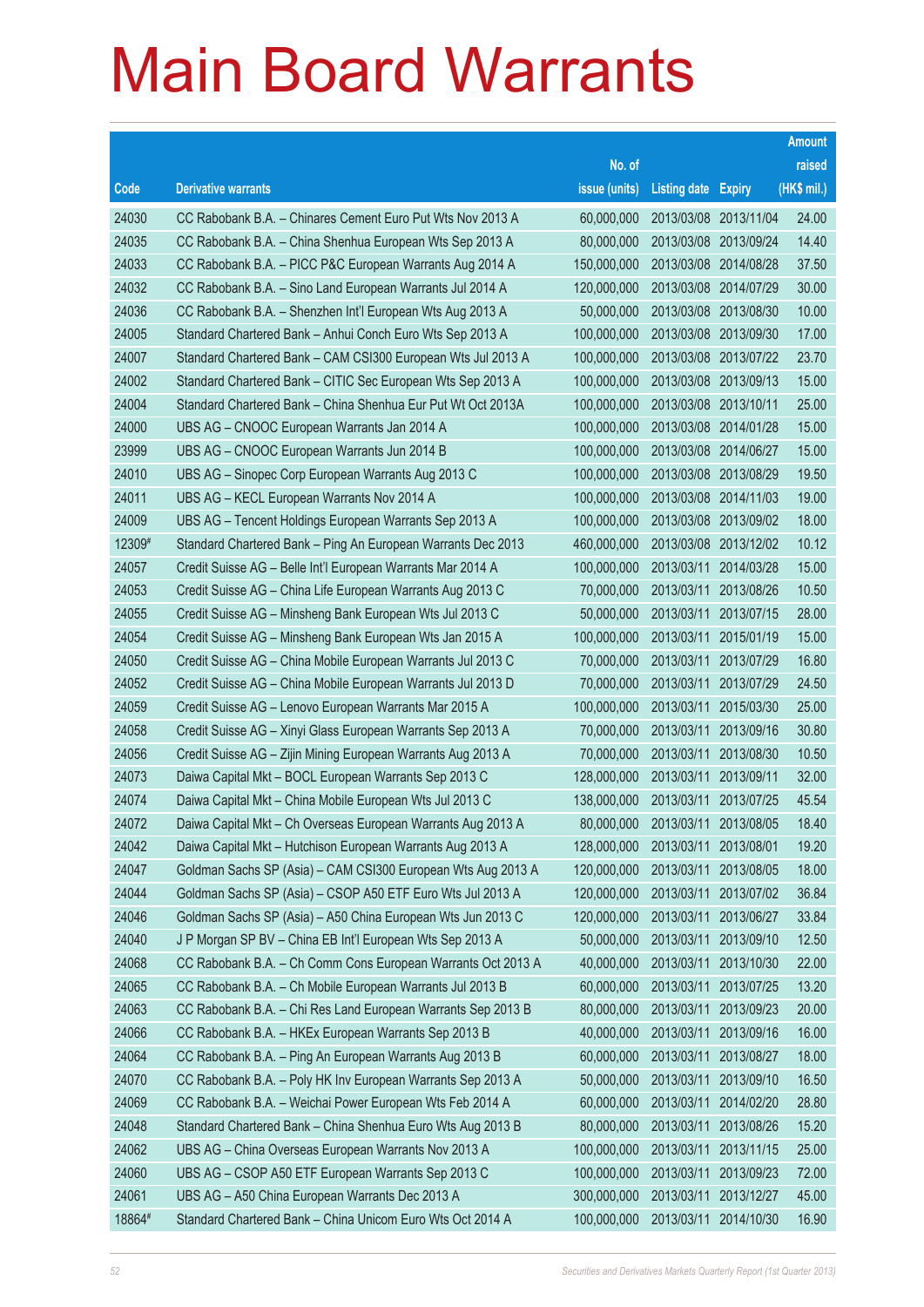# Main Board Warrants

| Code | Derivative warrants | No. of issue (units) | Listing date | Expiry | Amount raised (HK$ mil.) |
|---|---|---|---|---|---|
| 24030 | CC Rabobank B.A. – Chinares Cement Euro Put Wts Nov 2013 A | 60,000,000 | 2013/03/08 | 2013/11/04 | 24.00 |
| 24035 | CC Rabobank B.A. – China Shenhua European Wts Sep 2013 A | 80,000,000 | 2013/03/08 | 2013/09/24 | 14.40 |
| 24033 | CC Rabobank B.A. – PICC P&C European Warrants Aug 2014 A | 150,000,000 | 2013/03/08 | 2014/08/28 | 37.50 |
| 24032 | CC Rabobank B.A. – Sino Land European Warrants Jul 2014 A | 120,000,000 | 2013/03/08 | 2014/07/29 | 30.00 |
| 24036 | CC Rabobank B.A. – Shenzhen Int'l European Wts Aug 2013 A | 50,000,000 | 2013/03/08 | 2013/08/30 | 10.00 |
| 24005 | Standard Chartered Bank – Anhui Conch Euro Wts Sep 2013 A | 100,000,000 | 2013/03/08 | 2013/09/30 | 17.00 |
| 24007 | Standard Chartered Bank – CAM CSI300 European Wts Jul 2013 A | 100,000,000 | 2013/03/08 | 2013/07/22 | 23.70 |
| 24002 | Standard Chartered Bank – CITIC Sec European Wts Sep 2013 A | 100,000,000 | 2013/03/08 | 2013/09/13 | 15.00 |
| 24004 | Standard Chartered Bank – China Shenhua Eur Put Wt Oct 2013A | 100,000,000 | 2013/03/08 | 2013/10/11 | 25.00 |
| 24000 | UBS AG – CNOOC European Warrants Jan 2014 A | 100,000,000 | 2013/03/08 | 2014/01/28 | 15.00 |
| 23999 | UBS AG – CNOOC European Warrants Jun 2014 B | 100,000,000 | 2013/03/08 | 2014/06/27 | 15.00 |
| 24010 | UBS AG – Sinopec Corp European Warrants Aug 2013 C | 100,000,000 | 2013/03/08 | 2013/08/29 | 19.50 |
| 24011 | UBS AG – KECL European Warrants Nov 2014 A | 100,000,000 | 2013/03/08 | 2014/11/03 | 19.00 |
| 24009 | UBS AG – Tencent Holdings European Warrants Sep 2013 A | 100,000,000 | 2013/03/08 | 2013/09/02 | 18.00 |
| 12309# | Standard Chartered Bank – Ping An European Warrants Dec 2013 | 460,000,000 | 2013/03/08 | 2013/12/02 | 10.12 |
| 24057 | Credit Suisse AG – Belle Int'l European Warrants Mar 2014 A | 100,000,000 | 2013/03/11 | 2014/03/28 | 15.00 |
| 24053 | Credit Suisse AG – China Life European Warrants Aug 2013 C | 70,000,000 | 2013/03/11 | 2013/08/26 | 10.50 |
| 24055 | Credit Suisse AG – Minsheng Bank European Wts Jul 2013 C | 50,000,000 | 2013/03/11 | 2013/07/15 | 28.00 |
| 24054 | Credit Suisse AG – Minsheng Bank European Wts Jan 2015 A | 100,000,000 | 2013/03/11 | 2015/01/19 | 15.00 |
| 24050 | Credit Suisse AG – China Mobile European Warrants Jul 2013 C | 70,000,000 | 2013/03/11 | 2013/07/29 | 16.80 |
| 24052 | Credit Suisse AG – China Mobile European Warrants Jul 2013 D | 70,000,000 | 2013/03/11 | 2013/07/29 | 24.50 |
| 24059 | Credit Suisse AG – Lenovo European Warrants Mar 2015 A | 100,000,000 | 2013/03/11 | 2015/03/30 | 25.00 |
| 24058 | Credit Suisse AG – Xinyi Glass European Warrants Sep 2013 A | 70,000,000 | 2013/03/11 | 2013/09/16 | 30.80 |
| 24056 | Credit Suisse AG – Zijin Mining European Warrants Aug 2013 A | 70,000,000 | 2013/03/11 | 2013/08/30 | 10.50 |
| 24073 | Daiwa Capital Mkt – BOCL European Warrants Sep 2013 C | 128,000,000 | 2013/03/11 | 2013/09/11 | 32.00 |
| 24074 | Daiwa Capital Mkt – China Mobile European Wts Jul 2013 C | 138,000,000 | 2013/03/11 | 2013/07/25 | 45.54 |
| 24072 | Daiwa Capital Mkt – Ch Overseas European Warrants Aug 2013 A | 80,000,000 | 2013/03/11 | 2013/08/05 | 18.40 |
| 24042 | Daiwa Capital Mkt – Hutchison European Warrants Aug 2013 A | 128,000,000 | 2013/03/11 | 2013/08/01 | 19.20 |
| 24047 | Goldman Sachs SP (Asia) – CAM CSI300 European Wts Aug 2013 A | 120,000,000 | 2013/03/11 | 2013/08/05 | 18.00 |
| 24044 | Goldman Sachs SP (Asia) – CSOP A50 ETF Euro Wts Jul 2013 A | 120,000,000 | 2013/03/11 | 2013/07/02 | 36.84 |
| 24046 | Goldman Sachs SP (Asia) – A50 China European Wts Jun 2013 C | 120,000,000 | 2013/03/11 | 2013/06/27 | 33.84 |
| 24040 | J P Morgan SP BV – China EB Int'l European Wts Sep 2013 A | 50,000,000 | 2013/03/11 | 2013/09/10 | 12.50 |
| 24068 | CC Rabobank B.A. – Ch Comm Cons European Warrants Oct 2013 A | 40,000,000 | 2013/03/11 | 2013/10/30 | 22.00 |
| 24065 | CC Rabobank B.A. – Ch Mobile European Warrants Jul 2013 B | 60,000,000 | 2013/03/11 | 2013/07/25 | 13.20 |
| 24063 | CC Rabobank B.A. – Chi Res Land European Warrants Sep 2013 B | 80,000,000 | 2013/03/11 | 2013/09/23 | 20.00 |
| 24066 | CC Rabobank B.A. – HKEx European Warrants Sep 2013 B | 40,000,000 | 2013/03/11 | 2013/09/16 | 16.00 |
| 24064 | CC Rabobank B.A. – Ping An European Warrants Aug 2013 B | 60,000,000 | 2013/03/11 | 2013/08/27 | 18.00 |
| 24070 | CC Rabobank B.A. – Poly HK Inv European Warrants Sep 2013 A | 50,000,000 | 2013/03/11 | 2013/09/10 | 16.50 |
| 24069 | CC Rabobank B.A. – Weichai Power European Wts Feb 2014 A | 60,000,000 | 2013/03/11 | 2014/02/20 | 28.80 |
| 24048 | Standard Chartered Bank – China Shenhua Euro Wts Aug 2013 B | 80,000,000 | 2013/03/11 | 2013/08/26 | 15.20 |
| 24062 | UBS AG – China Overseas European Warrants Nov 2013 A | 100,000,000 | 2013/03/11 | 2013/11/15 | 25.00 |
| 24060 | UBS AG – CSOP A50 ETF European Warrants Sep 2013 C | 100,000,000 | 2013/03/11 | 2013/09/23 | 72.00 |
| 24061 | UBS AG – A50 China European Warrants Dec 2013 A | 300,000,000 | 2013/03/11 | 2013/12/27 | 45.00 |
| 18864# | Standard Chartered Bank – China Unicom Euro Wts Oct 2014 A | 100,000,000 | 2013/03/11 | 2014/10/30 | 16.90 |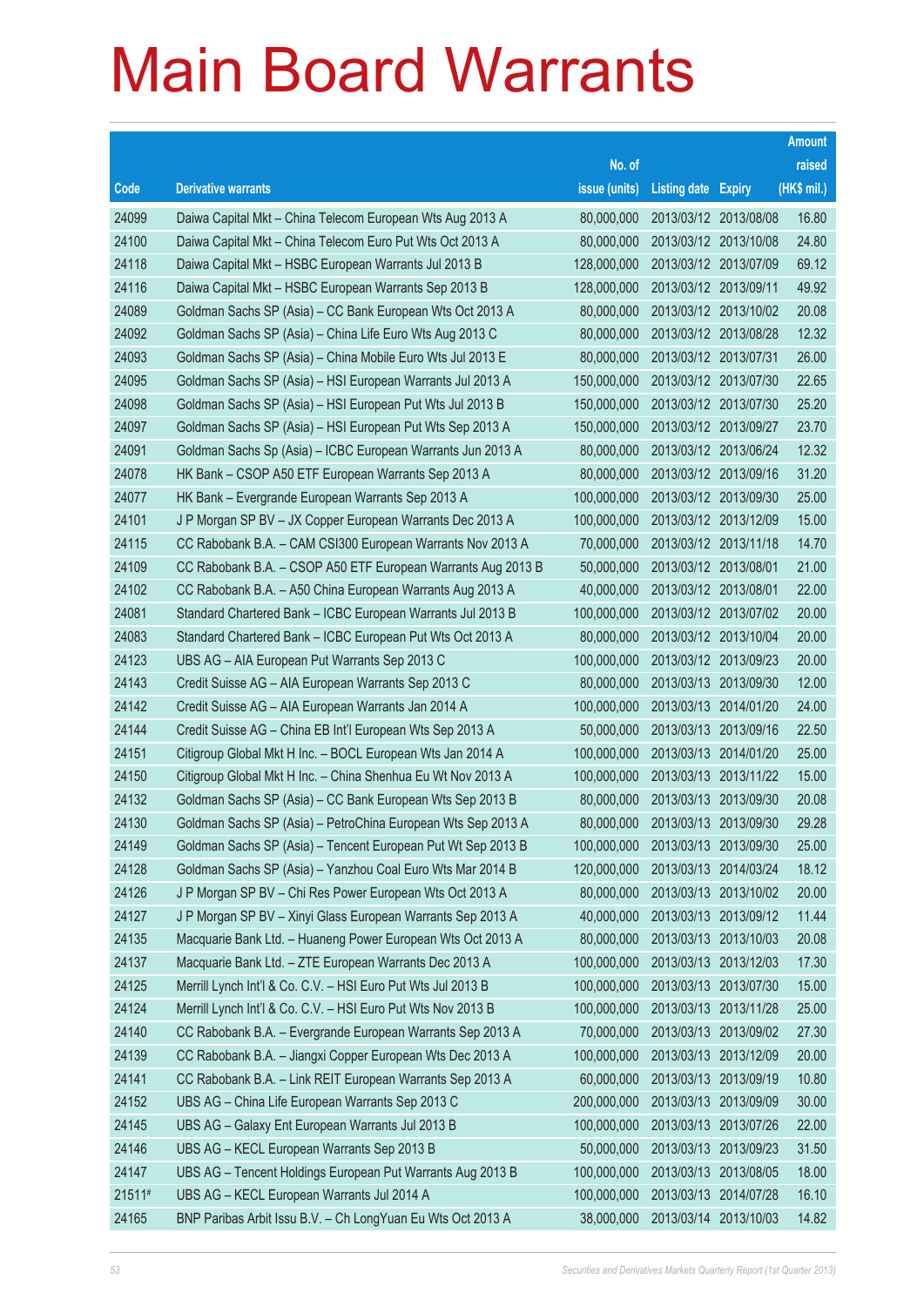# Main Board Warrants

| Code | Derivative warrants | No. of issue (units) | Listing date | Expiry | Amount raised (HK$ mil.) |
|---|---|---|---|---|---|
| 24099 | Daiwa Capital Mkt – China Telecom European Wts Aug 2013 A | 80,000,000 | 2013/03/12 | 2013/08/08 | 16.80 |
| 24100 | Daiwa Capital Mkt – China Telecom Euro Put Wts Oct 2013 A | 80,000,000 | 2013/03/12 | 2013/10/08 | 24.80 |
| 24118 | Daiwa Capital Mkt – HSBC European Warrants Jul 2013 B | 128,000,000 | 2013/03/12 | 2013/07/09 | 69.12 |
| 24116 | Daiwa Capital Mkt – HSBC European Warrants Sep 2013 B | 128,000,000 | 2013/03/12 | 2013/09/11 | 49.92 |
| 24089 | Goldman Sachs SP (Asia) – CC Bank European Wts Oct 2013 A | 80,000,000 | 2013/03/12 | 2013/10/02 | 20.08 |
| 24092 | Goldman Sachs SP (Asia) – China Life Euro Wts Aug 2013 C | 80,000,000 | 2013/03/12 | 2013/08/28 | 12.32 |
| 24093 | Goldman Sachs SP (Asia) – China Mobile Euro Wts Jul 2013 E | 80,000,000 | 2013/03/12 | 2013/07/31 | 26.00 |
| 24095 | Goldman Sachs SP (Asia) – HSI European Warrants Jul 2013 A | 150,000,000 | 2013/03/12 | 2013/07/30 | 22.65 |
| 24098 | Goldman Sachs SP (Asia) – HSI European Put Wts Jul 2013 B | 150,000,000 | 2013/03/12 | 2013/07/30 | 25.20 |
| 24097 | Goldman Sachs SP (Asia) – HSI European Put Wts Sep 2013 A | 150,000,000 | 2013/03/12 | 2013/09/27 | 23.70 |
| 24091 | Goldman Sachs Sp (Asia) – ICBC European Warrants Jun 2013 A | 80,000,000 | 2013/03/12 | 2013/06/24 | 12.32 |
| 24078 | HK Bank – CSOP A50 ETF European Warrants Sep 2013 A | 80,000,000 | 2013/03/12 | 2013/09/16 | 31.20 |
| 24077 | HK Bank – Evergrande European Warrants Sep 2013 A | 100,000,000 | 2013/03/12 | 2013/09/30 | 25.00 |
| 24101 | J P Morgan SP BV – JX Copper European Warrants Dec 2013 A | 100,000,000 | 2013/03/12 | 2013/12/09 | 15.00 |
| 24115 | CC Rabobank B.A. – CAM CSI300 European Warrants Nov 2013 A | 70,000,000 | 2013/03/12 | 2013/11/18 | 14.70 |
| 24109 | CC Rabobank B.A. – CSOP A50 ETF European Warrants Aug 2013 B | 50,000,000 | 2013/03/12 | 2013/08/01 | 21.00 |
| 24102 | CC Rabobank B.A. – A50 China European Warrants Aug 2013 A | 40,000,000 | 2013/03/12 | 2013/08/01 | 22.00 |
| 24081 | Standard Chartered Bank – ICBC European Warrants Jul 2013 B | 100,000,000 | 2013/03/12 | 2013/07/02 | 20.00 |
| 24083 | Standard Chartered Bank – ICBC European Put Wts Oct 2013 A | 80,000,000 | 2013/03/12 | 2013/10/04 | 20.00 |
| 24123 | UBS AG – AIA European Put Warrants Sep 2013 C | 100,000,000 | 2013/03/12 | 2013/09/23 | 20.00 |
| 24143 | Credit Suisse AG – AIA European Warrants Sep 2013 C | 80,000,000 | 2013/03/13 | 2013/09/30 | 12.00 |
| 24142 | Credit Suisse AG – AIA European Warrants Jan 2014 A | 100,000,000 | 2013/03/13 | 2014/01/20 | 24.00 |
| 24144 | Credit Suisse AG – China EB Int'l European Wts Sep 2013 A | 50,000,000 | 2013/03/13 | 2013/09/16 | 22.50 |
| 24151 | Citigroup Global Mkt H Inc. – BOCL European Wts Jan 2014 A | 100,000,000 | 2013/03/13 | 2014/01/20 | 25.00 |
| 24150 | Citigroup Global Mkt H Inc. – China Shenhua Eu Wt Nov 2013 A | 100,000,000 | 2013/03/13 | 2013/11/22 | 15.00 |
| 24132 | Goldman Sachs SP (Asia) – CC Bank European Wts Sep 2013 B | 80,000,000 | 2013/03/13 | 2013/09/30 | 20.08 |
| 24130 | Goldman Sachs SP (Asia) – PetroChina European Wts Sep 2013 A | 80,000,000 | 2013/03/13 | 2013/09/30 | 29.28 |
| 24149 | Goldman Sachs SP (Asia) – Tencent European Put Wt Sep 2013 B | 100,000,000 | 2013/03/13 | 2013/09/30 | 25.00 |
| 24128 | Goldman Sachs SP (Asia) – Yanzhou Coal Euro Wts Mar 2014 B | 120,000,000 | 2013/03/13 | 2014/03/24 | 18.12 |
| 24126 | J P Morgan SP BV – Chi Res Power European Wts Oct 2013 A | 80,000,000 | 2013/03/13 | 2013/10/02 | 20.00 |
| 24127 | J P Morgan SP BV – Xinyi Glass European Warrants Sep 2013 A | 40,000,000 | 2013/03/13 | 2013/09/12 | 11.44 |
| 24135 | Macquarie Bank Ltd. – Huaneng Power European Wts Oct 2013 A | 80,000,000 | 2013/03/13 | 2013/10/03 | 20.08 |
| 24137 | Macquarie Bank Ltd. – ZTE European Warrants Dec 2013 A | 100,000,000 | 2013/03/13 | 2013/12/03 | 17.30 |
| 24125 | Merrill Lynch Int'l & Co. C.V. – HSI Euro Put Wts Jul 2013 B | 100,000,000 | 2013/03/13 | 2013/07/30 | 15.00 |
| 24124 | Merrill Lynch Int'l & Co. C.V. – HSI Euro Put Wts Nov 2013 B | 100,000,000 | 2013/03/13 | 2013/11/28 | 25.00 |
| 24140 | CC Rabobank B.A. – Evergrande European Warrants Sep 2013 A | 70,000,000 | 2013/03/13 | 2013/09/02 | 27.30 |
| 24139 | CC Rabobank B.A. – Jiangxi Copper European Wts Dec 2013 A | 100,000,000 | 2013/03/13 | 2013/12/09 | 20.00 |
| 24141 | CC Rabobank B.A. – Link REIT European Warrants Sep 2013 A | 60,000,000 | 2013/03/13 | 2013/09/19 | 10.80 |
| 24152 | UBS AG – China Life European Warrants Sep 2013 C | 200,000,000 | 2013/03/13 | 2013/09/09 | 30.00 |
| 24145 | UBS AG – Galaxy Ent European Warrants Jul 2013 B | 100,000,000 | 2013/03/13 | 2013/07/26 | 22.00 |
| 24146 | UBS AG – KECL European Warrants Sep 2013 B | 50,000,000 | 2013/03/13 | 2013/09/23 | 31.50 |
| 24147 | UBS AG – Tencent Holdings European Put Warrants Aug 2013 B | 100,000,000 | 2013/03/13 | 2013/08/05 | 18.00 |
| 21511# | UBS AG – KECL European Warrants Jul 2014 A | 100,000,000 | 2013/03/13 | 2014/07/28 | 16.10 |
| 24165 | BNP Paribas Arbit Issu B.V. – Ch LongYuan Eu Wts Oct 2013 A | 38,000,000 | 2013/03/14 | 2013/10/03 | 14.82 |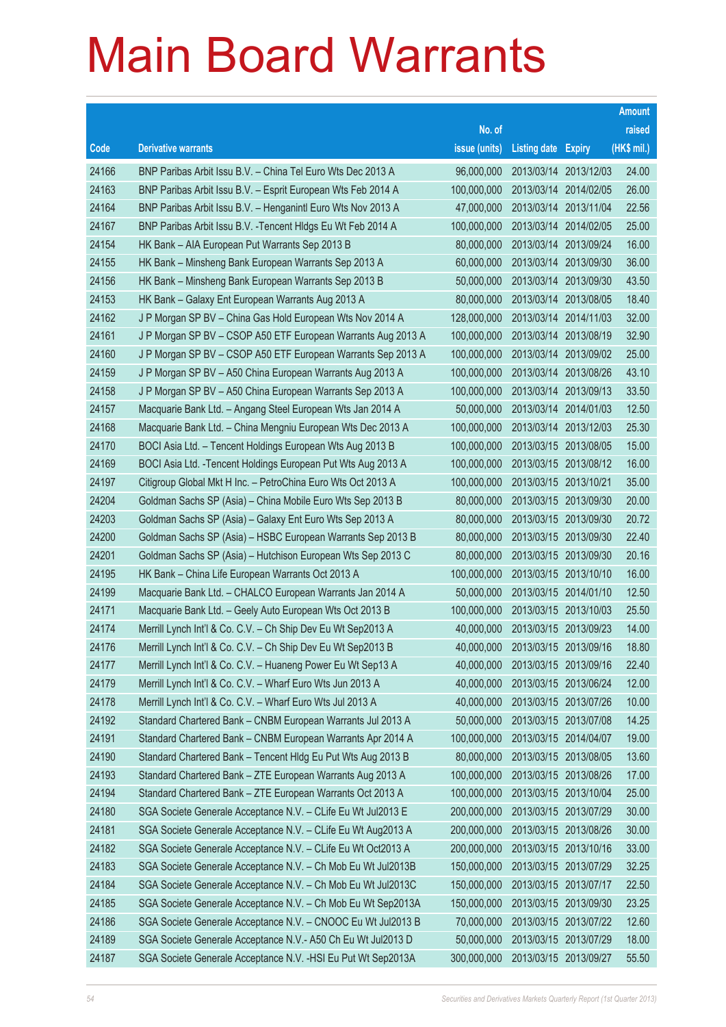# Main Board Warrants

| Code | Derivative warrants | No. of issue (units) | Listing date | Expiry | Amount raised (HK$ mil.) |
|---|---|---|---|---|---|
| 24166 | BNP Paribas Arbit Issu B.V. – China Tel Euro Wts Dec 2013 A | 96,000,000 | 2013/03/14 | 2013/12/03 | 24.00 |
| 24163 | BNP Paribas Arbit Issu B.V. – Esprit European Wts Feb 2014 A | 100,000,000 | 2013/03/14 | 2014/02/05 | 26.00 |
| 24164 | BNP Paribas Arbit Issu B.V. – Henganintl Euro Wts Nov 2013 A | 47,000,000 | 2013/03/14 | 2013/11/04 | 22.56 |
| 24167 | BNP Paribas Arbit Issu B.V. -Tencent Hldgs Eu Wt Feb 2014 A | 100,000,000 | 2013/03/14 | 2014/02/05 | 25.00 |
| 24154 | HK Bank – AIA European Put Warrants Sep 2013 B | 80,000,000 | 2013/03/14 | 2013/09/24 | 16.00 |
| 24155 | HK Bank – Minsheng Bank European Warrants Sep 2013 A | 60,000,000 | 2013/03/14 | 2013/09/30 | 36.00 |
| 24156 | HK Bank – Minsheng Bank European Warrants Sep 2013 B | 50,000,000 | 2013/03/14 | 2013/09/30 | 43.50 |
| 24153 | HK Bank – Galaxy Ent European Warrants Aug 2013 A | 80,000,000 | 2013/03/14 | 2013/08/05 | 18.40 |
| 24162 | J P Morgan SP BV – China Gas Hold European Wts Nov 2014 A | 128,000,000 | 2013/03/14 | 2014/11/03 | 32.00 |
| 24161 | J P Morgan SP BV – CSOP A50 ETF European Warrants Aug 2013 A | 100,000,000 | 2013/03/14 | 2013/08/19 | 32.90 |
| 24160 | J P Morgan SP BV – CSOP A50 ETF European Warrants Sep 2013 A | 100,000,000 | 2013/03/14 | 2013/09/02 | 25.00 |
| 24159 | J P Morgan SP BV – A50 China European Warrants Aug 2013 A | 100,000,000 | 2013/03/14 | 2013/08/26 | 43.10 |
| 24158 | J P Morgan SP BV – A50 China European Warrants Sep 2013 A | 100,000,000 | 2013/03/14 | 2013/09/13 | 33.50 |
| 24157 | Macquarie Bank Ltd. – Angang Steel European Wts Jan 2014 A | 50,000,000 | 2013/03/14 | 2014/01/03 | 12.50 |
| 24168 | Macquarie Bank Ltd. – China Mengniu European Wts Dec 2013 A | 100,000,000 | 2013/03/14 | 2013/12/03 | 25.30 |
| 24170 | BOCI Asia Ltd. – Tencent Holdings European Wts Aug 2013 B | 100,000,000 | 2013/03/15 | 2013/08/05 | 15.00 |
| 24169 | BOCI Asia Ltd. -Tencent Holdings European Put Wts Aug 2013 A | 100,000,000 | 2013/03/15 | 2013/08/12 | 16.00 |
| 24197 | Citigroup Global Mkt H Inc. – PetroChina Euro Wts Oct 2013 A | 100,000,000 | 2013/03/15 | 2013/10/21 | 35.00 |
| 24204 | Goldman Sachs SP (Asia) – China Mobile Euro Wts Sep 2013 B | 80,000,000 | 2013/03/15 | 2013/09/30 | 20.00 |
| 24203 | Goldman Sachs SP (Asia) – Galaxy Ent Euro Wts Sep 2013 A | 80,000,000 | 2013/03/15 | 2013/09/30 | 20.72 |
| 24200 | Goldman Sachs SP (Asia) – HSBC European Warrants Sep 2013 B | 80,000,000 | 2013/03/15 | 2013/09/30 | 22.40 |
| 24201 | Goldman Sachs SP (Asia) – Hutchison European Wts Sep 2013 C | 80,000,000 | 2013/03/15 | 2013/09/30 | 20.16 |
| 24195 | HK Bank – China Life European Warrants Oct 2013 A | 100,000,000 | 2013/03/15 | 2013/10/10 | 16.00 |
| 24199 | Macquarie Bank Ltd. – CHALCO European Warrants Jan 2014 A | 50,000,000 | 2013/03/15 | 2014/01/10 | 12.50 |
| 24171 | Macquarie Bank Ltd. – Geely Auto European Wts Oct 2013 B | 100,000,000 | 2013/03/15 | 2013/10/03 | 25.50 |
| 24174 | Merrill Lynch Int'l & Co. C.V. – Ch Ship Dev Eu Wt Sep2013 A | 40,000,000 | 2013/03/15 | 2013/09/23 | 14.00 |
| 24176 | Merrill Lynch Int'l & Co. C.V. – Ch Ship Dev Eu Wt Sep2013 B | 40,000,000 | 2013/03/15 | 2013/09/16 | 18.80 |
| 24177 | Merrill Lynch Int'l & Co. C.V. – Huaneng Power Eu Wt Sep13 A | 40,000,000 | 2013/03/15 | 2013/09/16 | 22.40 |
| 24179 | Merrill Lynch Int'l & Co. C.V. – Wharf Euro Wts Jun 2013 A | 40,000,000 | 2013/03/15 | 2013/06/24 | 12.00 |
| 24178 | Merrill Lynch Int'l & Co. C.V. – Wharf Euro Wts Jul 2013 A | 40,000,000 | 2013/03/15 | 2013/07/26 | 10.00 |
| 24192 | Standard Chartered Bank – CNBM European Warrants Jul 2013 A | 50,000,000 | 2013/03/15 | 2013/07/08 | 14.25 |
| 24191 | Standard Chartered Bank – CNBM European Warrants Apr 2014 A | 100,000,000 | 2013/03/15 | 2014/04/07 | 19.00 |
| 24190 | Standard Chartered Bank – Tencent Hldg Eu Put Wts Aug 2013 B | 80,000,000 | 2013/03/15 | 2013/08/05 | 13.60 |
| 24193 | Standard Chartered Bank – ZTE European Warrants Aug 2013 A | 100,000,000 | 2013/03/15 | 2013/08/26 | 17.00 |
| 24194 | Standard Chartered Bank – ZTE European Warrants Oct 2013 A | 100,000,000 | 2013/03/15 | 2013/10/04 | 25.00 |
| 24180 | SGA Societe Generale Acceptance N.V. – CLife Eu Wt Jul2013 E | 200,000,000 | 2013/03/15 | 2013/07/29 | 30.00 |
| 24181 | SGA Societe Generale Acceptance N.V. – CLife Eu Wt Aug2013 A | 200,000,000 | 2013/03/15 | 2013/08/26 | 30.00 |
| 24182 | SGA Societe Generale Acceptance N.V. – CLife Eu Wt Oct2013 A | 200,000,000 | 2013/03/15 | 2013/10/16 | 33.00 |
| 24183 | SGA Societe Generale Acceptance N.V. – Ch Mob Eu Wt Jul2013B | 150,000,000 | 2013/03/15 | 2013/07/29 | 32.25 |
| 24184 | SGA Societe Generale Acceptance N.V. – Ch Mob Eu Wt Jul2013C | 150,000,000 | 2013/03/15 | 2013/07/17 | 22.50 |
| 24185 | SGA Societe Generale Acceptance N.V. – Ch Mob Eu Wt Sep2013A | 150,000,000 | 2013/03/15 | 2013/09/30 | 23.25 |
| 24186 | SGA Societe Generale Acceptance N.V. – CNOOC Eu Wt Jul2013 B | 70,000,000 | 2013/03/15 | 2013/07/22 | 12.60 |
| 24189 | SGA Societe Generale Acceptance N.V.- A50 Ch Eu Wt Jul2013 D | 50,000,000 | 2013/03/15 | 2013/07/29 | 18.00 |
| 24187 | SGA Societe Generale Acceptance N.V. -HSI Eu Put Wt Sep2013A | 300,000,000 | 2013/03/15 | 2013/09/27 | 55.50 |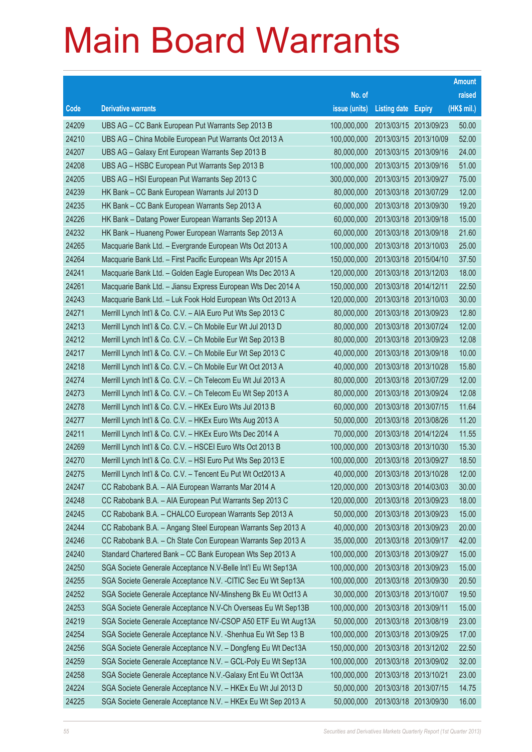# Main Board Warrants

| Code | Derivative warrants | No. of issue (units) | Listing date | Expiry | Amount raised (HK$ mil.) |
|---|---|---|---|---|---|
| 24209 | UBS AG – CC Bank European Put Warrants Sep 2013 B | 100,000,000 | 2013/03/15 | 2013/09/23 | 50.00 |
| 24210 | UBS AG – China Mobile European Put Warrants Oct 2013 A | 100,000,000 | 2013/03/15 | 2013/10/09 | 52.00 |
| 24207 | UBS AG – Galaxy Ent European Warrants Sep 2013 B | 80,000,000 | 2013/03/15 | 2013/09/16 | 24.00 |
| 24208 | UBS AG – HSBC European Put Warrants Sep 2013 B | 100,000,000 | 2013/03/15 | 2013/09/16 | 51.00 |
| 24205 | UBS AG – HSI European Put Warrants Sep 2013 C | 300,000,000 | 2013/03/15 | 2013/09/27 | 75.00 |
| 24239 | HK Bank – CC Bank European Warrants Jul 2013 D | 80,000,000 | 2013/03/18 | 2013/07/29 | 12.00 |
| 24235 | HK Bank – CC Bank European Warrants Sep 2013 A | 60,000,000 | 2013/03/18 | 2013/09/30 | 19.20 |
| 24226 | HK Bank – Datang Power European Warrants Sep 2013 A | 60,000,000 | 2013/03/18 | 2013/09/18 | 15.00 |
| 24232 | HK Bank – Huaneng Power European Warrants Sep 2013 A | 60,000,000 | 2013/03/18 | 2013/09/18 | 21.60 |
| 24265 | Macquarie Bank Ltd. – Evergrande European Wts Oct 2013 A | 100,000,000 | 2013/03/18 | 2013/10/03 | 25.00 |
| 24264 | Macquarie Bank Ltd. – First Pacific European Wts Apr 2015 A | 150,000,000 | 2013/03/18 | 2015/04/10 | 37.50 |
| 24241 | Macquarie Bank Ltd. – Golden Eagle European Wts Dec 2013 A | 120,000,000 | 2013/03/18 | 2013/12/03 | 18.00 |
| 24261 | Macquarie Bank Ltd. – Jiansu Express European Wts Dec 2014 A | 150,000,000 | 2013/03/18 | 2014/12/11 | 22.50 |
| 24243 | Macquarie Bank Ltd. – Luk Fook Hold European Wts Oct 2013 A | 120,000,000 | 2013/03/18 | 2013/10/03 | 30.00 |
| 24271 | Merrill Lynch Int'l & Co. C.V. – AIA Euro Put Wts Sep 2013 C | 80,000,000 | 2013/03/18 | 2013/09/23 | 12.80 |
| 24213 | Merrill Lynch Int'l & Co. C.V. – Ch Mobile Eur Wt Jul 2013 D | 80,000,000 | 2013/03/18 | 2013/07/24 | 12.00 |
| 24212 | Merrill Lynch Int'l & Co. C.V. – Ch Mobile Eur Wt Sep 2013 B | 80,000,000 | 2013/03/18 | 2013/09/23 | 12.08 |
| 24217 | Merrill Lynch Int'l & Co. C.V. – Ch Mobile Eur Wt Sep 2013 C | 40,000,000 | 2013/03/18 | 2013/09/18 | 10.00 |
| 24218 | Merrill Lynch Int'l & Co. C.V. – Ch Mobile Eur Wt Oct 2013 A | 40,000,000 | 2013/03/18 | 2013/10/28 | 15.80 |
| 24274 | Merrill Lynch Int'l & Co. C.V. – Ch Telecom Eu Wt Jul 2013 A | 80,000,000 | 2013/03/18 | 2013/07/29 | 12.00 |
| 24273 | Merrill Lynch Int'l & Co. C.V. – Ch Telecom Eu Wt Sep 2013 A | 80,000,000 | 2013/03/18 | 2013/09/24 | 12.08 |
| 24278 | Merrill Lynch Int'l & Co. C.V. – HKEx Euro Wts Jul 2013 B | 60,000,000 | 2013/03/18 | 2013/07/15 | 11.64 |
| 24277 | Merrill Lynch Int'l & Co. C.V. – HKEx Euro Wts Aug 2013 A | 50,000,000 | 2013/03/18 | 2013/08/26 | 11.20 |
| 24211 | Merrill Lynch Int'l & Co. C.V. – HKEx Euro Wts Dec 2014 A | 70,000,000 | 2013/03/18 | 2014/12/24 | 11.55 |
| 24269 | Merrill Lynch Int'l & Co. C.V. – HSCEI Euro Wts Oct 2013 B | 100,000,000 | 2013/03/18 | 2013/10/30 | 15.30 |
| 24270 | Merrill Lynch Int'l & Co. C.V. – HSI Euro Put Wts Sep 2013 E | 100,000,000 | 2013/03/18 | 2013/09/27 | 18.50 |
| 24275 | Merrill Lynch Int'l & Co. C.V. – Tencent Eu Put Wt Oct2013 A | 40,000,000 | 2013/03/18 | 2013/10/28 | 12.00 |
| 24247 | CC Rabobank B.A. – AIA European Warrants Mar 2014 A | 120,000,000 | 2013/03/18 | 2014/03/03 | 30.00 |
| 24248 | CC Rabobank B.A. – AIA European Put Warrants Sep 2013 C | 120,000,000 | 2013/03/18 | 2013/09/23 | 18.00 |
| 24245 | CC Rabobank B.A. – CHALCO European Warrants Sep 2013 A | 50,000,000 | 2013/03/18 | 2013/09/23 | 15.00 |
| 24244 | CC Rabobank B.A. – Angang Steel European Warrants Sep 2013 A | 40,000,000 | 2013/03/18 | 2013/09/23 | 20.00 |
| 24246 | CC Rabobank B.A. – Ch State Con European Warrants Sep 2013 A | 35,000,000 | 2013/03/18 | 2013/09/17 | 42.00 |
| 24240 | Standard Chartered Bank – CC Bank European Wts Sep 2013 A | 100,000,000 | 2013/03/18 | 2013/09/27 | 15.00 |
| 24250 | SGA Societe Generale Acceptance N.V-Belle Int'l Eu Wt Sep13A | 100,000,000 | 2013/03/18 | 2013/09/23 | 15.00 |
| 24255 | SGA Societe Generale Acceptance N.V. -CITIC Sec Eu Wt Sep13A | 100,000,000 | 2013/03/18 | 2013/09/30 | 20.50 |
| 24252 | SGA Societe Generale Acceptance NV-Minsheng Bk Eu Wt Oct13 A | 30,000,000 | 2013/03/18 | 2013/10/07 | 19.50 |
| 24253 | SGA Societe Generale Acceptance N.V-Ch Overseas Eu Wt Sep13B | 100,000,000 | 2013/03/18 | 2013/09/11 | 15.00 |
| 24219 | SGA Societe Generale Acceptance NV-CSOP A50 ETF Eu Wt Aug13A | 50,000,000 | 2013/03/18 | 2013/08/19 | 23.00 |
| 24254 | SGA Societe Generale Acceptance N.V. -Shenhua Eu Wt Sep 13 B | 100,000,000 | 2013/03/18 | 2013/09/25 | 17.00 |
| 24256 | SGA Societe Generale Acceptance N.V. – Dongfeng Eu Wt Dec13A | 150,000,000 | 2013/03/18 | 2013/12/02 | 22.50 |
| 24259 | SGA Societe Generale Acceptance N.V. – GCL-Poly Eu Wt Sep13A | 100,000,000 | 2013/03/18 | 2013/09/02 | 32.00 |
| 24258 | SGA Societe Generale Acceptance N.V.-Galaxy Ent Eu Wt Oct13A | 100,000,000 | 2013/03/18 | 2013/10/21 | 23.00 |
| 24224 | SGA Societe Generale Acceptance N.V. – HKEx Eu Wt Jul 2013 D | 50,000,000 | 2013/03/18 | 2013/07/15 | 14.75 |
| 24225 | SGA Societe Generale Acceptance N.V. – HKEx Eu Wt Sep 2013 A | 50,000,000 | 2013/03/18 | 2013/09/30 | 16.00 |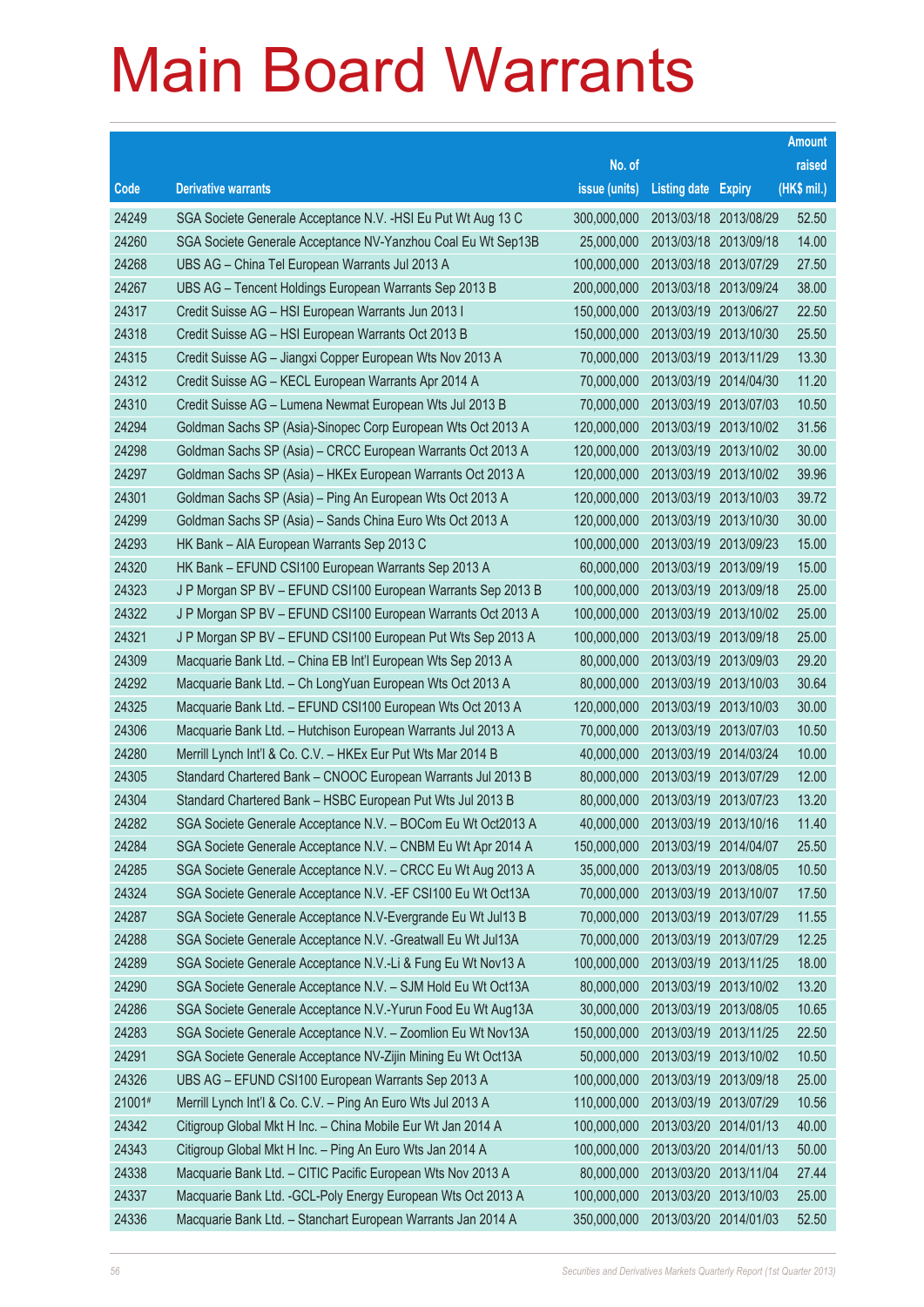# Main Board Warrants

| Code | Derivative warrants | No. of issue (units) | Listing date | Expiry | Amount raised (HK$ mil.) |
|---|---|---|---|---|---|
| 24249 | SGA Societe Generale Acceptance N.V. -HSI Eu Put Wt Aug 13 C | 300,000,000 | 2013/03/18 | 2013/08/29 | 52.50 |
| 24260 | SGA Societe Generale Acceptance NV-Yanzhou Coal Eu Wt Sep13B | 25,000,000 | 2013/03/18 | 2013/09/18 | 14.00 |
| 24268 | UBS AG – China Tel European Warrants Jul 2013 A | 100,000,000 | 2013/03/18 | 2013/07/29 | 27.50 |
| 24267 | UBS AG – Tencent Holdings European Warrants Sep 2013 B | 200,000,000 | 2013/03/18 | 2013/09/24 | 38.00 |
| 24317 | Credit Suisse AG – HSI European Warrants Jun 2013 I | 150,000,000 | 2013/03/19 | 2013/06/27 | 22.50 |
| 24318 | Credit Suisse AG – HSI European Warrants Oct 2013 B | 150,000,000 | 2013/03/19 | 2013/10/30 | 25.50 |
| 24315 | Credit Suisse AG – Jiangxi Copper European Wts Nov 2013 A | 70,000,000 | 2013/03/19 | 2013/11/29 | 13.30 |
| 24312 | Credit Suisse AG – KECL European Warrants Apr 2014 A | 70,000,000 | 2013/03/19 | 2014/04/30 | 11.20 |
| 24310 | Credit Suisse AG – Lumena Newmat European Wts Jul 2013 B | 70,000,000 | 2013/03/19 | 2013/07/03 | 10.50 |
| 24294 | Goldman Sachs SP (Asia)-Sinopec Corp European Wts Oct 2013 A | 120,000,000 | 2013/03/19 | 2013/10/02 | 31.56 |
| 24298 | Goldman Sachs SP (Asia) – CRCC European Warrants Oct 2013 A | 120,000,000 | 2013/03/19 | 2013/10/02 | 30.00 |
| 24297 | Goldman Sachs SP (Asia) – HKEx European Warrants Oct 2013 A | 120,000,000 | 2013/03/19 | 2013/10/02 | 39.96 |
| 24301 | Goldman Sachs SP (Asia) – Ping An European Wts Oct 2013 A | 120,000,000 | 2013/03/19 | 2013/10/03 | 39.72 |
| 24299 | Goldman Sachs SP (Asia) – Sands China Euro Wts Oct 2013 A | 120,000,000 | 2013/03/19 | 2013/10/30 | 30.00 |
| 24293 | HK Bank – AIA European Warrants Sep 2013 C | 100,000,000 | 2013/03/19 | 2013/09/23 | 15.00 |
| 24320 | HK Bank – EFUND CSI100 European Warrants Sep 2013 A | 60,000,000 | 2013/03/19 | 2013/09/19 | 15.00 |
| 24323 | J P Morgan SP BV – EFUND CSI100 European Warrants Sep 2013 B | 100,000,000 | 2013/03/19 | 2013/09/18 | 25.00 |
| 24322 | J P Morgan SP BV – EFUND CSI100 European Warrants Oct 2013 A | 100,000,000 | 2013/03/19 | 2013/10/02 | 25.00 |
| 24321 | J P Morgan SP BV – EFUND CSI100 European Put Wts Sep 2013 A | 100,000,000 | 2013/03/19 | 2013/09/18 | 25.00 |
| 24309 | Macquarie Bank Ltd. – China EB Int'l European Wts Sep 2013 A | 80,000,000 | 2013/03/19 | 2013/09/03 | 29.20 |
| 24292 | Macquarie Bank Ltd. – Ch LongYuan European Wts Oct 2013 A | 80,000,000 | 2013/03/19 | 2013/10/03 | 30.64 |
| 24325 | Macquarie Bank Ltd. – EFUND CSI100 European Wts Oct 2013 A | 120,000,000 | 2013/03/19 | 2013/10/03 | 30.00 |
| 24306 | Macquarie Bank Ltd. – Hutchison European Warrants Jul 2013 A | 70,000,000 | 2013/03/19 | 2013/07/03 | 10.50 |
| 24280 | Merrill Lynch Int'l & Co. C.V. – HKEx Eur Put Wts Mar 2014 B | 40,000,000 | 2013/03/19 | 2014/03/24 | 10.00 |
| 24305 | Standard Chartered Bank – CNOOC European Warrants Jul 2013 B | 80,000,000 | 2013/03/19 | 2013/07/29 | 12.00 |
| 24304 | Standard Chartered Bank – HSBC European Put Wts Jul 2013 B | 80,000,000 | 2013/03/19 | 2013/07/23 | 13.20 |
| 24282 | SGA Societe Generale Acceptance N.V. – BOCom Eu Wt Oct2013 A | 40,000,000 | 2013/03/19 | 2013/10/16 | 11.40 |
| 24284 | SGA Societe Generale Acceptance N.V. – CNBM Eu Wt Apr 2014 A | 150,000,000 | 2013/03/19 | 2014/04/07 | 25.50 |
| 24285 | SGA Societe Generale Acceptance N.V. – CRCC Eu Wt Aug 2013 A | 35,000,000 | 2013/03/19 | 2013/08/05 | 10.50 |
| 24324 | SGA Societe Generale Acceptance N.V. -EF CSI100 Eu Wt Oct13A | 70,000,000 | 2013/03/19 | 2013/10/07 | 17.50 |
| 24287 | SGA Societe Generale Acceptance N.V-Evergrande Eu Wt Jul13 B | 70,000,000 | 2013/03/19 | 2013/07/29 | 11.55 |
| 24288 | SGA Societe Generale Acceptance N.V. -Greatwall Eu Wt Jul13A | 70,000,000 | 2013/03/19 | 2013/07/29 | 12.25 |
| 24289 | SGA Societe Generale Acceptance N.V.-Li & Fung Eu Wt Nov13 A | 100,000,000 | 2013/03/19 | 2013/11/25 | 18.00 |
| 24290 | SGA Societe Generale Acceptance N.V. – SJM Hold Eu Wt Oct13A | 80,000,000 | 2013/03/19 | 2013/10/02 | 13.20 |
| 24286 | SGA Societe Generale Acceptance N.V.-Yurun Food Eu Wt Aug13A | 30,000,000 | 2013/03/19 | 2013/08/05 | 10.65 |
| 24283 | SGA Societe Generale Acceptance N.V. – Zoomlion Eu Wt Nov13A | 150,000,000 | 2013/03/19 | 2013/11/25 | 22.50 |
| 24291 | SGA Societe Generale Acceptance NV-Zijin Mining Eu Wt Oct13A | 50,000,000 | 2013/03/19 | 2013/10/02 | 10.50 |
| 24326 | UBS AG – EFUND CSI100 European Warrants Sep 2013 A | 100,000,000 | 2013/03/19 | 2013/09/18 | 25.00 |
| 21001# | Merrill Lynch Int'l & Co. C.V. – Ping An Euro Wts Jul 2013 A | 110,000,000 | 2013/03/19 | 2013/07/29 | 10.56 |
| 24342 | Citigroup Global Mkt H Inc. – China Mobile Eur Wt Jan 2014 A | 100,000,000 | 2013/03/20 | 2014/01/13 | 40.00 |
| 24343 | Citigroup Global Mkt H Inc. – Ping An Euro Wts Jan 2014 A | 100,000,000 | 2013/03/20 | 2014/01/13 | 50.00 |
| 24338 | Macquarie Bank Ltd. – CITIC Pacific European Wts Nov 2013 A | 80,000,000 | 2013/03/20 | 2013/11/04 | 27.44 |
| 24337 | Macquarie Bank Ltd. -GCL-Poly Energy European Wts Oct 2013 A | 100,000,000 | 2013/03/20 | 2013/10/03 | 25.00 |
| 24336 | Macquarie Bank Ltd. – Stanchart European Warrants Jan 2014 A | 350,000,000 | 2013/03/20 | 2014/01/03 | 52.50 |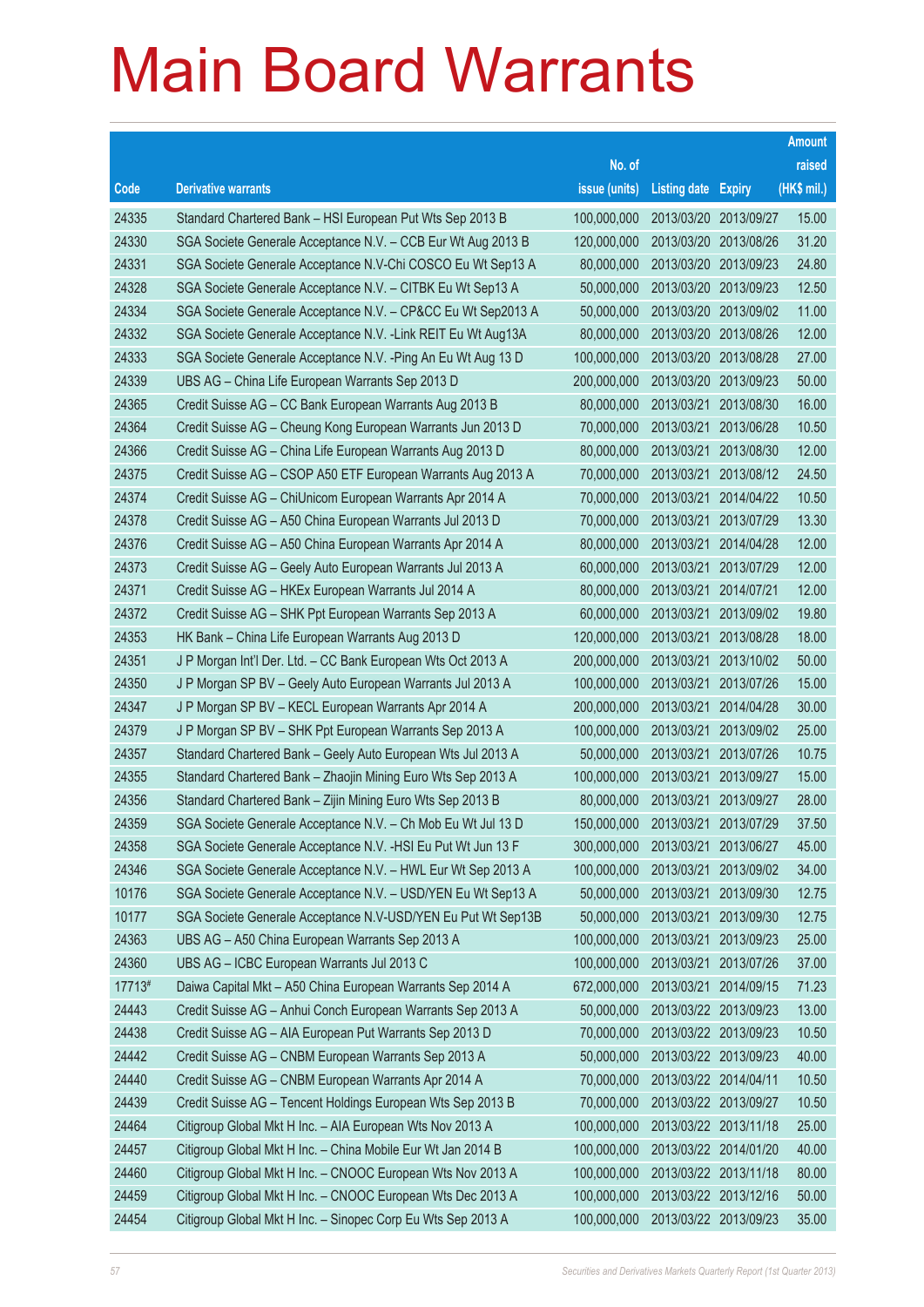# Main Board Warrants

| Code | Derivative warrants | No. of issue (units) | Listing date | Expiry | Amount raised (HK$ mil.) |
|---|---|---|---|---|---|
| 24335 | Standard Chartered Bank – HSI European Put Wts Sep 2013 B | 100,000,000 | 2013/03/20 | 2013/09/27 | 15.00 |
| 24330 | SGA Societe Generale Acceptance N.V. – CCB Eur Wt Aug 2013 B | 120,000,000 | 2013/03/20 | 2013/08/26 | 31.20 |
| 24331 | SGA Societe Generale Acceptance N.V-Chi COSCO Eu Wt Sep13 A | 80,000,000 | 2013/03/20 | 2013/09/23 | 24.80 |
| 24328 | SGA Societe Generale Acceptance N.V. – CITBK Eu Wt Sep13 A | 50,000,000 | 2013/03/20 | 2013/09/23 | 12.50 |
| 24334 | SGA Societe Generale Acceptance N.V. – CP&CC Eu Wt Sep2013 A | 50,000,000 | 2013/03/20 | 2013/09/02 | 11.00 |
| 24332 | SGA Societe Generale Acceptance N.V. -Link REIT Eu Wt Aug13A | 80,000,000 | 2013/03/20 | 2013/08/26 | 12.00 |
| 24333 | SGA Societe Generale Acceptance N.V. -Ping An Eu Wt Aug 13 D | 100,000,000 | 2013/03/20 | 2013/08/28 | 27.00 |
| 24339 | UBS AG – China Life European Warrants Sep 2013 D | 200,000,000 | 2013/03/20 | 2013/09/23 | 50.00 |
| 24365 | Credit Suisse AG – CC Bank European Warrants Aug 2013 B | 80,000,000 | 2013/03/21 | 2013/08/30 | 16.00 |
| 24364 | Credit Suisse AG – Cheung Kong European Warrants Jun 2013 D | 70,000,000 | 2013/03/21 | 2013/06/28 | 10.50 |
| 24366 | Credit Suisse AG – China Life European Warrants Aug 2013 D | 80,000,000 | 2013/03/21 | 2013/08/30 | 12.00 |
| 24375 | Credit Suisse AG – CSOP A50 ETF European Warrants Aug 2013 A | 70,000,000 | 2013/03/21 | 2013/08/12 | 24.50 |
| 24374 | Credit Suisse AG – ChiUnicom European Warrants Apr 2014 A | 70,000,000 | 2013/03/21 | 2014/04/22 | 10.50 |
| 24378 | Credit Suisse AG – A50 China European Warrants Jul 2013 D | 70,000,000 | 2013/03/21 | 2013/07/29 | 13.30 |
| 24376 | Credit Suisse AG – A50 China European Warrants Apr 2014 A | 80,000,000 | 2013/03/21 | 2014/04/28 | 12.00 |
| 24373 | Credit Suisse AG – Geely Auto European Warrants Jul 2013 A | 60,000,000 | 2013/03/21 | 2013/07/29 | 12.00 |
| 24371 | Credit Suisse AG – HKEx European Warrants Jul 2014 A | 80,000,000 | 2013/03/21 | 2014/07/21 | 12.00 |
| 24372 | Credit Suisse AG – SHK Ppt European Warrants Sep 2013 A | 60,000,000 | 2013/03/21 | 2013/09/02 | 19.80 |
| 24353 | HK Bank – China Life European Warrants Aug 2013 D | 120,000,000 | 2013/03/21 | 2013/08/28 | 18.00 |
| 24351 | J P Morgan Int'l Der. Ltd. – CC Bank European Wts Oct 2013 A | 200,000,000 | 2013/03/21 | 2013/10/02 | 50.00 |
| 24350 | J P Morgan SP BV – Geely Auto European Warrants Jul 2013 A | 100,000,000 | 2013/03/21 | 2013/07/26 | 15.00 |
| 24347 | J P Morgan SP BV – KECL European Warrants Apr 2014 A | 200,000,000 | 2013/03/21 | 2014/04/28 | 30.00 |
| 24379 | J P Morgan SP BV – SHK Ppt European Warrants Sep 2013 A | 100,000,000 | 2013/03/21 | 2013/09/02 | 25.00 |
| 24357 | Standard Chartered Bank – Geely Auto European Wts Jul 2013 A | 50,000,000 | 2013/03/21 | 2013/07/26 | 10.75 |
| 24355 | Standard Chartered Bank – Zhaojin Mining Euro Wts Sep 2013 A | 100,000,000 | 2013/03/21 | 2013/09/27 | 15.00 |
| 24356 | Standard Chartered Bank – Zijin Mining Euro Wts Sep 2013 B | 80,000,000 | 2013/03/21 | 2013/09/27 | 28.00 |
| 24359 | SGA Societe Generale Acceptance N.V. – Ch Mob Eu Wt Jul 13 D | 150,000,000 | 2013/03/21 | 2013/07/29 | 37.50 |
| 24358 | SGA Societe Generale Acceptance N.V. -HSI Eu Put Wt Jun 13 F | 300,000,000 | 2013/03/21 | 2013/06/27 | 45.00 |
| 24346 | SGA Societe Generale Acceptance N.V. – HWL Eur Wt Sep 2013 A | 100,000,000 | 2013/03/21 | 2013/09/02 | 34.00 |
| 10176 | SGA Societe Generale Acceptance N.V. – USD/YEN Eu Wt Sep13 A | 50,000,000 | 2013/03/21 | 2013/09/30 | 12.75 |
| 10177 | SGA Societe Generale Acceptance N.V-USD/YEN Eu Put Wt Sep13B | 50,000,000 | 2013/03/21 | 2013/09/30 | 12.75 |
| 24363 | UBS AG – A50 China European Warrants Sep 2013 A | 100,000,000 | 2013/03/21 | 2013/09/23 | 25.00 |
| 24360 | UBS AG – ICBC European Warrants Jul 2013 C | 100,000,000 | 2013/03/21 | 2013/07/26 | 37.00 |
| 17713# | Daiwa Capital Mkt – A50 China European Warrants Sep 2014 A | 672,000,000 | 2013/03/21 | 2014/09/15 | 71.23 |
| 24443 | Credit Suisse AG – Anhui Conch European Warrants Sep 2013 A | 50,000,000 | 2013/03/22 | 2013/09/23 | 13.00 |
| 24438 | Credit Suisse AG – AIA European Put Warrants Sep 2013 D | 70,000,000 | 2013/03/22 | 2013/09/23 | 10.50 |
| 24442 | Credit Suisse AG – CNBM European Warrants Sep 2013 A | 50,000,000 | 2013/03/22 | 2013/09/23 | 40.00 |
| 24440 | Credit Suisse AG – CNBM European Warrants Apr 2014 A | 70,000,000 | 2013/03/22 | 2014/04/11 | 10.50 |
| 24439 | Credit Suisse AG – Tencent Holdings European Wts Sep 2013 B | 70,000,000 | 2013/03/22 | 2013/09/27 | 10.50 |
| 24464 | Citigroup Global Mkt H Inc. – AIA European Wts Nov 2013 A | 100,000,000 | 2013/03/22 | 2013/11/18 | 25.00 |
| 24457 | Citigroup Global Mkt H Inc. – China Mobile Eur Wt Jan 2014 B | 100,000,000 | 2013/03/22 | 2014/01/20 | 40.00 |
| 24460 | Citigroup Global Mkt H Inc. – CNOOC European Wts Nov 2013 A | 100,000,000 | 2013/03/22 | 2013/11/18 | 80.00 |
| 24459 | Citigroup Global Mkt H Inc. – CNOOC European Wts Dec 2013 A | 100,000,000 | 2013/03/22 | 2013/12/16 | 50.00 |
| 24454 | Citigroup Global Mkt H Inc. – Sinopec Corp Eu Wts Sep 2013 A | 100,000,000 | 2013/03/22 | 2013/09/23 | 35.00 |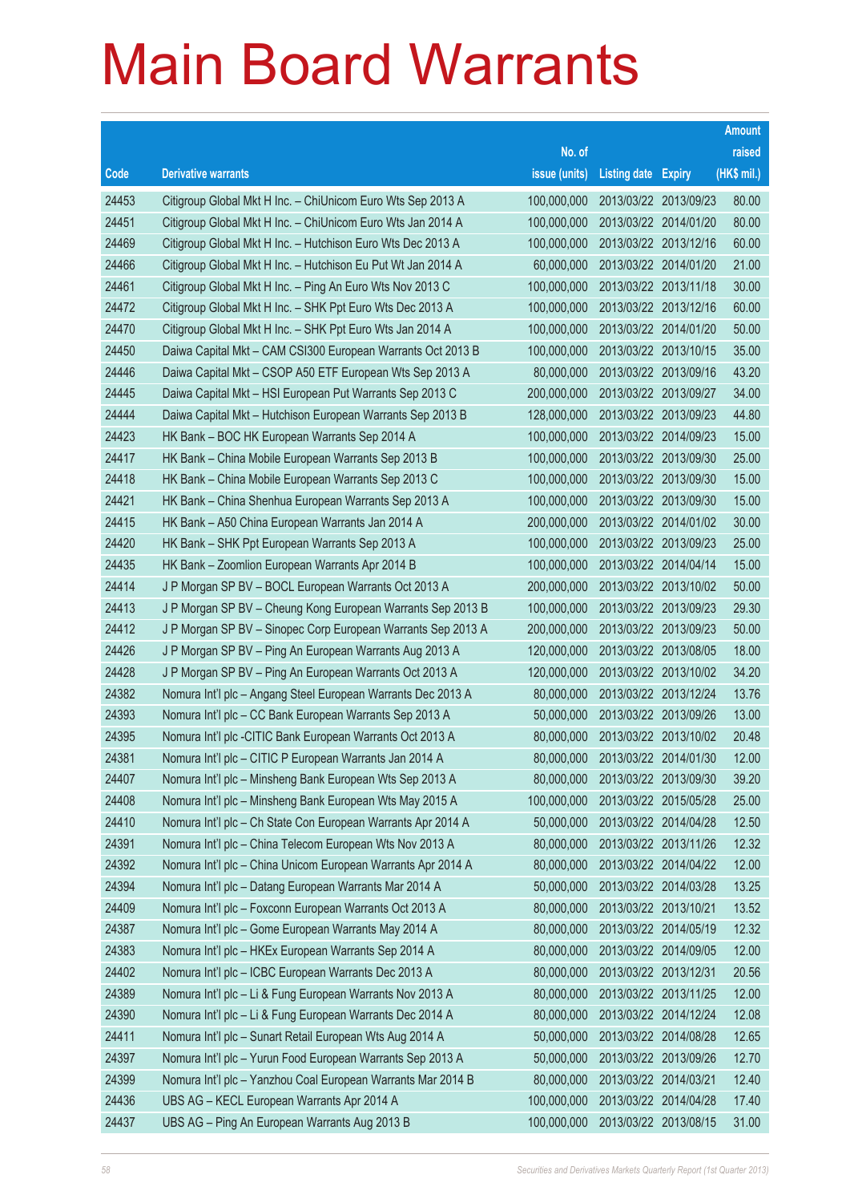# Main Board Warrants

| Code | Derivative warrants | No. of issue (units) | Listing date | Expiry | Amount raised (HK$ mil.) |
|---|---|---|---|---|---|
| 24453 | Citigroup Global Mkt H Inc. – ChiUnicom Euro Wts Sep 2013 A | 100,000,000 | 2013/03/22 | 2013/09/23 | 80.00 |
| 24451 | Citigroup Global Mkt H Inc. – ChiUnicom Euro Wts Jan 2014 A | 100,000,000 | 2013/03/22 | 2014/01/20 | 80.00 |
| 24469 | Citigroup Global Mkt H Inc. – Hutchison Euro Wts Dec 2013 A | 100,000,000 | 2013/03/22 | 2013/12/16 | 60.00 |
| 24466 | Citigroup Global Mkt H Inc. – Hutchison Eu Put Wt Jan 2014 A | 60,000,000 | 2013/03/22 | 2014/01/20 | 21.00 |
| 24461 | Citigroup Global Mkt H Inc. – Ping An Euro Wts Nov 2013 C | 100,000,000 | 2013/03/22 | 2013/11/18 | 30.00 |
| 24472 | Citigroup Global Mkt H Inc. – SHK Ppt Euro Wts Dec 2013 A | 100,000,000 | 2013/03/22 | 2013/12/16 | 60.00 |
| 24470 | Citigroup Global Mkt H Inc. – SHK Ppt Euro Wts Jan 2014 A | 100,000,000 | 2013/03/22 | 2014/01/20 | 50.00 |
| 24450 | Daiwa Capital Mkt – CAM CSI300 European Warrants Oct 2013 B | 100,000,000 | 2013/03/22 | 2013/10/15 | 35.00 |
| 24446 | Daiwa Capital Mkt – CSOP A50 ETF European Wts Sep 2013 A | 80,000,000 | 2013/03/22 | 2013/09/16 | 43.20 |
| 24445 | Daiwa Capital Mkt – HSI European Put Warrants Sep 2013 C | 200,000,000 | 2013/03/22 | 2013/09/27 | 34.00 |
| 24444 | Daiwa Capital Mkt – Hutchison European Warrants Sep 2013 B | 128,000,000 | 2013/03/22 | 2013/09/23 | 44.80 |
| 24423 | HK Bank – BOC HK European Warrants Sep 2014 A | 100,000,000 | 2013/03/22 | 2014/09/23 | 15.00 |
| 24417 | HK Bank – China Mobile European Warrants Sep 2013 B | 100,000,000 | 2013/03/22 | 2013/09/30 | 25.00 |
| 24418 | HK Bank – China Mobile European Warrants Sep 2013 C | 100,000,000 | 2013/03/22 | 2013/09/30 | 15.00 |
| 24421 | HK Bank – China Shenhua European Warrants Sep 2013 A | 100,000,000 | 2013/03/22 | 2013/09/30 | 15.00 |
| 24415 | HK Bank – A50 China European Warrants Jan 2014 A | 200,000,000 | 2013/03/22 | 2014/01/02 | 30.00 |
| 24420 | HK Bank – SHK Ppt European Warrants Sep 2013 A | 100,000,000 | 2013/03/22 | 2013/09/23 | 25.00 |
| 24435 | HK Bank – Zoomlion European Warrants Apr 2014 B | 100,000,000 | 2013/03/22 | 2014/04/14 | 15.00 |
| 24414 | J P Morgan SP BV – BOCL European Warrants Oct 2013 A | 200,000,000 | 2013/03/22 | 2013/10/02 | 50.00 |
| 24413 | J P Morgan SP BV – Cheung Kong European Warrants Sep 2013 B | 100,000,000 | 2013/03/22 | 2013/09/23 | 29.30 |
| 24412 | J P Morgan SP BV – Sinopec Corp European Warrants Sep 2013 A | 200,000,000 | 2013/03/22 | 2013/09/23 | 50.00 |
| 24426 | J P Morgan SP BV – Ping An European Warrants Aug 2013 A | 120,000,000 | 2013/03/22 | 2013/08/05 | 18.00 |
| 24428 | J P Morgan SP BV – Ping An European Warrants Oct 2013 A | 120,000,000 | 2013/03/22 | 2013/10/02 | 34.20 |
| 24382 | Nomura Int'l plc – Angang Steel European Warrants Dec 2013 A | 80,000,000 | 2013/03/22 | 2013/12/24 | 13.76 |
| 24393 | Nomura Int'l plc – CC Bank European Warrants Sep 2013 A | 50,000,000 | 2013/03/22 | 2013/09/26 | 13.00 |
| 24395 | Nomura Int'l plc -CITIC Bank European Warrants Oct 2013 A | 80,000,000 | 2013/03/22 | 2013/10/02 | 20.48 |
| 24381 | Nomura Int'l plc – CITIC P European Warrants Jan 2014 A | 80,000,000 | 2013/03/22 | 2014/01/30 | 12.00 |
| 24407 | Nomura Int'l plc – Minsheng Bank European Wts Sep 2013 A | 80,000,000 | 2013/03/22 | 2013/09/30 | 39.20 |
| 24408 | Nomura Int'l plc – Minsheng Bank European Wts May 2015 A | 100,000,000 | 2013/03/22 | 2015/05/28 | 25.00 |
| 24410 | Nomura Int'l plc – Ch State Con European Warrants Apr 2014 A | 50,000,000 | 2013/03/22 | 2014/04/28 | 12.50 |
| 24391 | Nomura Int'l plc – China Telecom European Wts Nov 2013 A | 80,000,000 | 2013/03/22 | 2013/11/26 | 12.32 |
| 24392 | Nomura Int'l plc – China Unicom European Warrants Apr 2014 A | 80,000,000 | 2013/03/22 | 2014/04/22 | 12.00 |
| 24394 | Nomura Int'l plc – Datang European Warrants Mar 2014 A | 50,000,000 | 2013/03/22 | 2014/03/28 | 13.25 |
| 24409 | Nomura Int'l plc – Foxconn European Warrants Oct 2013 A | 80,000,000 | 2013/03/22 | 2013/10/21 | 13.52 |
| 24387 | Nomura Int'l plc – Gome European Warrants May 2014 A | 80,000,000 | 2013/03/22 | 2014/05/19 | 12.32 |
| 24383 | Nomura Int'l plc – HKEx European Warrants Sep 2014 A | 80,000,000 | 2013/03/22 | 2014/09/05 | 12.00 |
| 24402 | Nomura Int'l plc – ICBC European Warrants Dec 2013 A | 80,000,000 | 2013/03/22 | 2013/12/31 | 20.56 |
| 24389 | Nomura Int'l plc – Li & Fung European Warrants Nov 2013 A | 80,000,000 | 2013/03/22 | 2013/11/25 | 12.00 |
| 24390 | Nomura Int'l plc – Li & Fung European Warrants Dec 2014 A | 80,000,000 | 2013/03/22 | 2014/12/24 | 12.08 |
| 24411 | Nomura Int'l plc – Sunart Retail European Wts Aug 2014 A | 50,000,000 | 2013/03/22 | 2014/08/28 | 12.65 |
| 24397 | Nomura Int'l plc – Yurun Food European Warrants Sep 2013 A | 50,000,000 | 2013/03/22 | 2013/09/26 | 12.70 |
| 24399 | Nomura Int'l plc – Yanzhou Coal European Warrants Mar 2014 B | 80,000,000 | 2013/03/22 | 2014/03/21 | 12.40 |
| 24436 | UBS AG – KECL European Warrants Apr 2014 A | 100,000,000 | 2013/03/22 | 2014/04/28 | 17.40 |
| 24437 | UBS AG – Ping An European Warrants Aug 2013 B | 100,000,000 | 2013/03/22 | 2013/08/15 | 31.00 |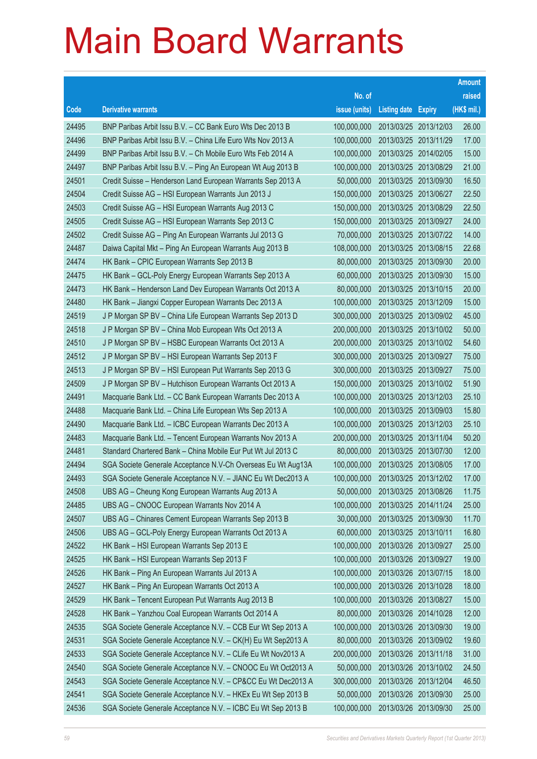# Main Board Warrants

| Code | Derivative warrants | No. of issue (units) | Listing date | Expiry | Amount raised (HK$ mil.) |
|---|---|---|---|---|---|
| 24495 | BNP Paribas Arbit Issu B.V. – CC Bank Euro Wts Dec 2013 B | 100,000,000 | 2013/03/25 | 2013/12/03 | 26.00 |
| 24496 | BNP Paribas Arbit Issu B.V. – China Life Euro Wts Nov 2013 A | 100,000,000 | 2013/03/25 | 2013/11/29 | 17.00 |
| 24499 | BNP Paribas Arbit Issu B.V. – Ch Mobile Euro Wts Feb 2014 A | 100,000,000 | 2013/03/25 | 2014/02/05 | 15.00 |
| 24497 | BNP Paribas Arbit Issu B.V. – Ping An European Wt Aug 2013 B | 100,000,000 | 2013/03/25 | 2013/08/29 | 21.00 |
| 24501 | Credit Suisse – Henderson Land European Warrants Sep 2013 A | 50,000,000 | 2013/03/25 | 2013/09/30 | 16.50 |
| 24504 | Credit Suisse AG – HSI European Warrants Jun 2013 J | 150,000,000 | 2013/03/25 | 2013/06/27 | 22.50 |
| 24503 | Credit Suisse AG – HSI European Warrants Aug 2013 C | 150,000,000 | 2013/03/25 | 2013/08/29 | 22.50 |
| 24505 | Credit Suisse AG – HSI European Warrants Sep 2013 C | 150,000,000 | 2013/03/25 | 2013/09/27 | 24.00 |
| 24502 | Credit Suisse AG – Ping An European Warrants Jul 2013 G | 70,000,000 | 2013/03/25 | 2013/07/22 | 14.00 |
| 24487 | Daiwa Capital Mkt – Ping An European Warrants Aug 2013 B | 108,000,000 | 2013/03/25 | 2013/08/15 | 22.68 |
| 24474 | HK Bank – CPIC European Warrants Sep 2013 B | 80,000,000 | 2013/03/25 | 2013/09/30 | 20.00 |
| 24475 | HK Bank – GCL-Poly Energy European Warrants Sep 2013 A | 60,000,000 | 2013/03/25 | 2013/09/30 | 15.00 |
| 24473 | HK Bank – Henderson Land Dev European Warrants Oct 2013 A | 80,000,000 | 2013/03/25 | 2013/10/15 | 20.00 |
| 24480 | HK Bank – Jiangxi Copper European Warrants Dec 2013 A | 100,000,000 | 2013/03/25 | 2013/12/09 | 15.00 |
| 24519 | J P Morgan SP BV – China Life European Warrants Sep 2013 D | 300,000,000 | 2013/03/25 | 2013/09/02 | 45.00 |
| 24518 | J P Morgan SP BV – China Mob European Wts Oct 2013 A | 200,000,000 | 2013/03/25 | 2013/10/02 | 50.00 |
| 24510 | J P Morgan SP BV – HSBC European Warrants Oct 2013 A | 200,000,000 | 2013/03/25 | 2013/10/02 | 54.60 |
| 24512 | J P Morgan SP BV – HSI European Warrants Sep 2013 F | 300,000,000 | 2013/03/25 | 2013/09/27 | 75.00 |
| 24513 | J P Morgan SP BV – HSI European Put Warrants Sep 2013 G | 300,000,000 | 2013/03/25 | 2013/09/27 | 75.00 |
| 24509 | J P Morgan SP BV – Hutchison European Warrants Oct 2013 A | 150,000,000 | 2013/03/25 | 2013/10/02 | 51.90 |
| 24491 | Macquarie Bank Ltd. – CC Bank European Warrants Dec 2013 A | 100,000,000 | 2013/03/25 | 2013/12/03 | 25.10 |
| 24488 | Macquarie Bank Ltd. – China Life European Wts Sep 2013 A | 100,000,000 | 2013/03/25 | 2013/09/03 | 15.80 |
| 24490 | Macquarie Bank Ltd. – ICBC European Warrants Dec 2013 A | 100,000,000 | 2013/03/25 | 2013/12/03 | 25.10 |
| 24483 | Macquarie Bank Ltd. – Tencent European Warrants Nov 2013 A | 200,000,000 | 2013/03/25 | 2013/11/04 | 50.20 |
| 24481 | Standard Chartered Bank – China Mobile Eur Put Wt Jul 2013 C | 80,000,000 | 2013/03/25 | 2013/07/30 | 12.00 |
| 24494 | SGA Societe Generale Acceptance N.V-Ch Overseas Eu Wt Aug13A | 100,000,000 | 2013/03/25 | 2013/08/05 | 17.00 |
| 24493 | SGA Societe Generale Acceptance N.V. – JIANC Eu Wt Dec2013 A | 100,000,000 | 2013/03/25 | 2013/12/02 | 17.00 |
| 24508 | UBS AG – Cheung Kong European Warrants Aug 2013 A | 50,000,000 | 2013/03/25 | 2013/08/26 | 11.75 |
| 24485 | UBS AG – CNOOC European Warrants Nov 2014 A | 100,000,000 | 2013/03/25 | 2014/11/24 | 25.00 |
| 24507 | UBS AG – Chinares Cement European Warrants Sep 2013 B | 30,000,000 | 2013/03/25 | 2013/09/30 | 11.70 |
| 24506 | UBS AG – GCL-Poly Energy European Warrants Oct 2013 A | 60,000,000 | 2013/03/25 | 2013/10/11 | 16.80 |
| 24522 | HK Bank – HSI European Warrants Sep 2013 E | 100,000,000 | 2013/03/26 | 2013/09/27 | 25.00 |
| 24525 | HK Bank – HSI European Warrants Sep 2013 F | 100,000,000 | 2013/03/26 | 2013/09/27 | 19.00 |
| 24526 | HK Bank – Ping An European Warrants Jul 2013 A | 100,000,000 | 2013/03/26 | 2013/07/15 | 18.00 |
| 24527 | HK Bank – Ping An European Warrants Oct 2013 A | 100,000,000 | 2013/03/26 | 2013/10/28 | 18.00 |
| 24529 | HK Bank – Tencent European Put Warrants Aug 2013 B | 100,000,000 | 2013/03/26 | 2013/08/27 | 15.00 |
| 24528 | HK Bank – Yanzhou Coal European Warrants Oct 2014 A | 80,000,000 | 2013/03/26 | 2014/10/28 | 12.00 |
| 24535 | SGA Societe Generale Acceptance N.V. – CCB Eur Wt Sep 2013 A | 100,000,000 | 2013/03/26 | 2013/09/30 | 19.00 |
| 24531 | SGA Societe Generale Acceptance N.V. – CK(H) Eu Wt Sep2013 A | 80,000,000 | 2013/03/26 | 2013/09/02 | 19.60 |
| 24533 | SGA Societe Generale Acceptance N.V. – CLife Eu Wt Nov2013 A | 200,000,000 | 2013/03/26 | 2013/11/18 | 31.00 |
| 24540 | SGA Societe Generale Acceptance N.V. – CNOOC Eu Wt Oct2013 A | 50,000,000 | 2013/03/26 | 2013/10/02 | 24.50 |
| 24543 | SGA Societe Generale Acceptance N.V. – CP&CC Eu Wt Dec2013 A | 300,000,000 | 2013/03/26 | 2013/12/04 | 46.50 |
| 24541 | SGA Societe Generale Acceptance N.V. – HKEx Eu Wt Sep 2013 B | 50,000,000 | 2013/03/26 | 2013/09/30 | 25.00 |
| 24536 | SGA Societe Generale Acceptance N.V. – ICBC Eu Wt Sep 2013 B | 100,000,000 | 2013/03/26 | 2013/09/30 | 25.00 |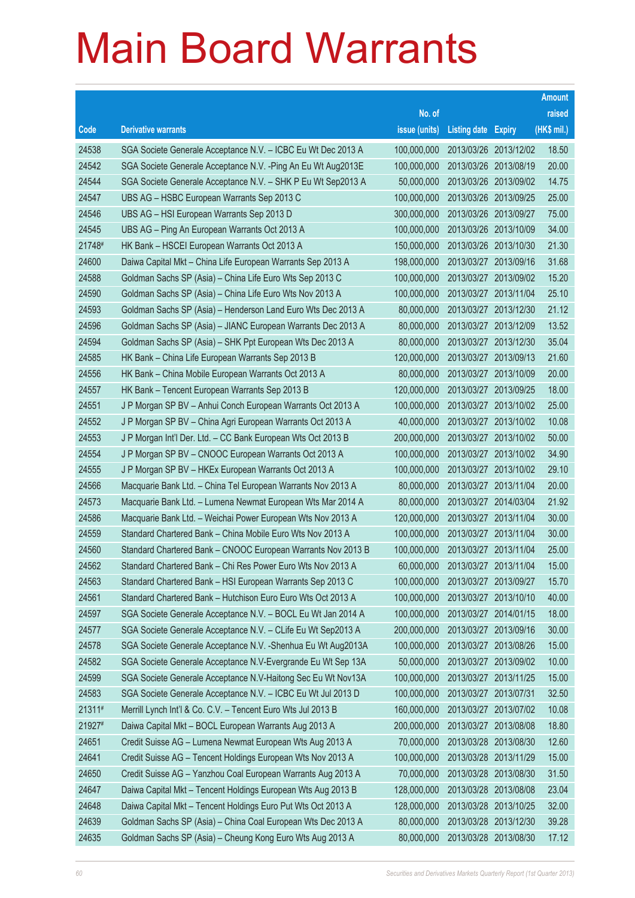# Main Board Warrants

| Code | Derivative warrants | No. of issue (units) | Listing date | Expiry | Amount raised (HK$ mil.) |
|---|---|---|---|---|---|
| 24538 | SGA Societe Generale Acceptance N.V. – ICBC Eu Wt Dec 2013 A | 100,000,000 | 2013/03/26 | 2013/12/02 | 18.50 |
| 24542 | SGA Societe Generale Acceptance N.V. -Ping An Eu Wt Aug2013E | 100,000,000 | 2013/03/26 | 2013/08/19 | 20.00 |
| 24544 | SGA Societe Generale Acceptance N.V. – SHK P Eu Wt Sep2013 A | 50,000,000 | 2013/03/26 | 2013/09/02 | 14.75 |
| 24547 | UBS AG – HSBC European Warrants Sep 2013 C | 100,000,000 | 2013/03/26 | 2013/09/25 | 25.00 |
| 24546 | UBS AG – HSI European Warrants Sep 2013 D | 300,000,000 | 2013/03/26 | 2013/09/27 | 75.00 |
| 24545 | UBS AG – Ping An European Warrants Oct 2013 A | 100,000,000 | 2013/03/26 | 2013/10/09 | 34.00 |
| 21748# | HK Bank – HSCEI European Warrants Oct 2013 A | 150,000,000 | 2013/03/26 | 2013/10/30 | 21.30 |
| 24600 | Daiwa Capital Mkt – China Life European Warrants Sep 2013 A | 198,000,000 | 2013/03/27 | 2013/09/16 | 31.68 |
| 24588 | Goldman Sachs SP (Asia) – China Life Euro Wts Sep 2013 C | 100,000,000 | 2013/03/27 | 2013/09/02 | 15.20 |
| 24590 | Goldman Sachs SP (Asia) – China Life Euro Wts Nov 2013 A | 100,000,000 | 2013/03/27 | 2013/11/04 | 25.10 |
| 24593 | Goldman Sachs SP (Asia) – Henderson Land Euro Wts Dec 2013 A | 80,000,000 | 2013/03/27 | 2013/12/30 | 21.12 |
| 24596 | Goldman Sachs SP (Asia) – JIANC European Warrants Dec 2013 A | 80,000,000 | 2013/03/27 | 2013/12/09 | 13.52 |
| 24594 | Goldman Sachs SP (Asia) – SHK Ppt European Wts Dec 2013 A | 80,000,000 | 2013/03/27 | 2013/12/30 | 35.04 |
| 24585 | HK Bank – China Life European Warrants Sep 2013 B | 120,000,000 | 2013/03/27 | 2013/09/13 | 21.60 |
| 24556 | HK Bank – China Mobile European Warrants Oct 2013 A | 80,000,000 | 2013/03/27 | 2013/10/09 | 20.00 |
| 24557 | HK Bank – Tencent European Warrants Sep 2013 B | 120,000,000 | 2013/03/27 | 2013/09/25 | 18.00 |
| 24551 | J P Morgan SP BV – Anhui Conch European Warrants Oct 2013 A | 100,000,000 | 2013/03/27 | 2013/10/02 | 25.00 |
| 24552 | J P Morgan SP BV – China Agri European Warrants Oct 2013 A | 40,000,000 | 2013/03/27 | 2013/10/02 | 10.08 |
| 24553 | J P Morgan Int'l Der. Ltd. – CC Bank European Wts Oct 2013 B | 200,000,000 | 2013/03/27 | 2013/10/02 | 50.00 |
| 24554 | J P Morgan SP BV – CNOOC European Warrants Oct 2013 A | 100,000,000 | 2013/03/27 | 2013/10/02 | 34.90 |
| 24555 | J P Morgan SP BV – HKEx European Warrants Oct 2013 A | 100,000,000 | 2013/03/27 | 2013/10/02 | 29.10 |
| 24566 | Macquarie Bank Ltd. – China Tel European Warrants Nov 2013 A | 80,000,000 | 2013/03/27 | 2013/11/04 | 20.00 |
| 24573 | Macquarie Bank Ltd. – Lumena Newmat European Wts Mar 2014 A | 80,000,000 | 2013/03/27 | 2014/03/04 | 21.92 |
| 24586 | Macquarie Bank Ltd. – Weichai Power European Wts Nov 2013 A | 120,000,000 | 2013/03/27 | 2013/11/04 | 30.00 |
| 24559 | Standard Chartered Bank – China Mobile Euro Wts Nov 2013 A | 100,000,000 | 2013/03/27 | 2013/11/04 | 30.00 |
| 24560 | Standard Chartered Bank – CNOOC European Warrants Nov 2013 B | 100,000,000 | 2013/03/27 | 2013/11/04 | 25.00 |
| 24562 | Standard Chartered Bank – Chi Res Power Euro Wts Nov 2013 A | 60,000,000 | 2013/03/27 | 2013/11/04 | 15.00 |
| 24563 | Standard Chartered Bank – HSI European Warrants Sep 2013 C | 100,000,000 | 2013/03/27 | 2013/09/27 | 15.70 |
| 24561 | Standard Chartered Bank – Hutchison Euro Euro Wts Oct 2013 A | 100,000,000 | 2013/03/27 | 2013/10/10 | 40.00 |
| 24597 | SGA Societe Generale Acceptance N.V. – BOCL Eu Wt Jan 2014 A | 100,000,000 | 2013/03/27 | 2014/01/15 | 18.00 |
| 24577 | SGA Societe Generale Acceptance N.V. – CLife Eu Wt Sep2013 A | 200,000,000 | 2013/03/27 | 2013/09/16 | 30.00 |
| 24578 | SGA Societe Generale Acceptance N.V. -Shenhua Eu Wt Aug2013A | 100,000,000 | 2013/03/27 | 2013/08/26 | 15.00 |
| 24582 | SGA Societe Generale Acceptance N.V-Evergrande Eu Wt Sep 13A | 50,000,000 | 2013/03/27 | 2013/09/02 | 10.00 |
| 24599 | SGA Societe Generale Acceptance N.V-Haitong Sec Eu Wt Nov13A | 100,000,000 | 2013/03/27 | 2013/11/25 | 15.00 |
| 24583 | SGA Societe Generale Acceptance N.V. – ICBC Eu Wt Jul 2013 D | 100,000,000 | 2013/03/27 | 2013/07/31 | 32.50 |
| 21311# | Merrill Lynch Int'l & Co. C.V. – Tencent Euro Wts Jul 2013 B | 160,000,000 | 2013/03/27 | 2013/07/02 | 10.08 |
| 21927# | Daiwa Capital Mkt – BOCL European Warrants Aug 2013 A | 200,000,000 | 2013/03/27 | 2013/08/08 | 18.80 |
| 24651 | Credit Suisse AG – Lumena Newmat European Wts Aug 2013 A | 70,000,000 | 2013/03/28 | 2013/08/30 | 12.60 |
| 24641 | Credit Suisse AG – Tencent Holdings European Wts Nov 2013 A | 100,000,000 | 2013/03/28 | 2013/11/29 | 15.00 |
| 24650 | Credit Suisse AG – Yanzhou Coal European Warrants Aug 2013 A | 70,000,000 | 2013/03/28 | 2013/08/30 | 31.50 |
| 24647 | Daiwa Capital Mkt – Tencent Holdings European Wts Aug 2013 B | 128,000,000 | 2013/03/28 | 2013/08/08 | 23.04 |
| 24648 | Daiwa Capital Mkt – Tencent Holdings Euro Put Wts Oct 2013 A | 128,000,000 | 2013/03/28 | 2013/10/25 | 32.00 |
| 24639 | Goldman Sachs SP (Asia) – China Coal European Wts Dec 2013 A | 80,000,000 | 2013/03/28 | 2013/12/30 | 39.28 |
| 24635 | Goldman Sachs SP (Asia) – Cheung Kong Euro Wts Aug 2013 A | 80,000,000 | 2013/03/28 | 2013/08/30 | 17.12 |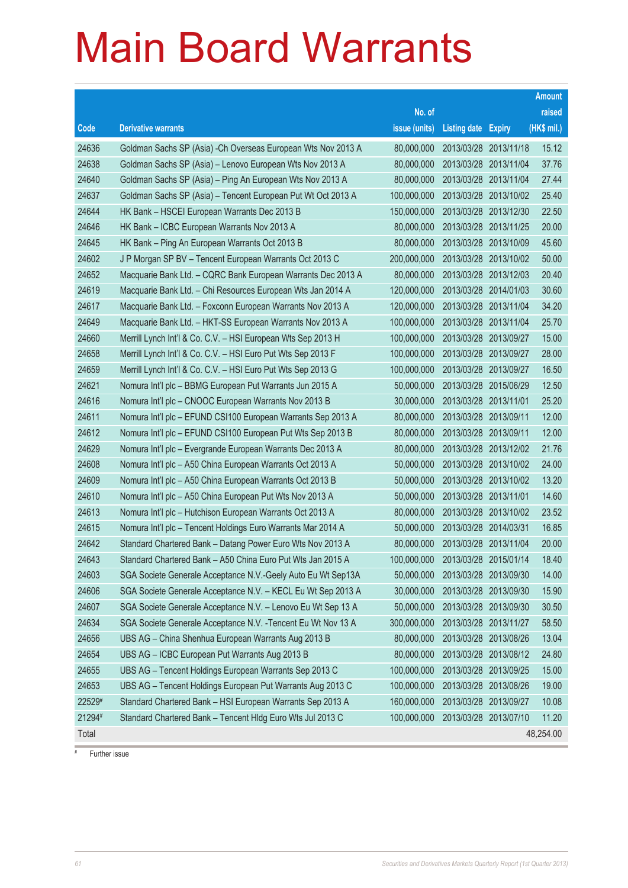# Main Board Warrants

| Code | Derivative warrants | No. of issue (units) | Listing date | Expiry | Amount raised (HK$ mil.) |
|---|---|---|---|---|---|
| 24636 | Goldman Sachs SP (Asia) -Ch Overseas European Wts Nov 2013 A | 80,000,000 | 2013/03/28 | 2013/11/18 | 15.12 |
| 24638 | Goldman Sachs SP (Asia) – Lenovo European Wts Nov 2013 A | 80,000,000 | 2013/03/28 | 2013/11/04 | 37.76 |
| 24640 | Goldman Sachs SP (Asia) – Ping An European Wts Nov 2013 A | 80,000,000 | 2013/03/28 | 2013/11/04 | 27.44 |
| 24637 | Goldman Sachs SP (Asia) – Tencent European Put Wt Oct 2013 A | 100,000,000 | 2013/03/28 | 2013/10/02 | 25.40 |
| 24644 | HK Bank – HSCEI European Warrants Dec 2013 B | 150,000,000 | 2013/03/28 | 2013/12/30 | 22.50 |
| 24646 | HK Bank – ICBC European Warrants Nov 2013 A | 80,000,000 | 2013/03/28 | 2013/11/25 | 20.00 |
| 24645 | HK Bank – Ping An European Warrants Oct 2013 B | 80,000,000 | 2013/03/28 | 2013/10/09 | 45.60 |
| 24602 | J P Morgan SP BV – Tencent European Warrants Oct 2013 C | 200,000,000 | 2013/03/28 | 2013/10/02 | 50.00 |
| 24652 | Macquarie Bank Ltd. – CQRC Bank European Warrants Dec 2013 A | 80,000,000 | 2013/03/28 | 2013/12/03 | 20.40 |
| 24619 | Macquarie Bank Ltd. – Chi Resources European Wts Jan 2014 A | 120,000,000 | 2013/03/28 | 2014/01/03 | 30.60 |
| 24617 | Macquarie Bank Ltd. – Foxconn European Warrants Nov 2013 A | 120,000,000 | 2013/03/28 | 2013/11/04 | 34.20 |
| 24649 | Macquarie Bank Ltd. – HKT-SS European Warrants Nov 2013 A | 100,000,000 | 2013/03/28 | 2013/11/04 | 25.70 |
| 24660 | Merrill Lynch Int'l & Co. C.V. – HSI European Wts Sep 2013 H | 100,000,000 | 2013/03/28 | 2013/09/27 | 15.00 |
| 24658 | Merrill Lynch Int'l & Co. C.V. – HSI Euro Put Wts Sep 2013 F | 100,000,000 | 2013/03/28 | 2013/09/27 | 28.00 |
| 24659 | Merrill Lynch Int'l & Co. C.V. – HSI Euro Put Wts Sep 2013 G | 100,000,000 | 2013/03/28 | 2013/09/27 | 16.50 |
| 24621 | Nomura Int'l plc – BBMG European Put Warrants Jun 2015 A | 50,000,000 | 2013/03/28 | 2015/06/29 | 12.50 |
| 24616 | Nomura Int'l plc – CNOOC European Warrants Nov 2013 B | 30,000,000 | 2013/03/28 | 2013/11/01 | 25.20 |
| 24611 | Nomura Int'l plc – EFUND CSI100 European Warrants Sep 2013 A | 80,000,000 | 2013/03/28 | 2013/09/11 | 12.00 |
| 24612 | Nomura Int'l plc – EFUND CSI100 European Put Wts Sep 2013 B | 80,000,000 | 2013/03/28 | 2013/09/11 | 12.00 |
| 24629 | Nomura Int'l plc – Evergrande European Warrants Dec 2013 A | 80,000,000 | 2013/03/28 | 2013/12/02 | 21.76 |
| 24608 | Nomura Int'l plc – A50 China European Warrants Oct 2013 A | 50,000,000 | 2013/03/28 | 2013/10/02 | 24.00 |
| 24609 | Nomura Int'l plc – A50 China European Warrants Oct 2013 B | 50,000,000 | 2013/03/28 | 2013/10/02 | 13.20 |
| 24610 | Nomura Int'l plc – A50 China European Put Wts Nov 2013 A | 50,000,000 | 2013/03/28 | 2013/11/01 | 14.60 |
| 24613 | Nomura Int'l plc – Hutchison European Warrants Oct 2013 A | 80,000,000 | 2013/03/28 | 2013/10/02 | 23.52 |
| 24615 | Nomura Int'l plc – Tencent Holdings Euro Warrants Mar 2014 A | 50,000,000 | 2013/03/28 | 2014/03/31 | 16.85 |
| 24642 | Standard Chartered Bank – Datang Power Euro Wts Nov 2013 A | 80,000,000 | 2013/03/28 | 2013/11/04 | 20.00 |
| 24643 | Standard Chartered Bank – A50 China Euro Put Wts Jan 2015 A | 100,000,000 | 2013/03/28 | 2015/01/14 | 18.40 |
| 24603 | SGA Societe Generale Acceptance N.V.-Geely Auto Eu Wt Sep13A | 50,000,000 | 2013/03/28 | 2013/09/30 | 14.00 |
| 24606 | SGA Societe Generale Acceptance N.V. – KECL Eu Wt Sep 2013 A | 30,000,000 | 2013/03/28 | 2013/09/30 | 15.90 |
| 24607 | SGA Societe Generale Acceptance N.V. – Lenovo Eu Wt Sep 13 A | 50,000,000 | 2013/03/28 | 2013/09/30 | 30.50 |
| 24634 | SGA Societe Generale Acceptance N.V. -Tencent Eu Wt Nov 13 A | 300,000,000 | 2013/03/28 | 2013/11/27 | 58.50 |
| 24656 | UBS AG – China Shenhua European Warrants Aug 2013 B | 80,000,000 | 2013/03/28 | 2013/08/26 | 13.04 |
| 24654 | UBS AG – ICBC European Put Warrants Aug 2013 B | 80,000,000 | 2013/03/28 | 2013/08/12 | 24.80 |
| 24655 | UBS AG – Tencent Holdings European Warrants Sep 2013 C | 100,000,000 | 2013/03/28 | 2013/09/25 | 15.00 |
| 24653 | UBS AG – Tencent Holdings European Put Warrants Aug 2013 C | 100,000,000 | 2013/03/28 | 2013/08/26 | 19.00 |
| 22529# | Standard Chartered Bank – HSI European Warrants Sep 2013 A | 160,000,000 | 2013/03/28 | 2013/09/27 | 10.08 |
| 21294# | Standard Chartered Bank – Tencent Hldg Euro Wts Jul 2013 C | 100,000,000 | 2013/03/28 | 2013/07/10 | 11.20 |
| Total | | | | | 48,254.00 |

# Further issue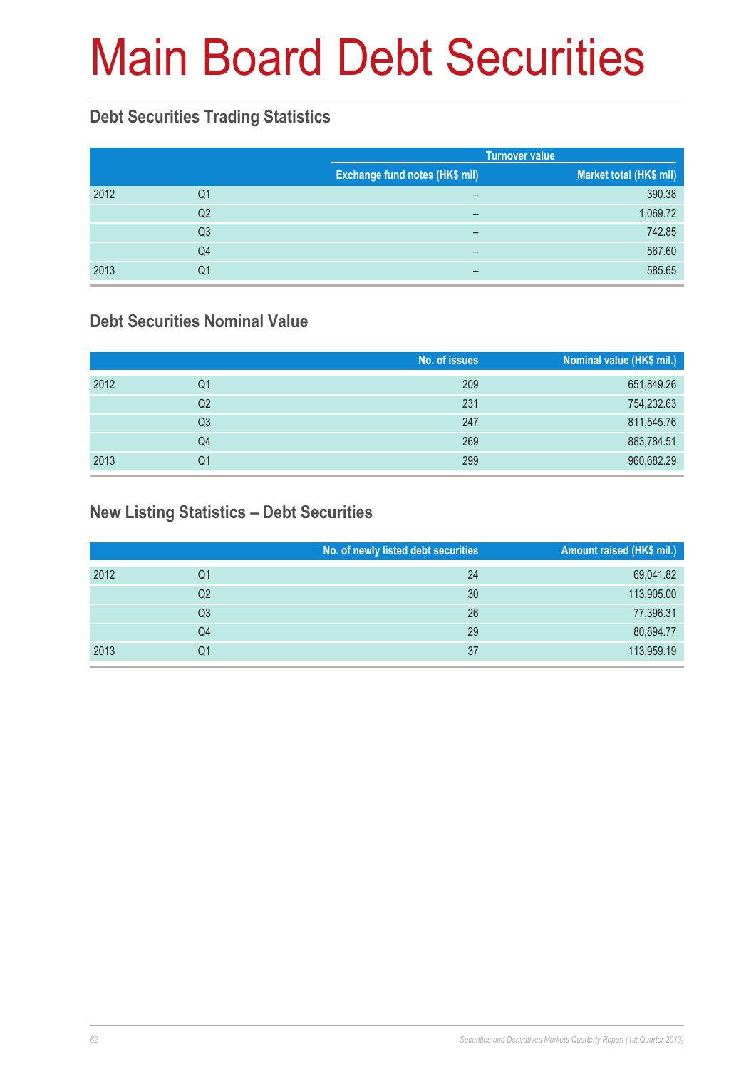# Main Board Debt Securities

## Debt Securities Trading Statistics

| | | Turnover value | |
|---|---|---|---|
| | | Exchange fund notes (HK$ mil) | Market total (HK$ mil) |
| 2012 | Q1 | – | 390.38 |
| | Q2 | – | 1,069.72 |
| | Q3 | – | 742.85 |
| | Q4 | – | 567.60 |
| 2013 | Q1 | – | 585.65 |

## Debt Securities Nominal Value

| | | No. of issues | Nominal value (HK$ mil.) |
|---|---|---|---|
| 2012 | Q1 | 209 | 651,849.26 |
| | Q2 | 231 | 754,232.63 |
| | Q3 | 247 | 811,545.76 |
| | Q4 | 269 | 883,784.51 |
| 2013 | Q1 | 299 | 960,682.29 |

## New Listing Statistics – Debt Securities

| | | No. of newly listed debt securities | Amount raised (HK$ mil.) |
|---|---|---|---|
| 2012 | Q1 | 24 | 69,041.82 |
| | Q2 | 30 | 113,905.00 |
| | Q3 | 26 | 77,396.31 |
| | Q4 | 29 | 80,894.77 |
| 2013 | Q1 | 37 | 113,959.19 |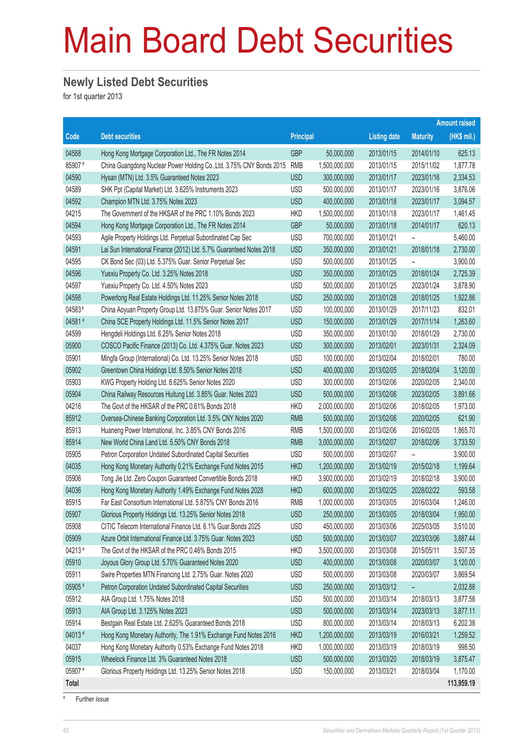# Main Board Debt Securities

## Newly Listed Debt Securities

for 1st quarter 2013

| Code | Debt securities | Principal | | Listing date | Maturity | Amount raised (HK$ mil.) |
|---|---|---|---|---|---|---|
| 04588 | Hong Kong Mortgage Corporation Ltd., The FR Notes 2014 | GBP | 50,000,000 | 2013/01/15 | 2014/01/10 | 625.13 |
| 85907 # | China Guangdong Nuclear Power Holding Co.,Ltd. 3.75% CNY Bonds 2015 | RMB | 1,500,000,000 | 2013/01/15 | 2015/11/02 | 1,877.78 |
| 04590 | Hysan (MTN) Ltd. 3.5% Guaranteed Notes 2023 | USD | 300,000,000 | 2013/01/17 | 2023/01/16 | 2,334.53 |
| 04589 | SHK Ppt (Capital Market) Ltd. 3.625% Instruments 2023 | USD | 500,000,000 | 2013/01/17 | 2023/01/16 | 3,876.06 |
| 04592 | Champion MTN Ltd. 3.75% Notes 2023 | USD | 400,000,000 | 2013/01/18 | 2023/01/17 | 3,094.57 |
| 04215 | The Government of the HKSAR of the PRC 1.10% Bonds 2023 | HKD | 1,500,000,000 | 2013/01/18 | 2023/01/17 | 1,461.45 |
| 04594 | Hong Kong Mortgage Corporation Ltd., The FR Notes 2014 | GBP | 50,000,000 | 2013/01/18 | 2014/01/17 | 620.13 |
| 04593 | Agile Property Holdings Ltd. Perpetual Subordinated Cap Sec | USD | 700,000,000 | 2013/01/21 | – | 5,460.00 |
| 04591 | Lai Sun International Finance (2012) Ltd. 5.7% Guaranteed Notes 2018 | USD | 350,000,000 | 2013/01/21 | 2018/01/18 | 2,730.00 |
| 04595 | CK Bond Sec (03) Ltd. 5.375% Guar. Senior Perpetual Sec | USD | 500,000,000 | 2013/01/25 | – | 3,900.00 |
| 04596 | Yuexiu Property Co. Ltd. 3.25% Notes 2018 | USD | 350,000,000 | 2013/01/25 | 2018/01/24 | 2,725.39 |
| 04597 | Yuexiu Property Co. Ltd. 4.50% Notes 2023 | USD | 500,000,000 | 2013/01/25 | 2023/01/24 | 3,878.90 |
| 04598 | Powerlong Real Estate Holdings Ltd. 11.25% Senior Notes 2018 | USD | 250,000,000 | 2013/01/28 | 2018/01/25 | 1,922.86 |
| 04583 # | China Aoyuan Property Group Ltd. 13.875% Guar. Senior Notes 2017 | USD | 100,000,000 | 2013/01/29 | 2017/11/23 | 832.01 |
| 04581 # | China SCE Property Holdings Ltd. 11.5% Senior Notes 2017 | USD | 150,000,000 | 2013/01/29 | 2017/11/14 | 1,263.60 |
| 04599 | Hengdeli Holdings Ltd. 6.25% Senior Notes 2018 | USD | 350,000,000 | 2013/01/30 | 2018/01/29 | 2,730.00 |
| 05900 | COSCO Pacific Finance (2013) Co. Ltd. 4.375% Guar. Notes 2023 | USD | 300,000,000 | 2013/02/01 | 2023/01/31 | 2,324.09 |
| 05901 | Mingfa Group (International) Co. Ltd. 13.25% Senior Notes 2018 | USD | 100,000,000 | 2013/02/04 | 2018/02/01 | 780.00 |
| 05902 | Greentown China Holdings Ltd. 8.50% Senior Notes 2018 | USD | 400,000,000 | 2013/02/05 | 2018/02/04 | 3,120.00 |
| 05903 | KWG Property Holding Ltd. 8.625% Senior Notes 2020 | USD | 300,000,000 | 2013/02/06 | 2020/02/05 | 2,340.00 |
| 05904 | China Railway Resources Huitung Ltd. 3.85% Guar. Notes 2023 | USD | 500,000,000 | 2013/02/06 | 2023/02/05 | 3,891.66 |
| 04216 | The Govt of the HKSAR of the PRC 0.61% Bonds 2018 | HKD | 2,000,000,000 | 2013/02/06 | 2018/02/05 | 1,973.00 |
| 85912 | Oversea-Chinese Banking Corporation Ltd. 3.5% CNY Notes 2020 | RMB | 500,000,000 | 2013/02/06 | 2020/02/05 | 621.90 |
| 85913 | Huaneng Power International, Inc. 3.85% CNY Bonds 2016 | RMB | 1,500,000,000 | 2013/02/06 | 2016/02/05 | 1,865.70 |
| 85914 | New World China Land Ltd. 5.50% CNY Bonds 2018 | RMB | 3,000,000,000 | 2013/02/07 | 2018/02/06 | 3,733.50 |
| 05905 | Petron Corporation Undated Subordinated Capital Securities | USD | 500,000,000 | 2013/02/07 | – | 3,900.00 |
| 04035 | Hong Kong Monetary Authority 0.21% Exchange Fund Notes 2015 | HKD | 1,200,000,000 | 2013/02/19 | 2015/02/18 | 1,199.64 |
| 05906 | Tong Jie Ltd. Zero Coupon Guaranteed Convertible Bonds 2018 | HKD | 3,900,000,000 | 2013/02/19 | 2018/02/18 | 3,900.00 |
| 04036 | Hong Kong Monetary Authority 1.49% Exchange Fund Notes 2028 | HKD | 600,000,000 | 2013/02/25 | 2028/02/22 | 593.58 |
| 85915 | Far East Consortium International Ltd. 5.875% CNY Bonds 2016 | RMB | 1,000,000,000 | 2013/03/05 | 2016/03/04 | 1,246.00 |
| 05907 | Glorious Property Holdings Ltd. 13.25% Senior Notes 2018 | USD | 250,000,000 | 2013/03/05 | 2018/03/04 | 1,950.00 |
| 05908 | CITIC Telecom International Finance Ltd. 6.1% Guar.Bonds 2025 | USD | 450,000,000 | 2013/03/06 | 2025/03/05 | 3,510.00 |
| 05909 | Azure Orbit International Finance Ltd. 3.75% Guar. Notes 2023 | USD | 500,000,000 | 2013/03/07 | 2023/03/06 | 3,887.44 |
| 04213 # | The Govt of the HKSAR of the PRC 0.46% Bonds 2015 | HKD | 3,500,000,000 | 2013/03/08 | 2015/05/11 | 3,507.35 |
| 05910 | Joyous Glory Group Ltd. 5.70% Guaranteed Notes 2020 | USD | 400,000,000 | 2013/03/08 | 2020/03/07 | 3,120.00 |
| 05911 | Swire Properties MTN Financing Ltd. 2.75% Guar. Notes 2020 | USD | 500,000,000 | 2013/03/08 | 2020/03/07 | 3,869.54 |
| 05905 # | Petron Corporation Undated Subordinated Capital Securities | USD | 250,000,000 | 2013/03/12 | – | 2,032.88 |
| 05912 | AIA Group Ltd. 1.75% Notes 2018 | USD | 500,000,000 | 2013/03/14 | 2018/03/13 | 3,877.58 |
| 05913 | AIA Group Ltd. 3.125% Notes 2023 | USD | 500,000,000 | 2013/03/14 | 2023/03/13 | 3,877.11 |
| 05914 | Bestgain Real Estate Ltd. 2.625% Guaranteed Bonds 2018 | USD | 800,000,000 | 2013/03/14 | 2018/03/13 | 6,202.38 |
| 04013 # | Hong Kong Monetary Authority, The 1.91% Exchange Fund Notes 2016 | HKD | 1,200,000,000 | 2013/03/19 | 2016/03/21 | 1,259.52 |
| 04037 | Hong Kong Monetary Authority 0.53% Exchange Fund Notes 2018 | HKD | 1,000,000,000 | 2013/03/19 | 2018/03/19 | 998.50 |
| 05915 | Wheelock Finance Ltd. 3% Guaranteed Notes 2018 | USD | 500,000,000 | 2013/03/20 | 2018/03/19 | 3,875.47 |
| 05907 # | Glorious Property Holdings Ltd. 13.25% Senior Notes 2018 | USD | 150,000,000 | 2013/03/21 | 2018/03/04 | 1,170.00 |
| **Total** | | | | | | **113,959.19** |

# Further issue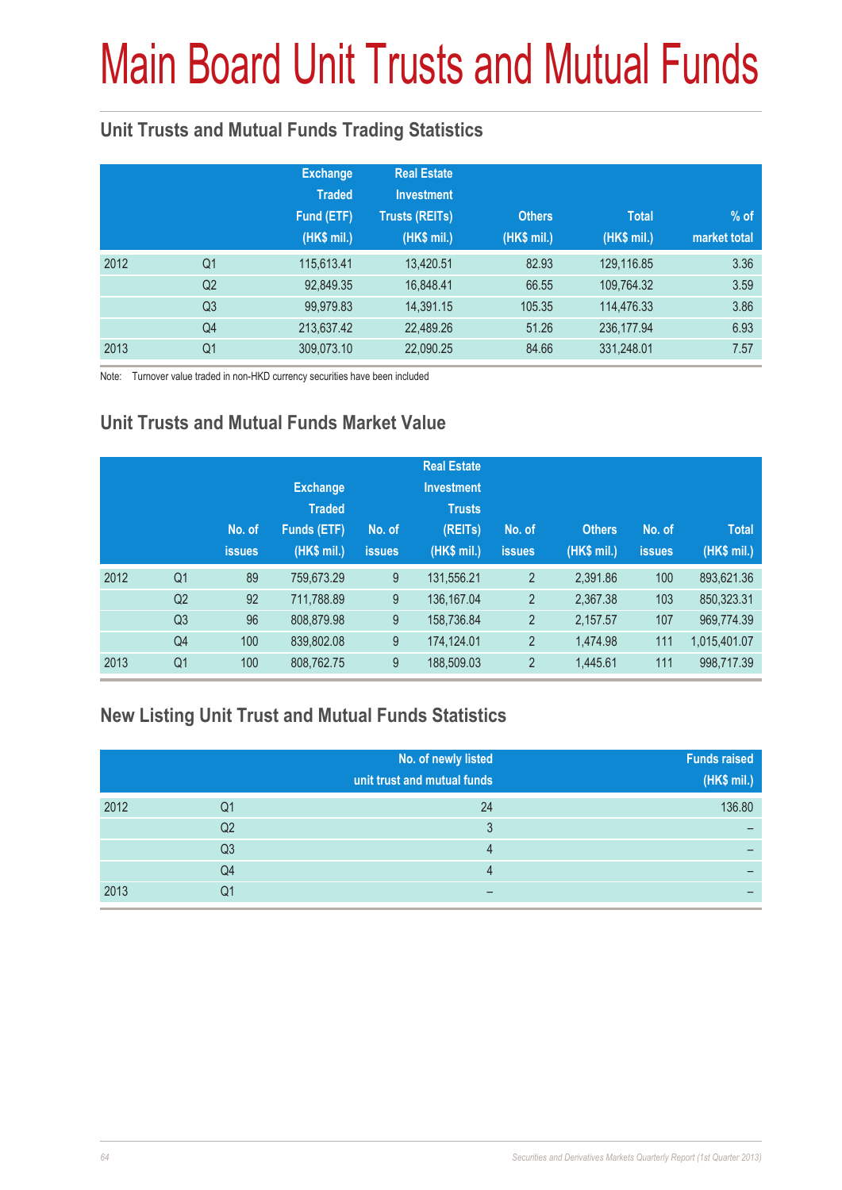# Main Board Unit Trusts and Mutual Funds

## Unit Trusts and Mutual Funds Trading Statistics

| | | Exchange Traded Fund (ETF) (HK$ mil.) | Real Estate Investment Trusts (REITs) (HK$ mil.) | Others (HK$ mil.) | Total (HK$ mil.) | % of market total |
|---|---|---|---|---|---|---|
| 2012 | Q1 | 115,613.41 | 13,420.51 | 82.93 | 129,116.85 | 3.36 |
| | Q2 | 92,849.35 | 16,848.41 | 66.55 | 109,764.32 | 3.59 |
| | Q3 | 99,979.83 | 14,391.15 | 105.35 | 114,476.33 | 3.86 |
| | Q4 | 213,637.42 | 22,489.26 | 51.26 | 236,177.94 | 6.93 |
| 2013 | Q1 | 309,073.10 | 22,090.25 | 84.66 | 331,248.01 | 7.57 |

Note: Turnover value traded in non-HKD currency securities have been included

## Unit Trusts and Mutual Funds Market Value

| | | No. of issues | Exchange Traded Funds (ETF) (HK$ mil.) | No. of issues | Real Estate Investment Trusts (REITs) (HK$ mil.) | No. of issues | Others (HK$ mil.) | No. of issues | Total (HK$ mil.) |
|---|---|---|---|---|---|---|---|---|---|
| 2012 | Q1 | 89 | 759,673.29 | 9 | 131,556.21 | 2 | 2,391.86 | 100 | 893,621.36 |
| | Q2 | 92 | 711,788.89 | 9 | 136,167.04 | 2 | 2,367.38 | 103 | 850,323.31 |
| | Q3 | 96 | 808,879.98 | 9 | 158,736.84 | 2 | 2,157.57 | 107 | 969,774.39 |
| | Q4 | 100 | 839,802.08 | 9 | 174,124.01 | 2 | 1,474.98 | 111 | 1,015,401.07 |
| 2013 | Q1 | 100 | 808,762.75 | 9 | 188,509.03 | 2 | 1,445.61 | 111 | 998,717.39 |

## New Listing Unit Trust and Mutual Funds Statistics

| | | No. of newly listed unit trust and mutual funds | Funds raised (HK$ mil.) |
|---|---|---|---|
| 2012 | Q1 | 24 | 136.80 |
| | Q2 | 3 | – |
| | Q3 | 4 | – |
| | Q4 | 4 | – |
| 2013 | Q1 | – | – |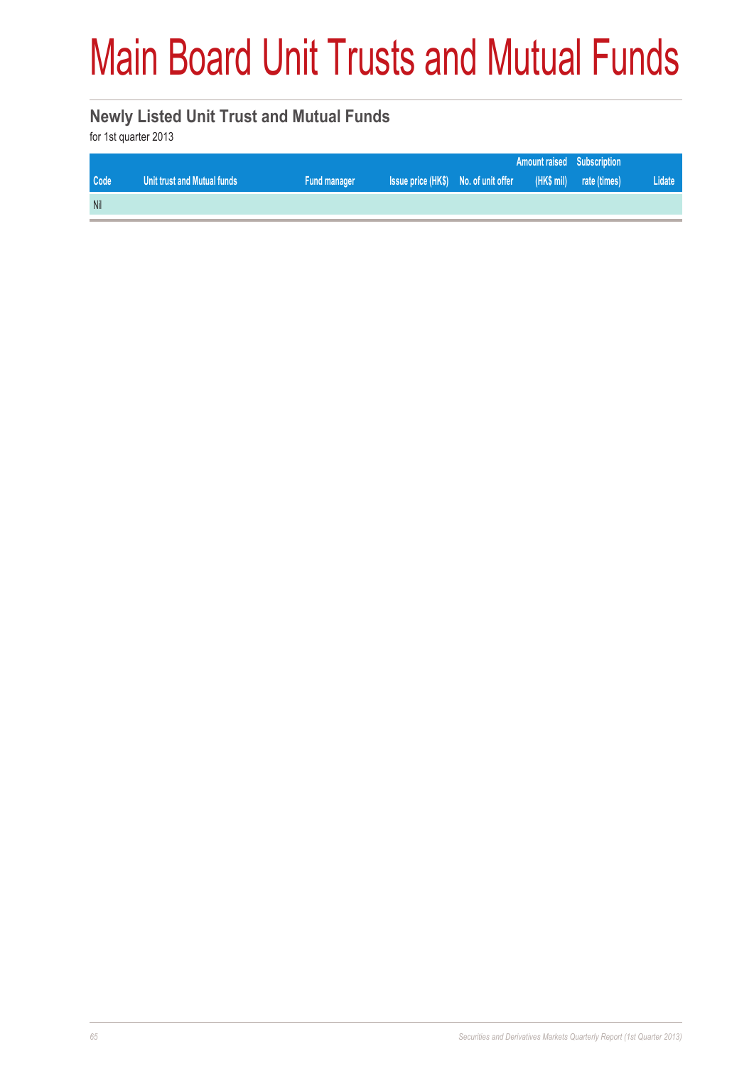# Main Board Unit Trusts and Mutual Funds

## Newly Listed Unit Trust and Mutual Funds

for 1st quarter 2013

| Code | Unit trust and Mutual funds | Fund manager | Issue price (HK$) | No. of unit offer | Amount raised (HK$ mil) | Subscription rate (times) | Lidate |
|---|---|---|---|---|---|---|---|
| Nil | | | | | | | |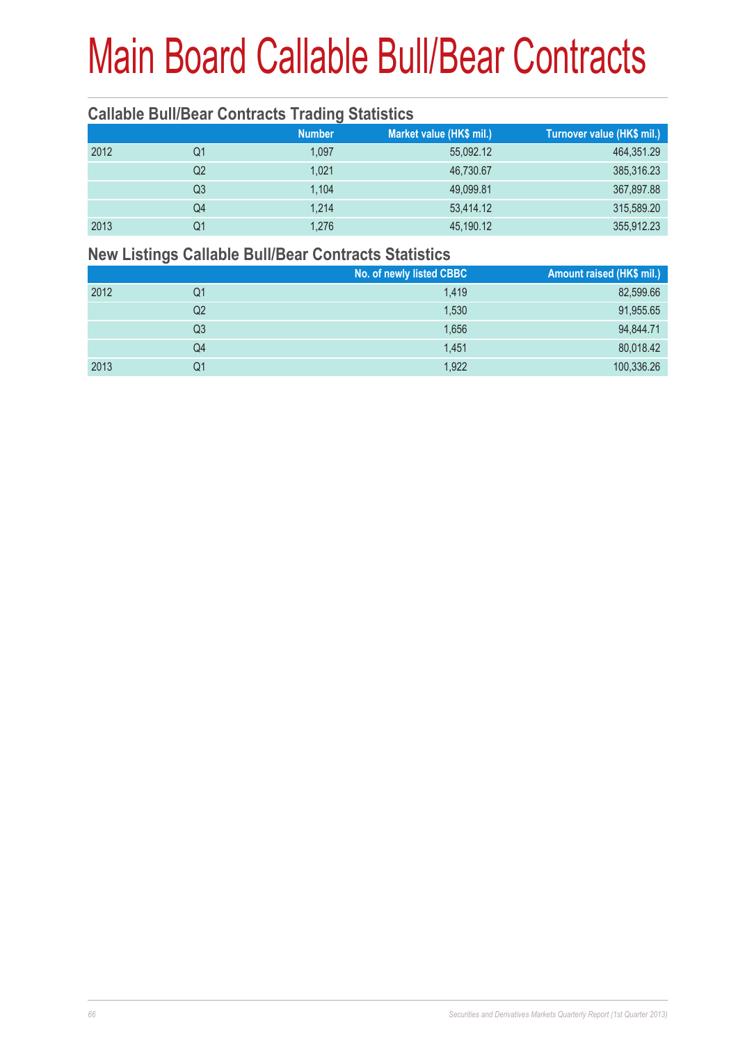# Main Board Callable Bull/Bear Contracts

## Callable Bull/Bear Contracts Trading Statistics

| | | Number | Market value (HK$ mil.) | Turnover value (HK$ mil.) |
|---|---|---|---|---|
| 2012 | Q1 | 1,097 | 55,092.12 | 464,351.29 |
| | Q2 | 1,021 | 46,730.67 | 385,316.23 |
| | Q3 | 1,104 | 49,099.81 | 367,897.88 |
| | Q4 | 1,214 | 53,414.12 | 315,589.20 |
| 2013 | Q1 | 1,276 | 45,190.12 | 355,912.23 |

## New Listings Callable Bull/Bear Contracts Statistics

| | | No. of newly listed CBBC | Amount raised (HK$ mil.) |
|---|---|---|---|
| 2012 | Q1 | 1,419 | 82,599.66 |
| | Q2 | 1,530 | 91,955.65 |
| | Q3 | 1,656 | 94,844.71 |
| | Q4 | 1,451 | 80,018.42 |
| 2013 | Q1 | 1,922 | 100,336.26 |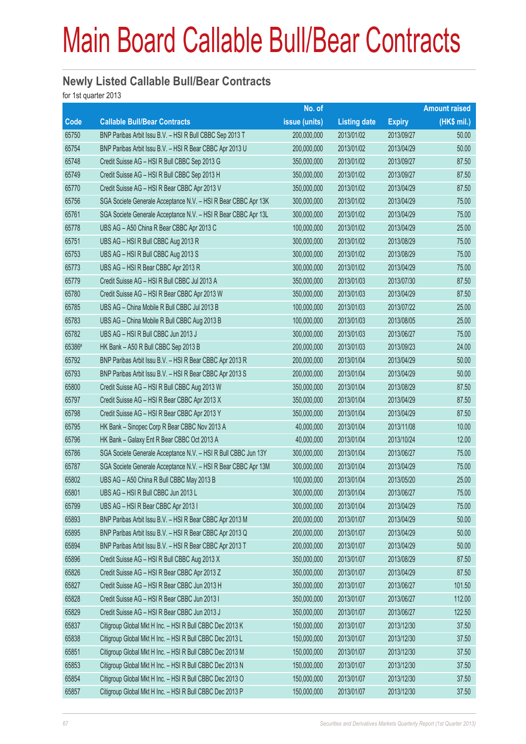# Main Board Callable Bull/Bear Contracts

## Newly Listed Callable Bull/Bear Contracts

for 1st quarter 2013

| Code | Callable Bull/Bear Contracts | No. of issue (units) | Listing date | Expiry | Amount raised (HK$ mil.) |
|---|---|---|---|---|---|
| 65750 | BNP Paribas Arbit Issu B.V. – HSI R Bull CBBC Sep 2013 T | 200,000,000 | 2013/01/02 | 2013/09/27 | 50.00 |
| 65754 | BNP Paribas Arbit Issu B.V. – HSI R Bear CBBC Apr 2013 U | 200,000,000 | 2013/01/02 | 2013/04/29 | 50.00 |
| 65748 | Credit Suisse AG – HSI R Bull CBBC Sep 2013 G | 350,000,000 | 2013/01/02 | 2013/09/27 | 87.50 |
| 65749 | Credit Suisse AG – HSI R Bull CBBC Sep 2013 H | 350,000,000 | 2013/01/02 | 2013/09/27 | 87.50 |
| 65770 | Credit Suisse AG – HSI R Bear CBBC Apr 2013 V | 350,000,000 | 2013/01/02 | 2013/04/29 | 87.50 |
| 65756 | SGA Societe Generale Acceptance N.V. – HSI R Bear CBBC Apr 13K | 300,000,000 | 2013/01/02 | 2013/04/29 | 75.00 |
| 65761 | SGA Societe Generale Acceptance N.V. – HSI R Bear CBBC Apr 13L | 300,000,000 | 2013/01/02 | 2013/04/29 | 75.00 |
| 65778 | UBS AG – A50 China R Bear CBBC Apr 2013 C | 100,000,000 | 2013/01/02 | 2013/04/29 | 25.00 |
| 65751 | UBS AG – HSI R Bull CBBC Aug 2013 R | 300,000,000 | 2013/01/02 | 2013/08/29 | 75.00 |
| 65753 | UBS AG – HSI R Bull CBBC Aug 2013 S | 300,000,000 | 2013/01/02 | 2013/08/29 | 75.00 |
| 65773 | UBS AG – HSI R Bear CBBC Apr 2013 R | 300,000,000 | 2013/01/02 | 2013/04/29 | 75.00 |
| 65779 | Credit Suisse AG – HSI R Bull CBBC Jul 2013 A | 350,000,000 | 2013/01/03 | 2013/07/30 | 87.50 |
| 65780 | Credit Suisse AG – HSI R Bear CBBC Apr 2013 W | 350,000,000 | 2013/01/03 | 2013/04/29 | 87.50 |
| 65785 | UBS AG – China Mobile R Bull CBBC Jul 2013 B | 100,000,000 | 2013/01/03 | 2013/07/22 | 25.00 |
| 65783 | UBS AG – China Mobile R Bull CBBC Aug 2013 B | 100,000,000 | 2013/01/03 | 2013/08/05 | 25.00 |
| 65782 | UBS AG – HSI R Bull CBBC Jun 2013 J | 300,000,000 | 2013/01/03 | 2013/06/27 | 75.00 |
| 65386# | HK Bank – A50 R Bull CBBC Sep 2013 B | 200,000,000 | 2013/01/03 | 2013/09/23 | 24.00 |
| 65792 | BNP Paribas Arbit Issu B.V. – HSI R Bear CBBC Apr 2013 R | 200,000,000 | 2013/01/04 | 2013/04/29 | 50.00 |
| 65793 | BNP Paribas Arbit Issu B.V. – HSI R Bear CBBC Apr 2013 S | 200,000,000 | 2013/01/04 | 2013/04/29 | 50.00 |
| 65800 | Credit Suisse AG – HSI R Bull CBBC Aug 2013 W | 350,000,000 | 2013/01/04 | 2013/08/29 | 87.50 |
| 65797 | Credit Suisse AG – HSI R Bear CBBC Apr 2013 X | 350,000,000 | 2013/01/04 | 2013/04/29 | 87.50 |
| 65798 | Credit Suisse AG – HSI R Bear CBBC Apr 2013 Y | 350,000,000 | 2013/01/04 | 2013/04/29 | 87.50 |
| 65795 | HK Bank – Sinopec Corp R Bear CBBC Nov 2013 A | 40,000,000 | 2013/01/04 | 2013/11/08 | 10.00 |
| 65796 | HK Bank – Galaxy Ent R Bear CBBC Oct 2013 A | 40,000,000 | 2013/01/04 | 2013/10/24 | 12.00 |
| 65786 | SGA Societe Generale Acceptance N.V. – HSI R Bull CBBC Jun 13Y | 300,000,000 | 2013/01/04 | 2013/06/27 | 75.00 |
| 65787 | SGA Societe Generale Acceptance N.V. – HSI R Bear CBBC Apr 13M | 300,000,000 | 2013/01/04 | 2013/04/29 | 75.00 |
| 65802 | UBS AG – A50 China R Bull CBBC May 2013 B | 100,000,000 | 2013/01/04 | 2013/05/20 | 25.00 |
| 65801 | UBS AG – HSI R Bull CBBC Jun 2013 L | 300,000,000 | 2013/01/04 | 2013/06/27 | 75.00 |
| 65799 | UBS AG – HSI R Bear CBBC Apr 2013 I | 300,000,000 | 2013/01/04 | 2013/04/29 | 75.00 |
| 65893 | BNP Paribas Arbit Issu B.V. – HSI R Bear CBBC Apr 2013 M | 200,000,000 | 2013/01/07 | 2013/04/29 | 50.00 |
| 65895 | BNP Paribas Arbit Issu B.V. – HSI R Bear CBBC Apr 2013 Q | 200,000,000 | 2013/01/07 | 2013/04/29 | 50.00 |
| 65894 | BNP Paribas Arbit Issu B.V. – HSI R Bear CBBC Apr 2013 T | 200,000,000 | 2013/01/07 | 2013/04/29 | 50.00 |
| 65896 | Credit Suisse AG – HSI R Bull CBBC Aug 2013 X | 350,000,000 | 2013/01/07 | 2013/08/29 | 87.50 |
| 65826 | Credit Suisse AG – HSI R Bear CBBC Apr 2013 Z | 350,000,000 | 2013/01/07 | 2013/04/29 | 87.50 |
| 65827 | Credit Suisse AG – HSI R Bear CBBC Jun 2013 H | 350,000,000 | 2013/01/07 | 2013/06/27 | 101.50 |
| 65828 | Credit Suisse AG – HSI R Bear CBBC Jun 2013 I | 350,000,000 | 2013/01/07 | 2013/06/27 | 112.00 |
| 65829 | Credit Suisse AG – HSI R Bear CBBC Jun 2013 J | 350,000,000 | 2013/01/07 | 2013/06/27 | 122.50 |
| 65837 | Citigroup Global Mkt H Inc. – HSI R Bull CBBC Dec 2013 K | 150,000,000 | 2013/01/07 | 2013/12/30 | 37.50 |
| 65838 | Citigroup Global Mkt H Inc. – HSI R Bull CBBC Dec 2013 L | 150,000,000 | 2013/01/07 | 2013/12/30 | 37.50 |
| 65851 | Citigroup Global Mkt H Inc. – HSI R Bull CBBC Dec 2013 M | 150,000,000 | 2013/01/07 | 2013/12/30 | 37.50 |
| 65853 | Citigroup Global Mkt H Inc. – HSI R Bull CBBC Dec 2013 N | 150,000,000 | 2013/01/07 | 2013/12/30 | 37.50 |
| 65854 | Citigroup Global Mkt H Inc. – HSI R Bull CBBC Dec 2013 O | 150,000,000 | 2013/01/07 | 2013/12/30 | 37.50 |
| 65857 | Citigroup Global Mkt H Inc. – HSI R Bull CBBC Dec 2013 P | 150,000,000 | 2013/01/07 | 2013/12/30 | 37.50 |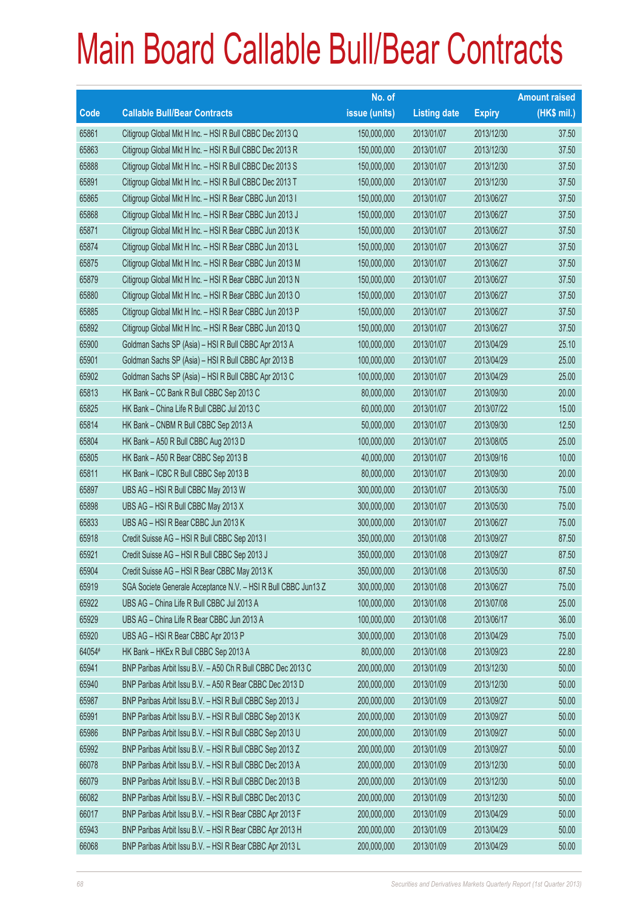# Main Board Callable Bull/Bear Contracts

| Code | Callable Bull/Bear Contracts | No. of issue (units) | Listing date | Expiry | Amount raised (HK$ mil.) |
|---|---|---|---|---|---|
| 65861 | Citigroup Global Mkt H Inc. – HSI R Bull CBBC Dec 2013 Q | 150,000,000 | 2013/01/07 | 2013/12/30 | 37.50 |
| 65863 | Citigroup Global Mkt H Inc. – HSI R Bull CBBC Dec 2013 R | 150,000,000 | 2013/01/07 | 2013/12/30 | 37.50 |
| 65888 | Citigroup Global Mkt H Inc. – HSI R Bull CBBC Dec 2013 S | 150,000,000 | 2013/01/07 | 2013/12/30 | 37.50 |
| 65891 | Citigroup Global Mkt H Inc. – HSI R Bull CBBC Dec 2013 T | 150,000,000 | 2013/01/07 | 2013/12/30 | 37.50 |
| 65865 | Citigroup Global Mkt H Inc. – HSI R Bear CBBC Jun 2013 I | 150,000,000 | 2013/01/07 | 2013/06/27 | 37.50 |
| 65868 | Citigroup Global Mkt H Inc. – HSI R Bear CBBC Jun 2013 J | 150,000,000 | 2013/01/07 | 2013/06/27 | 37.50 |
| 65871 | Citigroup Global Mkt H Inc. – HSI R Bear CBBC Jun 2013 K | 150,000,000 | 2013/01/07 | 2013/06/27 | 37.50 |
| 65874 | Citigroup Global Mkt H Inc. – HSI R Bear CBBC Jun 2013 L | 150,000,000 | 2013/01/07 | 2013/06/27 | 37.50 |
| 65875 | Citigroup Global Mkt H Inc. – HSI R Bear CBBC Jun 2013 M | 150,000,000 | 2013/01/07 | 2013/06/27 | 37.50 |
| 65879 | Citigroup Global Mkt H Inc. – HSI R Bear CBBC Jun 2013 N | 150,000,000 | 2013/01/07 | 2013/06/27 | 37.50 |
| 65880 | Citigroup Global Mkt H Inc. – HSI R Bear CBBC Jun 2013 O | 150,000,000 | 2013/01/07 | 2013/06/27 | 37.50 |
| 65885 | Citigroup Global Mkt H Inc. – HSI R Bear CBBC Jun 2013 P | 150,000,000 | 2013/01/07 | 2013/06/27 | 37.50 |
| 65892 | Citigroup Global Mkt H Inc. – HSI R Bear CBBC Jun 2013 Q | 150,000,000 | 2013/01/07 | 2013/06/27 | 37.50 |
| 65900 | Goldman Sachs SP (Asia) – HSI R Bull CBBC Apr 2013 A | 100,000,000 | 2013/01/07 | 2013/04/29 | 25.10 |
| 65901 | Goldman Sachs SP (Asia) – HSI R Bull CBBC Apr 2013 B | 100,000,000 | 2013/01/07 | 2013/04/29 | 25.00 |
| 65902 | Goldman Sachs SP (Asia) – HSI R Bull CBBC Apr 2013 C | 100,000,000 | 2013/01/07 | 2013/04/29 | 25.00 |
| 65813 | HK Bank – CC Bank R Bull CBBC Sep 2013 C | 80,000,000 | 2013/01/07 | 2013/09/30 | 20.00 |
| 65825 | HK Bank – China Life R Bull CBBC Jul 2013 C | 60,000,000 | 2013/01/07 | 2013/07/22 | 15.00 |
| 65814 | HK Bank – CNBM R Bull CBBC Sep 2013 A | 50,000,000 | 2013/01/07 | 2013/09/30 | 12.50 |
| 65804 | HK Bank – A50 R Bull CBBC Aug 2013 D | 100,000,000 | 2013/01/07 | 2013/08/05 | 25.00 |
| 65805 | HK Bank – A50 R Bear CBBC Sep 2013 B | 40,000,000 | 2013/01/07 | 2013/09/16 | 10.00 |
| 65811 | HK Bank – ICBC R Bull CBBC Sep 2013 B | 80,000,000 | 2013/01/07 | 2013/09/30 | 20.00 |
| 65897 | UBS AG – HSI R Bull CBBC May 2013 W | 300,000,000 | 2013/01/07 | 2013/05/30 | 75.00 |
| 65898 | UBS AG – HSI R Bull CBBC May 2013 X | 300,000,000 | 2013/01/07 | 2013/05/30 | 75.00 |
| 65833 | UBS AG – HSI R Bear CBBC Jun 2013 K | 300,000,000 | 2013/01/07 | 2013/06/27 | 75.00 |
| 65918 | Credit Suisse AG – HSI R Bull CBBC Sep 2013 I | 350,000,000 | 2013/01/08 | 2013/09/27 | 87.50 |
| 65921 | Credit Suisse AG – HSI R Bull CBBC Sep 2013 J | 350,000,000 | 2013/01/08 | 2013/09/27 | 87.50 |
| 65904 | Credit Suisse AG – HSI R Bear CBBC May 2013 K | 350,000,000 | 2013/01/08 | 2013/05/30 | 87.50 |
| 65919 | SGA Societe Generale Acceptance N.V. – HSI R Bull CBBC Jun13 Z | 300,000,000 | 2013/01/08 | 2013/06/27 | 75.00 |
| 65922 | UBS AG – China Life R Bull CBBC Jul 2013 A | 100,000,000 | 2013/01/08 | 2013/07/08 | 25.00 |
| 65929 | UBS AG – China Life R Bear CBBC Jun 2013 A | 100,000,000 | 2013/01/08 | 2013/06/17 | 36.00 |
| 65920 | UBS AG – HSI R Bear CBBC Apr 2013 P | 300,000,000 | 2013/01/08 | 2013/04/29 | 75.00 |
| 64054# | HK Bank – HKEx R Bull CBBC Sep 2013 A | 80,000,000 | 2013/01/08 | 2013/09/23 | 22.80 |
| 65941 | BNP Paribas Arbit Issu B.V. – A50 Ch R Bull CBBC Dec 2013 C | 200,000,000 | 2013/01/09 | 2013/12/30 | 50.00 |
| 65940 | BNP Paribas Arbit Issu B.V. – A50 R Bear CBBC Dec 2013 D | 200,000,000 | 2013/01/09 | 2013/12/30 | 50.00 |
| 65987 | BNP Paribas Arbit Issu B.V. – HSI R Bull CBBC Sep 2013 J | 200,000,000 | 2013/01/09 | 2013/09/27 | 50.00 |
| 65991 | BNP Paribas Arbit Issu B.V. – HSI R Bull CBBC Sep 2013 K | 200,000,000 | 2013/01/09 | 2013/09/27 | 50.00 |
| 65986 | BNP Paribas Arbit Issu B.V. – HSI R Bull CBBC Sep 2013 U | 200,000,000 | 2013/01/09 | 2013/09/27 | 50.00 |
| 65992 | BNP Paribas Arbit Issu B.V. – HSI R Bull CBBC Sep 2013 Z | 200,000,000 | 2013/01/09 | 2013/09/27 | 50.00 |
| 66078 | BNP Paribas Arbit Issu B.V. – HSI R Bull CBBC Dec 2013 A | 200,000,000 | 2013/01/09 | 2013/12/30 | 50.00 |
| 66079 | BNP Paribas Arbit Issu B.V. – HSI R Bull CBBC Dec 2013 B | 200,000,000 | 2013/01/09 | 2013/12/30 | 50.00 |
| 66082 | BNP Paribas Arbit Issu B.V. – HSI R Bull CBBC Dec 2013 C | 200,000,000 | 2013/01/09 | 2013/12/30 | 50.00 |
| 66017 | BNP Paribas Arbit Issu B.V. – HSI R Bear CBBC Apr 2013 F | 200,000,000 | 2013/01/09 | 2013/04/29 | 50.00 |
| 65943 | BNP Paribas Arbit Issu B.V. – HSI R Bear CBBC Apr 2013 H | 200,000,000 | 2013/01/09 | 2013/04/29 | 50.00 |
| 66068 | BNP Paribas Arbit Issu B.V. – HSI R Bear CBBC Apr 2013 L | 200,000,000 | 2013/01/09 | 2013/04/29 | 50.00 |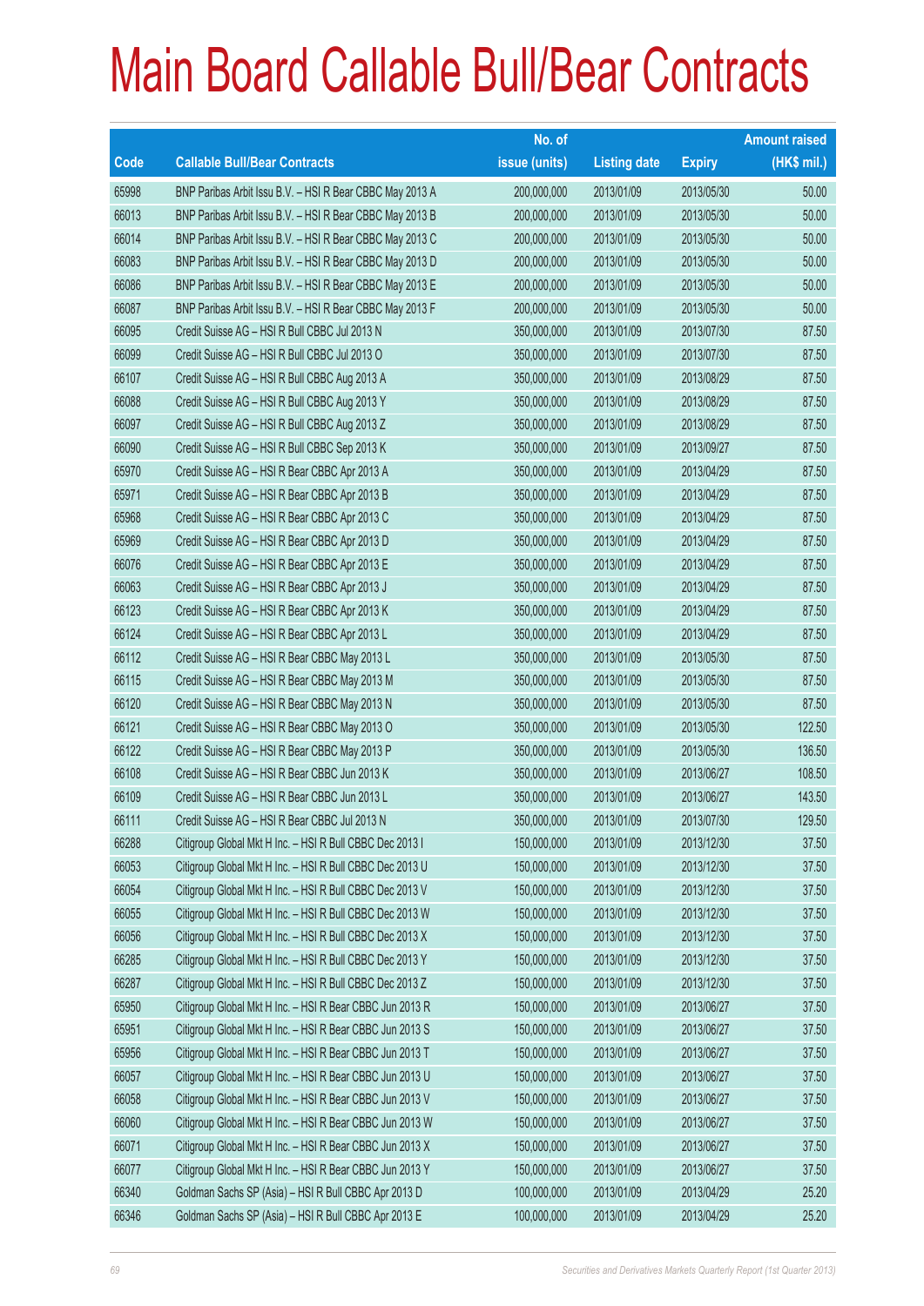# Main Board Callable Bull/Bear Contracts

| Code | Callable Bull/Bear Contracts | No. of issue (units) | Listing date | Expiry | Amount raised (HK$ mil.) |
|---|---|---|---|---|---|
| 65998 | BNP Paribas Arbit Issu B.V. – HSI R Bear CBBC May 2013 A | 200,000,000 | 2013/01/09 | 2013/05/30 | 50.00 |
| 66013 | BNP Paribas Arbit Issu B.V. – HSI R Bear CBBC May 2013 B | 200,000,000 | 2013/01/09 | 2013/05/30 | 50.00 |
| 66014 | BNP Paribas Arbit Issu B.V. – HSI R Bear CBBC May 2013 C | 200,000,000 | 2013/01/09 | 2013/05/30 | 50.00 |
| 66083 | BNP Paribas Arbit Issu B.V. – HSI R Bear CBBC May 2013 D | 200,000,000 | 2013/01/09 | 2013/05/30 | 50.00 |
| 66086 | BNP Paribas Arbit Issu B.V. – HSI R Bear CBBC May 2013 E | 200,000,000 | 2013/01/09 | 2013/05/30 | 50.00 |
| 66087 | BNP Paribas Arbit Issu B.V. – HSI R Bear CBBC May 2013 F | 200,000,000 | 2013/01/09 | 2013/05/30 | 50.00 |
| 66095 | Credit Suisse AG – HSI R Bull CBBC Jul 2013 N | 350,000,000 | 2013/01/09 | 2013/07/30 | 87.50 |
| 66099 | Credit Suisse AG – HSI R Bull CBBC Jul 2013 O | 350,000,000 | 2013/01/09 | 2013/07/30 | 87.50 |
| 66107 | Credit Suisse AG – HSI R Bull CBBC Aug 2013 A | 350,000,000 | 2013/01/09 | 2013/08/29 | 87.50 |
| 66088 | Credit Suisse AG – HSI R Bull CBBC Aug 2013 Y | 350,000,000 | 2013/01/09 | 2013/08/29 | 87.50 |
| 66097 | Credit Suisse AG – HSI R Bull CBBC Aug 2013 Z | 350,000,000 | 2013/01/09 | 2013/08/29 | 87.50 |
| 66090 | Credit Suisse AG – HSI R Bull CBBC Sep 2013 K | 350,000,000 | 2013/01/09 | 2013/09/27 | 87.50 |
| 65970 | Credit Suisse AG – HSI R Bear CBBC Apr 2013 A | 350,000,000 | 2013/01/09 | 2013/04/29 | 87.50 |
| 65971 | Credit Suisse AG – HSI R Bear CBBC Apr 2013 B | 350,000,000 | 2013/01/09 | 2013/04/29 | 87.50 |
| 65968 | Credit Suisse AG – HSI R Bear CBBC Apr 2013 C | 350,000,000 | 2013/01/09 | 2013/04/29 | 87.50 |
| 65969 | Credit Suisse AG – HSI R Bear CBBC Apr 2013 D | 350,000,000 | 2013/01/09 | 2013/04/29 | 87.50 |
| 66076 | Credit Suisse AG – HSI R Bear CBBC Apr 2013 E | 350,000,000 | 2013/01/09 | 2013/04/29 | 87.50 |
| 66063 | Credit Suisse AG – HSI R Bear CBBC Apr 2013 J | 350,000,000 | 2013/01/09 | 2013/04/29 | 87.50 |
| 66123 | Credit Suisse AG – HSI R Bear CBBC Apr 2013 K | 350,000,000 | 2013/01/09 | 2013/04/29 | 87.50 |
| 66124 | Credit Suisse AG – HSI R Bear CBBC Apr 2013 L | 350,000,000 | 2013/01/09 | 2013/04/29 | 87.50 |
| 66112 | Credit Suisse AG – HSI R Bear CBBC May 2013 L | 350,000,000 | 2013/01/09 | 2013/05/30 | 87.50 |
| 66115 | Credit Suisse AG – HSI R Bear CBBC May 2013 M | 350,000,000 | 2013/01/09 | 2013/05/30 | 87.50 |
| 66120 | Credit Suisse AG – HSI R Bear CBBC May 2013 N | 350,000,000 | 2013/01/09 | 2013/05/30 | 87.50 |
| 66121 | Credit Suisse AG – HSI R Bear CBBC May 2013 O | 350,000,000 | 2013/01/09 | 2013/05/30 | 122.50 |
| 66122 | Credit Suisse AG – HSI R Bear CBBC May 2013 P | 350,000,000 | 2013/01/09 | 2013/05/30 | 136.50 |
| 66108 | Credit Suisse AG – HSI R Bear CBBC Jun 2013 K | 350,000,000 | 2013/01/09 | 2013/06/27 | 108.50 |
| 66109 | Credit Suisse AG – HSI R Bear CBBC Jun 2013 L | 350,000,000 | 2013/01/09 | 2013/06/27 | 143.50 |
| 66111 | Credit Suisse AG – HSI R Bear CBBC Jul 2013 N | 350,000,000 | 2013/01/09 | 2013/07/30 | 129.50 |
| 66288 | Citigroup Global Mkt H Inc. – HSI R Bull CBBC Dec 2013 I | 150,000,000 | 2013/01/09 | 2013/12/30 | 37.50 |
| 66053 | Citigroup Global Mkt H Inc. – HSI R Bull CBBC Dec 2013 U | 150,000,000 | 2013/01/09 | 2013/12/30 | 37.50 |
| 66054 | Citigroup Global Mkt H Inc. – HSI R Bull CBBC Dec 2013 V | 150,000,000 | 2013/01/09 | 2013/12/30 | 37.50 |
| 66055 | Citigroup Global Mkt H Inc. – HSI R Bull CBBC Dec 2013 W | 150,000,000 | 2013/01/09 | 2013/12/30 | 37.50 |
| 66056 | Citigroup Global Mkt H Inc. – HSI R Bull CBBC Dec 2013 X | 150,000,000 | 2013/01/09 | 2013/12/30 | 37.50 |
| 66285 | Citigroup Global Mkt H Inc. – HSI R Bull CBBC Dec 2013 Y | 150,000,000 | 2013/01/09 | 2013/12/30 | 37.50 |
| 66287 | Citigroup Global Mkt H Inc. – HSI R Bull CBBC Dec 2013 Z | 150,000,000 | 2013/01/09 | 2013/12/30 | 37.50 |
| 65950 | Citigroup Global Mkt H Inc. – HSI R Bear CBBC Jun 2013 R | 150,000,000 | 2013/01/09 | 2013/06/27 | 37.50 |
| 65951 | Citigroup Global Mkt H Inc. – HSI R Bear CBBC Jun 2013 S | 150,000,000 | 2013/01/09 | 2013/06/27 | 37.50 |
| 65956 | Citigroup Global Mkt H Inc. – HSI R Bear CBBC Jun 2013 T | 150,000,000 | 2013/01/09 | 2013/06/27 | 37.50 |
| 66057 | Citigroup Global Mkt H Inc. – HSI R Bear CBBC Jun 2013 U | 150,000,000 | 2013/01/09 | 2013/06/27 | 37.50 |
| 66058 | Citigroup Global Mkt H Inc. – HSI R Bear CBBC Jun 2013 V | 150,000,000 | 2013/01/09 | 2013/06/27 | 37.50 |
| 66060 | Citigroup Global Mkt H Inc. – HSI R Bear CBBC Jun 2013 W | 150,000,000 | 2013/01/09 | 2013/06/27 | 37.50 |
| 66071 | Citigroup Global Mkt H Inc. – HSI R Bear CBBC Jun 2013 X | 150,000,000 | 2013/01/09 | 2013/06/27 | 37.50 |
| 66077 | Citigroup Global Mkt H Inc. – HSI R Bear CBBC Jun 2013 Y | 150,000,000 | 2013/01/09 | 2013/06/27 | 37.50 |
| 66340 | Goldman Sachs SP (Asia) – HSI R Bull CBBC Apr 2013 D | 100,000,000 | 2013/01/09 | 2013/04/29 | 25.20 |
| 66346 | Goldman Sachs SP (Asia) – HSI R Bull CBBC Apr 2013 E | 100,000,000 | 2013/01/09 | 2013/04/29 | 25.20 |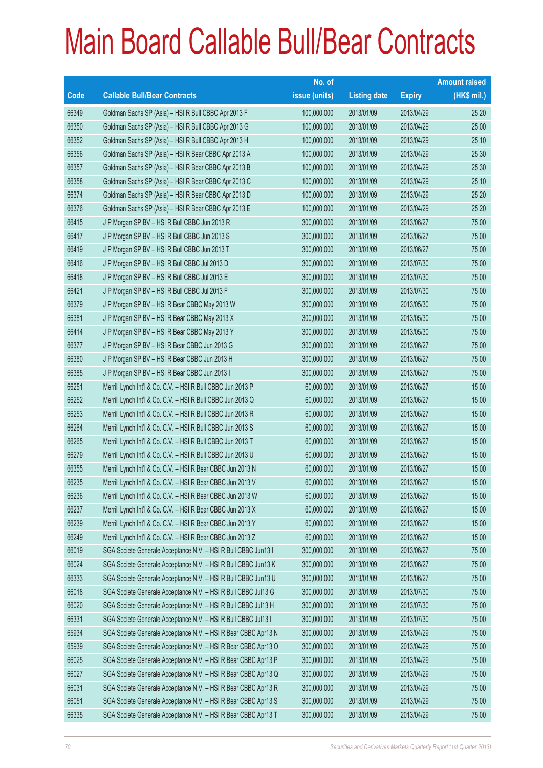# Main Board Callable Bull/Bear Contracts

| Code | Callable Bull/Bear Contracts | No. of issue (units) | Listing date | Expiry | Amount raised (HK$ mil.) |
|---|---|---|---|---|---|
| 66349 | Goldman Sachs SP (Asia) – HSI R Bull CBBC Apr 2013 F | 100,000,000 | 2013/01/09 | 2013/04/29 | 25.20 |
| 66350 | Goldman Sachs SP (Asia) – HSI R Bull CBBC Apr 2013 G | 100,000,000 | 2013/01/09 | 2013/04/29 | 25.00 |
| 66352 | Goldman Sachs SP (Asia) – HSI R Bull CBBC Apr 2013 H | 100,000,000 | 2013/01/09 | 2013/04/29 | 25.10 |
| 66356 | Goldman Sachs SP (Asia) – HSI R Bear CBBC Apr 2013 A | 100,000,000 | 2013/01/09 | 2013/04/29 | 25.30 |
| 66357 | Goldman Sachs SP (Asia) – HSI R Bear CBBC Apr 2013 B | 100,000,000 | 2013/01/09 | 2013/04/29 | 25.30 |
| 66358 | Goldman Sachs SP (Asia) – HSI R Bear CBBC Apr 2013 C | 100,000,000 | 2013/01/09 | 2013/04/29 | 25.10 |
| 66374 | Goldman Sachs SP (Asia) – HSI R Bear CBBC Apr 2013 D | 100,000,000 | 2013/01/09 | 2013/04/29 | 25.20 |
| 66376 | Goldman Sachs SP (Asia) – HSI R Bear CBBC Apr 2013 E | 100,000,000 | 2013/01/09 | 2013/04/29 | 25.20 |
| 66415 | J P Morgan SP BV – HSI R Bull CBBC Jun 2013 R | 300,000,000 | 2013/01/09 | 2013/06/27 | 75.00 |
| 66417 | J P Morgan SP BV – HSI R Bull CBBC Jun 2013 S | 300,000,000 | 2013/01/09 | 2013/06/27 | 75.00 |
| 66419 | J P Morgan SP BV – HSI R Bull CBBC Jun 2013 T | 300,000,000 | 2013/01/09 | 2013/06/27 | 75.00 |
| 66416 | J P Morgan SP BV – HSI R Bull CBBC Jul 2013 D | 300,000,000 | 2013/01/09 | 2013/07/30 | 75.00 |
| 66418 | J P Morgan SP BV – HSI R Bull CBBC Jul 2013 E | 300,000,000 | 2013/01/09 | 2013/07/30 | 75.00 |
| 66421 | J P Morgan SP BV – HSI R Bull CBBC Jul 2013 F | 300,000,000 | 2013/01/09 | 2013/07/30 | 75.00 |
| 66379 | J P Morgan SP BV – HSI R Bear CBBC May 2013 W | 300,000,000 | 2013/01/09 | 2013/05/30 | 75.00 |
| 66381 | J P Morgan SP BV – HSI R Bear CBBC May 2013 X | 300,000,000 | 2013/01/09 | 2013/05/30 | 75.00 |
| 66414 | J P Morgan SP BV – HSI R Bear CBBC May 2013 Y | 300,000,000 | 2013/01/09 | 2013/05/30 | 75.00 |
| 66377 | J P Morgan SP BV – HSI R Bear CBBC Jun 2013 G | 300,000,000 | 2013/01/09 | 2013/06/27 | 75.00 |
| 66380 | J P Morgan SP BV – HSI R Bear CBBC Jun 2013 H | 300,000,000 | 2013/01/09 | 2013/06/27 | 75.00 |
| 66385 | J P Morgan SP BV – HSI R Bear CBBC Jun 2013 I | 300,000,000 | 2013/01/09 | 2013/06/27 | 75.00 |
| 66251 | Merrill Lynch Int'l & Co. C.V. – HSI R Bull CBBC Jun 2013 P | 60,000,000 | 2013/01/09 | 2013/06/27 | 15.00 |
| 66252 | Merrill Lynch Int'l & Co. C.V. – HSI R Bull CBBC Jun 2013 Q | 60,000,000 | 2013/01/09 | 2013/06/27 | 15.00 |
| 66253 | Merrill Lynch Int'l & Co. C.V. – HSI R Bull CBBC Jun 2013 R | 60,000,000 | 2013/01/09 | 2013/06/27 | 15.00 |
| 66264 | Merrill Lynch Int'l & Co. C.V. – HSI R Bull CBBC Jun 2013 S | 60,000,000 | 2013/01/09 | 2013/06/27 | 15.00 |
| 66265 | Merrill Lynch Int'l & Co. C.V. – HSI R Bull CBBC Jun 2013 T | 60,000,000 | 2013/01/09 | 2013/06/27 | 15.00 |
| 66279 | Merrill Lynch Int'l & Co. C.V. – HSI R Bull CBBC Jun 2013 U | 60,000,000 | 2013/01/09 | 2013/06/27 | 15.00 |
| 66355 | Merrill Lynch Int'l & Co. C.V. – HSI R Bear CBBC Jun 2013 N | 60,000,000 | 2013/01/09 | 2013/06/27 | 15.00 |
| 66235 | Merrill Lynch Int'l & Co. C.V. – HSI R Bear CBBC Jun 2013 V | 60,000,000 | 2013/01/09 | 2013/06/27 | 15.00 |
| 66236 | Merrill Lynch Int'l & Co. C.V. – HSI R Bear CBBC Jun 2013 W | 60,000,000 | 2013/01/09 | 2013/06/27 | 15.00 |
| 66237 | Merrill Lynch Int'l & Co. C.V. – HSI R Bear CBBC Jun 2013 X | 60,000,000 | 2013/01/09 | 2013/06/27 | 15.00 |
| 66239 | Merrill Lynch Int'l & Co. C.V. – HSI R Bear CBBC Jun 2013 Y | 60,000,000 | 2013/01/09 | 2013/06/27 | 15.00 |
| 66249 | Merrill Lynch Int'l & Co. C.V. – HSI R Bear CBBC Jun 2013 Z | 60,000,000 | 2013/01/09 | 2013/06/27 | 15.00 |
| 66019 | SGA Societe Generale Acceptance N.V. – HSI R Bull CBBC Jun13 I | 300,000,000 | 2013/01/09 | 2013/06/27 | 75.00 |
| 66024 | SGA Societe Generale Acceptance N.V. – HSI R Bull CBBC Jun13 K | 300,000,000 | 2013/01/09 | 2013/06/27 | 75.00 |
| 66333 | SGA Societe Generale Acceptance N.V. – HSI R Bull CBBC Jun13 U | 300,000,000 | 2013/01/09 | 2013/06/27 | 75.00 |
| 66018 | SGA Societe Generale Acceptance N.V. – HSI R Bull CBBC Jul13 G | 300,000,000 | 2013/01/09 | 2013/07/30 | 75.00 |
| 66020 | SGA Societe Generale Acceptance N.V. – HSI R Bull CBBC Jul13 H | 300,000,000 | 2013/01/09 | 2013/07/30 | 75.00 |
| 66331 | SGA Societe Generale Acceptance N.V. – HSI R Bull CBBC Jul13 I | 300,000,000 | 2013/01/09 | 2013/07/30 | 75.00 |
| 65934 | SGA Societe Generale Acceptance N.V. – HSI R Bear CBBC Apr13 N | 300,000,000 | 2013/01/09 | 2013/04/29 | 75.00 |
| 65939 | SGA Societe Generale Acceptance N.V. – HSI R Bear CBBC Apr13 O | 300,000,000 | 2013/01/09 | 2013/04/29 | 75.00 |
| 66025 | SGA Societe Generale Acceptance N.V. – HSI R Bear CBBC Apr13 P | 300,000,000 | 2013/01/09 | 2013/04/29 | 75.00 |
| 66027 | SGA Societe Generale Acceptance N.V. – HSI R Bear CBBC Apr13 Q | 300,000,000 | 2013/01/09 | 2013/04/29 | 75.00 |
| 66031 | SGA Societe Generale Acceptance N.V. – HSI R Bear CBBC Apr13 R | 300,000,000 | 2013/01/09 | 2013/04/29 | 75.00 |
| 66051 | SGA Societe Generale Acceptance N.V. – HSI R Bear CBBC Apr13 S | 300,000,000 | 2013/01/09 | 2013/04/29 | 75.00 |
| 66335 | SGA Societe Generale Acceptance N.V. – HSI R Bear CBBC Apr13 T | 300,000,000 | 2013/01/09 | 2013/04/29 | 75.00 |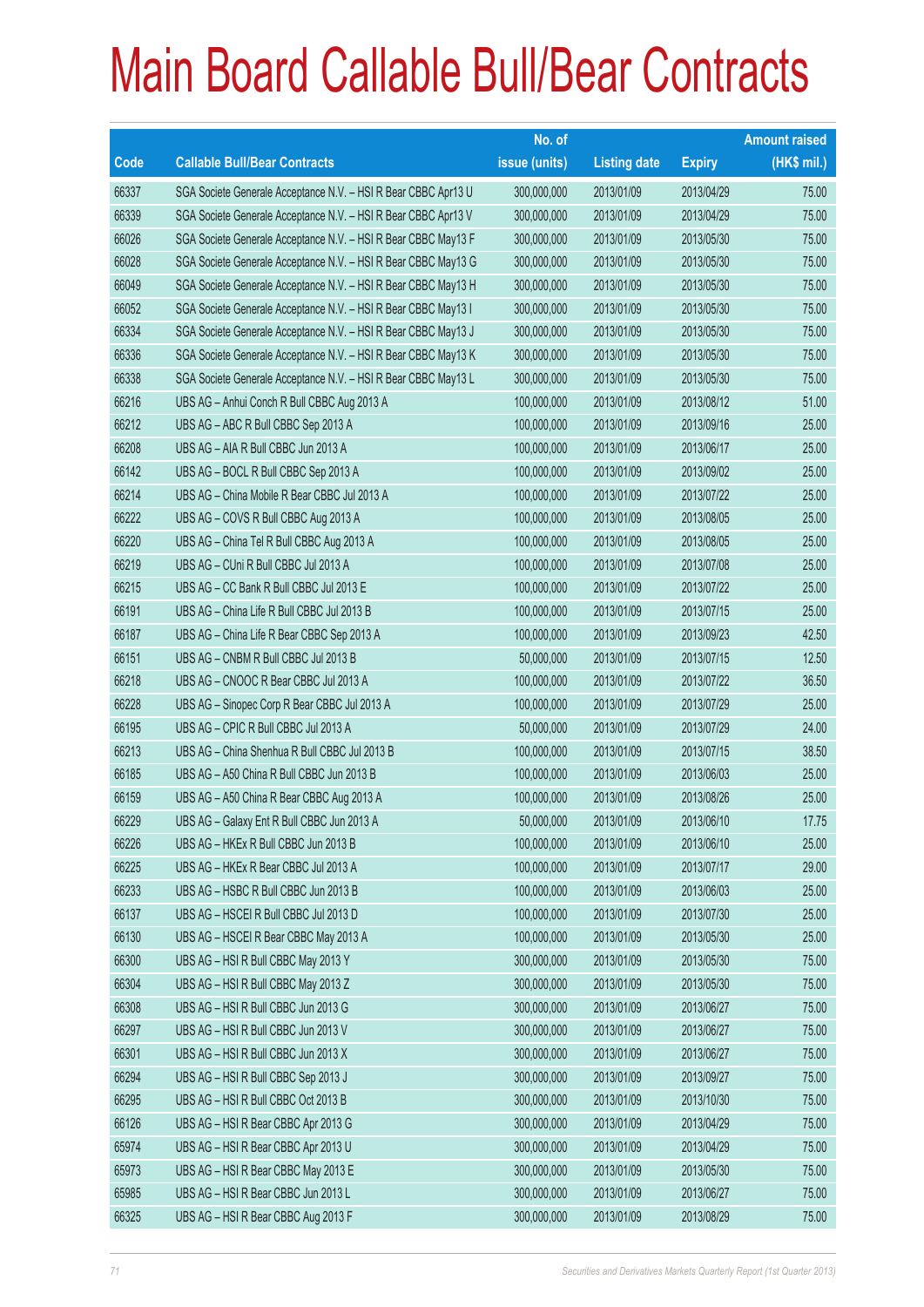# Main Board Callable Bull/Bear Contracts

| Code | Callable Bull/Bear Contracts | No. of issue (units) | Listing date | Expiry | Amount raised (HK$ mil.) |
|---|---|---|---|---|---|
| 66337 | SGA Societe Generale Acceptance N.V. – HSI R Bear CBBC Apr13 U | 300,000,000 | 2013/01/09 | 2013/04/29 | 75.00 |
| 66339 | SGA Societe Generale Acceptance N.V. – HSI R Bear CBBC Apr13 V | 300,000,000 | 2013/01/09 | 2013/04/29 | 75.00 |
| 66026 | SGA Societe Generale Acceptance N.V. – HSI R Bear CBBC May13 F | 300,000,000 | 2013/01/09 | 2013/05/30 | 75.00 |
| 66028 | SGA Societe Generale Acceptance N.V. – HSI R Bear CBBC May13 G | 300,000,000 | 2013/01/09 | 2013/05/30 | 75.00 |
| 66049 | SGA Societe Generale Acceptance N.V. – HSI R Bear CBBC May13 H | 300,000,000 | 2013/01/09 | 2013/05/30 | 75.00 |
| 66052 | SGA Societe Generale Acceptance N.V. – HSI R Bear CBBC May13 I | 300,000,000 | 2013/01/09 | 2013/05/30 | 75.00 |
| 66334 | SGA Societe Generale Acceptance N.V. – HSI R Bear CBBC May13 J | 300,000,000 | 2013/01/09 | 2013/05/30 | 75.00 |
| 66336 | SGA Societe Generale Acceptance N.V. – HSI R Bear CBBC May13 K | 300,000,000 | 2013/01/09 | 2013/05/30 | 75.00 |
| 66338 | SGA Societe Generale Acceptance N.V. – HSI R Bear CBBC May13 L | 300,000,000 | 2013/01/09 | 2013/05/30 | 75.00 |
| 66216 | UBS AG – Anhui Conch R Bull CBBC Aug 2013 A | 100,000,000 | 2013/01/09 | 2013/08/12 | 51.00 |
| 66212 | UBS AG – ABC R Bull CBBC Sep 2013 A | 100,000,000 | 2013/01/09 | 2013/09/16 | 25.00 |
| 66208 | UBS AG – AIA R Bull CBBC Jun 2013 A | 100,000,000 | 2013/01/09 | 2013/06/17 | 25.00 |
| 66142 | UBS AG – BOCL R Bull CBBC Sep 2013 A | 100,000,000 | 2013/01/09 | 2013/09/02 | 25.00 |
| 66214 | UBS AG – China Mobile R Bear CBBC Jul 2013 A | 100,000,000 | 2013/01/09 | 2013/07/22 | 25.00 |
| 66222 | UBS AG – COVS R Bull CBBC Aug 2013 A | 100,000,000 | 2013/01/09 | 2013/08/05 | 25.00 |
| 66220 | UBS AG – China Tel R Bull CBBC Aug 2013 A | 100,000,000 | 2013/01/09 | 2013/08/05 | 25.00 |
| 66219 | UBS AG – CUni R Bull CBBC Jul 2013 A | 100,000,000 | 2013/01/09 | 2013/07/08 | 25.00 |
| 66215 | UBS AG – CC Bank R Bull CBBC Jul 2013 E | 100,000,000 | 2013/01/09 | 2013/07/22 | 25.00 |
| 66191 | UBS AG – China Life R Bull CBBC Jul 2013 B | 100,000,000 | 2013/01/09 | 2013/07/15 | 25.00 |
| 66187 | UBS AG – China Life R Bear CBBC Sep 2013 A | 100,000,000 | 2013/01/09 | 2013/09/23 | 42.50 |
| 66151 | UBS AG – CNBM R Bull CBBC Jul 2013 B | 50,000,000 | 2013/01/09 | 2013/07/15 | 12.50 |
| 66218 | UBS AG – CNOOC R Bear CBBC Jul 2013 A | 100,000,000 | 2013/01/09 | 2013/07/22 | 36.50 |
| 66228 | UBS AG – Sinopec Corp R Bear CBBC Jul 2013 A | 100,000,000 | 2013/01/09 | 2013/07/29 | 25.00 |
| 66195 | UBS AG – CPIC R Bull CBBC Jul 2013 A | 50,000,000 | 2013/01/09 | 2013/07/29 | 24.00 |
| 66213 | UBS AG – China Shenhua R Bull CBBC Jul 2013 B | 100,000,000 | 2013/01/09 | 2013/07/15 | 38.50 |
| 66185 | UBS AG – A50 China R Bull CBBC Jun 2013 B | 100,000,000 | 2013/01/09 | 2013/06/03 | 25.00 |
| 66159 | UBS AG – A50 China R Bear CBBC Aug 2013 A | 100,000,000 | 2013/01/09 | 2013/08/26 | 25.00 |
| 66229 | UBS AG – Galaxy Ent R Bull CBBC Jun 2013 A | 50,000,000 | 2013/01/09 | 2013/06/10 | 17.75 |
| 66226 | UBS AG – HKEx R Bull CBBC Jun 2013 B | 100,000,000 | 2013/01/09 | 2013/06/10 | 25.00 |
| 66225 | UBS AG – HKEx R Bear CBBC Jul 2013 A | 100,000,000 | 2013/01/09 | 2013/07/17 | 29.00 |
| 66233 | UBS AG – HSBC R Bull CBBC Jun 2013 B | 100,000,000 | 2013/01/09 | 2013/06/03 | 25.00 |
| 66137 | UBS AG – HSCEI R Bull CBBC Jul 2013 D | 100,000,000 | 2013/01/09 | 2013/07/30 | 25.00 |
| 66130 | UBS AG – HSCEI R Bear CBBC May 2013 A | 100,000,000 | 2013/01/09 | 2013/05/30 | 25.00 |
| 66300 | UBS AG – HSI R Bull CBBC May 2013 Y | 300,000,000 | 2013/01/09 | 2013/05/30 | 75.00 |
| 66304 | UBS AG – HSI R Bull CBBC May 2013 Z | 300,000,000 | 2013/01/09 | 2013/05/30 | 75.00 |
| 66308 | UBS AG – HSI R Bull CBBC Jun 2013 G | 300,000,000 | 2013/01/09 | 2013/06/27 | 75.00 |
| 66297 | UBS AG – HSI R Bull CBBC Jun 2013 V | 300,000,000 | 2013/01/09 | 2013/06/27 | 75.00 |
| 66301 | UBS AG – HSI R Bull CBBC Jun 2013 X | 300,000,000 | 2013/01/09 | 2013/06/27 | 75.00 |
| 66294 | UBS AG – HSI R Bull CBBC Sep 2013 J | 300,000,000 | 2013/01/09 | 2013/09/27 | 75.00 |
| 66295 | UBS AG – HSI R Bull CBBC Oct 2013 B | 300,000,000 | 2013/01/09 | 2013/10/30 | 75.00 |
| 66126 | UBS AG – HSI R Bear CBBC Apr 2013 G | 300,000,000 | 2013/01/09 | 2013/04/29 | 75.00 |
| 65974 | UBS AG – HSI R Bear CBBC Apr 2013 U | 300,000,000 | 2013/01/09 | 2013/04/29 | 75.00 |
| 65973 | UBS AG – HSI R Bear CBBC May 2013 E | 300,000,000 | 2013/01/09 | 2013/05/30 | 75.00 |
| 65985 | UBS AG – HSI R Bear CBBC Jun 2013 L | 300,000,000 | 2013/01/09 | 2013/06/27 | 75.00 |
| 66325 | UBS AG – HSI R Bear CBBC Aug 2013 F | 300,000,000 | 2013/01/09 | 2013/08/29 | 75.00 |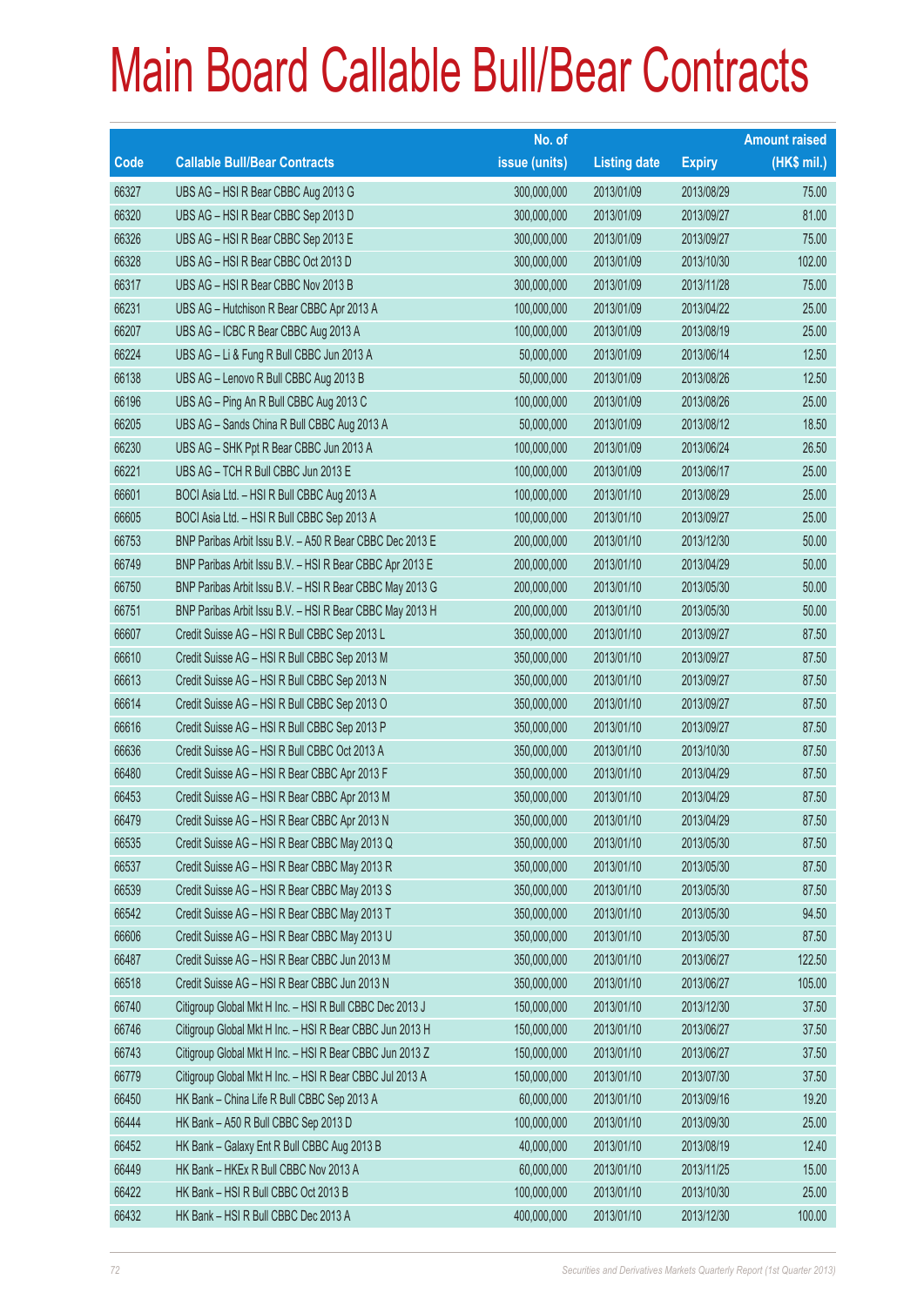# Main Board Callable Bull/Bear Contracts

| Code | Callable Bull/Bear Contracts | No. of issue (units) | Listing date | Expiry | Amount raised (HK$ mil.) |
|---|---|---|---|---|---|
| 66327 | UBS AG – HSI R Bear CBBC Aug 2013 G | 300,000,000 | 2013/01/09 | 2013/08/29 | 75.00 |
| 66320 | UBS AG – HSI R Bear CBBC Sep 2013 D | 300,000,000 | 2013/01/09 | 2013/09/27 | 81.00 |
| 66326 | UBS AG – HSI R Bear CBBC Sep 2013 E | 300,000,000 | 2013/01/09 | 2013/09/27 | 75.00 |
| 66328 | UBS AG – HSI R Bear CBBC Oct 2013 D | 300,000,000 | 2013/01/09 | 2013/10/30 | 102.00 |
| 66317 | UBS AG – HSI R Bear CBBC Nov 2013 B | 300,000,000 | 2013/01/09 | 2013/11/28 | 75.00 |
| 66231 | UBS AG – Hutchison R Bear CBBC Apr 2013 A | 100,000,000 | 2013/01/09 | 2013/04/22 | 25.00 |
| 66207 | UBS AG – ICBC R Bear CBBC Aug 2013 A | 100,000,000 | 2013/01/09 | 2013/08/19 | 25.00 |
| 66224 | UBS AG – Li & Fung R Bull CBBC Jun 2013 A | 50,000,000 | 2013/01/09 | 2013/06/14 | 12.50 |
| 66138 | UBS AG – Lenovo R Bull CBBC Aug 2013 B | 50,000,000 | 2013/01/09 | 2013/08/26 | 12.50 |
| 66196 | UBS AG – Ping An R Bull CBBC Aug 2013 C | 100,000,000 | 2013/01/09 | 2013/08/26 | 25.00 |
| 66205 | UBS AG – Sands China R Bull CBBC Aug 2013 A | 50,000,000 | 2013/01/09 | 2013/08/12 | 18.50 |
| 66230 | UBS AG – SHK Ppt R Bear CBBC Jun 2013 A | 100,000,000 | 2013/01/09 | 2013/06/24 | 26.50 |
| 66221 | UBS AG – TCH R Bull CBBC Jun 2013 E | 100,000,000 | 2013/01/09 | 2013/06/17 | 25.00 |
| 66601 | BOCI Asia Ltd. – HSI R Bull CBBC Aug 2013 A | 100,000,000 | 2013/01/10 | 2013/08/29 | 25.00 |
| 66605 | BOCI Asia Ltd. – HSI R Bull CBBC Sep 2013 A | 100,000,000 | 2013/01/10 | 2013/09/27 | 25.00 |
| 66753 | BNP Paribas Arbit Issu B.V. – A50 R Bear CBBC Dec 2013 E | 200,000,000 | 2013/01/10 | 2013/12/30 | 50.00 |
| 66749 | BNP Paribas Arbit Issu B.V. – HSI R Bear CBBC Apr 2013 E | 200,000,000 | 2013/01/10 | 2013/04/29 | 50.00 |
| 66750 | BNP Paribas Arbit Issu B.V. – HSI R Bear CBBC May 2013 G | 200,000,000 | 2013/01/10 | 2013/05/30 | 50.00 |
| 66751 | BNP Paribas Arbit Issu B.V. – HSI R Bear CBBC May 2013 H | 200,000,000 | 2013/01/10 | 2013/05/30 | 50.00 |
| 66607 | Credit Suisse AG – HSI R Bull CBBC Sep 2013 L | 350,000,000 | 2013/01/10 | 2013/09/27 | 87.50 |
| 66610 | Credit Suisse AG – HSI R Bull CBBC Sep 2013 M | 350,000,000 | 2013/01/10 | 2013/09/27 | 87.50 |
| 66613 | Credit Suisse AG – HSI R Bull CBBC Sep 2013 N | 350,000,000 | 2013/01/10 | 2013/09/27 | 87.50 |
| 66614 | Credit Suisse AG – HSI R Bull CBBC Sep 2013 O | 350,000,000 | 2013/01/10 | 2013/09/27 | 87.50 |
| 66616 | Credit Suisse AG – HSI R Bull CBBC Sep 2013 P | 350,000,000 | 2013/01/10 | 2013/09/27 | 87.50 |
| 66636 | Credit Suisse AG – HSI R Bull CBBC Oct 2013 A | 350,000,000 | 2013/01/10 | 2013/10/30 | 87.50 |
| 66480 | Credit Suisse AG – HSI R Bear CBBC Apr 2013 F | 350,000,000 | 2013/01/10 | 2013/04/29 | 87.50 |
| 66453 | Credit Suisse AG – HSI R Bear CBBC Apr 2013 M | 350,000,000 | 2013/01/10 | 2013/04/29 | 87.50 |
| 66479 | Credit Suisse AG – HSI R Bear CBBC Apr 2013 N | 350,000,000 | 2013/01/10 | 2013/04/29 | 87.50 |
| 66535 | Credit Suisse AG – HSI R Bear CBBC May 2013 Q | 350,000,000 | 2013/01/10 | 2013/05/30 | 87.50 |
| 66537 | Credit Suisse AG – HSI R Bear CBBC May 2013 R | 350,000,000 | 2013/01/10 | 2013/05/30 | 87.50 |
| 66539 | Credit Suisse AG – HSI R Bear CBBC May 2013 S | 350,000,000 | 2013/01/10 | 2013/05/30 | 87.50 |
| 66542 | Credit Suisse AG – HSI R Bear CBBC May 2013 T | 350,000,000 | 2013/01/10 | 2013/05/30 | 94.50 |
| 66606 | Credit Suisse AG – HSI R Bear CBBC May 2013 U | 350,000,000 | 2013/01/10 | 2013/05/30 | 87.50 |
| 66487 | Credit Suisse AG – HSI R Bear CBBC Jun 2013 M | 350,000,000 | 2013/01/10 | 2013/06/27 | 122.50 |
| 66518 | Credit Suisse AG – HSI R Bear CBBC Jun 2013 N | 350,000,000 | 2013/01/10 | 2013/06/27 | 105.00 |
| 66740 | Citigroup Global Mkt H Inc. – HSI R Bull CBBC Dec 2013 J | 150,000,000 | 2013/01/10 | 2013/12/30 | 37.50 |
| 66746 | Citigroup Global Mkt H Inc. – HSI R Bear CBBC Jun 2013 H | 150,000,000 | 2013/01/10 | 2013/06/27 | 37.50 |
| 66743 | Citigroup Global Mkt H Inc. – HSI R Bear CBBC Jun 2013 Z | 150,000,000 | 2013/01/10 | 2013/06/27 | 37.50 |
| 66779 | Citigroup Global Mkt H Inc. – HSI R Bear CBBC Jul 2013 A | 150,000,000 | 2013/01/10 | 2013/07/30 | 37.50 |
| 66450 | HK Bank – China Life R Bull CBBC Sep 2013 A | 60,000,000 | 2013/01/10 | 2013/09/16 | 19.20 |
| 66444 | HK Bank – A50 R Bull CBBC Sep 2013 D | 100,000,000 | 2013/01/10 | 2013/09/30 | 25.00 |
| 66452 | HK Bank – Galaxy Ent R Bull CBBC Aug 2013 B | 40,000,000 | 2013/01/10 | 2013/08/19 | 12.40 |
| 66449 | HK Bank – HKEx R Bull CBBC Nov 2013 A | 60,000,000 | 2013/01/10 | 2013/11/25 | 15.00 |
| 66422 | HK Bank – HSI R Bull CBBC Oct 2013 B | 100,000,000 | 2013/01/10 | 2013/10/30 | 25.00 |
| 66432 | HK Bank – HSI R Bull CBBC Dec 2013 A | 400,000,000 | 2013/01/10 | 2013/12/30 | 100.00 |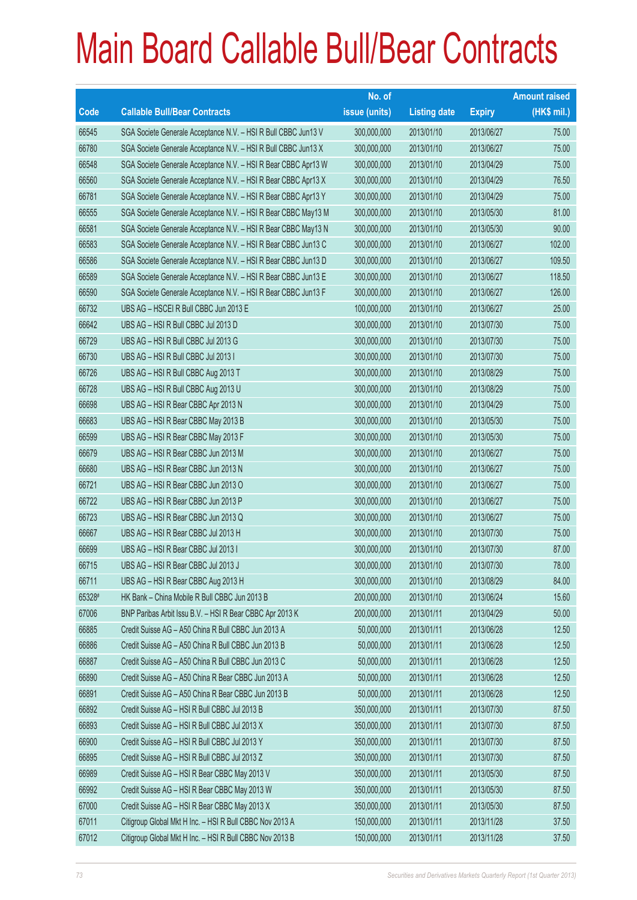# Main Board Callable Bull/Bear Contracts

| Code | Callable Bull/Bear Contracts | No. of issue (units) | Listing date | Expiry | Amount raised (HK$ mil.) |
|---|---|---|---|---|---|
| 66545 | SGA Societe Generale Acceptance N.V. – HSI R Bull CBBC Jun13 V | 300,000,000 | 2013/01/10 | 2013/06/27 | 75.00 |
| 66780 | SGA Societe Generale Acceptance N.V. – HSI R Bull CBBC Jun13 X | 300,000,000 | 2013/01/10 | 2013/06/27 | 75.00 |
| 66548 | SGA Societe Generale Acceptance N.V. – HSI R Bear CBBC Apr13 W | 300,000,000 | 2013/01/10 | 2013/04/29 | 75.00 |
| 66560 | SGA Societe Generale Acceptance N.V. – HSI R Bear CBBC Apr13 X | 300,000,000 | 2013/01/10 | 2013/04/29 | 76.50 |
| 66781 | SGA Societe Generale Acceptance N.V. – HSI R Bear CBBC Apr13 Y | 300,000,000 | 2013/01/10 | 2013/04/29 | 75.00 |
| 66555 | SGA Societe Generale Acceptance N.V. – HSI R Bear CBBC May13 M | 300,000,000 | 2013/01/10 | 2013/05/30 | 81.00 |
| 66581 | SGA Societe Generale Acceptance N.V. – HSI R Bear CBBC May13 N | 300,000,000 | 2013/01/10 | 2013/05/30 | 90.00 |
| 66583 | SGA Societe Generale Acceptance N.V. – HSI R Bear CBBC Jun13 C | 300,000,000 | 2013/01/10 | 2013/06/27 | 102.00 |
| 66586 | SGA Societe Generale Acceptance N.V. – HSI R Bear CBBC Jun13 D | 300,000,000 | 2013/01/10 | 2013/06/27 | 109.50 |
| 66589 | SGA Societe Generale Acceptance N.V. – HSI R Bear CBBC Jun13 E | 300,000,000 | 2013/01/10 | 2013/06/27 | 118.50 |
| 66590 | SGA Societe Generale Acceptance N.V. – HSI R Bear CBBC Jun13 F | 300,000,000 | 2013/01/10 | 2013/06/27 | 126.00 |
| 66732 | UBS AG – HSCEI R Bull CBBC Jun 2013 E | 100,000,000 | 2013/01/10 | 2013/06/27 | 25.00 |
| 66642 | UBS AG – HSI R Bull CBBC Jul 2013 D | 300,000,000 | 2013/01/10 | 2013/07/30 | 75.00 |
| 66729 | UBS AG – HSI R Bull CBBC Jul 2013 G | 300,000,000 | 2013/01/10 | 2013/07/30 | 75.00 |
| 66730 | UBS AG – HSI R Bull CBBC Jul 2013 I | 300,000,000 | 2013/01/10 | 2013/07/30 | 75.00 |
| 66726 | UBS AG – HSI R Bull CBBC Aug 2013 T | 300,000,000 | 2013/01/10 | 2013/08/29 | 75.00 |
| 66728 | UBS AG – HSI R Bull CBBC Aug 2013 U | 300,000,000 | 2013/01/10 | 2013/08/29 | 75.00 |
| 66698 | UBS AG – HSI R Bear CBBC Apr 2013 N | 300,000,000 | 2013/01/10 | 2013/04/29 | 75.00 |
| 66683 | UBS AG – HSI R Bear CBBC May 2013 B | 300,000,000 | 2013/01/10 | 2013/05/30 | 75.00 |
| 66599 | UBS AG – HSI R Bear CBBC May 2013 F | 300,000,000 | 2013/01/10 | 2013/05/30 | 75.00 |
| 66679 | UBS AG – HSI R Bear CBBC Jun 2013 M | 300,000,000 | 2013/01/10 | 2013/06/27 | 75.00 |
| 66680 | UBS AG – HSI R Bear CBBC Jun 2013 N | 300,000,000 | 2013/01/10 | 2013/06/27 | 75.00 |
| 66721 | UBS AG – HSI R Bear CBBC Jun 2013 O | 300,000,000 | 2013/01/10 | 2013/06/27 | 75.00 |
| 66722 | UBS AG – HSI R Bear CBBC Jun 2013 P | 300,000,000 | 2013/01/10 | 2013/06/27 | 75.00 |
| 66723 | UBS AG – HSI R Bear CBBC Jun 2013 Q | 300,000,000 | 2013/01/10 | 2013/06/27 | 75.00 |
| 66667 | UBS AG – HSI R Bear CBBC Jul 2013 H | 300,000,000 | 2013/01/10 | 2013/07/30 | 75.00 |
| 66699 | UBS AG – HSI R Bear CBBC Jul 2013 I | 300,000,000 | 2013/01/10 | 2013/07/30 | 87.00 |
| 66715 | UBS AG – HSI R Bear CBBC Jul 2013 J | 300,000,000 | 2013/01/10 | 2013/07/30 | 78.00 |
| 66711 | UBS AG – HSI R Bear CBBC Aug 2013 H | 300,000,000 | 2013/01/10 | 2013/08/29 | 84.00 |
| 65328# | HK Bank – China Mobile R Bull CBBC Jun 2013 B | 200,000,000 | 2013/01/10 | 2013/06/24 | 15.60 |
| 67006 | BNP Paribas Arbit Issu B.V. – HSI R Bear CBBC Apr 2013 K | 200,000,000 | 2013/01/11 | 2013/04/29 | 50.00 |
| 66885 | Credit Suisse AG – A50 China R Bull CBBC Jun 2013 A | 50,000,000 | 2013/01/11 | 2013/06/28 | 12.50 |
| 66886 | Credit Suisse AG – A50 China R Bull CBBC Jun 2013 B | 50,000,000 | 2013/01/11 | 2013/06/28 | 12.50 |
| 66887 | Credit Suisse AG – A50 China R Bull CBBC Jun 2013 C | 50,000,000 | 2013/01/11 | 2013/06/28 | 12.50 |
| 66890 | Credit Suisse AG – A50 China R Bear CBBC Jun 2013 A | 50,000,000 | 2013/01/11 | 2013/06/28 | 12.50 |
| 66891 | Credit Suisse AG – A50 China R Bear CBBC Jun 2013 B | 50,000,000 | 2013/01/11 | 2013/06/28 | 12.50 |
| 66892 | Credit Suisse AG – HSI R Bull CBBC Jul 2013 B | 350,000,000 | 2013/01/11 | 2013/07/30 | 87.50 |
| 66893 | Credit Suisse AG – HSI R Bull CBBC Jul 2013 X | 350,000,000 | 2013/01/11 | 2013/07/30 | 87.50 |
| 66900 | Credit Suisse AG – HSI R Bull CBBC Jul 2013 Y | 350,000,000 | 2013/01/11 | 2013/07/30 | 87.50 |
| 66895 | Credit Suisse AG – HSI R Bull CBBC Jul 2013 Z | 350,000,000 | 2013/01/11 | 2013/07/30 | 87.50 |
| 66989 | Credit Suisse AG – HSI R Bear CBBC May 2013 V | 350,000,000 | 2013/01/11 | 2013/05/30 | 87.50 |
| 66992 | Credit Suisse AG – HSI R Bear CBBC May 2013 W | 350,000,000 | 2013/01/11 | 2013/05/30 | 87.50 |
| 67000 | Credit Suisse AG – HSI R Bear CBBC May 2013 X | 350,000,000 | 2013/01/11 | 2013/05/30 | 87.50 |
| 67011 | Citigroup Global Mkt H Inc. – HSI R Bull CBBC Nov 2013 A | 150,000,000 | 2013/01/11 | 2013/11/28 | 37.50 |
| 67012 | Citigroup Global Mkt H Inc. – HSI R Bull CBBC Nov 2013 B | 150,000,000 | 2013/01/11 | 2013/11/28 | 37.50 |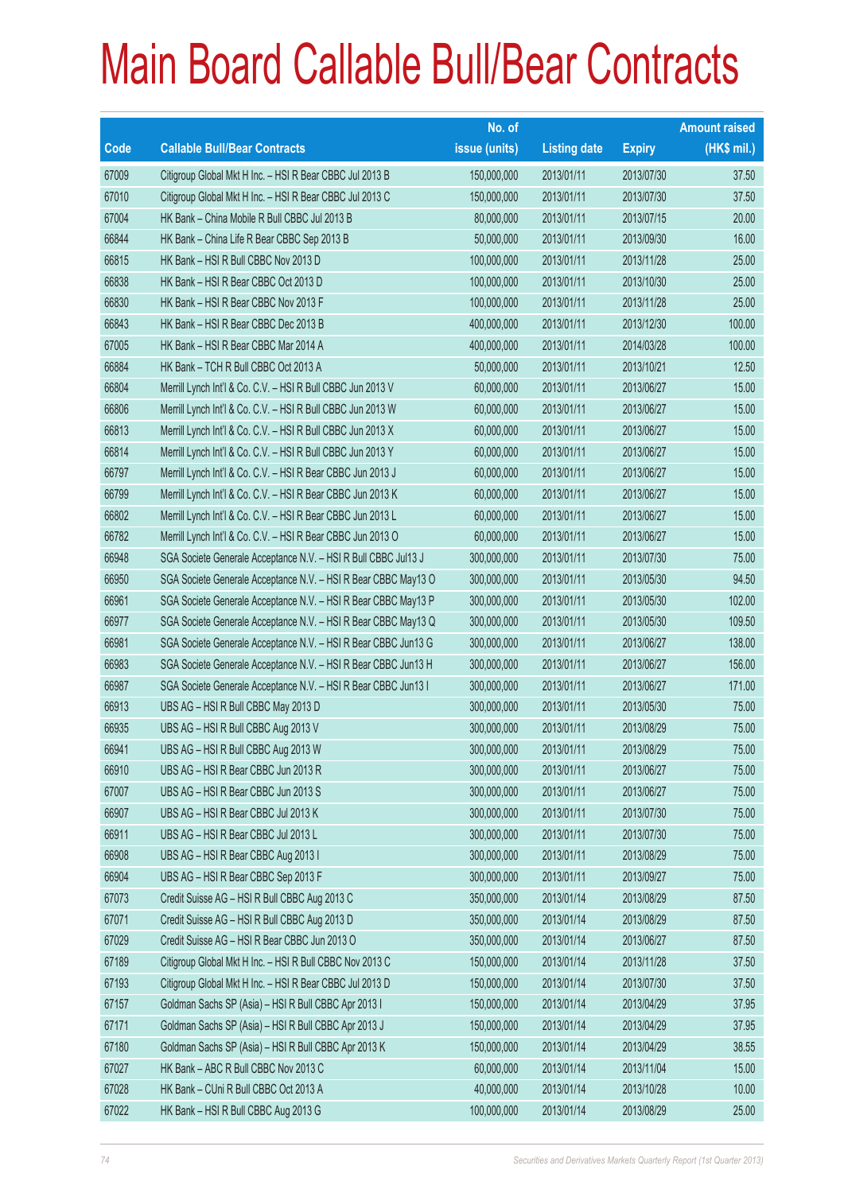# Main Board Callable Bull/Bear Contracts

| Code | Callable Bull/Bear Contracts | No. of issue (units) | Listing date | Expiry | Amount raised (HK$ mil.) |
|---|---|---|---|---|---|
| 67009 | Citigroup Global Mkt H Inc. – HSI R Bear CBBC Jul 2013 B | 150,000,000 | 2013/01/11 | 2013/07/30 | 37.50 |
| 67010 | Citigroup Global Mkt H Inc. – HSI R Bear CBBC Jul 2013 C | 150,000,000 | 2013/01/11 | 2013/07/30 | 37.50 |
| 67004 | HK Bank – China Mobile R Bull CBBC Jul 2013 B | 80,000,000 | 2013/01/11 | 2013/07/15 | 20.00 |
| 66844 | HK Bank – China Life R Bear CBBC Sep 2013 B | 50,000,000 | 2013/01/11 | 2013/09/30 | 16.00 |
| 66815 | HK Bank – HSI R Bull CBBC Nov 2013 D | 100,000,000 | 2013/01/11 | 2013/11/28 | 25.00 |
| 66838 | HK Bank – HSI R Bear CBBC Oct 2013 D | 100,000,000 | 2013/01/11 | 2013/10/30 | 25.00 |
| 66830 | HK Bank – HSI R Bear CBBC Nov 2013 F | 100,000,000 | 2013/01/11 | 2013/11/28 | 25.00 |
| 66843 | HK Bank – HSI R Bear CBBC Dec 2013 B | 400,000,000 | 2013/01/11 | 2013/12/30 | 100.00 |
| 67005 | HK Bank – HSI R Bear CBBC Mar 2014 A | 400,000,000 | 2013/01/11 | 2014/03/28 | 100.00 |
| 66884 | HK Bank – TCH R Bull CBBC Oct 2013 A | 50,000,000 | 2013/01/11 | 2013/10/21 | 12.50 |
| 66804 | Merrill Lynch Int'l & Co. C.V. – HSI R Bull CBBC Jun 2013 V | 60,000,000 | 2013/01/11 | 2013/06/27 | 15.00 |
| 66806 | Merrill Lynch Int'l & Co. C.V. – HSI R Bull CBBC Jun 2013 W | 60,000,000 | 2013/01/11 | 2013/06/27 | 15.00 |
| 66813 | Merrill Lynch Int'l & Co. C.V. – HSI R Bull CBBC Jun 2013 X | 60,000,000 | 2013/01/11 | 2013/06/27 | 15.00 |
| 66814 | Merrill Lynch Int'l & Co. C.V. – HSI R Bull CBBC Jun 2013 Y | 60,000,000 | 2013/01/11 | 2013/06/27 | 15.00 |
| 66797 | Merrill Lynch Int'l & Co. C.V. – HSI R Bear CBBC Jun 2013 J | 60,000,000 | 2013/01/11 | 2013/06/27 | 15.00 |
| 66799 | Merrill Lynch Int'l & Co. C.V. – HSI R Bear CBBC Jun 2013 K | 60,000,000 | 2013/01/11 | 2013/06/27 | 15.00 |
| 66802 | Merrill Lynch Int'l & Co. C.V. – HSI R Bear CBBC Jun 2013 L | 60,000,000 | 2013/01/11 | 2013/06/27 | 15.00 |
| 66782 | Merrill Lynch Int'l & Co. C.V. – HSI R Bear CBBC Jun 2013 O | 60,000,000 | 2013/01/11 | 2013/06/27 | 15.00 |
| 66948 | SGA Societe Generale Acceptance N.V. – HSI R Bull CBBC Jul13 J | 300,000,000 | 2013/01/11 | 2013/07/30 | 75.00 |
| 66950 | SGA Societe Generale Acceptance N.V. – HSI R Bear CBBC May13 O | 300,000,000 | 2013/01/11 | 2013/05/30 | 94.50 |
| 66961 | SGA Societe Generale Acceptance N.V. – HSI R Bear CBBC May13 P | 300,000,000 | 2013/01/11 | 2013/05/30 | 102.00 |
| 66977 | SGA Societe Generale Acceptance N.V. – HSI R Bear CBBC May13 Q | 300,000,000 | 2013/01/11 | 2013/05/30 | 109.50 |
| 66981 | SGA Societe Generale Acceptance N.V. – HSI R Bear CBBC Jun13 G | 300,000,000 | 2013/01/11 | 2013/06/27 | 138.00 |
| 66983 | SGA Societe Generale Acceptance N.V. – HSI R Bear CBBC Jun13 H | 300,000,000 | 2013/01/11 | 2013/06/27 | 156.00 |
| 66987 | SGA Societe Generale Acceptance N.V. – HSI R Bear CBBC Jun13 I | 300,000,000 | 2013/01/11 | 2013/06/27 | 171.00 |
| 66913 | UBS AG – HSI R Bull CBBC May 2013 D | 300,000,000 | 2013/01/11 | 2013/05/30 | 75.00 |
| 66935 | UBS AG – HSI R Bull CBBC Aug 2013 V | 300,000,000 | 2013/01/11 | 2013/08/29 | 75.00 |
| 66941 | UBS AG – HSI R Bull CBBC Aug 2013 W | 300,000,000 | 2013/01/11 | 2013/08/29 | 75.00 |
| 66910 | UBS AG – HSI R Bear CBBC Jun 2013 R | 300,000,000 | 2013/01/11 | 2013/06/27 | 75.00 |
| 67007 | UBS AG – HSI R Bear CBBC Jun 2013 S | 300,000,000 | 2013/01/11 | 2013/06/27 | 75.00 |
| 66907 | UBS AG – HSI R Bear CBBC Jul 2013 K | 300,000,000 | 2013/01/11 | 2013/07/30 | 75.00 |
| 66911 | UBS AG – HSI R Bear CBBC Jul 2013 L | 300,000,000 | 2013/01/11 | 2013/07/30 | 75.00 |
| 66908 | UBS AG – HSI R Bear CBBC Aug 2013 I | 300,000,000 | 2013/01/11 | 2013/08/29 | 75.00 |
| 66904 | UBS AG – HSI R Bear CBBC Sep 2013 F | 300,000,000 | 2013/01/11 | 2013/09/27 | 75.00 |
| 67073 | Credit Suisse AG – HSI R Bull CBBC Aug 2013 C | 350,000,000 | 2013/01/14 | 2013/08/29 | 87.50 |
| 67071 | Credit Suisse AG – HSI R Bull CBBC Aug 2013 D | 350,000,000 | 2013/01/14 | 2013/08/29 | 87.50 |
| 67029 | Credit Suisse AG – HSI R Bear CBBC Jun 2013 O | 350,000,000 | 2013/01/14 | 2013/06/27 | 87.50 |
| 67189 | Citigroup Global Mkt H Inc. – HSI R Bull CBBC Nov 2013 C | 150,000,000 | 2013/01/14 | 2013/11/28 | 37.50 |
| 67193 | Citigroup Global Mkt H Inc. – HSI R Bear CBBC Jul 2013 D | 150,000,000 | 2013/01/14 | 2013/07/30 | 37.50 |
| 67157 | Goldman Sachs SP (Asia) – HSI R Bull CBBC Apr 2013 I | 150,000,000 | 2013/01/14 | 2013/04/29 | 37.95 |
| 67171 | Goldman Sachs SP (Asia) – HSI R Bull CBBC Apr 2013 J | 150,000,000 | 2013/01/14 | 2013/04/29 | 37.95 |
| 67180 | Goldman Sachs SP (Asia) – HSI R Bull CBBC Apr 2013 K | 150,000,000 | 2013/01/14 | 2013/04/29 | 38.55 |
| 67027 | HK Bank – ABC R Bull CBBC Nov 2013 C | 60,000,000 | 2013/01/14 | 2013/11/04 | 15.00 |
| 67028 | HK Bank – CUni R Bull CBBC Oct 2013 A | 40,000,000 | 2013/01/14 | 2013/10/28 | 10.00 |
| 67022 | HK Bank – HSI R Bull CBBC Aug 2013 G | 100,000,000 | 2013/01/14 | 2013/08/29 | 25.00 |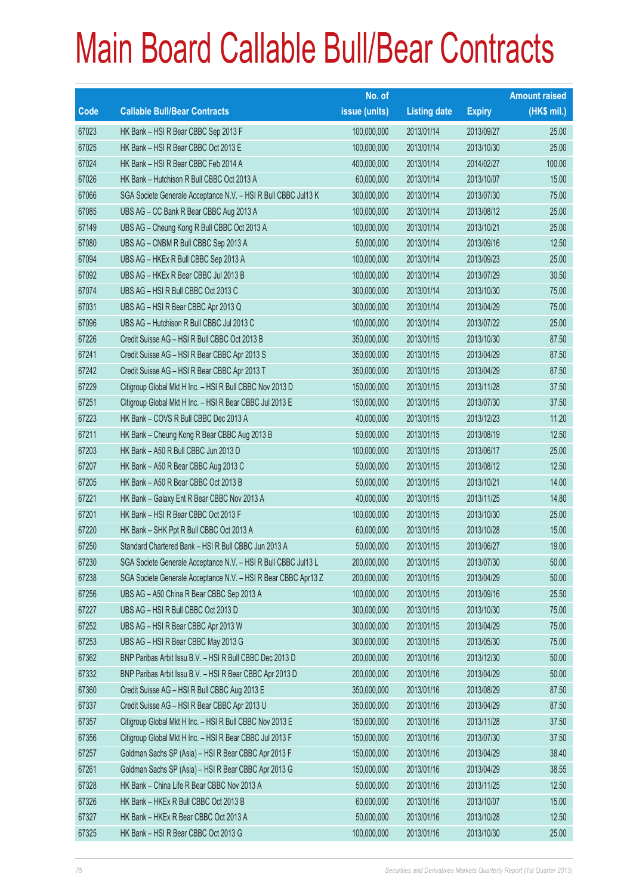# Main Board Callable Bull/Bear Contracts

| Code | Callable Bull/Bear Contracts | No. of issue (units) | Listing date | Expiry | Amount raised (HK$ mil.) |
|---|---|---|---|---|---|
| 67023 | HK Bank – HSI R Bear CBBC Sep 2013 F | 100,000,000 | 2013/01/14 | 2013/09/27 | 25.00 |
| 67025 | HK Bank – HSI R Bear CBBC Oct 2013 E | 100,000,000 | 2013/01/14 | 2013/10/30 | 25.00 |
| 67024 | HK Bank – HSI R Bear CBBC Feb 2014 A | 400,000,000 | 2013/01/14 | 2014/02/27 | 100.00 |
| 67026 | HK Bank – Hutchison R Bull CBBC Oct 2013 A | 60,000,000 | 2013/01/14 | 2013/10/07 | 15.00 |
| 67066 | SGA Societe Generale Acceptance N.V. – HSI R Bull CBBC Jul13 K | 300,000,000 | 2013/01/14 | 2013/07/30 | 75.00 |
| 67085 | UBS AG – CC Bank R Bear CBBC Aug 2013 A | 100,000,000 | 2013/01/14 | 2013/08/12 | 25.00 |
| 67149 | UBS AG – Cheung Kong R Bull CBBC Oct 2013 A | 100,000,000 | 2013/01/14 | 2013/10/21 | 25.00 |
| 67080 | UBS AG – CNBM R Bull CBBC Sep 2013 A | 50,000,000 | 2013/01/14 | 2013/09/16 | 12.50 |
| 67094 | UBS AG – HKEx R Bull CBBC Sep 2013 A | 100,000,000 | 2013/01/14 | 2013/09/23 | 25.00 |
| 67092 | UBS AG – HKEx R Bear CBBC Jul 2013 B | 100,000,000 | 2013/01/14 | 2013/07/29 | 30.50 |
| 67074 | UBS AG – HSI R Bull CBBC Oct 2013 C | 300,000,000 | 2013/01/14 | 2013/10/30 | 75.00 |
| 67031 | UBS AG – HSI R Bear CBBC Apr 2013 Q | 300,000,000 | 2013/01/14 | 2013/04/29 | 75.00 |
| 67096 | UBS AG – Hutchison R Bull CBBC Jul 2013 C | 100,000,000 | 2013/01/14 | 2013/07/22 | 25.00 |
| 67226 | Credit Suisse AG – HSI R Bull CBBC Oct 2013 B | 350,000,000 | 2013/01/15 | 2013/10/30 | 87.50 |
| 67241 | Credit Suisse AG – HSI R Bear CBBC Apr 2013 S | 350,000,000 | 2013/01/15 | 2013/04/29 | 87.50 |
| 67242 | Credit Suisse AG – HSI R Bear CBBC Apr 2013 T | 350,000,000 | 2013/01/15 | 2013/04/29 | 87.50 |
| 67229 | Citigroup Global Mkt H Inc. – HSI R Bull CBBC Nov 2013 D | 150,000,000 | 2013/01/15 | 2013/11/28 | 37.50 |
| 67251 | Citigroup Global Mkt H Inc. – HSI R Bear CBBC Jul 2013 E | 150,000,000 | 2013/01/15 | 2013/07/30 | 37.50 |
| 67223 | HK Bank – COVS R Bull CBBC Dec 2013 A | 40,000,000 | 2013/01/15 | 2013/12/23 | 11.20 |
| 67211 | HK Bank – Cheung Kong R Bear CBBC Aug 2013 B | 50,000,000 | 2013/01/15 | 2013/08/19 | 12.50 |
| 67203 | HK Bank – A50 R Bull CBBC Jun 2013 D | 100,000,000 | 2013/01/15 | 2013/06/17 | 25.00 |
| 67207 | HK Bank – A50 R Bear CBBC Aug 2013 C | 50,000,000 | 2013/01/15 | 2013/08/12 | 12.50 |
| 67205 | HK Bank – A50 R Bear CBBC Oct 2013 B | 50,000,000 | 2013/01/15 | 2013/10/21 | 14.00 |
| 67221 | HK Bank – Galaxy Ent R Bear CBBC Nov 2013 A | 40,000,000 | 2013/01/15 | 2013/11/25 | 14.80 |
| 67201 | HK Bank – HSI R Bear CBBC Oct 2013 F | 100,000,000 | 2013/01/15 | 2013/10/30 | 25.00 |
| 67220 | HK Bank – SHK Ppt R Bull CBBC Oct 2013 A | 60,000,000 | 2013/01/15 | 2013/10/28 | 15.00 |
| 67250 | Standard Chartered Bank – HSI R Bull CBBC Jun 2013 A | 50,000,000 | 2013/01/15 | 2013/06/27 | 19.00 |
| 67230 | SGA Societe Generale Acceptance N.V. – HSI R Bull CBBC Jul13 L | 200,000,000 | 2013/01/15 | 2013/07/30 | 50.00 |
| 67238 | SGA Societe Generale Acceptance N.V. – HSI R Bear CBBC Apr13 Z | 200,000,000 | 2013/01/15 | 2013/04/29 | 50.00 |
| 67256 | UBS AG – A50 China R Bear CBBC Sep 2013 A | 100,000,000 | 2013/01/15 | 2013/09/16 | 25.50 |
| 67227 | UBS AG – HSI R Bull CBBC Oct 2013 D | 300,000,000 | 2013/01/15 | 2013/10/30 | 75.00 |
| 67252 | UBS AG – HSI R Bear CBBC Apr 2013 W | 300,000,000 | 2013/01/15 | 2013/04/29 | 75.00 |
| 67253 | UBS AG – HSI R Bear CBBC May 2013 G | 300,000,000 | 2013/01/15 | 2013/05/30 | 75.00 |
| 67362 | BNP Paribas Arbit Issu B.V. – HSI R Bull CBBC Dec 2013 D | 200,000,000 | 2013/01/16 | 2013/12/30 | 50.00 |
| 67332 | BNP Paribas Arbit Issu B.V. – HSI R Bear CBBC Apr 2013 D | 200,000,000 | 2013/01/16 | 2013/04/29 | 50.00 |
| 67360 | Credit Suisse AG – HSI R Bull CBBC Aug 2013 E | 350,000,000 | 2013/01/16 | 2013/08/29 | 87.50 |
| 67337 | Credit Suisse AG – HSI R Bear CBBC Apr 2013 U | 350,000,000 | 2013/01/16 | 2013/04/29 | 87.50 |
| 67357 | Citigroup Global Mkt H Inc. – HSI R Bull CBBC Nov 2013 E | 150,000,000 | 2013/01/16 | 2013/11/28 | 37.50 |
| 67356 | Citigroup Global Mkt H Inc. – HSI R Bear CBBC Jul 2013 F | 150,000,000 | 2013/01/16 | 2013/07/30 | 37.50 |
| 67257 | Goldman Sachs SP (Asia) – HSI R Bear CBBC Apr 2013 F | 150,000,000 | 2013/01/16 | 2013/04/29 | 38.40 |
| 67261 | Goldman Sachs SP (Asia) – HSI R Bear CBBC Apr 2013 G | 150,000,000 | 2013/01/16 | 2013/04/29 | 38.55 |
| 67328 | HK Bank – China Life R Bear CBBC Nov 2013 A | 50,000,000 | 2013/01/16 | 2013/11/25 | 12.50 |
| 67326 | HK Bank – HKEx R Bull CBBC Oct 2013 B | 60,000,000 | 2013/01/16 | 2013/10/07 | 15.00 |
| 67327 | HK Bank – HKEx R Bear CBBC Oct 2013 A | 50,000,000 | 2013/01/16 | 2013/10/28 | 12.50 |
| 67325 | HK Bank – HSI R Bear CBBC Oct 2013 G | 100,000,000 | 2013/01/16 | 2013/10/30 | 25.00 |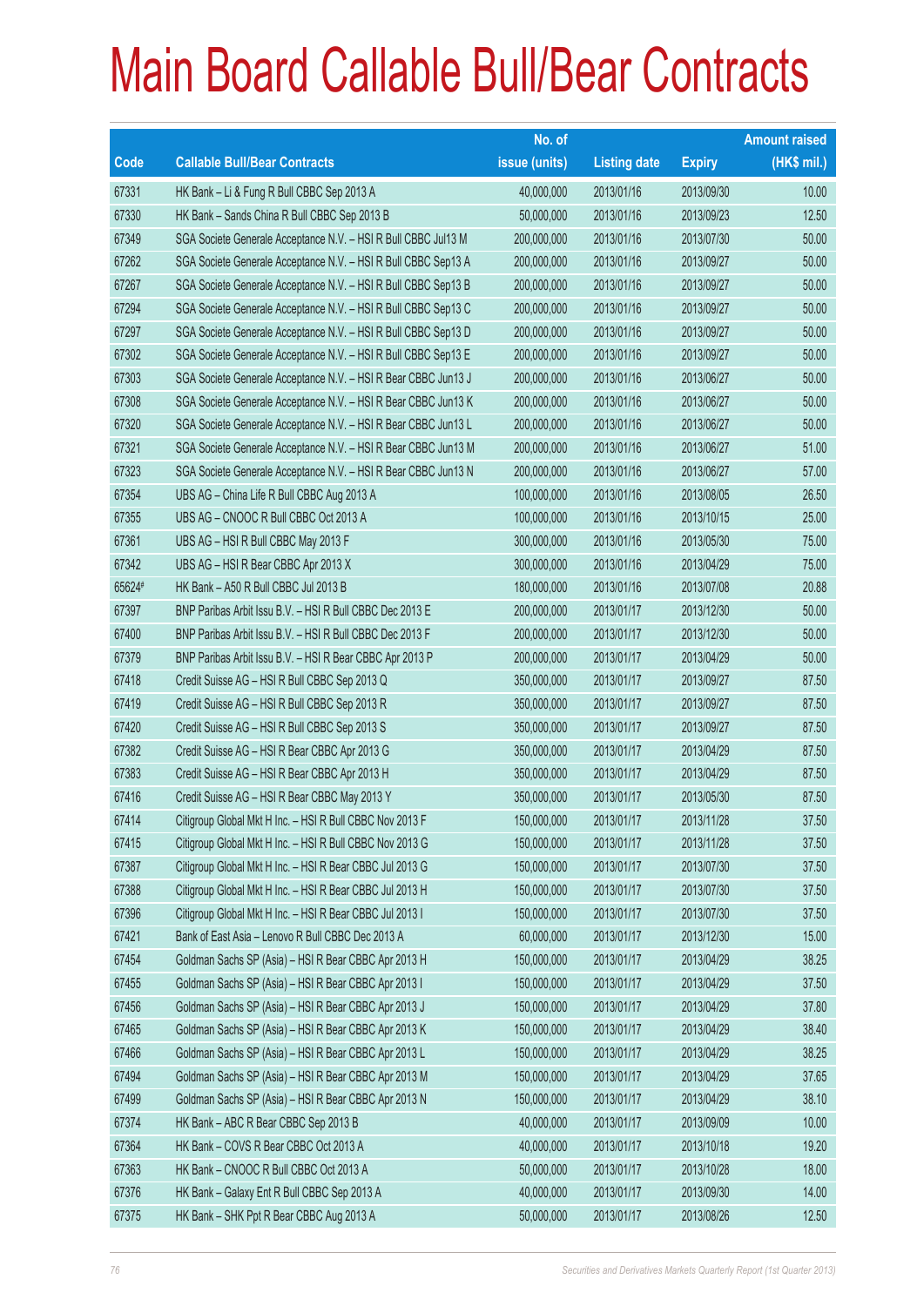# Main Board Callable Bull/Bear Contracts

| Code | Callable Bull/Bear Contracts | No. of issue (units) | Listing date | Expiry | Amount raised (HK$ mil.) |
|---|---|---|---|---|---|
| 67331 | HK Bank – Li & Fung R Bull CBBC Sep 2013 A | 40,000,000 | 2013/01/16 | 2013/09/30 | 10.00 |
| 67330 | HK Bank – Sands China R Bull CBBC Sep 2013 B | 50,000,000 | 2013/01/16 | 2013/09/23 | 12.50 |
| 67349 | SGA Societe Generale Acceptance N.V. – HSI R Bull CBBC Jul13 M | 200,000,000 | 2013/01/16 | 2013/07/30 | 50.00 |
| 67262 | SGA Societe Generale Acceptance N.V. – HSI R Bull CBBC Sep13 A | 200,000,000 | 2013/01/16 | 2013/09/27 | 50.00 |
| 67267 | SGA Societe Generale Acceptance N.V. – HSI R Bull CBBC Sep13 B | 200,000,000 | 2013/01/16 | 2013/09/27 | 50.00 |
| 67294 | SGA Societe Generale Acceptance N.V. – HSI R Bull CBBC Sep13 C | 200,000,000 | 2013/01/16 | 2013/09/27 | 50.00 |
| 67297 | SGA Societe Generale Acceptance N.V. – HSI R Bull CBBC Sep13 D | 200,000,000 | 2013/01/16 | 2013/09/27 | 50.00 |
| 67302 | SGA Societe Generale Acceptance N.V. – HSI R Bull CBBC Sep13 E | 200,000,000 | 2013/01/16 | 2013/09/27 | 50.00 |
| 67303 | SGA Societe Generale Acceptance N.V. – HSI R Bear CBBC Jun13 J | 200,000,000 | 2013/01/16 | 2013/06/27 | 50.00 |
| 67308 | SGA Societe Generale Acceptance N.V. – HSI R Bear CBBC Jun13 K | 200,000,000 | 2013/01/16 | 2013/06/27 | 50.00 |
| 67320 | SGA Societe Generale Acceptance N.V. – HSI R Bear CBBC Jun13 L | 200,000,000 | 2013/01/16 | 2013/06/27 | 50.00 |
| 67321 | SGA Societe Generale Acceptance N.V. – HSI R Bear CBBC Jun13 M | 200,000,000 | 2013/01/16 | 2013/06/27 | 51.00 |
| 67323 | SGA Societe Generale Acceptance N.V. – HSI R Bear CBBC Jun13 N | 200,000,000 | 2013/01/16 | 2013/06/27 | 57.00 |
| 67354 | UBS AG – China Life R Bull CBBC Aug 2013 A | 100,000,000 | 2013/01/16 | 2013/08/05 | 26.50 |
| 67355 | UBS AG – CNOOC R Bull CBBC Oct 2013 A | 100,000,000 | 2013/01/16 | 2013/10/15 | 25.00 |
| 67361 | UBS AG – HSI R Bull CBBC May 2013 F | 300,000,000 | 2013/01/16 | 2013/05/30 | 75.00 |
| 67342 | UBS AG – HSI R Bear CBBC Apr 2013 X | 300,000,000 | 2013/01/16 | 2013/04/29 | 75.00 |
| 65624# | HK Bank – A50 R Bull CBBC Jul 2013 B | 180,000,000 | 2013/01/16 | 2013/07/08 | 20.88 |
| 67397 | BNP Paribas Arbit Issu B.V. – HSI R Bull CBBC Dec 2013 E | 200,000,000 | 2013/01/17 | 2013/12/30 | 50.00 |
| 67400 | BNP Paribas Arbit Issu B.V. – HSI R Bull CBBC Dec 2013 F | 200,000,000 | 2013/01/17 | 2013/12/30 | 50.00 |
| 67379 | BNP Paribas Arbit Issu B.V. – HSI R Bear CBBC Apr 2013 P | 200,000,000 | 2013/01/17 | 2013/04/29 | 50.00 |
| 67418 | Credit Suisse AG – HSI R Bull CBBC Sep 2013 Q | 350,000,000 | 2013/01/17 | 2013/09/27 | 87.50 |
| 67419 | Credit Suisse AG – HSI R Bull CBBC Sep 2013 R | 350,000,000 | 2013/01/17 | 2013/09/27 | 87.50 |
| 67420 | Credit Suisse AG – HSI R Bull CBBC Sep 2013 S | 350,000,000 | 2013/01/17 | 2013/09/27 | 87.50 |
| 67382 | Credit Suisse AG – HSI R Bear CBBC Apr 2013 G | 350,000,000 | 2013/01/17 | 2013/04/29 | 87.50 |
| 67383 | Credit Suisse AG – HSI R Bear CBBC Apr 2013 H | 350,000,000 | 2013/01/17 | 2013/04/29 | 87.50 |
| 67416 | Credit Suisse AG – HSI R Bear CBBC May 2013 Y | 350,000,000 | 2013/01/17 | 2013/05/30 | 87.50 |
| 67414 | Citigroup Global Mkt H Inc. – HSI R Bull CBBC Nov 2013 F | 150,000,000 | 2013/01/17 | 2013/11/28 | 37.50 |
| 67415 | Citigroup Global Mkt H Inc. – HSI R Bull CBBC Nov 2013 G | 150,000,000 | 2013/01/17 | 2013/11/28 | 37.50 |
| 67387 | Citigroup Global Mkt H Inc. – HSI R Bear CBBC Jul 2013 G | 150,000,000 | 2013/01/17 | 2013/07/30 | 37.50 |
| 67388 | Citigroup Global Mkt H Inc. – HSI R Bear CBBC Jul 2013 H | 150,000,000 | 2013/01/17 | 2013/07/30 | 37.50 |
| 67396 | Citigroup Global Mkt H Inc. – HSI R Bear CBBC Jul 2013 I | 150,000,000 | 2013/01/17 | 2013/07/30 | 37.50 |
| 67421 | Bank of East Asia – Lenovo R Bull CBBC Dec 2013 A | 60,000,000 | 2013/01/17 | 2013/12/30 | 15.00 |
| 67454 | Goldman Sachs SP (Asia) – HSI R Bear CBBC Apr 2013 H | 150,000,000 | 2013/01/17 | 2013/04/29 | 38.25 |
| 67455 | Goldman Sachs SP (Asia) – HSI R Bear CBBC Apr 2013 I | 150,000,000 | 2013/01/17 | 2013/04/29 | 37.50 |
| 67456 | Goldman Sachs SP (Asia) – HSI R Bear CBBC Apr 2013 J | 150,000,000 | 2013/01/17 | 2013/04/29 | 37.80 |
| 67465 | Goldman Sachs SP (Asia) – HSI R Bear CBBC Apr 2013 K | 150,000,000 | 2013/01/17 | 2013/04/29 | 38.40 |
| 67466 | Goldman Sachs SP (Asia) – HSI R Bear CBBC Apr 2013 L | 150,000,000 | 2013/01/17 | 2013/04/29 | 38.25 |
| 67494 | Goldman Sachs SP (Asia) – HSI R Bear CBBC Apr 2013 M | 150,000,000 | 2013/01/17 | 2013/04/29 | 37.65 |
| 67499 | Goldman Sachs SP (Asia) – HSI R Bear CBBC Apr 2013 N | 150,000,000 | 2013/01/17 | 2013/04/29 | 38.10 |
| 67374 | HK Bank – ABC R Bear CBBC Sep 2013 B | 40,000,000 | 2013/01/17 | 2013/09/09 | 10.00 |
| 67364 | HK Bank – COVS R Bear CBBC Oct 2013 A | 40,000,000 | 2013/01/17 | 2013/10/18 | 19.20 |
| 67363 | HK Bank – CNOOC R Bull CBBC Oct 2013 A | 50,000,000 | 2013/01/17 | 2013/10/28 | 18.00 |
| 67376 | HK Bank – Galaxy Ent R Bull CBBC Sep 2013 A | 40,000,000 | 2013/01/17 | 2013/09/30 | 14.00 |
| 67375 | HK Bank – SHK Ppt R Bear CBBC Aug 2013 A | 50,000,000 | 2013/01/17 | 2013/08/26 | 12.50 |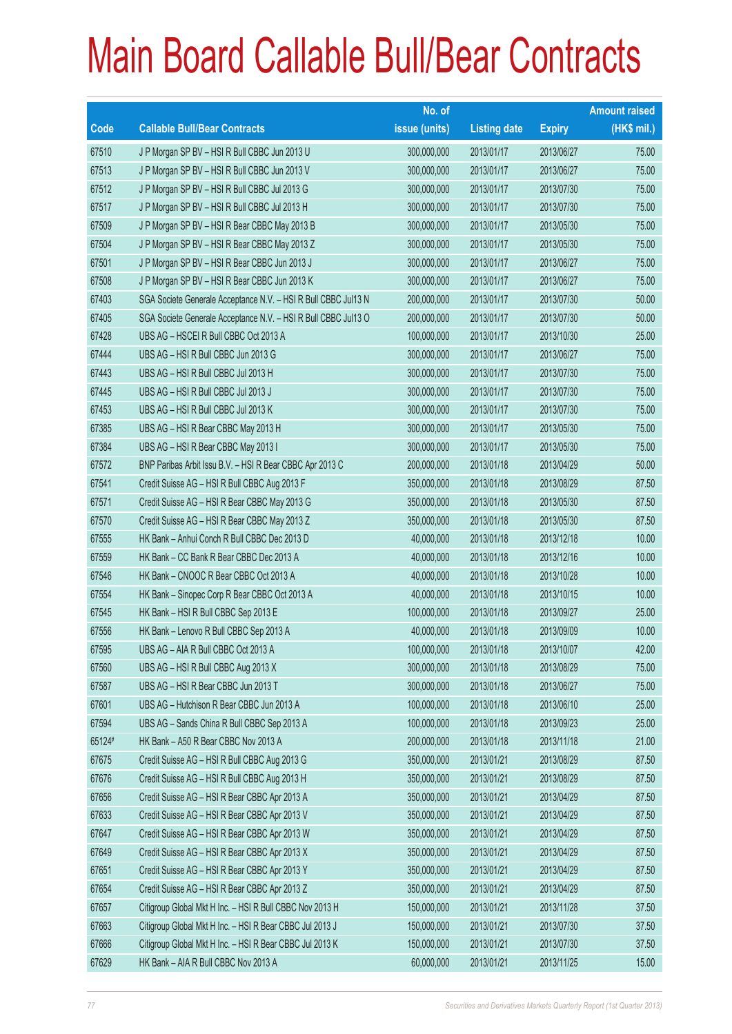# Main Board Callable Bull/Bear Contracts

| Code | Callable Bull/Bear Contracts | No. of issue (units) | Listing date | Expiry | Amount raised (HK$ mil.) |
|---|---|---|---|---|---|
| 67510 | J P Morgan SP BV – HSI R Bull CBBC Jun 2013 U | 300,000,000 | 2013/01/17 | 2013/06/27 | 75.00 |
| 67513 | J P Morgan SP BV – HSI R Bull CBBC Jun 2013 V | 300,000,000 | 2013/01/17 | 2013/06/27 | 75.00 |
| 67512 | J P Morgan SP BV – HSI R Bull CBBC Jul 2013 G | 300,000,000 | 2013/01/17 | 2013/07/30 | 75.00 |
| 67517 | J P Morgan SP BV – HSI R Bull CBBC Jul 2013 H | 300,000,000 | 2013/01/17 | 2013/07/30 | 75.00 |
| 67509 | J P Morgan SP BV – HSI R Bear CBBC May 2013 B | 300,000,000 | 2013/01/17 | 2013/05/30 | 75.00 |
| 67504 | J P Morgan SP BV – HSI R Bear CBBC May 2013 Z | 300,000,000 | 2013/01/17 | 2013/05/30 | 75.00 |
| 67501 | J P Morgan SP BV – HSI R Bear CBBC Jun 2013 J | 300,000,000 | 2013/01/17 | 2013/06/27 | 75.00 |
| 67508 | J P Morgan SP BV – HSI R Bear CBBC Jun 2013 K | 300,000,000 | 2013/01/17 | 2013/06/27 | 75.00 |
| 67403 | SGA Societe Generale Acceptance N.V. – HSI R Bull CBBC Jul13 N | 200,000,000 | 2013/01/17 | 2013/07/30 | 50.00 |
| 67405 | SGA Societe Generale Acceptance N.V. – HSI R Bull CBBC Jul13 O | 200,000,000 | 2013/01/17 | 2013/07/30 | 50.00 |
| 67428 | UBS AG – HSCEI R Bull CBBC Oct 2013 A | 100,000,000 | 2013/01/17 | 2013/10/30 | 25.00 |
| 67444 | UBS AG – HSI R Bull CBBC Jun 2013 G | 300,000,000 | 2013/01/17 | 2013/06/27 | 75.00 |
| 67443 | UBS AG – HSI R Bull CBBC Jul 2013 H | 300,000,000 | 2013/01/17 | 2013/07/30 | 75.00 |
| 67445 | UBS AG – HSI R Bull CBBC Jul 2013 J | 300,000,000 | 2013/01/17 | 2013/07/30 | 75.00 |
| 67453 | UBS AG – HSI R Bull CBBC Jul 2013 K | 300,000,000 | 2013/01/17 | 2013/07/30 | 75.00 |
| 67385 | UBS AG – HSI R Bear CBBC May 2013 H | 300,000,000 | 2013/01/17 | 2013/05/30 | 75.00 |
| 67384 | UBS AG – HSI R Bear CBBC May 2013 I | 300,000,000 | 2013/01/17 | 2013/05/30 | 75.00 |
| 67572 | BNP Paribas Arbit Issu B.V. – HSI R Bear CBBC Apr 2013 C | 200,000,000 | 2013/01/18 | 2013/04/29 | 50.00 |
| 67541 | Credit Suisse AG – HSI R Bull CBBC Aug 2013 F | 350,000,000 | 2013/01/18 | 2013/08/29 | 87.50 |
| 67571 | Credit Suisse AG – HSI R Bear CBBC May 2013 G | 350,000,000 | 2013/01/18 | 2013/05/30 | 87.50 |
| 67570 | Credit Suisse AG – HSI R Bear CBBC May 2013 Z | 350,000,000 | 2013/01/18 | 2013/05/30 | 87.50 |
| 67555 | HK Bank – Anhui Conch R Bull CBBC Dec 2013 D | 40,000,000 | 2013/01/18 | 2013/12/18 | 10.00 |
| 67559 | HK Bank – CC Bank R Bear CBBC Dec 2013 A | 40,000,000 | 2013/01/18 | 2013/12/16 | 10.00 |
| 67546 | HK Bank – CNOOC R Bear CBBC Oct 2013 A | 40,000,000 | 2013/01/18 | 2013/10/28 | 10.00 |
| 67554 | HK Bank – Sinopec Corp R Bear CBBC Oct 2013 A | 40,000,000 | 2013/01/18 | 2013/10/15 | 10.00 |
| 67545 | HK Bank – HSI R Bull CBBC Sep 2013 E | 100,000,000 | 2013/01/18 | 2013/09/27 | 25.00 |
| 67556 | HK Bank – Lenovo R Bull CBBC Sep 2013 A | 40,000,000 | 2013/01/18 | 2013/09/09 | 10.00 |
| 67595 | UBS AG – AIA R Bull CBBC Oct 2013 A | 100,000,000 | 2013/01/18 | 2013/10/07 | 42.00 |
| 67560 | UBS AG – HSI R Bull CBBC Aug 2013 X | 300,000,000 | 2013/01/18 | 2013/08/29 | 75.00 |
| 67587 | UBS AG – HSI R Bear CBBC Jun 2013 T | 300,000,000 | 2013/01/18 | 2013/06/27 | 75.00 |
| 67601 | UBS AG – Hutchison R Bear CBBC Jun 2013 A | 100,000,000 | 2013/01/18 | 2013/06/10 | 25.00 |
| 67594 | UBS AG – Sands China R Bull CBBC Sep 2013 A | 100,000,000 | 2013/01/18 | 2013/09/23 | 25.00 |
| 65124# | HK Bank – A50 R Bear CBBC Nov 2013 A | 200,000,000 | 2013/01/18 | 2013/11/18 | 21.00 |
| 67675 | Credit Suisse AG – HSI R Bull CBBC Aug 2013 G | 350,000,000 | 2013/01/21 | 2013/08/29 | 87.50 |
| 67676 | Credit Suisse AG – HSI R Bull CBBC Aug 2013 H | 350,000,000 | 2013/01/21 | 2013/08/29 | 87.50 |
| 67656 | Credit Suisse AG – HSI R Bear CBBC Apr 2013 A | 350,000,000 | 2013/01/21 | 2013/04/29 | 87.50 |
| 67633 | Credit Suisse AG – HSI R Bear CBBC Apr 2013 V | 350,000,000 | 2013/01/21 | 2013/04/29 | 87.50 |
| 67647 | Credit Suisse AG – HSI R Bear CBBC Apr 2013 W | 350,000,000 | 2013/01/21 | 2013/04/29 | 87.50 |
| 67649 | Credit Suisse AG – HSI R Bear CBBC Apr 2013 X | 350,000,000 | 2013/01/21 | 2013/04/29 | 87.50 |
| 67651 | Credit Suisse AG – HSI R Bear CBBC Apr 2013 Y | 350,000,000 | 2013/01/21 | 2013/04/29 | 87.50 |
| 67654 | Credit Suisse AG – HSI R Bear CBBC Apr 2013 Z | 350,000,000 | 2013/01/21 | 2013/04/29 | 87.50 |
| 67657 | Citigroup Global Mkt H Inc. – HSI R Bull CBBC Nov 2013 H | 150,000,000 | 2013/01/21 | 2013/11/28 | 37.50 |
| 67663 | Citigroup Global Mkt H Inc. – HSI R Bear CBBC Jul 2013 J | 150,000,000 | 2013/01/21 | 2013/07/30 | 37.50 |
| 67666 | Citigroup Global Mkt H Inc. – HSI R Bear CBBC Jul 2013 K | 150,000,000 | 2013/01/21 | 2013/07/30 | 37.50 |
| 67629 | HK Bank – AIA R Bull CBBC Nov 2013 A | 60,000,000 | 2013/01/21 | 2013/11/25 | 15.00 |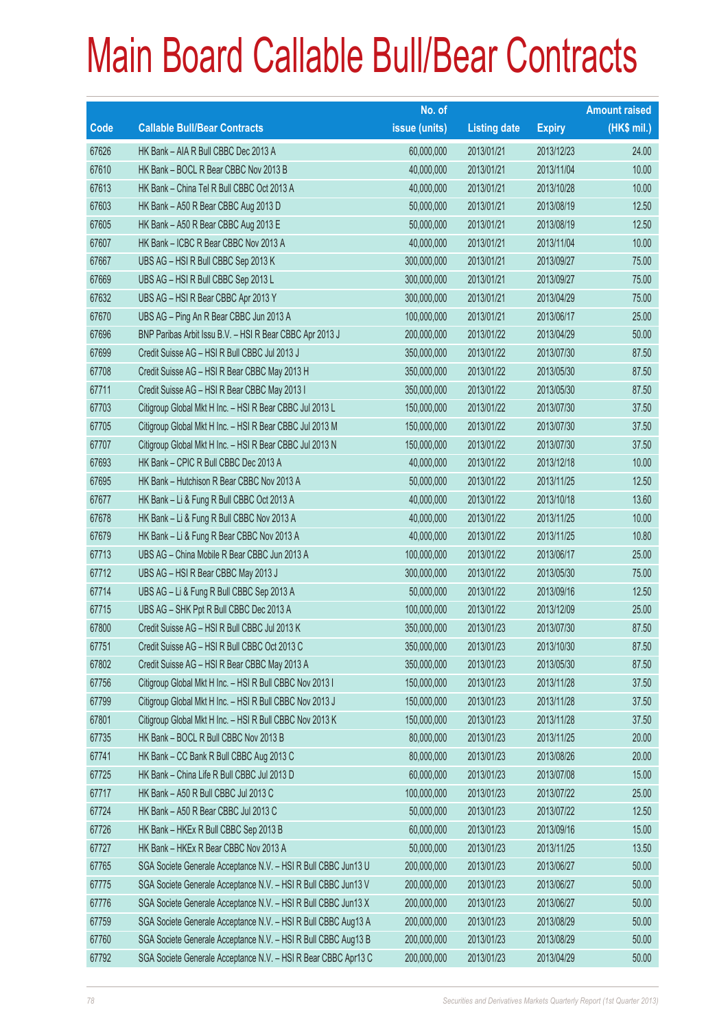# Main Board Callable Bull/Bear Contracts

| Code | Callable Bull/Bear Contracts | No. of issue (units) | Listing date | Expiry | Amount raised (HK$ mil.) |
|---|---|---|---|---|---|
| 67626 | HK Bank – AIA R Bull CBBC Dec 2013 A | 60,000,000 | 2013/01/21 | 2013/12/23 | 24.00 |
| 67610 | HK Bank – BOCL R Bear CBBC Nov 2013 B | 40,000,000 | 2013/01/21 | 2013/11/04 | 10.00 |
| 67613 | HK Bank – China Tel R Bull CBBC Oct 2013 A | 40,000,000 | 2013/01/21 | 2013/10/28 | 10.00 |
| 67603 | HK Bank – A50 R Bear CBBC Aug 2013 D | 50,000,000 | 2013/01/21 | 2013/08/19 | 12.50 |
| 67605 | HK Bank – A50 R Bear CBBC Aug 2013 E | 50,000,000 | 2013/01/21 | 2013/08/19 | 12.50 |
| 67607 | HK Bank – ICBC R Bear CBBC Nov 2013 A | 40,000,000 | 2013/01/21 | 2013/11/04 | 10.00 |
| 67667 | UBS AG – HSI R Bull CBBC Sep 2013 K | 300,000,000 | 2013/01/21 | 2013/09/27 | 75.00 |
| 67669 | UBS AG – HSI R Bull CBBC Sep 2013 L | 300,000,000 | 2013/01/21 | 2013/09/27 | 75.00 |
| 67632 | UBS AG – HSI R Bear CBBC Apr 2013 Y | 300,000,000 | 2013/01/21 | 2013/04/29 | 75.00 |
| 67670 | UBS AG – Ping An R Bear CBBC Jun 2013 A | 100,000,000 | 2013/01/21 | 2013/06/17 | 25.00 |
| 67696 | BNP Paribas Arbit Issu B.V. – HSI R Bear CBBC Apr 2013 J | 200,000,000 | 2013/01/22 | 2013/04/29 | 50.00 |
| 67699 | Credit Suisse AG – HSI R Bull CBBC Jul 2013 J | 350,000,000 | 2013/01/22 | 2013/07/30 | 87.50 |
| 67708 | Credit Suisse AG – HSI R Bear CBBC May 2013 H | 350,000,000 | 2013/01/22 | 2013/05/30 | 87.50 |
| 67711 | Credit Suisse AG – HSI R Bear CBBC May 2013 I | 350,000,000 | 2013/01/22 | 2013/05/30 | 87.50 |
| 67703 | Citigroup Global Mkt H Inc. – HSI R Bear CBBC Jul 2013 L | 150,000,000 | 2013/01/22 | 2013/07/30 | 37.50 |
| 67705 | Citigroup Global Mkt H Inc. – HSI R Bear CBBC Jul 2013 M | 150,000,000 | 2013/01/22 | 2013/07/30 | 37.50 |
| 67707 | Citigroup Global Mkt H Inc. – HSI R Bear CBBC Jul 2013 N | 150,000,000 | 2013/01/22 | 2013/07/30 | 37.50 |
| 67693 | HK Bank – CPIC R Bull CBBC Dec 2013 A | 40,000,000 | 2013/01/22 | 2013/12/18 | 10.00 |
| 67695 | HK Bank – Hutchison R Bear CBBC Nov 2013 A | 50,000,000 | 2013/01/22 | 2013/11/25 | 12.50 |
| 67677 | HK Bank – Li & Fung R Bull CBBC Oct 2013 A | 40,000,000 | 2013/01/22 | 2013/10/18 | 13.60 |
| 67678 | HK Bank – Li & Fung R Bull CBBC Nov 2013 A | 40,000,000 | 2013/01/22 | 2013/11/25 | 10.00 |
| 67679 | HK Bank – Li & Fung R Bear CBBC Nov 2013 A | 40,000,000 | 2013/01/22 | 2013/11/25 | 10.80 |
| 67713 | UBS AG – China Mobile R Bear CBBC Jun 2013 A | 100,000,000 | 2013/01/22 | 2013/06/17 | 25.00 |
| 67712 | UBS AG – HSI R Bear CBBC May 2013 J | 300,000,000 | 2013/01/22 | 2013/05/30 | 75.00 |
| 67714 | UBS AG – Li & Fung R Bull CBBC Sep 2013 A | 50,000,000 | 2013/01/22 | 2013/09/16 | 12.50 |
| 67715 | UBS AG – SHK Ppt R Bull CBBC Dec 2013 A | 100,000,000 | 2013/01/22 | 2013/12/09 | 25.00 |
| 67800 | Credit Suisse AG – HSI R Bull CBBC Jul 2013 K | 350,000,000 | 2013/01/23 | 2013/07/30 | 87.50 |
| 67751 | Credit Suisse AG – HSI R Bull CBBC Oct 2013 C | 350,000,000 | 2013/01/23 | 2013/10/30 | 87.50 |
| 67802 | Credit Suisse AG – HSI R Bear CBBC May 2013 A | 350,000,000 | 2013/01/23 | 2013/05/30 | 87.50 |
| 67756 | Citigroup Global Mkt H Inc. – HSI R Bull CBBC Nov 2013 I | 150,000,000 | 2013/01/23 | 2013/11/28 | 37.50 |
| 67799 | Citigroup Global Mkt H Inc. – HSI R Bull CBBC Nov 2013 J | 150,000,000 | 2013/01/23 | 2013/11/28 | 37.50 |
| 67801 | Citigroup Global Mkt H Inc. – HSI R Bull CBBC Nov 2013 K | 150,000,000 | 2013/01/23 | 2013/11/28 | 37.50 |
| 67735 | HK Bank – BOCL R Bull CBBC Nov 2013 B | 80,000,000 | 2013/01/23 | 2013/11/25 | 20.00 |
| 67741 | HK Bank – CC Bank R Bull CBBC Aug 2013 C | 80,000,000 | 2013/01/23 | 2013/08/26 | 20.00 |
| 67725 | HK Bank – China Life R Bull CBBC Jul 2013 D | 60,000,000 | 2013/01/23 | 2013/07/08 | 15.00 |
| 67717 | HK Bank – A50 R Bull CBBC Jul 2013 C | 100,000,000 | 2013/01/23 | 2013/07/22 | 25.00 |
| 67724 | HK Bank – A50 R Bear CBBC Jul 2013 C | 50,000,000 | 2013/01/23 | 2013/07/22 | 12.50 |
| 67726 | HK Bank – HKEx R Bull CBBC Sep 2013 B | 60,000,000 | 2013/01/23 | 2013/09/16 | 15.00 |
| 67727 | HK Bank – HKEx R Bear CBBC Nov 2013 A | 50,000,000 | 2013/01/23 | 2013/11/25 | 13.50 |
| 67765 | SGA Societe Generale Acceptance N.V. – HSI R Bull CBBC Jun13 U | 200,000,000 | 2013/01/23 | 2013/06/27 | 50.00 |
| 67775 | SGA Societe Generale Acceptance N.V. – HSI R Bull CBBC Jun13 V | 200,000,000 | 2013/01/23 | 2013/06/27 | 50.00 |
| 67776 | SGA Societe Generale Acceptance N.V. – HSI R Bull CBBC Jun13 X | 200,000,000 | 2013/01/23 | 2013/06/27 | 50.00 |
| 67759 | SGA Societe Generale Acceptance N.V. – HSI R Bull CBBC Aug13 A | 200,000,000 | 2013/01/23 | 2013/08/29 | 50.00 |
| 67760 | SGA Societe Generale Acceptance N.V. – HSI R Bull CBBC Aug13 B | 200,000,000 | 2013/01/23 | 2013/08/29 | 50.00 |
| 67792 | SGA Societe Generale Acceptance N.V. – HSI R Bear CBBC Apr13 C | 200,000,000 | 2013/01/23 | 2013/04/29 | 50.00 |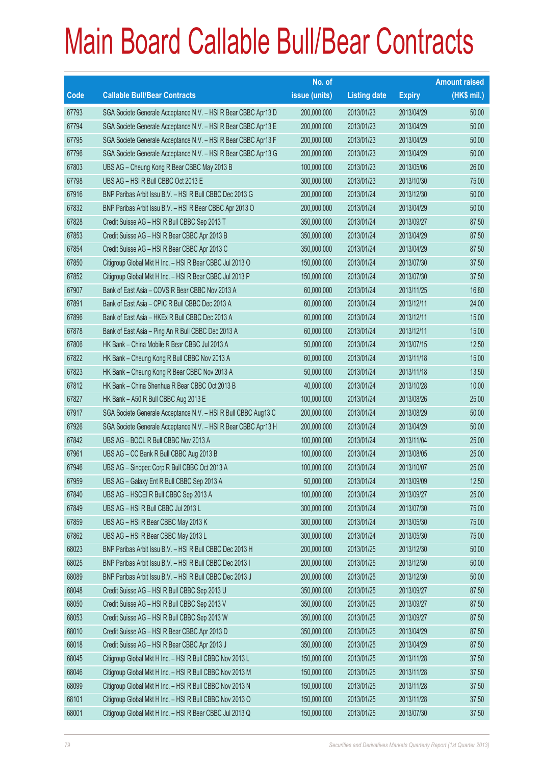# Main Board Callable Bull/Bear Contracts

| Code | Callable Bull/Bear Contracts | No. of issue (units) | Listing date | Expiry | Amount raised (HK$ mil.) |
|---|---|---|---|---|---|
| 67793 | SGA Societe Generale Acceptance N.V. – HSI R Bear CBBC Apr13 D | 200,000,000 | 2013/01/23 | 2013/04/29 | 50.00 |
| 67794 | SGA Societe Generale Acceptance N.V. – HSI R Bear CBBC Apr13 E | 200,000,000 | 2013/01/23 | 2013/04/29 | 50.00 |
| 67795 | SGA Societe Generale Acceptance N.V. – HSI R Bear CBBC Apr13 F | 200,000,000 | 2013/01/23 | 2013/04/29 | 50.00 |
| 67796 | SGA Societe Generale Acceptance N.V. – HSI R Bear CBBC Apr13 G | 200,000,000 | 2013/01/23 | 2013/04/29 | 50.00 |
| 67803 | UBS AG – Cheung Kong R Bear CBBC May 2013 B | 100,000,000 | 2013/01/23 | 2013/05/06 | 26.00 |
| 67798 | UBS AG – HSI R Bull CBBC Oct 2013 E | 300,000,000 | 2013/01/23 | 2013/10/30 | 75.00 |
| 67916 | BNP Paribas Arbit Issu B.V. – HSI R Bull CBBC Dec 2013 G | 200,000,000 | 2013/01/24 | 2013/12/30 | 50.00 |
| 67832 | BNP Paribas Arbit Issu B.V. – HSI R Bear CBBC Apr 2013 O | 200,000,000 | 2013/01/24 | 2013/04/29 | 50.00 |
| 67828 | Credit Suisse AG – HSI R Bull CBBC Sep 2013 T | 350,000,000 | 2013/01/24 | 2013/09/27 | 87.50 |
| 67853 | Credit Suisse AG – HSI R Bear CBBC Apr 2013 B | 350,000,000 | 2013/01/24 | 2013/04/29 | 87.50 |
| 67854 | Credit Suisse AG – HSI R Bear CBBC Apr 2013 C | 350,000,000 | 2013/01/24 | 2013/04/29 | 87.50 |
| 67850 | Citigroup Global Mkt H Inc. – HSI R Bear CBBC Jul 2013 O | 150,000,000 | 2013/01/24 | 2013/07/30 | 37.50 |
| 67852 | Citigroup Global Mkt H Inc. – HSI R Bear CBBC Jul 2013 P | 150,000,000 | 2013/01/24 | 2013/07/30 | 37.50 |
| 67907 | Bank of East Asia – COVS R Bear CBBC Nov 2013 A | 60,000,000 | 2013/01/24 | 2013/11/25 | 16.80 |
| 67891 | Bank of East Asia – CPIC R Bull CBBC Dec 2013 A | 60,000,000 | 2013/01/24 | 2013/12/11 | 24.00 |
| 67896 | Bank of East Asia – HKEx R Bull CBBC Dec 2013 A | 60,000,000 | 2013/01/24 | 2013/12/11 | 15.00 |
| 67878 | Bank of East Asia – Ping An R Bull CBBC Dec 2013 A | 60,000,000 | 2013/01/24 | 2013/12/11 | 15.00 |
| 67806 | HK Bank – China Mobile R Bear CBBC Jul 2013 A | 50,000,000 | 2013/01/24 | 2013/07/15 | 12.50 |
| 67822 | HK Bank – Cheung Kong R Bull CBBC Nov 2013 A | 60,000,000 | 2013/01/24 | 2013/11/18 | 15.00 |
| 67823 | HK Bank – Cheung Kong R Bear CBBC Nov 2013 A | 50,000,000 | 2013/01/24 | 2013/11/18 | 13.50 |
| 67812 | HK Bank – China Shenhua R Bear CBBC Oct 2013 B | 40,000,000 | 2013/01/24 | 2013/10/28 | 10.00 |
| 67827 | HK Bank – A50 R Bull CBBC Aug 2013 E | 100,000,000 | 2013/01/24 | 2013/08/26 | 25.00 |
| 67917 | SGA Societe Generale Acceptance N.V. – HSI R Bull CBBC Aug13 C | 200,000,000 | 2013/01/24 | 2013/08/29 | 50.00 |
| 67926 | SGA Societe Generale Acceptance N.V. – HSI R Bear CBBC Apr13 H | 200,000,000 | 2013/01/24 | 2013/04/29 | 50.00 |
| 67842 | UBS AG – BOCL R Bull CBBC Nov 2013 A | 100,000,000 | 2013/01/24 | 2013/11/04 | 25.00 |
| 67961 | UBS AG – CC Bank R Bull CBBC Aug 2013 B | 100,000,000 | 2013/01/24 | 2013/08/05 | 25.00 |
| 67946 | UBS AG – Sinopec Corp R Bull CBBC Oct 2013 A | 100,000,000 | 2013/01/24 | 2013/10/07 | 25.00 |
| 67959 | UBS AG – Galaxy Ent R Bull CBBC Sep 2013 A | 50,000,000 | 2013/01/24 | 2013/09/09 | 12.50 |
| 67840 | UBS AG – HSCEI R Bull CBBC Sep 2013 A | 100,000,000 | 2013/01/24 | 2013/09/27 | 25.00 |
| 67849 | UBS AG – HSI R Bull CBBC Jul 2013 L | 300,000,000 | 2013/01/24 | 2013/07/30 | 75.00 |
| 67859 | UBS AG – HSI R Bear CBBC May 2013 K | 300,000,000 | 2013/01/24 | 2013/05/30 | 75.00 |
| 67862 | UBS AG – HSI R Bear CBBC May 2013 L | 300,000,000 | 2013/01/24 | 2013/05/30 | 75.00 |
| 68023 | BNP Paribas Arbit Issu B.V. – HSI R Bull CBBC Dec 2013 H | 200,000,000 | 2013/01/25 | 2013/12/30 | 50.00 |
| 68025 | BNP Paribas Arbit Issu B.V. – HSI R Bull CBBC Dec 2013 I | 200,000,000 | 2013/01/25 | 2013/12/30 | 50.00 |
| 68089 | BNP Paribas Arbit Issu B.V. – HSI R Bull CBBC Dec 2013 J | 200,000,000 | 2013/01/25 | 2013/12/30 | 50.00 |
| 68048 | Credit Suisse AG – HSI R Bull CBBC Sep 2013 U | 350,000,000 | 2013/01/25 | 2013/09/27 | 87.50 |
| 68050 | Credit Suisse AG – HSI R Bull CBBC Sep 2013 V | 350,000,000 | 2013/01/25 | 2013/09/27 | 87.50 |
| 68053 | Credit Suisse AG – HSI R Bull CBBC Sep 2013 W | 350,000,000 | 2013/01/25 | 2013/09/27 | 87.50 |
| 68010 | Credit Suisse AG – HSI R Bear CBBC Apr 2013 D | 350,000,000 | 2013/01/25 | 2013/04/29 | 87.50 |
| 68018 | Credit Suisse AG – HSI R Bear CBBC Apr 2013 J | 350,000,000 | 2013/01/25 | 2013/04/29 | 87.50 |
| 68045 | Citigroup Global Mkt H Inc. – HSI R Bull CBBC Nov 2013 L | 150,000,000 | 2013/01/25 | 2013/11/28 | 37.50 |
| 68046 | Citigroup Global Mkt H Inc. – HSI R Bull CBBC Nov 2013 M | 150,000,000 | 2013/01/25 | 2013/11/28 | 37.50 |
| 68099 | Citigroup Global Mkt H Inc. – HSI R Bull CBBC Nov 2013 N | 150,000,000 | 2013/01/25 | 2013/11/28 | 37.50 |
| 68101 | Citigroup Global Mkt H Inc. – HSI R Bull CBBC Nov 2013 O | 150,000,000 | 2013/01/25 | 2013/11/28 | 37.50 |
| 68001 | Citigroup Global Mkt H Inc. – HSI R Bear CBBC Jul 2013 Q | 150,000,000 | 2013/01/25 | 2013/07/30 | 37.50 |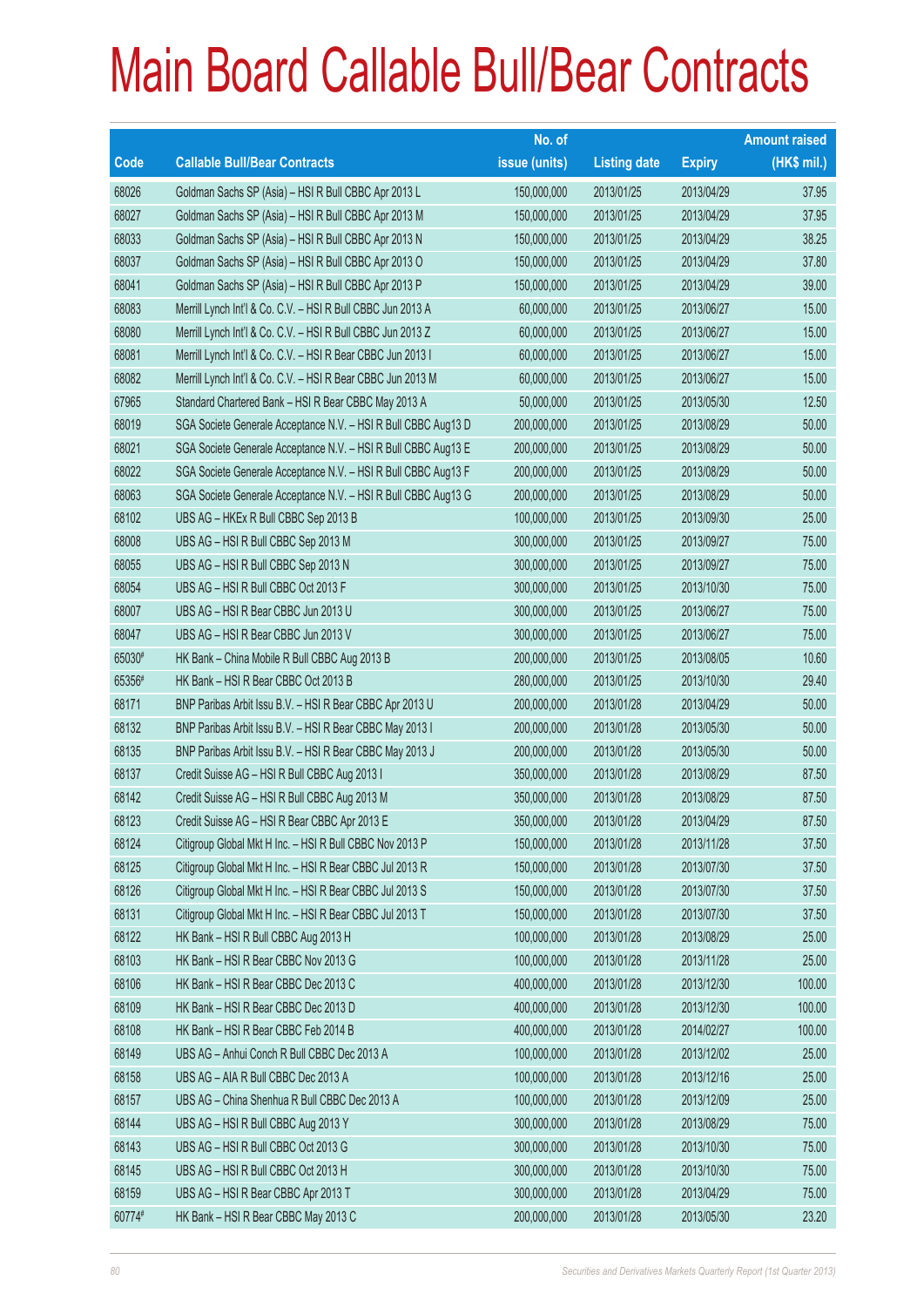# Main Board Callable Bull/Bear Contracts

| Code | Callable Bull/Bear Contracts | No. of issue (units) | Listing date | Expiry | Amount raised (HK$ mil.) |
|---|---|---|---|---|---|
| 68026 | Goldman Sachs SP (Asia) – HSI R Bull CBBC Apr 2013 L | 150,000,000 | 2013/01/25 | 2013/04/29 | 37.95 |
| 68027 | Goldman Sachs SP (Asia) – HSI R Bull CBBC Apr 2013 M | 150,000,000 | 2013/01/25 | 2013/04/29 | 37.95 |
| 68033 | Goldman Sachs SP (Asia) – HSI R Bull CBBC Apr 2013 N | 150,000,000 | 2013/01/25 | 2013/04/29 | 38.25 |
| 68037 | Goldman Sachs SP (Asia) – HSI R Bull CBBC Apr 2013 O | 150,000,000 | 2013/01/25 | 2013/04/29 | 37.80 |
| 68041 | Goldman Sachs SP (Asia) – HSI R Bull CBBC Apr 2013 P | 150,000,000 | 2013/01/25 | 2013/04/29 | 39.00 |
| 68083 | Merrill Lynch Int'l & Co. C.V. – HSI R Bull CBBC Jun 2013 A | 60,000,000 | 2013/01/25 | 2013/06/27 | 15.00 |
| 68080 | Merrill Lynch Int'l & Co. C.V. – HSI R Bull CBBC Jun 2013 Z | 60,000,000 | 2013/01/25 | 2013/06/27 | 15.00 |
| 68081 | Merrill Lynch Int'l & Co. C.V. – HSI R Bear CBBC Jun 2013 I | 60,000,000 | 2013/01/25 | 2013/06/27 | 15.00 |
| 68082 | Merrill Lynch Int'l & Co. C.V. – HSI R Bear CBBC Jun 2013 M | 60,000,000 | 2013/01/25 | 2013/06/27 | 15.00 |
| 67965 | Standard Chartered Bank – HSI R Bear CBBC May 2013 A | 50,000,000 | 2013/01/25 | 2013/05/30 | 12.50 |
| 68019 | SGA Societe Generale Acceptance N.V. – HSI R Bull CBBC Aug13 D | 200,000,000 | 2013/01/25 | 2013/08/29 | 50.00 |
| 68021 | SGA Societe Generale Acceptance N.V. – HSI R Bull CBBC Aug13 E | 200,000,000 | 2013/01/25 | 2013/08/29 | 50.00 |
| 68022 | SGA Societe Generale Acceptance N.V. – HSI R Bull CBBC Aug13 F | 200,000,000 | 2013/01/25 | 2013/08/29 | 50.00 |
| 68063 | SGA Societe Generale Acceptance N.V. – HSI R Bull CBBC Aug13 G | 200,000,000 | 2013/01/25 | 2013/08/29 | 50.00 |
| 68102 | UBS AG – HKEx R Bull CBBC Sep 2013 B | 100,000,000 | 2013/01/25 | 2013/09/30 | 25.00 |
| 68008 | UBS AG – HSI R Bull CBBC Sep 2013 M | 300,000,000 | 2013/01/25 | 2013/09/27 | 75.00 |
| 68055 | UBS AG – HSI R Bull CBBC Sep 2013 N | 300,000,000 | 2013/01/25 | 2013/09/27 | 75.00 |
| 68054 | UBS AG – HSI R Bull CBBC Oct 2013 F | 300,000,000 | 2013/01/25 | 2013/10/30 | 75.00 |
| 68007 | UBS AG – HSI R Bear CBBC Jun 2013 U | 300,000,000 | 2013/01/25 | 2013/06/27 | 75.00 |
| 68047 | UBS AG – HSI R Bear CBBC Jun 2013 V | 300,000,000 | 2013/01/25 | 2013/06/27 | 75.00 |
| 65030# | HK Bank – China Mobile R Bull CBBC Aug 2013 B | 200,000,000 | 2013/01/25 | 2013/08/05 | 10.60 |
| 65356# | HK Bank – HSI R Bear CBBC Oct 2013 B | 280,000,000 | 2013/01/25 | 2013/10/30 | 29.40 |
| 68171 | BNP Paribas Arbit Issu B.V. – HSI R Bear CBBC Apr 2013 U | 200,000,000 | 2013/01/28 | 2013/04/29 | 50.00 |
| 68132 | BNP Paribas Arbit Issu B.V. – HSI R Bear CBBC May 2013 I | 200,000,000 | 2013/01/28 | 2013/05/30 | 50.00 |
| 68135 | BNP Paribas Arbit Issu B.V. – HSI R Bear CBBC May 2013 J | 200,000,000 | 2013/01/28 | 2013/05/30 | 50.00 |
| 68137 | Credit Suisse AG – HSI R Bull CBBC Aug 2013 I | 350,000,000 | 2013/01/28 | 2013/08/29 | 87.50 |
| 68142 | Credit Suisse AG – HSI R Bull CBBC Aug 2013 M | 350,000,000 | 2013/01/28 | 2013/08/29 | 87.50 |
| 68123 | Credit Suisse AG – HSI R Bear CBBC Apr 2013 E | 350,000,000 | 2013/01/28 | 2013/04/29 | 87.50 |
| 68124 | Citigroup Global Mkt H Inc. – HSI R Bull CBBC Nov 2013 P | 150,000,000 | 2013/01/28 | 2013/11/28 | 37.50 |
| 68125 | Citigroup Global Mkt H Inc. – HSI R Bear CBBC Jul 2013 R | 150,000,000 | 2013/01/28 | 2013/07/30 | 37.50 |
| 68126 | Citigroup Global Mkt H Inc. – HSI R Bear CBBC Jul 2013 S | 150,000,000 | 2013/01/28 | 2013/07/30 | 37.50 |
| 68131 | Citigroup Global Mkt H Inc. – HSI R Bear CBBC Jul 2013 T | 150,000,000 | 2013/01/28 | 2013/07/30 | 37.50 |
| 68122 | HK Bank – HSI R Bull CBBC Aug 2013 H | 100,000,000 | 2013/01/28 | 2013/08/29 | 25.00 |
| 68103 | HK Bank – HSI R Bear CBBC Nov 2013 G | 100,000,000 | 2013/01/28 | 2013/11/28 | 25.00 |
| 68106 | HK Bank – HSI R Bear CBBC Dec 2013 C | 400,000,000 | 2013/01/28 | 2013/12/30 | 100.00 |
| 68109 | HK Bank – HSI R Bear CBBC Dec 2013 D | 400,000,000 | 2013/01/28 | 2013/12/30 | 100.00 |
| 68108 | HK Bank – HSI R Bear CBBC Feb 2014 B | 400,000,000 | 2013/01/28 | 2014/02/27 | 100.00 |
| 68149 | UBS AG – Anhui Conch R Bull CBBC Dec 2013 A | 100,000,000 | 2013/01/28 | 2013/12/02 | 25.00 |
| 68158 | UBS AG – AIA R Bull CBBC Dec 2013 A | 100,000,000 | 2013/01/28 | 2013/12/16 | 25.00 |
| 68157 | UBS AG – China Shenhua R Bull CBBC Dec 2013 A | 100,000,000 | 2013/01/28 | 2013/12/09 | 25.00 |
| 68144 | UBS AG – HSI R Bull CBBC Aug 2013 Y | 300,000,000 | 2013/01/28 | 2013/08/29 | 75.00 |
| 68143 | UBS AG – HSI R Bull CBBC Oct 2013 G | 300,000,000 | 2013/01/28 | 2013/10/30 | 75.00 |
| 68145 | UBS AG – HSI R Bull CBBC Oct 2013 H | 300,000,000 | 2013/01/28 | 2013/10/30 | 75.00 |
| 68159 | UBS AG – HSI R Bear CBBC Apr 2013 T | 300,000,000 | 2013/01/28 | 2013/04/29 | 75.00 |
| 60774# | HK Bank – HSI R Bear CBBC May 2013 C | 200,000,000 | 2013/01/28 | 2013/05/30 | 23.20 |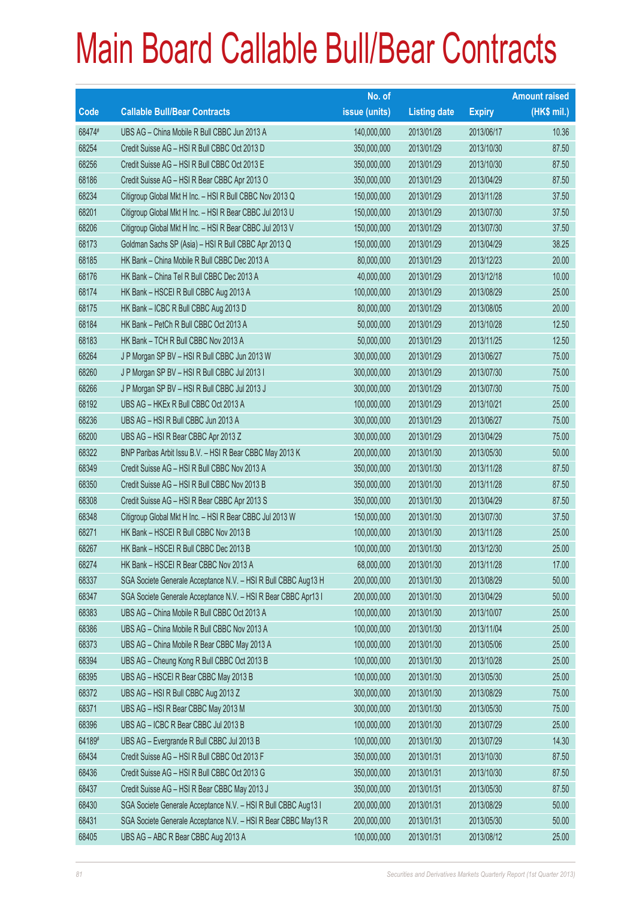# Main Board Callable Bull/Bear Contracts

| Code | Callable Bull/Bear Contracts | No. of issue (units) | Listing date | Expiry | Amount raised (HK$ mil.) |
|---|---|---|---|---|---|
| 68474# | UBS AG – China Mobile R Bull CBBC Jun 2013 A | 140,000,000 | 2013/01/28 | 2013/06/17 | 10.36 |
| 68254 | Credit Suisse AG – HSI R Bull CBBC Oct 2013 D | 350,000,000 | 2013/01/29 | 2013/10/30 | 87.50 |
| 68256 | Credit Suisse AG – HSI R Bull CBBC Oct 2013 E | 350,000,000 | 2013/01/29 | 2013/10/30 | 87.50 |
| 68186 | Credit Suisse AG – HSI R Bear CBBC Apr 2013 O | 350,000,000 | 2013/01/29 | 2013/04/29 | 87.50 |
| 68234 | Citigroup Global Mkt H Inc. – HSI R Bull CBBC Nov 2013 Q | 150,000,000 | 2013/01/29 | 2013/11/28 | 37.50 |
| 68201 | Citigroup Global Mkt H Inc. – HSI R Bear CBBC Jul 2013 U | 150,000,000 | 2013/01/29 | 2013/07/30 | 37.50 |
| 68206 | Citigroup Global Mkt H Inc. – HSI R Bear CBBC Jul 2013 V | 150,000,000 | 2013/01/29 | 2013/07/30 | 37.50 |
| 68173 | Goldman Sachs SP (Asia) – HSI R Bull CBBC Apr 2013 Q | 150,000,000 | 2013/01/29 | 2013/04/29 | 38.25 |
| 68185 | HK Bank – China Mobile R Bull CBBC Dec 2013 A | 80,000,000 | 2013/01/29 | 2013/12/23 | 20.00 |
| 68176 | HK Bank – China Tel R Bull CBBC Dec 2013 A | 40,000,000 | 2013/01/29 | 2013/12/18 | 10.00 |
| 68174 | HK Bank – HSCEI R Bull CBBC Aug 2013 A | 100,000,000 | 2013/01/29 | 2013/08/29 | 25.00 |
| 68175 | HK Bank – ICBC R Bull CBBC Aug 2013 D | 80,000,000 | 2013/01/29 | 2013/08/05 | 20.00 |
| 68184 | HK Bank – PetCh R Bull CBBC Oct 2013 A | 50,000,000 | 2013/01/29 | 2013/10/28 | 12.50 |
| 68183 | HK Bank – TCH R Bull CBBC Nov 2013 A | 50,000,000 | 2013/01/29 | 2013/11/25 | 12.50 |
| 68264 | J P Morgan SP BV – HSI R Bull CBBC Jun 2013 W | 300,000,000 | 2013/01/29 | 2013/06/27 | 75.00 |
| 68260 | J P Morgan SP BV – HSI R Bull CBBC Jul 2013 I | 300,000,000 | 2013/01/29 | 2013/07/30 | 75.00 |
| 68266 | J P Morgan SP BV – HSI R Bull CBBC Jul 2013 J | 300,000,000 | 2013/01/29 | 2013/07/30 | 75.00 |
| 68192 | UBS AG – HKEx R Bull CBBC Oct 2013 A | 100,000,000 | 2013/01/29 | 2013/10/21 | 25.00 |
| 68236 | UBS AG – HSI R Bull CBBC Jun 2013 A | 300,000,000 | 2013/01/29 | 2013/06/27 | 75.00 |
| 68200 | UBS AG – HSI R Bear CBBC Apr 2013 Z | 300,000,000 | 2013/01/29 | 2013/04/29 | 75.00 |
| 68322 | BNP Paribas Arbit Issu B.V. – HSI R Bear CBBC May 2013 K | 200,000,000 | 2013/01/30 | 2013/05/30 | 50.00 |
| 68349 | Credit Suisse AG – HSI R Bull CBBC Nov 2013 A | 350,000,000 | 2013/01/30 | 2013/11/28 | 87.50 |
| 68350 | Credit Suisse AG – HSI R Bull CBBC Nov 2013 B | 350,000,000 | 2013/01/30 | 2013/11/28 | 87.50 |
| 68308 | Credit Suisse AG – HSI R Bear CBBC Apr 2013 S | 350,000,000 | 2013/01/30 | 2013/04/29 | 87.50 |
| 68348 | Citigroup Global Mkt H Inc. – HSI R Bear CBBC Jul 2013 W | 150,000,000 | 2013/01/30 | 2013/07/30 | 37.50 |
| 68271 | HK Bank – HSCEI R Bull CBBC Nov 2013 B | 100,000,000 | 2013/01/30 | 2013/11/28 | 25.00 |
| 68267 | HK Bank – HSCEI R Bull CBBC Dec 2013 B | 100,000,000 | 2013/01/30 | 2013/12/30 | 25.00 |
| 68274 | HK Bank – HSCEI R Bear CBBC Nov 2013 A | 68,000,000 | 2013/01/30 | 2013/11/28 | 17.00 |
| 68337 | SGA Societe Generale Acceptance N.V. – HSI R Bull CBBC Aug13 H | 200,000,000 | 2013/01/30 | 2013/08/29 | 50.00 |
| 68347 | SGA Societe Generale Acceptance N.V. – HSI R Bear CBBC Apr13 I | 200,000,000 | 2013/01/30 | 2013/04/29 | 50.00 |
| 68383 | UBS AG – China Mobile R Bull CBBC Oct 2013 A | 100,000,000 | 2013/01/30 | 2013/10/07 | 25.00 |
| 68386 | UBS AG – China Mobile R Bull CBBC Nov 2013 A | 100,000,000 | 2013/01/30 | 2013/11/04 | 25.00 |
| 68373 | UBS AG – China Mobile R Bear CBBC May 2013 A | 100,000,000 | 2013/01/30 | 2013/05/06 | 25.00 |
| 68394 | UBS AG – Cheung Kong R Bull CBBC Oct 2013 B | 100,000,000 | 2013/01/30 | 2013/10/28 | 25.00 |
| 68395 | UBS AG – HSCEI R Bear CBBC May 2013 B | 100,000,000 | 2013/01/30 | 2013/05/30 | 25.00 |
| 68372 | UBS AG – HSI R Bull CBBC Aug 2013 Z | 300,000,000 | 2013/01/30 | 2013/08/29 | 75.00 |
| 68371 | UBS AG – HSI R Bear CBBC May 2013 M | 300,000,000 | 2013/01/30 | 2013/05/30 | 75.00 |
| 68396 | UBS AG – ICBC R Bear CBBC Jul 2013 B | 100,000,000 | 2013/01/30 | 2013/07/29 | 25.00 |
| 64189# | UBS AG – Evergrande R Bull CBBC Jul 2013 B | 100,000,000 | 2013/01/30 | 2013/07/29 | 14.30 |
| 68434 | Credit Suisse AG – HSI R Bull CBBC Oct 2013 F | 350,000,000 | 2013/01/31 | 2013/10/30 | 87.50 |
| 68436 | Credit Suisse AG – HSI R Bull CBBC Oct 2013 G | 350,000,000 | 2013/01/31 | 2013/10/30 | 87.50 |
| 68437 | Credit Suisse AG – HSI R Bear CBBC May 2013 J | 350,000,000 | 2013/01/31 | 2013/05/30 | 87.50 |
| 68430 | SGA Societe Generale Acceptance N.V. – HSI R Bull CBBC Aug13 I | 200,000,000 | 2013/01/31 | 2013/08/29 | 50.00 |
| 68431 | SGA Societe Generale Acceptance N.V. – HSI R Bear CBBC May13 R | 200,000,000 | 2013/01/31 | 2013/05/30 | 50.00 |
| 68405 | UBS AG – ABC R Bear CBBC Aug 2013 A | 100,000,000 | 2013/01/31 | 2013/08/12 | 25.00 |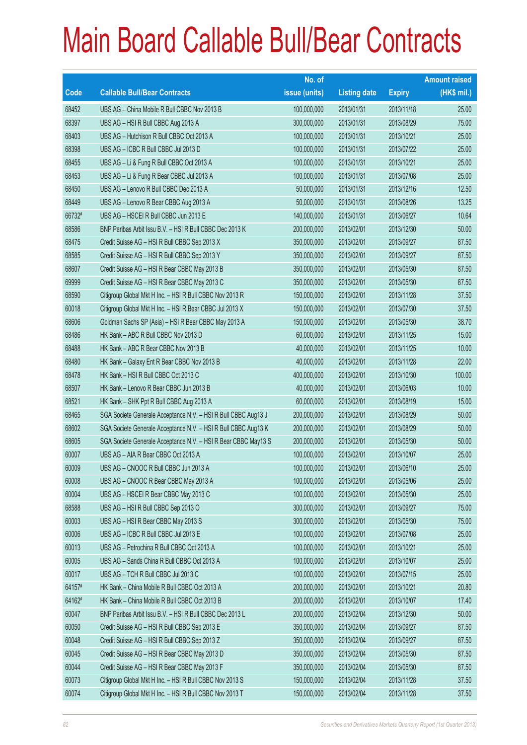# Main Board Callable Bull/Bear Contracts

| Code | Callable Bull/Bear Contracts | No. of issue (units) | Listing date | Expiry | Amount raised (HK$ mil.) |
|---|---|---|---|---|---|
| 68452 | UBS AG – China Mobile R Bull CBBC Nov 2013 B | 100,000,000 | 2013/01/31 | 2013/11/18 | 25.00 |
| 68397 | UBS AG – HSI R Bull CBBC Aug 2013 A | 300,000,000 | 2013/01/31 | 2013/08/29 | 75.00 |
| 68403 | UBS AG – Hutchison R Bull CBBC Oct 2013 A | 100,000,000 | 2013/01/31 | 2013/10/21 | 25.00 |
| 68398 | UBS AG – ICBC R Bull CBBC Jul 2013 D | 100,000,000 | 2013/01/31 | 2013/07/22 | 25.00 |
| 68455 | UBS AG – Li & Fung R Bull CBBC Oct 2013 A | 100,000,000 | 2013/01/31 | 2013/10/21 | 25.00 |
| 68453 | UBS AG – Li & Fung R Bear CBBC Jul 2013 A | 100,000,000 | 2013/01/31 | 2013/07/08 | 25.00 |
| 68450 | UBS AG – Lenovo R Bull CBBC Dec 2013 A | 50,000,000 | 2013/01/31 | 2013/12/16 | 12.50 |
| 68449 | UBS AG – Lenovo R Bear CBBC Aug 2013 A | 50,000,000 | 2013/01/31 | 2013/08/26 | 13.25 |
| 66732# | UBS AG – HSCEI R Bull CBBC Jun 2013 E | 140,000,000 | 2013/01/31 | 2013/06/27 | 10.64 |
| 68586 | BNP Paribas Arbit Issu B.V. – HSI R Bull CBBC Dec 2013 K | 200,000,000 | 2013/02/01 | 2013/12/30 | 50.00 |
| 68475 | Credit Suisse AG – HSI R Bull CBBC Sep 2013 X | 350,000,000 | 2013/02/01 | 2013/09/27 | 87.50 |
| 68585 | Credit Suisse AG – HSI R Bull CBBC Sep 2013 Y | 350,000,000 | 2013/02/01 | 2013/09/27 | 87.50 |
| 68607 | Credit Suisse AG – HSI R Bear CBBC May 2013 B | 350,000,000 | 2013/02/01 | 2013/05/30 | 87.50 |
| 69999 | Credit Suisse AG – HSI R Bear CBBC May 2013 C | 350,000,000 | 2013/02/01 | 2013/05/30 | 87.50 |
| 68590 | Citigroup Global Mkt H Inc. – HSI R Bull CBBC Nov 2013 R | 150,000,000 | 2013/02/01 | 2013/11/28 | 37.50 |
| 60018 | Citigroup Global Mkt H Inc. – HSI R Bear CBBC Jul 2013 X | 150,000,000 | 2013/02/01 | 2013/07/30 | 37.50 |
| 68606 | Goldman Sachs SP (Asia) – HSI R Bear CBBC May 2013 A | 150,000,000 | 2013/02/01 | 2013/05/30 | 38.70 |
| 68486 | HK Bank – ABC R Bull CBBC Nov 2013 D | 60,000,000 | 2013/02/01 | 2013/11/25 | 15.00 |
| 68488 | HK Bank – ABC R Bear CBBC Nov 2013 B | 40,000,000 | 2013/02/01 | 2013/11/25 | 10.00 |
| 68480 | HK Bank – Galaxy Ent R Bear CBBC Nov 2013 B | 40,000,000 | 2013/02/01 | 2013/11/28 | 22.00 |
| 68478 | HK Bank – HSI R Bull CBBC Oct 2013 C | 400,000,000 | 2013/02/01 | 2013/10/30 | 100.00 |
| 68507 | HK Bank – Lenovo R Bear CBBC Jun 2013 B | 40,000,000 | 2013/02/01 | 2013/06/03 | 10.00 |
| 68521 | HK Bank – SHK Ppt R Bull CBBC Aug 2013 A | 60,000,000 | 2013/02/01 | 2013/08/19 | 15.00 |
| 68465 | SGA Societe Generale Acceptance N.V. – HSI R Bull CBBC Aug13 J | 200,000,000 | 2013/02/01 | 2013/08/29 | 50.00 |
| 68602 | SGA Societe Generale Acceptance N.V. – HSI R Bull CBBC Aug13 K | 200,000,000 | 2013/02/01 | 2013/08/29 | 50.00 |
| 68605 | SGA Societe Generale Acceptance N.V. – HSI R Bear CBBC May13 S | 200,000,000 | 2013/02/01 | 2013/05/30 | 50.00 |
| 60007 | UBS AG – AIA R Bear CBBC Oct 2013 A | 100,000,000 | 2013/02/01 | 2013/10/07 | 25.00 |
| 60009 | UBS AG – CNOOC R Bull CBBC Jun 2013 A | 100,000,000 | 2013/02/01 | 2013/06/10 | 25.00 |
| 60008 | UBS AG – CNOOC R Bear CBBC May 2013 A | 100,000,000 | 2013/02/01 | 2013/05/06 | 25.00 |
| 60004 | UBS AG – HSCEI R Bear CBBC May 2013 C | 100,000,000 | 2013/02/01 | 2013/05/30 | 25.00 |
| 68588 | UBS AG – HSI R Bull CBBC Sep 2013 O | 300,000,000 | 2013/02/01 | 2013/09/27 | 75.00 |
| 60003 | UBS AG – HSI R Bear CBBC May 2013 S | 300,000,000 | 2013/02/01 | 2013/05/30 | 75.00 |
| 60006 | UBS AG – ICBC R Bull CBBC Jul 2013 E | 100,000,000 | 2013/02/01 | 2013/07/08 | 25.00 |
| 60013 | UBS AG – Petrochina R Bull CBBC Oct 2013 A | 100,000,000 | 2013/02/01 | 2013/10/21 | 25.00 |
| 60005 | UBS AG – Sands China R Bull CBBC Oct 2013 A | 100,000,000 | 2013/02/01 | 2013/10/07 | 25.00 |
| 60017 | UBS AG – TCH R Bull CBBC Jul 2013 C | 100,000,000 | 2013/02/01 | 2013/07/15 | 25.00 |
| 64157# | HK Bank – China Mobile R Bull CBBC Oct 2013 A | 200,000,000 | 2013/02/01 | 2013/10/21 | 20.80 |
| 64162# | HK Bank – China Mobile R Bull CBBC Oct 2013 B | 200,000,000 | 2013/02/01 | 2013/10/07 | 17.40 |
| 60047 | BNP Paribas Arbit Issu B.V. – HSI R Bull CBBC Dec 2013 L | 200,000,000 | 2013/02/04 | 2013/12/30 | 50.00 |
| 60050 | Credit Suisse AG – HSI R Bull CBBC Sep 2013 E | 350,000,000 | 2013/02/04 | 2013/09/27 | 87.50 |
| 60048 | Credit Suisse AG – HSI R Bull CBBC Sep 2013 Z | 350,000,000 | 2013/02/04 | 2013/09/27 | 87.50 |
| 60045 | Credit Suisse AG – HSI R Bear CBBC May 2013 D | 350,000,000 | 2013/02/04 | 2013/05/30 | 87.50 |
| 60044 | Credit Suisse AG – HSI R Bear CBBC May 2013 F | 350,000,000 | 2013/02/04 | 2013/05/30 | 87.50 |
| 60073 | Citigroup Global Mkt H Inc. – HSI R Bull CBBC Nov 2013 S | 150,000,000 | 2013/02/04 | 2013/11/28 | 37.50 |
| 60074 | Citigroup Global Mkt H Inc. – HSI R Bull CBBC Nov 2013 T | 150,000,000 | 2013/02/04 | 2013/11/28 | 37.50 |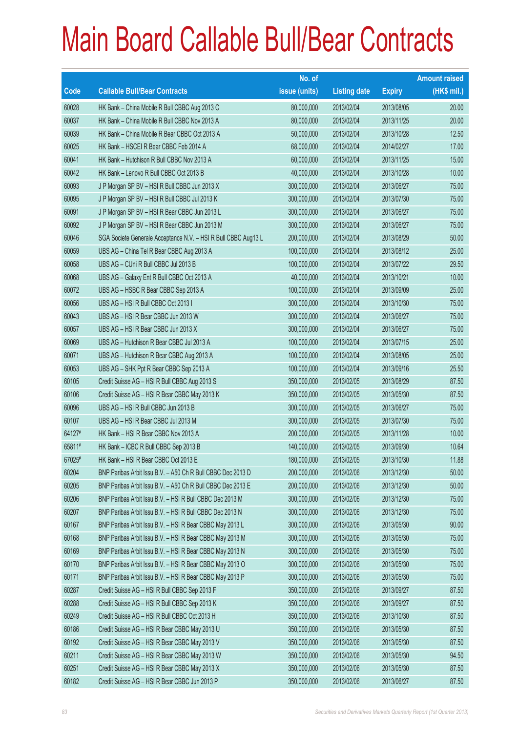# Main Board Callable Bull/Bear Contracts

| Code | Callable Bull/Bear Contracts | No. of issue (units) | Listing date | Expiry | Amount raised (HK$ mil.) |
|---|---|---|---|---|---|
| 60028 | HK Bank – China Mobile R Bull CBBC Aug 2013 C | 80,000,000 | 2013/02/04 | 2013/08/05 | 20.00 |
| 60037 | HK Bank – China Mobile R Bull CBBC Nov 2013 A | 80,000,000 | 2013/02/04 | 2013/11/25 | 20.00 |
| 60039 | HK Bank – China Mobile R Bear CBBC Oct 2013 A | 50,000,000 | 2013/02/04 | 2013/10/28 | 12.50 |
| 60025 | HK Bank – HSCEI R Bear CBBC Feb 2014 A | 68,000,000 | 2013/02/04 | 2014/02/27 | 17.00 |
| 60041 | HK Bank – Hutchison R Bull CBBC Nov 2013 A | 60,000,000 | 2013/02/04 | 2013/11/25 | 15.00 |
| 60042 | HK Bank – Lenovo R Bull CBBC Oct 2013 B | 40,000,000 | 2013/02/04 | 2013/10/28 | 10.00 |
| 60093 | J P Morgan SP BV – HSI R Bull CBBC Jun 2013 X | 300,000,000 | 2013/02/04 | 2013/06/27 | 75.00 |
| 60095 | J P Morgan SP BV – HSI R Bull CBBC Jul 2013 K | 300,000,000 | 2013/02/04 | 2013/07/30 | 75.00 |
| 60091 | J P Morgan SP BV – HSI R Bear CBBC Jun 2013 L | 300,000,000 | 2013/02/04 | 2013/06/27 | 75.00 |
| 60092 | J P Morgan SP BV – HSI R Bear CBBC Jun 2013 M | 300,000,000 | 2013/02/04 | 2013/06/27 | 75.00 |
| 60046 | SGA Societe Generale Acceptance N.V. – HSI R Bull CBBC Aug13 L | 200,000,000 | 2013/02/04 | 2013/08/29 | 50.00 |
| 60059 | UBS AG – China Tel R Bear CBBC Aug 2013 A | 100,000,000 | 2013/02/04 | 2013/08/12 | 25.00 |
| 60058 | UBS AG – CUni R Bull CBBC Jul 2013 B | 100,000,000 | 2013/02/04 | 2013/07/22 | 29.50 |
| 60068 | UBS AG – Galaxy Ent R Bull CBBC Oct 2013 A | 40,000,000 | 2013/02/04 | 2013/10/21 | 10.00 |
| 60072 | UBS AG – HSBC R Bear CBBC Sep 2013 A | 100,000,000 | 2013/02/04 | 2013/09/09 | 25.00 |
| 60056 | UBS AG – HSI R Bull CBBC Oct 2013 I | 300,000,000 | 2013/02/04 | 2013/10/30 | 75.00 |
| 60043 | UBS AG – HSI R Bear CBBC Jun 2013 W | 300,000,000 | 2013/02/04 | 2013/06/27 | 75.00 |
| 60057 | UBS AG – HSI R Bear CBBC Jun 2013 X | 300,000,000 | 2013/02/04 | 2013/06/27 | 75.00 |
| 60069 | UBS AG – Hutchison R Bear CBBC Jul 2013 A | 100,000,000 | 2013/02/04 | 2013/07/15 | 25.00 |
| 60071 | UBS AG – Hutchison R Bear CBBC Aug 2013 A | 100,000,000 | 2013/02/04 | 2013/08/05 | 25.00 |
| 60053 | UBS AG – SHK Ppt R Bear CBBC Sep 2013 A | 100,000,000 | 2013/02/04 | 2013/09/16 | 25.50 |
| 60105 | Credit Suisse AG – HSI R Bull CBBC Aug 2013 S | 350,000,000 | 2013/02/05 | 2013/08/29 | 87.50 |
| 60106 | Credit Suisse AG – HSI R Bear CBBC May 2013 K | 350,000,000 | 2013/02/05 | 2013/05/30 | 87.50 |
| 60096 | UBS AG – HSI R Bull CBBC Jun 2013 B | 300,000,000 | 2013/02/05 | 2013/06/27 | 75.00 |
| 60107 | UBS AG – HSI R Bear CBBC Jul 2013 M | 300,000,000 | 2013/02/05 | 2013/07/30 | 75.00 |
| 64127# | HK Bank – HSI R Bear CBBC Nov 2013 A | 200,000,000 | 2013/02/05 | 2013/11/28 | 10.00 |
| 65811# | HK Bank – ICBC R Bull CBBC Sep 2013 B | 140,000,000 | 2013/02/05 | 2013/09/30 | 10.64 |
| 67025# | HK Bank – HSI R Bear CBBC Oct 2013 E | 180,000,000 | 2013/02/05 | 2013/10/30 | 11.88 |
| 60204 | BNP Paribas Arbit Issu B.V. – A50 Ch R Bull CBBC Dec 2013 D | 200,000,000 | 2013/02/06 | 2013/12/30 | 50.00 |
| 60205 | BNP Paribas Arbit Issu B.V. – A50 Ch R Bull CBBC Dec 2013 E | 200,000,000 | 2013/02/06 | 2013/12/30 | 50.00 |
| 60206 | BNP Paribas Arbit Issu B.V. – HSI R Bull CBBC Dec 2013 M | 300,000,000 | 2013/02/06 | 2013/12/30 | 75.00 |
| 60207 | BNP Paribas Arbit Issu B.V. – HSI R Bull CBBC Dec 2013 N | 300,000,000 | 2013/02/06 | 2013/12/30 | 75.00 |
| 60167 | BNP Paribas Arbit Issu B.V. – HSI R Bear CBBC May 2013 L | 300,000,000 | 2013/02/06 | 2013/05/30 | 90.00 |
| 60168 | BNP Paribas Arbit Issu B.V. – HSI R Bear CBBC May 2013 M | 300,000,000 | 2013/02/06 | 2013/05/30 | 75.00 |
| 60169 | BNP Paribas Arbit Issu B.V. – HSI R Bear CBBC May 2013 N | 300,000,000 | 2013/02/06 | 2013/05/30 | 75.00 |
| 60170 | BNP Paribas Arbit Issu B.V. – HSI R Bear CBBC May 2013 O | 300,000,000 | 2013/02/06 | 2013/05/30 | 75.00 |
| 60171 | BNP Paribas Arbit Issu B.V. – HSI R Bear CBBC May 2013 P | 300,000,000 | 2013/02/06 | 2013/05/30 | 75.00 |
| 60287 | Credit Suisse AG – HSI R Bull CBBC Sep 2013 F | 350,000,000 | 2013/02/06 | 2013/09/27 | 87.50 |
| 60288 | Credit Suisse AG – HSI R Bull CBBC Sep 2013 K | 350,000,000 | 2013/02/06 | 2013/09/27 | 87.50 |
| 60249 | Credit Suisse AG – HSI R Bull CBBC Oct 2013 H | 350,000,000 | 2013/02/06 | 2013/10/30 | 87.50 |
| 60186 | Credit Suisse AG – HSI R Bear CBBC May 2013 U | 350,000,000 | 2013/02/06 | 2013/05/30 | 87.50 |
| 60192 | Credit Suisse AG – HSI R Bear CBBC May 2013 V | 350,000,000 | 2013/02/06 | 2013/05/30 | 87.50 |
| 60211 | Credit Suisse AG – HSI R Bear CBBC May 2013 W | 350,000,000 | 2013/02/06 | 2013/05/30 | 94.50 |
| 60251 | Credit Suisse AG – HSI R Bear CBBC May 2013 X | 350,000,000 | 2013/02/06 | 2013/05/30 | 87.50 |
| 60182 | Credit Suisse AG – HSI R Bear CBBC Jun 2013 P | 350,000,000 | 2013/02/06 | 2013/06/27 | 87.50 |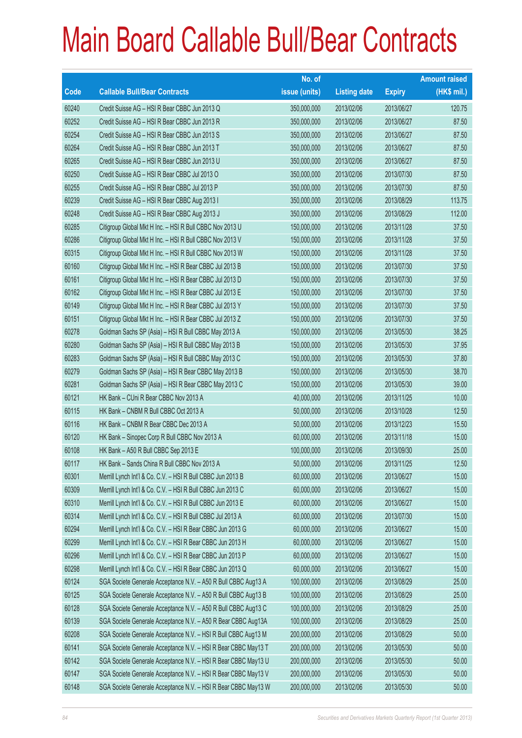# Main Board Callable Bull/Bear Contracts

| Code | Callable Bull/Bear Contracts | No. of issue (units) | Listing date | Expiry | Amount raised (HK$ mil.) |
|---|---|---|---|---|---|
| 60240 | Credit Suisse AG – HSI R Bear CBBC Jun 2013 Q | 350,000,000 | 2013/02/06 | 2013/06/27 | 120.75 |
| 60252 | Credit Suisse AG – HSI R Bear CBBC Jun 2013 R | 350,000,000 | 2013/02/06 | 2013/06/27 | 87.50 |
| 60254 | Credit Suisse AG – HSI R Bear CBBC Jun 2013 S | 350,000,000 | 2013/02/06 | 2013/06/27 | 87.50 |
| 60264 | Credit Suisse AG – HSI R Bear CBBC Jun 2013 T | 350,000,000 | 2013/02/06 | 2013/06/27 | 87.50 |
| 60265 | Credit Suisse AG – HSI R Bear CBBC Jun 2013 U | 350,000,000 | 2013/02/06 | 2013/06/27 | 87.50 |
| 60250 | Credit Suisse AG – HSI R Bear CBBC Jul 2013 O | 350,000,000 | 2013/02/06 | 2013/07/30 | 87.50 |
| 60255 | Credit Suisse AG – HSI R Bear CBBC Jul 2013 P | 350,000,000 | 2013/02/06 | 2013/07/30 | 87.50 |
| 60239 | Credit Suisse AG – HSI R Bear CBBC Aug 2013 I | 350,000,000 | 2013/02/06 | 2013/08/29 | 113.75 |
| 60248 | Credit Suisse AG – HSI R Bear CBBC Aug 2013 J | 350,000,000 | 2013/02/06 | 2013/08/29 | 112.00 |
| 60285 | Citigroup Global Mkt H Inc. – HSI R Bull CBBC Nov 2013 U | 150,000,000 | 2013/02/06 | 2013/11/28 | 37.50 |
| 60286 | Citigroup Global Mkt H Inc. – HSI R Bull CBBC Nov 2013 V | 150,000,000 | 2013/02/06 | 2013/11/28 | 37.50 |
| 60315 | Citigroup Global Mkt H Inc. – HSI R Bull CBBC Nov 2013 W | 150,000,000 | 2013/02/06 | 2013/11/28 | 37.50 |
| 60160 | Citigroup Global Mkt H Inc. – HSI R Bear CBBC Jul 2013 B | 150,000,000 | 2013/02/06 | 2013/07/30 | 37.50 |
| 60161 | Citigroup Global Mkt H Inc. – HSI R Bear CBBC Jul 2013 D | 150,000,000 | 2013/02/06 | 2013/07/30 | 37.50 |
| 60162 | Citigroup Global Mkt H Inc. – HSI R Bear CBBC Jul 2013 E | 150,000,000 | 2013/02/06 | 2013/07/30 | 37.50 |
| 60149 | Citigroup Global Mkt H Inc. – HSI R Bear CBBC Jul 2013 Y | 150,000,000 | 2013/02/06 | 2013/07/30 | 37.50 |
| 60151 | Citigroup Global Mkt H Inc. – HSI R Bear CBBC Jul 2013 Z | 150,000,000 | 2013/02/06 | 2013/07/30 | 37.50 |
| 60278 | Goldman Sachs SP (Asia) – HSI R Bull CBBC May 2013 A | 150,000,000 | 2013/02/06 | 2013/05/30 | 38.25 |
| 60280 | Goldman Sachs SP (Asia) – HSI R Bull CBBC May 2013 B | 150,000,000 | 2013/02/06 | 2013/05/30 | 37.95 |
| 60283 | Goldman Sachs SP (Asia) – HSI R Bull CBBC May 2013 C | 150,000,000 | 2013/02/06 | 2013/05/30 | 37.80 |
| 60279 | Goldman Sachs SP (Asia) – HSI R Bear CBBC May 2013 B | 150,000,000 | 2013/02/06 | 2013/05/30 | 38.70 |
| 60281 | Goldman Sachs SP (Asia) – HSI R Bear CBBC May 2013 C | 150,000,000 | 2013/02/06 | 2013/05/30 | 39.00 |
| 60121 | HK Bank – CUni R Bear CBBC Nov 2013 A | 40,000,000 | 2013/02/06 | 2013/11/25 | 10.00 |
| 60115 | HK Bank – CNBM R Bull CBBC Oct 2013 A | 50,000,000 | 2013/02/06 | 2013/10/28 | 12.50 |
| 60116 | HK Bank – CNBM R Bear CBBC Dec 2013 A | 50,000,000 | 2013/02/06 | 2013/12/23 | 15.50 |
| 60120 | HK Bank – Sinopec Corp R Bull CBBC Nov 2013 A | 60,000,000 | 2013/02/06 | 2013/11/18 | 15.00 |
| 60108 | HK Bank – A50 R Bull CBBC Sep 2013 E | 100,000,000 | 2013/02/06 | 2013/09/30 | 25.00 |
| 60117 | HK Bank – Sands China R Bull CBBC Nov 2013 A | 50,000,000 | 2013/02/06 | 2013/11/25 | 12.50 |
| 60301 | Merrill Lynch Int'l & Co. C.V. – HSI R Bull CBBC Jun 2013 B | 60,000,000 | 2013/02/06 | 2013/06/27 | 15.00 |
| 60309 | Merrill Lynch Int'l & Co. C.V. – HSI R Bull CBBC Jun 2013 C | 60,000,000 | 2013/02/06 | 2013/06/27 | 15.00 |
| 60310 | Merrill Lynch Int'l & Co. C.V. – HSI R Bull CBBC Jun 2013 E | 60,000,000 | 2013/02/06 | 2013/06/27 | 15.00 |
| 60314 | Merrill Lynch Int'l & Co. C.V. – HSI R Bull CBBC Jul 2013 A | 60,000,000 | 2013/02/06 | 2013/07/30 | 15.00 |
| 60294 | Merrill Lynch Int'l & Co. C.V. – HSI R Bear CBBC Jun 2013 G | 60,000,000 | 2013/02/06 | 2013/06/27 | 15.00 |
| 60299 | Merrill Lynch Int'l & Co. C.V. – HSI R Bear CBBC Jun 2013 H | 60,000,000 | 2013/02/06 | 2013/06/27 | 15.00 |
| 60296 | Merrill Lynch Int'l & Co. C.V. – HSI R Bear CBBC Jun 2013 P | 60,000,000 | 2013/02/06 | 2013/06/27 | 15.00 |
| 60298 | Merrill Lynch Int'l & Co. C.V. – HSI R Bear CBBC Jun 2013 Q | 60,000,000 | 2013/02/06 | 2013/06/27 | 15.00 |
| 60124 | SGA Societe Generale Acceptance N.V. – A50 R Bull CBBC Aug13 A | 100,000,000 | 2013/02/06 | 2013/08/29 | 25.00 |
| 60125 | SGA Societe Generale Acceptance N.V. – A50 R Bull CBBC Aug13 B | 100,000,000 | 2013/02/06 | 2013/08/29 | 25.00 |
| 60128 | SGA Societe Generale Acceptance N.V. – A50 R Bull CBBC Aug13 C | 100,000,000 | 2013/02/06 | 2013/08/29 | 25.00 |
| 60139 | SGA Societe Generale Acceptance N.V. – A50 R Bear CBBC Aug13A | 100,000,000 | 2013/02/06 | 2013/08/29 | 25.00 |
| 60208 | SGA Societe Generale Acceptance N.V. – HSI R Bull CBBC Aug13 M | 200,000,000 | 2013/02/06 | 2013/08/29 | 50.00 |
| 60141 | SGA Societe Generale Acceptance N.V. – HSI R Bear CBBC May13 T | 200,000,000 | 2013/02/06 | 2013/05/30 | 50.00 |
| 60142 | SGA Societe Generale Acceptance N.V. – HSI R Bear CBBC May13 U | 200,000,000 | 2013/02/06 | 2013/05/30 | 50.00 |
| 60147 | SGA Societe Generale Acceptance N.V. – HSI R Bear CBBC May13 V | 200,000,000 | 2013/02/06 | 2013/05/30 | 50.00 |
| 60148 | SGA Societe Generale Acceptance N.V. – HSI R Bear CBBC May13 W | 200,000,000 | 2013/02/06 | 2013/05/30 | 50.00 |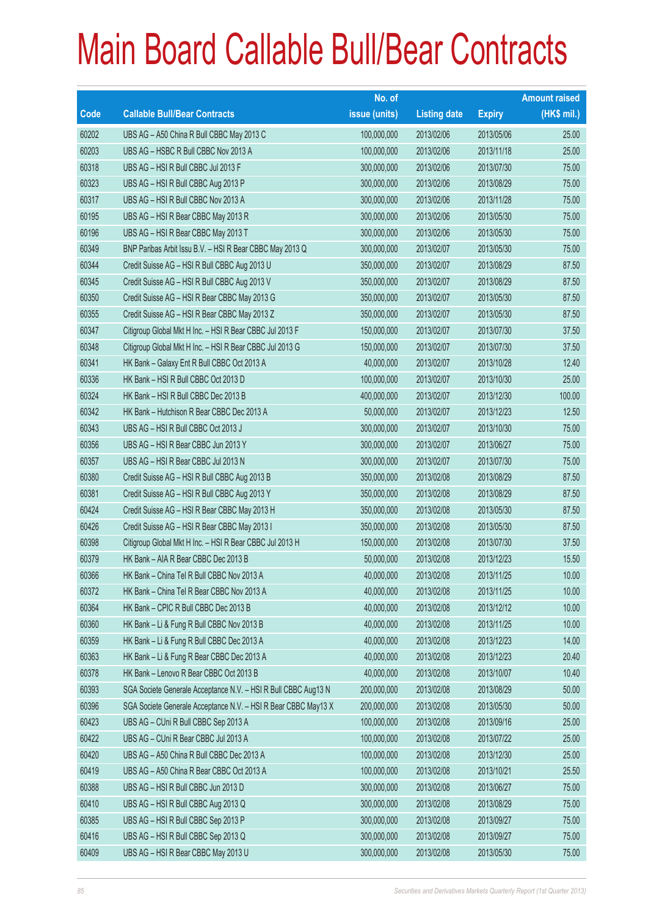# Main Board Callable Bull/Bear Contracts

| Code | Callable Bull/Bear Contracts | No. of issue (units) | Listing date | Expiry | Amount raised (HK$ mil.) |
|---|---|---|---|---|---|
| 60202 | UBS AG – A50 China R Bull CBBC May 2013 C | 100,000,000 | 2013/02/06 | 2013/05/06 | 25.00 |
| 60203 | UBS AG – HSBC R Bull CBBC Nov 2013 A | 100,000,000 | 2013/02/06 | 2013/11/18 | 25.00 |
| 60318 | UBS AG – HSI R Bull CBBC Jul 2013 F | 300,000,000 | 2013/02/06 | 2013/07/30 | 75.00 |
| 60323 | UBS AG – HSI R Bull CBBC Aug 2013 P | 300,000,000 | 2013/02/06 | 2013/08/29 | 75.00 |
| 60317 | UBS AG – HSI R Bull CBBC Nov 2013 A | 300,000,000 | 2013/02/06 | 2013/11/28 | 75.00 |
| 60195 | UBS AG – HSI R Bear CBBC May 2013 R | 300,000,000 | 2013/02/06 | 2013/05/30 | 75.00 |
| 60196 | UBS AG – HSI R Bear CBBC May 2013 T | 300,000,000 | 2013/02/06 | 2013/05/30 | 75.00 |
| 60349 | BNP Paribas Arbit Issu B.V. – HSI R Bear CBBC May 2013 Q | 300,000,000 | 2013/02/07 | 2013/05/30 | 75.00 |
| 60344 | Credit Suisse AG – HSI R Bull CBBC Aug 2013 U | 350,000,000 | 2013/02/07 | 2013/08/29 | 87.50 |
| 60345 | Credit Suisse AG – HSI R Bull CBBC Aug 2013 V | 350,000,000 | 2013/02/07 | 2013/08/29 | 87.50 |
| 60350 | Credit Suisse AG – HSI R Bear CBBC May 2013 G | 350,000,000 | 2013/02/07 | 2013/05/30 | 87.50 |
| 60355 | Credit Suisse AG – HSI R Bear CBBC May 2013 Z | 350,000,000 | 2013/02/07 | 2013/05/30 | 87.50 |
| 60347 | Citigroup Global Mkt H Inc. – HSI R Bear CBBC Jul 2013 F | 150,000,000 | 2013/02/07 | 2013/07/30 | 37.50 |
| 60348 | Citigroup Global Mkt H Inc. – HSI R Bear CBBC Jul 2013 G | 150,000,000 | 2013/02/07 | 2013/07/30 | 37.50 |
| 60341 | HK Bank – Galaxy Ent R Bull CBBC Oct 2013 A | 40,000,000 | 2013/02/07 | 2013/10/28 | 12.40 |
| 60336 | HK Bank – HSI R Bull CBBC Oct 2013 D | 100,000,000 | 2013/02/07 | 2013/10/30 | 25.00 |
| 60324 | HK Bank – HSI R Bull CBBC Dec 2013 B | 400,000,000 | 2013/02/07 | 2013/12/30 | 100.00 |
| 60342 | HK Bank – Hutchison R Bear CBBC Dec 2013 A | 50,000,000 | 2013/02/07 | 2013/12/23 | 12.50 |
| 60343 | UBS AG – HSI R Bull CBBC Oct 2013 J | 300,000,000 | 2013/02/07 | 2013/10/30 | 75.00 |
| 60356 | UBS AG – HSI R Bear CBBC Jun 2013 Y | 300,000,000 | 2013/02/07 | 2013/06/27 | 75.00 |
| 60357 | UBS AG – HSI R Bear CBBC Jul 2013 N | 300,000,000 | 2013/02/07 | 2013/07/30 | 75.00 |
| 60380 | Credit Suisse AG – HSI R Bull CBBC Aug 2013 B | 350,000,000 | 2013/02/08 | 2013/08/29 | 87.50 |
| 60381 | Credit Suisse AG – HSI R Bull CBBC Aug 2013 Y | 350,000,000 | 2013/02/08 | 2013/08/29 | 87.50 |
| 60424 | Credit Suisse AG – HSI R Bear CBBC May 2013 H | 350,000,000 | 2013/02/08 | 2013/05/30 | 87.50 |
| 60426 | Credit Suisse AG – HSI R Bear CBBC May 2013 I | 350,000,000 | 2013/02/08 | 2013/05/30 | 87.50 |
| 60398 | Citigroup Global Mkt H Inc. – HSI R Bear CBBC Jul 2013 H | 150,000,000 | 2013/02/08 | 2013/07/30 | 37.50 |
| 60379 | HK Bank – AIA R Bear CBBC Dec 2013 B | 50,000,000 | 2013/02/08 | 2013/12/23 | 15.50 |
| 60366 | HK Bank – China Tel R Bull CBBC Nov 2013 A | 40,000,000 | 2013/02/08 | 2013/11/25 | 10.00 |
| 60372 | HK Bank – China Tel R Bear CBBC Nov 2013 A | 40,000,000 | 2013/02/08 | 2013/11/25 | 10.00 |
| 60364 | HK Bank – CPIC R Bull CBBC Dec 2013 B | 40,000,000 | 2013/02/08 | 2013/12/12 | 10.00 |
| 60360 | HK Bank – Li & Fung R Bull CBBC Nov 2013 B | 40,000,000 | 2013/02/08 | 2013/11/25 | 10.00 |
| 60359 | HK Bank – Li & Fung R Bull CBBC Dec 2013 A | 40,000,000 | 2013/02/08 | 2013/12/23 | 14.00 |
| 60363 | HK Bank – Li & Fung R Bear CBBC Dec 2013 A | 40,000,000 | 2013/02/08 | 2013/12/23 | 20.40 |
| 60378 | HK Bank – Lenovo R Bear CBBC Oct 2013 B | 40,000,000 | 2013/02/08 | 2013/10/07 | 10.40 |
| 60393 | SGA Societe Generale Acceptance N.V. – HSI R Bull CBBC Aug13 N | 200,000,000 | 2013/02/08 | 2013/08/29 | 50.00 |
| 60396 | SGA Societe Generale Acceptance N.V. – HSI R Bear CBBC May13 X | 200,000,000 | 2013/02/08 | 2013/05/30 | 50.00 |
| 60423 | UBS AG – CUni R Bull CBBC Sep 2013 A | 100,000,000 | 2013/02/08 | 2013/09/16 | 25.00 |
| 60422 | UBS AG – CUni R Bear CBBC Jul 2013 A | 100,000,000 | 2013/02/08 | 2013/07/22 | 25.00 |
| 60420 | UBS AG – A50 China R Bull CBBC Dec 2013 A | 100,000,000 | 2013/02/08 | 2013/12/30 | 25.00 |
| 60419 | UBS AG – A50 China R Bear CBBC Oct 2013 A | 100,000,000 | 2013/02/08 | 2013/10/21 | 25.50 |
| 60388 | UBS AG – HSI R Bull CBBC Jun 2013 D | 300,000,000 | 2013/02/08 | 2013/06/27 | 75.00 |
| 60410 | UBS AG – HSI R Bull CBBC Aug 2013 Q | 300,000,000 | 2013/02/08 | 2013/08/29 | 75.00 |
| 60385 | UBS AG – HSI R Bull CBBC Sep 2013 P | 300,000,000 | 2013/02/08 | 2013/09/27 | 75.00 |
| 60416 | UBS AG – HSI R Bull CBBC Sep 2013 Q | 300,000,000 | 2013/02/08 | 2013/09/27 | 75.00 |
| 60409 | UBS AG – HSI R Bear CBBC May 2013 U | 300,000,000 | 2013/02/08 | 2013/05/30 | 75.00 |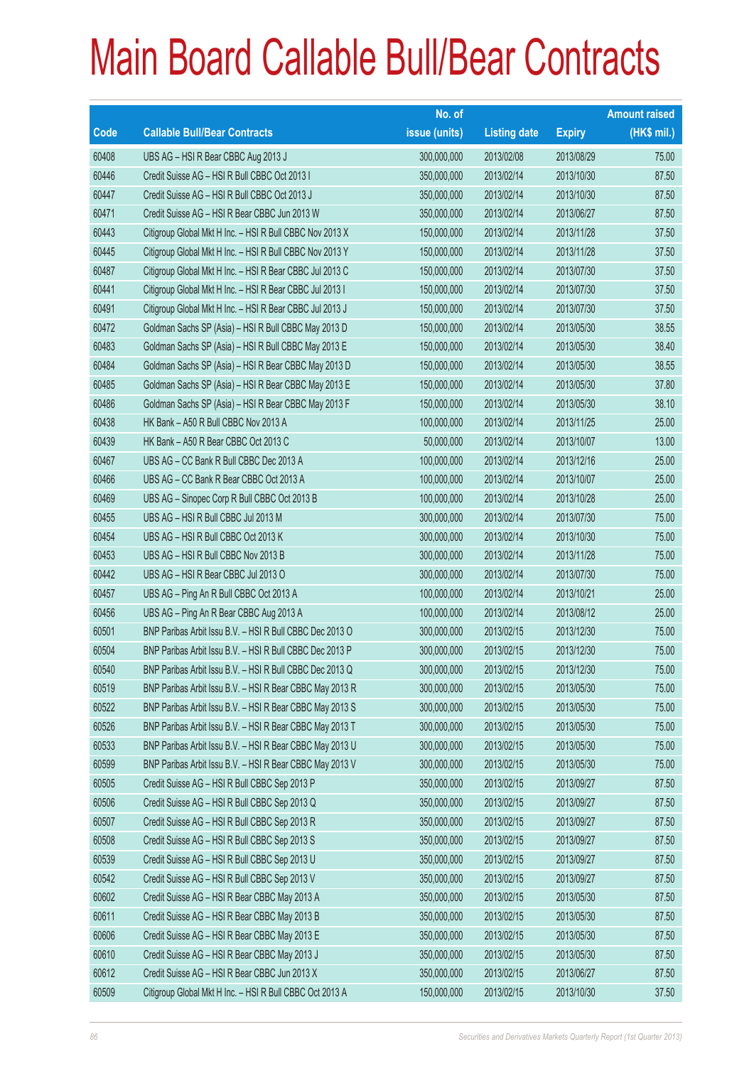# Main Board Callable Bull/Bear Contracts

| Code | Callable Bull/Bear Contracts | No. of issue (units) | Listing date | Expiry | Amount raised (HK$ mil.) |
|---|---|---|---|---|---|
| 60408 | UBS AG – HSI R Bear CBBC Aug 2013 J | 300,000,000 | 2013/02/08 | 2013/08/29 | 75.00 |
| 60446 | Credit Suisse AG – HSI R Bull CBBC Oct 2013 I | 350,000,000 | 2013/02/14 | 2013/10/30 | 87.50 |
| 60447 | Credit Suisse AG – HSI R Bull CBBC Oct 2013 J | 350,000,000 | 2013/02/14 | 2013/10/30 | 87.50 |
| 60471 | Credit Suisse AG – HSI R Bear CBBC Jun 2013 W | 350,000,000 | 2013/02/14 | 2013/06/27 | 87.50 |
| 60443 | Citigroup Global Mkt H Inc. – HSI R Bull CBBC Nov 2013 X | 150,000,000 | 2013/02/14 | 2013/11/28 | 37.50 |
| 60445 | Citigroup Global Mkt H Inc. – HSI R Bull CBBC Nov 2013 Y | 150,000,000 | 2013/02/14 | 2013/11/28 | 37.50 |
| 60487 | Citigroup Global Mkt H Inc. – HSI R Bear CBBC Jul 2013 C | 150,000,000 | 2013/02/14 | 2013/07/30 | 37.50 |
| 60441 | Citigroup Global Mkt H Inc. – HSI R Bear CBBC Jul 2013 I | 150,000,000 | 2013/02/14 | 2013/07/30 | 37.50 |
| 60491 | Citigroup Global Mkt H Inc. – HSI R Bear CBBC Jul 2013 J | 150,000,000 | 2013/02/14 | 2013/07/30 | 37.50 |
| 60472 | Goldman Sachs SP (Asia) – HSI R Bull CBBC May 2013 D | 150,000,000 | 2013/02/14 | 2013/05/30 | 38.55 |
| 60483 | Goldman Sachs SP (Asia) – HSI R Bull CBBC May 2013 E | 150,000,000 | 2013/02/14 | 2013/05/30 | 38.40 |
| 60484 | Goldman Sachs SP (Asia) – HSI R Bear CBBC May 2013 D | 150,000,000 | 2013/02/14 | 2013/05/30 | 38.55 |
| 60485 | Goldman Sachs SP (Asia) – HSI R Bear CBBC May 2013 E | 150,000,000 | 2013/02/14 | 2013/05/30 | 37.80 |
| 60486 | Goldman Sachs SP (Asia) – HSI R Bear CBBC May 2013 F | 150,000,000 | 2013/02/14 | 2013/05/30 | 38.10 |
| 60438 | HK Bank – A50 R Bull CBBC Nov 2013 A | 100,000,000 | 2013/02/14 | 2013/11/25 | 25.00 |
| 60439 | HK Bank – A50 R Bear CBBC Oct 2013 C | 50,000,000 | 2013/02/14 | 2013/10/07 | 13.00 |
| 60467 | UBS AG – CC Bank R Bull CBBC Dec 2013 A | 100,000,000 | 2013/02/14 | 2013/12/16 | 25.00 |
| 60466 | UBS AG – CC Bank R Bear CBBC Oct 2013 A | 100,000,000 | 2013/02/14 | 2013/10/07 | 25.00 |
| 60469 | UBS AG – Sinopec Corp R Bull CBBC Oct 2013 B | 100,000,000 | 2013/02/14 | 2013/10/28 | 25.00 |
| 60455 | UBS AG – HSI R Bull CBBC Jul 2013 M | 300,000,000 | 2013/02/14 | 2013/07/30 | 75.00 |
| 60454 | UBS AG – HSI R Bull CBBC Oct 2013 K | 300,000,000 | 2013/02/14 | 2013/10/30 | 75.00 |
| 60453 | UBS AG – HSI R Bull CBBC Nov 2013 B | 300,000,000 | 2013/02/14 | 2013/11/28 | 75.00 |
| 60442 | UBS AG – HSI R Bear CBBC Jul 2013 O | 300,000,000 | 2013/02/14 | 2013/07/30 | 75.00 |
| 60457 | UBS AG – Ping An R Bull CBBC Oct 2013 A | 100,000,000 | 2013/02/14 | 2013/10/21 | 25.00 |
| 60456 | UBS AG – Ping An R Bear CBBC Aug 2013 A | 100,000,000 | 2013/02/14 | 2013/08/12 | 25.00 |
| 60501 | BNP Paribas Arbit Issu B.V. – HSI R Bull CBBC Dec 2013 O | 300,000,000 | 2013/02/15 | 2013/12/30 | 75.00 |
| 60504 | BNP Paribas Arbit Issu B.V. – HSI R Bull CBBC Dec 2013 P | 300,000,000 | 2013/02/15 | 2013/12/30 | 75.00 |
| 60540 | BNP Paribas Arbit Issu B.V. – HSI R Bull CBBC Dec 2013 Q | 300,000,000 | 2013/02/15 | 2013/12/30 | 75.00 |
| 60519 | BNP Paribas Arbit Issu B.V. – HSI R Bear CBBC May 2013 R | 300,000,000 | 2013/02/15 | 2013/05/30 | 75.00 |
| 60522 | BNP Paribas Arbit Issu B.V. – HSI R Bear CBBC May 2013 S | 300,000,000 | 2013/02/15 | 2013/05/30 | 75.00 |
| 60526 | BNP Paribas Arbit Issu B.V. – HSI R Bear CBBC May 2013 T | 300,000,000 | 2013/02/15 | 2013/05/30 | 75.00 |
| 60533 | BNP Paribas Arbit Issu B.V. – HSI R Bear CBBC May 2013 U | 300,000,000 | 2013/02/15 | 2013/05/30 | 75.00 |
| 60599 | BNP Paribas Arbit Issu B.V. – HSI R Bear CBBC May 2013 V | 300,000,000 | 2013/02/15 | 2013/05/30 | 75.00 |
| 60505 | Credit Suisse AG – HSI R Bull CBBC Sep 2013 P | 350,000,000 | 2013/02/15 | 2013/09/27 | 87.50 |
| 60506 | Credit Suisse AG – HSI R Bull CBBC Sep 2013 Q | 350,000,000 | 2013/02/15 | 2013/09/27 | 87.50 |
| 60507 | Credit Suisse AG – HSI R Bull CBBC Sep 2013 R | 350,000,000 | 2013/02/15 | 2013/09/27 | 87.50 |
| 60508 | Credit Suisse AG – HSI R Bull CBBC Sep 2013 S | 350,000,000 | 2013/02/15 | 2013/09/27 | 87.50 |
| 60539 | Credit Suisse AG – HSI R Bull CBBC Sep 2013 U | 350,000,000 | 2013/02/15 | 2013/09/27 | 87.50 |
| 60542 | Credit Suisse AG – HSI R Bull CBBC Sep 2013 V | 350,000,000 | 2013/02/15 | 2013/09/27 | 87.50 |
| 60602 | Credit Suisse AG – HSI R Bear CBBC May 2013 A | 350,000,000 | 2013/02/15 | 2013/05/30 | 87.50 |
| 60611 | Credit Suisse AG – HSI R Bear CBBC May 2013 B | 350,000,000 | 2013/02/15 | 2013/05/30 | 87.50 |
| 60606 | Credit Suisse AG – HSI R Bear CBBC May 2013 E | 350,000,000 | 2013/02/15 | 2013/05/30 | 87.50 |
| 60610 | Credit Suisse AG – HSI R Bear CBBC May 2013 J | 350,000,000 | 2013/02/15 | 2013/05/30 | 87.50 |
| 60612 | Credit Suisse AG – HSI R Bear CBBC Jun 2013 X | 350,000,000 | 2013/02/15 | 2013/06/27 | 87.50 |
| 60509 | Citigroup Global Mkt H Inc. – HSI R Bull CBBC Oct 2013 A | 150,000,000 | 2013/02/15 | 2013/10/30 | 37.50 |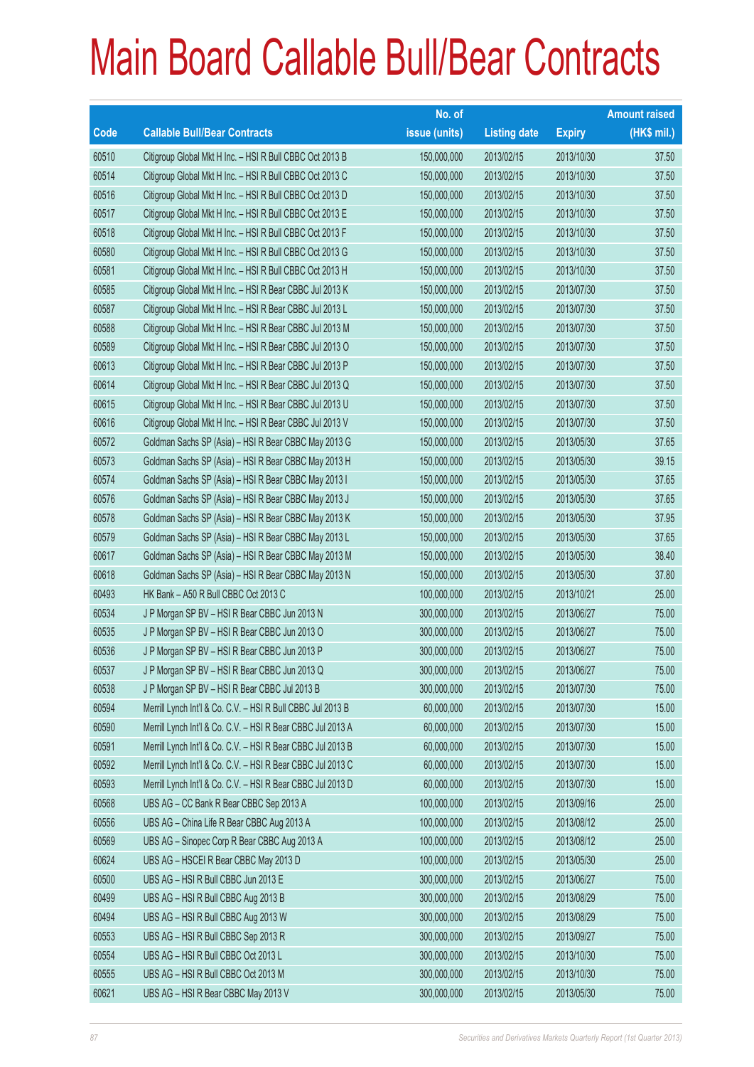# Main Board Callable Bull/Bear Contracts

| Code | Callable Bull/Bear Contracts | No. of issue (units) | Listing date | Expiry | Amount raised (HK$ mil.) |
|---|---|---|---|---|---|
| 60510 | Citigroup Global Mkt H Inc. – HSI R Bull CBBC Oct 2013 B | 150,000,000 | 2013/02/15 | 2013/10/30 | 37.50 |
| 60514 | Citigroup Global Mkt H Inc. – HSI R Bull CBBC Oct 2013 C | 150,000,000 | 2013/02/15 | 2013/10/30 | 37.50 |
| 60516 | Citigroup Global Mkt H Inc. – HSI R Bull CBBC Oct 2013 D | 150,000,000 | 2013/02/15 | 2013/10/30 | 37.50 |
| 60517 | Citigroup Global Mkt H Inc. – HSI R Bull CBBC Oct 2013 E | 150,000,000 | 2013/02/15 | 2013/10/30 | 37.50 |
| 60518 | Citigroup Global Mkt H Inc. – HSI R Bull CBBC Oct 2013 F | 150,000,000 | 2013/02/15 | 2013/10/30 | 37.50 |
| 60580 | Citigroup Global Mkt H Inc. – HSI R Bull CBBC Oct 2013 G | 150,000,000 | 2013/02/15 | 2013/10/30 | 37.50 |
| 60581 | Citigroup Global Mkt H Inc. – HSI R Bull CBBC Oct 2013 H | 150,000,000 | 2013/02/15 | 2013/10/30 | 37.50 |
| 60585 | Citigroup Global Mkt H Inc. – HSI R Bear CBBC Jul 2013 K | 150,000,000 | 2013/02/15 | 2013/07/30 | 37.50 |
| 60587 | Citigroup Global Mkt H Inc. – HSI R Bear CBBC Jul 2013 L | 150,000,000 | 2013/02/15 | 2013/07/30 | 37.50 |
| 60588 | Citigroup Global Mkt H Inc. – HSI R Bear CBBC Jul 2013 M | 150,000,000 | 2013/02/15 | 2013/07/30 | 37.50 |
| 60589 | Citigroup Global Mkt H Inc. – HSI R Bear CBBC Jul 2013 O | 150,000,000 | 2013/02/15 | 2013/07/30 | 37.50 |
| 60613 | Citigroup Global Mkt H Inc. – HSI R Bear CBBC Jul 2013 P | 150,000,000 | 2013/02/15 | 2013/07/30 | 37.50 |
| 60614 | Citigroup Global Mkt H Inc. – HSI R Bear CBBC Jul 2013 Q | 150,000,000 | 2013/02/15 | 2013/07/30 | 37.50 |
| 60615 | Citigroup Global Mkt H Inc. – HSI R Bear CBBC Jul 2013 U | 150,000,000 | 2013/02/15 | 2013/07/30 | 37.50 |
| 60616 | Citigroup Global Mkt H Inc. – HSI R Bear CBBC Jul 2013 V | 150,000,000 | 2013/02/15 | 2013/07/30 | 37.50 |
| 60572 | Goldman Sachs SP (Asia) – HSI R Bear CBBC May 2013 G | 150,000,000 | 2013/02/15 | 2013/05/30 | 37.65 |
| 60573 | Goldman Sachs SP (Asia) – HSI R Bear CBBC May 2013 H | 150,000,000 | 2013/02/15 | 2013/05/30 | 39.15 |
| 60574 | Goldman Sachs SP (Asia) – HSI R Bear CBBC May 2013 I | 150,000,000 | 2013/02/15 | 2013/05/30 | 37.65 |
| 60576 | Goldman Sachs SP (Asia) – HSI R Bear CBBC May 2013 J | 150,000,000 | 2013/02/15 | 2013/05/30 | 37.65 |
| 60578 | Goldman Sachs SP (Asia) – HSI R Bear CBBC May 2013 K | 150,000,000 | 2013/02/15 | 2013/05/30 | 37.95 |
| 60579 | Goldman Sachs SP (Asia) – HSI R Bear CBBC May 2013 L | 150,000,000 | 2013/02/15 | 2013/05/30 | 37.65 |
| 60617 | Goldman Sachs SP (Asia) – HSI R Bear CBBC May 2013 M | 150,000,000 | 2013/02/15 | 2013/05/30 | 38.40 |
| 60618 | Goldman Sachs SP (Asia) – HSI R Bear CBBC May 2013 N | 150,000,000 | 2013/02/15 | 2013/05/30 | 37.80 |
| 60493 | HK Bank – A50 R Bull CBBC Oct 2013 C | 100,000,000 | 2013/02/15 | 2013/10/21 | 25.00 |
| 60534 | J P Morgan SP BV – HSI R Bear CBBC Jun 2013 N | 300,000,000 | 2013/02/15 | 2013/06/27 | 75.00 |
| 60535 | J P Morgan SP BV – HSI R Bear CBBC Jun 2013 O | 300,000,000 | 2013/02/15 | 2013/06/27 | 75.00 |
| 60536 | J P Morgan SP BV – HSI R Bear CBBC Jun 2013 P | 300,000,000 | 2013/02/15 | 2013/06/27 | 75.00 |
| 60537 | J P Morgan SP BV – HSI R Bear CBBC Jun 2013 Q | 300,000,000 | 2013/02/15 | 2013/06/27 | 75.00 |
| 60538 | J P Morgan SP BV – HSI R Bear CBBC Jul 2013 B | 300,000,000 | 2013/02/15 | 2013/07/30 | 75.00 |
| 60594 | Merrill Lynch Int'l & Co. C.V. – HSI R Bull CBBC Jul 2013 B | 60,000,000 | 2013/02/15 | 2013/07/30 | 15.00 |
| 60590 | Merrill Lynch Int'l & Co. C.V. – HSI R Bear CBBC Jul 2013 A | 60,000,000 | 2013/02/15 | 2013/07/30 | 15.00 |
| 60591 | Merrill Lynch Int'l & Co. C.V. – HSI R Bear CBBC Jul 2013 B | 60,000,000 | 2013/02/15 | 2013/07/30 | 15.00 |
| 60592 | Merrill Lynch Int'l & Co. C.V. – HSI R Bear CBBC Jul 2013 C | 60,000,000 | 2013/02/15 | 2013/07/30 | 15.00 |
| 60593 | Merrill Lynch Int'l & Co. C.V. – HSI R Bear CBBC Jul 2013 D | 60,000,000 | 2013/02/15 | 2013/07/30 | 15.00 |
| 60568 | UBS AG – CC Bank R Bear CBBC Sep 2013 A | 100,000,000 | 2013/02/15 | 2013/09/16 | 25.00 |
| 60556 | UBS AG – China Life R Bear CBBC Aug 2013 A | 100,000,000 | 2013/02/15 | 2013/08/12 | 25.00 |
| 60569 | UBS AG – Sinopec Corp R Bear CBBC Aug 2013 A | 100,000,000 | 2013/02/15 | 2013/08/12 | 25.00 |
| 60624 | UBS AG – HSCEI R Bear CBBC May 2013 D | 100,000,000 | 2013/02/15 | 2013/05/30 | 25.00 |
| 60500 | UBS AG – HSI R Bull CBBC Jun 2013 E | 300,000,000 | 2013/02/15 | 2013/06/27 | 75.00 |
| 60499 | UBS AG – HSI R Bull CBBC Aug 2013 B | 300,000,000 | 2013/02/15 | 2013/08/29 | 75.00 |
| 60494 | UBS AG – HSI R Bull CBBC Aug 2013 W | 300,000,000 | 2013/02/15 | 2013/08/29 | 75.00 |
| 60553 | UBS AG – HSI R Bull CBBC Sep 2013 R | 300,000,000 | 2013/02/15 | 2013/09/27 | 75.00 |
| 60554 | UBS AG – HSI R Bull CBBC Oct 2013 L | 300,000,000 | 2013/02/15 | 2013/10/30 | 75.00 |
| 60555 | UBS AG – HSI R Bull CBBC Oct 2013 M | 300,000,000 | 2013/02/15 | 2013/10/30 | 75.00 |
| 60621 | UBS AG – HSI R Bear CBBC May 2013 V | 300,000,000 | 2013/02/15 | 2013/05/30 | 75.00 |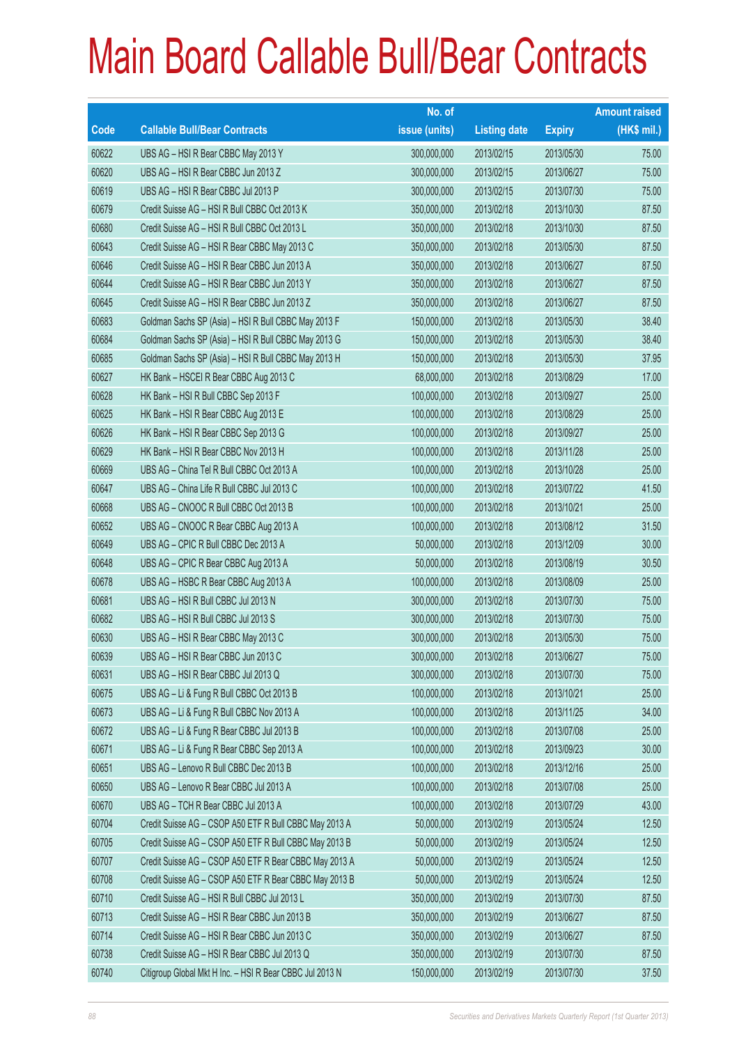# Main Board Callable Bull/Bear Contracts

| Code | Callable Bull/Bear Contracts | No. of issue (units) | Listing date | Expiry | Amount raised (HK$ mil.) |
|---|---|---|---|---|---|
| 60622 | UBS AG – HSI R Bear CBBC May 2013 Y | 300,000,000 | 2013/02/15 | 2013/05/30 | 75.00 |
| 60620 | UBS AG – HSI R Bear CBBC Jun 2013 Z | 300,000,000 | 2013/02/15 | 2013/06/27 | 75.00 |
| 60619 | UBS AG – HSI R Bear CBBC Jul 2013 P | 300,000,000 | 2013/02/15 | 2013/07/30 | 75.00 |
| 60679 | Credit Suisse AG – HSI R Bull CBBC Oct 2013 K | 350,000,000 | 2013/02/18 | 2013/10/30 | 87.50 |
| 60680 | Credit Suisse AG – HSI R Bull CBBC Oct 2013 L | 350,000,000 | 2013/02/18 | 2013/10/30 | 87.50 |
| 60643 | Credit Suisse AG – HSI R Bear CBBC May 2013 C | 350,000,000 | 2013/02/18 | 2013/05/30 | 87.50 |
| 60646 | Credit Suisse AG – HSI R Bear CBBC Jun 2013 A | 350,000,000 | 2013/02/18 | 2013/06/27 | 87.50 |
| 60644 | Credit Suisse AG – HSI R Bear CBBC Jun 2013 Y | 350,000,000 | 2013/02/18 | 2013/06/27 | 87.50 |
| 60645 | Credit Suisse AG – HSI R Bear CBBC Jun 2013 Z | 350,000,000 | 2013/02/18 | 2013/06/27 | 87.50 |
| 60683 | Goldman Sachs SP (Asia) – HSI R Bull CBBC May 2013 F | 150,000,000 | 2013/02/18 | 2013/05/30 | 38.40 |
| 60684 | Goldman Sachs SP (Asia) – HSI R Bull CBBC May 2013 G | 150,000,000 | 2013/02/18 | 2013/05/30 | 38.40 |
| 60685 | Goldman Sachs SP (Asia) – HSI R Bull CBBC May 2013 H | 150,000,000 | 2013/02/18 | 2013/05/30 | 37.95 |
| 60627 | HK Bank – HSCEI R Bear CBBC Aug 2013 C | 68,000,000 | 2013/02/18 | 2013/08/29 | 17.00 |
| 60628 | HK Bank – HSI R Bull CBBC Sep 2013 F | 100,000,000 | 2013/02/18 | 2013/09/27 | 25.00 |
| 60625 | HK Bank – HSI R Bear CBBC Aug 2013 E | 100,000,000 | 2013/02/18 | 2013/08/29 | 25.00 |
| 60626 | HK Bank – HSI R Bear CBBC Sep 2013 G | 100,000,000 | 2013/02/18 | 2013/09/27 | 25.00 |
| 60629 | HK Bank – HSI R Bear CBBC Nov 2013 H | 100,000,000 | 2013/02/18 | 2013/11/28 | 25.00 |
| 60669 | UBS AG – China Tel R Bull CBBC Oct 2013 A | 100,000,000 | 2013/02/18 | 2013/10/28 | 25.00 |
| 60647 | UBS AG – China Life R Bull CBBC Jul 2013 C | 100,000,000 | 2013/02/18 | 2013/07/22 | 41.50 |
| 60668 | UBS AG – CNOOC R Bull CBBC Oct 2013 B | 100,000,000 | 2013/02/18 | 2013/10/21 | 25.00 |
| 60652 | UBS AG – CNOOC R Bear CBBC Aug 2013 A | 100,000,000 | 2013/02/18 | 2013/08/12 | 31.50 |
| 60649 | UBS AG – CPIC R Bull CBBC Dec 2013 A | 50,000,000 | 2013/02/18 | 2013/12/09 | 30.00 |
| 60648 | UBS AG – CPIC R Bear CBBC Aug 2013 A | 50,000,000 | 2013/02/18 | 2013/08/19 | 30.50 |
| 60678 | UBS AG – HSBC R Bear CBBC Aug 2013 A | 100,000,000 | 2013/02/18 | 2013/08/09 | 25.00 |
| 60681 | UBS AG – HSI R Bull CBBC Jul 2013 N | 300,000,000 | 2013/02/18 | 2013/07/30 | 75.00 |
| 60682 | UBS AG – HSI R Bull CBBC Jul 2013 S | 300,000,000 | 2013/02/18 | 2013/07/30 | 75.00 |
| 60630 | UBS AG – HSI R Bear CBBC May 2013 C | 300,000,000 | 2013/02/18 | 2013/05/30 | 75.00 |
| 60639 | UBS AG – HSI R Bear CBBC Jun 2013 C | 300,000,000 | 2013/02/18 | 2013/06/27 | 75.00 |
| 60631 | UBS AG – HSI R Bear CBBC Jul 2013 Q | 300,000,000 | 2013/02/18 | 2013/07/30 | 75.00 |
| 60675 | UBS AG – Li & Fung R Bull CBBC Oct 2013 B | 100,000,000 | 2013/02/18 | 2013/10/21 | 25.00 |
| 60673 | UBS AG – Li & Fung R Bull CBBC Nov 2013 A | 100,000,000 | 2013/02/18 | 2013/11/25 | 34.00 |
| 60672 | UBS AG – Li & Fung R Bear CBBC Jul 2013 B | 100,000,000 | 2013/02/18 | 2013/07/08 | 25.00 |
| 60671 | UBS AG – Li & Fung R Bear CBBC Sep 2013 A | 100,000,000 | 2013/02/18 | 2013/09/23 | 30.00 |
| 60651 | UBS AG – Lenovo R Bull CBBC Dec 2013 B | 100,000,000 | 2013/02/18 | 2013/12/16 | 25.00 |
| 60650 | UBS AG – Lenovo R Bear CBBC Jul 2013 A | 100,000,000 | 2013/02/18 | 2013/07/08 | 25.00 |
| 60670 | UBS AG – TCH R Bear CBBC Jul 2013 A | 100,000,000 | 2013/02/18 | 2013/07/29 | 43.00 |
| 60704 | Credit Suisse AG – CSOP A50 ETF R Bull CBBC May 2013 A | 50,000,000 | 2013/02/19 | 2013/05/24 | 12.50 |
| 60705 | Credit Suisse AG – CSOP A50 ETF R Bull CBBC May 2013 B | 50,000,000 | 2013/02/19 | 2013/05/24 | 12.50 |
| 60707 | Credit Suisse AG – CSOP A50 ETF R Bear CBBC May 2013 A | 50,000,000 | 2013/02/19 | 2013/05/24 | 12.50 |
| 60708 | Credit Suisse AG – CSOP A50 ETF R Bear CBBC May 2013 B | 50,000,000 | 2013/02/19 | 2013/05/24 | 12.50 |
| 60710 | Credit Suisse AG – HSI R Bull CBBC Jul 2013 L | 350,000,000 | 2013/02/19 | 2013/07/30 | 87.50 |
| 60713 | Credit Suisse AG – HSI R Bear CBBC Jun 2013 B | 350,000,000 | 2013/02/19 | 2013/06/27 | 87.50 |
| 60714 | Credit Suisse AG – HSI R Bear CBBC Jun 2013 C | 350,000,000 | 2013/02/19 | 2013/06/27 | 87.50 |
| 60738 | Credit Suisse AG – HSI R Bear CBBC Jul 2013 Q | 350,000,000 | 2013/02/19 | 2013/07/30 | 87.50 |
| 60740 | Citigroup Global Mkt H Inc. – HSI R Bear CBBC Jul 2013 N | 150,000,000 | 2013/02/19 | 2013/07/30 | 37.50 |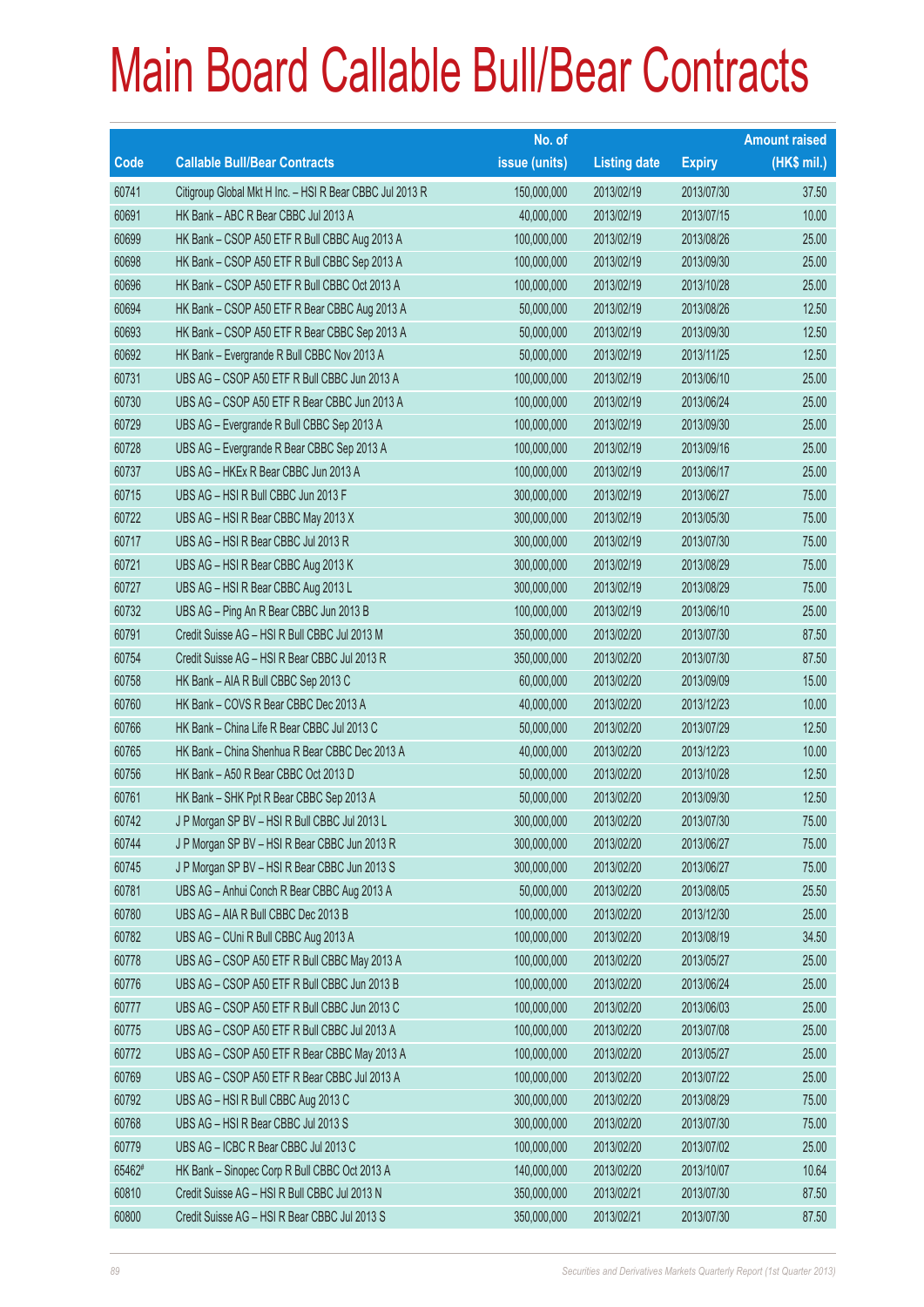# Main Board Callable Bull/Bear Contracts

| Code | Callable Bull/Bear Contracts | No. of issue (units) | Listing date | Expiry | Amount raised (HK$ mil.) |
|---|---|---|---|---|---|
| 60741 | Citigroup Global Mkt H Inc. – HSI R Bear CBBC Jul 2013 R | 150,000,000 | 2013/02/19 | 2013/07/30 | 37.50 |
| 60691 | HK Bank – ABC R Bear CBBC Jul 2013 A | 40,000,000 | 2013/02/19 | 2013/07/15 | 10.00 |
| 60699 | HK Bank – CSOP A50 ETF R Bull CBBC Aug 2013 A | 100,000,000 | 2013/02/19 | 2013/08/26 | 25.00 |
| 60698 | HK Bank – CSOP A50 ETF R Bull CBBC Sep 2013 A | 100,000,000 | 2013/02/19 | 2013/09/30 | 25.00 |
| 60696 | HK Bank – CSOP A50 ETF R Bull CBBC Oct 2013 A | 100,000,000 | 2013/02/19 | 2013/10/28 | 25.00 |
| 60694 | HK Bank – CSOP A50 ETF R Bear CBBC Aug 2013 A | 50,000,000 | 2013/02/19 | 2013/08/26 | 12.50 |
| 60693 | HK Bank – CSOP A50 ETF R Bear CBBC Sep 2013 A | 50,000,000 | 2013/02/19 | 2013/09/30 | 12.50 |
| 60692 | HK Bank – Evergrande R Bull CBBC Nov 2013 A | 50,000,000 | 2013/02/19 | 2013/11/25 | 12.50 |
| 60731 | UBS AG – CSOP A50 ETF R Bull CBBC Jun 2013 A | 100,000,000 | 2013/02/19 | 2013/06/10 | 25.00 |
| 60730 | UBS AG – CSOP A50 ETF R Bear CBBC Jun 2013 A | 100,000,000 | 2013/02/19 | 2013/06/24 | 25.00 |
| 60729 | UBS AG – Evergrande R Bull CBBC Sep 2013 A | 100,000,000 | 2013/02/19 | 2013/09/30 | 25.00 |
| 60728 | UBS AG – Evergrande R Bear CBBC Sep 2013 A | 100,000,000 | 2013/02/19 | 2013/09/16 | 25.00 |
| 60737 | UBS AG – HKEx R Bear CBBC Jun 2013 A | 100,000,000 | 2013/02/19 | 2013/06/17 | 25.00 |
| 60715 | UBS AG – HSI R Bull CBBC Jun 2013 F | 300,000,000 | 2013/02/19 | 2013/06/27 | 75.00 |
| 60722 | UBS AG – HSI R Bear CBBC May 2013 X | 300,000,000 | 2013/02/19 | 2013/05/30 | 75.00 |
| 60717 | UBS AG – HSI R Bear CBBC Jul 2013 R | 300,000,000 | 2013/02/19 | 2013/07/30 | 75.00 |
| 60721 | UBS AG – HSI R Bear CBBC Aug 2013 K | 300,000,000 | 2013/02/19 | 2013/08/29 | 75.00 |
| 60727 | UBS AG – HSI R Bear CBBC Aug 2013 L | 300,000,000 | 2013/02/19 | 2013/08/29 | 75.00 |
| 60732 | UBS AG – Ping An R Bear CBBC Jun 2013 B | 100,000,000 | 2013/02/19 | 2013/06/10 | 25.00 |
| 60791 | Credit Suisse AG – HSI R Bull CBBC Jul 2013 M | 350,000,000 | 2013/02/20 | 2013/07/30 | 87.50 |
| 60754 | Credit Suisse AG – HSI R Bear CBBC Jul 2013 R | 350,000,000 | 2013/02/20 | 2013/07/30 | 87.50 |
| 60758 | HK Bank – AIA R Bull CBBC Sep 2013 C | 60,000,000 | 2013/02/20 | 2013/09/09 | 15.00 |
| 60760 | HK Bank – COVS R Bear CBBC Dec 2013 A | 40,000,000 | 2013/02/20 | 2013/12/23 | 10.00 |
| 60766 | HK Bank – China Life R Bear CBBC Jul 2013 C | 50,000,000 | 2013/02/20 | 2013/07/29 | 12.50 |
| 60765 | HK Bank – China Shenhua R Bear CBBC Dec 2013 A | 40,000,000 | 2013/02/20 | 2013/12/23 | 10.00 |
| 60756 | HK Bank – A50 R Bear CBBC Oct 2013 D | 50,000,000 | 2013/02/20 | 2013/10/28 | 12.50 |
| 60761 | HK Bank – SHK Ppt R Bear CBBC Sep 2013 A | 50,000,000 | 2013/02/20 | 2013/09/30 | 12.50 |
| 60742 | J P Morgan SP BV – HSI R Bull CBBC Jul 2013 L | 300,000,000 | 2013/02/20 | 2013/07/30 | 75.00 |
| 60744 | J P Morgan SP BV – HSI R Bear CBBC Jun 2013 R | 300,000,000 | 2013/02/20 | 2013/06/27 | 75.00 |
| 60745 | J P Morgan SP BV – HSI R Bear CBBC Jun 2013 S | 300,000,000 | 2013/02/20 | 2013/06/27 | 75.00 |
| 60781 | UBS AG – Anhui Conch R Bear CBBC Aug 2013 A | 50,000,000 | 2013/02/20 | 2013/08/05 | 25.50 |
| 60780 | UBS AG – AIA R Bull CBBC Dec 2013 B | 100,000,000 | 2013/02/20 | 2013/12/30 | 25.00 |
| 60782 | UBS AG – CUni R Bull CBBC Aug 2013 A | 100,000,000 | 2013/02/20 | 2013/08/19 | 34.50 |
| 60778 | UBS AG – CSOP A50 ETF R Bull CBBC May 2013 A | 100,000,000 | 2013/02/20 | 2013/05/27 | 25.00 |
| 60776 | UBS AG – CSOP A50 ETF R Bull CBBC Jun 2013 B | 100,000,000 | 2013/02/20 | 2013/06/24 | 25.00 |
| 60777 | UBS AG – CSOP A50 ETF R Bull CBBC Jun 2013 C | 100,000,000 | 2013/02/20 | 2013/06/03 | 25.00 |
| 60775 | UBS AG – CSOP A50 ETF R Bull CBBC Jul 2013 A | 100,000,000 | 2013/02/20 | 2013/07/08 | 25.00 |
| 60772 | UBS AG – CSOP A50 ETF R Bear CBBC May 2013 A | 100,000,000 | 2013/02/20 | 2013/05/27 | 25.00 |
| 60769 | UBS AG – CSOP A50 ETF R Bear CBBC Jul 2013 A | 100,000,000 | 2013/02/20 | 2013/07/22 | 25.00 |
| 60792 | UBS AG – HSI R Bull CBBC Aug 2013 C | 300,000,000 | 2013/02/20 | 2013/08/29 | 75.00 |
| 60768 | UBS AG – HSI R Bear CBBC Jul 2013 S | 300,000,000 | 2013/02/20 | 2013/07/30 | 75.00 |
| 60779 | UBS AG – ICBC R Bear CBBC Jul 2013 C | 100,000,000 | 2013/02/20 | 2013/07/02 | 25.00 |
| 65462# | HK Bank – Sinopec Corp R Bull CBBC Oct 2013 A | 140,000,000 | 2013/02/20 | 2013/10/07 | 10.64 |
| 60810 | Credit Suisse AG – HSI R Bull CBBC Jul 2013 N | 350,000,000 | 2013/02/21 | 2013/07/30 | 87.50 |
| 60800 | Credit Suisse AG – HSI R Bear CBBC Jul 2013 S | 350,000,000 | 2013/02/21 | 2013/07/30 | 87.50 |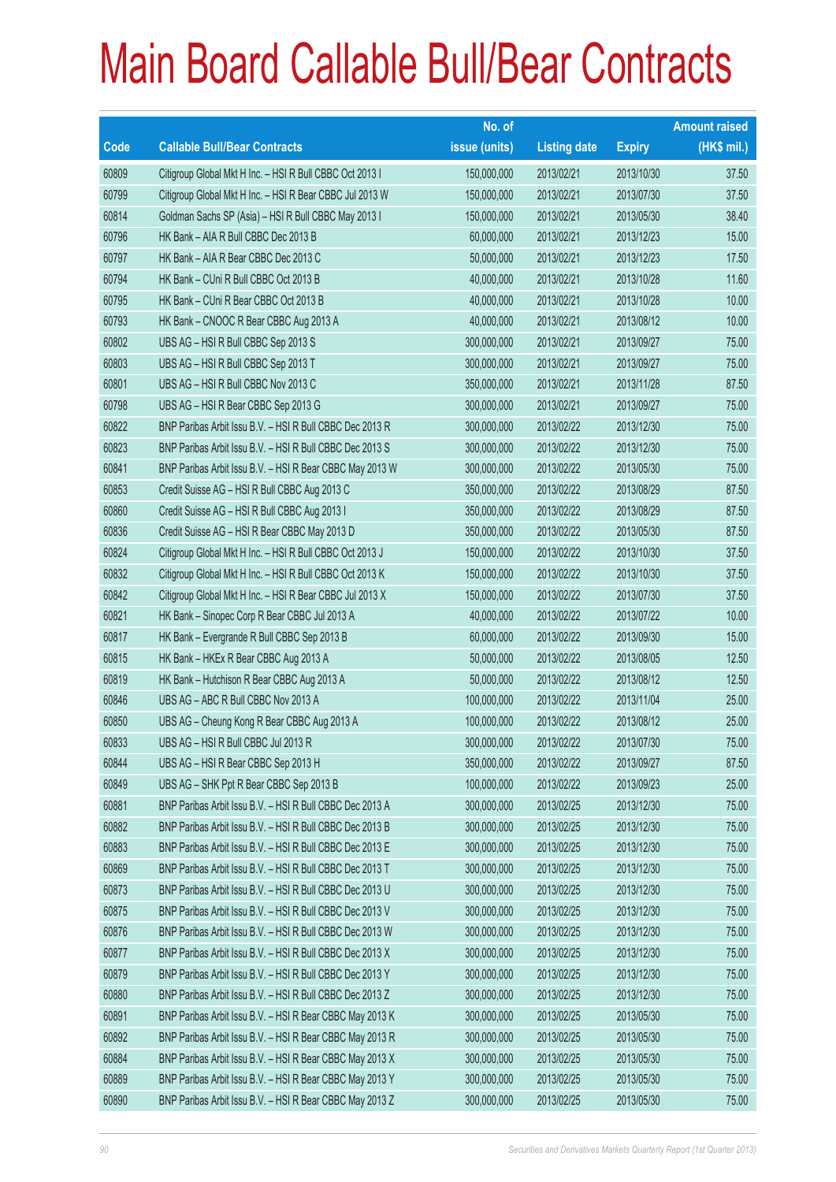# Main Board Callable Bull/Bear Contracts

| Code | Callable Bull/Bear Contracts | No. of issue (units) | Listing date | Expiry | Amount raised (HK$ mil.) |
|---|---|---|---|---|---|
| 60809 | Citigroup Global Mkt H Inc. – HSI R Bull CBBC Oct 2013 I | 150,000,000 | 2013/02/21 | 2013/10/30 | 37.50 |
| 60799 | Citigroup Global Mkt H Inc. – HSI R Bear CBBC Jul 2013 W | 150,000,000 | 2013/02/21 | 2013/07/30 | 37.50 |
| 60814 | Goldman Sachs SP (Asia) – HSI R Bull CBBC May 2013 I | 150,000,000 | 2013/02/21 | 2013/05/30 | 38.40 |
| 60796 | HK Bank – AIA R Bull CBBC Dec 2013 B | 60,000,000 | 2013/02/21 | 2013/12/23 | 15.00 |
| 60797 | HK Bank – AIA R Bear CBBC Dec 2013 C | 50,000,000 | 2013/02/21 | 2013/12/23 | 17.50 |
| 60794 | HK Bank – CUni R Bull CBBC Oct 2013 B | 40,000,000 | 2013/02/21 | 2013/10/28 | 11.60 |
| 60795 | HK Bank – CUni R Bear CBBC Oct 2013 B | 40,000,000 | 2013/02/21 | 2013/10/28 | 10.00 |
| 60793 | HK Bank – CNOOC R Bear CBBC Aug 2013 A | 40,000,000 | 2013/02/21 | 2013/08/12 | 10.00 |
| 60802 | UBS AG – HSI R Bull CBBC Sep 2013 S | 300,000,000 | 2013/02/21 | 2013/09/27 | 75.00 |
| 60803 | UBS AG – HSI R Bull CBBC Sep 2013 T | 300,000,000 | 2013/02/21 | 2013/09/27 | 75.00 |
| 60801 | UBS AG – HSI R Bull CBBC Nov 2013 C | 350,000,000 | 2013/02/21 | 2013/11/28 | 87.50 |
| 60798 | UBS AG – HSI R Bear CBBC Sep 2013 G | 300,000,000 | 2013/02/21 | 2013/09/27 | 75.00 |
| 60822 | BNP Paribas Arbit Issu B.V. – HSI R Bull CBBC Dec 2013 R | 300,000,000 | 2013/02/22 | 2013/12/30 | 75.00 |
| 60823 | BNP Paribas Arbit Issu B.V. – HSI R Bull CBBC Dec 2013 S | 300,000,000 | 2013/02/22 | 2013/12/30 | 75.00 |
| 60841 | BNP Paribas Arbit Issu B.V. – HSI R Bear CBBC May 2013 W | 300,000,000 | 2013/02/22 | 2013/05/30 | 75.00 |
| 60853 | Credit Suisse AG – HSI R Bull CBBC Aug 2013 C | 350,000,000 | 2013/02/22 | 2013/08/29 | 87.50 |
| 60860 | Credit Suisse AG – HSI R Bull CBBC Aug 2013 I | 350,000,000 | 2013/02/22 | 2013/08/29 | 87.50 |
| 60836 | Credit Suisse AG – HSI R Bear CBBC May 2013 D | 350,000,000 | 2013/02/22 | 2013/05/30 | 87.50 |
| 60824 | Citigroup Global Mkt H Inc. – HSI R Bull CBBC Oct 2013 J | 150,000,000 | 2013/02/22 | 2013/10/30 | 37.50 |
| 60832 | Citigroup Global Mkt H Inc. – HSI R Bull CBBC Oct 2013 K | 150,000,000 | 2013/02/22 | 2013/10/30 | 37.50 |
| 60842 | Citigroup Global Mkt H Inc. – HSI R Bear CBBC Jul 2013 X | 150,000,000 | 2013/02/22 | 2013/07/30 | 37.50 |
| 60821 | HK Bank – Sinopec Corp R Bear CBBC Jul 2013 A | 40,000,000 | 2013/02/22 | 2013/07/22 | 10.00 |
| 60817 | HK Bank – Evergrande R Bull CBBC Sep 2013 B | 60,000,000 | 2013/02/22 | 2013/09/30 | 15.00 |
| 60815 | HK Bank – HKEx R Bear CBBC Aug 2013 A | 50,000,000 | 2013/02/22 | 2013/08/05 | 12.50 |
| 60819 | HK Bank – Hutchison R Bear CBBC Aug 2013 A | 50,000,000 | 2013/02/22 | 2013/08/12 | 12.50 |
| 60846 | UBS AG – ABC R Bull CBBC Nov 2013 A | 100,000,000 | 2013/02/22 | 2013/11/04 | 25.00 |
| 60850 | UBS AG – Cheung Kong R Bear CBBC Aug 2013 A | 100,000,000 | 2013/02/22 | 2013/08/12 | 25.00 |
| 60833 | UBS AG – HSI R Bull CBBC Jul 2013 R | 300,000,000 | 2013/02/22 | 2013/07/30 | 75.00 |
| 60844 | UBS AG – HSI R Bear CBBC Sep 2013 H | 350,000,000 | 2013/02/22 | 2013/09/27 | 87.50 |
| 60849 | UBS AG – SHK Ppt R Bear CBBC Sep 2013 B | 100,000,000 | 2013/02/22 | 2013/09/23 | 25.00 |
| 60881 | BNP Paribas Arbit Issu B.V. – HSI R Bull CBBC Dec 2013 A | 300,000,000 | 2013/02/25 | 2013/12/30 | 75.00 |
| 60882 | BNP Paribas Arbit Issu B.V. – HSI R Bull CBBC Dec 2013 B | 300,000,000 | 2013/02/25 | 2013/12/30 | 75.00 |
| 60883 | BNP Paribas Arbit Issu B.V. – HSI R Bull CBBC Dec 2013 E | 300,000,000 | 2013/02/25 | 2013/12/30 | 75.00 |
| 60869 | BNP Paribas Arbit Issu B.V. – HSI R Bull CBBC Dec 2013 T | 300,000,000 | 2013/02/25 | 2013/12/30 | 75.00 |
| 60873 | BNP Paribas Arbit Issu B.V. – HSI R Bull CBBC Dec 2013 U | 300,000,000 | 2013/02/25 | 2013/12/30 | 75.00 |
| 60875 | BNP Paribas Arbit Issu B.V. – HSI R Bull CBBC Dec 2013 V | 300,000,000 | 2013/02/25 | 2013/12/30 | 75.00 |
| 60876 | BNP Paribas Arbit Issu B.V. – HSI R Bull CBBC Dec 2013 W | 300,000,000 | 2013/02/25 | 2013/12/30 | 75.00 |
| 60877 | BNP Paribas Arbit Issu B.V. – HSI R Bull CBBC Dec 2013 X | 300,000,000 | 2013/02/25 | 2013/12/30 | 75.00 |
| 60879 | BNP Paribas Arbit Issu B.V. – HSI R Bull CBBC Dec 2013 Y | 300,000,000 | 2013/02/25 | 2013/12/30 | 75.00 |
| 60880 | BNP Paribas Arbit Issu B.V. – HSI R Bull CBBC Dec 2013 Z | 300,000,000 | 2013/02/25 | 2013/12/30 | 75.00 |
| 60891 | BNP Paribas Arbit Issu B.V. – HSI R Bear CBBC May 2013 K | 300,000,000 | 2013/02/25 | 2013/05/30 | 75.00 |
| 60892 | BNP Paribas Arbit Issu B.V. – HSI R Bear CBBC May 2013 R | 300,000,000 | 2013/02/25 | 2013/05/30 | 75.00 |
| 60884 | BNP Paribas Arbit Issu B.V. – HSI R Bear CBBC May 2013 X | 300,000,000 | 2013/02/25 | 2013/05/30 | 75.00 |
| 60889 | BNP Paribas Arbit Issu B.V. – HSI R Bear CBBC May 2013 Y | 300,000,000 | 2013/02/25 | 2013/05/30 | 75.00 |
| 60890 | BNP Paribas Arbit Issu B.V. – HSI R Bear CBBC May 2013 Z | 300,000,000 | 2013/02/25 | 2013/05/30 | 75.00 |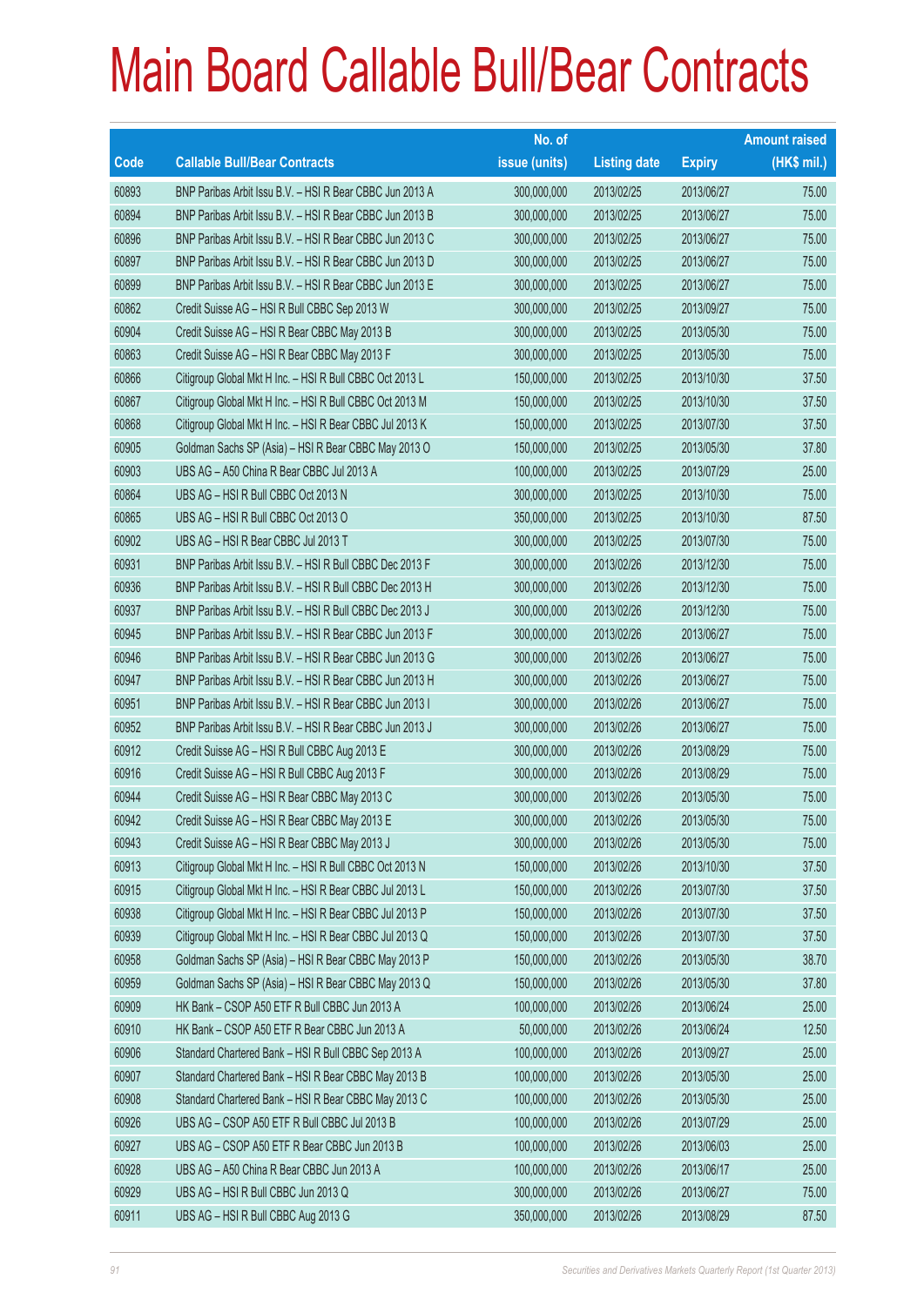# Main Board Callable Bull/Bear Contracts

| Code | Callable Bull/Bear Contracts | No. of issue (units) | Listing date | Expiry | Amount raised (HK$ mil.) |
|---|---|---|---|---|---|
| 60893 | BNP Paribas Arbit Issu B.V. – HSI R Bear CBBC Jun 2013 A | 300,000,000 | 2013/02/25 | 2013/06/27 | 75.00 |
| 60894 | BNP Paribas Arbit Issu B.V. – HSI R Bear CBBC Jun 2013 B | 300,000,000 | 2013/02/25 | 2013/06/27 | 75.00 |
| 60896 | BNP Paribas Arbit Issu B.V. – HSI R Bear CBBC Jun 2013 C | 300,000,000 | 2013/02/25 | 2013/06/27 | 75.00 |
| 60897 | BNP Paribas Arbit Issu B.V. – HSI R Bear CBBC Jun 2013 D | 300,000,000 | 2013/02/25 | 2013/06/27 | 75.00 |
| 60899 | BNP Paribas Arbit Issu B.V. – HSI R Bear CBBC Jun 2013 E | 300,000,000 | 2013/02/25 | 2013/06/27 | 75.00 |
| 60862 | Credit Suisse AG – HSI R Bull CBBC Sep 2013 W | 300,000,000 | 2013/02/25 | 2013/09/27 | 75.00 |
| 60904 | Credit Suisse AG – HSI R Bear CBBC May 2013 B | 300,000,000 | 2013/02/25 | 2013/05/30 | 75.00 |
| 60863 | Credit Suisse AG – HSI R Bear CBBC May 2013 F | 300,000,000 | 2013/02/25 | 2013/05/30 | 75.00 |
| 60866 | Citigroup Global Mkt H Inc. – HSI R Bull CBBC Oct 2013 L | 150,000,000 | 2013/02/25 | 2013/10/30 | 37.50 |
| 60867 | Citigroup Global Mkt H Inc. – HSI R Bull CBBC Oct 2013 M | 150,000,000 | 2013/02/25 | 2013/10/30 | 37.50 |
| 60868 | Citigroup Global Mkt H Inc. – HSI R Bear CBBC Jul 2013 K | 150,000,000 | 2013/02/25 | 2013/07/30 | 37.50 |
| 60905 | Goldman Sachs SP (Asia) – HSI R Bear CBBC May 2013 O | 150,000,000 | 2013/02/25 | 2013/05/30 | 37.80 |
| 60903 | UBS AG – A50 China R Bear CBBC Jul 2013 A | 100,000,000 | 2013/02/25 | 2013/07/29 | 25.00 |
| 60864 | UBS AG – HSI R Bull CBBC Oct 2013 N | 300,000,000 | 2013/02/25 | 2013/10/30 | 75.00 |
| 60865 | UBS AG – HSI R Bull CBBC Oct 2013 O | 350,000,000 | 2013/02/25 | 2013/10/30 | 87.50 |
| 60902 | UBS AG – HSI R Bear CBBC Jul 2013 T | 300,000,000 | 2013/02/25 | 2013/07/30 | 75.00 |
| 60931 | BNP Paribas Arbit Issu B.V. – HSI R Bull CBBC Dec 2013 F | 300,000,000 | 2013/02/26 | 2013/12/30 | 75.00 |
| 60936 | BNP Paribas Arbit Issu B.V. – HSI R Bull CBBC Dec 2013 H | 300,000,000 | 2013/02/26 | 2013/12/30 | 75.00 |
| 60937 | BNP Paribas Arbit Issu B.V. – HSI R Bull CBBC Dec 2013 J | 300,000,000 | 2013/02/26 | 2013/12/30 | 75.00 |
| 60945 | BNP Paribas Arbit Issu B.V. – HSI R Bear CBBC Jun 2013 F | 300,000,000 | 2013/02/26 | 2013/06/27 | 75.00 |
| 60946 | BNP Paribas Arbit Issu B.V. – HSI R Bear CBBC Jun 2013 G | 300,000,000 | 2013/02/26 | 2013/06/27 | 75.00 |
| 60947 | BNP Paribas Arbit Issu B.V. – HSI R Bear CBBC Jun 2013 H | 300,000,000 | 2013/02/26 | 2013/06/27 | 75.00 |
| 60951 | BNP Paribas Arbit Issu B.V. – HSI R Bear CBBC Jun 2013 I | 300,000,000 | 2013/02/26 | 2013/06/27 | 75.00 |
| 60952 | BNP Paribas Arbit Issu B.V. – HSI R Bear CBBC Jun 2013 J | 300,000,000 | 2013/02/26 | 2013/06/27 | 75.00 |
| 60912 | Credit Suisse AG – HSI R Bull CBBC Aug 2013 E | 300,000,000 | 2013/02/26 | 2013/08/29 | 75.00 |
| 60916 | Credit Suisse AG – HSI R Bull CBBC Aug 2013 F | 300,000,000 | 2013/02/26 | 2013/08/29 | 75.00 |
| 60944 | Credit Suisse AG – HSI R Bear CBBC May 2013 C | 300,000,000 | 2013/02/26 | 2013/05/30 | 75.00 |
| 60942 | Credit Suisse AG – HSI R Bear CBBC May 2013 E | 300,000,000 | 2013/02/26 | 2013/05/30 | 75.00 |
| 60943 | Credit Suisse AG – HSI R Bear CBBC May 2013 J | 300,000,000 | 2013/02/26 | 2013/05/30 | 75.00 |
| 60913 | Citigroup Global Mkt H Inc. – HSI R Bull CBBC Oct 2013 N | 150,000,000 | 2013/02/26 | 2013/10/30 | 37.50 |
| 60915 | Citigroup Global Mkt H Inc. – HSI R Bear CBBC Jul 2013 L | 150,000,000 | 2013/02/26 | 2013/07/30 | 37.50 |
| 60938 | Citigroup Global Mkt H Inc. – HSI R Bear CBBC Jul 2013 P | 150,000,000 | 2013/02/26 | 2013/07/30 | 37.50 |
| 60939 | Citigroup Global Mkt H Inc. – HSI R Bear CBBC Jul 2013 Q | 150,000,000 | 2013/02/26 | 2013/07/30 | 37.50 |
| 60958 | Goldman Sachs SP (Asia) – HSI R Bear CBBC May 2013 P | 150,000,000 | 2013/02/26 | 2013/05/30 | 38.70 |
| 60959 | Goldman Sachs SP (Asia) – HSI R Bear CBBC May 2013 Q | 150,000,000 | 2013/02/26 | 2013/05/30 | 37.80 |
| 60909 | HK Bank – CSOP A50 ETF R Bull CBBC Jun 2013 A | 100,000,000 | 2013/02/26 | 2013/06/24 | 25.00 |
| 60910 | HK Bank – CSOP A50 ETF R Bear CBBC Jun 2013 A | 50,000,000 | 2013/02/26 | 2013/06/24 | 12.50 |
| 60906 | Standard Chartered Bank – HSI R Bull CBBC Sep 2013 A | 100,000,000 | 2013/02/26 | 2013/09/27 | 25.00 |
| 60907 | Standard Chartered Bank – HSI R Bear CBBC May 2013 B | 100,000,000 | 2013/02/26 | 2013/05/30 | 25.00 |
| 60908 | Standard Chartered Bank – HSI R Bear CBBC May 2013 C | 100,000,000 | 2013/02/26 | 2013/05/30 | 25.00 |
| 60926 | UBS AG – CSOP A50 ETF R Bull CBBC Jul 2013 B | 100,000,000 | 2013/02/26 | 2013/07/29 | 25.00 |
| 60927 | UBS AG – CSOP A50 ETF R Bear CBBC Jun 2013 B | 100,000,000 | 2013/02/26 | 2013/06/03 | 25.00 |
| 60928 | UBS AG – A50 China R Bear CBBC Jun 2013 A | 100,000,000 | 2013/02/26 | 2013/06/17 | 25.00 |
| 60929 | UBS AG – HSI R Bull CBBC Jun 2013 Q | 300,000,000 | 2013/02/26 | 2013/06/27 | 75.00 |
| 60911 | UBS AG – HSI R Bull CBBC Aug 2013 G | 350,000,000 | 2013/02/26 | 2013/08/29 | 87.50 |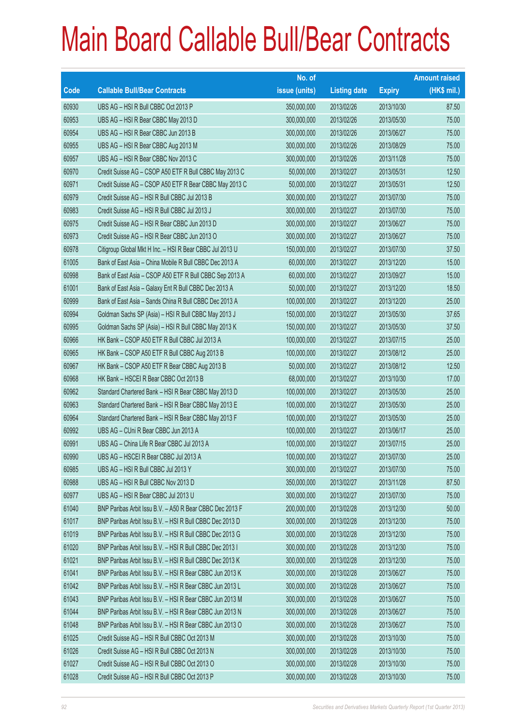# Main Board Callable Bull/Bear Contracts

| Code | Callable Bull/Bear Contracts | No. of issue (units) | Listing date | Expiry | Amount raised (HK$ mil.) |
|---|---|---|---|---|---|
| 60930 | UBS AG – HSI R Bull CBBC Oct 2013 P | 350,000,000 | 2013/02/26 | 2013/10/30 | 87.50 |
| 60953 | UBS AG – HSI R Bear CBBC May 2013 D | 300,000,000 | 2013/02/26 | 2013/05/30 | 75.00 |
| 60954 | UBS AG – HSI R Bear CBBC Jun 2013 B | 300,000,000 | 2013/02/26 | 2013/06/27 | 75.00 |
| 60955 | UBS AG – HSI R Bear CBBC Aug 2013 M | 300,000,000 | 2013/02/26 | 2013/08/29 | 75.00 |
| 60957 | UBS AG – HSI R Bear CBBC Nov 2013 C | 300,000,000 | 2013/02/26 | 2013/11/28 | 75.00 |
| 60970 | Credit Suisse AG – CSOP A50 ETF R Bull CBBC May 2013 C | 50,000,000 | 2013/02/27 | 2013/05/31 | 12.50 |
| 60971 | Credit Suisse AG – CSOP A50 ETF R Bear CBBC May 2013 C | 50,000,000 | 2013/02/27 | 2013/05/31 | 12.50 |
| 60979 | Credit Suisse AG – HSI R Bull CBBC Jul 2013 B | 300,000,000 | 2013/02/27 | 2013/07/30 | 75.00 |
| 60983 | Credit Suisse AG – HSI R Bull CBBC Jul 2013 J | 300,000,000 | 2013/02/27 | 2013/07/30 | 75.00 |
| 60975 | Credit Suisse AG – HSI R Bear CBBC Jun 2013 D | 300,000,000 | 2013/02/27 | 2013/06/27 | 75.00 |
| 60973 | Credit Suisse AG – HSI R Bear CBBC Jun 2013 O | 300,000,000 | 2013/02/27 | 2013/06/27 | 75.00 |
| 60978 | Citigroup Global Mkt H Inc. – HSI R Bear CBBC Jul 2013 U | 150,000,000 | 2013/02/27 | 2013/07/30 | 37.50 |
| 61005 | Bank of East Asia – China Mobile R Bull CBBC Dec 2013 A | 60,000,000 | 2013/02/27 | 2013/12/20 | 15.00 |
| 60998 | Bank of East Asia – CSOP A50 ETF R Bull CBBC Sep 2013 A | 60,000,000 | 2013/02/27 | 2013/09/27 | 15.00 |
| 61001 | Bank of East Asia – Galaxy Ent R Bull CBBC Dec 2013 A | 50,000,000 | 2013/02/27 | 2013/12/20 | 18.50 |
| 60999 | Bank of East Asia – Sands China R Bull CBBC Dec 2013 A | 100,000,000 | 2013/02/27 | 2013/12/20 | 25.00 |
| 60994 | Goldman Sachs SP (Asia) – HSI R Bull CBBC May 2013 J | 150,000,000 | 2013/02/27 | 2013/05/30 | 37.65 |
| 60995 | Goldman Sachs SP (Asia) – HSI R Bull CBBC May 2013 K | 150,000,000 | 2013/02/27 | 2013/05/30 | 37.50 |
| 60966 | HK Bank – CSOP A50 ETF R Bull CBBC Jul 2013 A | 100,000,000 | 2013/02/27 | 2013/07/15 | 25.00 |
| 60965 | HK Bank – CSOP A50 ETF R Bull CBBC Aug 2013 B | 100,000,000 | 2013/02/27 | 2013/08/12 | 25.00 |
| 60967 | HK Bank – CSOP A50 ETF R Bear CBBC Aug 2013 B | 50,000,000 | 2013/02/27 | 2013/08/12 | 12.50 |
| 60968 | HK Bank – HSCEI R Bear CBBC Oct 2013 B | 68,000,000 | 2013/02/27 | 2013/10/30 | 17.00 |
| 60962 | Standard Chartered Bank – HSI R Bear CBBC May 2013 D | 100,000,000 | 2013/02/27 | 2013/05/30 | 25.00 |
| 60963 | Standard Chartered Bank – HSI R Bear CBBC May 2013 E | 100,000,000 | 2013/02/27 | 2013/05/30 | 25.00 |
| 60964 | Standard Chartered Bank – HSI R Bear CBBC May 2013 F | 100,000,000 | 2013/02/27 | 2013/05/30 | 25.00 |
| 60992 | UBS AG – CUni R Bear CBBC Jun 2013 A | 100,000,000 | 2013/02/27 | 2013/06/17 | 25.00 |
| 60991 | UBS AG – China Life R Bear CBBC Jul 2013 A | 100,000,000 | 2013/02/27 | 2013/07/15 | 25.00 |
| 60990 | UBS AG – HSCEI R Bear CBBC Jul 2013 A | 100,000,000 | 2013/02/27 | 2013/07/30 | 25.00 |
| 60985 | UBS AG – HSI R Bull CBBC Jul 2013 Y | 300,000,000 | 2013/02/27 | 2013/07/30 | 75.00 |
| 60988 | UBS AG – HSI R Bull CBBC Nov 2013 D | 350,000,000 | 2013/02/27 | 2013/11/28 | 87.50 |
| 60977 | UBS AG – HSI R Bear CBBC Jul 2013 U | 300,000,000 | 2013/02/27 | 2013/07/30 | 75.00 |
| 61040 | BNP Paribas Arbit Issu B.V. – A50 R Bear CBBC Dec 2013 F | 200,000,000 | 2013/02/28 | 2013/12/30 | 50.00 |
| 61017 | BNP Paribas Arbit Issu B.V. – HSI R Bull CBBC Dec 2013 D | 300,000,000 | 2013/02/28 | 2013/12/30 | 75.00 |
| 61019 | BNP Paribas Arbit Issu B.V. – HSI R Bull CBBC Dec 2013 G | 300,000,000 | 2013/02/28 | 2013/12/30 | 75.00 |
| 61020 | BNP Paribas Arbit Issu B.V. – HSI R Bull CBBC Dec 2013 I | 300,000,000 | 2013/02/28 | 2013/12/30 | 75.00 |
| 61021 | BNP Paribas Arbit Issu B.V. – HSI R Bull CBBC Dec 2013 K | 300,000,000 | 2013/02/28 | 2013/12/30 | 75.00 |
| 61041 | BNP Paribas Arbit Issu B.V. – HSI R Bear CBBC Jun 2013 K | 300,000,000 | 2013/02/28 | 2013/06/27 | 75.00 |
| 61042 | BNP Paribas Arbit Issu B.V. – HSI R Bear CBBC Jun 2013 L | 300,000,000 | 2013/02/28 | 2013/06/27 | 75.00 |
| 61043 | BNP Paribas Arbit Issu B.V. – HSI R Bear CBBC Jun 2013 M | 300,000,000 | 2013/02/28 | 2013/06/27 | 75.00 |
| 61044 | BNP Paribas Arbit Issu B.V. – HSI R Bear CBBC Jun 2013 N | 300,000,000 | 2013/02/28 | 2013/06/27 | 75.00 |
| 61048 | BNP Paribas Arbit Issu B.V. – HSI R Bear CBBC Jun 2013 O | 300,000,000 | 2013/02/28 | 2013/06/27 | 75.00 |
| 61025 | Credit Suisse AG – HSI R Bull CBBC Oct 2013 M | 300,000,000 | 2013/02/28 | 2013/10/30 | 75.00 |
| 61026 | Credit Suisse AG – HSI R Bull CBBC Oct 2013 N | 300,000,000 | 2013/02/28 | 2013/10/30 | 75.00 |
| 61027 | Credit Suisse AG – HSI R Bull CBBC Oct 2013 O | 300,000,000 | 2013/02/28 | 2013/10/30 | 75.00 |
| 61028 | Credit Suisse AG – HSI R Bull CBBC Oct 2013 P | 300,000,000 | 2013/02/28 | 2013/10/30 | 75.00 |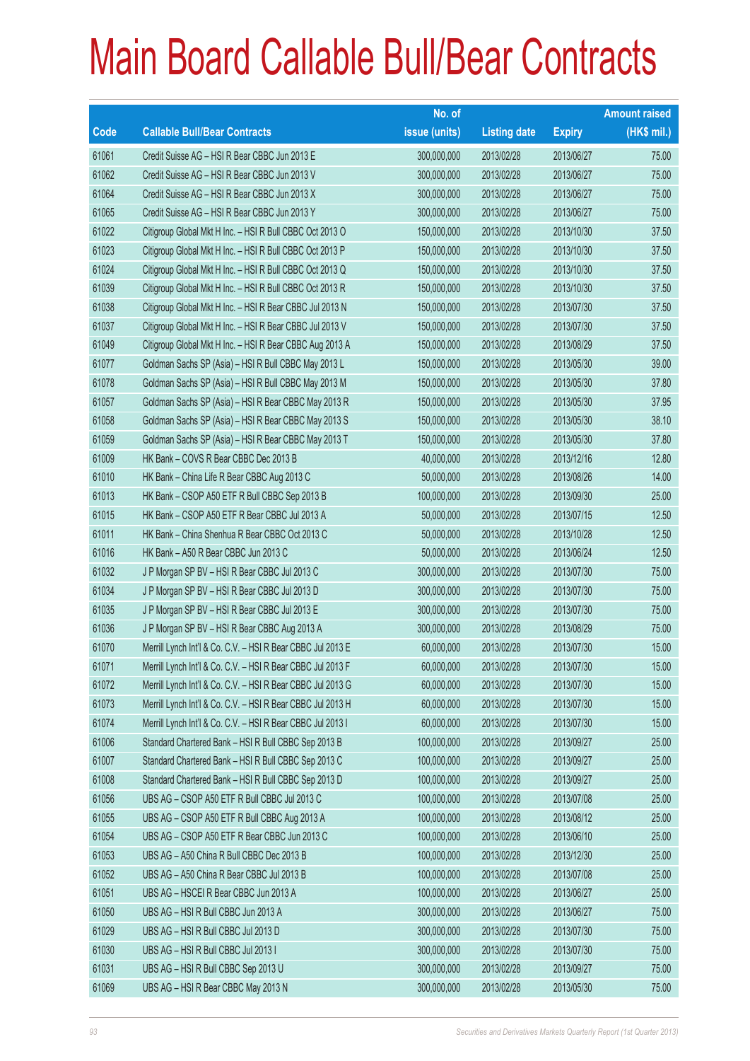# Main Board Callable Bull/Bear Contracts

| Code | Callable Bull/Bear Contracts | No. of issue (units) | Listing date | Expiry | Amount raised (HK$ mil.) |
|---|---|---|---|---|---|
| 61061 | Credit Suisse AG – HSI R Bear CBBC Jun 2013 E | 300,000,000 | 2013/02/28 | 2013/06/27 | 75.00 |
| 61062 | Credit Suisse AG – HSI R Bear CBBC Jun 2013 V | 300,000,000 | 2013/02/28 | 2013/06/27 | 75.00 |
| 61064 | Credit Suisse AG – HSI R Bear CBBC Jun 2013 X | 300,000,000 | 2013/02/28 | 2013/06/27 | 75.00 |
| 61065 | Credit Suisse AG – HSI R Bear CBBC Jun 2013 Y | 300,000,000 | 2013/02/28 | 2013/06/27 | 75.00 |
| 61022 | Citigroup Global Mkt H Inc. – HSI R Bull CBBC Oct 2013 O | 150,000,000 | 2013/02/28 | 2013/10/30 | 37.50 |
| 61023 | Citigroup Global Mkt H Inc. – HSI R Bull CBBC Oct 2013 P | 150,000,000 | 2013/02/28 | 2013/10/30 | 37.50 |
| 61024 | Citigroup Global Mkt H Inc. – HSI R Bull CBBC Oct 2013 Q | 150,000,000 | 2013/02/28 | 2013/10/30 | 37.50 |
| 61039 | Citigroup Global Mkt H Inc. – HSI R Bull CBBC Oct 2013 R | 150,000,000 | 2013/02/28 | 2013/10/30 | 37.50 |
| 61038 | Citigroup Global Mkt H Inc. – HSI R Bear CBBC Jul 2013 N | 150,000,000 | 2013/02/28 | 2013/07/30 | 37.50 |
| 61037 | Citigroup Global Mkt H Inc. – HSI R Bear CBBC Jul 2013 V | 150,000,000 | 2013/02/28 | 2013/07/30 | 37.50 |
| 61049 | Citigroup Global Mkt H Inc. – HSI R Bear CBBC Aug 2013 A | 150,000,000 | 2013/02/28 | 2013/08/29 | 37.50 |
| 61077 | Goldman Sachs SP (Asia) – HSI R Bull CBBC May 2013 L | 150,000,000 | 2013/02/28 | 2013/05/30 | 39.00 |
| 61078 | Goldman Sachs SP (Asia) – HSI R Bull CBBC May 2013 M | 150,000,000 | 2013/02/28 | 2013/05/30 | 37.80 |
| 61057 | Goldman Sachs SP (Asia) – HSI R Bear CBBC May 2013 R | 150,000,000 | 2013/02/28 | 2013/05/30 | 37.95 |
| 61058 | Goldman Sachs SP (Asia) – HSI R Bear CBBC May 2013 S | 150,000,000 | 2013/02/28 | 2013/05/30 | 38.10 |
| 61059 | Goldman Sachs SP (Asia) – HSI R Bear CBBC May 2013 T | 150,000,000 | 2013/02/28 | 2013/05/30 | 37.80 |
| 61009 | HK Bank – COVS R Bear CBBC Dec 2013 B | 40,000,000 | 2013/02/28 | 2013/12/16 | 12.80 |
| 61010 | HK Bank – China Life R Bear CBBC Aug 2013 C | 50,000,000 | 2013/02/28 | 2013/08/26 | 14.00 |
| 61013 | HK Bank – CSOP A50 ETF R Bull CBBC Sep 2013 B | 100,000,000 | 2013/02/28 | 2013/09/30 | 25.00 |
| 61015 | HK Bank – CSOP A50 ETF R Bear CBBC Jul 2013 A | 50,000,000 | 2013/02/28 | 2013/07/15 | 12.50 |
| 61011 | HK Bank – China Shenhua R Bear CBBC Oct 2013 C | 50,000,000 | 2013/02/28 | 2013/10/28 | 12.50 |
| 61016 | HK Bank – A50 R Bear CBBC Jun 2013 C | 50,000,000 | 2013/02/28 | 2013/06/24 | 12.50 |
| 61032 | J P Morgan SP BV – HSI R Bear CBBC Jul 2013 C | 300,000,000 | 2013/02/28 | 2013/07/30 | 75.00 |
| 61034 | J P Morgan SP BV – HSI R Bear CBBC Jul 2013 D | 300,000,000 | 2013/02/28 | 2013/07/30 | 75.00 |
| 61035 | J P Morgan SP BV – HSI R Bear CBBC Jul 2013 E | 300,000,000 | 2013/02/28 | 2013/07/30 | 75.00 |
| 61036 | J P Morgan SP BV – HSI R Bear CBBC Aug 2013 A | 300,000,000 | 2013/02/28 | 2013/08/29 | 75.00 |
| 61070 | Merrill Lynch Int'l & Co. C.V. – HSI R Bear CBBC Jul 2013 E | 60,000,000 | 2013/02/28 | 2013/07/30 | 15.00 |
| 61071 | Merrill Lynch Int'l & Co. C.V. – HSI R Bear CBBC Jul 2013 F | 60,000,000 | 2013/02/28 | 2013/07/30 | 15.00 |
| 61072 | Merrill Lynch Int'l & Co. C.V. – HSI R Bear CBBC Jul 2013 G | 60,000,000 | 2013/02/28 | 2013/07/30 | 15.00 |
| 61073 | Merrill Lynch Int'l & Co. C.V. – HSI R Bear CBBC Jul 2013 H | 60,000,000 | 2013/02/28 | 2013/07/30 | 15.00 |
| 61074 | Merrill Lynch Int'l & Co. C.V. – HSI R Bear CBBC Jul 2013 I | 60,000,000 | 2013/02/28 | 2013/07/30 | 15.00 |
| 61006 | Standard Chartered Bank – HSI R Bull CBBC Sep 2013 B | 100,000,000 | 2013/02/28 | 2013/09/27 | 25.00 |
| 61007 | Standard Chartered Bank – HSI R Bull CBBC Sep 2013 C | 100,000,000 | 2013/02/28 | 2013/09/27 | 25.00 |
| 61008 | Standard Chartered Bank – HSI R Bull CBBC Sep 2013 D | 100,000,000 | 2013/02/28 | 2013/09/27 | 25.00 |
| 61056 | UBS AG – CSOP A50 ETF R Bull CBBC Jul 2013 C | 100,000,000 | 2013/02/28 | 2013/07/08 | 25.00 |
| 61055 | UBS AG – CSOP A50 ETF R Bull CBBC Aug 2013 A | 100,000,000 | 2013/02/28 | 2013/08/12 | 25.00 |
| 61054 | UBS AG – CSOP A50 ETF R Bear CBBC Jun 2013 C | 100,000,000 | 2013/02/28 | 2013/06/10 | 25.00 |
| 61053 | UBS AG – A50 China R Bull CBBC Dec 2013 B | 100,000,000 | 2013/02/28 | 2013/12/30 | 25.00 |
| 61052 | UBS AG – A50 China R Bear CBBC Jul 2013 B | 100,000,000 | 2013/02/28 | 2013/07/08 | 25.00 |
| 61051 | UBS AG – HSCEI R Bear CBBC Jun 2013 A | 100,000,000 | 2013/02/28 | 2013/06/27 | 25.00 |
| 61050 | UBS AG – HSI R Bull CBBC Jun 2013 A | 300,000,000 | 2013/02/28 | 2013/06/27 | 75.00 |
| 61029 | UBS AG – HSI R Bull CBBC Jul 2013 D | 300,000,000 | 2013/02/28 | 2013/07/30 | 75.00 |
| 61030 | UBS AG – HSI R Bull CBBC Jul 2013 I | 300,000,000 | 2013/02/28 | 2013/07/30 | 75.00 |
| 61031 | UBS AG – HSI R Bull CBBC Sep 2013 U | 300,000,000 | 2013/02/28 | 2013/09/27 | 75.00 |
| 61069 | UBS AG – HSI R Bear CBBC May 2013 N | 300,000,000 | 2013/02/28 | 2013/05/30 | 75.00 |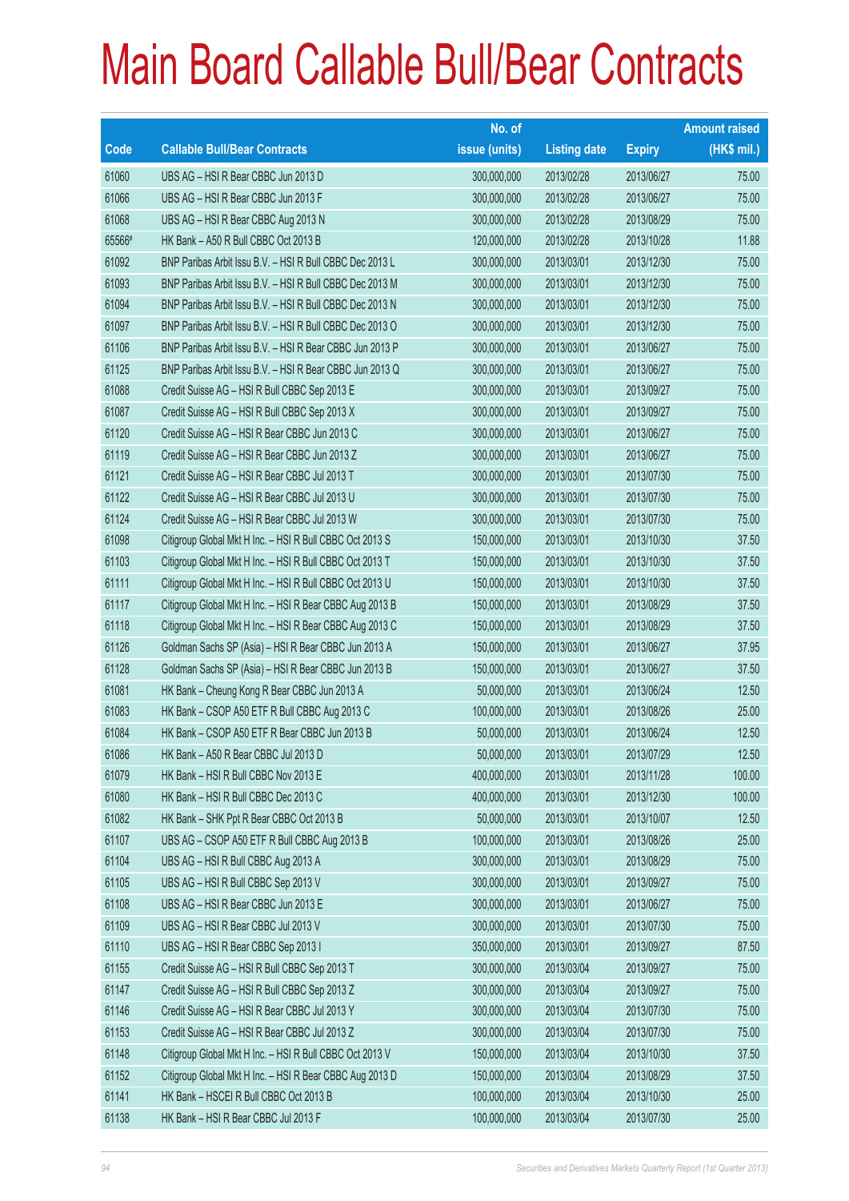# Main Board Callable Bull/Bear Contracts

| Code | Callable Bull/Bear Contracts | No. of issue (units) | Listing date | Expiry | Amount raised (HK$ mil.) |
|---|---|---|---|---|---|
| 61060 | UBS AG – HSI R Bear CBBC Jun 2013 D | 300,000,000 | 2013/02/28 | 2013/06/27 | 75.00 |
| 61066 | UBS AG – HSI R Bear CBBC Jun 2013 F | 300,000,000 | 2013/02/28 | 2013/06/27 | 75.00 |
| 61068 | UBS AG – HSI R Bear CBBC Aug 2013 N | 300,000,000 | 2013/02/28 | 2013/08/29 | 75.00 |
| 65566# | HK Bank – A50 R Bull CBBC Oct 2013 B | 120,000,000 | 2013/02/28 | 2013/10/28 | 11.88 |
| 61092 | BNP Paribas Arbit Issu B.V. – HSI R Bull CBBC Dec 2013 L | 300,000,000 | 2013/03/01 | 2013/12/30 | 75.00 |
| 61093 | BNP Paribas Arbit Issu B.V. – HSI R Bull CBBC Dec 2013 M | 300,000,000 | 2013/03/01 | 2013/12/30 | 75.00 |
| 61094 | BNP Paribas Arbit Issu B.V. – HSI R Bull CBBC Dec 2013 N | 300,000,000 | 2013/03/01 | 2013/12/30 | 75.00 |
| 61097 | BNP Paribas Arbit Issu B.V. – HSI R Bull CBBC Dec 2013 O | 300,000,000 | 2013/03/01 | 2013/12/30 | 75.00 |
| 61106 | BNP Paribas Arbit Issu B.V. – HSI R Bear CBBC Jun 2013 P | 300,000,000 | 2013/03/01 | 2013/06/27 | 75.00 |
| 61125 | BNP Paribas Arbit Issu B.V. – HSI R Bear CBBC Jun 2013 Q | 300,000,000 | 2013/03/01 | 2013/06/27 | 75.00 |
| 61088 | Credit Suisse AG – HSI R Bull CBBC Sep 2013 E | 300,000,000 | 2013/03/01 | 2013/09/27 | 75.00 |
| 61087 | Credit Suisse AG – HSI R Bull CBBC Sep 2013 X | 300,000,000 | 2013/03/01 | 2013/09/27 | 75.00 |
| 61120 | Credit Suisse AG – HSI R Bear CBBC Jun 2013 C | 300,000,000 | 2013/03/01 | 2013/06/27 | 75.00 |
| 61119 | Credit Suisse AG – HSI R Bear CBBC Jun 2013 Z | 300,000,000 | 2013/03/01 | 2013/06/27 | 75.00 |
| 61121 | Credit Suisse AG – HSI R Bear CBBC Jul 2013 T | 300,000,000 | 2013/03/01 | 2013/07/30 | 75.00 |
| 61122 | Credit Suisse AG – HSI R Bear CBBC Jul 2013 U | 300,000,000 | 2013/03/01 | 2013/07/30 | 75.00 |
| 61124 | Credit Suisse AG – HSI R Bear CBBC Jul 2013 W | 300,000,000 | 2013/03/01 | 2013/07/30 | 75.00 |
| 61098 | Citigroup Global Mkt H Inc. – HSI R Bull CBBC Oct 2013 S | 150,000,000 | 2013/03/01 | 2013/10/30 | 37.50 |
| 61103 | Citigroup Global Mkt H Inc. – HSI R Bull CBBC Oct 2013 T | 150,000,000 | 2013/03/01 | 2013/10/30 | 37.50 |
| 61111 | Citigroup Global Mkt H Inc. – HSI R Bull CBBC Oct 2013 U | 150,000,000 | 2013/03/01 | 2013/10/30 | 37.50 |
| 61117 | Citigroup Global Mkt H Inc. – HSI R Bear CBBC Aug 2013 B | 150,000,000 | 2013/03/01 | 2013/08/29 | 37.50 |
| 61118 | Citigroup Global Mkt H Inc. – HSI R Bear CBBC Aug 2013 C | 150,000,000 | 2013/03/01 | 2013/08/29 | 37.50 |
| 61126 | Goldman Sachs SP (Asia) – HSI R Bear CBBC Jun 2013 A | 150,000,000 | 2013/03/01 | 2013/06/27 | 37.95 |
| 61128 | Goldman Sachs SP (Asia) – HSI R Bear CBBC Jun 2013 B | 150,000,000 | 2013/03/01 | 2013/06/27 | 37.50 |
| 61081 | HK Bank – Cheung Kong R Bear CBBC Jun 2013 A | 50,000,000 | 2013/03/01 | 2013/06/24 | 12.50 |
| 61083 | HK Bank – CSOP A50 ETF R Bull CBBC Aug 2013 C | 100,000,000 | 2013/03/01 | 2013/08/26 | 25.00 |
| 61084 | HK Bank – CSOP A50 ETF R Bear CBBC Jun 2013 B | 50,000,000 | 2013/03/01 | 2013/06/24 | 12.50 |
| 61086 | HK Bank – A50 R Bear CBBC Jul 2013 D | 50,000,000 | 2013/03/01 | 2013/07/29 | 12.50 |
| 61079 | HK Bank – HSI R Bull CBBC Nov 2013 E | 400,000,000 | 2013/03/01 | 2013/11/28 | 100.00 |
| 61080 | HK Bank – HSI R Bull CBBC Dec 2013 C | 400,000,000 | 2013/03/01 | 2013/12/30 | 100.00 |
| 61082 | HK Bank – SHK Ppt R Bear CBBC Oct 2013 B | 50,000,000 | 2013/03/01 | 2013/10/07 | 12.50 |
| 61107 | UBS AG – CSOP A50 ETF R Bull CBBC Aug 2013 B | 100,000,000 | 2013/03/01 | 2013/08/26 | 25.00 |
| 61104 | UBS AG – HSI R Bull CBBC Aug 2013 A | 300,000,000 | 2013/03/01 | 2013/08/29 | 75.00 |
| 61105 | UBS AG – HSI R Bull CBBC Sep 2013 V | 300,000,000 | 2013/03/01 | 2013/09/27 | 75.00 |
| 61108 | UBS AG – HSI R Bear CBBC Jun 2013 E | 300,000,000 | 2013/03/01 | 2013/06/27 | 75.00 |
| 61109 | UBS AG – HSI R Bear CBBC Jul 2013 V | 300,000,000 | 2013/03/01 | 2013/07/30 | 75.00 |
| 61110 | UBS AG – HSI R Bear CBBC Sep 2013 I | 350,000,000 | 2013/03/01 | 2013/09/27 | 87.50 |
| 61155 | Credit Suisse AG – HSI R Bull CBBC Sep 2013 T | 300,000,000 | 2013/03/04 | 2013/09/27 | 75.00 |
| 61147 | Credit Suisse AG – HSI R Bull CBBC Sep 2013 Z | 300,000,000 | 2013/03/04 | 2013/09/27 | 75.00 |
| 61146 | Credit Suisse AG – HSI R Bear CBBC Jul 2013 Y | 300,000,000 | 2013/03/04 | 2013/07/30 | 75.00 |
| 61153 | Credit Suisse AG – HSI R Bear CBBC Jul 2013 Z | 300,000,000 | 2013/03/04 | 2013/07/30 | 75.00 |
| 61148 | Citigroup Global Mkt H Inc. – HSI R Bull CBBC Oct 2013 V | 150,000,000 | 2013/03/04 | 2013/10/30 | 37.50 |
| 61152 | Citigroup Global Mkt H Inc. – HSI R Bear CBBC Aug 2013 D | 150,000,000 | 2013/03/04 | 2013/08/29 | 37.50 |
| 61141 | HK Bank – HSCEI R Bull CBBC Oct 2013 B | 100,000,000 | 2013/03/04 | 2013/10/30 | 25.00 |
| 61138 | HK Bank – HSI R Bear CBBC Jul 2013 F | 100,000,000 | 2013/03/04 | 2013/07/30 | 25.00 |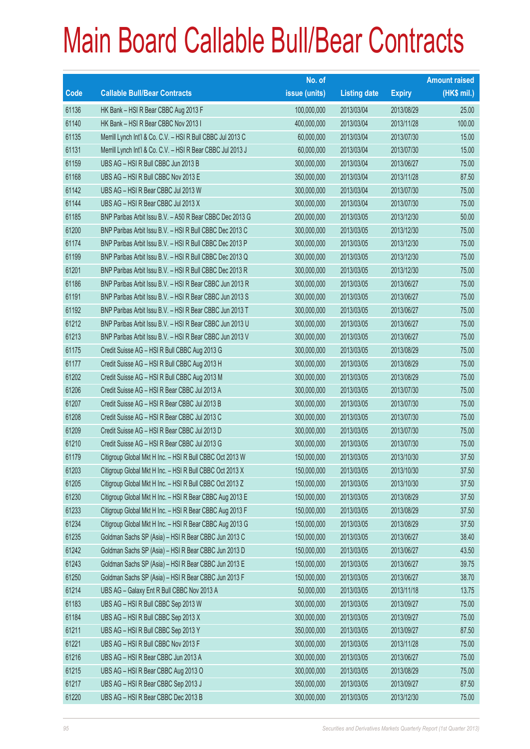# Main Board Callable Bull/Bear Contracts

| Code | Callable Bull/Bear Contracts | No. of issue (units) | Listing date | Expiry | Amount raised (HK$ mil.) |
|---|---|---|---|---|---|
| 61136 | HK Bank – HSI R Bear CBBC Aug 2013 F | 100,000,000 | 2013/03/04 | 2013/08/29 | 25.00 |
| 61140 | HK Bank – HSI R Bear CBBC Nov 2013 I | 400,000,000 | 2013/03/04 | 2013/11/28 | 100.00 |
| 61135 | Merrill Lynch Int'l & Co. C.V. – HSI R Bull CBBC Jul 2013 C | 60,000,000 | 2013/03/04 | 2013/07/30 | 15.00 |
| 61131 | Merrill Lynch Int'l & Co. C.V. – HSI R Bear CBBC Jul 2013 J | 60,000,000 | 2013/03/04 | 2013/07/30 | 15.00 |
| 61159 | UBS AG – HSI R Bull CBBC Jun 2013 B | 300,000,000 | 2013/03/04 | 2013/06/27 | 75.00 |
| 61168 | UBS AG – HSI R Bull CBBC Nov 2013 E | 350,000,000 | 2013/03/04 | 2013/11/28 | 87.50 |
| 61142 | UBS AG – HSI R Bear CBBC Jul 2013 W | 300,000,000 | 2013/03/04 | 2013/07/30 | 75.00 |
| 61144 | UBS AG – HSI R Bear CBBC Jul 2013 X | 300,000,000 | 2013/03/04 | 2013/07/30 | 75.00 |
| 61185 | BNP Paribas Arbit Issu B.V. – A50 R Bear CBBC Dec 2013 G | 200,000,000 | 2013/03/05 | 2013/12/30 | 50.00 |
| 61200 | BNP Paribas Arbit Issu B.V. – HSI R Bull CBBC Dec 2013 C | 300,000,000 | 2013/03/05 | 2013/12/30 | 75.00 |
| 61174 | BNP Paribas Arbit Issu B.V. – HSI R Bull CBBC Dec 2013 P | 300,000,000 | 2013/03/05 | 2013/12/30 | 75.00 |
| 61199 | BNP Paribas Arbit Issu B.V. – HSI R Bull CBBC Dec 2013 Q | 300,000,000 | 2013/03/05 | 2013/12/30 | 75.00 |
| 61201 | BNP Paribas Arbit Issu B.V. – HSI R Bull CBBC Dec 2013 R | 300,000,000 | 2013/03/05 | 2013/12/30 | 75.00 |
| 61186 | BNP Paribas Arbit Issu B.V. – HSI R Bear CBBC Jun 2013 R | 300,000,000 | 2013/03/05 | 2013/06/27 | 75.00 |
| 61191 | BNP Paribas Arbit Issu B.V. – HSI R Bear CBBC Jun 2013 S | 300,000,000 | 2013/03/05 | 2013/06/27 | 75.00 |
| 61192 | BNP Paribas Arbit Issu B.V. – HSI R Bear CBBC Jun 2013 T | 300,000,000 | 2013/03/05 | 2013/06/27 | 75.00 |
| 61212 | BNP Paribas Arbit Issu B.V. – HSI R Bear CBBC Jun 2013 U | 300,000,000 | 2013/03/05 | 2013/06/27 | 75.00 |
| 61213 | BNP Paribas Arbit Issu B.V. – HSI R Bear CBBC Jun 2013 V | 300,000,000 | 2013/03/05 | 2013/06/27 | 75.00 |
| 61175 | Credit Suisse AG – HSI R Bull CBBC Aug 2013 G | 300,000,000 | 2013/03/05 | 2013/08/29 | 75.00 |
| 61177 | Credit Suisse AG – HSI R Bull CBBC Aug 2013 H | 300,000,000 | 2013/03/05 | 2013/08/29 | 75.00 |
| 61202 | Credit Suisse AG – HSI R Bull CBBC Aug 2013 M | 300,000,000 | 2013/03/05 | 2013/08/29 | 75.00 |
| 61206 | Credit Suisse AG – HSI R Bear CBBC Jul 2013 A | 300,000,000 | 2013/03/05 | 2013/07/30 | 75.00 |
| 61207 | Credit Suisse AG – HSI R Bear CBBC Jul 2013 B | 300,000,000 | 2013/03/05 | 2013/07/30 | 75.00 |
| 61208 | Credit Suisse AG – HSI R Bear CBBC Jul 2013 C | 300,000,000 | 2013/03/05 | 2013/07/30 | 75.00 |
| 61209 | Credit Suisse AG – HSI R Bear CBBC Jul 2013 D | 300,000,000 | 2013/03/05 | 2013/07/30 | 75.00 |
| 61210 | Credit Suisse AG – HSI R Bear CBBC Jul 2013 G | 300,000,000 | 2013/03/05 | 2013/07/30 | 75.00 |
| 61179 | Citigroup Global Mkt H Inc. – HSI R Bull CBBC Oct 2013 W | 150,000,000 | 2013/03/05 | 2013/10/30 | 37.50 |
| 61203 | Citigroup Global Mkt H Inc. – HSI R Bull CBBC Oct 2013 X | 150,000,000 | 2013/03/05 | 2013/10/30 | 37.50 |
| 61205 | Citigroup Global Mkt H Inc. – HSI R Bull CBBC Oct 2013 Z | 150,000,000 | 2013/03/05 | 2013/10/30 | 37.50 |
| 61230 | Citigroup Global Mkt H Inc. – HSI R Bear CBBC Aug 2013 E | 150,000,000 | 2013/03/05 | 2013/08/29 | 37.50 |
| 61233 | Citigroup Global Mkt H Inc. – HSI R Bear CBBC Aug 2013 F | 150,000,000 | 2013/03/05 | 2013/08/29 | 37.50 |
| 61234 | Citigroup Global Mkt H Inc. – HSI R Bear CBBC Aug 2013 G | 150,000,000 | 2013/03/05 | 2013/08/29 | 37.50 |
| 61235 | Goldman Sachs SP (Asia) – HSI R Bear CBBC Jun 2013 C | 150,000,000 | 2013/03/05 | 2013/06/27 | 38.40 |
| 61242 | Goldman Sachs SP (Asia) – HSI R Bear CBBC Jun 2013 D | 150,000,000 | 2013/03/05 | 2013/06/27 | 43.50 |
| 61243 | Goldman Sachs SP (Asia) – HSI R Bear CBBC Jun 2013 E | 150,000,000 | 2013/03/05 | 2013/06/27 | 39.75 |
| 61250 | Goldman Sachs SP (Asia) – HSI R Bear CBBC Jun 2013 F | 150,000,000 | 2013/03/05 | 2013/06/27 | 38.70 |
| 61214 | UBS AG – Galaxy Ent R Bull CBBC Nov 2013 A | 50,000,000 | 2013/03/05 | 2013/11/18 | 13.75 |
| 61183 | UBS AG – HSI R Bull CBBC Sep 2013 W | 300,000,000 | 2013/03/05 | 2013/09/27 | 75.00 |
| 61184 | UBS AG – HSI R Bull CBBC Sep 2013 X | 300,000,000 | 2013/03/05 | 2013/09/27 | 75.00 |
| 61211 | UBS AG – HSI R Bull CBBC Sep 2013 Y | 350,000,000 | 2013/03/05 | 2013/09/27 | 87.50 |
| 61221 | UBS AG – HSI R Bull CBBC Nov 2013 F | 300,000,000 | 2013/03/05 | 2013/11/28 | 75.00 |
| 61216 | UBS AG – HSI R Bear CBBC Jun 2013 A | 300,000,000 | 2013/03/05 | 2013/06/27 | 75.00 |
| 61215 | UBS AG – HSI R Bear CBBC Aug 2013 O | 300,000,000 | 2013/03/05 | 2013/08/29 | 75.00 |
| 61217 | UBS AG – HSI R Bear CBBC Sep 2013 J | 350,000,000 | 2013/03/05 | 2013/09/27 | 87.50 |
| 61220 | UBS AG – HSI R Bear CBBC Dec 2013 B | 300,000,000 | 2013/03/05 | 2013/12/30 | 75.00 |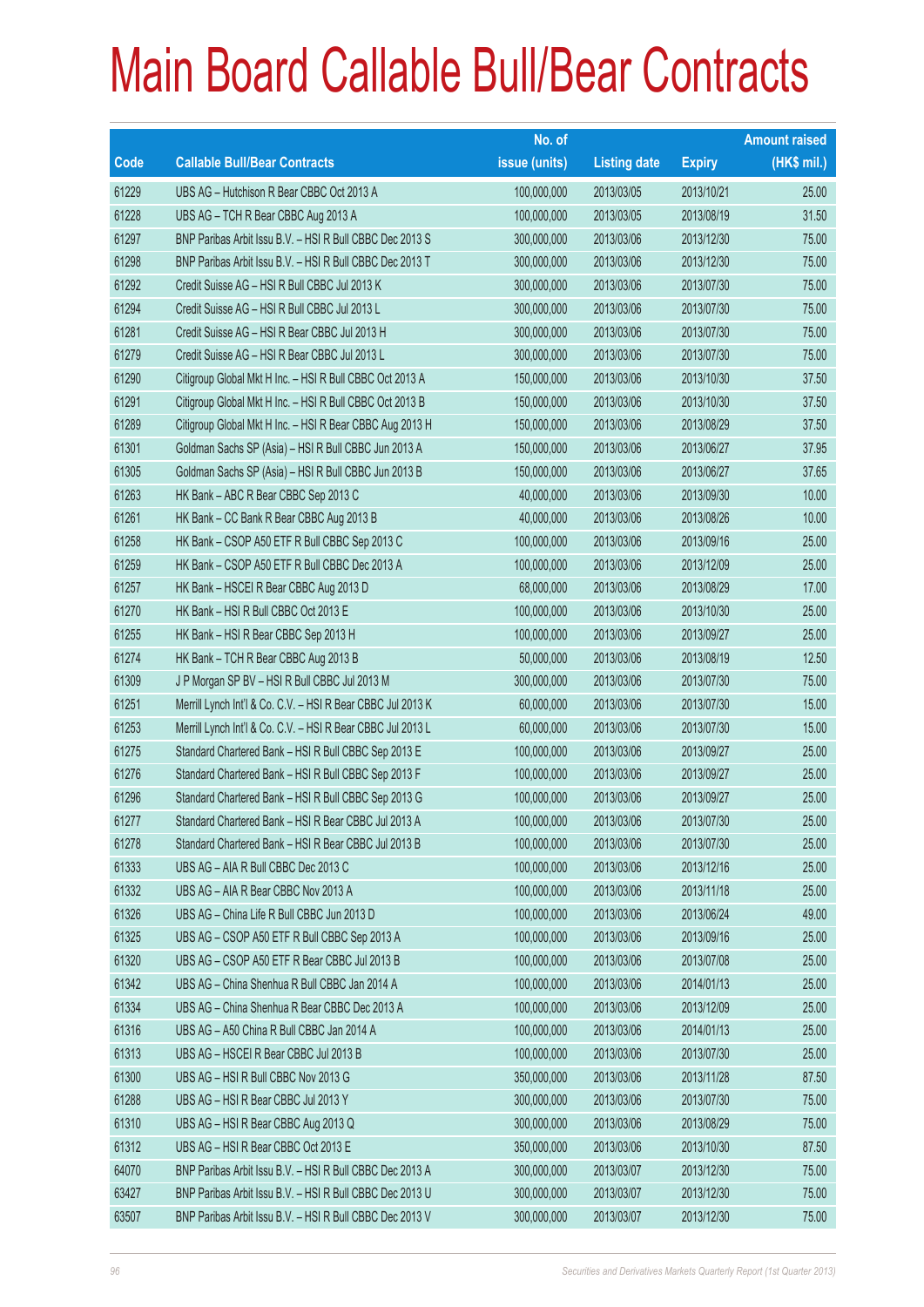# Main Board Callable Bull/Bear Contracts

| Code | Callable Bull/Bear Contracts | No. of issue (units) | Listing date | Expiry | Amount raised (HK$ mil.) |
|---|---|---|---|---|---|
| 61229 | UBS AG – Hutchison R Bear CBBC Oct 2013 A | 100,000,000 | 2013/03/05 | 2013/10/21 | 25.00 |
| 61228 | UBS AG – TCH R Bear CBBC Aug 2013 A | 100,000,000 | 2013/03/05 | 2013/08/19 | 31.50 |
| 61297 | BNP Paribas Arbit Issu B.V. – HSI R Bull CBBC Dec 2013 S | 300,000,000 | 2013/03/06 | 2013/12/30 | 75.00 |
| 61298 | BNP Paribas Arbit Issu B.V. – HSI R Bull CBBC Dec 2013 T | 300,000,000 | 2013/03/06 | 2013/12/30 | 75.00 |
| 61292 | Credit Suisse AG – HSI R Bull CBBC Jul 2013 K | 300,000,000 | 2013/03/06 | 2013/07/30 | 75.00 |
| 61294 | Credit Suisse AG – HSI R Bull CBBC Jul 2013 L | 300,000,000 | 2013/03/06 | 2013/07/30 | 75.00 |
| 61281 | Credit Suisse AG – HSI R Bear CBBC Jul 2013 H | 300,000,000 | 2013/03/06 | 2013/07/30 | 75.00 |
| 61279 | Credit Suisse AG – HSI R Bear CBBC Jul 2013 L | 300,000,000 | 2013/03/06 | 2013/07/30 | 75.00 |
| 61290 | Citigroup Global Mkt H Inc. – HSI R Bull CBBC Oct 2013 A | 150,000,000 | 2013/03/06 | 2013/10/30 | 37.50 |
| 61291 | Citigroup Global Mkt H Inc. – HSI R Bull CBBC Oct 2013 B | 150,000,000 | 2013/03/06 | 2013/10/30 | 37.50 |
| 61289 | Citigroup Global Mkt H Inc. – HSI R Bear CBBC Aug 2013 H | 150,000,000 | 2013/03/06 | 2013/08/29 | 37.50 |
| 61301 | Goldman Sachs SP (Asia) – HSI R Bull CBBC Jun 2013 A | 150,000,000 | 2013/03/06 | 2013/06/27 | 37.95 |
| 61305 | Goldman Sachs SP (Asia) – HSI R Bull CBBC Jun 2013 B | 150,000,000 | 2013/03/06 | 2013/06/27 | 37.65 |
| 61263 | HK Bank – ABC R Bear CBBC Sep 2013 C | 40,000,000 | 2013/03/06 | 2013/09/30 | 10.00 |
| 61261 | HK Bank – CC Bank R Bear CBBC Aug 2013 B | 40,000,000 | 2013/03/06 | 2013/08/26 | 10.00 |
| 61258 | HK Bank – CSOP A50 ETF R Bull CBBC Sep 2013 C | 100,000,000 | 2013/03/06 | 2013/09/16 | 25.00 |
| 61259 | HK Bank – CSOP A50 ETF R Bull CBBC Dec 2013 A | 100,000,000 | 2013/03/06 | 2013/12/09 | 25.00 |
| 61257 | HK Bank – HSCEI R Bear CBBC Aug 2013 D | 68,000,000 | 2013/03/06 | 2013/08/29 | 17.00 |
| 61270 | HK Bank – HSI R Bull CBBC Oct 2013 E | 100,000,000 | 2013/03/06 | 2013/10/30 | 25.00 |
| 61255 | HK Bank – HSI R Bear CBBC Sep 2013 H | 100,000,000 | 2013/03/06 | 2013/09/27 | 25.00 |
| 61274 | HK Bank – TCH R Bear CBBC Aug 2013 B | 50,000,000 | 2013/03/06 | 2013/08/19 | 12.50 |
| 61309 | J P Morgan SP BV – HSI R Bull CBBC Jul 2013 M | 300,000,000 | 2013/03/06 | 2013/07/30 | 75.00 |
| 61251 | Merrill Lynch Int'l & Co. C.V. – HSI R Bear CBBC Jul 2013 K | 60,000,000 | 2013/03/06 | 2013/07/30 | 15.00 |
| 61253 | Merrill Lynch Int'l & Co. C.V. – HSI R Bear CBBC Jul 2013 L | 60,000,000 | 2013/03/06 | 2013/07/30 | 15.00 |
| 61275 | Standard Chartered Bank – HSI R Bull CBBC Sep 2013 E | 100,000,000 | 2013/03/06 | 2013/09/27 | 25.00 |
| 61276 | Standard Chartered Bank – HSI R Bull CBBC Sep 2013 F | 100,000,000 | 2013/03/06 | 2013/09/27 | 25.00 |
| 61296 | Standard Chartered Bank – HSI R Bull CBBC Sep 2013 G | 100,000,000 | 2013/03/06 | 2013/09/27 | 25.00 |
| 61277 | Standard Chartered Bank – HSI R Bear CBBC Jul 2013 A | 100,000,000 | 2013/03/06 | 2013/07/30 | 25.00 |
| 61278 | Standard Chartered Bank – HSI R Bear CBBC Jul 2013 B | 100,000,000 | 2013/03/06 | 2013/07/30 | 25.00 |
| 61333 | UBS AG – AIA R Bull CBBC Dec 2013 C | 100,000,000 | 2013/03/06 | 2013/12/16 | 25.00 |
| 61332 | UBS AG – AIA R Bear CBBC Nov 2013 A | 100,000,000 | 2013/03/06 | 2013/11/18 | 25.00 |
| 61326 | UBS AG – China Life R Bull CBBC Jun 2013 D | 100,000,000 | 2013/03/06 | 2013/06/24 | 49.00 |
| 61325 | UBS AG – CSOP A50 ETF R Bull CBBC Sep 2013 A | 100,000,000 | 2013/03/06 | 2013/09/16 | 25.00 |
| 61320 | UBS AG – CSOP A50 ETF R Bear CBBC Jul 2013 B | 100,000,000 | 2013/03/06 | 2013/07/08 | 25.00 |
| 61342 | UBS AG – China Shenhua R Bull CBBC Jan 2014 A | 100,000,000 | 2013/03/06 | 2014/01/13 | 25.00 |
| 61334 | UBS AG – China Shenhua R Bear CBBC Dec 2013 A | 100,000,000 | 2013/03/06 | 2013/12/09 | 25.00 |
| 61316 | UBS AG – A50 China R Bull CBBC Jan 2014 A | 100,000,000 | 2013/03/06 | 2014/01/13 | 25.00 |
| 61313 | UBS AG – HSCEI R Bear CBBC Jul 2013 B | 100,000,000 | 2013/03/06 | 2013/07/30 | 25.00 |
| 61300 | UBS AG – HSI R Bull CBBC Nov 2013 G | 350,000,000 | 2013/03/06 | 2013/11/28 | 87.50 |
| 61288 | UBS AG – HSI R Bear CBBC Jul 2013 Y | 300,000,000 | 2013/03/06 | 2013/07/30 | 75.00 |
| 61310 | UBS AG – HSI R Bear CBBC Aug 2013 Q | 300,000,000 | 2013/03/06 | 2013/08/29 | 75.00 |
| 61312 | UBS AG – HSI R Bear CBBC Oct 2013 E | 350,000,000 | 2013/03/06 | 2013/10/30 | 87.50 |
| 64070 | BNP Paribas Arbit Issu B.V. – HSI R Bull CBBC Dec 2013 A | 300,000,000 | 2013/03/07 | 2013/12/30 | 75.00 |
| 63427 | BNP Paribas Arbit Issu B.V. – HSI R Bull CBBC Dec 2013 U | 300,000,000 | 2013/03/07 | 2013/12/30 | 75.00 |
| 63507 | BNP Paribas Arbit Issu B.V. – HSI R Bull CBBC Dec 2013 V | 300,000,000 | 2013/03/07 | 2013/12/30 | 75.00 |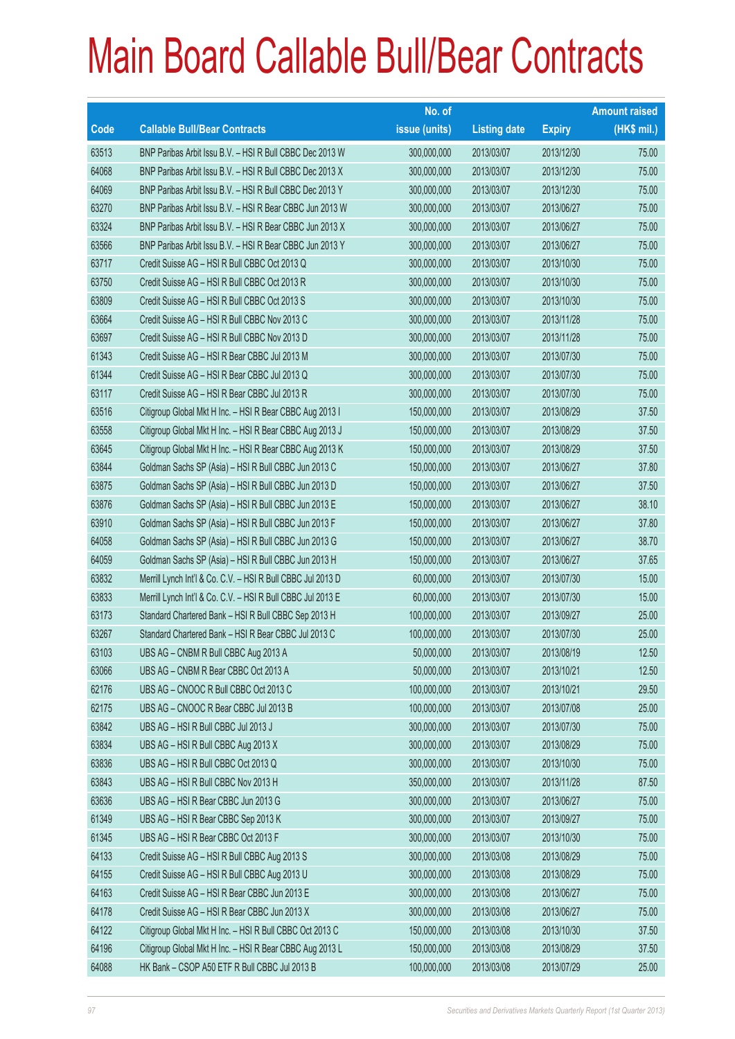# Main Board Callable Bull/Bear Contracts

| Code | Callable Bull/Bear Contracts | No. of issue (units) | Listing date | Expiry | Amount raised (HK$ mil.) |
|---|---|---|---|---|---|
| 63513 | BNP Paribas Arbit Issu B.V. – HSI R Bull CBBC Dec 2013 W | 300,000,000 | 2013/03/07 | 2013/12/30 | 75.00 |
| 64068 | BNP Paribas Arbit Issu B.V. – HSI R Bull CBBC Dec 2013 X | 300,000,000 | 2013/03/07 | 2013/12/30 | 75.00 |
| 64069 | BNP Paribas Arbit Issu B.V. – HSI R Bull CBBC Dec 2013 Y | 300,000,000 | 2013/03/07 | 2013/12/30 | 75.00 |
| 63270 | BNP Paribas Arbit Issu B.V. – HSI R Bear CBBC Jun 2013 W | 300,000,000 | 2013/03/07 | 2013/06/27 | 75.00 |
| 63324 | BNP Paribas Arbit Issu B.V. – HSI R Bear CBBC Jun 2013 X | 300,000,000 | 2013/03/07 | 2013/06/27 | 75.00 |
| 63566 | BNP Paribas Arbit Issu B.V. – HSI R Bear CBBC Jun 2013 Y | 300,000,000 | 2013/03/07 | 2013/06/27 | 75.00 |
| 63717 | Credit Suisse AG – HSI R Bull CBBC Oct 2013 Q | 300,000,000 | 2013/03/07 | 2013/10/30 | 75.00 |
| 63750 | Credit Suisse AG – HSI R Bull CBBC Oct 2013 R | 300,000,000 | 2013/03/07 | 2013/10/30 | 75.00 |
| 63809 | Credit Suisse AG – HSI R Bull CBBC Oct 2013 S | 300,000,000 | 2013/03/07 | 2013/10/30 | 75.00 |
| 63664 | Credit Suisse AG – HSI R Bull CBBC Nov 2013 C | 300,000,000 | 2013/03/07 | 2013/11/28 | 75.00 |
| 63697 | Credit Suisse AG – HSI R Bull CBBC Nov 2013 D | 300,000,000 | 2013/03/07 | 2013/11/28 | 75.00 |
| 61343 | Credit Suisse AG – HSI R Bear CBBC Jul 2013 M | 300,000,000 | 2013/03/07 | 2013/07/30 | 75.00 |
| 61344 | Credit Suisse AG – HSI R Bear CBBC Jul 2013 Q | 300,000,000 | 2013/03/07 | 2013/07/30 | 75.00 |
| 63117 | Credit Suisse AG – HSI R Bear CBBC Jul 2013 R | 300,000,000 | 2013/03/07 | 2013/07/30 | 75.00 |
| 63516 | Citigroup Global Mkt H Inc. – HSI R Bear CBBC Aug 2013 I | 150,000,000 | 2013/03/07 | 2013/08/29 | 37.50 |
| 63558 | Citigroup Global Mkt H Inc. – HSI R Bear CBBC Aug 2013 J | 150,000,000 | 2013/03/07 | 2013/08/29 | 37.50 |
| 63645 | Citigroup Global Mkt H Inc. – HSI R Bear CBBC Aug 2013 K | 150,000,000 | 2013/03/07 | 2013/08/29 | 37.50 |
| 63844 | Goldman Sachs SP (Asia) – HSI R Bull CBBC Jun 2013 C | 150,000,000 | 2013/03/07 | 2013/06/27 | 37.80 |
| 63875 | Goldman Sachs SP (Asia) – HSI R Bull CBBC Jun 2013 D | 150,000,000 | 2013/03/07 | 2013/06/27 | 37.50 |
| 63876 | Goldman Sachs SP (Asia) – HSI R Bull CBBC Jun 2013 E | 150,000,000 | 2013/03/07 | 2013/06/27 | 38.10 |
| 63910 | Goldman Sachs SP (Asia) – HSI R Bull CBBC Jun 2013 F | 150,000,000 | 2013/03/07 | 2013/06/27 | 37.80 |
| 64058 | Goldman Sachs SP (Asia) – HSI R Bull CBBC Jun 2013 G | 150,000,000 | 2013/03/07 | 2013/06/27 | 38.70 |
| 64059 | Goldman Sachs SP (Asia) – HSI R Bull CBBC Jun 2013 H | 150,000,000 | 2013/03/07 | 2013/06/27 | 37.65 |
| 63832 | Merrill Lynch Int'l & Co. C.V. – HSI R Bull CBBC Jul 2013 D | 60,000,000 | 2013/03/07 | 2013/07/30 | 15.00 |
| 63833 | Merrill Lynch Int'l & Co. C.V. – HSI R Bull CBBC Jul 2013 E | 60,000,000 | 2013/03/07 | 2013/07/30 | 15.00 |
| 63173 | Standard Chartered Bank – HSI R Bull CBBC Sep 2013 H | 100,000,000 | 2013/03/07 | 2013/09/27 | 25.00 |
| 63267 | Standard Chartered Bank – HSI R Bear CBBC Jul 2013 C | 100,000,000 | 2013/03/07 | 2013/07/30 | 25.00 |
| 63103 | UBS AG – CNBM R Bull CBBC Aug 2013 A | 50,000,000 | 2013/03/07 | 2013/08/19 | 12.50 |
| 63066 | UBS AG – CNBM R Bear CBBC Oct 2013 A | 50,000,000 | 2013/03/07 | 2013/10/21 | 12.50 |
| 62176 | UBS AG – CNOOC R Bull CBBC Oct 2013 C | 100,000,000 | 2013/03/07 | 2013/10/21 | 29.50 |
| 62175 | UBS AG – CNOOC R Bear CBBC Jul 2013 B | 100,000,000 | 2013/03/07 | 2013/07/08 | 25.00 |
| 63842 | UBS AG – HSI R Bull CBBC Jul 2013 J | 300,000,000 | 2013/03/07 | 2013/07/30 | 75.00 |
| 63834 | UBS AG – HSI R Bull CBBC Aug 2013 X | 300,000,000 | 2013/03/07 | 2013/08/29 | 75.00 |
| 63836 | UBS AG – HSI R Bull CBBC Oct 2013 Q | 300,000,000 | 2013/03/07 | 2013/10/30 | 75.00 |
| 63843 | UBS AG – HSI R Bull CBBC Nov 2013 H | 350,000,000 | 2013/03/07 | 2013/11/28 | 87.50 |
| 63636 | UBS AG – HSI R Bear CBBC Jun 2013 G | 300,000,000 | 2013/03/07 | 2013/06/27 | 75.00 |
| 61349 | UBS AG – HSI R Bear CBBC Sep 2013 K | 300,000,000 | 2013/03/07 | 2013/09/27 | 75.00 |
| 61345 | UBS AG – HSI R Bear CBBC Oct 2013 F | 300,000,000 | 2013/03/07 | 2013/10/30 | 75.00 |
| 64133 | Credit Suisse AG – HSI R Bull CBBC Aug 2013 S | 300,000,000 | 2013/03/08 | 2013/08/29 | 75.00 |
| 64155 | Credit Suisse AG – HSI R Bull CBBC Aug 2013 U | 300,000,000 | 2013/03/08 | 2013/08/29 | 75.00 |
| 64163 | Credit Suisse AG – HSI R Bear CBBC Jun 2013 E | 300,000,000 | 2013/03/08 | 2013/06/27 | 75.00 |
| 64178 | Credit Suisse AG – HSI R Bear CBBC Jun 2013 X | 300,000,000 | 2013/03/08 | 2013/06/27 | 75.00 |
| 64122 | Citigroup Global Mkt H Inc. – HSI R Bull CBBC Oct 2013 C | 150,000,000 | 2013/03/08 | 2013/10/30 | 37.50 |
| 64196 | Citigroup Global Mkt H Inc. – HSI R Bear CBBC Aug 2013 L | 150,000,000 | 2013/03/08 | 2013/08/29 | 37.50 |
| 64088 | HK Bank – CSOP A50 ETF R Bull CBBC Jul 2013 B | 100,000,000 | 2013/03/08 | 2013/07/29 | 25.00 |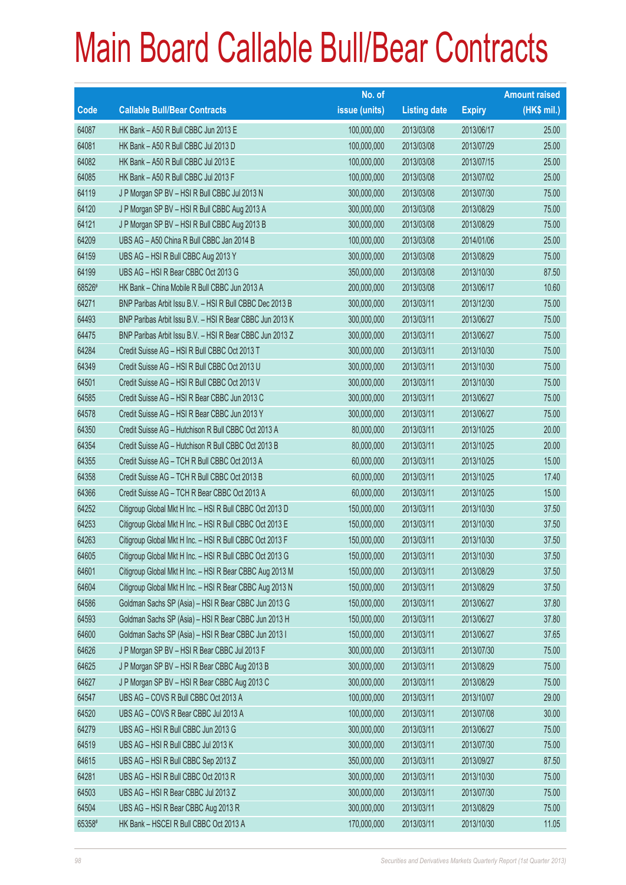# Main Board Callable Bull/Bear Contracts

| Code | Callable Bull/Bear Contracts | No. of issue (units) | Listing date | Expiry | Amount raised (HK$ mil.) |
|---|---|---|---|---|---|
| 64087 | HK Bank – A50 R Bull CBBC Jun 2013 E | 100,000,000 | 2013/03/08 | 2013/06/17 | 25.00 |
| 64081 | HK Bank – A50 R Bull CBBC Jul 2013 D | 100,000,000 | 2013/03/08 | 2013/07/29 | 25.00 |
| 64082 | HK Bank – A50 R Bull CBBC Jul 2013 E | 100,000,000 | 2013/03/08 | 2013/07/15 | 25.00 |
| 64085 | HK Bank – A50 R Bull CBBC Jul 2013 F | 100,000,000 | 2013/03/08 | 2013/07/02 | 25.00 |
| 64119 | J P Morgan SP BV – HSI R Bull CBBC Jul 2013 N | 300,000,000 | 2013/03/08 | 2013/07/30 | 75.00 |
| 64120 | J P Morgan SP BV – HSI R Bull CBBC Aug 2013 A | 300,000,000 | 2013/03/08 | 2013/08/29 | 75.00 |
| 64121 | J P Morgan SP BV – HSI R Bull CBBC Aug 2013 B | 300,000,000 | 2013/03/08 | 2013/08/29 | 75.00 |
| 64209 | UBS AG – A50 China R Bull CBBC Jan 2014 B | 100,000,000 | 2013/03/08 | 2014/01/06 | 25.00 |
| 64159 | UBS AG – HSI R Bull CBBC Aug 2013 Y | 300,000,000 | 2013/03/08 | 2013/08/29 | 75.00 |
| 64199 | UBS AG – HSI R Bear CBBC Oct 2013 G | 350,000,000 | 2013/03/08 | 2013/10/30 | 87.50 |
| 68526# | HK Bank – China Mobile R Bull CBBC Jun 2013 A | 200,000,000 | 2013/03/08 | 2013/06/17 | 10.60 |
| 64271 | BNP Paribas Arbit Issu B.V. – HSI R Bull CBBC Dec 2013 B | 300,000,000 | 2013/03/11 | 2013/12/30 | 75.00 |
| 64493 | BNP Paribas Arbit Issu B.V. – HSI R Bear CBBC Jun 2013 K | 300,000,000 | 2013/03/11 | 2013/06/27 | 75.00 |
| 64475 | BNP Paribas Arbit Issu B.V. – HSI R Bear CBBC Jun 2013 Z | 300,000,000 | 2013/03/11 | 2013/06/27 | 75.00 |
| 64284 | Credit Suisse AG – HSI R Bull CBBC Oct 2013 T | 300,000,000 | 2013/03/11 | 2013/10/30 | 75.00 |
| 64349 | Credit Suisse AG – HSI R Bull CBBC Oct 2013 U | 300,000,000 | 2013/03/11 | 2013/10/30 | 75.00 |
| 64501 | Credit Suisse AG – HSI R Bull CBBC Oct 2013 V | 300,000,000 | 2013/03/11 | 2013/10/30 | 75.00 |
| 64585 | Credit Suisse AG – HSI R Bear CBBC Jun 2013 C | 300,000,000 | 2013/03/11 | 2013/06/27 | 75.00 |
| 64578 | Credit Suisse AG – HSI R Bear CBBC Jun 2013 Y | 300,000,000 | 2013/03/11 | 2013/06/27 | 75.00 |
| 64350 | Credit Suisse AG – Hutchison R Bull CBBC Oct 2013 A | 80,000,000 | 2013/03/11 | 2013/10/25 | 20.00 |
| 64354 | Credit Suisse AG – Hutchison R Bull CBBC Oct 2013 B | 80,000,000 | 2013/03/11 | 2013/10/25 | 20.00 |
| 64355 | Credit Suisse AG – TCH R Bull CBBC Oct 2013 A | 60,000,000 | 2013/03/11 | 2013/10/25 | 15.00 |
| 64358 | Credit Suisse AG – TCH R Bull CBBC Oct 2013 B | 60,000,000 | 2013/03/11 | 2013/10/25 | 17.40 |
| 64366 | Credit Suisse AG – TCH R Bear CBBC Oct 2013 A | 60,000,000 | 2013/03/11 | 2013/10/25 | 15.00 |
| 64252 | Citigroup Global Mkt H Inc. – HSI R Bull CBBC Oct 2013 D | 150,000,000 | 2013/03/11 | 2013/10/30 | 37.50 |
| 64253 | Citigroup Global Mkt H Inc. – HSI R Bull CBBC Oct 2013 E | 150,000,000 | 2013/03/11 | 2013/10/30 | 37.50 |
| 64263 | Citigroup Global Mkt H Inc. – HSI R Bull CBBC Oct 2013 F | 150,000,000 | 2013/03/11 | 2013/10/30 | 37.50 |
| 64605 | Citigroup Global Mkt H Inc. – HSI R Bull CBBC Oct 2013 G | 150,000,000 | 2013/03/11 | 2013/10/30 | 37.50 |
| 64601 | Citigroup Global Mkt H Inc. – HSI R Bear CBBC Aug 2013 M | 150,000,000 | 2013/03/11 | 2013/08/29 | 37.50 |
| 64604 | Citigroup Global Mkt H Inc. – HSI R Bear CBBC Aug 2013 N | 150,000,000 | 2013/03/11 | 2013/08/29 | 37.50 |
| 64586 | Goldman Sachs SP (Asia) – HSI R Bear CBBC Jun 2013 G | 150,000,000 | 2013/03/11 | 2013/06/27 | 37.80 |
| 64593 | Goldman Sachs SP (Asia) – HSI R Bear CBBC Jun 2013 H | 150,000,000 | 2013/03/11 | 2013/06/27 | 37.80 |
| 64600 | Goldman Sachs SP (Asia) – HSI R Bear CBBC Jun 2013 I | 150,000,000 | 2013/03/11 | 2013/06/27 | 37.65 |
| 64626 | J P Morgan SP BV – HSI R Bear CBBC Jul 2013 F | 300,000,000 | 2013/03/11 | 2013/07/30 | 75.00 |
| 64625 | J P Morgan SP BV – HSI R Bear CBBC Aug 2013 B | 300,000,000 | 2013/03/11 | 2013/08/29 | 75.00 |
| 64627 | J P Morgan SP BV – HSI R Bear CBBC Aug 2013 C | 300,000,000 | 2013/03/11 | 2013/08/29 | 75.00 |
| 64547 | UBS AG – COVS R Bull CBBC Oct 2013 A | 100,000,000 | 2013/03/11 | 2013/10/07 | 29.00 |
| 64520 | UBS AG – COVS R Bear CBBC Jul 2013 A | 100,000,000 | 2013/03/11 | 2013/07/08 | 30.00 |
| 64279 | UBS AG – HSI R Bull CBBC Jun 2013 G | 300,000,000 | 2013/03/11 | 2013/06/27 | 75.00 |
| 64519 | UBS AG – HSI R Bull CBBC Jul 2013 K | 300,000,000 | 2013/03/11 | 2013/07/30 | 75.00 |
| 64615 | UBS AG – HSI R Bull CBBC Sep 2013 Z | 350,000,000 | 2013/03/11 | 2013/09/27 | 87.50 |
| 64281 | UBS AG – HSI R Bull CBBC Oct 2013 R | 300,000,000 | 2013/03/11 | 2013/10/30 | 75.00 |
| 64503 | UBS AG – HSI R Bear CBBC Jul 2013 Z | 300,000,000 | 2013/03/11 | 2013/07/30 | 75.00 |
| 64504 | UBS AG – HSI R Bear CBBC Aug 2013 R | 300,000,000 | 2013/03/11 | 2013/08/29 | 75.00 |
| 65358# | HK Bank – HSCEI R Bull CBBC Oct 2013 A | 170,000,000 | 2013/03/11 | 2013/10/30 | 11.05 |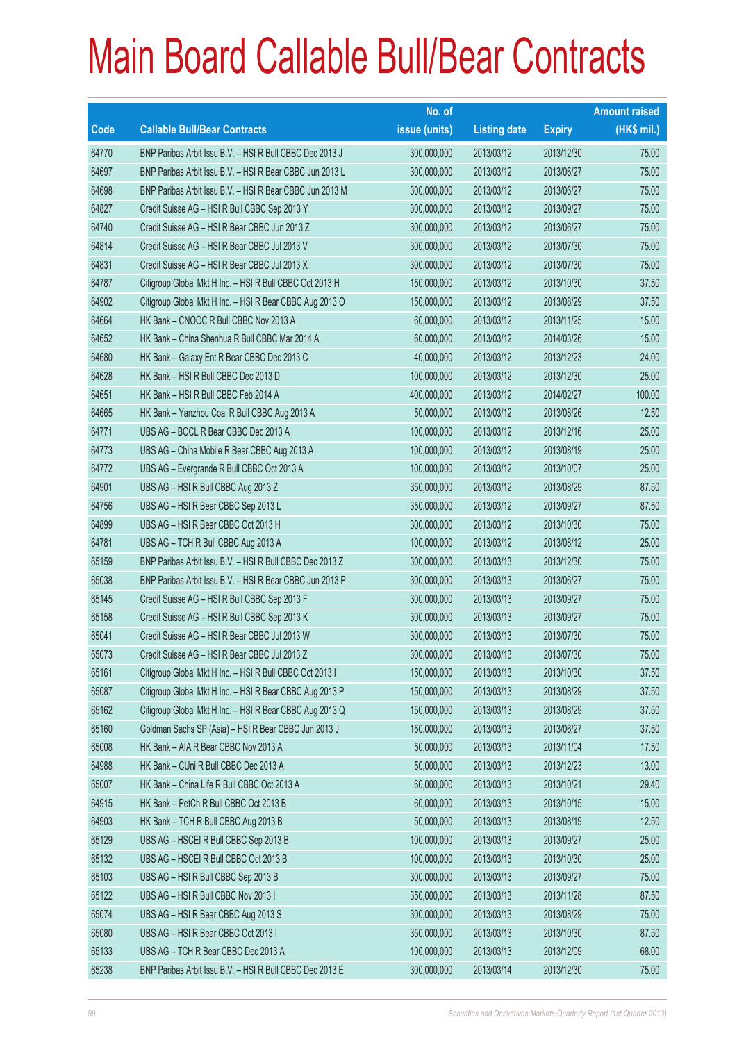# Main Board Callable Bull/Bear Contracts

| Code | Callable Bull/Bear Contracts | No. of issue (units) | Listing date | Expiry | Amount raised (HK$ mil.) |
|---|---|---|---|---|---|
| 64770 | BNP Paribas Arbit Issu B.V. – HSI R Bull CBBC Dec 2013 J | 300,000,000 | 2013/03/12 | 2013/12/30 | 75.00 |
| 64697 | BNP Paribas Arbit Issu B.V. – HSI R Bear CBBC Jun 2013 L | 300,000,000 | 2013/03/12 | 2013/06/27 | 75.00 |
| 64698 | BNP Paribas Arbit Issu B.V. – HSI R Bear CBBC Jun 2013 M | 300,000,000 | 2013/03/12 | 2013/06/27 | 75.00 |
| 64827 | Credit Suisse AG – HSI R Bull CBBC Sep 2013 Y | 300,000,000 | 2013/03/12 | 2013/09/27 | 75.00 |
| 64740 | Credit Suisse AG – HSI R Bear CBBC Jun 2013 Z | 300,000,000 | 2013/03/12 | 2013/06/27 | 75.00 |
| 64814 | Credit Suisse AG – HSI R Bear CBBC Jul 2013 V | 300,000,000 | 2013/03/12 | 2013/07/30 | 75.00 |
| 64831 | Credit Suisse AG – HSI R Bear CBBC Jul 2013 X | 300,000,000 | 2013/03/12 | 2013/07/30 | 75.00 |
| 64787 | Citigroup Global Mkt H Inc. – HSI R Bull CBBC Oct 2013 H | 150,000,000 | 2013/03/12 | 2013/10/30 | 37.50 |
| 64902 | Citigroup Global Mkt H Inc. – HSI R Bear CBBC Aug 2013 O | 150,000,000 | 2013/03/12 | 2013/08/29 | 37.50 |
| 64664 | HK Bank – CNOOC R Bull CBBC Nov 2013 A | 60,000,000 | 2013/03/12 | 2013/11/25 | 15.00 |
| 64652 | HK Bank – China Shenhua R Bull CBBC Mar 2014 A | 60,000,000 | 2013/03/12 | 2014/03/26 | 15.00 |
| 64680 | HK Bank – Galaxy Ent R Bear CBBC Dec 2013 C | 40,000,000 | 2013/03/12 | 2013/12/23 | 24.00 |
| 64628 | HK Bank – HSI R Bull CBBC Dec 2013 D | 100,000,000 | 2013/03/12 | 2013/12/30 | 25.00 |
| 64651 | HK Bank – HSI R Bull CBBC Feb 2014 A | 400,000,000 | 2013/03/12 | 2014/02/27 | 100.00 |
| 64665 | HK Bank – Yanzhou Coal R Bull CBBC Aug 2013 A | 50,000,000 | 2013/03/12 | 2013/08/26 | 12.50 |
| 64771 | UBS AG – BOCL R Bear CBBC Dec 2013 A | 100,000,000 | 2013/03/12 | 2013/12/16 | 25.00 |
| 64773 | UBS AG – China Mobile R Bear CBBC Aug 2013 A | 100,000,000 | 2013/03/12 | 2013/08/19 | 25.00 |
| 64772 | UBS AG – Evergrande R Bull CBBC Oct 2013 A | 100,000,000 | 2013/03/12 | 2013/10/07 | 25.00 |
| 64901 | UBS AG – HSI R Bull CBBC Aug 2013 Z | 350,000,000 | 2013/03/12 | 2013/08/29 | 87.50 |
| 64756 | UBS AG – HSI R Bear CBBC Sep 2013 L | 350,000,000 | 2013/03/12 | 2013/09/27 | 87.50 |
| 64899 | UBS AG – HSI R Bear CBBC Oct 2013 H | 300,000,000 | 2013/03/12 | 2013/10/30 | 75.00 |
| 64781 | UBS AG – TCH R Bull CBBC Aug 2013 A | 100,000,000 | 2013/03/12 | 2013/08/12 | 25.00 |
| 65159 | BNP Paribas Arbit Issu B.V. – HSI R Bull CBBC Dec 2013 Z | 300,000,000 | 2013/03/13 | 2013/12/30 | 75.00 |
| 65038 | BNP Paribas Arbit Issu B.V. – HSI R Bear CBBC Jun 2013 P | 300,000,000 | 2013/03/13 | 2013/06/27 | 75.00 |
| 65145 | Credit Suisse AG – HSI R Bull CBBC Sep 2013 F | 300,000,000 | 2013/03/13 | 2013/09/27 | 75.00 |
| 65158 | Credit Suisse AG – HSI R Bull CBBC Sep 2013 K | 300,000,000 | 2013/03/13 | 2013/09/27 | 75.00 |
| 65041 | Credit Suisse AG – HSI R Bear CBBC Jul 2013 W | 300,000,000 | 2013/03/13 | 2013/07/30 | 75.00 |
| 65073 | Credit Suisse AG – HSI R Bear CBBC Jul 2013 Z | 300,000,000 | 2013/03/13 | 2013/07/30 | 75.00 |
| 65161 | Citigroup Global Mkt H Inc. – HSI R Bull CBBC Oct 2013 I | 150,000,000 | 2013/03/13 | 2013/10/30 | 37.50 |
| 65087 | Citigroup Global Mkt H Inc. – HSI R Bear CBBC Aug 2013 P | 150,000,000 | 2013/03/13 | 2013/08/29 | 37.50 |
| 65162 | Citigroup Global Mkt H Inc. – HSI R Bear CBBC Aug 2013 Q | 150,000,000 | 2013/03/13 | 2013/08/29 | 37.50 |
| 65160 | Goldman Sachs SP (Asia) – HSI R Bear CBBC Jun 2013 J | 150,000,000 | 2013/03/13 | 2013/06/27 | 37.50 |
| 65008 | HK Bank – AIA R Bear CBBC Nov 2013 A | 50,000,000 | 2013/03/13 | 2013/11/04 | 17.50 |
| 64988 | HK Bank – CUni R Bull CBBC Dec 2013 A | 50,000,000 | 2013/03/13 | 2013/12/23 | 13.00 |
| 65007 | HK Bank – China Life R Bull CBBC Oct 2013 A | 60,000,000 | 2013/03/13 | 2013/10/21 | 29.40 |
| 64915 | HK Bank – PetCh R Bull CBBC Oct 2013 B | 60,000,000 | 2013/03/13 | 2013/10/15 | 15.00 |
| 64903 | HK Bank – TCH R Bull CBBC Aug 2013 B | 50,000,000 | 2013/03/13 | 2013/08/19 | 12.50 |
| 65129 | UBS AG – HSCEI R Bull CBBC Sep 2013 B | 100,000,000 | 2013/03/13 | 2013/09/27 | 25.00 |
| 65132 | UBS AG – HSCEI R Bull CBBC Oct 2013 B | 100,000,000 | 2013/03/13 | 2013/10/30 | 25.00 |
| 65103 | UBS AG – HSI R Bull CBBC Sep 2013 B | 300,000,000 | 2013/03/13 | 2013/09/27 | 75.00 |
| 65122 | UBS AG – HSI R Bull CBBC Nov 2013 I | 350,000,000 | 2013/03/13 | 2013/11/28 | 87.50 |
| 65074 | UBS AG – HSI R Bear CBBC Aug 2013 S | 300,000,000 | 2013/03/13 | 2013/08/29 | 75.00 |
| 65080 | UBS AG – HSI R Bear CBBC Oct 2013 I | 350,000,000 | 2013/03/13 | 2013/10/30 | 87.50 |
| 65133 | UBS AG – TCH R Bear CBBC Dec 2013 A | 100,000,000 | 2013/03/13 | 2013/12/09 | 68.00 |
| 65238 | BNP Paribas Arbit Issu B.V. – HSI R Bull CBBC Dec 2013 E | 300,000,000 | 2013/03/14 | 2013/12/30 | 75.00 |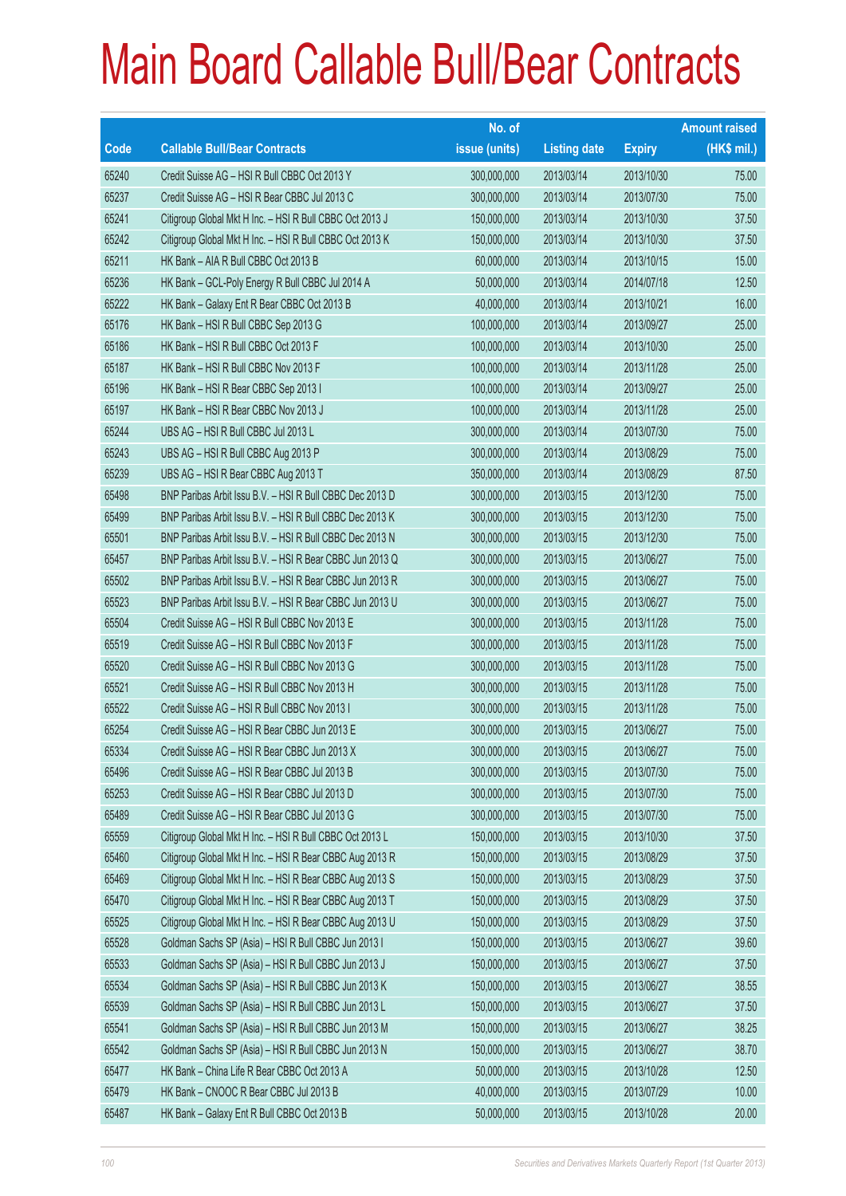# Main Board Callable Bull/Bear Contracts

| Code | Callable Bull/Bear Contracts | No. of issue (units) | Listing date | Expiry | Amount raised (HK$ mil.) |
|---|---|---|---|---|---|
| 65240 | Credit Suisse AG – HSI R Bull CBBC Oct 2013 Y | 300,000,000 | 2013/03/14 | 2013/10/30 | 75.00 |
| 65237 | Credit Suisse AG – HSI R Bear CBBC Jul 2013 C | 300,000,000 | 2013/03/14 | 2013/07/30 | 75.00 |
| 65241 | Citigroup Global Mkt H Inc. – HSI R Bull CBBC Oct 2013 J | 150,000,000 | 2013/03/14 | 2013/10/30 | 37.50 |
| 65242 | Citigroup Global Mkt H Inc. – HSI R Bull CBBC Oct 2013 K | 150,000,000 | 2013/03/14 | 2013/10/30 | 37.50 |
| 65211 | HK Bank – AIA R Bull CBBC Oct 2013 B | 60,000,000 | 2013/03/14 | 2013/10/15 | 15.00 |
| 65236 | HK Bank – GCL-Poly Energy R Bull CBBC Jul 2014 A | 50,000,000 | 2013/03/14 | 2014/07/18 | 12.50 |
| 65222 | HK Bank – Galaxy Ent R Bear CBBC Oct 2013 B | 40,000,000 | 2013/03/14 | 2013/10/21 | 16.00 |
| 65176 | HK Bank – HSI R Bull CBBC Sep 2013 G | 100,000,000 | 2013/03/14 | 2013/09/27 | 25.00 |
| 65186 | HK Bank – HSI R Bull CBBC Oct 2013 F | 100,000,000 | 2013/03/14 | 2013/10/30 | 25.00 |
| 65187 | HK Bank – HSI R Bull CBBC Nov 2013 F | 100,000,000 | 2013/03/14 | 2013/11/28 | 25.00 |
| 65196 | HK Bank – HSI R Bear CBBC Sep 2013 I | 100,000,000 | 2013/03/14 | 2013/09/27 | 25.00 |
| 65197 | HK Bank – HSI R Bear CBBC Nov 2013 J | 100,000,000 | 2013/03/14 | 2013/11/28 | 25.00 |
| 65244 | UBS AG – HSI R Bull CBBC Jul 2013 L | 300,000,000 | 2013/03/14 | 2013/07/30 | 75.00 |
| 65243 | UBS AG – HSI R Bull CBBC Aug 2013 P | 300,000,000 | 2013/03/14 | 2013/08/29 | 75.00 |
| 65239 | UBS AG – HSI R Bear CBBC Aug 2013 T | 350,000,000 | 2013/03/14 | 2013/08/29 | 87.50 |
| 65498 | BNP Paribas Arbit Issu B.V. – HSI R Bull CBBC Dec 2013 D | 300,000,000 | 2013/03/15 | 2013/12/30 | 75.00 |
| 65499 | BNP Paribas Arbit Issu B.V. – HSI R Bull CBBC Dec 2013 K | 300,000,000 | 2013/03/15 | 2013/12/30 | 75.00 |
| 65501 | BNP Paribas Arbit Issu B.V. – HSI R Bull CBBC Dec 2013 N | 300,000,000 | 2013/03/15 | 2013/12/30 | 75.00 |
| 65457 | BNP Paribas Arbit Issu B.V. – HSI R Bear CBBC Jun 2013 Q | 300,000,000 | 2013/03/15 | 2013/06/27 | 75.00 |
| 65502 | BNP Paribas Arbit Issu B.V. – HSI R Bear CBBC Jun 2013 R | 300,000,000 | 2013/03/15 | 2013/06/27 | 75.00 |
| 65523 | BNP Paribas Arbit Issu B.V. – HSI R Bear CBBC Jun 2013 U | 300,000,000 | 2013/03/15 | 2013/06/27 | 75.00 |
| 65504 | Credit Suisse AG – HSI R Bull CBBC Nov 2013 E | 300,000,000 | 2013/03/15 | 2013/11/28 | 75.00 |
| 65519 | Credit Suisse AG – HSI R Bull CBBC Nov 2013 F | 300,000,000 | 2013/03/15 | 2013/11/28 | 75.00 |
| 65520 | Credit Suisse AG – HSI R Bull CBBC Nov 2013 G | 300,000,000 | 2013/03/15 | 2013/11/28 | 75.00 |
| 65521 | Credit Suisse AG – HSI R Bull CBBC Nov 2013 H | 300,000,000 | 2013/03/15 | 2013/11/28 | 75.00 |
| 65522 | Credit Suisse AG – HSI R Bull CBBC Nov 2013 I | 300,000,000 | 2013/03/15 | 2013/11/28 | 75.00 |
| 65254 | Credit Suisse AG – HSI R Bear CBBC Jun 2013 E | 300,000,000 | 2013/03/15 | 2013/06/27 | 75.00 |
| 65334 | Credit Suisse AG – HSI R Bear CBBC Jun 2013 X | 300,000,000 | 2013/03/15 | 2013/06/27 | 75.00 |
| 65496 | Credit Suisse AG – HSI R Bear CBBC Jul 2013 B | 300,000,000 | 2013/03/15 | 2013/07/30 | 75.00 |
| 65253 | Credit Suisse AG – HSI R Bear CBBC Jul 2013 D | 300,000,000 | 2013/03/15 | 2013/07/30 | 75.00 |
| 65489 | Credit Suisse AG – HSI R Bear CBBC Jul 2013 G | 300,000,000 | 2013/03/15 | 2013/07/30 | 75.00 |
| 65559 | Citigroup Global Mkt H Inc. – HSI R Bull CBBC Oct 2013 L | 150,000,000 | 2013/03/15 | 2013/10/30 | 37.50 |
| 65460 | Citigroup Global Mkt H Inc. – HSI R Bear CBBC Aug 2013 R | 150,000,000 | 2013/03/15 | 2013/08/29 | 37.50 |
| 65469 | Citigroup Global Mkt H Inc. – HSI R Bear CBBC Aug 2013 S | 150,000,000 | 2013/03/15 | 2013/08/29 | 37.50 |
| 65470 | Citigroup Global Mkt H Inc. – HSI R Bear CBBC Aug 2013 T | 150,000,000 | 2013/03/15 | 2013/08/29 | 37.50 |
| 65525 | Citigroup Global Mkt H Inc. – HSI R Bear CBBC Aug 2013 U | 150,000,000 | 2013/03/15 | 2013/08/29 | 37.50 |
| 65528 | Goldman Sachs SP (Asia) – HSI R Bull CBBC Jun 2013 I | 150,000,000 | 2013/03/15 | 2013/06/27 | 39.60 |
| 65533 | Goldman Sachs SP (Asia) – HSI R Bull CBBC Jun 2013 J | 150,000,000 | 2013/03/15 | 2013/06/27 | 37.50 |
| 65534 | Goldman Sachs SP (Asia) – HSI R Bull CBBC Jun 2013 K | 150,000,000 | 2013/03/15 | 2013/06/27 | 38.55 |
| 65539 | Goldman Sachs SP (Asia) – HSI R Bull CBBC Jun 2013 L | 150,000,000 | 2013/03/15 | 2013/06/27 | 37.50 |
| 65541 | Goldman Sachs SP (Asia) – HSI R Bull CBBC Jun 2013 M | 150,000,000 | 2013/03/15 | 2013/06/27 | 38.25 |
| 65542 | Goldman Sachs SP (Asia) – HSI R Bull CBBC Jun 2013 N | 150,000,000 | 2013/03/15 | 2013/06/27 | 38.70 |
| 65477 | HK Bank – China Life R Bear CBBC Oct 2013 A | 50,000,000 | 2013/03/15 | 2013/10/28 | 12.50 |
| 65479 | HK Bank – CNOOC R Bear CBBC Jul 2013 B | 40,000,000 | 2013/03/15 | 2013/07/29 | 10.00 |
| 65487 | HK Bank – Galaxy Ent R Bull CBBC Oct 2013 B | 50,000,000 | 2013/03/15 | 2013/10/28 | 20.00 |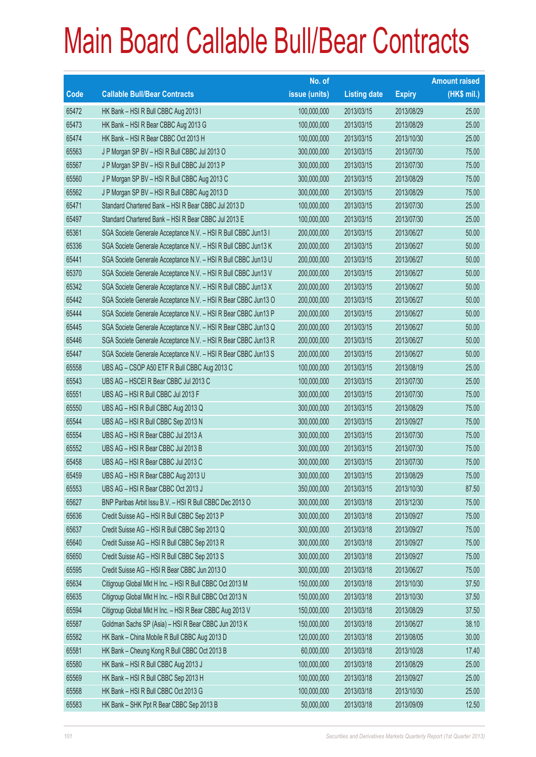# Main Board Callable Bull/Bear Contracts

| Code | Callable Bull/Bear Contracts | No. of issue (units) | Listing date | Expiry | Amount raised (HK$ mil.) |
|---|---|---|---|---|---|
| 65472 | HK Bank – HSI R Bull CBBC Aug 2013 I | 100,000,000 | 2013/03/15 | 2013/08/29 | 25.00 |
| 65473 | HK Bank – HSI R Bear CBBC Aug 2013 G | 100,000,000 | 2013/03/15 | 2013/08/29 | 25.00 |
| 65474 | HK Bank – HSI R Bear CBBC Oct 2013 H | 100,000,000 | 2013/03/15 | 2013/10/30 | 25.00 |
| 65563 | J P Morgan SP BV – HSI R Bull CBBC Jul 2013 O | 300,000,000 | 2013/03/15 | 2013/07/30 | 75.00 |
| 65567 | J P Morgan SP BV – HSI R Bull CBBC Jul 2013 P | 300,000,000 | 2013/03/15 | 2013/07/30 | 75.00 |
| 65560 | J P Morgan SP BV – HSI R Bull CBBC Aug 2013 C | 300,000,000 | 2013/03/15 | 2013/08/29 | 75.00 |
| 65562 | J P Morgan SP BV – HSI R Bull CBBC Aug 2013 D | 300,000,000 | 2013/03/15 | 2013/08/29 | 75.00 |
| 65471 | Standard Chartered Bank – HSI R Bear CBBC Jul 2013 D | 100,000,000 | 2013/03/15 | 2013/07/30 | 25.00 |
| 65497 | Standard Chartered Bank – HSI R Bear CBBC Jul 2013 E | 100,000,000 | 2013/03/15 | 2013/07/30 | 25.00 |
| 65361 | SGA Societe Generale Acceptance N.V. – HSI R Bull CBBC Jun13 I | 200,000,000 | 2013/03/15 | 2013/06/27 | 50.00 |
| 65336 | SGA Societe Generale Acceptance N.V. – HSI R Bull CBBC Jun13 K | 200,000,000 | 2013/03/15 | 2013/06/27 | 50.00 |
| 65441 | SGA Societe Generale Acceptance N.V. – HSI R Bull CBBC Jun13 U | 200,000,000 | 2013/03/15 | 2013/06/27 | 50.00 |
| 65370 | SGA Societe Generale Acceptance N.V. – HSI R Bull CBBC Jun13 V | 200,000,000 | 2013/03/15 | 2013/06/27 | 50.00 |
| 65342 | SGA Societe Generale Acceptance N.V. – HSI R Bull CBBC Jun13 X | 200,000,000 | 2013/03/15 | 2013/06/27 | 50.00 |
| 65442 | SGA Societe Generale Acceptance N.V. – HSI R Bear CBBC Jun13 O | 200,000,000 | 2013/03/15 | 2013/06/27 | 50.00 |
| 65444 | SGA Societe Generale Acceptance N.V. – HSI R Bear CBBC Jun13 P | 200,000,000 | 2013/03/15 | 2013/06/27 | 50.00 |
| 65445 | SGA Societe Generale Acceptance N.V. – HSI R Bear CBBC Jun13 Q | 200,000,000 | 2013/03/15 | 2013/06/27 | 50.00 |
| 65446 | SGA Societe Generale Acceptance N.V. – HSI R Bear CBBC Jun13 R | 200,000,000 | 2013/03/15 | 2013/06/27 | 50.00 |
| 65447 | SGA Societe Generale Acceptance N.V. – HSI R Bear CBBC Jun13 S | 200,000,000 | 2013/03/15 | 2013/06/27 | 50.00 |
| 65558 | UBS AG – CSOP A50 ETF R Bull CBBC Aug 2013 C | 100,000,000 | 2013/03/15 | 2013/08/19 | 25.00 |
| 65543 | UBS AG – HSCEI R Bear CBBC Jul 2013 C | 100,000,000 | 2013/03/15 | 2013/07/30 | 25.00 |
| 65551 | UBS AG – HSI R Bull CBBC Jul 2013 F | 300,000,000 | 2013/03/15 | 2013/07/30 | 75.00 |
| 65550 | UBS AG – HSI R Bull CBBC Aug 2013 Q | 300,000,000 | 2013/03/15 | 2013/08/29 | 75.00 |
| 65544 | UBS AG – HSI R Bull CBBC Sep 2013 N | 300,000,000 | 2013/03/15 | 2013/09/27 | 75.00 |
| 65554 | UBS AG – HSI R Bear CBBC Jul 2013 A | 300,000,000 | 2013/03/15 | 2013/07/30 | 75.00 |
| 65552 | UBS AG – HSI R Bear CBBC Jul 2013 B | 300,000,000 | 2013/03/15 | 2013/07/30 | 75.00 |
| 65458 | UBS AG – HSI R Bear CBBC Jul 2013 C | 300,000,000 | 2013/03/15 | 2013/07/30 | 75.00 |
| 65459 | UBS AG – HSI R Bear CBBC Aug 2013 U | 300,000,000 | 2013/03/15 | 2013/08/29 | 75.00 |
| 65553 | UBS AG – HSI R Bear CBBC Oct 2013 J | 350,000,000 | 2013/03/15 | 2013/10/30 | 87.50 |
| 65627 | BNP Paribas Arbit Issu B.V. – HSI R Bull CBBC Dec 2013 O | 300,000,000 | 2013/03/18 | 2013/12/30 | 75.00 |
| 65636 | Credit Suisse AG – HSI R Bull CBBC Sep 2013 P | 300,000,000 | 2013/03/18 | 2013/09/27 | 75.00 |
| 65637 | Credit Suisse AG – HSI R Bull CBBC Sep 2013 Q | 300,000,000 | 2013/03/18 | 2013/09/27 | 75.00 |
| 65640 | Credit Suisse AG – HSI R Bull CBBC Sep 2013 R | 300,000,000 | 2013/03/18 | 2013/09/27 | 75.00 |
| 65650 | Credit Suisse AG – HSI R Bull CBBC Sep 2013 S | 300,000,000 | 2013/03/18 | 2013/09/27 | 75.00 |
| 65595 | Credit Suisse AG – HSI R Bear CBBC Jun 2013 O | 300,000,000 | 2013/03/18 | 2013/06/27 | 75.00 |
| 65634 | Citigroup Global Mkt H Inc. – HSI R Bull CBBC Oct 2013 M | 150,000,000 | 2013/03/18 | 2013/10/30 | 37.50 |
| 65635 | Citigroup Global Mkt H Inc. – HSI R Bull CBBC Oct 2013 N | 150,000,000 | 2013/03/18 | 2013/10/30 | 37.50 |
| 65594 | Citigroup Global Mkt H Inc. – HSI R Bear CBBC Aug 2013 V | 150,000,000 | 2013/03/18 | 2013/08/29 | 37.50 |
| 65587 | Goldman Sachs SP (Asia) – HSI R Bear CBBC Jun 2013 K | 150,000,000 | 2013/03/18 | 2013/06/27 | 38.10 |
| 65582 | HK Bank – China Mobile R Bull CBBC Aug 2013 D | 120,000,000 | 2013/03/18 | 2013/08/05 | 30.00 |
| 65581 | HK Bank – Cheung Kong R Bull CBBC Oct 2013 B | 60,000,000 | 2013/03/18 | 2013/10/28 | 17.40 |
| 65580 | HK Bank – HSI R Bull CBBC Aug 2013 J | 100,000,000 | 2013/03/18 | 2013/08/29 | 25.00 |
| 65569 | HK Bank – HSI R Bull CBBC Sep 2013 H | 100,000,000 | 2013/03/18 | 2013/09/27 | 25.00 |
| 65568 | HK Bank – HSI R Bull CBBC Oct 2013 G | 100,000,000 | 2013/03/18 | 2013/10/30 | 25.00 |
| 65583 | HK Bank – SHK Ppt R Bear CBBC Sep 2013 B | 50,000,000 | 2013/03/18 | 2013/09/09 | 12.50 |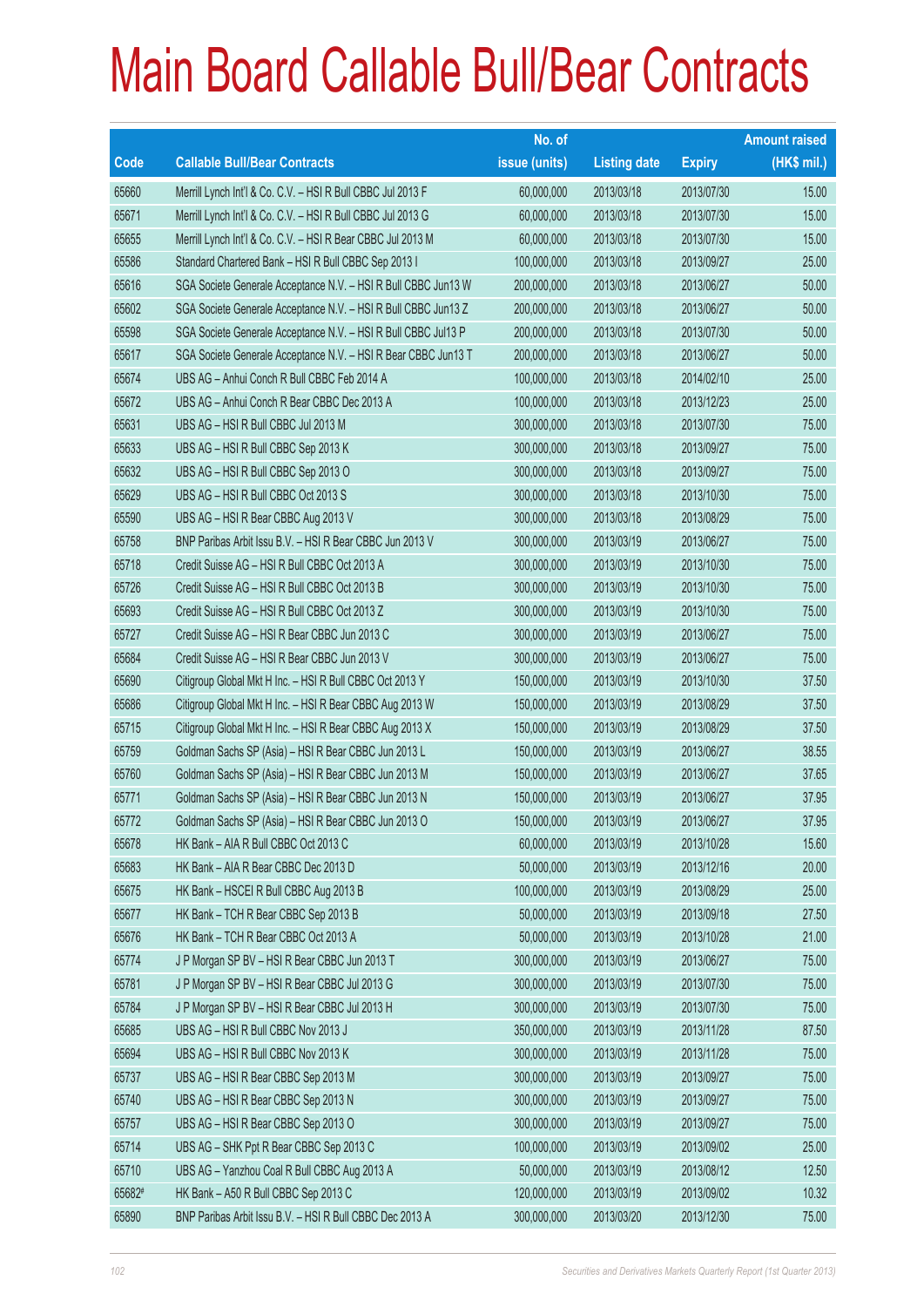# Main Board Callable Bull/Bear Contracts

| Code | Callable Bull/Bear Contracts | No. of issue (units) | Listing date | Expiry | Amount raised (HK$ mil.) |
|---|---|---|---|---|---|
| 65660 | Merrill Lynch Int'l & Co. C.V. – HSI R Bull CBBC Jul 2013 F | 60,000,000 | 2013/03/18 | 2013/07/30 | 15.00 |
| 65671 | Merrill Lynch Int'l & Co. C.V. – HSI R Bull CBBC Jul 2013 G | 60,000,000 | 2013/03/18 | 2013/07/30 | 15.00 |
| 65655 | Merrill Lynch Int'l & Co. C.V. – HSI R Bear CBBC Jul 2013 M | 60,000,000 | 2013/03/18 | 2013/07/30 | 15.00 |
| 65586 | Standard Chartered Bank – HSI R Bull CBBC Sep 2013 I | 100,000,000 | 2013/03/18 | 2013/09/27 | 25.00 |
| 65616 | SGA Societe Generale Acceptance N.V. – HSI R Bull CBBC Jun13 W | 200,000,000 | 2013/03/18 | 2013/06/27 | 50.00 |
| 65602 | SGA Societe Generale Acceptance N.V. – HSI R Bull CBBC Jun13 Z | 200,000,000 | 2013/03/18 | 2013/06/27 | 50.00 |
| 65598 | SGA Societe Generale Acceptance N.V. – HSI R Bull CBBC Jul13 P | 200,000,000 | 2013/03/18 | 2013/07/30 | 50.00 |
| 65617 | SGA Societe Generale Acceptance N.V. – HSI R Bear CBBC Jun13 T | 200,000,000 | 2013/03/18 | 2013/06/27 | 50.00 |
| 65674 | UBS AG – Anhui Conch R Bull CBBC Feb 2014 A | 100,000,000 | 2013/03/18 | 2014/02/10 | 25.00 |
| 65672 | UBS AG – Anhui Conch R Bear CBBC Dec 2013 A | 100,000,000 | 2013/03/18 | 2013/12/23 | 25.00 |
| 65631 | UBS AG – HSI R Bull CBBC Jul 2013 M | 300,000,000 | 2013/03/18 | 2013/07/30 | 75.00 |
| 65633 | UBS AG – HSI R Bull CBBC Sep 2013 K | 300,000,000 | 2013/03/18 | 2013/09/27 | 75.00 |
| 65632 | UBS AG – HSI R Bull CBBC Sep 2013 O | 300,000,000 | 2013/03/18 | 2013/09/27 | 75.00 |
| 65629 | UBS AG – HSI R Bull CBBC Oct 2013 S | 300,000,000 | 2013/03/18 | 2013/10/30 | 75.00 |
| 65590 | UBS AG – HSI R Bear CBBC Aug 2013 V | 300,000,000 | 2013/03/18 | 2013/08/29 | 75.00 |
| 65758 | BNP Paribas Arbit Issu B.V. – HSI R Bear CBBC Jun 2013 V | 300,000,000 | 2013/03/19 | 2013/06/27 | 75.00 |
| 65718 | Credit Suisse AG – HSI R Bull CBBC Oct 2013 A | 300,000,000 | 2013/03/19 | 2013/10/30 | 75.00 |
| 65726 | Credit Suisse AG – HSI R Bull CBBC Oct 2013 B | 300,000,000 | 2013/03/19 | 2013/10/30 | 75.00 |
| 65693 | Credit Suisse AG – HSI R Bull CBBC Oct 2013 Z | 300,000,000 | 2013/03/19 | 2013/10/30 | 75.00 |
| 65727 | Credit Suisse AG – HSI R Bear CBBC Jun 2013 C | 300,000,000 | 2013/03/19 | 2013/06/27 | 75.00 |
| 65684 | Credit Suisse AG – HSI R Bear CBBC Jun 2013 V | 300,000,000 | 2013/03/19 | 2013/06/27 | 75.00 |
| 65690 | Citigroup Global Mkt H Inc. – HSI R Bull CBBC Oct 2013 Y | 150,000,000 | 2013/03/19 | 2013/10/30 | 37.50 |
| 65686 | Citigroup Global Mkt H Inc. – HSI R Bear CBBC Aug 2013 W | 150,000,000 | 2013/03/19 | 2013/08/29 | 37.50 |
| 65715 | Citigroup Global Mkt H Inc. – HSI R Bear CBBC Aug 2013 X | 150,000,000 | 2013/03/19 | 2013/08/29 | 37.50 |
| 65759 | Goldman Sachs SP (Asia) – HSI R Bear CBBC Jun 2013 L | 150,000,000 | 2013/03/19 | 2013/06/27 | 38.55 |
| 65760 | Goldman Sachs SP (Asia) – HSI R Bear CBBC Jun 2013 M | 150,000,000 | 2013/03/19 | 2013/06/27 | 37.65 |
| 65771 | Goldman Sachs SP (Asia) – HSI R Bear CBBC Jun 2013 N | 150,000,000 | 2013/03/19 | 2013/06/27 | 37.95 |
| 65772 | Goldman Sachs SP (Asia) – HSI R Bear CBBC Jun 2013 O | 150,000,000 | 2013/03/19 | 2013/06/27 | 37.95 |
| 65678 | HK Bank – AIA R Bull CBBC Oct 2013 C | 60,000,000 | 2013/03/19 | 2013/10/28 | 15.60 |
| 65683 | HK Bank – AIA R Bear CBBC Dec 2013 D | 50,000,000 | 2013/03/19 | 2013/12/16 | 20.00 |
| 65675 | HK Bank – HSCEI R Bull CBBC Aug 2013 B | 100,000,000 | 2013/03/19 | 2013/08/29 | 25.00 |
| 65677 | HK Bank – TCH R Bear CBBC Sep 2013 B | 50,000,000 | 2013/03/19 | 2013/09/18 | 27.50 |
| 65676 | HK Bank – TCH R Bear CBBC Oct 2013 A | 50,000,000 | 2013/03/19 | 2013/10/28 | 21.00 |
| 65774 | J P Morgan SP BV – HSI R Bear CBBC Jun 2013 T | 300,000,000 | 2013/03/19 | 2013/06/27 | 75.00 |
| 65781 | J P Morgan SP BV – HSI R Bear CBBC Jul 2013 G | 300,000,000 | 2013/03/19 | 2013/07/30 | 75.00 |
| 65784 | J P Morgan SP BV – HSI R Bear CBBC Jul 2013 H | 300,000,000 | 2013/03/19 | 2013/07/30 | 75.00 |
| 65685 | UBS AG – HSI R Bull CBBC Nov 2013 J | 350,000,000 | 2013/03/19 | 2013/11/28 | 87.50 |
| 65694 | UBS AG – HSI R Bull CBBC Nov 2013 K | 300,000,000 | 2013/03/19 | 2013/11/28 | 75.00 |
| 65737 | UBS AG – HSI R Bear CBBC Sep 2013 M | 300,000,000 | 2013/03/19 | 2013/09/27 | 75.00 |
| 65740 | UBS AG – HSI R Bear CBBC Sep 2013 N | 300,000,000 | 2013/03/19 | 2013/09/27 | 75.00 |
| 65757 | UBS AG – HSI R Bear CBBC Sep 2013 O | 300,000,000 | 2013/03/19 | 2013/09/27 | 75.00 |
| 65714 | UBS AG – SHK Ppt R Bear CBBC Sep 2013 C | 100,000,000 | 2013/03/19 | 2013/09/02 | 25.00 |
| 65710 | UBS AG – Yanzhou Coal R Bull CBBC Aug 2013 A | 50,000,000 | 2013/03/19 | 2013/08/12 | 12.50 |
| 65682# | HK Bank – A50 R Bull CBBC Sep 2013 C | 120,000,000 | 2013/03/19 | 2013/09/02 | 10.32 |
| 65890 | BNP Paribas Arbit Issu B.V. – HSI R Bull CBBC Dec 2013 A | 300,000,000 | 2013/03/20 | 2013/12/30 | 75.00 |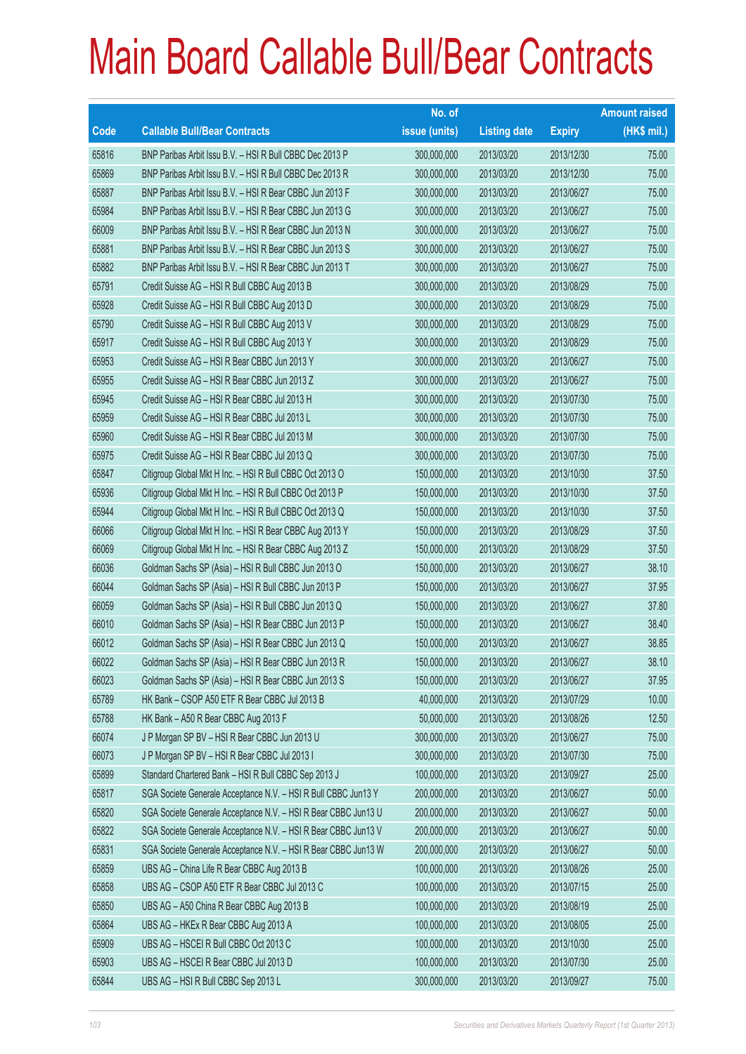# Main Board Callable Bull/Bear Contracts

| Code | Callable Bull/Bear Contracts | No. of issue (units) | Listing date | Expiry | Amount raised (HK$ mil.) |
|---|---|---|---|---|---|
| 65816 | BNP Paribas Arbit Issu B.V. – HSI R Bull CBBC Dec 2013 P | 300,000,000 | 2013/03/20 | 2013/12/30 | 75.00 |
| 65869 | BNP Paribas Arbit Issu B.V. – HSI R Bull CBBC Dec 2013 R | 300,000,000 | 2013/03/20 | 2013/12/30 | 75.00 |
| 65887 | BNP Paribas Arbit Issu B.V. – HSI R Bear CBBC Jun 2013 F | 300,000,000 | 2013/03/20 | 2013/06/27 | 75.00 |
| 65984 | BNP Paribas Arbit Issu B.V. – HSI R Bear CBBC Jun 2013 G | 300,000,000 | 2013/03/20 | 2013/06/27 | 75.00 |
| 66009 | BNP Paribas Arbit Issu B.V. – HSI R Bear CBBC Jun 2013 N | 300,000,000 | 2013/03/20 | 2013/06/27 | 75.00 |
| 65881 | BNP Paribas Arbit Issu B.V. – HSI R Bear CBBC Jun 2013 S | 300,000,000 | 2013/03/20 | 2013/06/27 | 75.00 |
| 65882 | BNP Paribas Arbit Issu B.V. – HSI R Bear CBBC Jun 2013 T | 300,000,000 | 2013/03/20 | 2013/06/27 | 75.00 |
| 65791 | Credit Suisse AG – HSI R Bull CBBC Aug 2013 B | 300,000,000 | 2013/03/20 | 2013/08/29 | 75.00 |
| 65928 | Credit Suisse AG – HSI R Bull CBBC Aug 2013 D | 300,000,000 | 2013/03/20 | 2013/08/29 | 75.00 |
| 65790 | Credit Suisse AG – HSI R Bull CBBC Aug 2013 V | 300,000,000 | 2013/03/20 | 2013/08/29 | 75.00 |
| 65917 | Credit Suisse AG – HSI R Bull CBBC Aug 2013 Y | 300,000,000 | 2013/03/20 | 2013/08/29 | 75.00 |
| 65953 | Credit Suisse AG – HSI R Bear CBBC Jun 2013 Y | 300,000,000 | 2013/03/20 | 2013/06/27 | 75.00 |
| 65955 | Credit Suisse AG – HSI R Bear CBBC Jun 2013 Z | 300,000,000 | 2013/03/20 | 2013/06/27 | 75.00 |
| 65945 | Credit Suisse AG – HSI R Bear CBBC Jul 2013 H | 300,000,000 | 2013/03/20 | 2013/07/30 | 75.00 |
| 65959 | Credit Suisse AG – HSI R Bear CBBC Jul 2013 L | 300,000,000 | 2013/03/20 | 2013/07/30 | 75.00 |
| 65960 | Credit Suisse AG – HSI R Bear CBBC Jul 2013 M | 300,000,000 | 2013/03/20 | 2013/07/30 | 75.00 |
| 65975 | Credit Suisse AG – HSI R Bear CBBC Jul 2013 Q | 300,000,000 | 2013/03/20 | 2013/07/30 | 75.00 |
| 65847 | Citigroup Global Mkt H Inc. – HSI R Bull CBBC Oct 2013 O | 150,000,000 | 2013/03/20 | 2013/10/30 | 37.50 |
| 65936 | Citigroup Global Mkt H Inc. – HSI R Bull CBBC Oct 2013 P | 150,000,000 | 2013/03/20 | 2013/10/30 | 37.50 |
| 65944 | Citigroup Global Mkt H Inc. – HSI R Bull CBBC Oct 2013 Q | 150,000,000 | 2013/03/20 | 2013/10/30 | 37.50 |
| 66066 | Citigroup Global Mkt H Inc. – HSI R Bear CBBC Aug 2013 Y | 150,000,000 | 2013/03/20 | 2013/08/29 | 37.50 |
| 66069 | Citigroup Global Mkt H Inc. – HSI R Bear CBBC Aug 2013 Z | 150,000,000 | 2013/03/20 | 2013/08/29 | 37.50 |
| 66036 | Goldman Sachs SP (Asia) – HSI R Bull CBBC Jun 2013 O | 150,000,000 | 2013/03/20 | 2013/06/27 | 38.10 |
| 66044 | Goldman Sachs SP (Asia) – HSI R Bull CBBC Jun 2013 P | 150,000,000 | 2013/03/20 | 2013/06/27 | 37.95 |
| 66059 | Goldman Sachs SP (Asia) – HSI R Bull CBBC Jun 2013 Q | 150,000,000 | 2013/03/20 | 2013/06/27 | 37.80 |
| 66010 | Goldman Sachs SP (Asia) – HSI R Bear CBBC Jun 2013 P | 150,000,000 | 2013/03/20 | 2013/06/27 | 38.40 |
| 66012 | Goldman Sachs SP (Asia) – HSI R Bear CBBC Jun 2013 Q | 150,000,000 | 2013/03/20 | 2013/06/27 | 38.85 |
| 66022 | Goldman Sachs SP (Asia) – HSI R Bear CBBC Jun 2013 R | 150,000,000 | 2013/03/20 | 2013/06/27 | 38.10 |
| 66023 | Goldman Sachs SP (Asia) – HSI R Bear CBBC Jun 2013 S | 150,000,000 | 2013/03/20 | 2013/06/27 | 37.95 |
| 65789 | HK Bank – CSOP A50 ETF R Bear CBBC Jul 2013 B | 40,000,000 | 2013/03/20 | 2013/07/29 | 10.00 |
| 65788 | HK Bank – A50 R Bear CBBC Aug 2013 F | 50,000,000 | 2013/03/20 | 2013/08/26 | 12.50 |
| 66074 | J P Morgan SP BV – HSI R Bear CBBC Jun 2013 U | 300,000,000 | 2013/03/20 | 2013/06/27 | 75.00 |
| 66073 | J P Morgan SP BV – HSI R Bear CBBC Jul 2013 I | 300,000,000 | 2013/03/20 | 2013/07/30 | 75.00 |
| 65899 | Standard Chartered Bank – HSI R Bull CBBC Sep 2013 J | 100,000,000 | 2013/03/20 | 2013/09/27 | 25.00 |
| 65817 | SGA Societe Generale Acceptance N.V. – HSI R Bull CBBC Jun13 Y | 200,000,000 | 2013/03/20 | 2013/06/27 | 50.00 |
| 65820 | SGA Societe Generale Acceptance N.V. – HSI R Bear CBBC Jun13 U | 200,000,000 | 2013/03/20 | 2013/06/27 | 50.00 |
| 65822 | SGA Societe Generale Acceptance N.V. – HSI R Bear CBBC Jun13 V | 200,000,000 | 2013/03/20 | 2013/06/27 | 50.00 |
| 65831 | SGA Societe Generale Acceptance N.V. – HSI R Bear CBBC Jun13 W | 200,000,000 | 2013/03/20 | 2013/06/27 | 50.00 |
| 65859 | UBS AG – China Life R Bear CBBC Aug 2013 B | 100,000,000 | 2013/03/20 | 2013/08/26 | 25.00 |
| 65858 | UBS AG – CSOP A50 ETF R Bear CBBC Jul 2013 C | 100,000,000 | 2013/03/20 | 2013/07/15 | 25.00 |
| 65850 | UBS AG – A50 China R Bear CBBC Aug 2013 B | 100,000,000 | 2013/03/20 | 2013/08/19 | 25.00 |
| 65864 | UBS AG – HKEx R Bear CBBC Aug 2013 A | 100,000,000 | 2013/03/20 | 2013/08/05 | 25.00 |
| 65909 | UBS AG – HSCEI R Bull CBBC Oct 2013 C | 100,000,000 | 2013/03/20 | 2013/10/30 | 25.00 |
| 65903 | UBS AG – HSCEI R Bear CBBC Jul 2013 D | 100,000,000 | 2013/03/20 | 2013/07/30 | 25.00 |
| 65844 | UBS AG – HSI R Bull CBBC Sep 2013 L | 300,000,000 | 2013/03/20 | 2013/09/27 | 75.00 |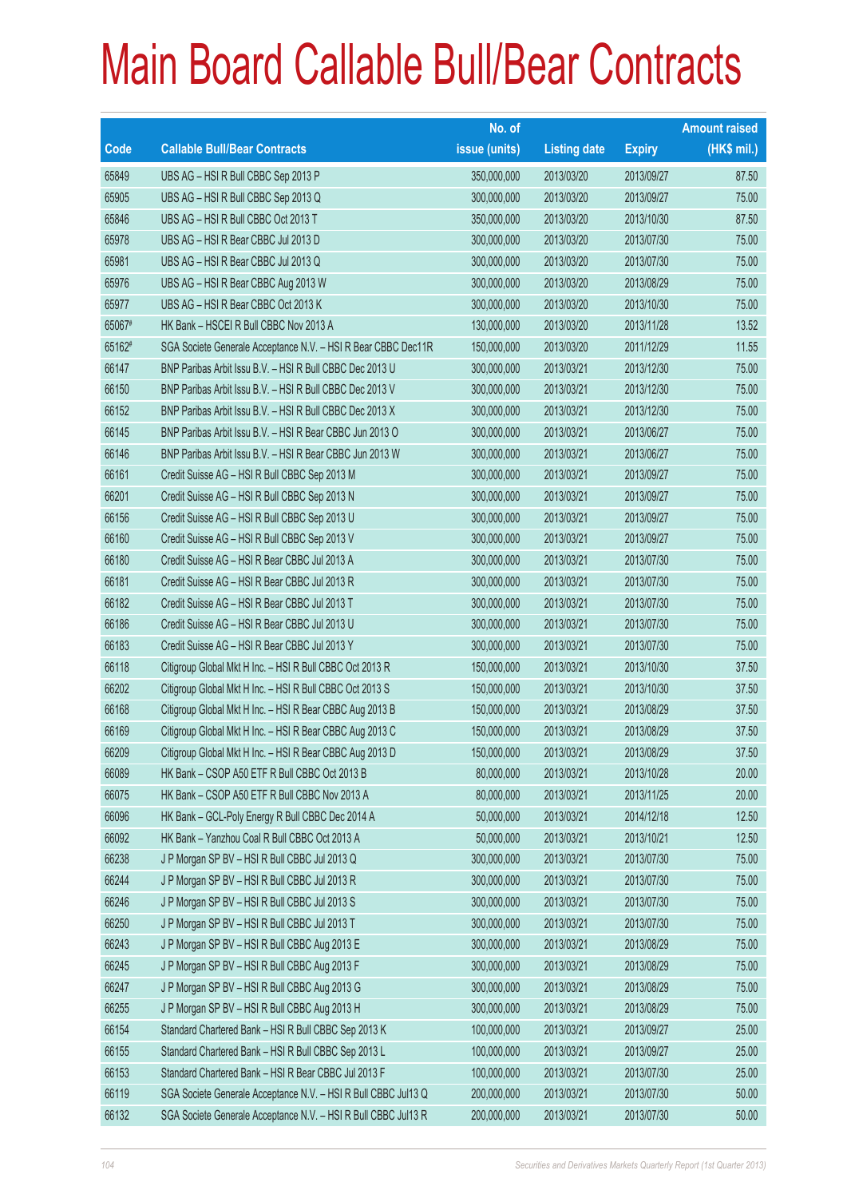# Main Board Callable Bull/Bear Contracts

| Code | Callable Bull/Bear Contracts | No. of issue (units) | Listing date | Expiry | Amount raised (HK$ mil.) |
|---|---|---|---|---|---|
| 65849 | UBS AG – HSI R Bull CBBC Sep 2013 P | 350,000,000 | 2013/03/20 | 2013/09/27 | 87.50 |
| 65905 | UBS AG – HSI R Bull CBBC Sep 2013 Q | 300,000,000 | 2013/03/20 | 2013/09/27 | 75.00 |
| 65846 | UBS AG – HSI R Bull CBBC Oct 2013 T | 350,000,000 | 2013/03/20 | 2013/10/30 | 87.50 |
| 65978 | UBS AG – HSI R Bear CBBC Jul 2013 D | 300,000,000 | 2013/03/20 | 2013/07/30 | 75.00 |
| 65981 | UBS AG – HSI R Bear CBBC Jul 2013 Q | 300,000,000 | 2013/03/20 | 2013/07/30 | 75.00 |
| 65976 | UBS AG – HSI R Bear CBBC Aug 2013 W | 300,000,000 | 2013/03/20 | 2013/08/29 | 75.00 |
| 65977 | UBS AG – HSI R Bear CBBC Oct 2013 K | 300,000,000 | 2013/03/20 | 2013/10/30 | 75.00 |
| 65067# | HK Bank – HSCEI R Bull CBBC Nov 2013 A | 130,000,000 | 2013/03/20 | 2013/11/28 | 13.52 |
| 65162# | SGA Societe Generale Acceptance N.V. – HSI R Bear CBBC Dec11R | 150,000,000 | 2013/03/20 | 2011/12/29 | 11.55 |
| 66147 | BNP Paribas Arbit Issu B.V. – HSI R Bull CBBC Dec 2013 U | 300,000,000 | 2013/03/21 | 2013/12/30 | 75.00 |
| 66150 | BNP Paribas Arbit Issu B.V. – HSI R Bull CBBC Dec 2013 V | 300,000,000 | 2013/03/21 | 2013/12/30 | 75.00 |
| 66152 | BNP Paribas Arbit Issu B.V. – HSI R Bull CBBC Dec 2013 X | 300,000,000 | 2013/03/21 | 2013/12/30 | 75.00 |
| 66145 | BNP Paribas Arbit Issu B.V. – HSI R Bear CBBC Jun 2013 O | 300,000,000 | 2013/03/21 | 2013/06/27 | 75.00 |
| 66146 | BNP Paribas Arbit Issu B.V. – HSI R Bear CBBC Jun 2013 W | 300,000,000 | 2013/03/21 | 2013/06/27 | 75.00 |
| 66161 | Credit Suisse AG – HSI R Bull CBBC Sep 2013 M | 300,000,000 | 2013/03/21 | 2013/09/27 | 75.00 |
| 66201 | Credit Suisse AG – HSI R Bull CBBC Sep 2013 N | 300,000,000 | 2013/03/21 | 2013/09/27 | 75.00 |
| 66156 | Credit Suisse AG – HSI R Bull CBBC Sep 2013 U | 300,000,000 | 2013/03/21 | 2013/09/27 | 75.00 |
| 66160 | Credit Suisse AG – HSI R Bull CBBC Sep 2013 V | 300,000,000 | 2013/03/21 | 2013/09/27 | 75.00 |
| 66180 | Credit Suisse AG – HSI R Bear CBBC Jul 2013 A | 300,000,000 | 2013/03/21 | 2013/07/30 | 75.00 |
| 66181 | Credit Suisse AG – HSI R Bear CBBC Jul 2013 R | 300,000,000 | 2013/03/21 | 2013/07/30 | 75.00 |
| 66182 | Credit Suisse AG – HSI R Bear CBBC Jul 2013 T | 300,000,000 | 2013/03/21 | 2013/07/30 | 75.00 |
| 66186 | Credit Suisse AG – HSI R Bear CBBC Jul 2013 U | 300,000,000 | 2013/03/21 | 2013/07/30 | 75.00 |
| 66183 | Credit Suisse AG – HSI R Bear CBBC Jul 2013 Y | 300,000,000 | 2013/03/21 | 2013/07/30 | 75.00 |
| 66118 | Citigroup Global Mkt H Inc. – HSI R Bull CBBC Oct 2013 R | 150,000,000 | 2013/03/21 | 2013/10/30 | 37.50 |
| 66202 | Citigroup Global Mkt H Inc. – HSI R Bull CBBC Oct 2013 S | 150,000,000 | 2013/03/21 | 2013/10/30 | 37.50 |
| 66168 | Citigroup Global Mkt H Inc. – HSI R Bear CBBC Aug 2013 B | 150,000,000 | 2013/03/21 | 2013/08/29 | 37.50 |
| 66169 | Citigroup Global Mkt H Inc. – HSI R Bear CBBC Aug 2013 C | 150,000,000 | 2013/03/21 | 2013/08/29 | 37.50 |
| 66209 | Citigroup Global Mkt H Inc. – HSI R Bear CBBC Aug 2013 D | 150,000,000 | 2013/03/21 | 2013/08/29 | 37.50 |
| 66089 | HK Bank – CSOP A50 ETF R Bull CBBC Oct 2013 B | 80,000,000 | 2013/03/21 | 2013/10/28 | 20.00 |
| 66075 | HK Bank – CSOP A50 ETF R Bull CBBC Nov 2013 A | 80,000,000 | 2013/03/21 | 2013/11/25 | 20.00 |
| 66096 | HK Bank – GCL-Poly Energy R Bull CBBC Dec 2014 A | 50,000,000 | 2013/03/21 | 2014/12/18 | 12.50 |
| 66092 | HK Bank – Yanzhou Coal R Bull CBBC Oct 2013 A | 50,000,000 | 2013/03/21 | 2013/10/21 | 12.50 |
| 66238 | J P Morgan SP BV – HSI R Bull CBBC Jul 2013 Q | 300,000,000 | 2013/03/21 | 2013/07/30 | 75.00 |
| 66244 | J P Morgan SP BV – HSI R Bull CBBC Jul 2013 R | 300,000,000 | 2013/03/21 | 2013/07/30 | 75.00 |
| 66246 | J P Morgan SP BV – HSI R Bull CBBC Jul 2013 S | 300,000,000 | 2013/03/21 | 2013/07/30 | 75.00 |
| 66250 | J P Morgan SP BV – HSI R Bull CBBC Jul 2013 T | 300,000,000 | 2013/03/21 | 2013/07/30 | 75.00 |
| 66243 | J P Morgan SP BV – HSI R Bull CBBC Aug 2013 E | 300,000,000 | 2013/03/21 | 2013/08/29 | 75.00 |
| 66245 | J P Morgan SP BV – HSI R Bull CBBC Aug 2013 F | 300,000,000 | 2013/03/21 | 2013/08/29 | 75.00 |
| 66247 | J P Morgan SP BV – HSI R Bull CBBC Aug 2013 G | 300,000,000 | 2013/03/21 | 2013/08/29 | 75.00 |
| 66255 | J P Morgan SP BV – HSI R Bull CBBC Aug 2013 H | 300,000,000 | 2013/03/21 | 2013/08/29 | 75.00 |
| 66154 | Standard Chartered Bank – HSI R Bull CBBC Sep 2013 K | 100,000,000 | 2013/03/21 | 2013/09/27 | 25.00 |
| 66155 | Standard Chartered Bank – HSI R Bull CBBC Sep 2013 L | 100,000,000 | 2013/03/21 | 2013/09/27 | 25.00 |
| 66153 | Standard Chartered Bank – HSI R Bear CBBC Jul 2013 F | 100,000,000 | 2013/03/21 | 2013/07/30 | 25.00 |
| 66119 | SGA Societe Generale Acceptance N.V. – HSI R Bull CBBC Jul13 Q | 200,000,000 | 2013/03/21 | 2013/07/30 | 50.00 |
| 66132 | SGA Societe Generale Acceptance N.V. – HSI R Bull CBBC Jul13 R | 200,000,000 | 2013/03/21 | 2013/07/30 | 50.00 |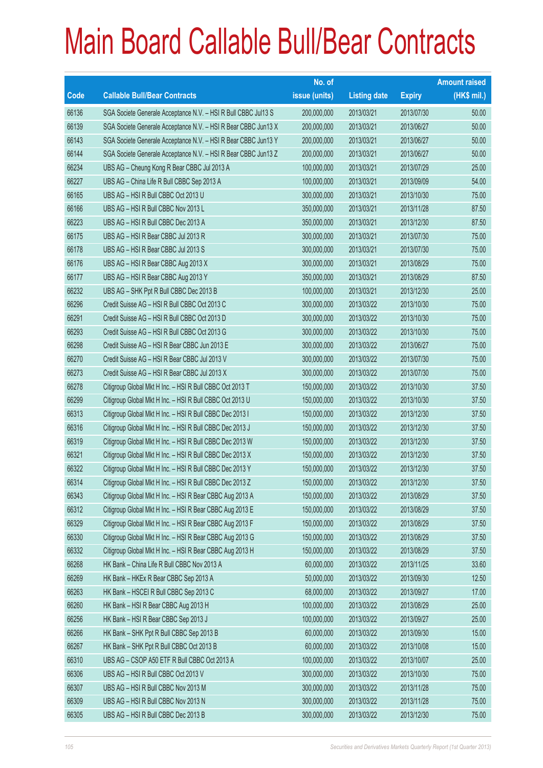# Main Board Callable Bull/Bear Contracts

| Code | Callable Bull/Bear Contracts | No. of issue (units) | Listing date | Expiry | Amount raised (HK$ mil.) |
|---|---|---|---|---|---|
| 66136 | SGA Societe Generale Acceptance N.V. – HSI R Bull CBBC Jul13 S | 200,000,000 | 2013/03/21 | 2013/07/30 | 50.00 |
| 66139 | SGA Societe Generale Acceptance N.V. – HSI R Bear CBBC Jun13 X | 200,000,000 | 2013/03/21 | 2013/06/27 | 50.00 |
| 66143 | SGA Societe Generale Acceptance N.V. – HSI R Bear CBBC Jun13 Y | 200,000,000 | 2013/03/21 | 2013/06/27 | 50.00 |
| 66144 | SGA Societe Generale Acceptance N.V. – HSI R Bear CBBC Jun13 Z | 200,000,000 | 2013/03/21 | 2013/06/27 | 50.00 |
| 66234 | UBS AG – Cheung Kong R Bear CBBC Jul 2013 A | 100,000,000 | 2013/03/21 | 2013/07/29 | 25.00 |
| 66227 | UBS AG – China Life R Bull CBBC Sep 2013 A | 100,000,000 | 2013/03/21 | 2013/09/09 | 54.00 |
| 66165 | UBS AG – HSI R Bull CBBC Oct 2013 U | 300,000,000 | 2013/03/21 | 2013/10/30 | 75.00 |
| 66166 | UBS AG – HSI R Bull CBBC Nov 2013 L | 350,000,000 | 2013/03/21 | 2013/11/28 | 87.50 |
| 66223 | UBS AG – HSI R Bull CBBC Dec 2013 A | 350,000,000 | 2013/03/21 | 2013/12/30 | 87.50 |
| 66175 | UBS AG – HSI R Bear CBBC Jul 2013 R | 300,000,000 | 2013/03/21 | 2013/07/30 | 75.00 |
| 66178 | UBS AG – HSI R Bear CBBC Jul 2013 S | 300,000,000 | 2013/03/21 | 2013/07/30 | 75.00 |
| 66176 | UBS AG – HSI R Bear CBBC Aug 2013 X | 300,000,000 | 2013/03/21 | 2013/08/29 | 75.00 |
| 66177 | UBS AG – HSI R Bear CBBC Aug 2013 Y | 350,000,000 | 2013/03/21 | 2013/08/29 | 87.50 |
| 66232 | UBS AG – SHK Ppt R Bull CBBC Dec 2013 B | 100,000,000 | 2013/03/21 | 2013/12/30 | 25.00 |
| 66296 | Credit Suisse AG – HSI R Bull CBBC Oct 2013 C | 300,000,000 | 2013/03/22 | 2013/10/30 | 75.00 |
| 66291 | Credit Suisse AG – HSI R Bull CBBC Oct 2013 D | 300,000,000 | 2013/03/22 | 2013/10/30 | 75.00 |
| 66293 | Credit Suisse AG – HSI R Bull CBBC Oct 2013 G | 300,000,000 | 2013/03/22 | 2013/10/30 | 75.00 |
| 66298 | Credit Suisse AG – HSI R Bear CBBC Jun 2013 E | 300,000,000 | 2013/03/22 | 2013/06/27 | 75.00 |
| 66270 | Credit Suisse AG – HSI R Bear CBBC Jul 2013 V | 300,000,000 | 2013/03/22 | 2013/07/30 | 75.00 |
| 66273 | Credit Suisse AG – HSI R Bear CBBC Jul 2013 X | 300,000,000 | 2013/03/22 | 2013/07/30 | 75.00 |
| 66278 | Citigroup Global Mkt H Inc. – HSI R Bull CBBC Oct 2013 T | 150,000,000 | 2013/03/22 | 2013/10/30 | 37.50 |
| 66299 | Citigroup Global Mkt H Inc. – HSI R Bull CBBC Oct 2013 U | 150,000,000 | 2013/03/22 | 2013/10/30 | 37.50 |
| 66313 | Citigroup Global Mkt H Inc. – HSI R Bull CBBC Dec 2013 I | 150,000,000 | 2013/03/22 | 2013/12/30 | 37.50 |
| 66316 | Citigroup Global Mkt H Inc. – HSI R Bull CBBC Dec 2013 J | 150,000,000 | 2013/03/22 | 2013/12/30 | 37.50 |
| 66319 | Citigroup Global Mkt H Inc. – HSI R Bull CBBC Dec 2013 W | 150,000,000 | 2013/03/22 | 2013/12/30 | 37.50 |
| 66321 | Citigroup Global Mkt H Inc. – HSI R Bull CBBC Dec 2013 X | 150,000,000 | 2013/03/22 | 2013/12/30 | 37.50 |
| 66322 | Citigroup Global Mkt H Inc. – HSI R Bull CBBC Dec 2013 Y | 150,000,000 | 2013/03/22 | 2013/12/30 | 37.50 |
| 66314 | Citigroup Global Mkt H Inc. – HSI R Bull CBBC Dec 2013 Z | 150,000,000 | 2013/03/22 | 2013/12/30 | 37.50 |
| 66343 | Citigroup Global Mkt H Inc. – HSI R Bear CBBC Aug 2013 A | 150,000,000 | 2013/03/22 | 2013/08/29 | 37.50 |
| 66312 | Citigroup Global Mkt H Inc. – HSI R Bear CBBC Aug 2013 E | 150,000,000 | 2013/03/22 | 2013/08/29 | 37.50 |
| 66329 | Citigroup Global Mkt H Inc. – HSI R Bear CBBC Aug 2013 F | 150,000,000 | 2013/03/22 | 2013/08/29 | 37.50 |
| 66330 | Citigroup Global Mkt H Inc. – HSI R Bear CBBC Aug 2013 G | 150,000,000 | 2013/03/22 | 2013/08/29 | 37.50 |
| 66332 | Citigroup Global Mkt H Inc. – HSI R Bear CBBC Aug 2013 H | 150,000,000 | 2013/03/22 | 2013/08/29 | 37.50 |
| 66268 | HK Bank – China Life R Bull CBBC Nov 2013 A | 60,000,000 | 2013/03/22 | 2013/11/25 | 33.60 |
| 66269 | HK Bank – HKEx R Bear CBBC Sep 2013 A | 50,000,000 | 2013/03/22 | 2013/09/30 | 12.50 |
| 66263 | HK Bank – HSCEI R Bull CBBC Sep 2013 C | 68,000,000 | 2013/03/22 | 2013/09/27 | 17.00 |
| 66260 | HK Bank – HSI R Bear CBBC Aug 2013 H | 100,000,000 | 2013/03/22 | 2013/08/29 | 25.00 |
| 66256 | HK Bank – HSI R Bear CBBC Sep 2013 J | 100,000,000 | 2013/03/22 | 2013/09/27 | 25.00 |
| 66266 | HK Bank – SHK Ppt R Bull CBBC Sep 2013 B | 60,000,000 | 2013/03/22 | 2013/09/30 | 15.00 |
| 66267 | HK Bank – SHK Ppt R Bull CBBC Oct 2013 B | 60,000,000 | 2013/03/22 | 2013/10/08 | 15.00 |
| 66310 | UBS AG – CSOP A50 ETF R Bull CBBC Oct 2013 A | 100,000,000 | 2013/03/22 | 2013/10/07 | 25.00 |
| 66306 | UBS AG – HSI R Bull CBBC Oct 2013 V | 300,000,000 | 2013/03/22 | 2013/10/30 | 75.00 |
| 66307 | UBS AG – HSI R Bull CBBC Nov 2013 M | 300,000,000 | 2013/03/22 | 2013/11/28 | 75.00 |
| 66309 | UBS AG – HSI R Bull CBBC Nov 2013 N | 300,000,000 | 2013/03/22 | 2013/11/28 | 75.00 |
| 66305 | UBS AG – HSI R Bull CBBC Dec 2013 B | 300,000,000 | 2013/03/22 | 2013/12/30 | 75.00 |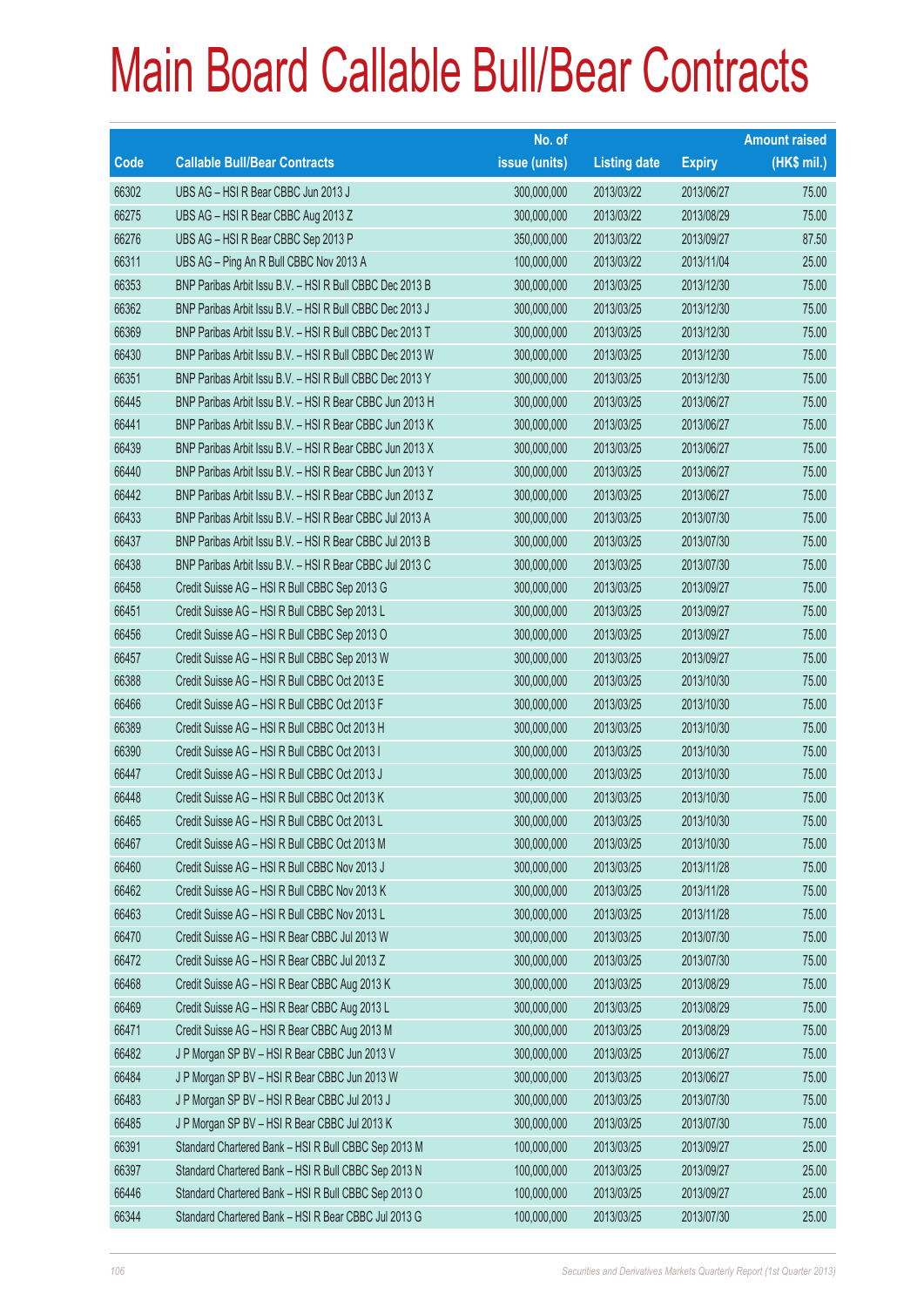# Main Board Callable Bull/Bear Contracts

| Code | Callable Bull/Bear Contracts | No. of issue (units) | Listing date | Expiry | Amount raised (HK$ mil.) |
|---|---|---|---|---|---|
| 66302 | UBS AG – HSI R Bear CBBC Jun 2013 J | 300,000,000 | 2013/03/22 | 2013/06/27 | 75.00 |
| 66275 | UBS AG – HSI R Bear CBBC Aug 2013 Z | 300,000,000 | 2013/03/22 | 2013/08/29 | 75.00 |
| 66276 | UBS AG – HSI R Bear CBBC Sep 2013 P | 350,000,000 | 2013/03/22 | 2013/09/27 | 87.50 |
| 66311 | UBS AG – Ping An R Bull CBBC Nov 2013 A | 100,000,000 | 2013/03/22 | 2013/11/04 | 25.00 |
| 66353 | BNP Paribas Arbit Issu B.V. – HSI R Bull CBBC Dec 2013 B | 300,000,000 | 2013/03/25 | 2013/12/30 | 75.00 |
| 66362 | BNP Paribas Arbit Issu B.V. – HSI R Bull CBBC Dec 2013 J | 300,000,000 | 2013/03/25 | 2013/12/30 | 75.00 |
| 66369 | BNP Paribas Arbit Issu B.V. – HSI R Bull CBBC Dec 2013 T | 300,000,000 | 2013/03/25 | 2013/12/30 | 75.00 |
| 66430 | BNP Paribas Arbit Issu B.V. – HSI R Bull CBBC Dec 2013 W | 300,000,000 | 2013/03/25 | 2013/12/30 | 75.00 |
| 66351 | BNP Paribas Arbit Issu B.V. – HSI R Bull CBBC Dec 2013 Y | 300,000,000 | 2013/03/25 | 2013/12/30 | 75.00 |
| 66445 | BNP Paribas Arbit Issu B.V. – HSI R Bear CBBC Jun 2013 H | 300,000,000 | 2013/03/25 | 2013/06/27 | 75.00 |
| 66441 | BNP Paribas Arbit Issu B.V. – HSI R Bear CBBC Jun 2013 K | 300,000,000 | 2013/03/25 | 2013/06/27 | 75.00 |
| 66439 | BNP Paribas Arbit Issu B.V. – HSI R Bear CBBC Jun 2013 X | 300,000,000 | 2013/03/25 | 2013/06/27 | 75.00 |
| 66440 | BNP Paribas Arbit Issu B.V. – HSI R Bear CBBC Jun 2013 Y | 300,000,000 | 2013/03/25 | 2013/06/27 | 75.00 |
| 66442 | BNP Paribas Arbit Issu B.V. – HSI R Bear CBBC Jun 2013 Z | 300,000,000 | 2013/03/25 | 2013/06/27 | 75.00 |
| 66433 | BNP Paribas Arbit Issu B.V. – HSI R Bear CBBC Jul 2013 A | 300,000,000 | 2013/03/25 | 2013/07/30 | 75.00 |
| 66437 | BNP Paribas Arbit Issu B.V. – HSI R Bear CBBC Jul 2013 B | 300,000,000 | 2013/03/25 | 2013/07/30 | 75.00 |
| 66438 | BNP Paribas Arbit Issu B.V. – HSI R Bear CBBC Jul 2013 C | 300,000,000 | 2013/03/25 | 2013/07/30 | 75.00 |
| 66458 | Credit Suisse AG – HSI R Bull CBBC Sep 2013 G | 300,000,000 | 2013/03/25 | 2013/09/27 | 75.00 |
| 66451 | Credit Suisse AG – HSI R Bull CBBC Sep 2013 L | 300,000,000 | 2013/03/25 | 2013/09/27 | 75.00 |
| 66456 | Credit Suisse AG – HSI R Bull CBBC Sep 2013 O | 300,000,000 | 2013/03/25 | 2013/09/27 | 75.00 |
| 66457 | Credit Suisse AG – HSI R Bull CBBC Sep 2013 W | 300,000,000 | 2013/03/25 | 2013/09/27 | 75.00 |
| 66388 | Credit Suisse AG – HSI R Bull CBBC Oct 2013 E | 300,000,000 | 2013/03/25 | 2013/10/30 | 75.00 |
| 66466 | Credit Suisse AG – HSI R Bull CBBC Oct 2013 F | 300,000,000 | 2013/03/25 | 2013/10/30 | 75.00 |
| 66389 | Credit Suisse AG – HSI R Bull CBBC Oct 2013 H | 300,000,000 | 2013/03/25 | 2013/10/30 | 75.00 |
| 66390 | Credit Suisse AG – HSI R Bull CBBC Oct 2013 I | 300,000,000 | 2013/03/25 | 2013/10/30 | 75.00 |
| 66447 | Credit Suisse AG – HSI R Bull CBBC Oct 2013 J | 300,000,000 | 2013/03/25 | 2013/10/30 | 75.00 |
| 66448 | Credit Suisse AG – HSI R Bull CBBC Oct 2013 K | 300,000,000 | 2013/03/25 | 2013/10/30 | 75.00 |
| 66465 | Credit Suisse AG – HSI R Bull CBBC Oct 2013 L | 300,000,000 | 2013/03/25 | 2013/10/30 | 75.00 |
| 66467 | Credit Suisse AG – HSI R Bull CBBC Oct 2013 M | 300,000,000 | 2013/03/25 | 2013/10/30 | 75.00 |
| 66460 | Credit Suisse AG – HSI R Bull CBBC Nov 2013 J | 300,000,000 | 2013/03/25 | 2013/11/28 | 75.00 |
| 66462 | Credit Suisse AG – HSI R Bull CBBC Nov 2013 K | 300,000,000 | 2013/03/25 | 2013/11/28 | 75.00 |
| 66463 | Credit Suisse AG – HSI R Bull CBBC Nov 2013 L | 300,000,000 | 2013/03/25 | 2013/11/28 | 75.00 |
| 66470 | Credit Suisse AG – HSI R Bear CBBC Jul 2013 W | 300,000,000 | 2013/03/25 | 2013/07/30 | 75.00 |
| 66472 | Credit Suisse AG – HSI R Bear CBBC Jul 2013 Z | 300,000,000 | 2013/03/25 | 2013/07/30 | 75.00 |
| 66468 | Credit Suisse AG – HSI R Bear CBBC Aug 2013 K | 300,000,000 | 2013/03/25 | 2013/08/29 | 75.00 |
| 66469 | Credit Suisse AG – HSI R Bear CBBC Aug 2013 L | 300,000,000 | 2013/03/25 | 2013/08/29 | 75.00 |
| 66471 | Credit Suisse AG – HSI R Bear CBBC Aug 2013 M | 300,000,000 | 2013/03/25 | 2013/08/29 | 75.00 |
| 66482 | J P Morgan SP BV – HSI R Bear CBBC Jun 2013 V | 300,000,000 | 2013/03/25 | 2013/06/27 | 75.00 |
| 66484 | J P Morgan SP BV – HSI R Bear CBBC Jun 2013 W | 300,000,000 | 2013/03/25 | 2013/06/27 | 75.00 |
| 66483 | J P Morgan SP BV – HSI R Bear CBBC Jul 2013 J | 300,000,000 | 2013/03/25 | 2013/07/30 | 75.00 |
| 66485 | J P Morgan SP BV – HSI R Bear CBBC Jul 2013 K | 300,000,000 | 2013/03/25 | 2013/07/30 | 75.00 |
| 66391 | Standard Chartered Bank – HSI R Bull CBBC Sep 2013 M | 100,000,000 | 2013/03/25 | 2013/09/27 | 25.00 |
| 66397 | Standard Chartered Bank – HSI R Bull CBBC Sep 2013 N | 100,000,000 | 2013/03/25 | 2013/09/27 | 25.00 |
| 66446 | Standard Chartered Bank – HSI R Bull CBBC Sep 2013 O | 100,000,000 | 2013/03/25 | 2013/09/27 | 25.00 |
| 66344 | Standard Chartered Bank – HSI R Bear CBBC Jul 2013 G | 100,000,000 | 2013/03/25 | 2013/07/30 | 25.00 |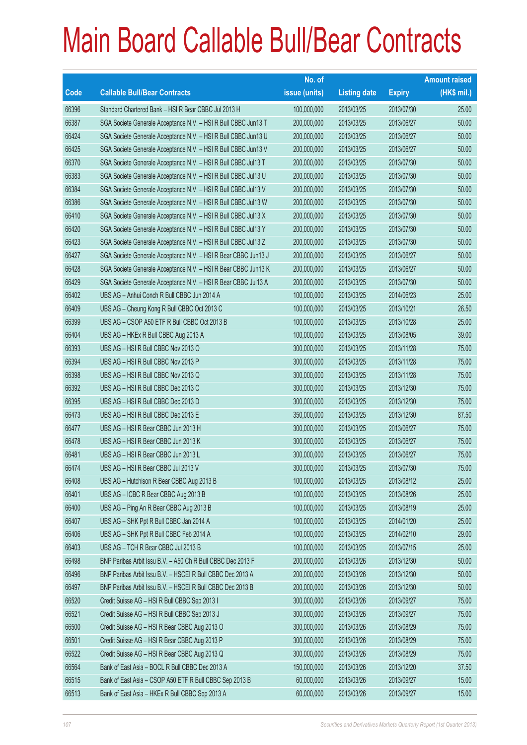# Main Board Callable Bull/Bear Contracts

| Code | Callable Bull/Bear Contracts | No. of issue (units) | Listing date | Expiry | Amount raised (HK$ mil.) |
|---|---|---|---|---|---|
| 66396 | Standard Chartered Bank – HSI R Bear CBBC Jul 2013 H | 100,000,000 | 2013/03/25 | 2013/07/30 | 25.00 |
| 66387 | SGA Societe Generale Acceptance N.V. – HSI R Bull CBBC Jun13 T | 200,000,000 | 2013/03/25 | 2013/06/27 | 50.00 |
| 66424 | SGA Societe Generale Acceptance N.V. – HSI R Bull CBBC Jun13 U | 200,000,000 | 2013/03/25 | 2013/06/27 | 50.00 |
| 66425 | SGA Societe Generale Acceptance N.V. – HSI R Bull CBBC Jun13 V | 200,000,000 | 2013/03/25 | 2013/06/27 | 50.00 |
| 66370 | SGA Societe Generale Acceptance N.V. – HSI R Bull CBBC Jul13 T | 200,000,000 | 2013/03/25 | 2013/07/30 | 50.00 |
| 66383 | SGA Societe Generale Acceptance N.V. – HSI R Bull CBBC Jul13 U | 200,000,000 | 2013/03/25 | 2013/07/30 | 50.00 |
| 66384 | SGA Societe Generale Acceptance N.V. – HSI R Bull CBBC Jul13 V | 200,000,000 | 2013/03/25 | 2013/07/30 | 50.00 |
| 66386 | SGA Societe Generale Acceptance N.V. – HSI R Bull CBBC Jul13 W | 200,000,000 | 2013/03/25 | 2013/07/30 | 50.00 |
| 66410 | SGA Societe Generale Acceptance N.V. – HSI R Bull CBBC Jul13 X | 200,000,000 | 2013/03/25 | 2013/07/30 | 50.00 |
| 66420 | SGA Societe Generale Acceptance N.V. – HSI R Bull CBBC Jul13 Y | 200,000,000 | 2013/03/25 | 2013/07/30 | 50.00 |
| 66423 | SGA Societe Generale Acceptance N.V. – HSI R Bull CBBC Jul13 Z | 200,000,000 | 2013/03/25 | 2013/07/30 | 50.00 |
| 66427 | SGA Societe Generale Acceptance N.V. – HSI R Bear CBBC Jun13 J | 200,000,000 | 2013/03/25 | 2013/06/27 | 50.00 |
| 66428 | SGA Societe Generale Acceptance N.V. – HSI R Bear CBBC Jun13 K | 200,000,000 | 2013/03/25 | 2013/06/27 | 50.00 |
| 66429 | SGA Societe Generale Acceptance N.V. – HSI R Bear CBBC Jul13 A | 200,000,000 | 2013/03/25 | 2013/07/30 | 50.00 |
| 66402 | UBS AG – Anhui Conch R Bull CBBC Jun 2014 A | 100,000,000 | 2013/03/25 | 2014/06/23 | 25.00 |
| 66409 | UBS AG – Cheung Kong R Bull CBBC Oct 2013 C | 100,000,000 | 2013/03/25 | 2013/10/21 | 26.50 |
| 66399 | UBS AG – CSOP A50 ETF R Bull CBBC Oct 2013 B | 100,000,000 | 2013/03/25 | 2013/10/28 | 25.00 |
| 66404 | UBS AG – HKEx R Bull CBBC Aug 2013 A | 100,000,000 | 2013/03/25 | 2013/08/05 | 39.00 |
| 66393 | UBS AG – HSI R Bull CBBC Nov 2013 O | 300,000,000 | 2013/03/25 | 2013/11/28 | 75.00 |
| 66394 | UBS AG – HSI R Bull CBBC Nov 2013 P | 300,000,000 | 2013/03/25 | 2013/11/28 | 75.00 |
| 66398 | UBS AG – HSI R Bull CBBC Nov 2013 Q | 300,000,000 | 2013/03/25 | 2013/11/28 | 75.00 |
| 66392 | UBS AG – HSI R Bull CBBC Dec 2013 C | 300,000,000 | 2013/03/25 | 2013/12/30 | 75.00 |
| 66395 | UBS AG – HSI R Bull CBBC Dec 2013 D | 300,000,000 | 2013/03/25 | 2013/12/30 | 75.00 |
| 66473 | UBS AG – HSI R Bull CBBC Dec 2013 E | 350,000,000 | 2013/03/25 | 2013/12/30 | 87.50 |
| 66477 | UBS AG – HSI R Bear CBBC Jun 2013 H | 300,000,000 | 2013/03/25 | 2013/06/27 | 75.00 |
| 66478 | UBS AG – HSI R Bear CBBC Jun 2013 K | 300,000,000 | 2013/03/25 | 2013/06/27 | 75.00 |
| 66481 | UBS AG – HSI R Bear CBBC Jun 2013 L | 300,000,000 | 2013/03/25 | 2013/06/27 | 75.00 |
| 66474 | UBS AG – HSI R Bear CBBC Jul 2013 V | 300,000,000 | 2013/03/25 | 2013/07/30 | 75.00 |
| 66408 | UBS AG – Hutchison R Bear CBBC Aug 2013 B | 100,000,000 | 2013/03/25 | 2013/08/12 | 25.00 |
| 66401 | UBS AG – ICBC R Bear CBBC Aug 2013 B | 100,000,000 | 2013/03/25 | 2013/08/26 | 25.00 |
| 66400 | UBS AG – Ping An R Bear CBBC Aug 2013 B | 100,000,000 | 2013/03/25 | 2013/08/19 | 25.00 |
| 66407 | UBS AG – SHK Ppt R Bull CBBC Jan 2014 A | 100,000,000 | 2013/03/25 | 2014/01/20 | 25.00 |
| 66406 | UBS AG – SHK Ppt R Bull CBBC Feb 2014 A | 100,000,000 | 2013/03/25 | 2014/02/10 | 29.00 |
| 66403 | UBS AG – TCH R Bear CBBC Jul 2013 B | 100,000,000 | 2013/03/25 | 2013/07/15 | 25.00 |
| 66498 | BNP Paribas Arbit Issu B.V. – A50 Ch R Bull CBBC Dec 2013 F | 200,000,000 | 2013/03/26 | 2013/12/30 | 50.00 |
| 66496 | BNP Paribas Arbit Issu B.V. – HSCEI R Bull CBBC Dec 2013 A | 200,000,000 | 2013/03/26 | 2013/12/30 | 50.00 |
| 66497 | BNP Paribas Arbit Issu B.V. – HSCEI R Bull CBBC Dec 2013 B | 200,000,000 | 2013/03/26 | 2013/12/30 | 50.00 |
| 66520 | Credit Suisse AG – HSI R Bull CBBC Sep 2013 I | 300,000,000 | 2013/03/26 | 2013/09/27 | 75.00 |
| 66521 | Credit Suisse AG – HSI R Bull CBBC Sep 2013 J | 300,000,000 | 2013/03/26 | 2013/09/27 | 75.00 |
| 66500 | Credit Suisse AG – HSI R Bear CBBC Aug 2013 O | 300,000,000 | 2013/03/26 | 2013/08/29 | 75.00 |
| 66501 | Credit Suisse AG – HSI R Bear CBBC Aug 2013 P | 300,000,000 | 2013/03/26 | 2013/08/29 | 75.00 |
| 66522 | Credit Suisse AG – HSI R Bear CBBC Aug 2013 Q | 300,000,000 | 2013/03/26 | 2013/08/29 | 75.00 |
| 66564 | Bank of East Asia – BOCL R Bull CBBC Dec 2013 A | 150,000,000 | 2013/03/26 | 2013/12/20 | 37.50 |
| 66515 | Bank of East Asia – CSOP A50 ETF R Bull CBBC Sep 2013 B | 60,000,000 | 2013/03/26 | 2013/09/27 | 15.00 |
| 66513 | Bank of East Asia – HKEx R Bull CBBC Sep 2013 A | 60,000,000 | 2013/03/26 | 2013/09/27 | 15.00 |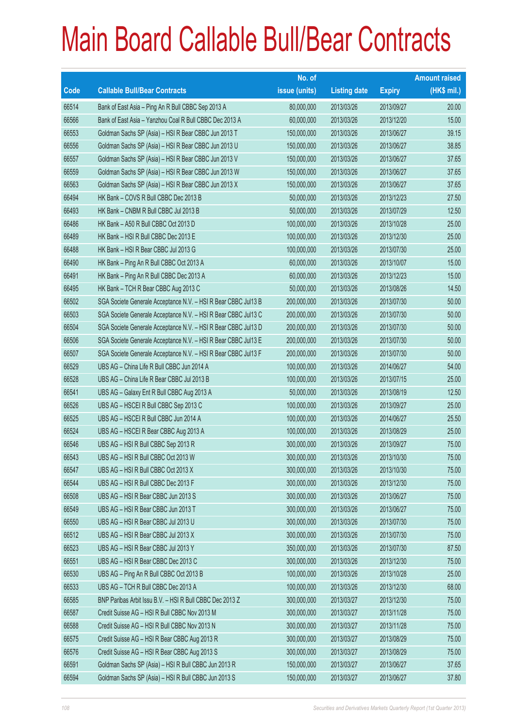# Main Board Callable Bull/Bear Contracts

| Code | Callable Bull/Bear Contracts | No. of issue (units) | Listing date | Expiry | Amount raised (HK$ mil.) |
|---|---|---|---|---|---|
| 66514 | Bank of East Asia – Ping An R Bull CBBC Sep 2013 A | 80,000,000 | 2013/03/26 | 2013/09/27 | 20.00 |
| 66566 | Bank of East Asia – Yanzhou Coal R Bull CBBC Dec 2013 A | 60,000,000 | 2013/03/26 | 2013/12/20 | 15.00 |
| 66553 | Goldman Sachs SP (Asia) – HSI R Bear CBBC Jun 2013 T | 150,000,000 | 2013/03/26 | 2013/06/27 | 39.15 |
| 66556 | Goldman Sachs SP (Asia) – HSI R Bear CBBC Jun 2013 U | 150,000,000 | 2013/03/26 | 2013/06/27 | 38.85 |
| 66557 | Goldman Sachs SP (Asia) – HSI R Bear CBBC Jun 2013 V | 150,000,000 | 2013/03/26 | 2013/06/27 | 37.65 |
| 66559 | Goldman Sachs SP (Asia) – HSI R Bear CBBC Jun 2013 W | 150,000,000 | 2013/03/26 | 2013/06/27 | 37.65 |
| 66563 | Goldman Sachs SP (Asia) – HSI R Bear CBBC Jun 2013 X | 150,000,000 | 2013/03/26 | 2013/06/27 | 37.65 |
| 66494 | HK Bank – COVS R Bull CBBC Dec 2013 B | 50,000,000 | 2013/03/26 | 2013/12/23 | 27.50 |
| 66493 | HK Bank – CNBM R Bull CBBC Jul 2013 B | 50,000,000 | 2013/03/26 | 2013/07/29 | 12.50 |
| 66486 | HK Bank – A50 R Bull CBBC Oct 2013 D | 100,000,000 | 2013/03/26 | 2013/10/28 | 25.00 |
| 66489 | HK Bank – HSI R Bull CBBC Dec 2013 E | 100,000,000 | 2013/03/26 | 2013/12/30 | 25.00 |
| 66488 | HK Bank – HSI R Bear CBBC Jul 2013 G | 100,000,000 | 2013/03/26 | 2013/07/30 | 25.00 |
| 66490 | HK Bank – Ping An R Bull CBBC Oct 2013 A | 60,000,000 | 2013/03/26 | 2013/10/07 | 15.00 |
| 66491 | HK Bank – Ping An R Bull CBBC Dec 2013 A | 60,000,000 | 2013/03/26 | 2013/12/23 | 15.00 |
| 66495 | HK Bank – TCH R Bear CBBC Aug 2013 C | 50,000,000 | 2013/03/26 | 2013/08/26 | 14.50 |
| 66502 | SGA Societe Generale Acceptance N.V. – HSI R Bear CBBC Jul13 B | 200,000,000 | 2013/03/26 | 2013/07/30 | 50.00 |
| 66503 | SGA Societe Generale Acceptance N.V. – HSI R Bear CBBC Jul13 C | 200,000,000 | 2013/03/26 | 2013/07/30 | 50.00 |
| 66504 | SGA Societe Generale Acceptance N.V. – HSI R Bear CBBC Jul13 D | 200,000,000 | 2013/03/26 | 2013/07/30 | 50.00 |
| 66506 | SGA Societe Generale Acceptance N.V. – HSI R Bear CBBC Jul13 E | 200,000,000 | 2013/03/26 | 2013/07/30 | 50.00 |
| 66507 | SGA Societe Generale Acceptance N.V. – HSI R Bear CBBC Jul13 F | 200,000,000 | 2013/03/26 | 2013/07/30 | 50.00 |
| 66529 | UBS AG – China Life R Bull CBBC Jun 2014 A | 100,000,000 | 2013/03/26 | 2014/06/27 | 54.00 |
| 66528 | UBS AG – China Life R Bear CBBC Jul 2013 B | 100,000,000 | 2013/03/26 | 2013/07/15 | 25.00 |
| 66541 | UBS AG – Galaxy Ent R Bull CBBC Aug 2013 A | 50,000,000 | 2013/03/26 | 2013/08/19 | 12.50 |
| 66526 | UBS AG – HSCEI R Bull CBBC Sep 2013 C | 100,000,000 | 2013/03/26 | 2013/09/27 | 25.00 |
| 66525 | UBS AG – HSCEI R Bull CBBC Jun 2014 A | 100,000,000 | 2013/03/26 | 2014/06/27 | 25.50 |
| 66524 | UBS AG – HSCEI R Bear CBBC Aug 2013 A | 100,000,000 | 2013/03/26 | 2013/08/29 | 25.00 |
| 66546 | UBS AG – HSI R Bull CBBC Sep 2013 R | 300,000,000 | 2013/03/26 | 2013/09/27 | 75.00 |
| 66543 | UBS AG – HSI R Bull CBBC Oct 2013 W | 300,000,000 | 2013/03/26 | 2013/10/30 | 75.00 |
| 66547 | UBS AG – HSI R Bull CBBC Oct 2013 X | 300,000,000 | 2013/03/26 | 2013/10/30 | 75.00 |
| 66544 | UBS AG – HSI R Bull CBBC Dec 2013 F | 300,000,000 | 2013/03/26 | 2013/12/30 | 75.00 |
| 66508 | UBS AG – HSI R Bear CBBC Jun 2013 S | 300,000,000 | 2013/03/26 | 2013/06/27 | 75.00 |
| 66549 | UBS AG – HSI R Bear CBBC Jun 2013 T | 300,000,000 | 2013/03/26 | 2013/06/27 | 75.00 |
| 66550 | UBS AG – HSI R Bear CBBC Jul 2013 U | 300,000,000 | 2013/03/26 | 2013/07/30 | 75.00 |
| 66512 | UBS AG – HSI R Bear CBBC Jul 2013 X | 300,000,000 | 2013/03/26 | 2013/07/30 | 75.00 |
| 66523 | UBS AG – HSI R Bear CBBC Jul 2013 Y | 350,000,000 | 2013/03/26 | 2013/07/30 | 87.50 |
| 66551 | UBS AG – HSI R Bear CBBC Dec 2013 C | 300,000,000 | 2013/03/26 | 2013/12/30 | 75.00 |
| 66530 | UBS AG – Ping An R Bull CBBC Oct 2013 B | 100,000,000 | 2013/03/26 | 2013/10/28 | 25.00 |
| 66533 | UBS AG – TCH R Bull CBBC Dec 2013 A | 100,000,000 | 2013/03/26 | 2013/12/30 | 68.00 |
| 66585 | BNP Paribas Arbit Issu B.V. – HSI R Bull CBBC Dec 2013 Z | 300,000,000 | 2013/03/27 | 2013/12/30 | 75.00 |
| 66587 | Credit Suisse AG – HSI R Bull CBBC Nov 2013 M | 300,000,000 | 2013/03/27 | 2013/11/28 | 75.00 |
| 66588 | Credit Suisse AG – HSI R Bull CBBC Nov 2013 N | 300,000,000 | 2013/03/27 | 2013/11/28 | 75.00 |
| 66575 | Credit Suisse AG – HSI R Bear CBBC Aug 2013 R | 300,000,000 | 2013/03/27 | 2013/08/29 | 75.00 |
| 66576 | Credit Suisse AG – HSI R Bear CBBC Aug 2013 S | 300,000,000 | 2013/03/27 | 2013/08/29 | 75.00 |
| 66591 | Goldman Sachs SP (Asia) – HSI R Bull CBBC Jun 2013 R | 150,000,000 | 2013/03/27 | 2013/06/27 | 37.65 |
| 66594 | Goldman Sachs SP (Asia) – HSI R Bull CBBC Jun 2013 S | 150,000,000 | 2013/03/27 | 2013/06/27 | 37.80 |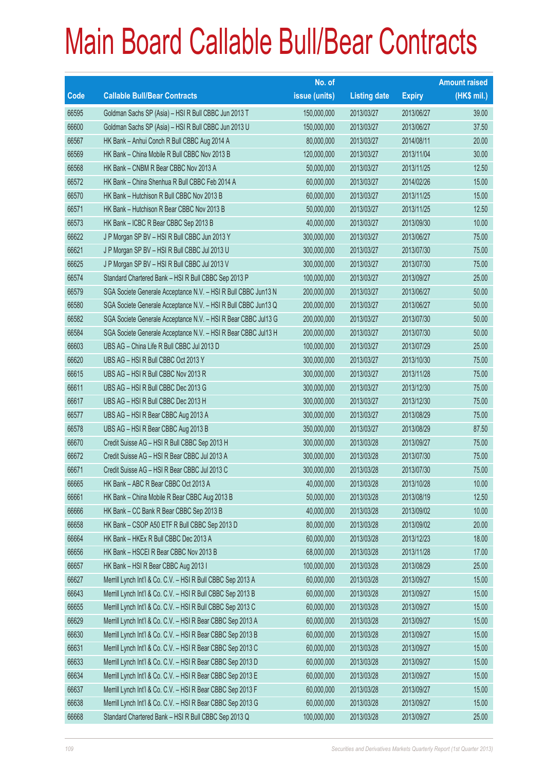# Main Board Callable Bull/Bear Contracts

| Code | Callable Bull/Bear Contracts | No. of issue (units) | Listing date | Expiry | Amount raised (HK$ mil.) |
|---|---|---|---|---|---|
| 66595 | Goldman Sachs SP (Asia) – HSI R Bull CBBC Jun 2013 T | 150,000,000 | 2013/03/27 | 2013/06/27 | 39.00 |
| 66600 | Goldman Sachs SP (Asia) – HSI R Bull CBBC Jun 2013 U | 150,000,000 | 2013/03/27 | 2013/06/27 | 37.50 |
| 66567 | HK Bank – Anhui Conch R Bull CBBC Aug 2014 A | 80,000,000 | 2013/03/27 | 2014/08/11 | 20.00 |
| 66569 | HK Bank – China Mobile R Bull CBBC Nov 2013 B | 120,000,000 | 2013/03/27 | 2013/11/04 | 30.00 |
| 66568 | HK Bank – CNBM R Bear CBBC Nov 2013 A | 50,000,000 | 2013/03/27 | 2013/11/25 | 12.50 |
| 66572 | HK Bank – China Shenhua R Bull CBBC Feb 2014 A | 60,000,000 | 2013/03/27 | 2014/02/26 | 15.00 |
| 66570 | HK Bank – Hutchison R Bull CBBC Nov 2013 B | 60,000,000 | 2013/03/27 | 2013/11/25 | 15.00 |
| 66571 | HK Bank – Hutchison R Bear CBBC Nov 2013 B | 50,000,000 | 2013/03/27 | 2013/11/25 | 12.50 |
| 66573 | HK Bank – ICBC R Bear CBBC Sep 2013 B | 40,000,000 | 2013/03/27 | 2013/09/30 | 10.00 |
| 66622 | J P Morgan SP BV – HSI R Bull CBBC Jun 2013 Y | 300,000,000 | 2013/03/27 | 2013/06/27 | 75.00 |
| 66621 | J P Morgan SP BV – HSI R Bull CBBC Jul 2013 U | 300,000,000 | 2013/03/27 | 2013/07/30 | 75.00 |
| 66625 | J P Morgan SP BV – HSI R Bull CBBC Jul 2013 V | 300,000,000 | 2013/03/27 | 2013/07/30 | 75.00 |
| 66574 | Standard Chartered Bank – HSI R Bull CBBC Sep 2013 P | 100,000,000 | 2013/03/27 | 2013/09/27 | 25.00 |
| 66579 | SGA Societe Generale Acceptance N.V. – HSI R Bull CBBC Jun13 N | 200,000,000 | 2013/03/27 | 2013/06/27 | 50.00 |
| 66580 | SGA Societe Generale Acceptance N.V. – HSI R Bull CBBC Jun13 Q | 200,000,000 | 2013/03/27 | 2013/06/27 | 50.00 |
| 66582 | SGA Societe Generale Acceptance N.V. – HSI R Bear CBBC Jul13 G | 200,000,000 | 2013/03/27 | 2013/07/30 | 50.00 |
| 66584 | SGA Societe Generale Acceptance N.V. – HSI R Bear CBBC Jul13 H | 200,000,000 | 2013/03/27 | 2013/07/30 | 50.00 |
| 66603 | UBS AG – China Life R Bull CBBC Jul 2013 D | 100,000,000 | 2013/03/27 | 2013/07/29 | 25.00 |
| 66620 | UBS AG – HSI R Bull CBBC Oct 2013 Y | 300,000,000 | 2013/03/27 | 2013/10/30 | 75.00 |
| 66615 | UBS AG – HSI R Bull CBBC Nov 2013 R | 300,000,000 | 2013/03/27 | 2013/11/28 | 75.00 |
| 66611 | UBS AG – HSI R Bull CBBC Dec 2013 G | 300,000,000 | 2013/03/27 | 2013/12/30 | 75.00 |
| 66617 | UBS AG – HSI R Bull CBBC Dec 2013 H | 300,000,000 | 2013/03/27 | 2013/12/30 | 75.00 |
| 66577 | UBS AG – HSI R Bear CBBC Aug 2013 A | 300,000,000 | 2013/03/27 | 2013/08/29 | 75.00 |
| 66578 | UBS AG – HSI R Bear CBBC Aug 2013 B | 350,000,000 | 2013/03/27 | 2013/08/29 | 87.50 |
| 66670 | Credit Suisse AG – HSI R Bull CBBC Sep 2013 H | 300,000,000 | 2013/03/28 | 2013/09/27 | 75.00 |
| 66672 | Credit Suisse AG – HSI R Bear CBBC Jul 2013 A | 300,000,000 | 2013/03/28 | 2013/07/30 | 75.00 |
| 66671 | Credit Suisse AG – HSI R Bear CBBC Jul 2013 C | 300,000,000 | 2013/03/28 | 2013/07/30 | 75.00 |
| 66665 | HK Bank – ABC R Bear CBBC Oct 2013 A | 40,000,000 | 2013/03/28 | 2013/10/28 | 10.00 |
| 66661 | HK Bank – China Mobile R Bear CBBC Aug 2013 B | 50,000,000 | 2013/03/28 | 2013/08/19 | 12.50 |
| 66666 | HK Bank – CC Bank R Bear CBBC Sep 2013 B | 40,000,000 | 2013/03/28 | 2013/09/02 | 10.00 |
| 66658 | HK Bank – CSOP A50 ETF R Bull CBBC Sep 2013 D | 80,000,000 | 2013/03/28 | 2013/09/02 | 20.00 |
| 66664 | HK Bank – HKEx R Bull CBBC Dec 2013 A | 60,000,000 | 2013/03/28 | 2013/12/23 | 18.00 |
| 66656 | HK Bank – HSCEI R Bear CBBC Nov 2013 B | 68,000,000 | 2013/03/28 | 2013/11/28 | 17.00 |
| 66657 | HK Bank – HSI R Bear CBBC Aug 2013 I | 100,000,000 | 2013/03/28 | 2013/08/29 | 25.00 |
| 66627 | Merrill Lynch Int'l & Co. C.V. – HSI R Bull CBBC Sep 2013 A | 60,000,000 | 2013/03/28 | 2013/09/27 | 15.00 |
| 66643 | Merrill Lynch Int'l & Co. C.V. – HSI R Bull CBBC Sep 2013 B | 60,000,000 | 2013/03/28 | 2013/09/27 | 15.00 |
| 66655 | Merrill Lynch Int'l & Co. C.V. – HSI R Bull CBBC Sep 2013 C | 60,000,000 | 2013/03/28 | 2013/09/27 | 15.00 |
| 66629 | Merrill Lynch Int'l & Co. C.V. – HSI R Bear CBBC Sep 2013 A | 60,000,000 | 2013/03/28 | 2013/09/27 | 15.00 |
| 66630 | Merrill Lynch Int'l & Co. C.V. – HSI R Bear CBBC Sep 2013 B | 60,000,000 | 2013/03/28 | 2013/09/27 | 15.00 |
| 66631 | Merrill Lynch Int'l & Co. C.V. – HSI R Bear CBBC Sep 2013 C | 60,000,000 | 2013/03/28 | 2013/09/27 | 15.00 |
| 66633 | Merrill Lynch Int'l & Co. C.V. – HSI R Bear CBBC Sep 2013 D | 60,000,000 | 2013/03/28 | 2013/09/27 | 15.00 |
| 66634 | Merrill Lynch Int'l & Co. C.V. – HSI R Bear CBBC Sep 2013 E | 60,000,000 | 2013/03/28 | 2013/09/27 | 15.00 |
| 66637 | Merrill Lynch Int'l & Co. C.V. – HSI R Bear CBBC Sep 2013 F | 60,000,000 | 2013/03/28 | 2013/09/27 | 15.00 |
| 66638 | Merrill Lynch Int'l & Co. C.V. – HSI R Bear CBBC Sep 2013 G | 60,000,000 | 2013/03/28 | 2013/09/27 | 15.00 |
| 66668 | Standard Chartered Bank – HSI R Bull CBBC Sep 2013 Q | 100,000,000 | 2013/03/28 | 2013/09/27 | 25.00 |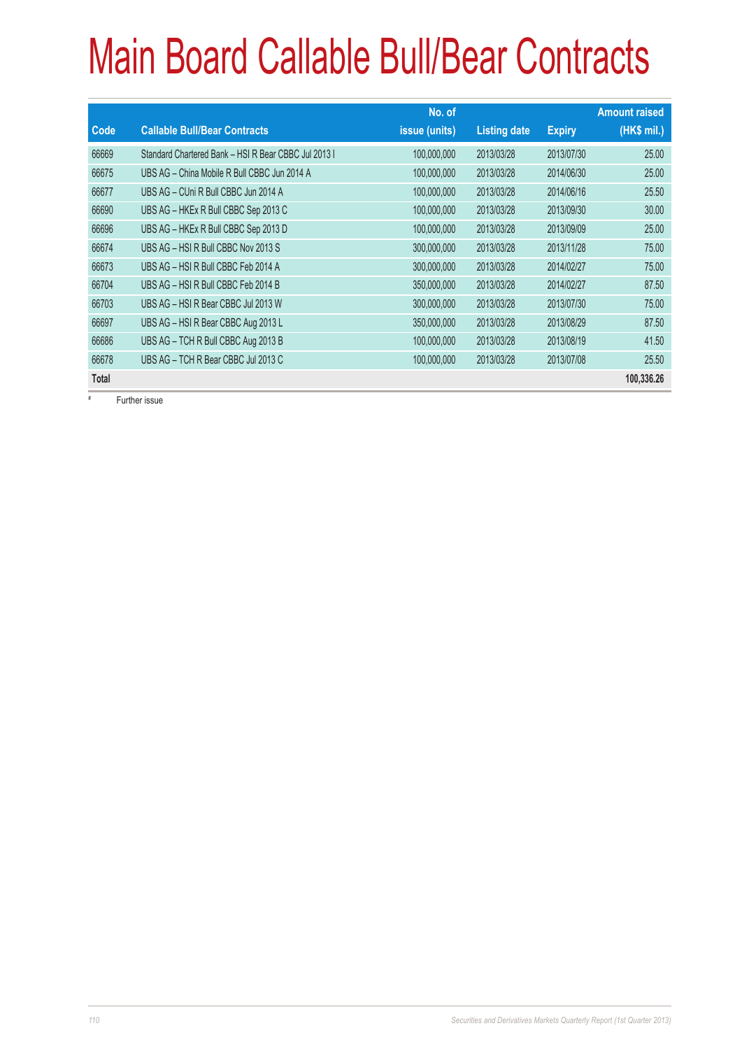# Main Board Callable Bull/Bear Contracts

| Code | Callable Bull/Bear Contracts | No. of issue (units) | Listing date | Expiry | Amount raised (HK$ mil.) |
|---|---|---|---|---|---|
| 66669 | Standard Chartered Bank – HSI R Bear CBBC Jul 2013 I | 100,000,000 | 2013/03/28 | 2013/07/30 | 25.00 |
| 66675 | UBS AG – China Mobile R Bull CBBC Jun 2014 A | 100,000,000 | 2013/03/28 | 2014/06/30 | 25.00 |
| 66677 | UBS AG – CUni R Bull CBBC Jun 2014 A | 100,000,000 | 2013/03/28 | 2014/06/16 | 25.50 |
| 66690 | UBS AG – HKEx R Bull CBBC Sep 2013 C | 100,000,000 | 2013/03/28 | 2013/09/30 | 30.00 |
| 66696 | UBS AG – HKEx R Bull CBBC Sep 2013 D | 100,000,000 | 2013/03/28 | 2013/09/09 | 25.00 |
| 66674 | UBS AG – HSI R Bull CBBC Nov 2013 S | 300,000,000 | 2013/03/28 | 2013/11/28 | 75.00 |
| 66673 | UBS AG – HSI R Bull CBBC Feb 2014 A | 300,000,000 | 2013/03/28 | 2014/02/27 | 75.00 |
| 66704 | UBS AG – HSI R Bull CBBC Feb 2014 B | 350,000,000 | 2013/03/28 | 2014/02/27 | 87.50 |
| 66703 | UBS AG – HSI R Bear CBBC Jul 2013 W | 300,000,000 | 2013/03/28 | 2013/07/30 | 75.00 |
| 66697 | UBS AG – HSI R Bear CBBC Aug 2013 L | 350,000,000 | 2013/03/28 | 2013/08/29 | 87.50 |
| 66686 | UBS AG – TCH R Bull CBBC Aug 2013 B | 100,000,000 | 2013/03/28 | 2013/08/19 | 41.50 |
| 66678 | UBS AG – TCH R Bear CBBC Jul 2013 C | 100,000,000 | 2013/03/28 | 2013/07/08 | 25.50 |
| **Total** | | | | | **100,336.26** |

# Further issue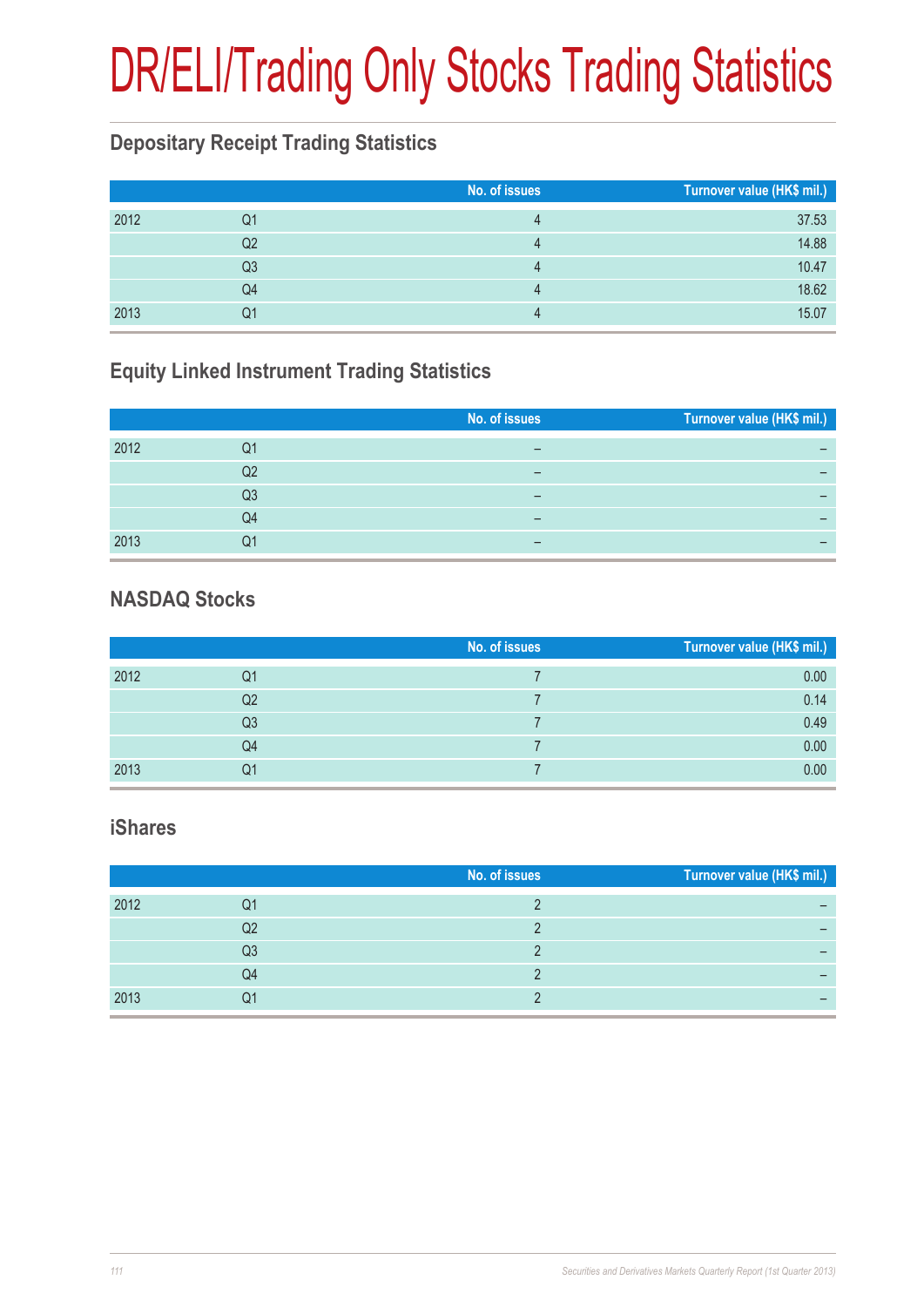# DR/ELI/Trading Only Stocks Trading Statistics

## Depositary Receipt Trading Statistics

| | | No. of issues | Turnover value (HK$ mil.) |
|---|---|---|---|
| 2012 | Q1 | 4 | 37.53 |
| | Q2 | 4 | 14.88 |
| | Q3 | 4 | 10.47 |
| | Q4 | 4 | 18.62 |
| 2013 | Q1 | 4 | 15.07 |

## Equity Linked Instrument Trading Statistics

| | | No. of issues | Turnover value (HK$ mil.) |
|---|---|---|---|
| 2012 | Q1 | – | – |
| | Q2 | – | – |
| | Q3 | – | – |
| | Q4 | – | – |
| 2013 | Q1 | – | – |

## NASDAQ Stocks

| | | No. of issues | Turnover value (HK$ mil.) |
|---|---|---|---|
| 2012 | Q1 | 7 | 0.00 |
| | Q2 | 7 | 0.14 |
| | Q3 | 7 | 0.49 |
| | Q4 | 7 | 0.00 |
| 2013 | Q1 | 7 | 0.00 |

## iShares

| | | No. of issues | Turnover value (HK$ mil.) |
|---|---|---|---|
| 2012 | Q1 | 2 | – |
| | Q2 | 2 | – |
| | Q3 | 2 | – |
| | Q4 | 2 | – |
| 2013 | Q1 | 2 | – |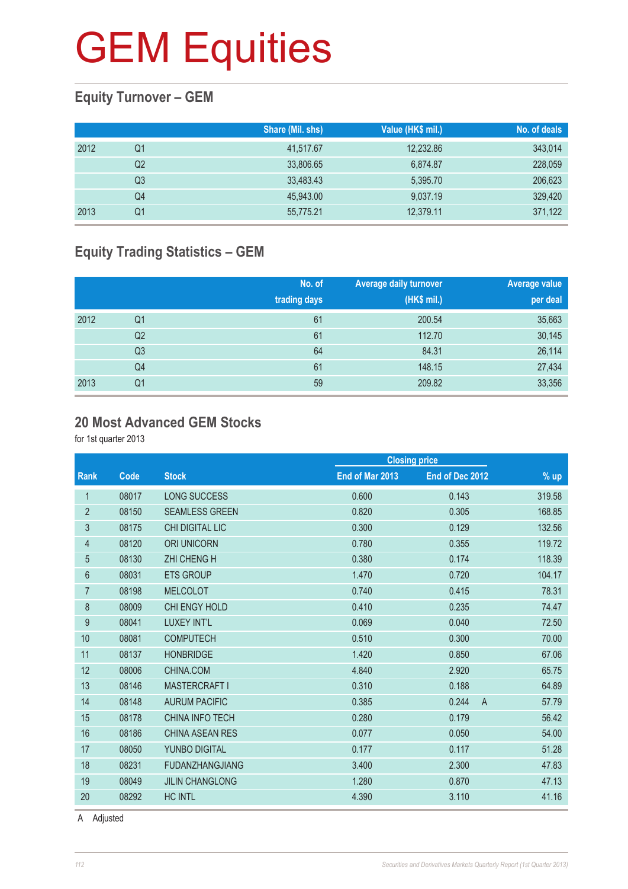# GEM Equities

## Equity Turnover – GEM

| | | Share (Mil. shs) | Value (HK$ mil.) | No. of deals |
|---|---|---|---|---|
| 2012 | Q1 | 41,517.67 | 12,232.86 | 343,014 |
| | Q2 | 33,806.65 | 6,874.87 | 228,059 |
| | Q3 | 33,483.43 | 5,395.70 | 206,623 |
| | Q4 | 45,943.00 | 9,037.19 | 329,420 |
| 2013 | Q1 | 55,775.21 | 12,379.11 | 371,122 |

## Equity Trading Statistics – GEM

| | | No. of trading days | Average daily turnover (HK$ mil.) | Average value per deal |
|---|---|---|---|---|
| 2012 | Q1 | 61 | 200.54 | 35,663 |
| | Q2 | 61 | 112.70 | 30,145 |
| | Q3 | 64 | 84.31 | 26,114 |
| | Q4 | 61 | 148.15 | 27,434 |
| 2013 | Q1 | 59 | 209.82 | 33,356 |

## 20 Most Advanced GEM Stocks

for 1st quarter 2013

| | | | Closing price | | |
|---|---|---|---|---|---|
| Rank | Code | Stock | End of Mar 2013 | End of Dec 2012 | % up |
| 1 | 08017 | LONG SUCCESS | 0.600 | 0.143 | 319.58 |
| 2 | 08150 | SEAMLESS GREEN | 0.820 | 0.305 | 168.85 |
| 3 | 08175 | CHI DIGITAL LIC | 0.300 | 0.129 | 132.56 |
| 4 | 08120 | ORI UNICORN | 0.780 | 0.355 | 119.72 |
| 5 | 08130 | ZHI CHENG H | 0.380 | 0.174 | 118.39 |
| 6 | 08031 | ETS GROUP | 1.470 | 0.720 | 104.17 |
| 7 | 08198 | MELCOLOT | 0.740 | 0.415 | 78.31 |
| 8 | 08009 | CHI ENGY HOLD | 0.410 | 0.235 | 74.47 |
| 9 | 08041 | LUXEY INT'L | 0.069 | 0.040 | 72.50 |
| 10 | 08081 | COMPUTECH | 0.510 | 0.300 | 70.00 |
| 11 | 08137 | HONBRIDGE | 1.420 | 0.850 | 67.06 |
| 12 | 08006 | CHINA.COM | 4.840 | 2.920 | 65.75 |
| 13 | 08146 | MASTERCRAFT I | 0.310 | 0.188 | 64.89 |
| 14 | 08148 | AURUM PACIFIC | 0.385 | 0.244 A | 57.79 |
| 15 | 08178 | CHINA INFO TECH | 0.280 | 0.179 | 56.42 |
| 16 | 08186 | CHINA ASEAN RES | 0.077 | 0.050 | 54.00 |
| 17 | 08050 | YUNBO DIGITAL | 0.177 | 0.117 | 51.28 |
| 18 | 08231 | FUDANZHANGJIANG | 3.400 | 2.300 | 47.83 |
| 19 | 08049 | JILIN CHANGLONG | 1.280 | 0.870 | 47.13 |
| 20 | 08292 | HC INTL | 4.390 | 3.110 | 41.16 |

A Adjusted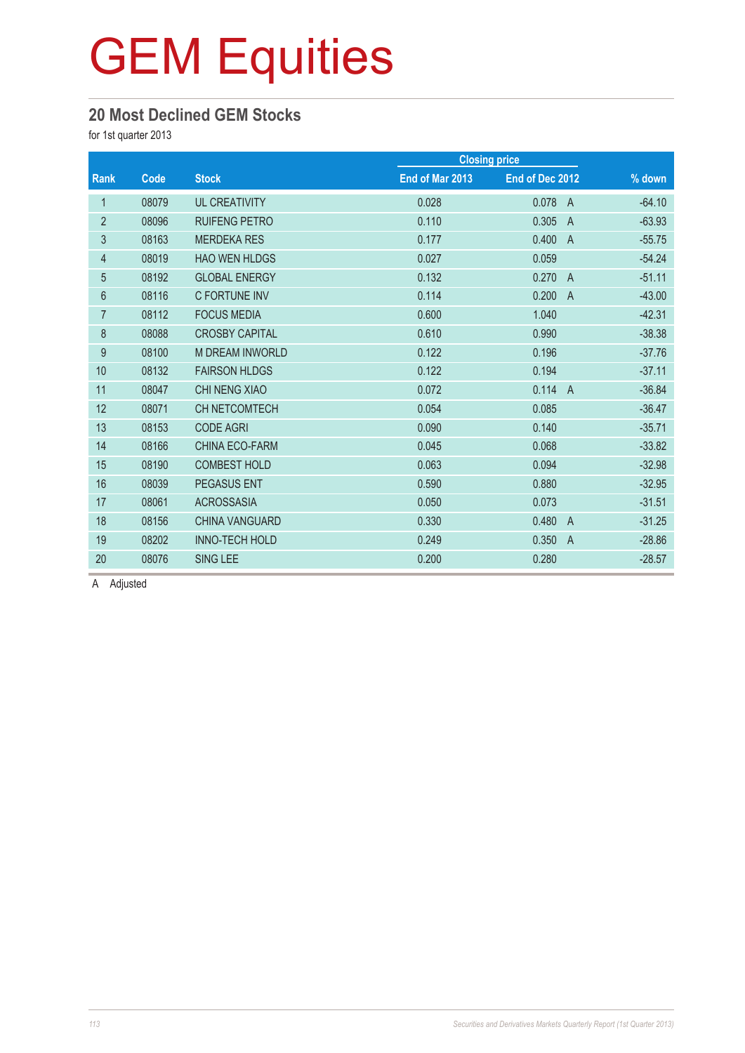# GEM Equities

## 20 Most Declined GEM Stocks

for 1st quarter 2013

| Rank | Code | Stock | Closing price | | % down |
|---|---|---|---|---|---|
| | | | End of Mar 2013 | End of Dec 2012 | |
| 1 | 08079 | UL CREATIVITY | 0.028 | 0.078 A | -64.10 |
| 2 | 08096 | RUIFENG PETRO | 0.110 | 0.305 A | -63.93 |
| 3 | 08163 | MERDEKA RES | 0.177 | 0.400 A | -55.75 |
| 4 | 08019 | HAO WEN HLDGS | 0.027 | 0.059 | -54.24 |
| 5 | 08192 | GLOBAL ENERGY | 0.132 | 0.270 A | -51.11 |
| 6 | 08116 | C FORTUNE INV | 0.114 | 0.200 A | -43.00 |
| 7 | 08112 | FOCUS MEDIA | 0.600 | 1.040 | -42.31 |
| 8 | 08088 | CROSBY CAPITAL | 0.610 | 0.990 | -38.38 |
| 9 | 08100 | M DREAM INWORLD | 0.122 | 0.196 | -37.76 |
| 10 | 08132 | FAIRSON HLDGS | 0.122 | 0.194 | -37.11 |
| 11 | 08047 | CHI NENG XIAO | 0.072 | 0.114 A | -36.84 |
| 12 | 08071 | CH NETCOMTECH | 0.054 | 0.085 | -36.47 |
| 13 | 08153 | CODE AGRI | 0.090 | 0.140 | -35.71 |
| 14 | 08166 | CHINA ECO-FARM | 0.045 | 0.068 | -33.82 |
| 15 | 08190 | COMBEST HOLD | 0.063 | 0.094 | -32.98 |
| 16 | 08039 | PEGASUS ENT | 0.590 | 0.880 | -32.95 |
| 17 | 08061 | ACROSSASIA | 0.050 | 0.073 | -31.51 |
| 18 | 08156 | CHINA VANGUARD | 0.330 | 0.480 A | -31.25 |
| 19 | 08202 | INNO-TECH HOLD | 0.249 | 0.350 A | -28.86 |
| 20 | 08076 | SING LEE | 0.200 | 0.280 | -28.57 |

A Adjusted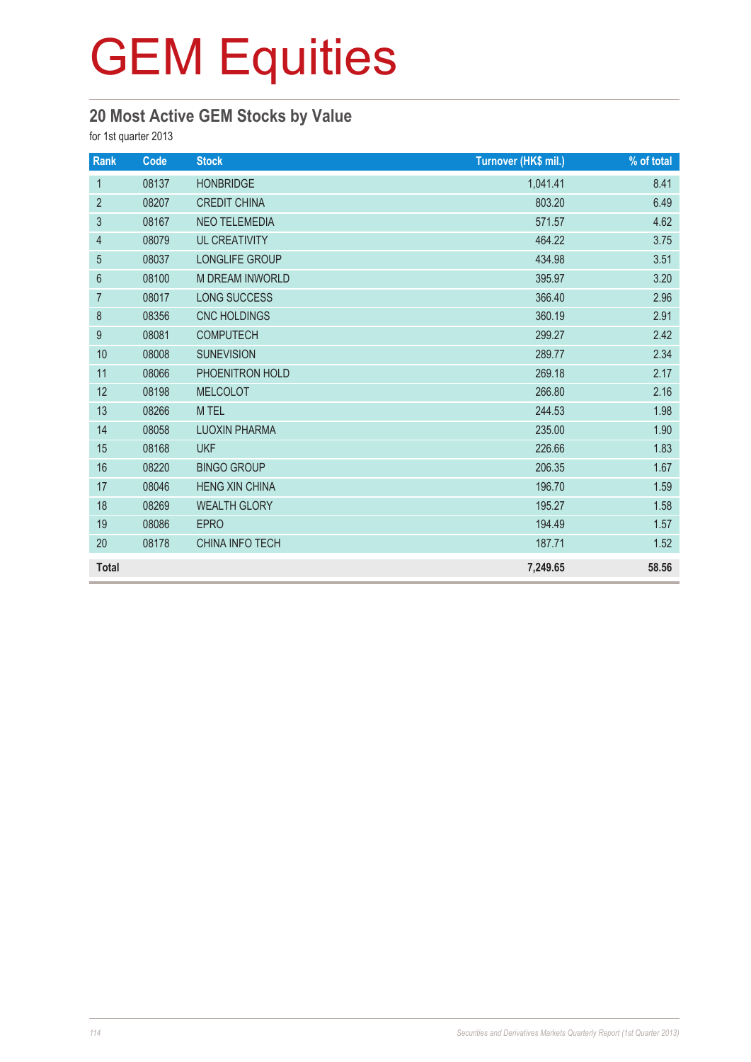# GEM Equities

## 20 Most Active GEM Stocks by Value

for 1st quarter 2013

| Rank | Code | Stock | Turnover (HK$ mil.) | % of total |
|---|---|---|---|---|
| 1 | 08137 | HONBRIDGE | 1,041.41 | 8.41 |
| 2 | 08207 | CREDIT CHINA | 803.20 | 6.49 |
| 3 | 08167 | NEO TELEMEDIA | 571.57 | 4.62 |
| 4 | 08079 | UL CREATIVITY | 464.22 | 3.75 |
| 5 | 08037 | LONGLIFE GROUP | 434.98 | 3.51 |
| 6 | 08100 | M DREAM INWORLD | 395.97 | 3.20 |
| 7 | 08017 | LONG SUCCESS | 366.40 | 2.96 |
| 8 | 08356 | CNC HOLDINGS | 360.19 | 2.91 |
| 9 | 08081 | COMPUTECH | 299.27 | 2.42 |
| 10 | 08008 | SUNEVISION | 289.77 | 2.34 |
| 11 | 08066 | PHOENITRON HOLD | 269.18 | 2.17 |
| 12 | 08198 | MELCOLOT | 266.80 | 2.16 |
| 13 | 08266 | M TEL | 244.53 | 1.98 |
| 14 | 08058 | LUOXIN PHARMA | 235.00 | 1.90 |
| 15 | 08168 | UKF | 226.66 | 1.83 |
| 16 | 08220 | BINGO GROUP | 206.35 | 1.67 |
| 17 | 08046 | HENG XIN CHINA | 196.70 | 1.59 |
| 18 | 08269 | WEALTH GLORY | 195.27 | 1.58 |
| 19 | 08086 | EPRO | 194.49 | 1.57 |
| 20 | 08178 | CHINA INFO TECH | 187.71 | 1.52 |
| **Total** | | | **7,249.65** | **58.56** |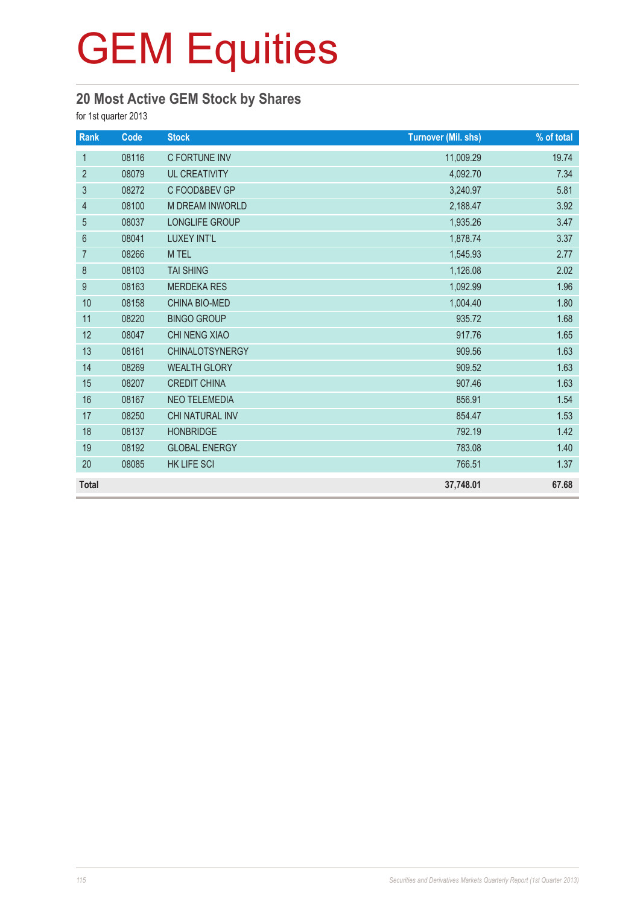# GEM Equities

## 20 Most Active GEM Stock by Shares

for 1st quarter 2013

| Rank | Code | Stock | Turnover (Mil. shs) | % of total |
|---|---|---|---|---|
| 1 | 08116 | C FORTUNE INV | 11,009.29 | 19.74 |
| 2 | 08079 | UL CREATIVITY | 4,092.70 | 7.34 |
| 3 | 08272 | C FOOD&BEV GP | 3,240.97 | 5.81 |
| 4 | 08100 | M DREAM INWORLD | 2,188.47 | 3.92 |
| 5 | 08037 | LONGLIFE GROUP | 1,935.26 | 3.47 |
| 6 | 08041 | LUXEY INT'L | 1,878.74 | 3.37 |
| 7 | 08266 | M TEL | 1,545.93 | 2.77 |
| 8 | 08103 | TAI SHING | 1,126.08 | 2.02 |
| 9 | 08163 | MERDEKA RES | 1,092.99 | 1.96 |
| 10 | 08158 | CHINA BIO-MED | 1,004.40 | 1.80 |
| 11 | 08220 | BINGO GROUP | 935.72 | 1.68 |
| 12 | 08047 | CHI NENG XIAO | 917.76 | 1.65 |
| 13 | 08161 | CHINALOTSYNERGY | 909.56 | 1.63 |
| 14 | 08269 | WEALTH GLORY | 909.52 | 1.63 |
| 15 | 08207 | CREDIT CHINA | 907.46 | 1.63 |
| 16 | 08167 | NEO TELEMEDIA | 856.91 | 1.54 |
| 17 | 08250 | CHI NATURAL INV | 854.47 | 1.53 |
| 18 | 08137 | HONBRIDGE | 792.19 | 1.42 |
| 19 | 08192 | GLOBAL ENERGY | 783.08 | 1.40 |
| 20 | 08085 | HK LIFE SCI | 766.51 | 1.37 |
| **Total** | | | **37,748.01** | **67.68** |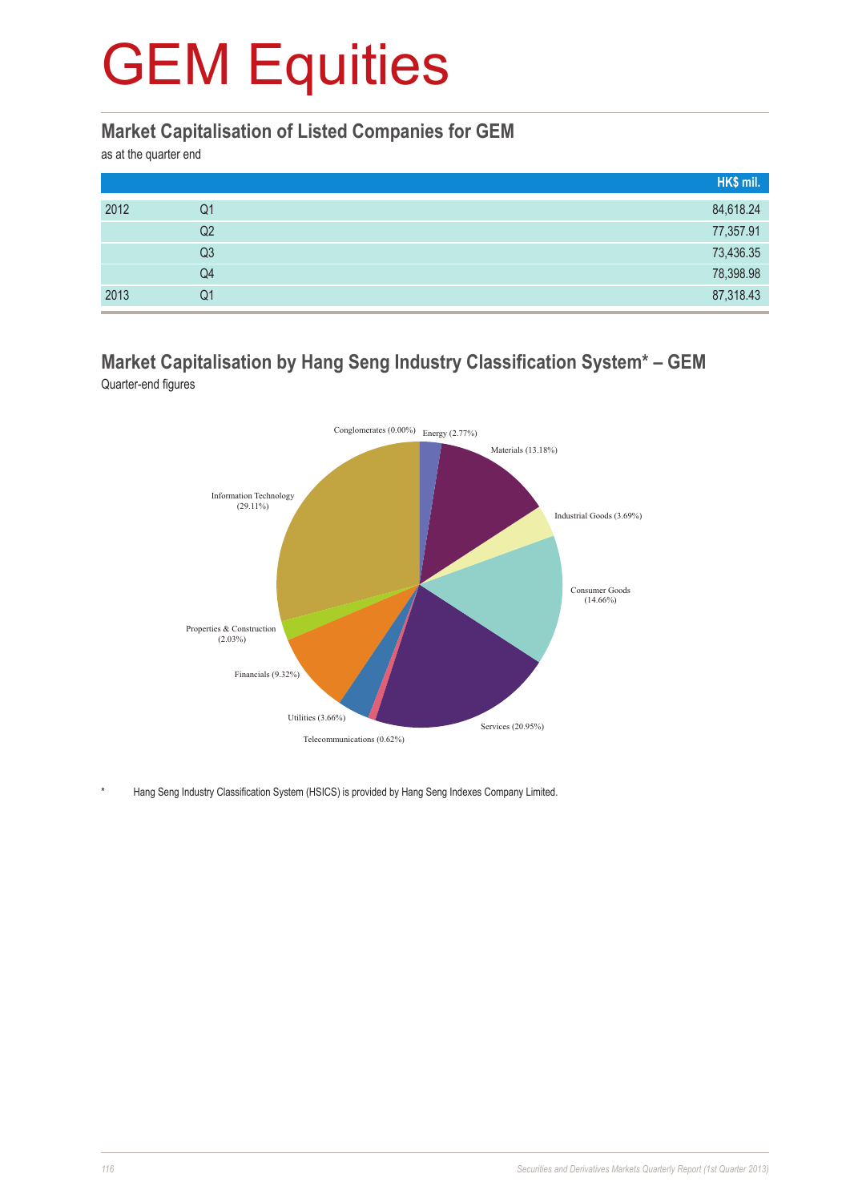# GEM Equities

## Market Capitalisation of Listed Companies for GEM

as at the quarter end

| | | HK$ mil. |
|---|---|---|
| 2012 | Q1 | 84,618.24 |
| | Q2 | 77,357.91 |
| | Q3 | 73,436.35 |
| | Q4 | 78,398.98 |
| 2013 | Q1 | 87,318.43 |

## Market Capitalisation by Hang Seng Industry Classification System* – GEM

Quarter-end figures

Conglomerates (0.00%)
Energy (2.77%)
Materials (13.18%)
Industrial Goods (3.69%)
Consumer Goods (14.66%)
Services (20.95%)
Telecommunications (0.62%)
Utilities (3.66%)
Financials (9.32%)
Properties & Construction (2.03%)
Information Technology (29.11%)

\* Hang Seng Industry Classification System (HSICS) is provided by Hang Seng Indexes Company Limited.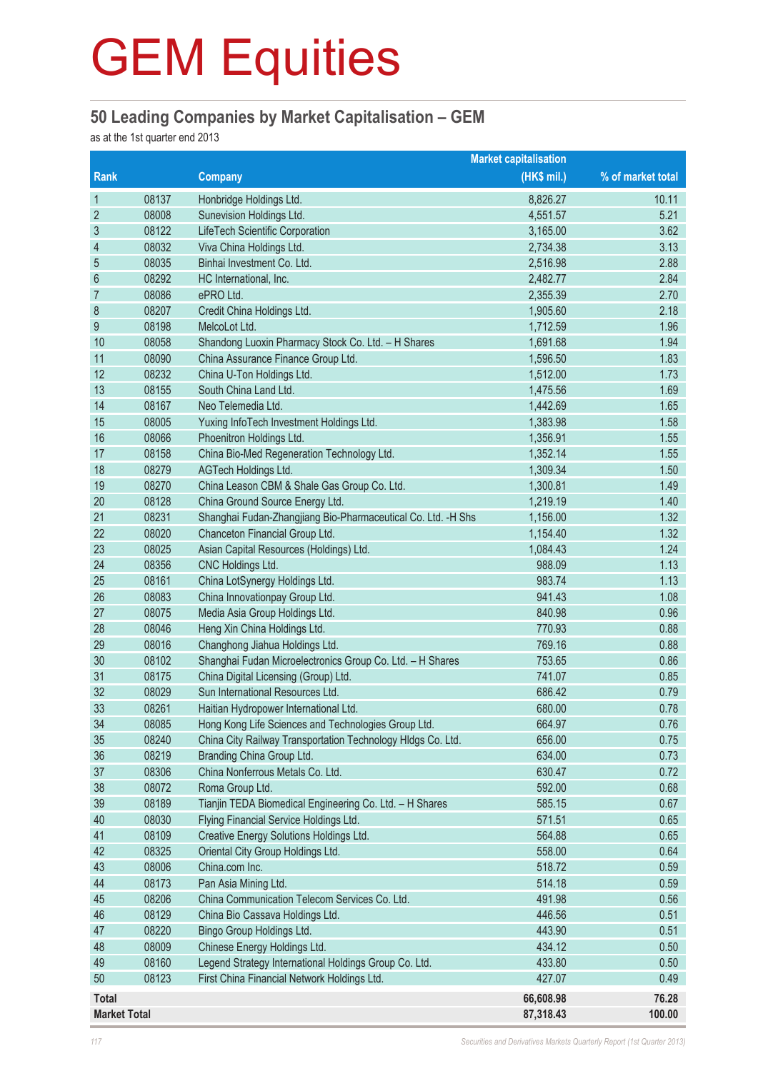# GEM Equities

## 50 Leading Companies by Market Capitalisation – GEM

as at the 1st quarter end 2013

| Rank | | Company | Market capitalisation (HK$ mil.) | % of market total |
|---|---|---|---|---|
| 1 | 08137 | Honbridge Holdings Ltd. | 8,826.27 | 10.11 |
| 2 | 08008 | Sunevision Holdings Ltd. | 4,551.57 | 5.21 |
| 3 | 08122 | LifeTech Scientific Corporation | 3,165.00 | 3.62 |
| 4 | 08032 | Viva China Holdings Ltd. | 2,734.38 | 3.13 |
| 5 | 08035 | Binhai Investment Co. Ltd. | 2,516.98 | 2.88 |
| 6 | 08292 | HC International, Inc. | 2,482.77 | 2.84 |
| 7 | 08086 | ePRO Ltd. | 2,355.39 | 2.70 |
| 8 | 08207 | Credit China Holdings Ltd. | 1,905.60 | 2.18 |
| 9 | 08198 | MelcoLot Ltd. | 1,712.59 | 1.96 |
| 10 | 08058 | Shandong Luoxin Pharmacy Stock Co. Ltd. – H Shares | 1,691.68 | 1.94 |
| 11 | 08090 | China Assurance Finance Group Ltd. | 1,596.50 | 1.83 |
| 12 | 08232 | China U-Ton Holdings Ltd. | 1,512.00 | 1.73 |
| 13 | 08155 | South China Land Ltd. | 1,475.56 | 1.69 |
| 14 | 08167 | Neo Telemedia Ltd. | 1,442.69 | 1.65 |
| 15 | 08005 | Yuxing InfoTech Investment Holdings Ltd. | 1,383.98 | 1.58 |
| 16 | 08066 | Phoenitron Holdings Ltd. | 1,356.91 | 1.55 |
| 17 | 08158 | China Bio-Med Regeneration Technology Ltd. | 1,352.14 | 1.55 |
| 18 | 08279 | AGTech Holdings Ltd. | 1,309.34 | 1.50 |
| 19 | 08270 | China Leason CBM & Shale Gas Group Co. Ltd. | 1,300.81 | 1.49 |
| 20 | 08128 | China Ground Source Energy Ltd. | 1,219.19 | 1.40 |
| 21 | 08231 | Shanghai Fudan-Zhangjiang Bio-Pharmaceutical Co. Ltd. -H Shs | 1,156.00 | 1.32 |
| 22 | 08020 | Chanceton Financial Group Ltd. | 1,154.40 | 1.32 |
| 23 | 08025 | Asian Capital Resources (Holdings) Ltd. | 1,084.43 | 1.24 |
| 24 | 08356 | CNC Holdings Ltd. | 988.09 | 1.13 |
| 25 | 08161 | China LotSynergy Holdings Ltd. | 983.74 | 1.13 |
| 26 | 08083 | China Innovationpay Group Ltd. | 941.43 | 1.08 |
| 27 | 08075 | Media Asia Group Holdings Ltd. | 840.98 | 0.96 |
| 28 | 08046 | Heng Xin China Holdings Ltd. | 770.93 | 0.88 |
| 29 | 08016 | Changhong Jiahua Holdings Ltd. | 769.16 | 0.88 |
| 30 | 08102 | Shanghai Fudan Microelectronics Group Co. Ltd. – H Shares | 753.65 | 0.86 |
| 31 | 08175 | China Digital Licensing (Group) Ltd. | 741.07 | 0.85 |
| 32 | 08029 | Sun International Resources Ltd. | 686.42 | 0.79 |
| 33 | 08261 | Haitian Hydropower International Ltd. | 680.00 | 0.78 |
| 34 | 08085 | Hong Kong Life Sciences and Technologies Group Ltd. | 664.97 | 0.76 |
| 35 | 08240 | China City Railway Transportation Technology Hldgs Co. Ltd. | 656.00 | 0.75 |
| 36 | 08219 | Branding China Group Ltd. | 634.00 | 0.73 |
| 37 | 08306 | China Nonferrous Metals Co. Ltd. | 630.47 | 0.72 |
| 38 | 08072 | Roma Group Ltd. | 592.00 | 0.68 |
| 39 | 08189 | Tianjin TEDA Biomedical Engineering Co. Ltd. – H Shares | 585.15 | 0.67 |
| 40 | 08030 | Flying Financial Service Holdings Ltd. | 571.51 | 0.65 |
| 41 | 08109 | Creative Energy Solutions Holdings Ltd. | 564.88 | 0.65 |
| 42 | 08325 | Oriental City Group Holdings Ltd. | 558.00 | 0.64 |
| 43 | 08006 | China.com Inc. | 518.72 | 0.59 |
| 44 | 08173 | Pan Asia Mining Ltd. | 514.18 | 0.59 |
| 45 | 08206 | China Communication Telecom Services Co. Ltd. | 491.98 | 0.56 |
| 46 | 08129 | China Bio Cassava Holdings Ltd. | 446.56 | 0.51 |
| 47 | 08220 | Bingo Group Holdings Ltd. | 443.90 | 0.51 |
| 48 | 08009 | Chinese Energy Holdings Ltd. | 434.12 | 0.50 |
| 49 | 08160 | Legend Strategy International Holdings Group Co. Ltd. | 433.80 | 0.50 |
| 50 | 08123 | First China Financial Network Holdings Ltd. | 427.07 | 0.49 |
| **Total** | | | **66,608.98** | **76.28** |
| **Market Total** | | | **87,318.43** | **100.00** |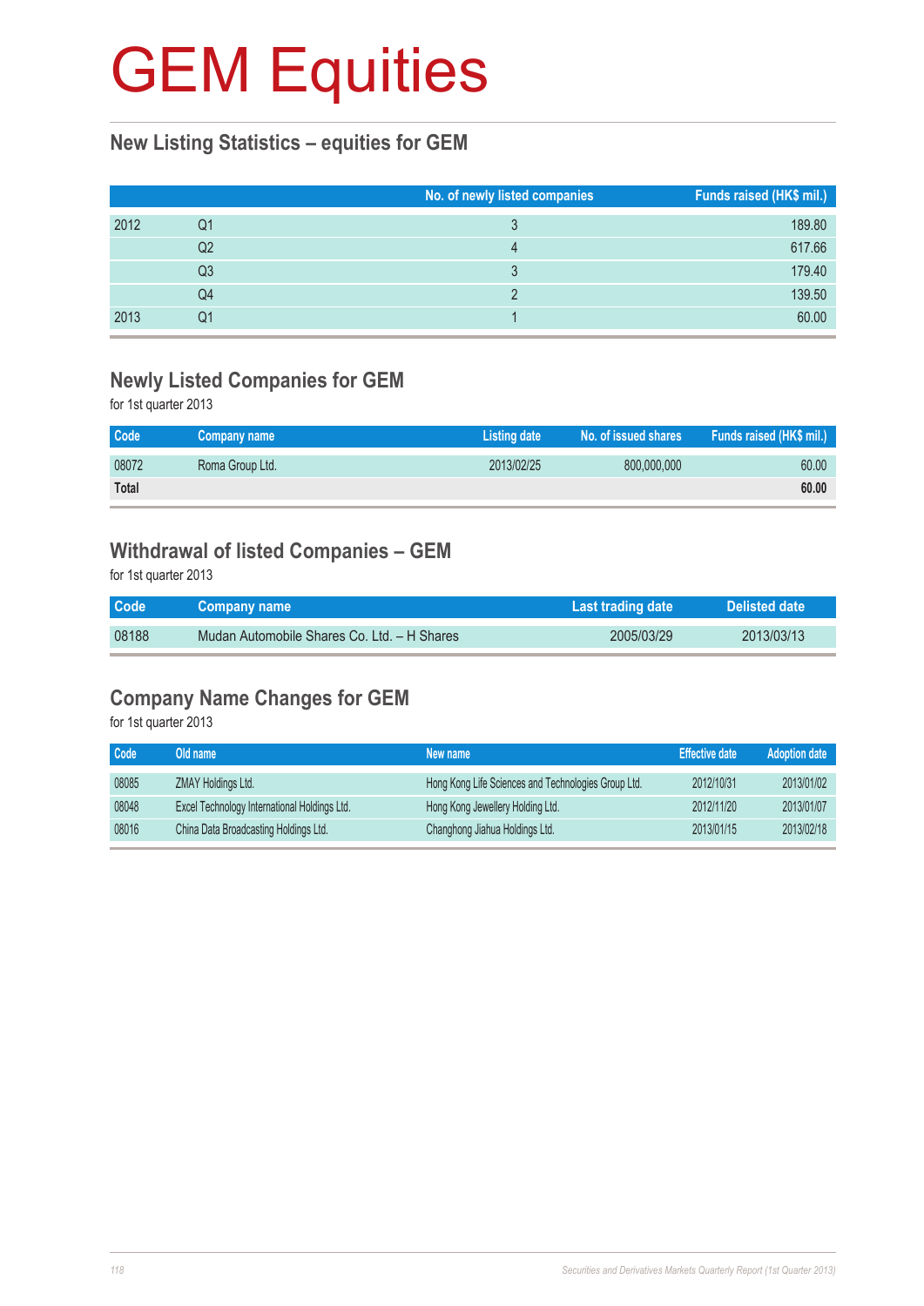# GEM Equities

## New Listing Statistics – equities for GEM

| | | No. of newly listed companies | Funds raised (HK$ mil.) |
|---|---|---|---|
| 2012 | Q1 | 3 | 189.80 |
| | Q2 | 4 | 617.66 |
| | Q3 | 3 | 179.40 |
| | Q4 | 2 | 139.50 |
| 2013 | Q1 | 1 | 60.00 |

## Newly Listed Companies for GEM

for 1st quarter 2013

| Code | Company name | Listing date | No. of issued shares | Funds raised (HK$ mil.) |
|---|---|---|---|---|
| 08072 | Roma Group Ltd. | 2013/02/25 | 800,000,000 | 60.00 |
| **Total** | | | | **60.00** |

## Withdrawal of listed Companies – GEM

for 1st quarter 2013

| Code | Company name | Last trading date | Delisted date |
|---|---|---|---|
| 08188 | Mudan Automobile Shares Co. Ltd. – H Shares | 2005/03/29 | 2013/03/13 |

## Company Name Changes for GEM

for 1st quarter 2013

| Code | Old name | New name | Effective date | Adoption date |
|---|---|---|---|---|
| 08085 | ZMAY Holdings Ltd. | Hong Kong Life Sciences and Technologies Group Ltd. | 2012/10/31 | 2013/01/02 |
| 08048 | Excel Technology International Holdings Ltd. | Hong Kong Jewellery Holding Ltd. | 2012/11/20 | 2013/01/07 |
| 08016 | China Data Broadcasting Holdings Ltd. | Changhong Jiahua Holdings Ltd. | 2013/01/15 | 2013/02/18 |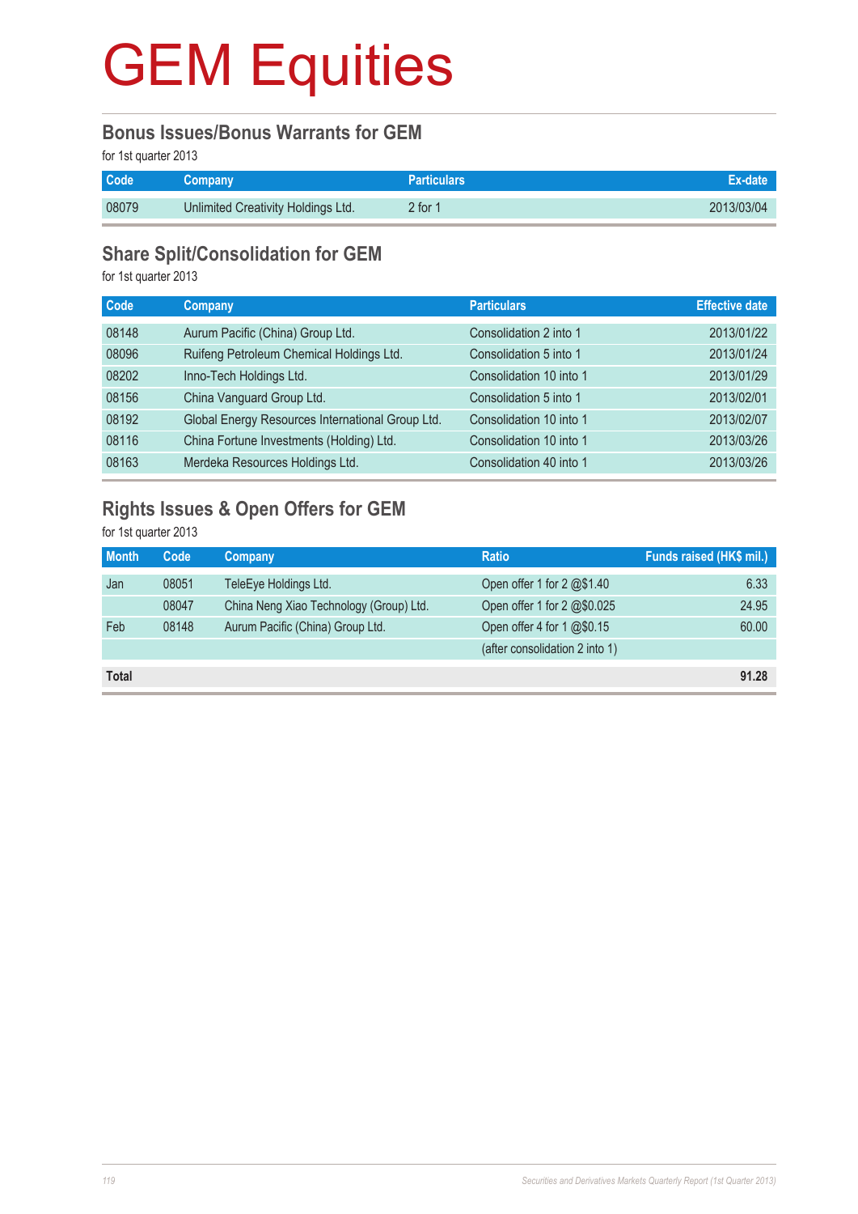# GEM Equities

## Bonus Issues/Bonus Warrants for GEM

for 1st quarter 2013

| Code | Company | Particulars | Ex-date |
|---|---|---|---|
| 08079 | Unlimited Creativity Holdings Ltd. | 2 for 1 | 2013/03/04 |

## Share Split/Consolidation for GEM

for 1st quarter 2013

| Code | Company | Particulars | Effective date |
|---|---|---|---|
| 08148 | Aurum Pacific (China) Group Ltd. | Consolidation 2 into 1 | 2013/01/22 |
| 08096 | Ruifeng Petroleum Chemical Holdings Ltd. | Consolidation 5 into 1 | 2013/01/24 |
| 08202 | Inno-Tech Holdings Ltd. | Consolidation 10 into 1 | 2013/01/29 |
| 08156 | China Vanguard Group Ltd. | Consolidation 5 into 1 | 2013/02/01 |
| 08192 | Global Energy Resources International Group Ltd. | Consolidation 10 into 1 | 2013/02/07 |
| 08116 | China Fortune Investments (Holding) Ltd. | Consolidation 10 into 1 | 2013/03/26 |
| 08163 | Merdeka Resources Holdings Ltd. | Consolidation 40 into 1 | 2013/03/26 |

## Rights Issues & Open Offers for GEM

for 1st quarter 2013

| Month | Code | Company | Ratio | Funds raised (HK$ mil.) |
|---|---|---|---|---|
| Jan | 08051 | TeleEye Holdings Ltd. | Open offer 1 for 2 @$1.40 | 6.33 |
| | 08047 | China Neng Xiao Technology (Group) Ltd. | Open offer 1 for 2 @$0.025 | 24.95 |
| Feb | 08148 | Aurum Pacific (China) Group Ltd. | Open offer 4 for 1 @$0.15 | 60.00 |
| | | | (after consolidation 2 into 1) | |
| **Total** | | | | **91.28** |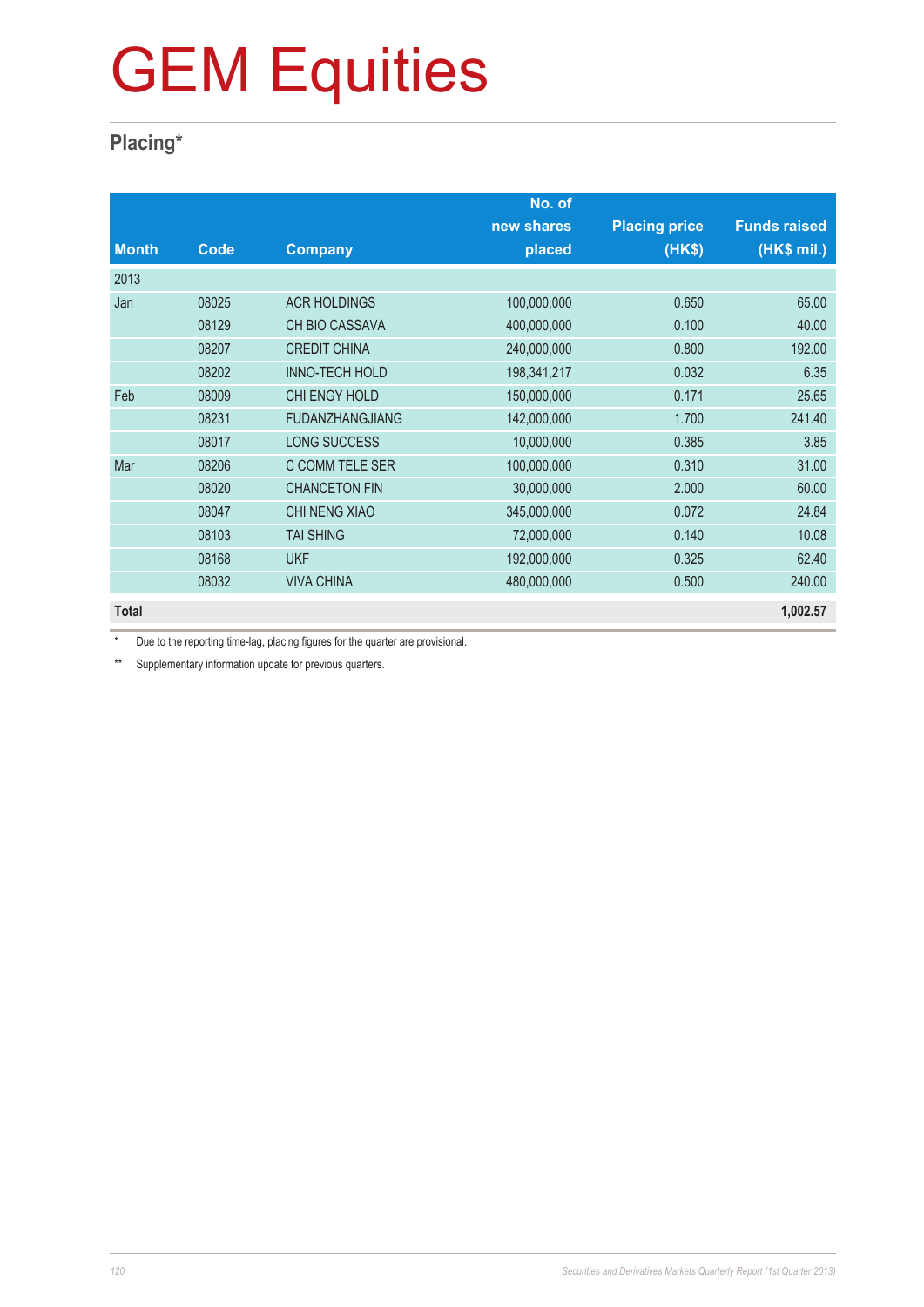# GEM Equities

## Placing*

| Month | Code | Company | No. of new shares placed | Placing price (HK$) | Funds raised (HK$ mil.) |
|---|---|---|---|---|---|
| 2013 | | | | | |
| Jan | 08025 | ACR HOLDINGS | 100,000,000 | 0.650 | 65.00 |
| | 08129 | CH BIO CASSAVA | 400,000,000 | 0.100 | 40.00 |
| | 08207 | CREDIT CHINA | 240,000,000 | 0.800 | 192.00 |
| | 08202 | INNO-TECH HOLD | 198,341,217 | 0.032 | 6.35 |
| Feb | 08009 | CHI ENGY HOLD | 150,000,000 | 0.171 | 25.65 |
| | 08231 | FUDANZHANGJIANG | 142,000,000 | 1.700 | 241.40 |
| | 08017 | LONG SUCCESS | 10,000,000 | 0.385 | 3.85 |
| Mar | 08206 | C COMM TELE SER | 100,000,000 | 0.310 | 31.00 |
| | 08020 | CHANCETON FIN | 30,000,000 | 2.000 | 60.00 |
| | 08047 | CHI NENG XIAO | 345,000,000 | 0.072 | 24.84 |
| | 08103 | TAI SHING | 72,000,000 | 0.140 | 10.08 |
| | 08168 | UKF | 192,000,000 | 0.325 | 62.40 |
| | 08032 | VIVA CHINA | 480,000,000 | 0.500 | 240.00 |
| **Total** | | | | | **1,002.57** |

\* Due to the reporting time-lag, placing figures for the quarter are provisional.

\** Supplementary information update for previous quarters.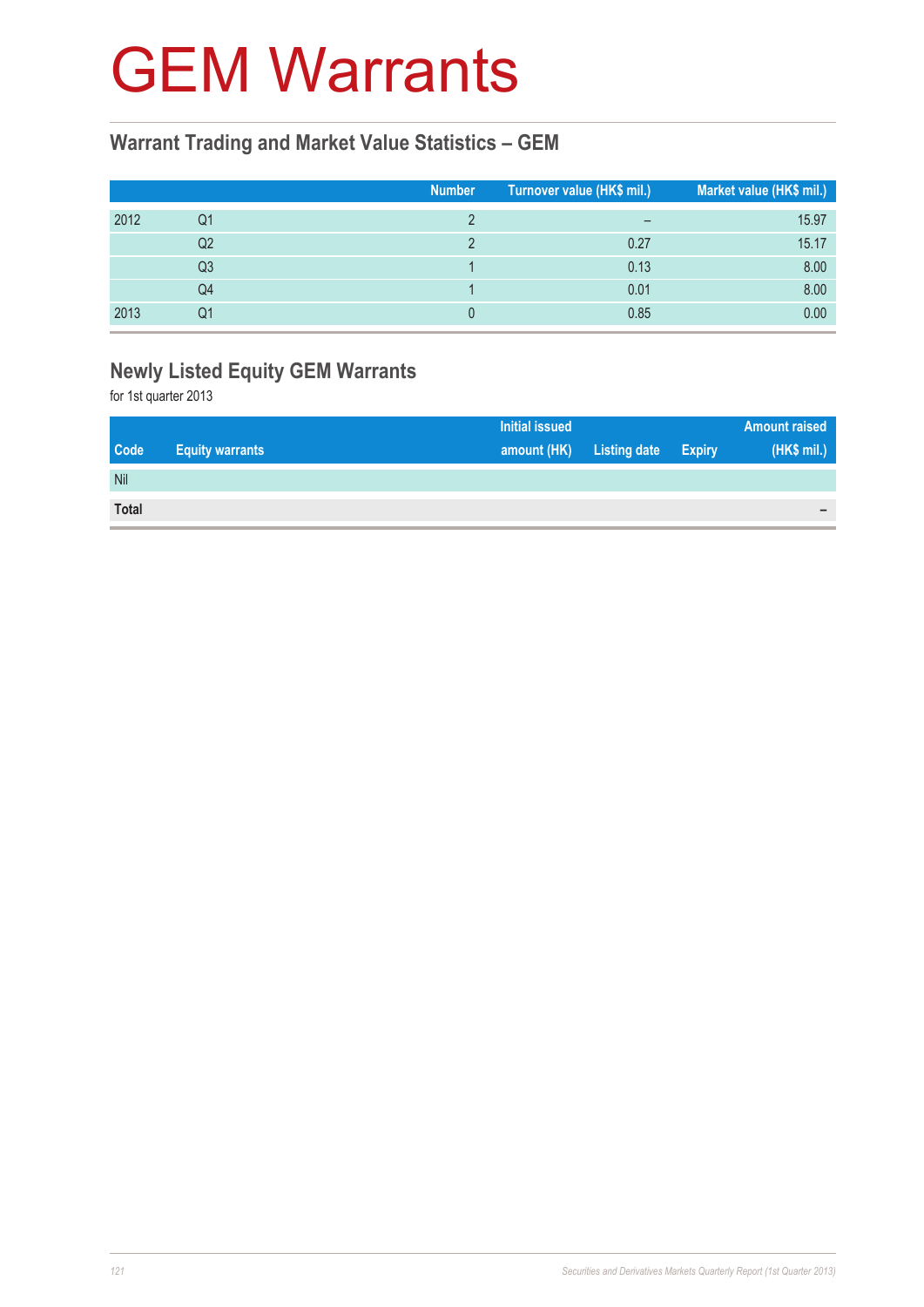# GEM Warrants

## Warrant Trading and Market Value Statistics – GEM

| | | Number | Turnover value (HK$ mil.) | Market value (HK$ mil.) |
|---|---|---|---|---|
| 2012 | Q1 | 2 | – | 15.97 |
| | Q2 | 2 | 0.27 | 15.17 |
| | Q3 | 1 | 0.13 | 8.00 |
| | Q4 | 1 | 0.01 | 8.00 |
| 2013 | Q1 | 0 | 0.85 | 0.00 |

## Newly Listed Equity GEM Warrants

for 1st quarter 2013

| Code | Equity warrants | Initial issued amount (HK) | Listing date | Expiry | Amount raised (HK$ mil.) |
|---|---|---|---|---|---|
| Nil | | | | | |
| **Total** | | | | | – |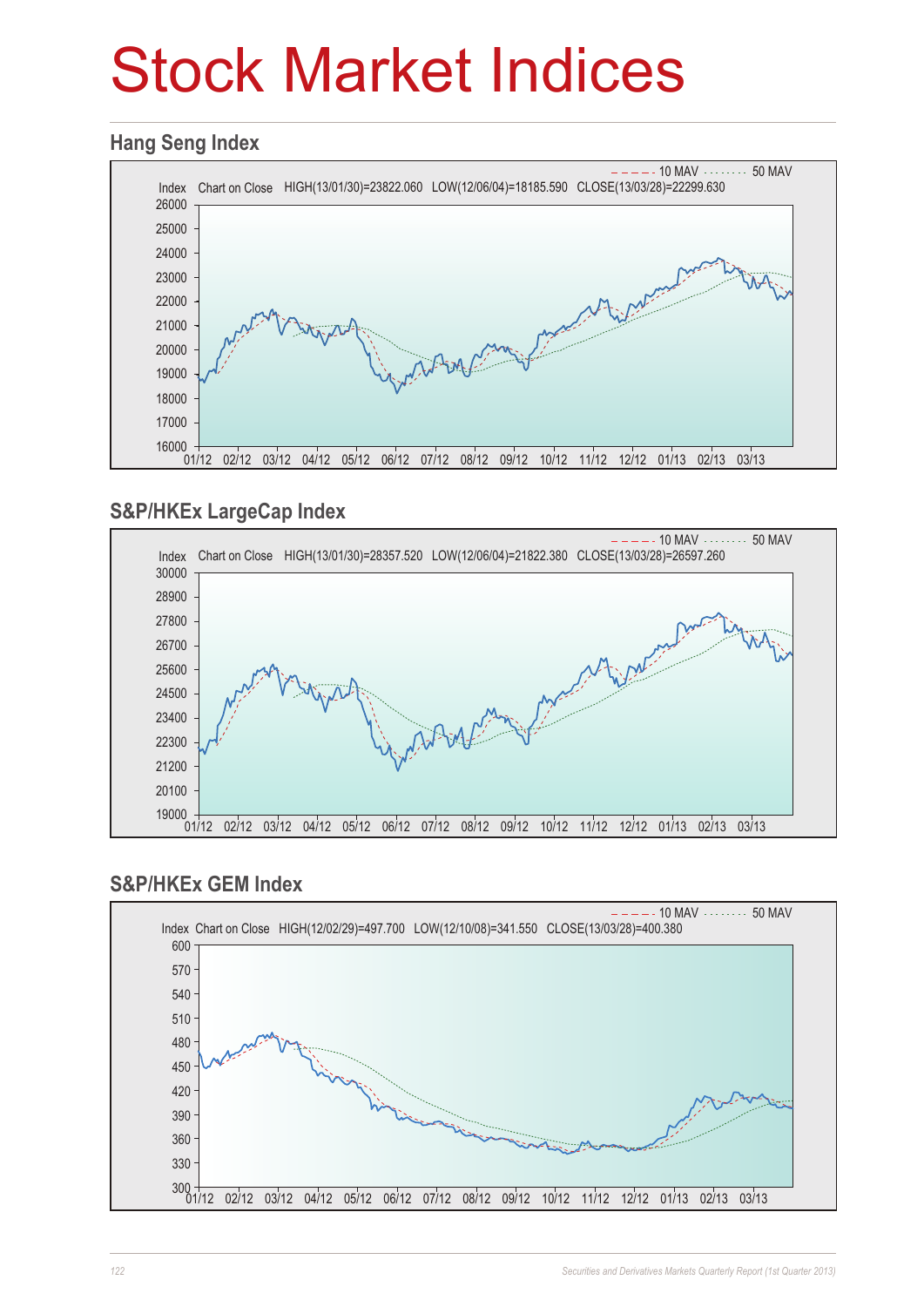# Stock Market Indices

## Hang Seng Index

10 MAV · 50 MAV

Index Chart on Close HIGH(13/01/30)=23822.060 LOW(12/06/04)=18185.590 CLOSE(13/03/28)=22299.630

## S&P/HKEx LargeCap Index

10 MAV · 50 MAV

Index Chart on Close HIGH(13/01/30)=28357.520 LOW(12/06/04)=21822.380 CLOSE(13/03/28)=26597.260

## S&P/HKEx GEM Index

10 MAV · 50 MAV

Index Chart on Close HIGH(12/02/29)=497.700 LOW(12/10/08)=341.550 CLOSE(13/03/28)=400.380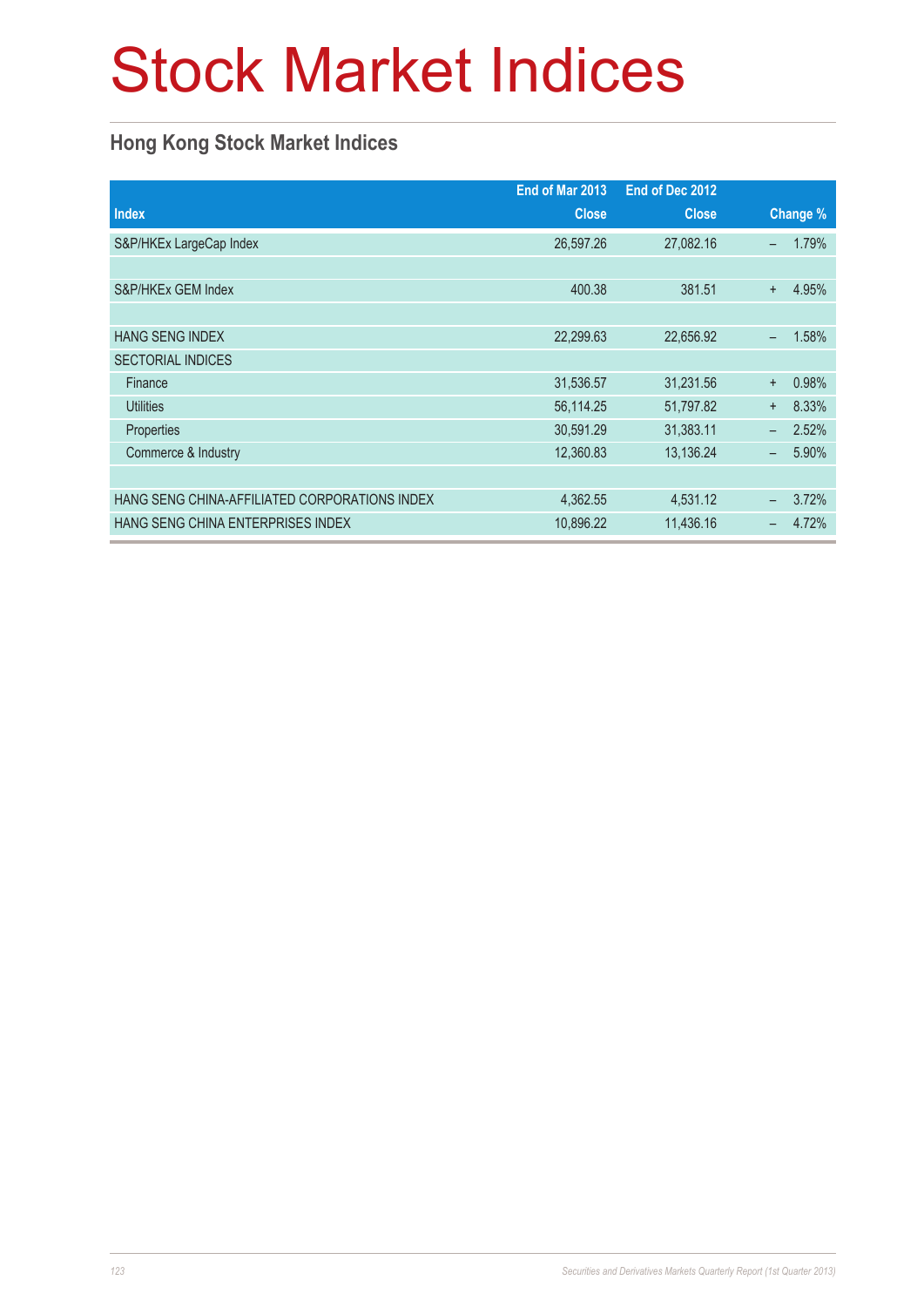# Stock Market Indices

## Hong Kong Stock Market Indices

| Index | End of Mar 2013 Close | End of Dec 2012 Close | Change % |
|---|---|---|---|
| S&P/HKEx LargeCap Index | 26,597.26 | 27,082.16 | – 1.79% |
| | | | |
| S&P/HKEx GEM Index | 400.38 | 381.51 | + 4.95% |
| | | | |
| HANG SENG INDEX | 22,299.63 | 22,656.92 | – 1.58% |
| SECTORIAL INDICES | | | |
| Finance | 31,536.57 | 31,231.56 | + 0.98% |
| Utilities | 56,114.25 | 51,797.82 | + 8.33% |
| Properties | 30,591.29 | 31,383.11 | – 2.52% |
| Commerce & Industry | 12,360.83 | 13,136.24 | – 5.90% |
| | | | |
| HANG SENG CHINA-AFFILIATED CORPORATIONS INDEX | 4,362.55 | 4,531.12 | – 3.72% |
| HANG SENG CHINA ENTERPRISES INDEX | 10,896.22 | 11,436.16 | – 4.72% |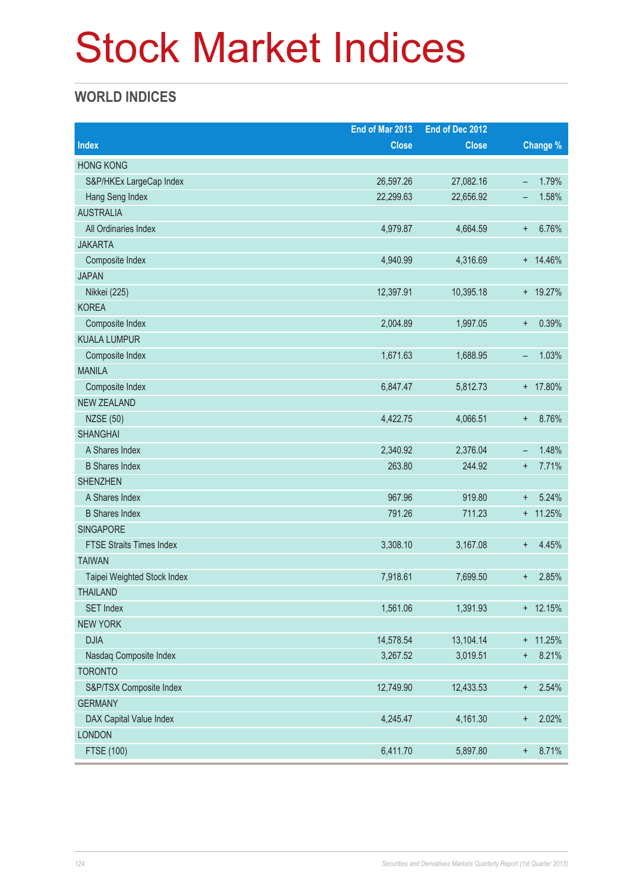# Stock Market Indices

## WORLD INDICES

| Index | End of Mar 2013 Close | End of Dec 2012 Close | Change % |
|---|---|---|---|
| HONG KONG | | | |
| S&P/HKEx LargeCap Index | 26,597.26 | 27,082.16 | – 1.79% |
| Hang Seng Index | 22,299.63 | 22,656.92 | – 1.58% |
| AUSTRALIA | | | |
| All Ordinaries Index | 4,979.87 | 4,664.59 | + 6.76% |
| JAKARTA | | | |
| Composite Index | 4,940.99 | 4,316.69 | + 14.46% |
| JAPAN | | | |
| Nikkei (225) | 12,397.91 | 10,395.18 | + 19.27% |
| KOREA | | | |
| Composite Index | 2,004.89 | 1,997.05 | + 0.39% |
| KUALA LUMPUR | | | |
| Composite Index | 1,671.63 | 1,688.95 | – 1.03% |
| MANILA | | | |
| Composite Index | 6,847.47 | 5,812.73 | + 17.80% |
| NEW ZEALAND | | | |
| NZSE (50) | 4,422.75 | 4,066.51 | + 8.76% |
| SHANGHAI | | | |
| A Shares Index | 2,340.92 | 2,376.04 | – 1.48% |
| B Shares Index | 263.80 | 244.92 | + 7.71% |
| SHENZHEN | | | |
| A Shares Index | 967.96 | 919.80 | + 5.24% |
| B Shares Index | 791.26 | 711.23 | + 11.25% |
| SINGAPORE | | | |
| FTSE Straits Times Index | 3,308.10 | 3,167.08 | + 4.45% |
| TAIWAN | | | |
| Taipei Weighted Stock Index | 7,918.61 | 7,699.50 | + 2.85% |
| THAILAND | | | |
| SET Index | 1,561.06 | 1,391.93 | + 12.15% |
| NEW YORK | | | |
| DJIA | 14,578.54 | 13,104.14 | + 11.25% |
| Nasdaq Composite Index | 3,267.52 | 3,019.51 | + 8.21% |
| TORONTO | | | |
| S&P/TSX Composite Index | 12,749.90 | 12,433.53 | + 2.54% |
| GERMANY | | | |
| DAX Capital Value Index | 4,245.47 | 4,161.30 | + 2.02% |
| LONDON | | | |
| FTSE (100) | 6,411.70 | 5,897.80 | + 8.71% |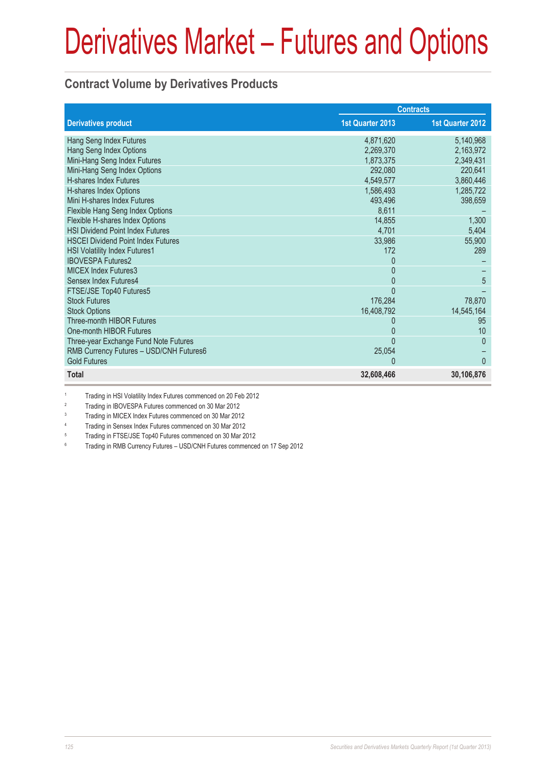# Derivatives Market – Futures and Options

## Contract Volume by Derivatives Products

| Derivatives product | Contracts | |
|---|---|---|
| | 1st Quarter 2013 | 1st Quarter 2012 |
| Hang Seng Index Futures | 4,871,620 | 5,140,968 |
| Hang Seng Index Options | 2,269,370 | 2,163,972 |
| Mini-Hang Seng Index Futures | 1,873,375 | 2,349,431 |
| Mini-Hang Seng Index Options | 292,080 | 220,641 |
| H-shares Index Futures | 4,549,577 | 3,860,446 |
| H-shares Index Options | 1,586,493 | 1,285,722 |
| Mini H-shares Index Futures | 493,496 | 398,659 |
| Flexible Hang Seng Index Options | 8,611 | – |
| Flexible H-shares Index Options | 14,855 | 1,300 |
| HSI Dividend Point Index Futures | 4,701 | 5,404 |
| HSCEI Dividend Point Index Futures | 33,986 | 55,900 |
| HSI Volatility Index Futures[1] | 172 | 289 |
| IBOVESPA Futures[2] | 0 | – |
| MICEX Index Futures[3] | 0 | – |
| Sensex Index Futures[4] | 0 | 5 |
| FTSE/JSE Top40 Futures[5] | 0 | – |
| Stock Futures | 176,284 | 78,870 |
| Stock Options | 16,408,792 | 14,545,164 |
| Three-month HIBOR Futures | 0 | 95 |
| One-month HIBOR Futures | 0 | 10 |
| Three-year Exchange Fund Note Futures | 0 | 0 |
| RMB Currency Futures – USD/CNH Futures[6] | 25,054 | – |
| Gold Futures | 0 | 0 |
| **Total** | **32,608,466** | **30,106,876** |

[1] Trading in HSI Volatility Index Futures commenced on 20 Feb 2012

[2] Trading in IBOVESPA Futures commenced on 30 Mar 2012

[3] Trading in MICEX Index Futures commenced on 30 Mar 2012

[4] Trading in Sensex Index Futures commenced on 30 Mar 2012

[5] Trading in FTSE/JSE Top40 Futures commenced on 30 Mar 2012

[6] Trading in RMB Currency Futures – USD/CNH Futures commenced on 17 Sep 2012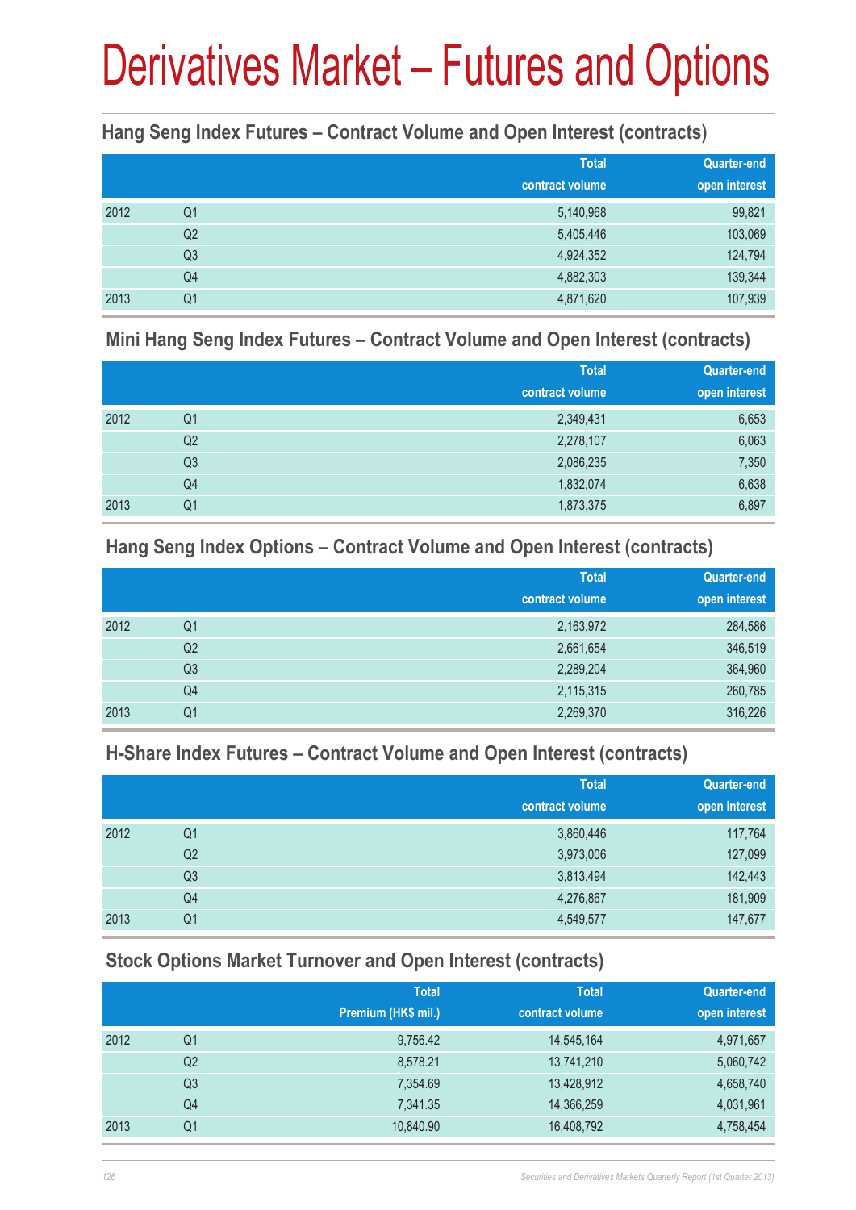# Derivatives Market – Futures and Options

### Hang Seng Index Futures – Contract Volume and Open Interest (contracts)

| | | Total contract volume | Quarter-end open interest |
|---|---|---|---|
| 2012 | Q1 | 5,140,968 | 99,821 |
| | Q2 | 5,405,446 | 103,069 |
| | Q3 | 4,924,352 | 124,794 |
| | Q4 | 4,882,303 | 139,344 |
| 2013 | Q1 | 4,871,620 | 107,939 |

### Mini Hang Seng Index Futures – Contract Volume and Open Interest (contracts)

| | | Total contract volume | Quarter-end open interest |
|---|---|---|---|
| 2012 | Q1 | 2,349,431 | 6,653 |
| | Q2 | 2,278,107 | 6,063 |
| | Q3 | 2,086,235 | 7,350 |
| | Q4 | 1,832,074 | 6,638 |
| 2013 | Q1 | 1,873,375 | 6,897 |

### Hang Seng Index Options – Contract Volume and Open Interest (contracts)

| | | Total contract volume | Quarter-end open interest |
|---|---|---|---|
| 2012 | Q1 | 2,163,972 | 284,586 |
| | Q2 | 2,661,654 | 346,519 |
| | Q3 | 2,289,204 | 364,960 |
| | Q4 | 2,115,315 | 260,785 |
| 2013 | Q1 | 2,269,370 | 316,226 |

### H-Share Index Futures – Contract Volume and Open Interest (contracts)

| | | Total contract volume | Quarter-end open interest |
|---|---|---|---|
| 2012 | Q1 | 3,860,446 | 117,764 |
| | Q2 | 3,973,006 | 127,099 |
| | Q3 | 3,813,494 | 142,443 |
| | Q4 | 4,276,867 | 181,909 |
| 2013 | Q1 | 4,549,577 | 147,677 |

### Stock Options Market Turnover and Open Interest (contracts)

| | | Total Premium (HK$ mil.) | Total contract volume | Quarter-end open interest |
|---|---|---|---|---|
| 2012 | Q1 | 9,756.42 | 14,545,164 | 4,971,657 |
| | Q2 | 8,578.21 | 13,741,210 | 5,060,742 |
| | Q3 | 7,354.69 | 13,428,912 | 4,658,740 |
| | Q4 | 7,341.35 | 14,366,259 | 4,031,961 |
| 2013 | Q1 | 10,840.90 | 16,408,792 | 4,758,454 |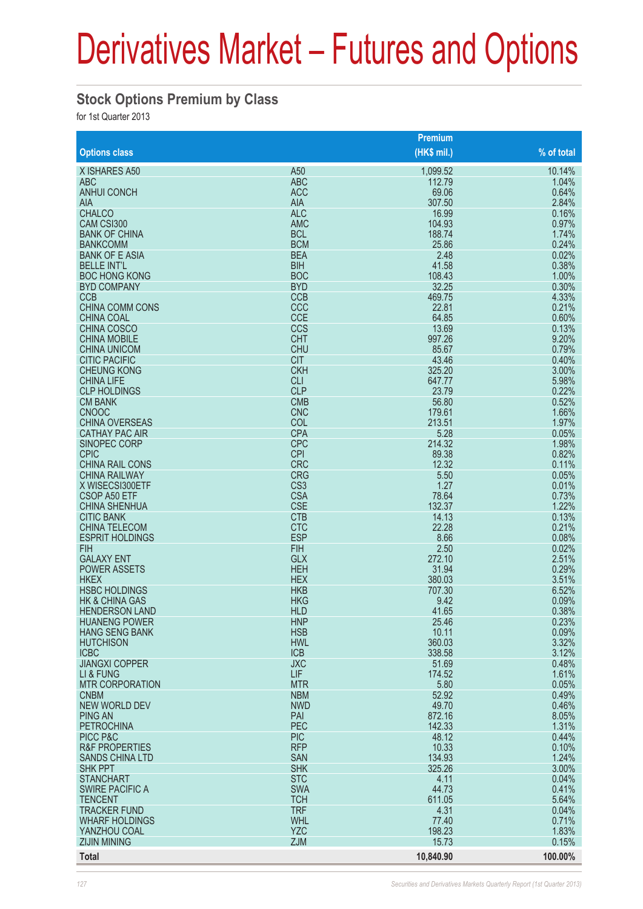# Derivatives Market – Futures and Options

## Stock Options Premium by Class

for 1st Quarter 2013

| Options class | | Premium (HK$ mil.) | % of total |
|---|---|---|---|
| X ISHARES A50 | A50 | 1,099.52 | 10.14% |
| ABC | ABC | 112.79 | 1.04% |
| ANHUI CONCH | ACC | 69.06 | 0.64% |
| AIA | AIA | 307.50 | 2.84% |
| CHALCO | ALC | 16.99 | 0.16% |
| CAM CSI300 | AMC | 104.93 | 0.97% |
| BANK OF CHINA | BCL | 188.74 | 1.74% |
| BANKCOMM | BCM | 25.86 | 0.24% |
| BANK OF E ASIA | BEA | 2.48 | 0.02% |
| BELLE INT'L | BIH | 41.58 | 0.38% |
| BOC HONG KONG | BOC | 108.43 | 1.00% |
| BYD COMPANY | BYD | 32.25 | 0.30% |
| CCB | CCB | 469.75 | 4.33% |
| CHINA COMM CONS | CCC | 22.81 | 0.21% |
| CHINA COAL | CCE | 64.85 | 0.60% |
| CHINA COSCO | CCS | 13.69 | 0.13% |
| CHINA MOBILE | CHT | 997.26 | 9.20% |
| CHINA UNICOM | CHU | 85.67 | 0.79% |
| CITIC PACIFIC | CIT | 43.46 | 0.40% |
| CHEUNG KONG | CKH | 325.20 | 3.00% |
| CHINA LIFE | CLI | 647.77 | 5.98% |
| CLP HOLDINGS | CLP | 23.79 | 0.22% |
| CM BANK | CMB | 56.80 | 0.52% |
| CNOOC | CNC | 179.61 | 1.66% |
| CHINA OVERSEAS | COL | 213.51 | 1.97% |
| CATHAY PAC AIR | CPA | 5.28 | 0.05% |
| SINOPEC CORP | CPC | 214.32 | 1.98% |
| CPIC | CPI | 89.38 | 0.82% |
| CHINA RAIL CONS | CRC | 12.32 | 0.11% |
| CHINA RAILWAY | CRG | 5.50 | 0.05% |
| X WISECSI300ETF | CS3 | 1.27 | 0.01% |
| CSOP A50 ETF | CSA | 78.64 | 0.73% |
| CHINA SHENHUA | CSE | 132.37 | 1.22% |
| CITIC BANK | CTB | 14.13 | 0.13% |
| CHINA TELECOM | CTC | 22.28 | 0.21% |
| ESPRIT HOLDINGS | ESP | 8.66 | 0.08% |
| FIH | FIH | 2.50 | 0.02% |
| GALAXY ENT | GLX | 272.10 | 2.51% |
| POWER ASSETS | HEH | 31.94 | 0.29% |
| HKEX | HEX | 380.03 | 3.51% |
| HSBC HOLDINGS | HKB | 707.30 | 6.52% |
| HK & CHINA GAS | HKG | 9.42 | 0.09% |
| HENDERSON LAND | HLD | 41.65 | 0.38% |
| HUANENG POWER | HNP | 25.46 | 0.23% |
| HANG SENG BANK | HSB | 10.11 | 0.09% |
| HUTCHISON | HWL | 360.03 | 3.32% |
| ICBC | ICB | 338.58 | 3.12% |
| JIANGXI COPPER | JXC | 51.69 | 0.48% |
| LI & FUNG | LIF | 174.52 | 1.61% |
| MTR CORPORATION | MTR | 5.80 | 0.05% |
| CNBM | NBM | 52.92 | 0.49% |
| NEW WORLD DEV | NWD | 49.70 | 0.46% |
| PING AN | PAI | 872.16 | 8.05% |
| PETROCHINA | PEC | 142.33 | 1.31% |
| PICC P&C | PIC | 48.12 | 0.44% |
| R&F PROPERTIES | RFP | 10.33 | 0.10% |
| SANDS CHINA LTD | SAN | 134.93 | 1.24% |
| SHK PPT | SHK | 325.26 | 3.00% |
| STANCHART | STC | 4.11 | 0.04% |
| SWIRE PACIFIC A | SWA | 44.73 | 0.41% |
| TENCENT | TCH | 611.05 | 5.64% |
| TRACKER FUND | TRF | 4.31 | 0.04% |
| WHARF HOLDINGS | WHL | 77.40 | 0.71% |
| YANZHOU COAL | YZC | 198.23 | 1.83% |
| ZIJIN MINING | ZJM | 15.73 | 0.15% |
| **Total** | | **10,840.90** | **100.00%** |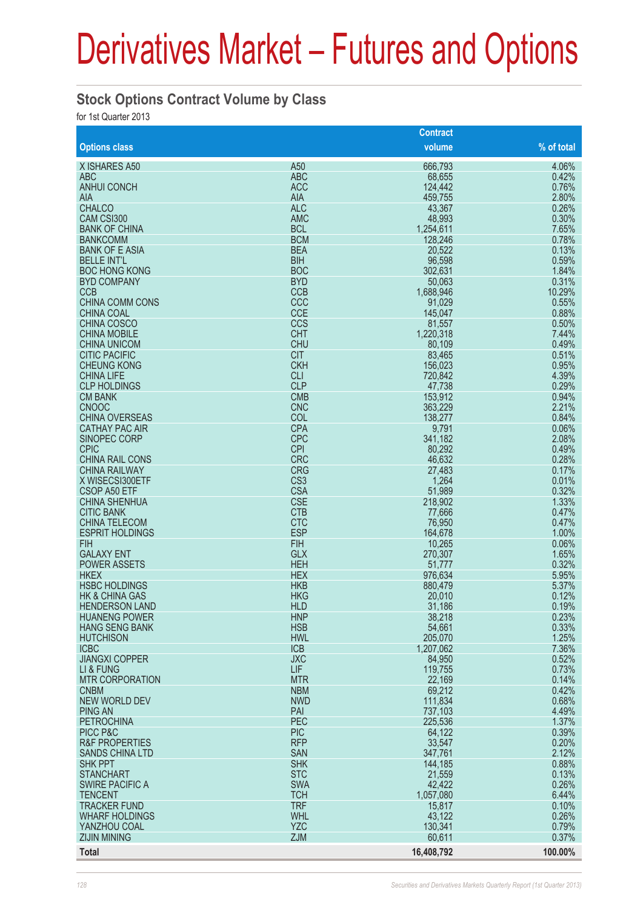# Derivatives Market – Futures and Options

## Stock Options Contract Volume by Class

for 1st Quarter 2013

| Options class | | Contract volume | % of total |
|---|---|---|---|
| X ISHARES A50 | A50 | 666,793 | 4.06% |
| ABC | ABC | 68,655 | 0.42% |
| ANHUI CONCH | ACC | 124,442 | 0.76% |
| AIA | AIA | 459,755 | 2.80% |
| CHALCO | ALC | 43,367 | 0.26% |
| CAM CSI300 | AMC | 48,993 | 0.30% |
| BANK OF CHINA | BCL | 1,254,611 | 7.65% |
| BANKCOMM | BCM | 128,246 | 0.78% |
| BANK OF E ASIA | BEA | 20,522 | 0.13% |
| BELLE INT'L | BIH | 96,598 | 0.59% |
| BOC HONG KONG | BOC | 302,631 | 1.84% |
| BYD COMPANY | BYD | 50,063 | 0.31% |
| CCB | CCB | 1,688,946 | 10.29% |
| CHINA COMM CONS | CCC | 91,029 | 0.55% |
| CHINA COAL | CCE | 145,047 | 0.88% |
| CHINA COSCO | CCS | 81,557 | 0.50% |
| CHINA MOBILE | CHT | 1,220,318 | 7.44% |
| CHINA UNICOM | CHU | 80,109 | 0.49% |
| CITIC PACIFIC | CIT | 83,465 | 0.51% |
| CHEUNG KONG | CKH | 156,023 | 0.95% |
| CHINA LIFE | CLI | 720,842 | 4.39% |
| CLP HOLDINGS | CLP | 47,738 | 0.29% |
| CM BANK | CMB | 153,912 | 0.94% |
| CNOOC | CNC | 363,229 | 2.21% |
| CHINA OVERSEAS | COL | 138,277 | 0.84% |
| CATHAY PAC AIR | CPA | 9,791 | 0.06% |
| SINOPEC CORP | CPC | 341,182 | 2.08% |
| CPIC | CPI | 80,292 | 0.49% |
| CHINA RAIL CONS | CRC | 46,632 | 0.28% |
| CHINA RAILWAY | CRG | 27,483 | 0.17% |
| X WISECSI300ETF | CS3 | 1,264 | 0.01% |
| CSOP A50 ETF | CSA | 51,989 | 0.32% |
| CHINA SHENHUA | CSE | 218,902 | 1.33% |
| CITIC BANK | CTB | 77,666 | 0.47% |
| CHINA TELECOM | CTC | 76,950 | 0.47% |
| ESPRIT HOLDINGS | ESP | 164,678 | 1.00% |
| FIH | FIH | 10,265 | 0.06% |
| GALAXY ENT | GLX | 270,307 | 1.65% |
| POWER ASSETS | HEH | 51,777 | 0.32% |
| HKEX | HEX | 976,634 | 5.95% |
| HSBC HOLDINGS | HKB | 880,479 | 5.37% |
| HK & CHINA GAS | HKG | 20,010 | 0.12% |
| HENDERSON LAND | HLD | 31,186 | 0.19% |
| HUANENG POWER | HNP | 38,218 | 0.23% |
| HANG SENG BANK | HSB | 54,661 | 0.33% |
| HUTCHISON | HWL | 205,070 | 1.25% |
| ICBC | ICB | 1,207,062 | 7.36% |
| JIANGXI COPPER | JXC | 84,950 | 0.52% |
| LI & FUNG | LIF | 119,755 | 0.73% |
| MTR CORPORATION | MTR | 22,169 | 0.14% |
| CNBM | NBM | 69,212 | 0.42% |
| NEW WORLD DEV | NWD | 111,834 | 0.68% |
| PING AN | PAI | 737,103 | 4.49% |
| PETROCHINA | PEC | 225,536 | 1.37% |
| PICC P&C | PIC | 64,122 | 0.39% |
| R&F PROPERTIES | RFP | 33,547 | 0.20% |
| SANDS CHINA LTD | SAN | 347,761 | 2.12% |
| SHK PPT | SHK | 144,185 | 0.88% |
| STANCHART | STC | 21,559 | 0.13% |
| SWIRE PACIFIC A | SWA | 42,422 | 0.26% |
| TENCENT | TCH | 1,057,080 | 6.44% |
| TRACKER FUND | TRF | 15,817 | 0.10% |
| WHARF HOLDINGS | WHL | 43,122 | 0.26% |
| YANZHOU COAL | YZC | 130,341 | 0.79% |
| ZIJIN MINING | ZJM | 60,611 | 0.37% |
| **Total** | | **16,408,792** | **100.00%** |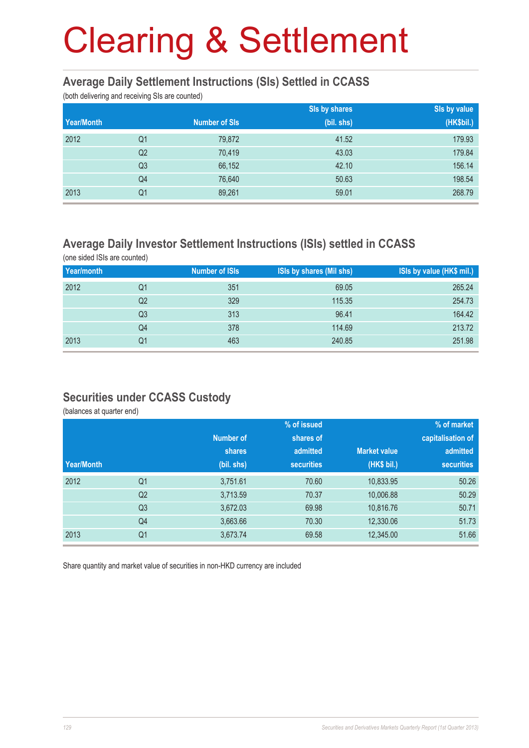# Clearing & Settlement

## Average Daily Settlement Instructions (SIs) Settled in CCASS

(both delivering and receiving SIs are counted)

| Year/Month | | Number of SIs | SIs by shares (bil. shs) | SIs by value (HK$bil.) |
|---|---|---|---|---|
| 2012 | Q1 | 79,872 | 41.52 | 179.93 |
| | Q2 | 70,419 | 43.03 | 179.84 |
| | Q3 | 66,152 | 42.10 | 156.14 |
| | Q4 | 76,640 | 50.63 | 198.54 |
| 2013 | Q1 | 89,261 | 59.01 | 268.79 |

## Average Daily Investor Settlement Instructions (ISIs) settled in CCASS

(one sided ISIs are counted)

| Year/month | | Number of ISIs | ISIs by shares (Mil shs) | ISIs by value (HK$ mil.) |
|---|---|---|---|---|
| 2012 | Q1 | 351 | 69.05 | 265.24 |
| | Q2 | 329 | 115.35 | 254.73 |
| | Q3 | 313 | 96.41 | 164.42 |
| | Q4 | 378 | 114.69 | 213.72 |
| 2013 | Q1 | 463 | 240.85 | 251.98 |

## Securities under CCASS Custody

(balances at quarter end)

| Year/Month | | Number of shares (bil. shs) | % of issued shares of admitted securities | Market value (HK$ bil.) | % of market capitalisation of admitted securities |
|---|---|---|---|---|---|
| 2012 | Q1 | 3,751.61 | 70.60 | 10,833.95 | 50.26 |
| | Q2 | 3,713.59 | 70.37 | 10,006.88 | 50.29 |
| | Q3 | 3,672.03 | 69.98 | 10,816.76 | 50.71 |
| | Q4 | 3,663.66 | 70.30 | 12,330.06 | 51.73 |
| 2013 | Q1 | 3,673.74 | 69.58 | 12,345.00 | 51.66 |

Share quantity and market value of securities in non-HKD currency are included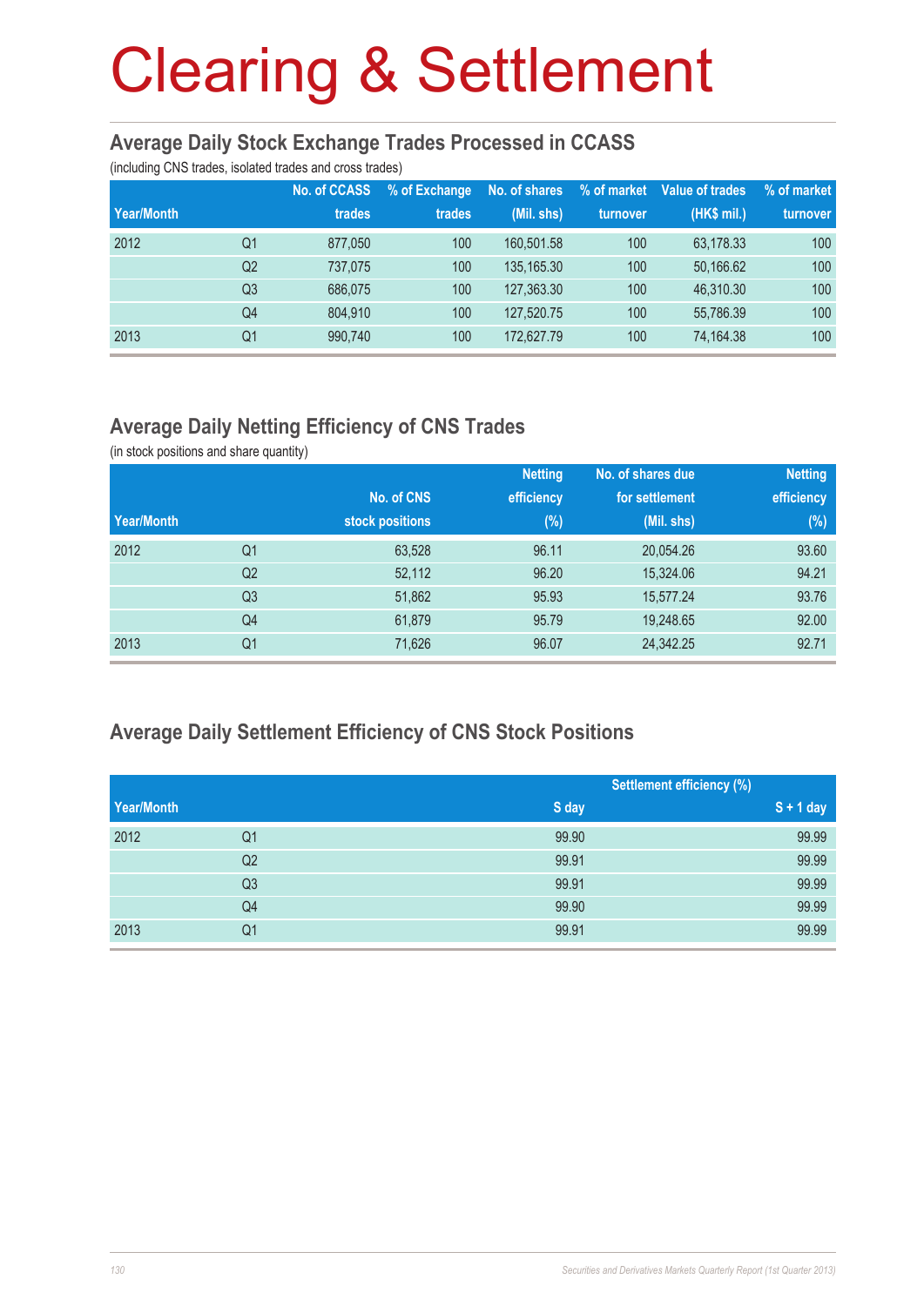# Clearing & Settlement

## Average Daily Stock Exchange Trades Processed in CCASS

(including CNS trades, isolated trades and cross trades)

| Year/Month | | No. of CCASS trades | % of Exchange trades | No. of shares (Mil. shs) | % of market turnover | Value of trades (HK$ mil.) | % of market turnover |
|---|---|---|---|---|---|---|---|
| 2012 | Q1 | 877,050 | 100 | 160,501.58 | 100 | 63,178.33 | 100 |
| | Q2 | 737,075 | 100 | 135,165.30 | 100 | 50,166.62 | 100 |
| | Q3 | 686,075 | 100 | 127,363.30 | 100 | 46,310.30 | 100 |
| | Q4 | 804,910 | 100 | 127,520.75 | 100 | 55,786.39 | 100 |
| 2013 | Q1 | 990,740 | 100 | 172,627.79 | 100 | 74,164.38 | 100 |

## Average Daily Netting Efficiency of CNS Trades

(in stock positions and share quantity)

| Year/Month | | No. of CNS stock positions | Netting efficiency (%) | No. of shares due for settlement (Mil. shs) | Netting efficiency (%) |
|---|---|---|---|---|---|
| 2012 | Q1 | 63,528 | 96.11 | 20,054.26 | 93.60 |
| | Q2 | 52,112 | 96.20 | 15,324.06 | 94.21 |
| | Q3 | 51,862 | 95.93 | 15,577.24 | 93.76 |
| | Q4 | 61,879 | 95.79 | 19,248.65 | 92.00 |
| 2013 | Q1 | 71,626 | 96.07 | 24,342.25 | 92.71 |

## Average Daily Settlement Efficiency of CNS Stock Positions

| | | Settlement efficiency (%) | |
|---|---|---|---|
| Year/Month | | S day | S + 1 day |
| 2012 | Q1 | 99.90 | 99.99 |
| | Q2 | 99.91 | 99.99 |
| | Q3 | 99.91 | 99.99 |
| | Q4 | 99.90 | 99.99 |
| 2013 | Q1 | 99.91 | 99.99 |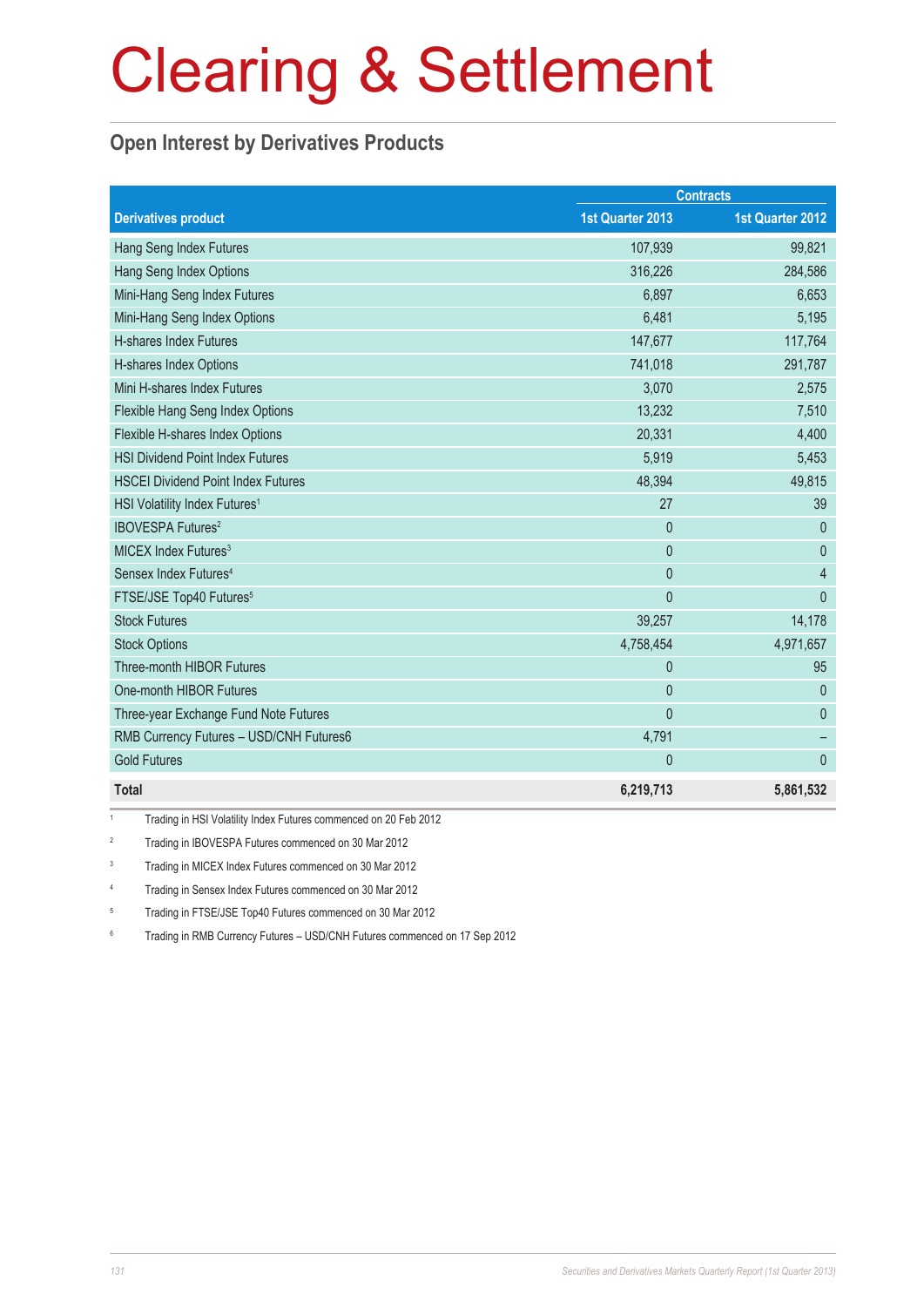# Clearing & Settlement

## Open Interest by Derivatives Products

| Derivatives product | Contracts | |
|---|---|---|
| | 1st Quarter 2013 | 1st Quarter 2012 |
| Hang Seng Index Futures | 107,939 | 99,821 |
| Hang Seng Index Options | 316,226 | 284,586 |
| Mini-Hang Seng Index Futures | 6,897 | 6,653 |
| Mini-Hang Seng Index Options | 6,481 | 5,195 |
| H-shares Index Futures | 147,677 | 117,764 |
| H-shares Index Options | 741,018 | 291,787 |
| Mini H-shares Index Futures | 3,070 | 2,575 |
| Flexible Hang Seng Index Options | 13,232 | 7,510 |
| Flexible H-shares Index Options | 20,331 | 4,400 |
| HSI Dividend Point Index Futures | 5,919 | 5,453 |
| HSCEI Dividend Point Index Futures | 48,394 | 49,815 |
| HSI Volatility Index Futures[1] | 27 | 39 |
| IBOVESPA Futures[2] | 0 | 0 |
| MICEX Index Futures[3] | 0 | 0 |
| Sensex Index Futures[4] | 0 | 4 |
| FTSE/JSE Top40 Futures[5] | 0 | 0 |
| Stock Futures | 39,257 | 14,178 |
| Stock Options | 4,758,454 | 4,971,657 |
| Three-month HIBOR Futures | 0 | 95 |
| One-month HIBOR Futures | 0 | 0 |
| Three-year Exchange Fund Note Futures | 0 | 0 |
| RMB Currency Futures – USD/CNH Futures6 | 4,791 | – |
| Gold Futures | 0 | 0 |
| **Total** | **6,219,713** | **5,861,532** |

1 Trading in HSI Volatility Index Futures commenced on 20 Feb 2012

2 Trading in IBOVESPA Futures commenced on 30 Mar 2012

3 Trading in MICEX Index Futures commenced on 30 Mar 2012

4 Trading in Sensex Index Futures commenced on 30 Mar 2012

5 Trading in FTSE/JSE Top40 Futures commenced on 30 Mar 2012

6 Trading in RMB Currency Futures – USD/CNH Futures commenced on 17 Sep 2012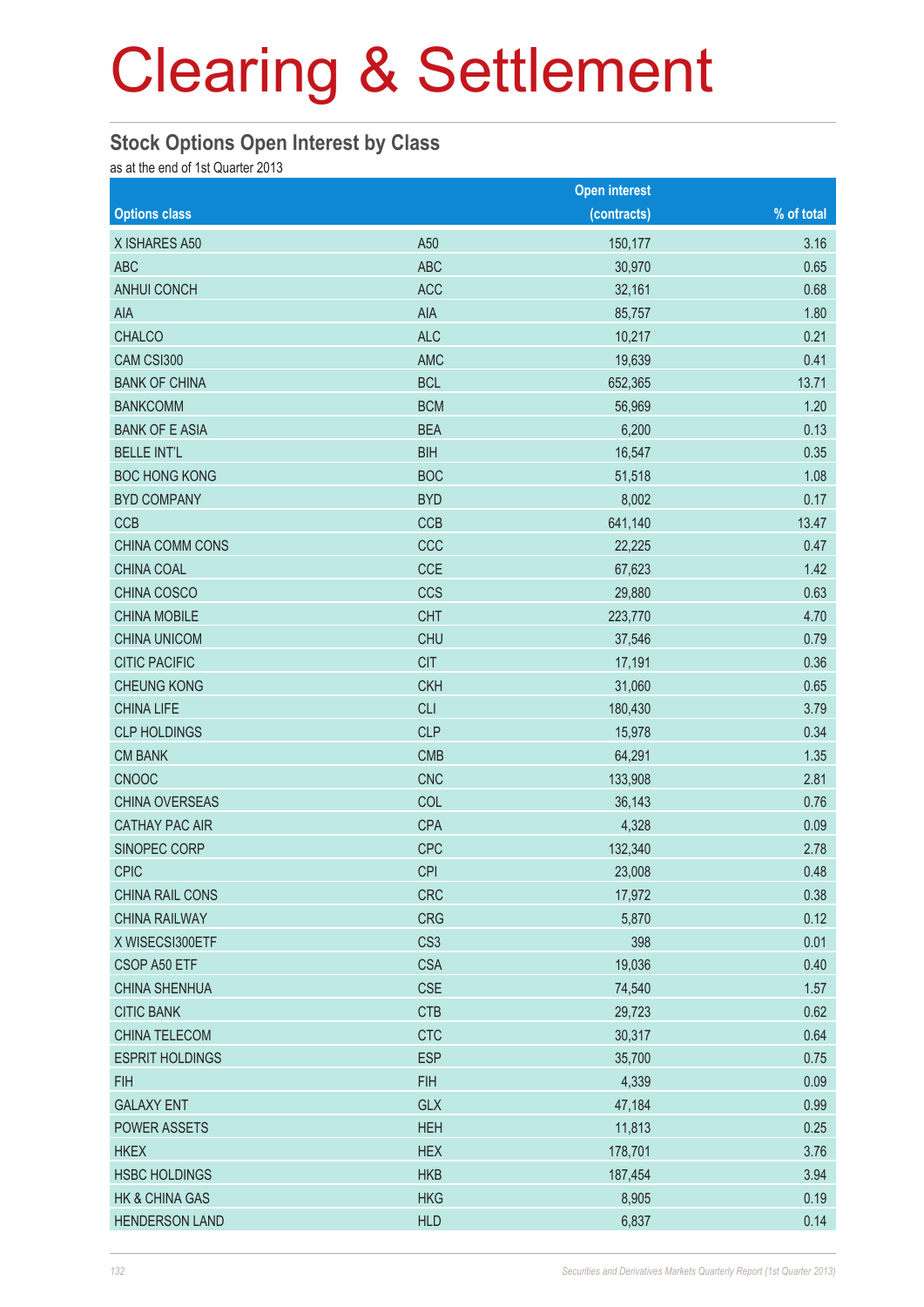# Clearing & Settlement

## Stock Options Open Interest by Class

as at the end of 1st Quarter 2013

| Options class | | Open interest (contracts) | % of total |
|---|---|---|---|
| X ISHARES A50 | A50 | 150,177 | 3.16 |
| ABC | ABC | 30,970 | 0.65 |
| ANHUI CONCH | ACC | 32,161 | 0.68 |
| AIA | AIA | 85,757 | 1.80 |
| CHALCO | ALC | 10,217 | 0.21 |
| CAM CSI300 | AMC | 19,639 | 0.41 |
| BANK OF CHINA | BCL | 652,365 | 13.71 |
| BANKCOMM | BCM | 56,969 | 1.20 |
| BANK OF E ASIA | BEA | 6,200 | 0.13 |
| BELLE INT'L | BIH | 16,547 | 0.35 |
| BOC HONG KONG | BOC | 51,518 | 1.08 |
| BYD COMPANY | BYD | 8,002 | 0.17 |
| CCB | CCB | 641,140 | 13.47 |
| CHINA COMM CONS | CCC | 22,225 | 0.47 |
| CHINA COAL | CCE | 67,623 | 1.42 |
| CHINA COSCO | CCS | 29,880 | 0.63 |
| CHINA MOBILE | CHT | 223,770 | 4.70 |
| CHINA UNICOM | CHU | 37,546 | 0.79 |
| CITIC PACIFIC | CIT | 17,191 | 0.36 |
| CHEUNG KONG | CKH | 31,060 | 0.65 |
| CHINA LIFE | CLI | 180,430 | 3.79 |
| CLP HOLDINGS | CLP | 15,978 | 0.34 |
| CM BANK | CMB | 64,291 | 1.35 |
| CNOOC | CNC | 133,908 | 2.81 |
| CHINA OVERSEAS | COL | 36,143 | 0.76 |
| CATHAY PAC AIR | CPA | 4,328 | 0.09 |
| SINOPEC CORP | CPC | 132,340 | 2.78 |
| CPIC | CPI | 23,008 | 0.48 |
| CHINA RAIL CONS | CRC | 17,972 | 0.38 |
| CHINA RAILWAY | CRG | 5,870 | 0.12 |
| X WISECSI300ETF | CS3 | 398 | 0.01 |
| CSOP A50 ETF | CSA | 19,036 | 0.40 |
| CHINA SHENHUA | CSE | 74,540 | 1.57 |
| CITIC BANK | CTB | 29,723 | 0.62 |
| CHINA TELECOM | CTC | 30,317 | 0.64 |
| ESPRIT HOLDINGS | ESP | 35,700 | 0.75 |
| FIH | FIH | 4,339 | 0.09 |
| GALAXY ENT | GLX | 47,184 | 0.99 |
| POWER ASSETS | HEH | 11,813 | 0.25 |
| HKEX | HEX | 178,701 | 3.76 |
| HSBC HOLDINGS | HKB | 187,454 | 3.94 |
| HK & CHINA GAS | HKG | 8,905 | 0.19 |
| HENDERSON LAND | HLD | 6,837 | 0.14 |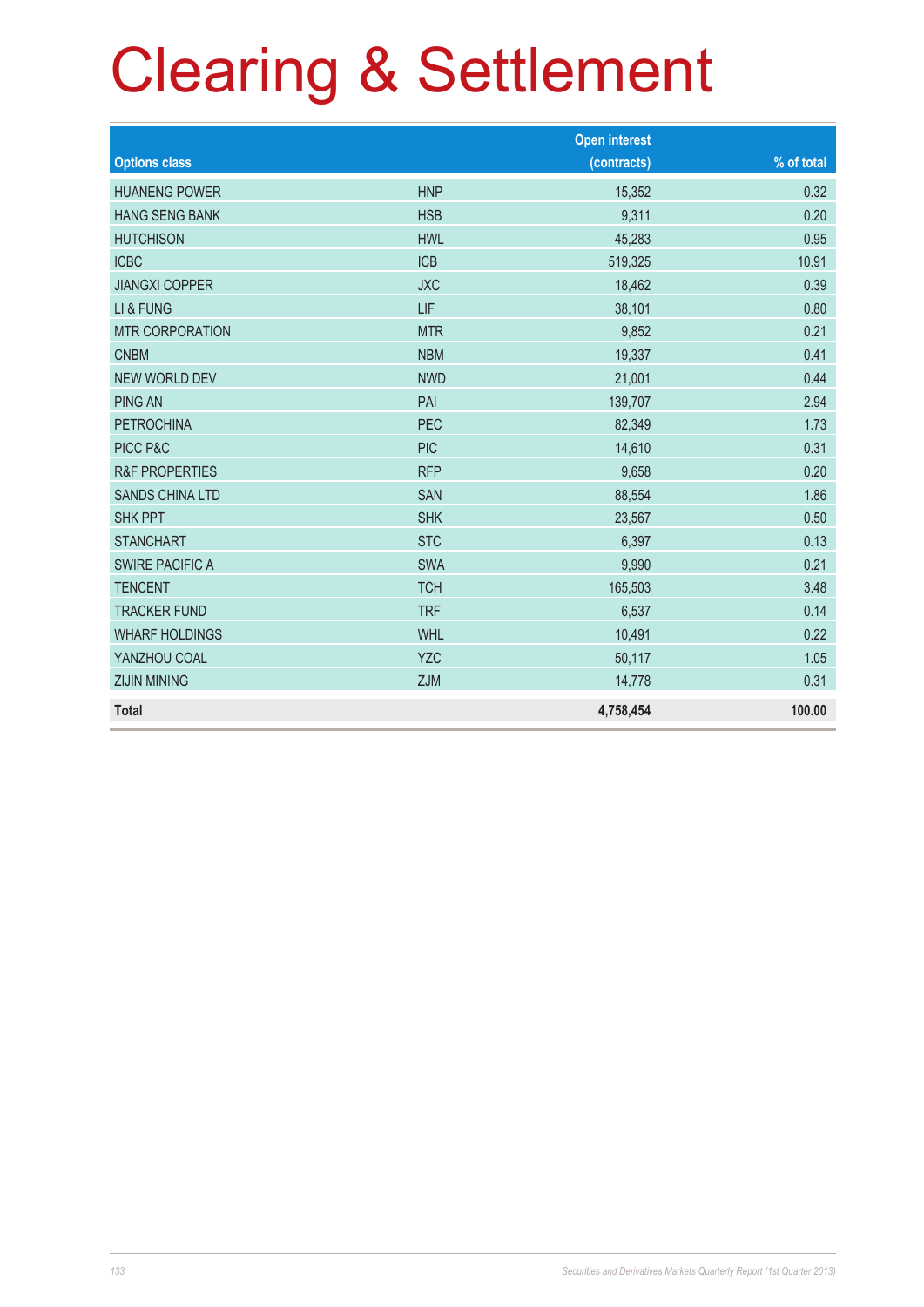# Clearing & Settlement

| Options class | | Open interest (contracts) | % of total |
|---|---|---|---|
| HUANENG POWER | HNP | 15,352 | 0.32 |
| HANG SENG BANK | HSB | 9,311 | 0.20 |
| HUTCHISON | HWL | 45,283 | 0.95 |
| ICBC | ICB | 519,325 | 10.91 |
| JIANGXI COPPER | JXC | 18,462 | 0.39 |
| LI & FUNG | LIF | 38,101 | 0.80 |
| MTR CORPORATION | MTR | 9,852 | 0.21 |
| CNBM | NBM | 19,337 | 0.41 |
| NEW WORLD DEV | NWD | 21,001 | 0.44 |
| PING AN | PAI | 139,707 | 2.94 |
| PETROCHINA | PEC | 82,349 | 1.73 |
| PICC P&C | PIC | 14,610 | 0.31 |
| R&F PROPERTIES | RFP | 9,658 | 0.20 |
| SANDS CHINA LTD | SAN | 88,554 | 1.86 |
| SHK PPT | SHK | 23,567 | 0.50 |
| STANCHART | STC | 6,397 | 0.13 |
| SWIRE PACIFIC A | SWA | 9,990 | 0.21 |
| TENCENT | TCH | 165,503 | 3.48 |
| TRACKER FUND | TRF | 6,537 | 0.14 |
| WHARF HOLDINGS | WHL | 10,491 | 0.22 |
| YANZHOU COAL | YZC | 50,117 | 1.05 |
| ZIJIN MINING | ZJM | 14,778 | 0.31 |
| **Total** | | **4,758,454** | **100.00** |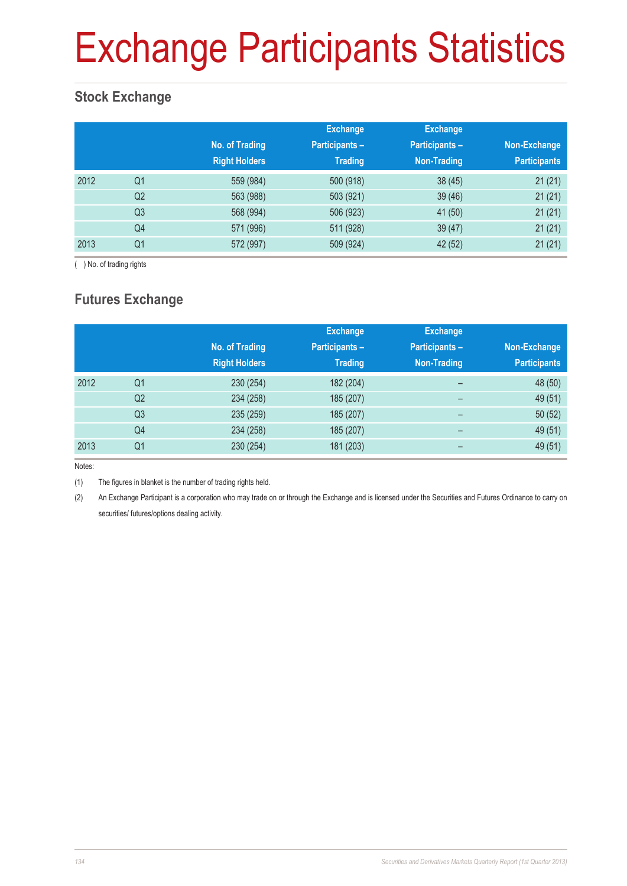# Exchange Participants Statistics

## Stock Exchange

| | | No. of Trading Right Holders | Exchange Participants – Trading | Exchange Participants – Non-Trading | Non-Exchange Participants |
|---|---|---|---|---|---|
| 2012 | Q1 | 559 (984) | 500 (918) | 38 (45) | 21 (21) |
| | Q2 | 563 (988) | 503 (921) | 39 (46) | 21 (21) |
| | Q3 | 568 (994) | 506 (923) | 41 (50) | 21 (21) |
| | Q4 | 571 (996) | 511 (928) | 39 (47) | 21 (21) |
| 2013 | Q1 | 572 (997) | 509 (924) | 42 (52) | 21 (21) |

( ) No. of trading rights

## Futures Exchange

| | | No. of Trading Right Holders | Exchange Participants – Trading | Exchange Participants – Non-Trading | Non-Exchange Participants |
|---|---|---|---|---|---|
| 2012 | Q1 | 230 (254) | 182 (204) | – | 48 (50) |
| | Q2 | 234 (258) | 185 (207) | – | 49 (51) |
| | Q3 | 235 (259) | 185 (207) | – | 50 (52) |
| | Q4 | 234 (258) | 185 (207) | – | 49 (51) |
| 2013 | Q1 | 230 (254) | 181 (203) | – | 49 (51) |

Notes:

(1) The figures in blanket is the number of trading rights held.

(2) An Exchange Participant is a corporation who may trade on or through the Exchange and is licensed under the Securities and Futures Ordinance to carry on securities/ futures/options dealing activity.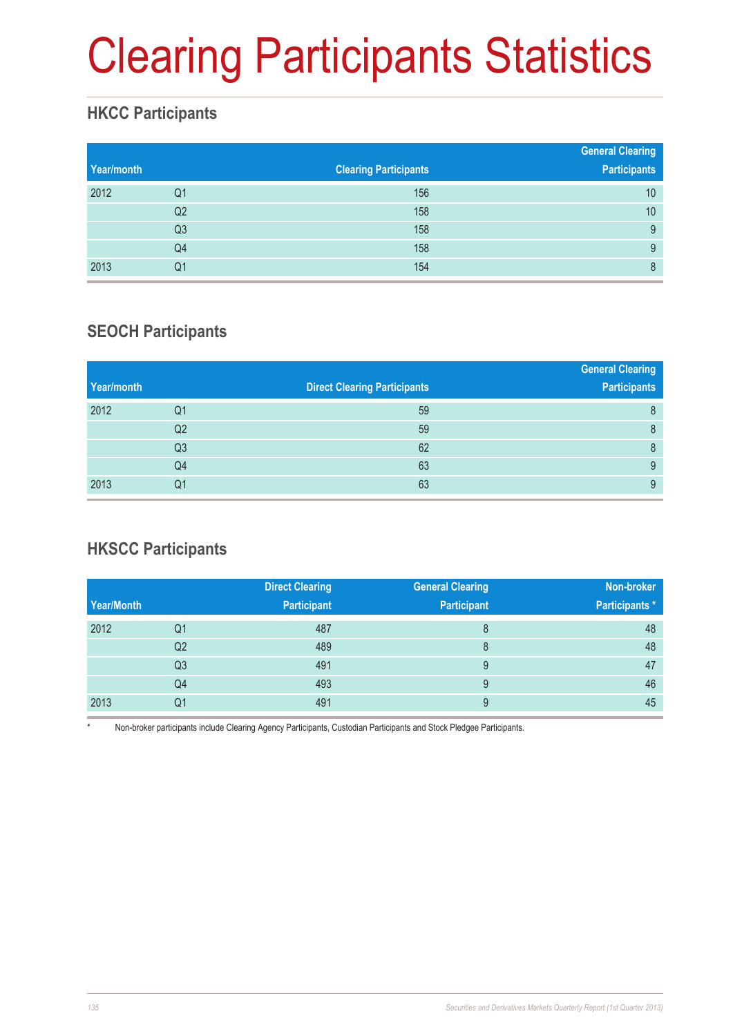# Clearing Participants Statistics

## HKCC Participants

| Year/month | | Clearing Participants | General Clearing Participants |
|---|---|---|---|
| 2012 | Q1 | 156 | 10 |
| | Q2 | 158 | 10 |
| | Q3 | 158 | 9 |
| | Q4 | 158 | 9 |
| 2013 | Q1 | 154 | 8 |

## SEOCH Participants

| Year/month | | Direct Clearing Participants | General Clearing Participants |
|---|---|---|---|
| 2012 | Q1 | 59 | 8 |
| | Q2 | 59 | 8 |
| | Q3 | 62 | 8 |
| | Q4 | 63 | 9 |
| 2013 | Q1 | 63 | 9 |

## HKSCC Participants

| Year/Month | | Direct Clearing Participant | General Clearing Participant | Non-broker Participants * |
|---|---|---|---|---|
| 2012 | Q1 | 487 | 8 | 48 |
| | Q2 | 489 | 8 | 48 |
| | Q3 | 491 | 9 | 47 |
| | Q4 | 493 | 9 | 46 |
| 2013 | Q1 | 491 | 9 | 45 |

* Non-broker participants include Clearing Agency Participants, Custodian Participants and Stock Pledgee Participants.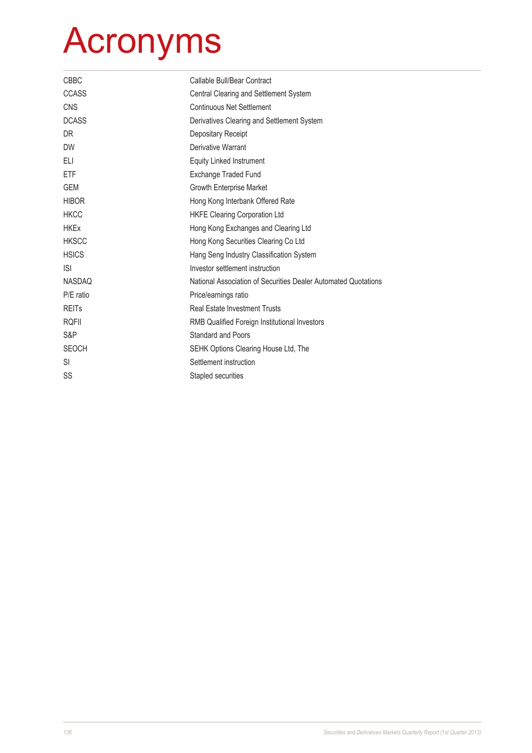# Acronyms

| | |
|---|---|
| CBBC | Callable Bull/Bear Contract |
| CCASS | Central Clearing and Settlement System |
| CNS | Continuous Net Settlement |
| DCASS | Derivatives Clearing and Settlement System |
| DR | Depositary Receipt |
| DW | Derivative Warrant |
| ELI | Equity Linked Instrument |
| ETF | Exchange Traded Fund |
| GEM | Growth Enterprise Market |
| HIBOR | Hong Kong Interbank Offered Rate |
| HKCC | HKFE Clearing Corporation Ltd |
| HKEx | Hong Kong Exchanges and Clearing Ltd |
| HKSCC | Hong Kong Securities Clearing Co Ltd |
| HSICS | Hang Seng Industry Classification System |
| ISI | Investor settlement instruction |
| NASDAQ | National Association of Securities Dealer Automated Quotations |
| P/E ratio | Price/earnings ratio |
| REITs | Real Estate Investment Trusts |
| RQFII | RMB Qualified Foreign Institutional Investors |
| S&P | Standard and Poors |
| SEOCH | SEHK Options Clearing House Ltd, The |
| SI | Settlement instruction |
| SS | Stapled securities |